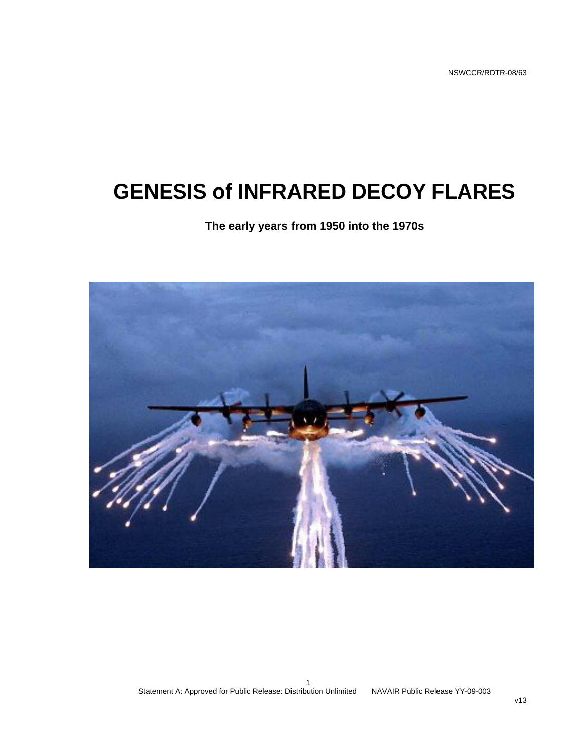NSWCCR/RDTR-08/63

# GENESIS of INFRARED DECOY FLARES

**The early years from 1950 into the 1970s**

Statement A: Approved for Public Release: Distribution Unlimited NAVAIR Public Release YY-09-003

v13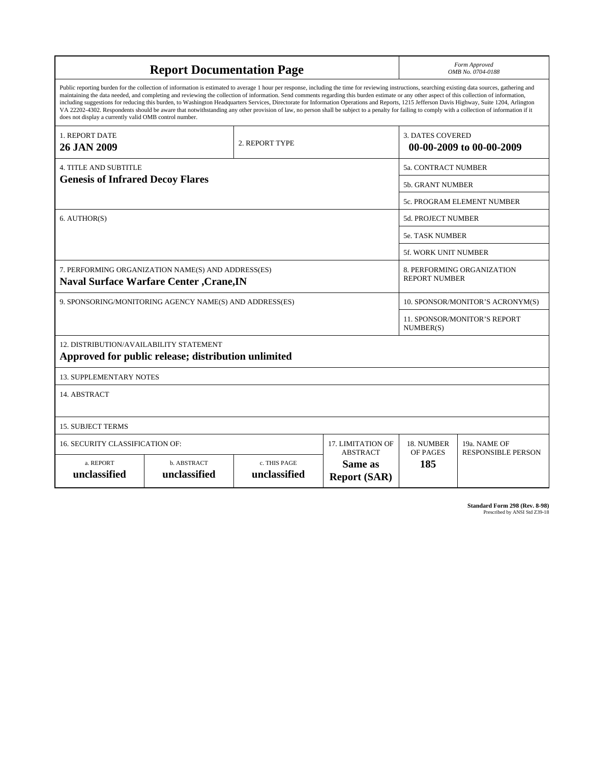# Report Documentation Page

*Form Approved*
*OMB No. 0704-0188*

Public reporting burden for the collection of information is estimated to average 1 hour per response, including the time for reviewing instructions, searching existing data sources, gathering and maintaining the data needed, and completing and reviewing the collection of information. Send comments regarding this burden estimate or any other aspect of this collection of information, including suggestions for reducing this burden, to Washington Headquarters Services, Directorate for Information Operations and Reports, 1215 Jefferson Davis Highway, Suite 1204, Arlington VA 22202-4302. Respondents should be aware that notwithstanding any other provision of law, no person shall be subject to a penalty for failing to comply with a collection of information if it does not display a currently valid OMB control number.

| 1. REPORT DATE | 2. REPORT TYPE | 3. DATES COVERED |
|---|---|---|
| **26 JAN 2009** | | **00-00-2009 to 00-00-2009** |

| 4. TITLE AND SUBTITLE | |
|---|---|
| **Genesis of Infrared Decoy Flares** | 5a. CONTRACT NUMBER |
| | 5b. GRANT NUMBER |
| | 5c. PROGRAM ELEMENT NUMBER |
| 6. AUTHOR(S) | 5d. PROJECT NUMBER |
| | 5e. TASK NUMBER |
| | 5f. WORK UNIT NUMBER |
| 7. PERFORMING ORGANIZATION NAME(S) AND ADDRESS(ES) **Naval Surface Warfare Center ,Crane,IN** | 8. PERFORMING ORGANIZATION REPORT NUMBER |
| 9. SPONSORING/MONITORING AGENCY NAME(S) AND ADDRESS(ES) | 10. SPONSOR/MONITOR'S ACRONYM(S) |
| | 11. SPONSOR/MONITOR'S REPORT NUMBER(S) |

12. DISTRIBUTION/AVAILABILITY STATEMENT
**Approved for public release; distribution unlimited**

13. SUPPLEMENTARY NOTES

14. ABSTRACT

15. SUBJECT TERMS

| 16. SECURITY CLASSIFICATION OF: | | | 17. LIMITATION OF ABSTRACT | 18. NUMBER OF PAGES | 19a. NAME OF RESPONSIBLE PERSON |
|---|---|---|---|---|---|
| a. REPORT | b. ABSTRACT | c. THIS PAGE | | | |
| **unclassified** | **unclassified** | **unclassified** | **Same as Report (SAR)** | **185** | |

**Standard Form 298 (Rev. 8-98)**
Prescribed by ANSI Std Z39-18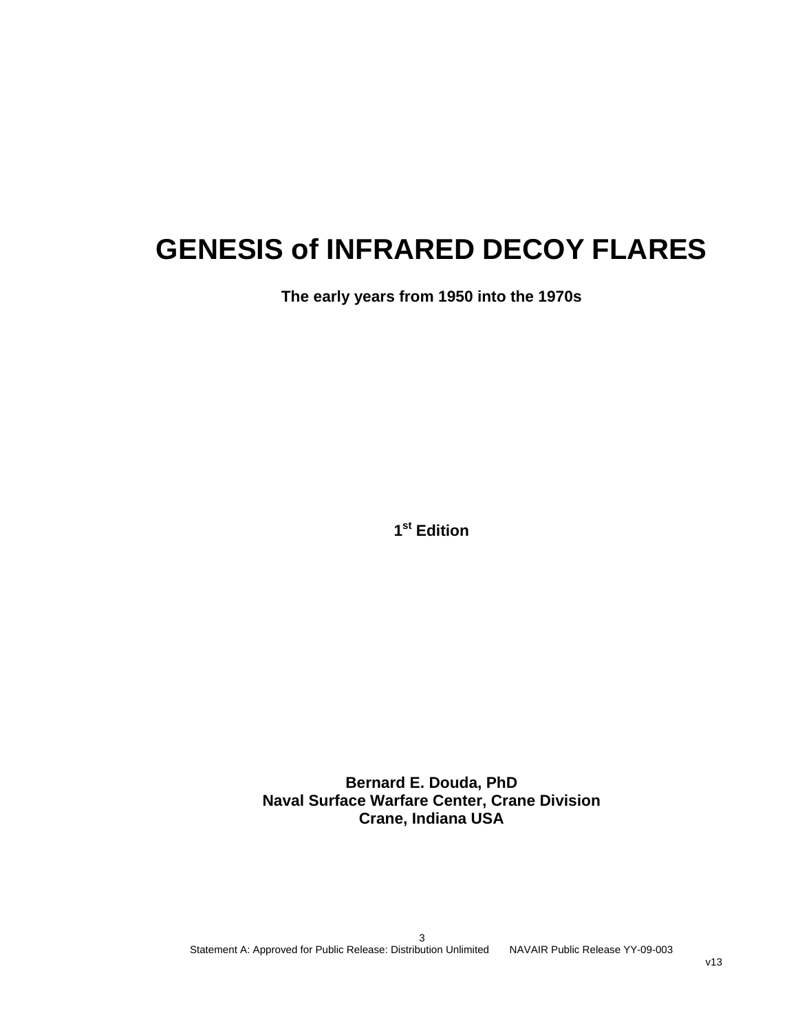# GENESIS of INFRARED DECOY FLARES

**The early years from 1950 into the 1970s**

**1st Edition**

**Bernard E. Douda, PhD**
**Naval Surface Warfare Center, Crane Division**
**Crane, Indiana USA**

Statement A: Approved for Public Release: Distribution Unlimited NAVAIR Public Release YY-09-003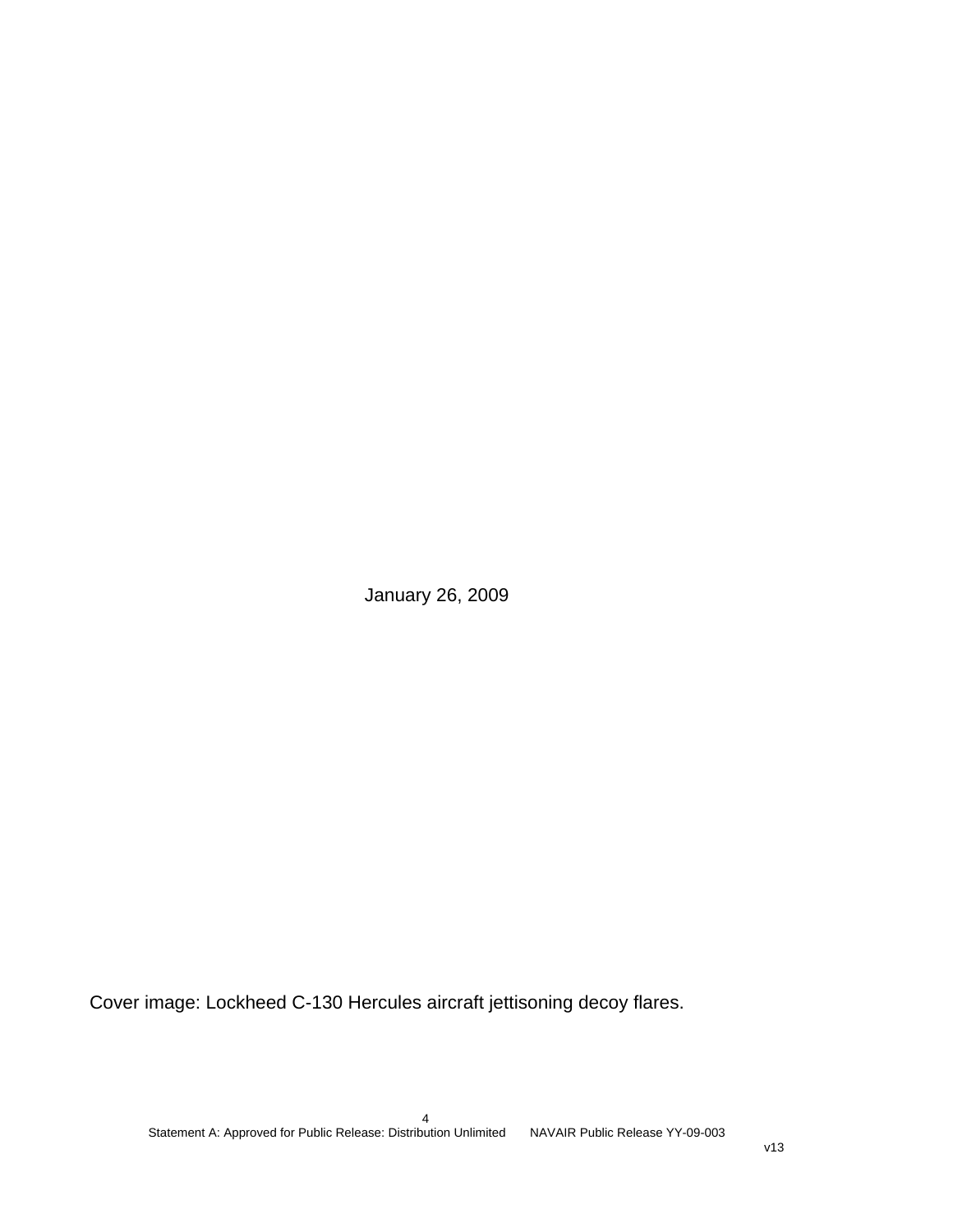January 26, 2009

Cover image: Lockheed C-130 Hercules aircraft jettisoning decoy flares.

Statement A: Approved for Public Release: Distribution Unlimited NAVAIR Public Release YY-09-003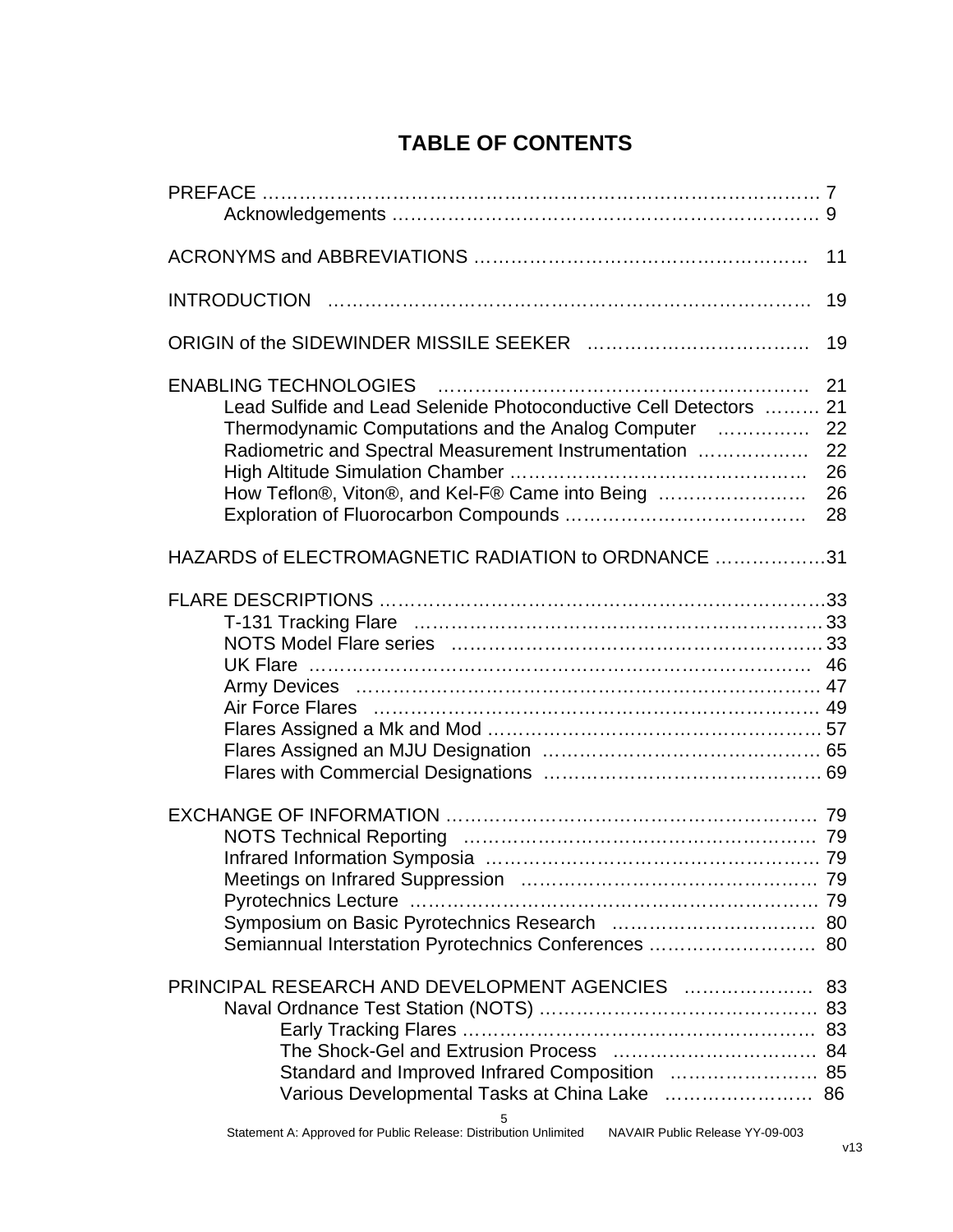# TABLE OF CONTENTS

PREFACE ………………………………………………………………………………… 7
- Acknowledgements ……………………………………………………………… 9

ACRONYMS and ABBREVIATIONS ……………………………………………… 11

INTRODUCTION ……………………………………………………………………… 19

ORIGIN of the SIDEWINDER MISSILE SEEKER ……………………………… 19

ENABLING TECHNOLOGIES …………………………………………………… 21
- Lead Sulfide and Lead Selenide Photoconductive Cell Detectors ……… 21
- Thermodynamic Computations and the Analog Computer …………… 22
- Radiometric and Spectral Measurement Instrumentation ……………… 22
- High Altitude Simulation Chamber ……………………………………… 26
- How Teflon®, Viton®, and Kel-F® Came into Being …………………… 26
- Exploration of Fluorocarbon Compounds ……………………………… 28

HAZARDS of ELECTROMAGNETIC RADIATION to ORDNANCE ……………… 31

FLARE DESCRIPTIONS ………………………………………………………… 33
- T-131 Tracking Flare …………………………………………………… 33
- NOTS Model Flare series ……………………………………………… 33
- UK Flare ………………………………………………………………… 46
- Army Devices …………………………………………………………… 47
- Air Force Flares ………………………………………………………… 49
- Flares Assigned a Mk and Mod ………………………………………… 57
- Flares Assigned an MJU Designation ………………………………… 65
- Flares with Commercial Designations ………………………………… 69

EXCHANGE OF INFORMATION ………………………………………………… 79
- NOTS Technical Reporting …………………………………………… 79
- Infrared Information Symposia ………………………………………… 79
- Meetings on Infrared Suppression …………………………………… 79
- Pyrotechnics Lecture …………………………………………………… 79
- Symposium on Basic Pyrotechnics Research ………………………… 80
- Semiannual Interstation Pyrotechnics Conferences ………………… 80

PRINCIPAL RESEARCH AND DEVELOPMENT AGENCIES ………………… 83
- Naval Ordnance Test Station (NOTS) ………………………………… 83
  - Early Tracking Flares ……………………………………………… 83
  - The Shock-Gel and Extrusion Process …………………………… 84
  - Standard and Improved Infrared Composition …………………… 85
  - Various Developmental Tasks at China Lake …………………… 86

Statement A: Approved for Public Release: Distribution Unlimited NAVAIR Public Release YY-09-003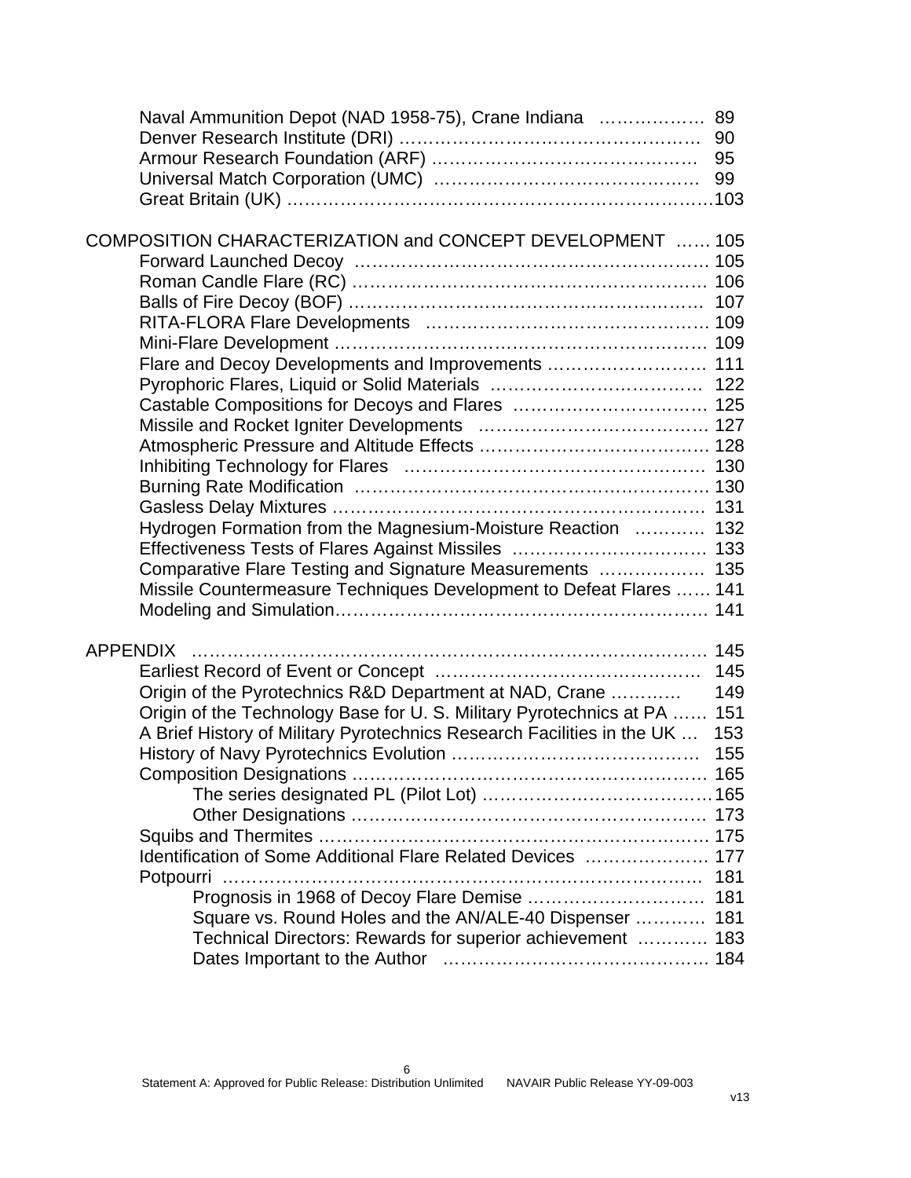Naval Ammunition Depot (NAD 1958-75), Crane Indiana ……………… 89
Denver Research Institute (DRI) …………………………………………… 90
Armour Research Foundation (ARF) ……………………………………… 95
Universal Match Corporation (UMC) ……………………………………… 99
Great Britain (UK) ……………………………………………………………103

COMPOSITION CHARACTERIZATION and CONCEPT DEVELOPMENT …… 105
- Forward Launched Decoy …………………………………………………… 105
- Roman Candle Flare (RC) …………………………………………………… 106
- Balls of Fire Decoy (BOF) …………………………………………………… 107
- RITA-FLORA Flare Developments ………………………………………… 109
- Mini-Flare Development ……………………………………………………… 109
- Flare and Decoy Developments and Improvements ……………………… 111
- Pyrophoric Flares, Liquid or Solid Materials …………………………… 122
- Castable Compositions for Decoys and Flares …………………………… 125
- Missile and Rocket Igniter Developments ………………………………… 127
- Atmospheric Pressure and Altitude Effects ……………………………… 128
- Inhibiting Technology for Flares ………………………………………… 130
- Burning Rate Modification ………………………………………………… 130
- Gasless Delay Mixtures ……………………………………………………… 131
- Hydrogen Formation from the Magnesium-Moisture Reaction ………… 132
- Effectiveness Tests of Flares Against Missiles ………………………… 133
- Comparative Flare Testing and Signature Measurements ……………… 135
- Missile Countermeasure Techniques Development to Defeat Flares …… 141
- Modeling and Simulation……………………………………………………… 141

APPENDIX ……………………………………………………………………… 145
- Earliest Record of Event or Concept ……………………………………… 145
- Origin of the Pyrotechnics R&D Department at NAD, Crane ………… 149
- Origin of the Technology Base for U. S. Military Pyrotechnics at PA …… 151
- A Brief History of Military Pyrotechnics Research Facilities in the UK … 153
- History of Navy Pyrotechnics Evolution …………………………………… 155
- Composition Designations …………………………………………………… 165
  - The series designated PL (Pilot Lot) ……………………………………165
  - Other Designations ……………………………………………………… 173
- Squibs and Thermites ………………………………………………………… 175
- Identification of Some Additional Flare Related Devices ……………… 177
- Potpourri ……………………………………………………………………… 181
  - Prognosis in 1968 of Decoy Flare Demise ……………………………… 181
  - Square vs. Round Holes and the AN/ALE-40 Dispenser ……………… 181
  - Technical Directors: Rewards for superior achievement ……………… 183
  - Dates Important to the Author …………………………………………… 184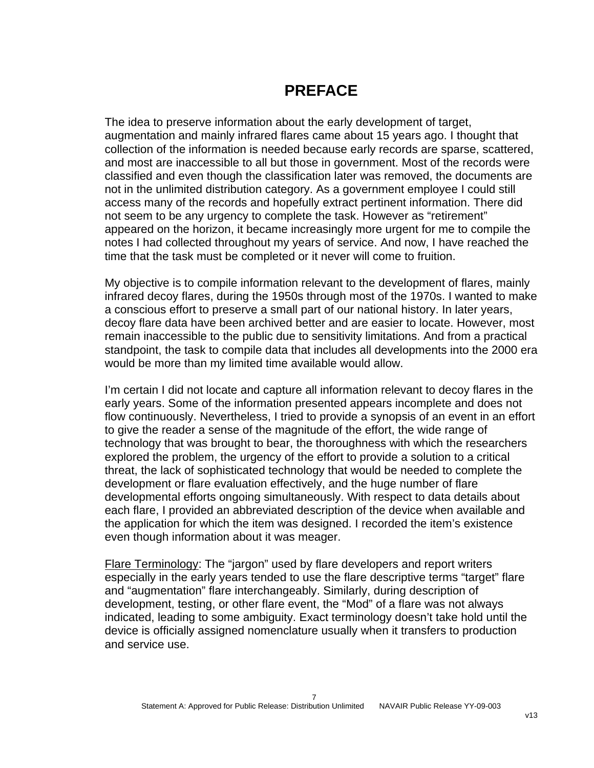# PREFACE

The idea to preserve information about the early development of target, augmentation and mainly infrared flares came about 15 years ago. I thought that collection of the information is needed because early records are sparse, scattered, and most are inaccessible to all but those in government. Most of the records were classified and even though the classification later was removed, the documents are not in the unlimited distribution category. As a government employee I could still access many of the records and hopefully extract pertinent information. There did not seem to be any urgency to complete the task. However as “retirement” appeared on the horizon, it became increasingly more urgent for me to compile the notes I had collected throughout my years of service. And now, I have reached the time that the task must be completed or it never will come to fruition.

My objective is to compile information relevant to the development of flares, mainly infrared decoy flares, during the 1950s through most of the 1970s. I wanted to make a conscious effort to preserve a small part of our national history. In later years, decoy flare data have been archived better and are easier to locate. However, most remain inaccessible to the public due to sensitivity limitations. And from a practical standpoint, the task to compile data that includes all developments into the 2000 era would be more than my limited time available would allow.

I’m certain I did not locate and capture all information relevant to decoy flares in the early years. Some of the information presented appears incomplete and does not flow continuously. Nevertheless, I tried to provide a synopsis of an event in an effort to give the reader a sense of the magnitude of the effort, the wide range of technology that was brought to bear, the thoroughness with which the researchers explored the problem, the urgency of the effort to provide a solution to a critical threat, the lack of sophisticated technology that would be needed to complete the development or flare evaluation effectively, and the huge number of flare developmental efforts ongoing simultaneously. With respect to data details about each flare, I provided an abbreviated description of the device when available and the application for which the item was designed. I recorded the item’s existence even though information about it was meager.

Flare Terminology: The “jargon” used by flare developers and report writers especially in the early years tended to use the flare descriptive terms “target” flare and “augmentation” flare interchangeably. Similarly, during description of development, testing, or other flare event, the “Mod” of a flare was not always indicated, leading to some ambiguity. Exact terminology doesn’t take hold until the device is officially assigned nomenclature usually when it transfers to production and service use.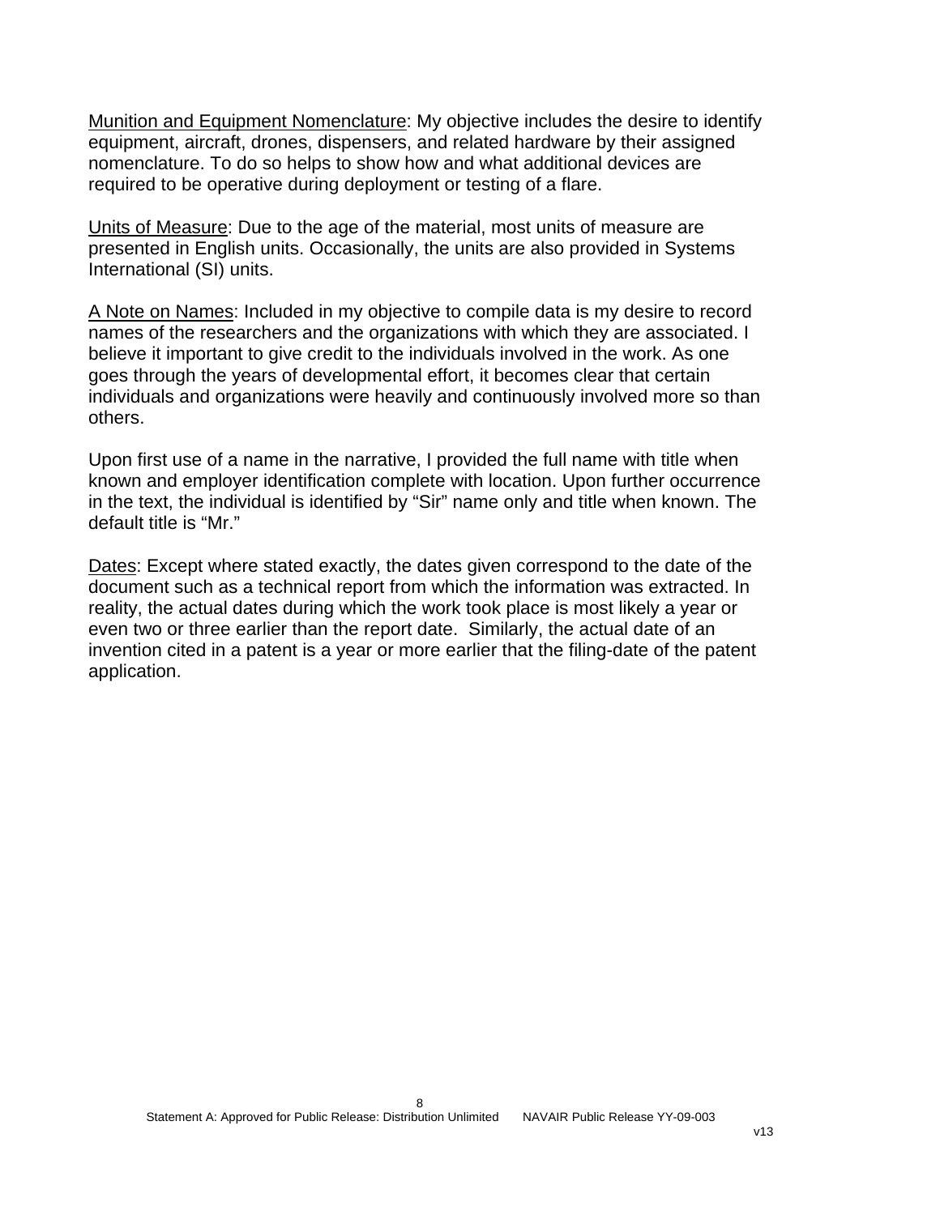<u>Munition and Equipment Nomenclature</u>: My objective includes the desire to identify equipment, aircraft, drones, dispensers, and related hardware by their assigned nomenclature. To do so helps to show how and what additional devices are required to be operative during deployment or testing of a flare.

<u>Units of Measure</u>: Due to the age of the material, most units of measure are presented in English units. Occasionally, the units are also provided in Systems International (SI) units.

<u>A Note on Names</u>: Included in my objective to compile data is my desire to record names of the researchers and the organizations with which they are associated. I believe it important to give credit to the individuals involved in the work. As one goes through the years of developmental effort, it becomes clear that certain individuals and organizations were heavily and continuously involved more so than others.

Upon first use of a name in the narrative, I provided the full name with title when known and employer identification complete with location. Upon further occurrence in the text, the individual is identified by "Sir" name only and title when known. The default title is "Mr."

<u>Dates</u>: Except where stated exactly, the dates given correspond to the date of the document such as a technical report from which the information was extracted. In reality, the actual dates during which the work took place is most likely a year or even two or three earlier than the report date. Similarly, the actual date of an invention cited in a patent is a year or more earlier that the filing-date of the patent application.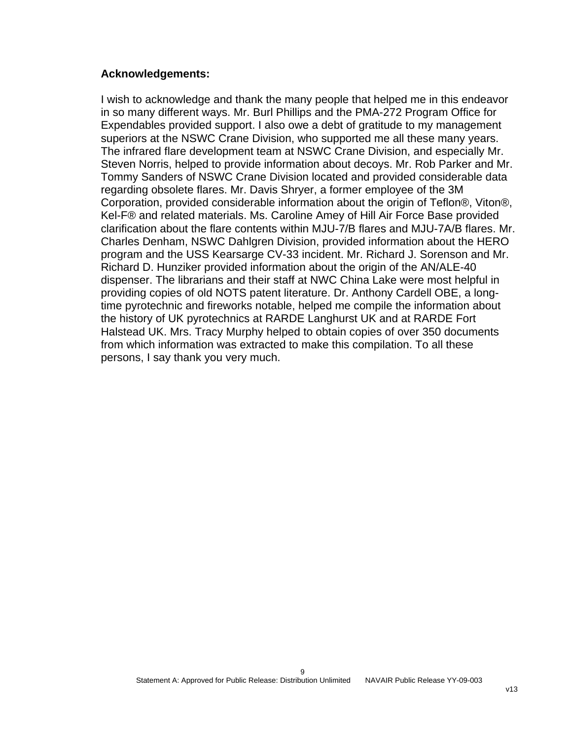**Acknowledgements:**

I wish to acknowledge and thank the many people that helped me in this endeavor in so many different ways. Mr. Burl Phillips and the PMA-272 Program Office for Expendables provided support. I also owe a debt of gratitude to my management superiors at the NSWC Crane Division, who supported me all these many years. The infrared flare development team at NSWC Crane Division, and especially Mr. Steven Norris, helped to provide information about decoys. Mr. Rob Parker and Mr. Tommy Sanders of NSWC Crane Division located and provided considerable data regarding obsolete flares. Mr. Davis Shryer, a former employee of the 3M Corporation, provided considerable information about the origin of Teflon®, Viton®, Kel-F® and related materials. Ms. Caroline Amey of Hill Air Force Base provided clarification about the flare contents within MJU-7/B flares and MJU-7A/B flares. Mr. Charles Denham, NSWC Dahlgren Division, provided information about the HERO program and the USS Kearsarge CV-33 incident. Mr. Richard J. Sorenson and Mr. Richard D. Hunziker provided information about the origin of the AN/ALE-40 dispenser. The librarians and their staff at NWC China Lake were most helpful in providing copies of old NOTS patent literature. Dr. Anthony Cardell OBE, a long-time pyrotechnic and fireworks notable, helped me compile the information about the history of UK pyrotechnics at RARDE Langhurst UK and at RARDE Fort Halstead UK. Mrs. Tracy Murphy helped to obtain copies of over 350 documents from which information was extracted to make this compilation. To all these persons, I say thank you very much.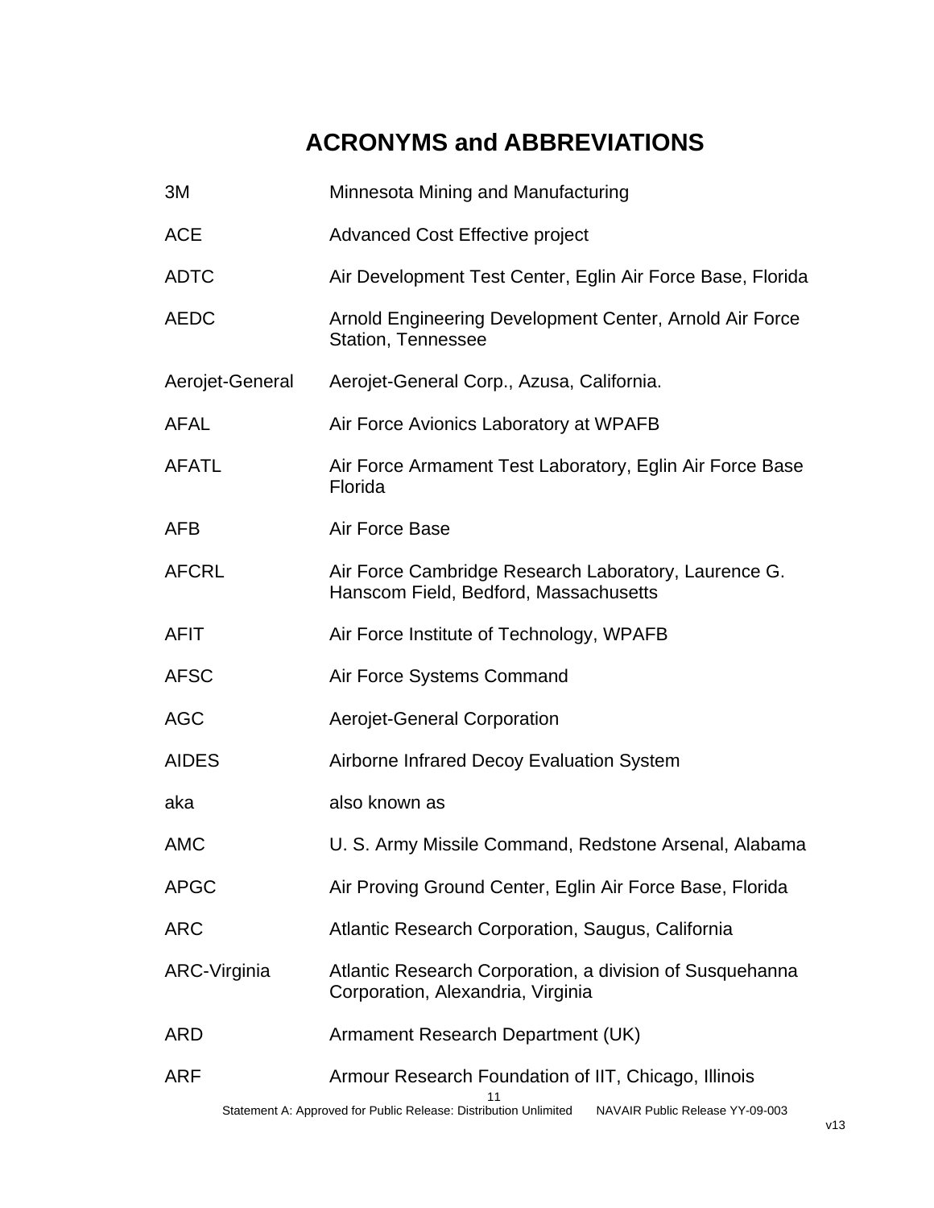# ACRONYMS and ABBREVIATIONS

| | |
|---|---|
| 3M | Minnesota Mining and Manufacturing |
| ACE | Advanced Cost Effective project |
| ADTC | Air Development Test Center, Eglin Air Force Base, Florida |
| AEDC | Arnold Engineering Development Center, Arnold Air Force Station, Tennessee |
| Aerojet-General | Aerojet-General Corp., Azusa, California. |
| AFAL | Air Force Avionics Laboratory at WPAFB |
| AFATL | Air Force Armament Test Laboratory, Eglin Air Force Base Florida |
| AFB | Air Force Base |
| AFCRL | Air Force Cambridge Research Laboratory, Laurence G. Hanscom Field, Bedford, Massachusetts |
| AFIT | Air Force Institute of Technology, WPAFB |
| AFSC | Air Force Systems Command |
| AGC | Aerojet-General Corporation |
| AIDES | Airborne Infrared Decoy Evaluation System |
| aka | also known as |
| AMC | U. S. Army Missile Command, Redstone Arsenal, Alabama |
| APGC | Air Proving Ground Center, Eglin Air Force Base, Florida |
| ARC | Atlantic Research Corporation, Saugus, California |
| ARC-Virginia | Atlantic Research Corporation, a division of Susquehanna Corporation, Alexandria, Virginia |
| ARD | Armament Research Department (UK) |
| ARF | Armour Research Foundation of IIT, Chicago, Illinois |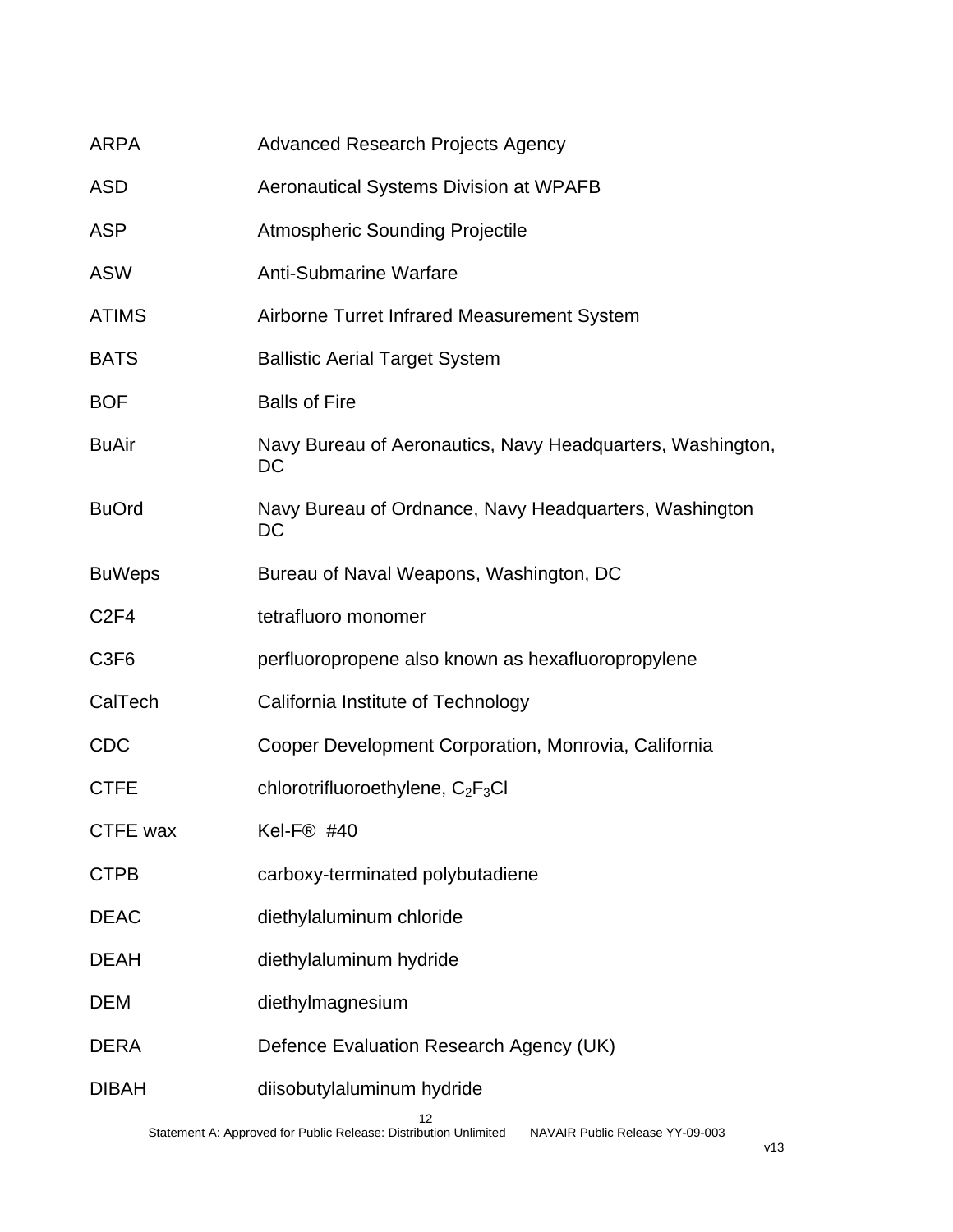| | |
|---|---|
| ARPA | Advanced Research Projects Agency |
| ASD | Aeronautical Systems Division at WPAFB |
| ASP | Atmospheric Sounding Projectile |
| ASW | Anti-Submarine Warfare |
| ATIMS | Airborne Turret Infrared Measurement System |
| BATS | Ballistic Aerial Target System |
| BOF | Balls of Fire |
| BuAir | Navy Bureau of Aeronautics, Navy Headquarters, Washington, DC |
| BuOrd | Navy Bureau of Ordnance, Navy Headquarters, Washington DC |
| BuWeps | Bureau of Naval Weapons, Washington, DC |
| C2F4 | tetrafluoro monomer |
| C3F6 | perfluoropropene also known as hexafluoropropylene |
| CalTech | California Institute of Technology |
| CDC | Cooper Development Corporation, Monrovia, California |
| CTFE | chlorotrifluoroethylene, $C_2F_3Cl$ |
| CTFE wax | Kel-F® #40 |
| CTPB | carboxy-terminated polybutadiene |
| DEAC | diethylaluminum chloride |
| DEAH | diethylaluminum hydride |
| DEM | diethylmagnesium |
| DERA | Defence Evaluation Research Agency (UK) |
| DIBAH | diisobutylaluminum hydride |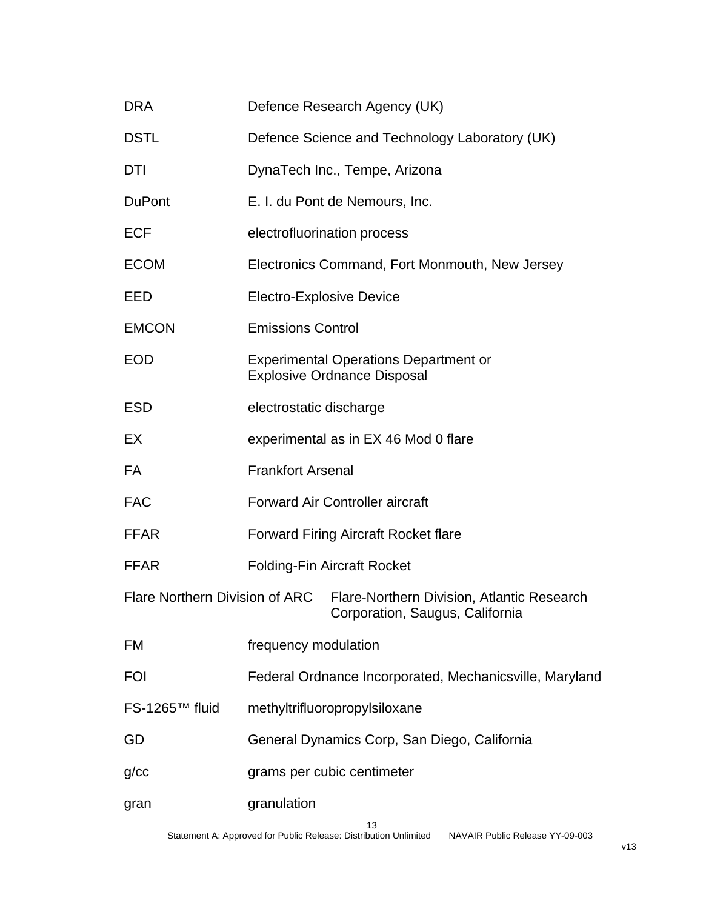| | |
|---|---|
| DRA | Defence Research Agency (UK) |
| DSTL | Defence Science and Technology Laboratory (UK) |
| DTI | DynaTech Inc., Tempe, Arizona |
| DuPont | E. I. du Pont de Nemours, Inc. |
| ECF | electrofluorination process |
| ECOM | Electronics Command, Fort Monmouth, New Jersey |
| EED | Electro-Explosive Device |
| EMCON | Emissions Control |
| EOD | Experimental Operations Department or Explosive Ordnance Disposal |
| ESD | electrostatic discharge |
| EX | experimental as in EX 46 Mod 0 flare |
| FA | Frankfort Arsenal |
| FAC | Forward Air Controller aircraft |
| FFAR | Forward Firing Aircraft Rocket flare |
| FFAR | Folding-Fin Aircraft Rocket |
| Flare Northern Division of ARC | Flare-Northern Division, Atlantic Research Corporation, Saugus, California |
| FM | frequency modulation |
| FOI | Federal Ordnance Incorporated, Mechanicsville, Maryland |
| FS-1265™ fluid | methyltrifluoropropylsiloxane |
| GD | General Dynamics Corp, San Diego, California |
| g/cc | grams per cubic centimeter |
| gran | granulation |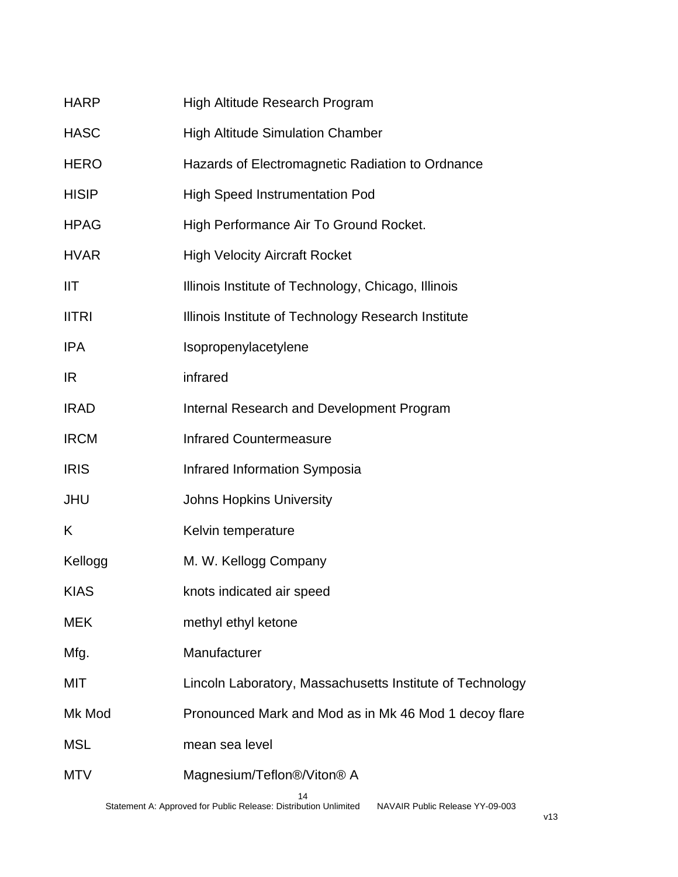| | |
|---|---|
| HARP | High Altitude Research Program |
| HASC | High Altitude Simulation Chamber |
| HERO | Hazards of Electromagnetic Radiation to Ordnance |
| HISIP | High Speed Instrumentation Pod |
| HPAG | High Performance Air To Ground Rocket. |
| HVAR | High Velocity Aircraft Rocket |
| IIT | Illinois Institute of Technology, Chicago, Illinois |
| IITRI | Illinois Institute of Technology Research Institute |
| IPA | Isopropenylacetylene |
| IR | infrared |
| IRAD | Internal Research and Development Program |
| IRCM | Infrared Countermeasure |
| IRIS | Infrared Information Symposia |
| JHU | Johns Hopkins University |
| K | Kelvin temperature |
| Kellogg | M. W. Kellogg Company |
| KIAS | knots indicated air speed |
| MEK | methyl ethyl ketone |
| Mfg. | Manufacturer |
| MIT | Lincoln Laboratory, Massachusetts Institute of Technology |
| Mk Mod | Pronounced Mark and Mod as in Mk 46 Mod 1 decoy flare |
| MSL | mean sea level |
| MTV | Magnesium/Teflon®/Viton® A |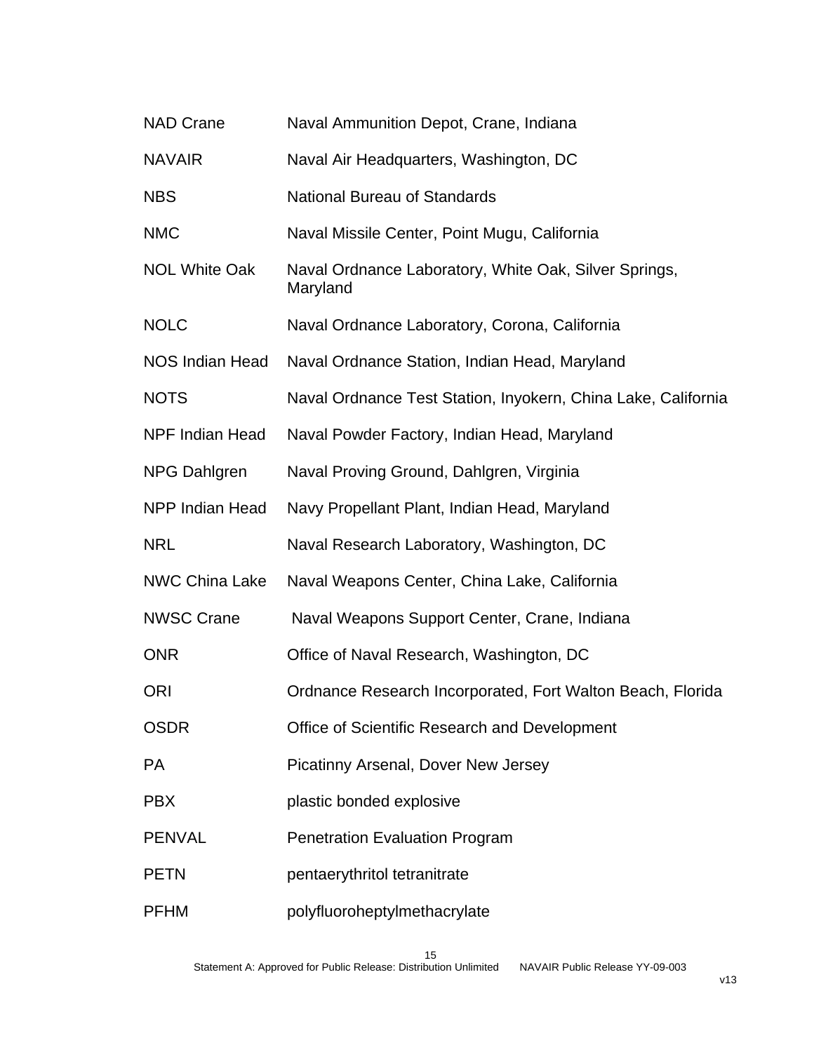| | |
|---|---|
| NAD Crane | Naval Ammunition Depot, Crane, Indiana |
| NAVAIR | Naval Air Headquarters, Washington, DC |
| NBS | National Bureau of Standards |
| NMC | Naval Missile Center, Point Mugu, California |
| NOL White Oak | Naval Ordnance Laboratory, White Oak, Silver Springs, Maryland |
| NOLC | Naval Ordnance Laboratory, Corona, California |
| NOS Indian Head | Naval Ordnance Station, Indian Head, Maryland |
| NOTS | Naval Ordnance Test Station, Inyokern, China Lake, California |
| NPF Indian Head | Naval Powder Factory, Indian Head, Maryland |
| NPG Dahlgren | Naval Proving Ground, Dahlgren, Virginia |
| NPP Indian Head | Navy Propellant Plant, Indian Head, Maryland |
| NRL | Naval Research Laboratory, Washington, DC |
| NWC China Lake | Naval Weapons Center, China Lake, California |
| NWSC Crane | Naval Weapons Support Center, Crane, Indiana |
| ONR | Office of Naval Research, Washington, DC |
| ORI | Ordnance Research Incorporated, Fort Walton Beach, Florida |
| OSDR | Office of Scientific Research and Development |
| PA | Picatinny Arsenal, Dover New Jersey |
| PBX | plastic bonded explosive |
| PENVAL | Penetration Evaluation Program |
| PETN | pentaerythritol tetranitrate |
| PFHM | polyfluoroheptylmethacrylate |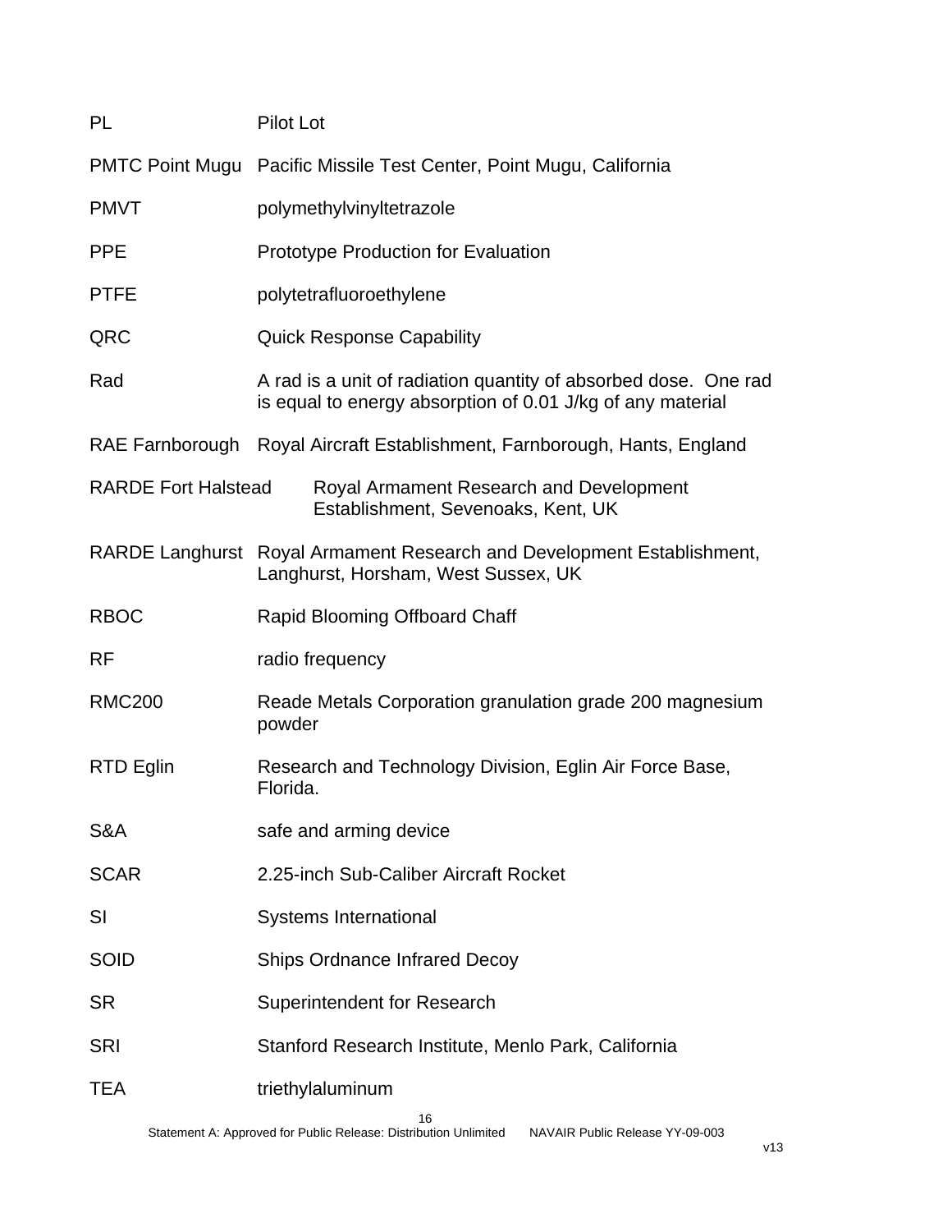| | |
|---|---|
| PL | Pilot Lot |
| PMTC Point Mugu | Pacific Missile Test Center, Point Mugu, California |
| PMVT | polymethylvinyltetrazole |
| PPE | Prototype Production for Evaluation |
| PTFE | polytetrafluoroethylene |
| QRC | Quick Response Capability |
| Rad | A rad is a unit of radiation quantity of absorbed dose. One rad is equal to energy absorption of 0.01 J/kg of any material |
| RAE Farnborough | Royal Aircraft Establishment, Farnborough, Hants, England |
| RARDE Fort Halstead | Royal Armament Research and Development Establishment, Sevenoaks, Kent, UK |
| RARDE Langhurst | Royal Armament Research and Development Establishment, Langhurst, Horsham, West Sussex, UK |
| RBOC | Rapid Blooming Offboard Chaff |
| RF | radio frequency |
| RMC200 | Reade Metals Corporation granulation grade 200 magnesium powder |
| RTD Eglin | Research and Technology Division, Eglin Air Force Base, Florida. |
| S&A | safe and arming device |
| SCAR | 2.25-inch Sub-Caliber Aircraft Rocket |
| SI | Systems International |
| SOID | Ships Ordnance Infrared Decoy |
| SR | Superintendent for Research |
| SRI | Stanford Research Institute, Menlo Park, California |
| TEA | triethylaluminum |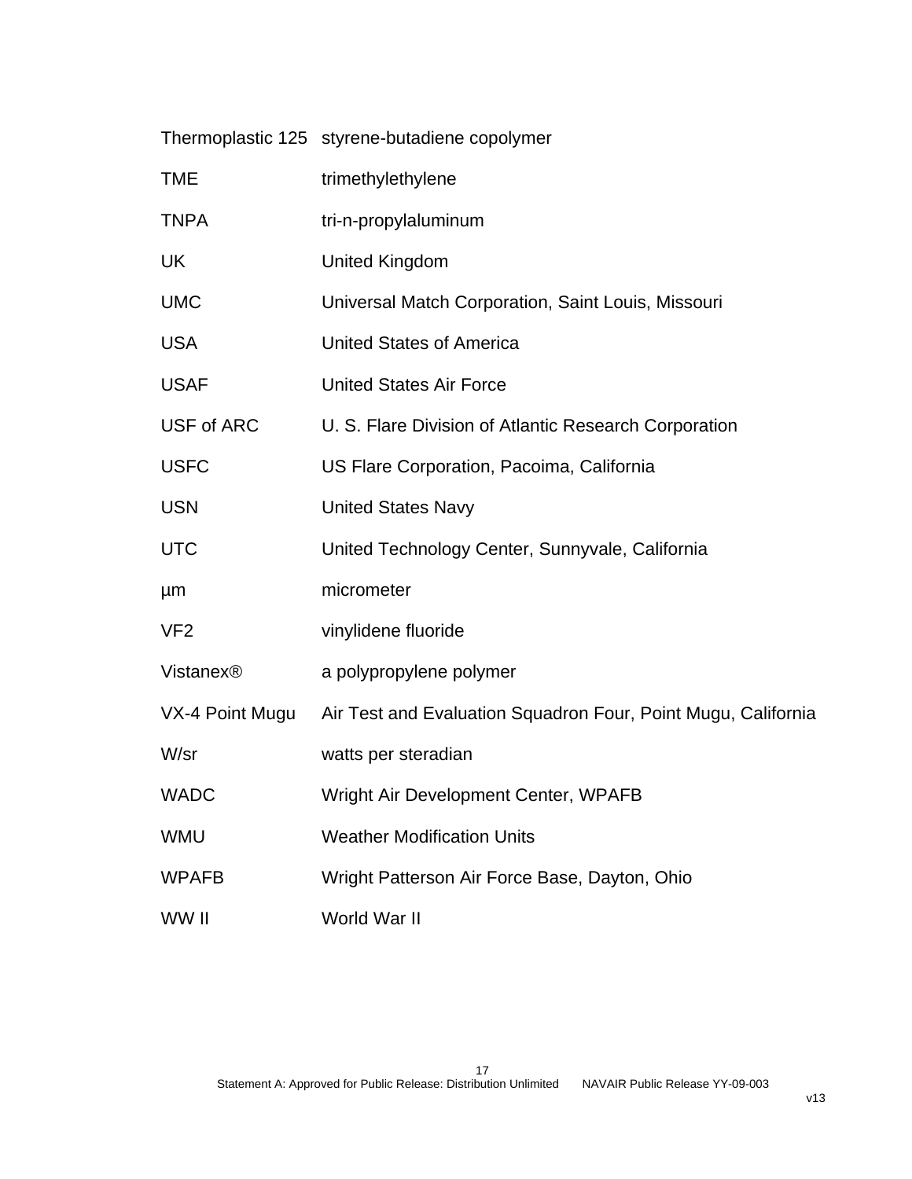| | |
|---|---|
| Thermoplastic 125 | styrene-butadiene copolymer |
| TME | trimethylethylene |
| TNPA | tri-n-propylaluminum |
| UK | United Kingdom |
| UMC | Universal Match Corporation, Saint Louis, Missouri |
| USA | United States of America |
| USAF | United States Air Force |
| USF of ARC | U. S. Flare Division of Atlantic Research Corporation |
| USFC | US Flare Corporation, Pacoima, California |
| USN | United States Navy |
| UTC | United Technology Center, Sunnyvale, California |
| µm | micrometer |
| VF2 | vinylidene fluoride |
| Vistanex® | a polypropylene polymer |
| VX-4 Point Mugu | Air Test and Evaluation Squadron Four, Point Mugu, California |
| W/sr | watts per steradian |
| WADC | Wright Air Development Center, WPAFB |
| WMU | Weather Modification Units |
| WPAFB | Wright Patterson Air Force Base, Dayton, Ohio |
| WW II | World War II |

Statement A: Approved for Public Release: Distribution Unlimited NAVAIR Public Release YY-09-003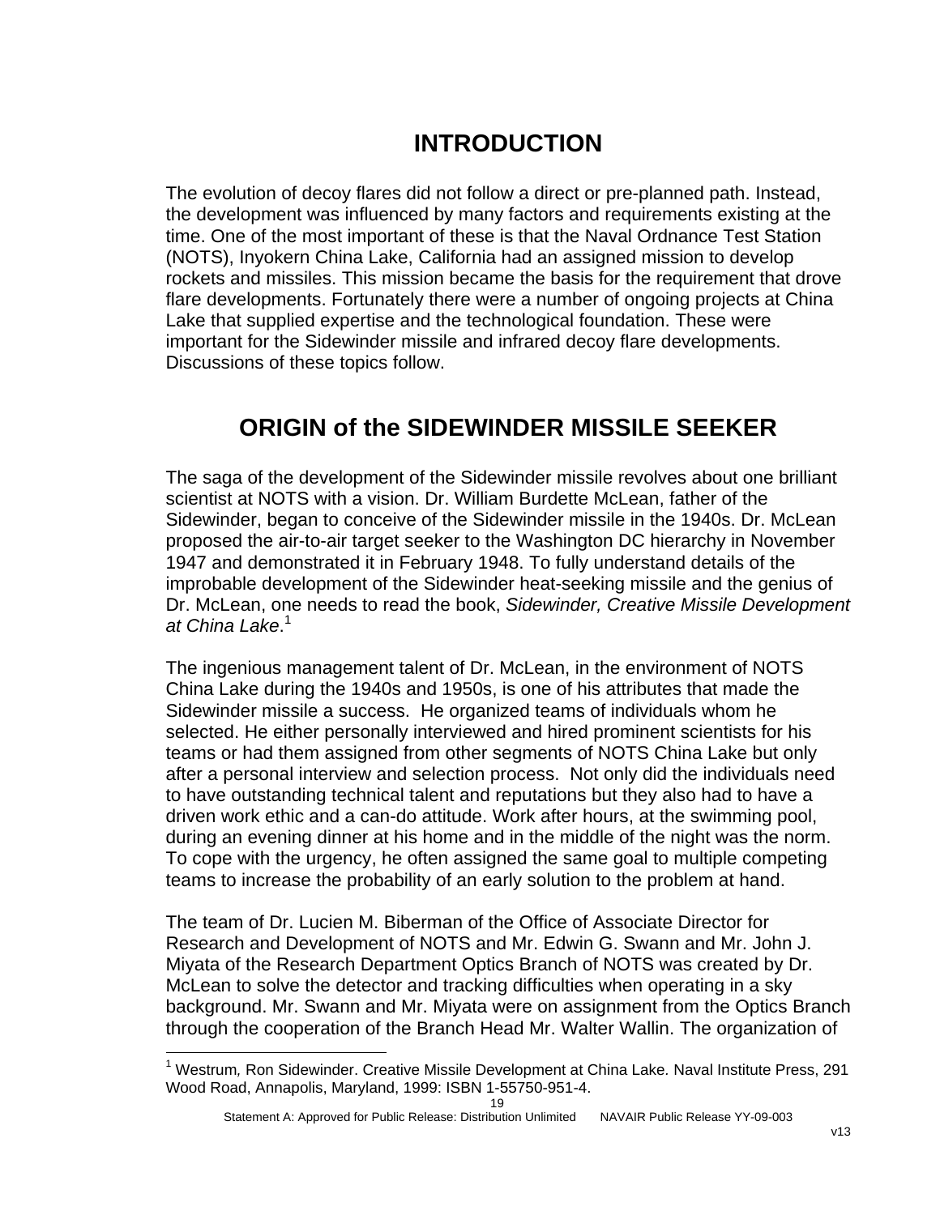# INTRODUCTION

The evolution of decoy flares did not follow a direct or pre-planned path. Instead, the development was influenced by many factors and requirements existing at the time. One of the most important of these is that the Naval Ordnance Test Station (NOTS), Inyokern China Lake, California had an assigned mission to develop rockets and missiles. This mission became the basis for the requirement that drove flare developments. Fortunately there were a number of ongoing projects at China Lake that supplied expertise and the technological foundation. These were important for the Sidewinder missile and infrared decoy flare developments. Discussions of these topics follow.

# ORIGIN of the SIDEWINDER MISSILE SEEKER

The saga of the development of the Sidewinder missile revolves about one brilliant scientist at NOTS with a vision. Dr. William Burdette McLean, father of the Sidewinder, began to conceive of the Sidewinder missile in the 1940s. Dr. McLean proposed the air-to-air target seeker to the Washington DC hierarchy in November 1947 and demonstrated it in February 1948. To fully understand details of the improbable development of the Sidewinder heat-seeking missile and the genius of Dr. McLean, one needs to read the book, *Sidewinder, Creative Missile Development at China Lake*.[1]

The ingenious management talent of Dr. McLean, in the environment of NOTS China Lake during the 1940s and 1950s, is one of his attributes that made the Sidewinder missile a success. He organized teams of individuals whom he selected. He either personally interviewed and hired prominent scientists for his teams or had them assigned from other segments of NOTS China Lake but only after a personal interview and selection process. Not only did the individuals need to have outstanding technical talent and reputations but they also had to have a driven work ethic and a can-do attitude. Work after hours, at the swimming pool, during an evening dinner at his home and in the middle of the night was the norm. To cope with the urgency, he often assigned the same goal to multiple competing teams to increase the probability of an early solution to the problem at hand.

The team of Dr. Lucien M. Biberman of the Office of Associate Director for Research and Development of NOTS and Mr. Edwin G. Swann and Mr. John J. Miyata of the Research Department Optics Branch of NOTS was created by Dr. McLean to solve the detector and tracking difficulties when operating in a sky background. Mr. Swann and Mr. Miyata were on assignment from the Optics Branch through the cooperation of the Branch Head Mr. Walter Wallin. The organization of

[1] Westrum, Ron Sidewinder. Creative Missile Development at China Lake. Naval Institute Press, 291 Wood Road, Annapolis, Maryland, 1999: ISBN 1-55750-951-4.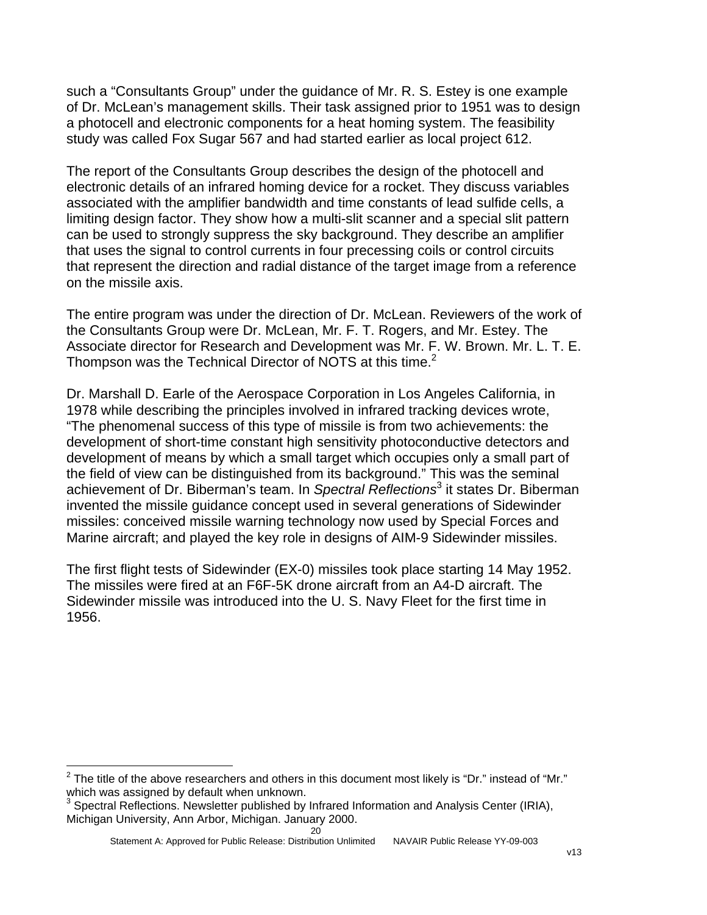such a “Consultants Group” under the guidance of Mr. R. S. Estey is one example of Dr. McLean’s management skills. Their task assigned prior to 1951 was to design a photocell and electronic components for a heat homing system. The feasibility study was called Fox Sugar 567 and had started earlier as local project 612.

The report of the Consultants Group describes the design of the photocell and electronic details of an infrared homing device for a rocket. They discuss variables associated with the amplifier bandwidth and time constants of lead sulfide cells, a limiting design factor. They show how a multi-slit scanner and a special slit pattern can be used to strongly suppress the sky background. They describe an amplifier that uses the signal to control currents in four precessing coils or control circuits that represent the direction and radial distance of the target image from a reference on the missile axis.

The entire program was under the direction of Dr. McLean. Reviewers of the work of the Consultants Group were Dr. McLean, Mr. F. T. Rogers, and Mr. Estey. The Associate director for Research and Development was Mr. F. W. Brown. Mr. L. T. E. Thompson was the Technical Director of NOTS at this time.[2]

Dr. Marshall D. Earle of the Aerospace Corporation in Los Angeles California, in 1978 while describing the principles involved in infrared tracking devices wrote, “The phenomenal success of this type of missile is from two achievements: the development of short-time constant high sensitivity photoconductive detectors and development of means by which a small target which occupies only a small part of the field of view can be distinguished from its background.” This was the seminal achievement of Dr. Biberman’s team. In *Spectral Reflections*[3] it states Dr. Biberman invented the missile guidance concept used in several generations of Sidewinder missiles: conceived missile warning technology now used by Special Forces and Marine aircraft; and played the key role in designs of AIM-9 Sidewinder missiles.

The first flight tests of Sidewinder (EX-0) missiles took place starting 14 May 1952. The missiles were fired at an F6F-5K drone aircraft from an A4-D aircraft. The Sidewinder missile was introduced into the U. S. Navy Fleet for the first time in 1956.

---

[2] The title of the above researchers and others in this document most likely is “Dr.” instead of “Mr.” which was assigned by default when unknown.

[3] Spectral Reflections. Newsletter published by Infrared Information and Analysis Center (IRIA), Michigan University, Ann Arbor, Michigan. January 2000.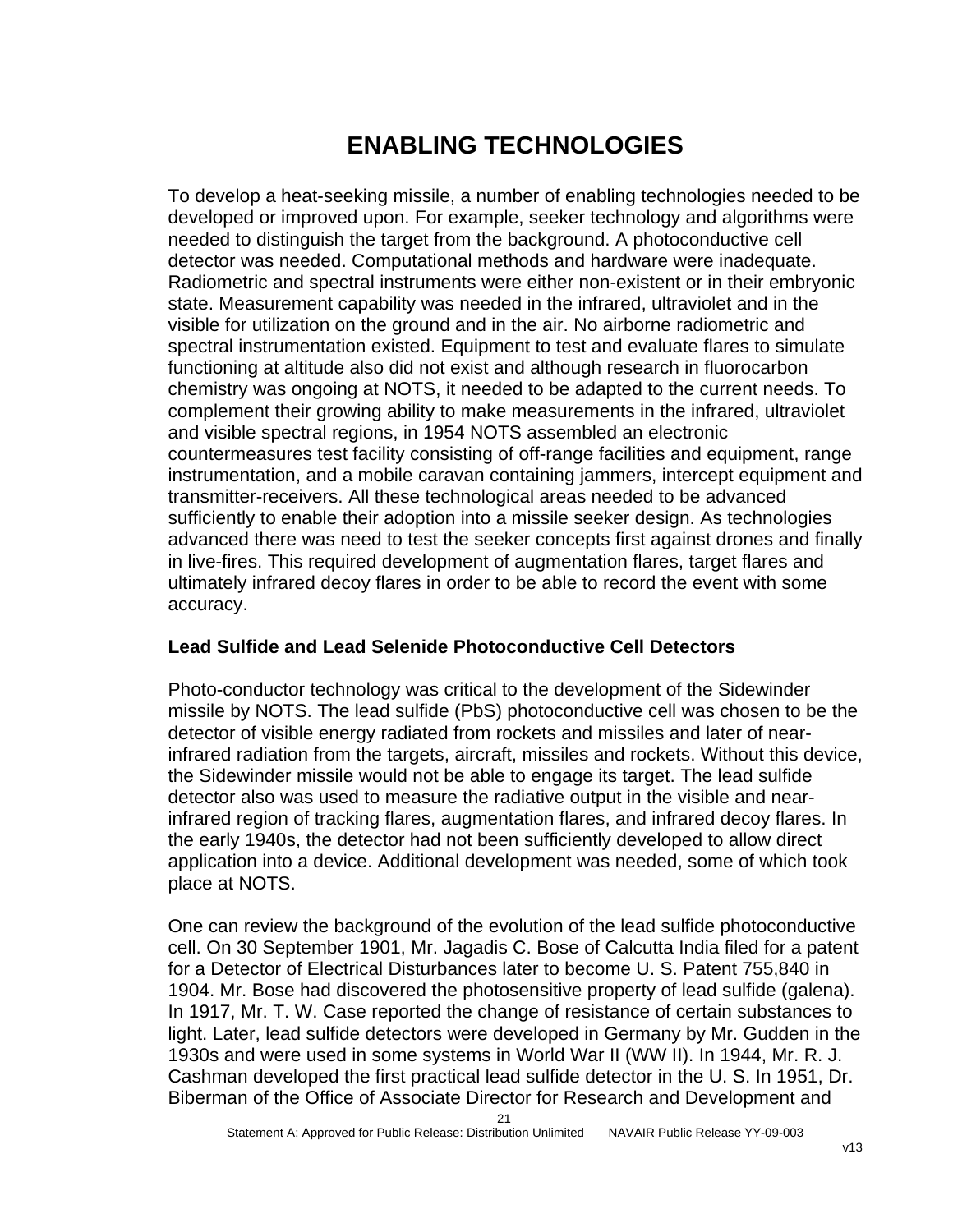# ENABLING TECHNOLOGIES

To develop a heat-seeking missile, a number of enabling technologies needed to be developed or improved upon. For example, seeker technology and algorithms were needed to distinguish the target from the background. A photoconductive cell detector was needed. Computational methods and hardware were inadequate. Radiometric and spectral instruments were either non-existent or in their embryonic state. Measurement capability was needed in the infrared, ultraviolet and in the visible for utilization on the ground and in the air. No airborne radiometric and spectral instrumentation existed. Equipment to test and evaluate flares to simulate functioning at altitude also did not exist and although research in fluorocarbon chemistry was ongoing at NOTS, it needed to be adapted to the current needs. To complement their growing ability to make measurements in the infrared, ultraviolet and visible spectral regions, in 1954 NOTS assembled an electronic countermeasures test facility consisting of off-range facilities and equipment, range instrumentation, and a mobile caravan containing jammers, intercept equipment and transmitter-receivers. All these technological areas needed to be advanced sufficiently to enable their adoption into a missile seeker design. As technologies advanced there was need to test the seeker concepts first against drones and finally in live-fires. This required development of augmentation flares, target flares and ultimately infrared decoy flares in order to be able to record the event with some accuracy.

### Lead Sulfide and Lead Selenide Photoconductive Cell Detectors

Photo-conductor technology was critical to the development of the Sidewinder missile by NOTS. The lead sulfide (PbS) photoconductive cell was chosen to be the detector of visible energy radiated from rockets and missiles and later of near-infrared radiation from the targets, aircraft, missiles and rockets. Without this device, the Sidewinder missile would not be able to engage its target. The lead sulfide detector also was used to measure the radiative output in the visible and near-infrared region of tracking flares, augmentation flares, and infrared decoy flares. In the early 1940s, the detector had not been sufficiently developed to allow direct application into a device. Additional development was needed, some of which took place at NOTS.

One can review the background of the evolution of the lead sulfide photoconductive cell. On 30 September 1901, Mr. Jagadis C. Bose of Calcutta India filed for a patent for a Detector of Electrical Disturbances later to become U. S. Patent 755,840 in 1904. Mr. Bose had discovered the photosensitive property of lead sulfide (galena). In 1917, Mr. T. W. Case reported the change of resistance of certain substances to light. Later, lead sulfide detectors were developed in Germany by Mr. Gudden in the 1930s and were used in some systems in World War II (WW II). In 1944, Mr. R. J. Cashman developed the first practical lead sulfide detector in the U. S. In 1951, Dr. Biberman of the Office of Associate Director for Research and Development and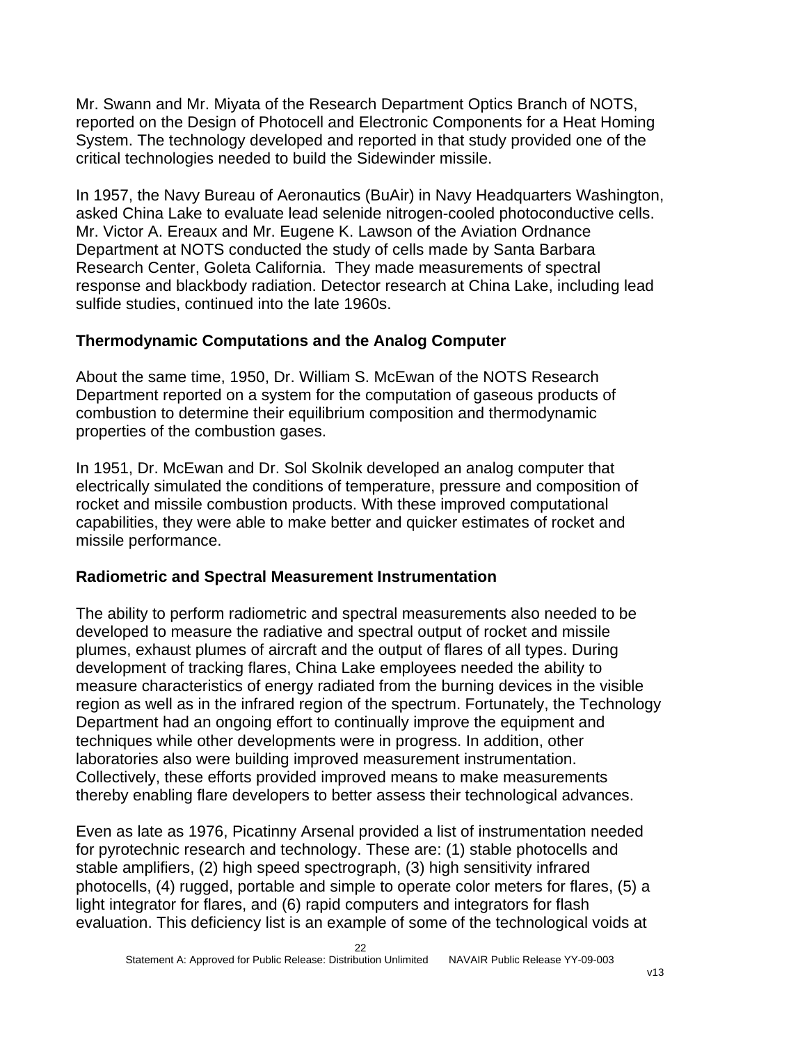Mr. Swann and Mr. Miyata of the Research Department Optics Branch of NOTS, reported on the Design of Photocell and Electronic Components for a Heat Homing System. The technology developed and reported in that study provided one of the critical technologies needed to build the Sidewinder missile.

In 1957, the Navy Bureau of Aeronautics (BuAir) in Navy Headquarters Washington, asked China Lake to evaluate lead selenide nitrogen-cooled photoconductive cells. Mr. Victor A. Ereaux and Mr. Eugene K. Lawson of the Aviation Ordnance Department at NOTS conducted the study of cells made by Santa Barbara Research Center, Goleta California. They made measurements of spectral response and blackbody radiation. Detector research at China Lake, including lead sulfide studies, continued into the late 1960s.

### Thermodynamic Computations and the Analog Computer

About the same time, 1950, Dr. William S. McEwan of the NOTS Research Department reported on a system for the computation of gaseous products of combustion to determine their equilibrium composition and thermodynamic properties of the combustion gases.

In 1951, Dr. McEwan and Dr. Sol Skolnik developed an analog computer that electrically simulated the conditions of temperature, pressure and composition of rocket and missile combustion products. With these improved computational capabilities, they were able to make better and quicker estimates of rocket and missile performance.

### Radiometric and Spectral Measurement Instrumentation

The ability to perform radiometric and spectral measurements also needed to be developed to measure the radiative and spectral output of rocket and missile plumes, exhaust plumes of aircraft and the output of flares of all types. During development of tracking flares, China Lake employees needed the ability to measure characteristics of energy radiated from the burning devices in the visible region as well as in the infrared region of the spectrum. Fortunately, the Technology Department had an ongoing effort to continually improve the equipment and techniques while other developments were in progress. In addition, other laboratories also were building improved measurement instrumentation. Collectively, these efforts provided improved means to make measurements thereby enabling flare developers to better assess their technological advances.

Even as late as 1976, Picatinny Arsenal provided a list of instrumentation needed for pyrotechnic research and technology. These are: (1) stable photocells and stable amplifiers, (2) high speed spectrograph, (3) high sensitivity infrared photocells, (4) rugged, portable and simple to operate color meters for flares, (5) a light integrator for flares, and (6) rapid computers and integrators for flash evaluation. This deficiency list is an example of some of the technological voids at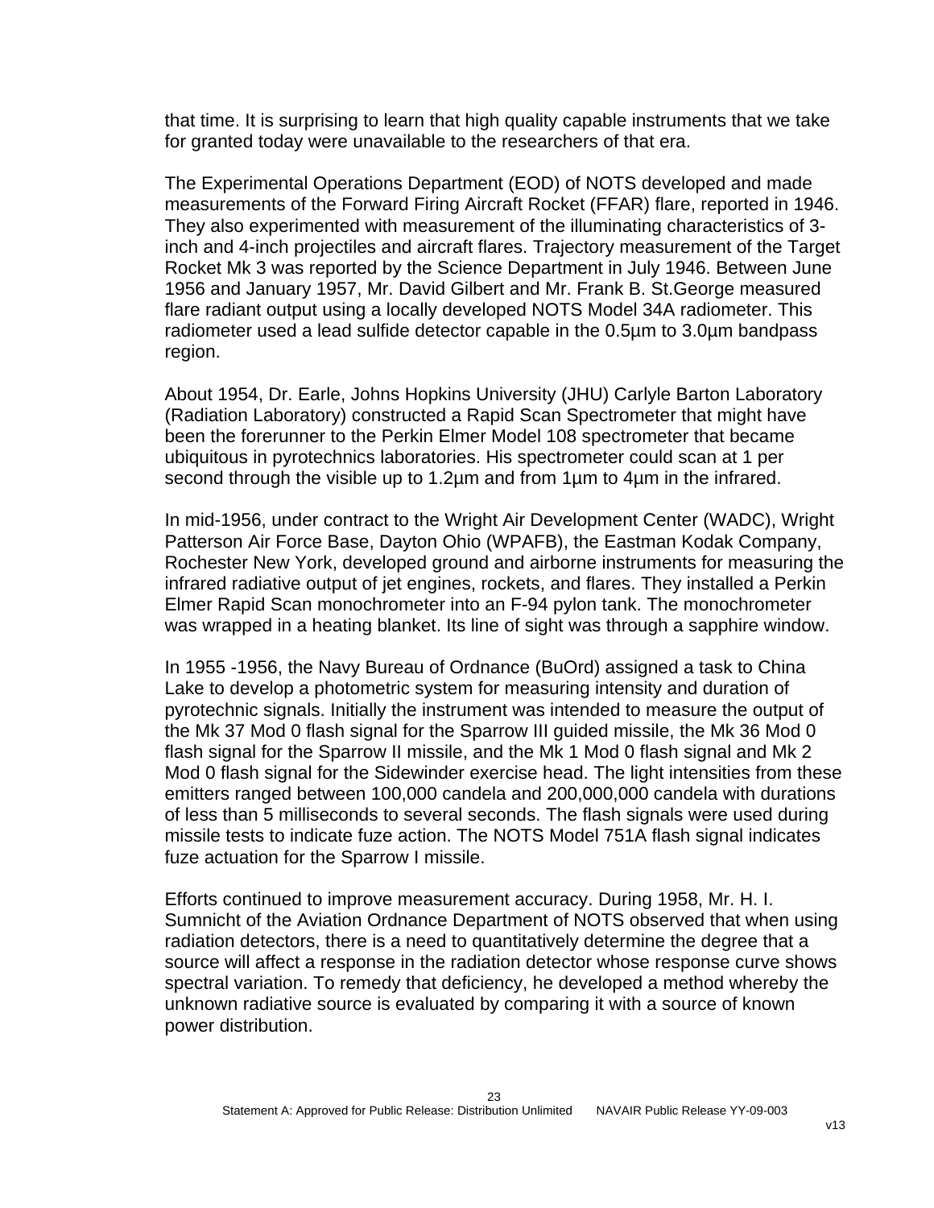that time. It is surprising to learn that high quality capable instruments that we take for granted today were unavailable to the researchers of that era.

The Experimental Operations Department (EOD) of NOTS developed and made measurements of the Forward Firing Aircraft Rocket (FFAR) flare, reported in 1946. They also experimented with measurement of the illuminating characteristics of 3-inch and 4-inch projectiles and aircraft flares. Trajectory measurement of the Target Rocket Mk 3 was reported by the Science Department in July 1946. Between June 1956 and January 1957, Mr. David Gilbert and Mr. Frank B. St.George measured flare radiant output using a locally developed NOTS Model 34A radiometer. This radiometer used a lead sulfide detector capable in the 0.5µm to 3.0µm bandpass region.

About 1954, Dr. Earle, Johns Hopkins University (JHU) Carlyle Barton Laboratory (Radiation Laboratory) constructed a Rapid Scan Spectrometer that might have been the forerunner to the Perkin Elmer Model 108 spectrometer that became ubiquitous in pyrotechnics laboratories. His spectrometer could scan at 1 per second through the visible up to 1.2µm and from 1µm to 4µm in the infrared.

In mid-1956, under contract to the Wright Air Development Center (WADC), Wright Patterson Air Force Base, Dayton Ohio (WPAFB), the Eastman Kodak Company, Rochester New York, developed ground and airborne instruments for measuring the infrared radiative output of jet engines, rockets, and flares. They installed a Perkin Elmer Rapid Scan monochrometer into an F-94 pylon tank. The monochrometer was wrapped in a heating blanket. Its line of sight was through a sapphire window.

In 1955 -1956, the Navy Bureau of Ordnance (BuOrd) assigned a task to China Lake to develop a photometric system for measuring intensity and duration of pyrotechnic signals. Initially the instrument was intended to measure the output of the Mk 37 Mod 0 flash signal for the Sparrow III guided missile, the Mk 36 Mod 0 flash signal for the Sparrow II missile, and the Mk 1 Mod 0 flash signal and Mk 2 Mod 0 flash signal for the Sidewinder exercise head. The light intensities from these emitters ranged between 100,000 candela and 200,000,000 candela with durations of less than 5 milliseconds to several seconds. The flash signals were used during missile tests to indicate fuze action. The NOTS Model 751A flash signal indicates fuze actuation for the Sparrow I missile.

Efforts continued to improve measurement accuracy. During 1958, Mr. H. I. Sumnicht of the Aviation Ordnance Department of NOTS observed that when using radiation detectors, there is a need to quantitatively determine the degree that a source will affect a response in the radiation detector whose response curve shows spectral variation. To remedy that deficiency, he developed a method whereby the unknown radiative source is evaluated by comparing it with a source of known power distribution.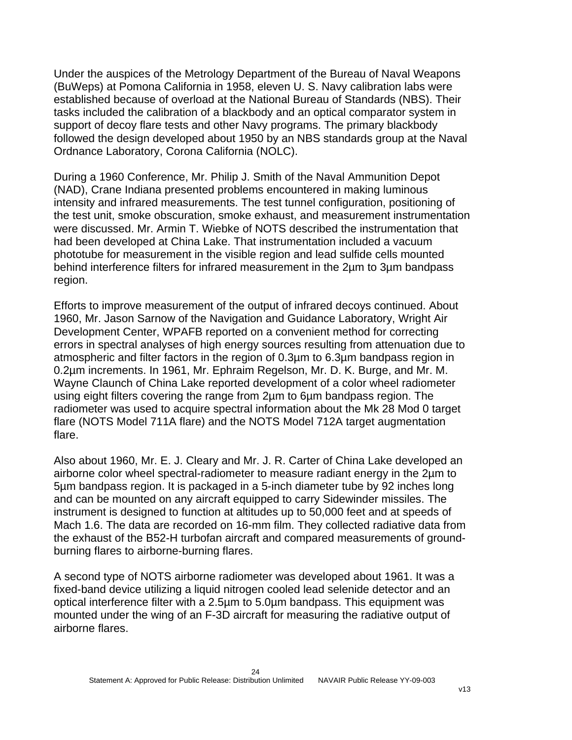Under the auspices of the Metrology Department of the Bureau of Naval Weapons (BuWeps) at Pomona California in 1958, eleven U. S. Navy calibration labs were established because of overload at the National Bureau of Standards (NBS). Their tasks included the calibration of a blackbody and an optical comparator system in support of decoy flare tests and other Navy programs. The primary blackbody followed the design developed about 1950 by an NBS standards group at the Naval Ordnance Laboratory, Corona California (NOLC).

During a 1960 Conference, Mr. Philip J. Smith of the Naval Ammunition Depot (NAD), Crane Indiana presented problems encountered in making luminous intensity and infrared measurements. The test tunnel configuration, positioning of the test unit, smoke obscuration, smoke exhaust, and measurement instrumentation were discussed. Mr. Armin T. Wiebke of NOTS described the instrumentation that had been developed at China Lake. That instrumentation included a vacuum phototube for measurement in the visible region and lead sulfide cells mounted behind interference filters for infrared measurement in the 2µm to 3µm bandpass region.

Efforts to improve measurement of the output of infrared decoys continued. About 1960, Mr. Jason Sarnow of the Navigation and Guidance Laboratory, Wright Air Development Center, WPAFB reported on a convenient method for correcting errors in spectral analyses of high energy sources resulting from attenuation due to atmospheric and filter factors in the region of 0.3µm to 6.3µm bandpass region in 0.2µm increments. In 1961, Mr. Ephraim Regelson, Mr. D. K. Burge, and Mr. M. Wayne Claunch of China Lake reported development of a color wheel radiometer using eight filters covering the range from 2µm to 6µm bandpass region. The radiometer was used to acquire spectral information about the Mk 28 Mod 0 target flare (NOTS Model 711A flare) and the NOTS Model 712A target augmentation flare.

Also about 1960, Mr. E. J. Cleary and Mr. J. R. Carter of China Lake developed an airborne color wheel spectral-radiometer to measure radiant energy in the 2µm to 5µm bandpass region. It is packaged in a 5-inch diameter tube by 92 inches long and can be mounted on any aircraft equipped to carry Sidewinder missiles. The instrument is designed to function at altitudes up to 50,000 feet and at speeds of Mach 1.6. The data are recorded on 16-mm film. They collected radiative data from the exhaust of the B52-H turbofan aircraft and compared measurements of ground-burning flares to airborne-burning flares.

A second type of NOTS airborne radiometer was developed about 1961. It was a fixed-band device utilizing a liquid nitrogen cooled lead selenide detector and an optical interference filter with a 2.5µm to 5.0µm bandpass. This equipment was mounted under the wing of an F-3D aircraft for measuring the radiative output of airborne flares.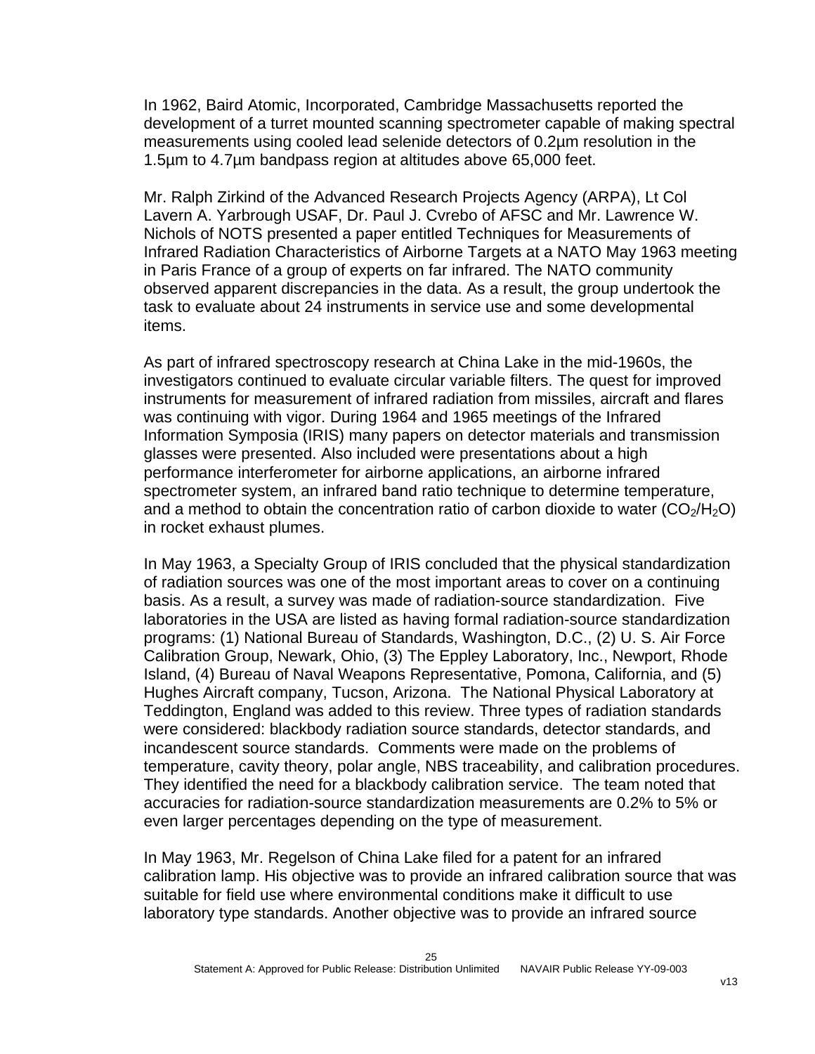In 1962, Baird Atomic, Incorporated, Cambridge Massachusetts reported the development of a turret mounted scanning spectrometer capable of making spectral measurements using cooled lead selenide detectors of 0.2µm resolution in the 1.5µm to 4.7µm bandpass region at altitudes above 65,000 feet.

Mr. Ralph Zirkind of the Advanced Research Projects Agency (ARPA), Lt Col Lavern A. Yarbrough USAF, Dr. Paul J. Cvrebo of AFSC and Mr. Lawrence W. Nichols of NOTS presented a paper entitled Techniques for Measurements of Infrared Radiation Characteristics of Airborne Targets at a NATO May 1963 meeting in Paris France of a group of experts on far infrared. The NATO community observed apparent discrepancies in the data. As a result, the group undertook the task to evaluate about 24 instruments in service use and some developmental items.

As part of infrared spectroscopy research at China Lake in the mid-1960s, the investigators continued to evaluate circular variable filters. The quest for improved instruments for measurement of infrared radiation from missiles, aircraft and flares was continuing with vigor. During 1964 and 1965 meetings of the Infrared Information Symposia (IRIS) many papers on detector materials and transmission glasses were presented. Also included were presentations about a high performance interferometer for airborne applications, an airborne infrared spectrometer system, an infrared band ratio technique to determine temperature, and a method to obtain the concentration ratio of carbon dioxide to water ($CO_2$/$H_2O$) in rocket exhaust plumes.

In May 1963, a Specialty Group of IRIS concluded that the physical standardization of radiation sources was one of the most important areas to cover on a continuing basis. As a result, a survey was made of radiation-source standardization. Five laboratories in the USA are listed as having formal radiation-source standardization programs: (1) National Bureau of Standards, Washington, D.C., (2) U. S. Air Force Calibration Group, Newark, Ohio, (3) The Eppley Laboratory, Inc., Newport, Rhode Island, (4) Bureau of Naval Weapons Representative, Pomona, California, and (5) Hughes Aircraft company, Tucson, Arizona. The National Physical Laboratory at Teddington, England was added to this review. Three types of radiation standards were considered: blackbody radiation source standards, detector standards, and incandescent source standards. Comments were made on the problems of temperature, cavity theory, polar angle, NBS traceability, and calibration procedures. They identified the need for a blackbody calibration service. The team noted that accuracies for radiation-source standardization measurements are 0.2% to 5% or even larger percentages depending on the type of measurement.

In May 1963, Mr. Regelson of China Lake filed for a patent for an infrared calibration lamp. His objective was to provide an infrared calibration source that was suitable for field use where environmental conditions make it difficult to use laboratory type standards. Another objective was to provide an infrared source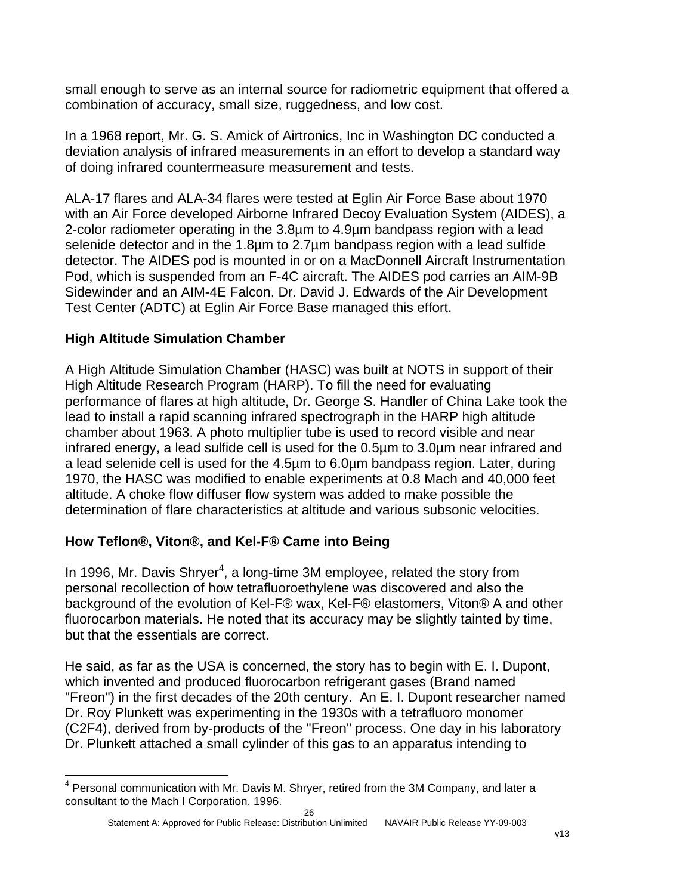small enough to serve as an internal source for radiometric equipment that offered a combination of accuracy, small size, ruggedness, and low cost.

In a 1968 report, Mr. G. S. Amick of Airtronics, Inc in Washington DC conducted a deviation analysis of infrared measurements in an effort to develop a standard way of doing infrared countermeasure measurement and tests.

ALA-17 flares and ALA-34 flares were tested at Eglin Air Force Base about 1970 with an Air Force developed Airborne Infrared Decoy Evaluation System (AIDES), a 2-color radiometer operating in the 3.8µm to 4.9µm bandpass region with a lead selenide detector and in the 1.8µm to 2.7µm bandpass region with a lead sulfide detector. The AIDES pod is mounted in or on a MacDonnell Aircraft Instrumentation Pod, which is suspended from an F-4C aircraft. The AIDES pod carries an AIM-9B Sidewinder and an AIM-4E Falcon. Dr. David J. Edwards of the Air Development Test Center (ADTC) at Eglin Air Force Base managed this effort.

## High Altitude Simulation Chamber

A High Altitude Simulation Chamber (HASC) was built at NOTS in support of their High Altitude Research Program (HARP). To fill the need for evaluating performance of flares at high altitude, Dr. George S. Handler of China Lake took the lead to install a rapid scanning infrared spectrograph in the HARP high altitude chamber about 1963. A photo multiplier tube is used to record visible and near infrared energy, a lead sulfide cell is used for the 0.5µm to 3.0µm near infrared and a lead selenide cell is used for the 4.5µm to 6.0µm bandpass region. Later, during 1970, the HASC was modified to enable experiments at 0.8 Mach and 40,000 feet altitude. A choke flow diffuser flow system was added to make possible the determination of flare characteristics at altitude and various subsonic velocities.

## How Teflon®, Viton®, and Kel-F® Came into Being

In 1996, Mr. Davis Shryer[4], a long-time 3M employee, related the story from personal recollection of how tetrafluoroethylene was discovered and also the background of the evolution of Kel-F® wax, Kel-F® elastomers, Viton® A and other fluorocarbon materials. He noted that its accuracy may be slightly tainted by time, but that the essentials are correct.

He said, as far as the USA is concerned, the story has to begin with E. I. Dupont, which invented and produced fluorocarbon refrigerant gases (Brand named "Freon") in the first decades of the 20th century. An E. I. Dupont researcher named Dr. Roy Plunkett was experimenting in the 1930s with a tetrafluoro monomer ($C_2F_4$), derived from by-products of the "Freon" process. One day in his laboratory Dr. Plunkett attached a small cylinder of this gas to an apparatus intending to

[4] Personal communication with Mr. Davis M. Shryer, retired from the 3M Company, and later a consultant to the Mach I Corporation. 1996.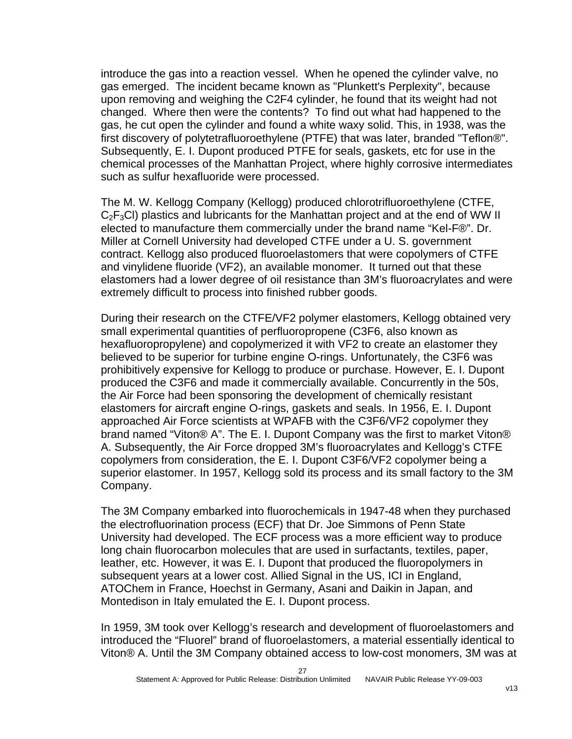introduce the gas into a reaction vessel. When he opened the cylinder valve, no gas emerged. The incident became known as "Plunkett's Perplexity", because upon removing and weighing the C2F4 cylinder, he found that its weight had not changed. Where then were the contents? To find out what had happened to the gas, he cut open the cylinder and found a white waxy solid. This, in 1938, was the first discovery of polytetrafluoroethylene (PTFE) that was later, branded "Teflon®". Subsequently, E. I. Dupont produced PTFE for seals, gaskets, etc for use in the chemical processes of the Manhattan Project, where highly corrosive intermediates such as sulfur hexafluoride were processed.

The M. W. Kellogg Company (Kellogg) produced chlorotrifluoroethylene (CTFE, $C_2F_3Cl$) plastics and lubricants for the Manhattan project and at the end of WW II elected to manufacture them commercially under the brand name “Kel-F®”. Dr. Miller at Cornell University had developed CTFE under a U. S. government contract. Kellogg also produced fluoroelastomers that were copolymers of CTFE and vinylidene fluoride (VF2), an available monomer. It turned out that these elastomers had a lower degree of oil resistance than 3M’s fluoroacrylates and were extremely difficult to process into finished rubber goods.

During their research on the CTFE/VF2 polymer elastomers, Kellogg obtained very small experimental quantities of perfluoropropene (C3F6, also known as hexafluoropropylene) and copolymerized it with VF2 to create an elastomer they believed to be superior for turbine engine O-rings. Unfortunately, the C3F6 was prohibitively expensive for Kellogg to produce or purchase. However, E. I. Dupont produced the C3F6 and made it commercially available. Concurrently in the 50s, the Air Force had been sponsoring the development of chemically resistant elastomers for aircraft engine O-rings, gaskets and seals. In 1956, E. I. Dupont approached Air Force scientists at WPAFB with the C3F6/VF2 copolymer they brand named “Viton® A”. The E. I. Dupont Company was the first to market Viton® A. Subsequently, the Air Force dropped 3M’s fluoroacrylates and Kellogg’s CTFE copolymers from consideration, the E. I. Dupont C3F6/VF2 copolymer being a superior elastomer. In 1957, Kellogg sold its process and its small factory to the 3M Company.

The 3M Company embarked into fluorochemicals in 1947-48 when they purchased the electrofluorination process (ECF) that Dr. Joe Simmons of Penn State University had developed. The ECF process was a more efficient way to produce long chain fluorocarbon molecules that are used in surfactants, textiles, paper, leather, etc. However, it was E. I. Dupont that produced the fluoropolymers in subsequent years at a lower cost. Allied Signal in the US, ICI in England, ATOChem in France, Hoechst in Germany, Asani and Daikin in Japan, and Montedison in Italy emulated the E. I. Dupont process.

In 1959, 3M took over Kellogg’s research and development of fluoroelastomers and introduced the “Fluorel” brand of fluoroelastomers, a material essentially identical to Viton® A. Until the 3M Company obtained access to low-cost monomers, 3M was at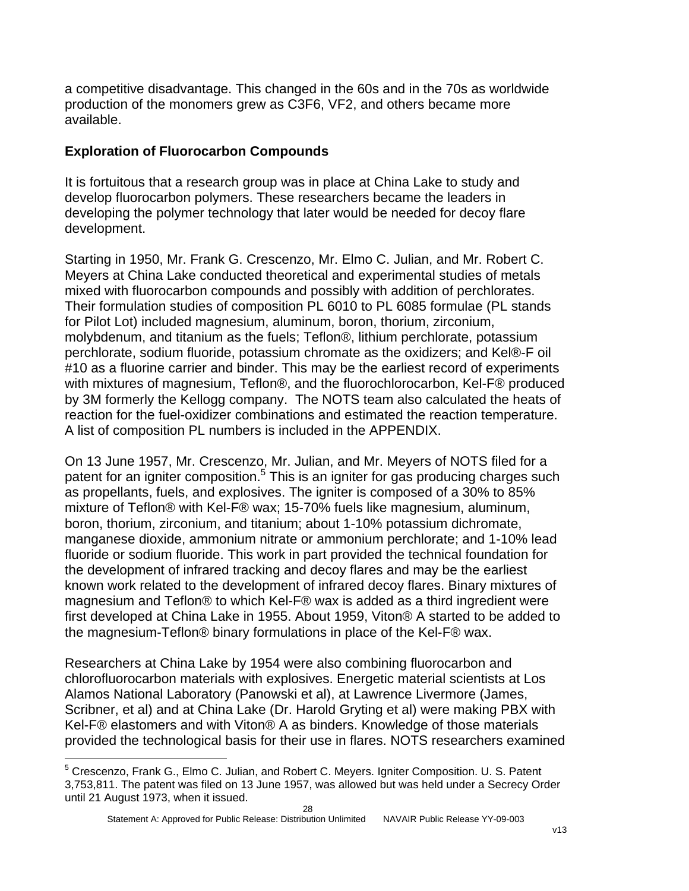a competitive disadvantage. This changed in the 60s and in the 70s as worldwide production of the monomers grew as C3F6, VF2, and others became more available.

## Exploration of Fluorocarbon Compounds

It is fortuitous that a research group was in place at China Lake to study and develop fluorocarbon polymers. These researchers became the leaders in developing the polymer technology that later would be needed for decoy flare development.

Starting in 1950, Mr. Frank G. Crescenzo, Mr. Elmo C. Julian, and Mr. Robert C. Meyers at China Lake conducted theoretical and experimental studies of metals mixed with fluorocarbon compounds and possibly with addition of perchlorates. Their formulation studies of composition PL 6010 to PL 6085 formulae (PL stands for Pilot Lot) included magnesium, aluminum, boron, thorium, zirconium, molybdenum, and titanium as the fuels; Teflon®, lithium perchlorate, potassium perchlorate, sodium fluoride, potassium chromate as the oxidizers; and Kel®-F oil #10 as a fluorine carrier and binder. This may be the earliest record of experiments with mixtures of magnesium, Teflon®, and the fluorochlorocarbon, Kel-F® produced by 3M formerly the Kellogg company. The NOTS team also calculated the heats of reaction for the fuel-oxidizer combinations and estimated the reaction temperature. A list of composition PL numbers is included in the APPENDIX.

On 13 June 1957, Mr. Crescenzo, Mr. Julian, and Mr. Meyers of NOTS filed for a patent for an igniter composition.[5] This is an igniter for gas producing charges such as propellants, fuels, and explosives. The igniter is composed of a 30% to 85% mixture of Teflon® with Kel-F® wax; 15-70% fuels like magnesium, aluminum, boron, thorium, zirconium, and titanium; about 1-10% potassium dichromate, manganese dioxide, ammonium nitrate or ammonium perchlorate; and 1-10% lead fluoride or sodium fluoride. This work in part provided the technical foundation for the development of infrared tracking and decoy flares and may be the earliest known work related to the development of infrared decoy flares. Binary mixtures of magnesium and Teflon® to which Kel-F® wax is added as a third ingredient were first developed at China Lake in 1955. About 1959, Viton® A started to be added to the magnesium-Teflon® binary formulations in place of the Kel-F® wax.

Researchers at China Lake by 1954 were also combining fluorocarbon and chlorofluorocarbon materials with explosives. Energetic material scientists at Los Alamos National Laboratory (Panowski et al), at Lawrence Livermore (James, Scribner, et al) and at China Lake (Dr. Harold Gryting et al) were making PBX with Kel-F® elastomers and with Viton® A as binders. Knowledge of those materials provided the technological basis for their use in flares. NOTS researchers examined

---

[5] Crescenzo, Frank G., Elmo C. Julian, and Robert C. Meyers. Igniter Composition. U. S. Patent 3,753,811. The patent was filed on 13 June 1957, was allowed but was held under a Secrecy Order until 21 August 1973, when it issued.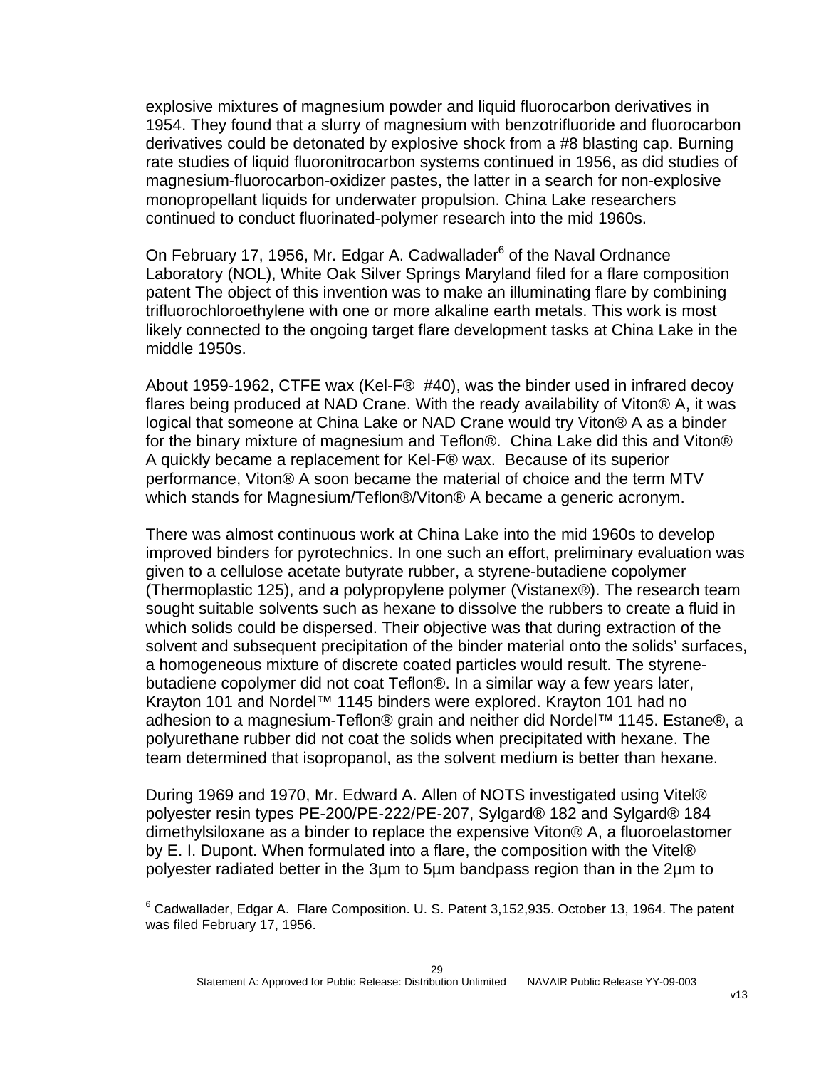explosive mixtures of magnesium powder and liquid fluorocarbon derivatives in 1954. They found that a slurry of magnesium with benzotrifluoride and fluorocarbon derivatives could be detonated by explosive shock from a #8 blasting cap. Burning rate studies of liquid fluoronitrocarbon systems continued in 1956, as did studies of magnesium-fluorocarbon-oxidizer pastes, the latter in a search for non-explosive monopropellant liquids for underwater propulsion. China Lake researchers continued to conduct fluorinated-polymer research into the mid 1960s.

On February 17, 1956, Mr. Edgar A. Cadwallader[6] of the Naval Ordnance Laboratory (NOL), White Oak Silver Springs Maryland filed for a flare composition patent The object of this invention was to make an illuminating flare by combining trifluorochloroethylene with one or more alkaline earth metals. This work is most likely connected to the ongoing target flare development tasks at China Lake in the middle 1950s.

About 1959-1962, CTFE wax (Kel-F® #40), was the binder used in infrared decoy flares being produced at NAD Crane. With the ready availability of Viton® A, it was logical that someone at China Lake or NAD Crane would try Viton® A as a binder for the binary mixture of magnesium and Teflon®. China Lake did this and Viton® A quickly became a replacement for Kel-F® wax. Because of its superior performance, Viton® A soon became the material of choice and the term MTV which stands for Magnesium/Teflon®/Viton® A became a generic acronym.

There was almost continuous work at China Lake into the mid 1960s to develop improved binders for pyrotechnics. In one such an effort, preliminary evaluation was given to a cellulose acetate butyrate rubber, a styrene-butadiene copolymer (Thermoplastic 125), and a polypropylene polymer (Vistanex®). The research team sought suitable solvents such as hexane to dissolve the rubbers to create a fluid in which solids could be dispersed. Their objective was that during extraction of the solvent and subsequent precipitation of the binder material onto the solids' surfaces, a homogeneous mixture of discrete coated particles would result. The styrene-butadiene copolymer did not coat Teflon®. In a similar way a few years later, Krayton 101 and Nordel™ 1145 binders were explored. Krayton 101 had no adhesion to a magnesium-Teflon® grain and neither did Nordel™ 1145. Estane®, a polyurethane rubber did not coat the solids when precipitated with hexane. The team determined that isopropanol, as the solvent medium is better than hexane.

During 1969 and 1970, Mr. Edward A. Allen of NOTS investigated using Vitel® polyester resin types PE-200/PE-222/PE-207, Sylgard® 182 and Sylgard® 184 dimethylsiloxane as a binder to replace the expensive Viton® A, a fluoroelastomer by E. I. Dupont. When formulated into a flare, the composition with the Vitel® polyester radiated better in the 3µm to 5µm bandpass region than in the 2µm to

[6] Cadwallader, Edgar A. Flare Composition. U. S. Patent 3,152,935. October 13, 1964. The patent was filed February 17, 1956.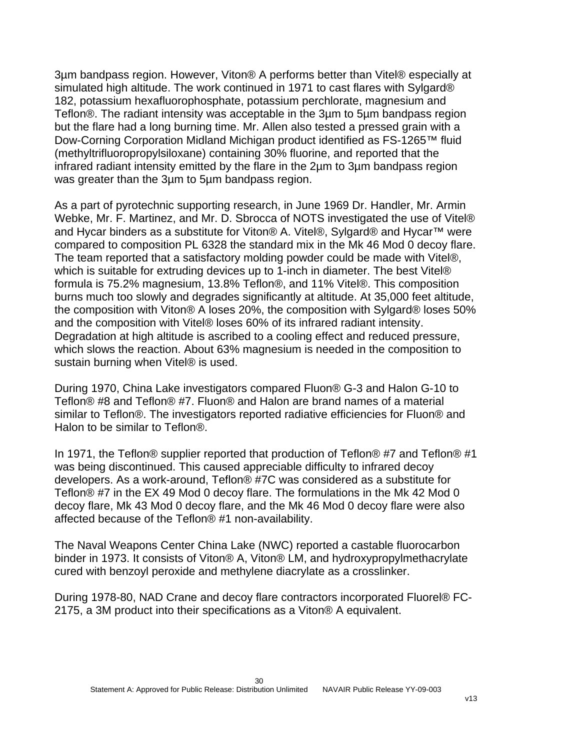3µm bandpass region. However, Viton® A performs better than Vitel® especially at simulated high altitude. The work continued in 1971 to cast flares with Sylgard® 182, potassium hexafluorophosphate, potassium perchlorate, magnesium and Teflon®. The radiant intensity was acceptable in the 3µm to 5µm bandpass region but the flare had a long burning time. Mr. Allen also tested a pressed grain with a Dow-Corning Corporation Midland Michigan product identified as FS-1265™ fluid (methyltrifluoropropylsiloxane) containing 30% fluorine, and reported that the infrared radiant intensity emitted by the flare in the 2µm to 3µm bandpass region was greater than the 3µm to 5µm bandpass region.

As a part of pyrotechnic supporting research, in June 1969 Dr. Handler, Mr. Armin Webke, Mr. F. Martinez, and Mr. D. Sbrocca of NOTS investigated the use of Vitel® and Hycar binders as a substitute for Viton® A. Vitel®, Sylgard® and Hycar™ were compared to composition PL 6328 the standard mix in the Mk 46 Mod 0 decoy flare. The team reported that a satisfactory molding powder could be made with Vitel®, which is suitable for extruding devices up to 1-inch in diameter. The best Vitel® formula is 75.2% magnesium, 13.8% Teflon®, and 11% Vitel®. This composition burns much too slowly and degrades significantly at altitude. At 35,000 feet altitude, the composition with Viton® A loses 20%, the composition with Sylgard® loses 50% and the composition with Vitel® loses 60% of its infrared radiant intensity. Degradation at high altitude is ascribed to a cooling effect and reduced pressure, which slows the reaction. About 63% magnesium is needed in the composition to sustain burning when Vitel® is used.

During 1970, China Lake investigators compared Fluon® G-3 and Halon G-10 to Teflon® #8 and Teflon® #7. Fluon® and Halon are brand names of a material similar to Teflon®. The investigators reported radiative efficiencies for Fluon® and Halon to be similar to Teflon®.

In 1971, the Teflon® supplier reported that production of Teflon® #7 and Teflon® #1 was being discontinued. This caused appreciable difficulty to infrared decoy developers. As a work-around, Teflon® #7C was considered as a substitute for Teflon® #7 in the EX 49 Mod 0 decoy flare. The formulations in the Mk 42 Mod 0 decoy flare, Mk 43 Mod 0 decoy flare, and the Mk 46 Mod 0 decoy flare were also affected because of the Teflon® #1 non-availability.

The Naval Weapons Center China Lake (NWC) reported a castable fluorocarbon binder in 1973. It consists of Viton® A, Viton® LM, and hydroxypropylmethacrylate cured with benzoyl peroxide and methylene diacrylate as a crosslinker.

During 1978-80, NAD Crane and decoy flare contractors incorporated Fluorel® FC-2175, a 3M product into their specifications as a Viton® A equivalent.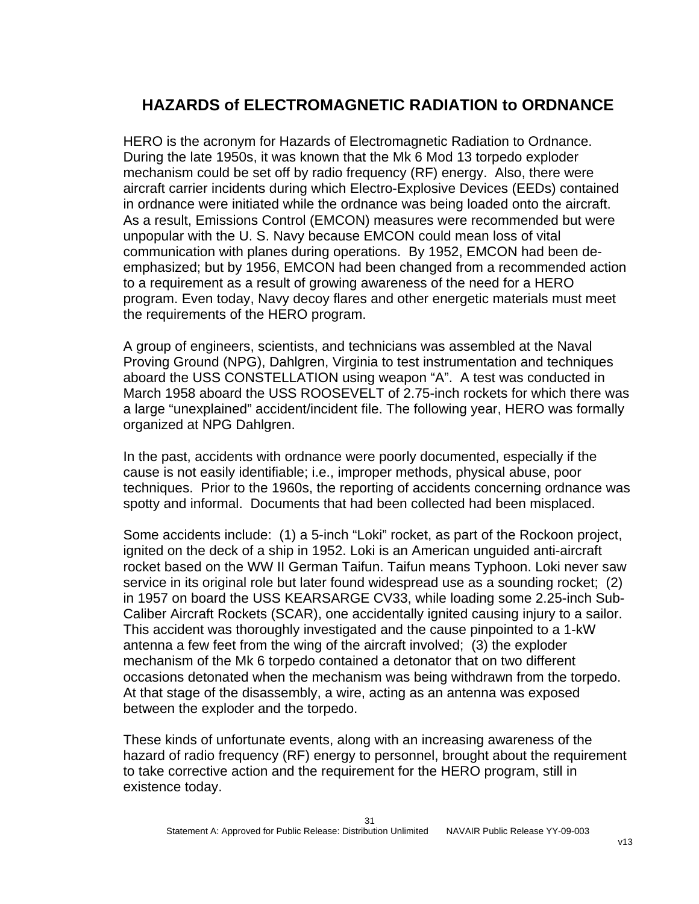## HAZARDS of ELECTROMAGNETIC RADIATION to ORDNANCE

HERO is the acronym for Hazards of Electromagnetic Radiation to Ordnance. During the late 1950s, it was known that the Mk 6 Mod 13 torpedo exploder mechanism could be set off by radio frequency (RF) energy. Also, there were aircraft carrier incidents during which Electro-Explosive Devices (EEDs) contained in ordnance were initiated while the ordnance was being loaded onto the aircraft. As a result, Emissions Control (EMCON) measures were recommended but were unpopular with the U. S. Navy because EMCON could mean loss of vital communication with planes during operations. By 1952, EMCON had been de-emphasized; but by 1956, EMCON had been changed from a recommended action to a requirement as a result of growing awareness of the need for a HERO program. Even today, Navy decoy flares and other energetic materials must meet the requirements of the HERO program.

A group of engineers, scientists, and technicians was assembled at the Naval Proving Ground (NPG), Dahlgren, Virginia to test instrumentation and techniques aboard the USS CONSTELLATION using weapon "A". A test was conducted in March 1958 aboard the USS ROOSEVELT of 2.75-inch rockets for which there was a large "unexplained" accident/incident file. The following year, HERO was formally organized at NPG Dahlgren.

In the past, accidents with ordnance were poorly documented, especially if the cause is not easily identifiable; i.e., improper methods, physical abuse, poor techniques. Prior to the 1960s, the reporting of accidents concerning ordnance was spotty and informal. Documents that had been collected had been misplaced.

Some accidents include: (1) a 5-inch "Loki" rocket, as part of the Rockoon project, ignited on the deck of a ship in 1952. Loki is an American unguided anti-aircraft rocket based on the WW II German Taifun. Taifun means Typhoon. Loki never saw service in its original role but later found widespread use as a sounding rocket; (2) in 1957 on board the USS KEARSARGE CV33, while loading some 2.25-inch Sub-Caliber Aircraft Rockets (SCAR), one accidentally ignited causing injury to a sailor. This accident was thoroughly investigated and the cause pinpointed to a 1-kW antenna a few feet from the wing of the aircraft involved; (3) the exploder mechanism of the Mk 6 torpedo contained a detonator that on two different occasions detonated when the mechanism was being withdrawn from the torpedo. At that stage of the disassembly, a wire, acting as an antenna was exposed between the exploder and the torpedo.

These kinds of unfortunate events, along with an increasing awareness of the hazard of radio frequency (RF) energy to personnel, brought about the requirement to take corrective action and the requirement for the HERO program, still in existence today.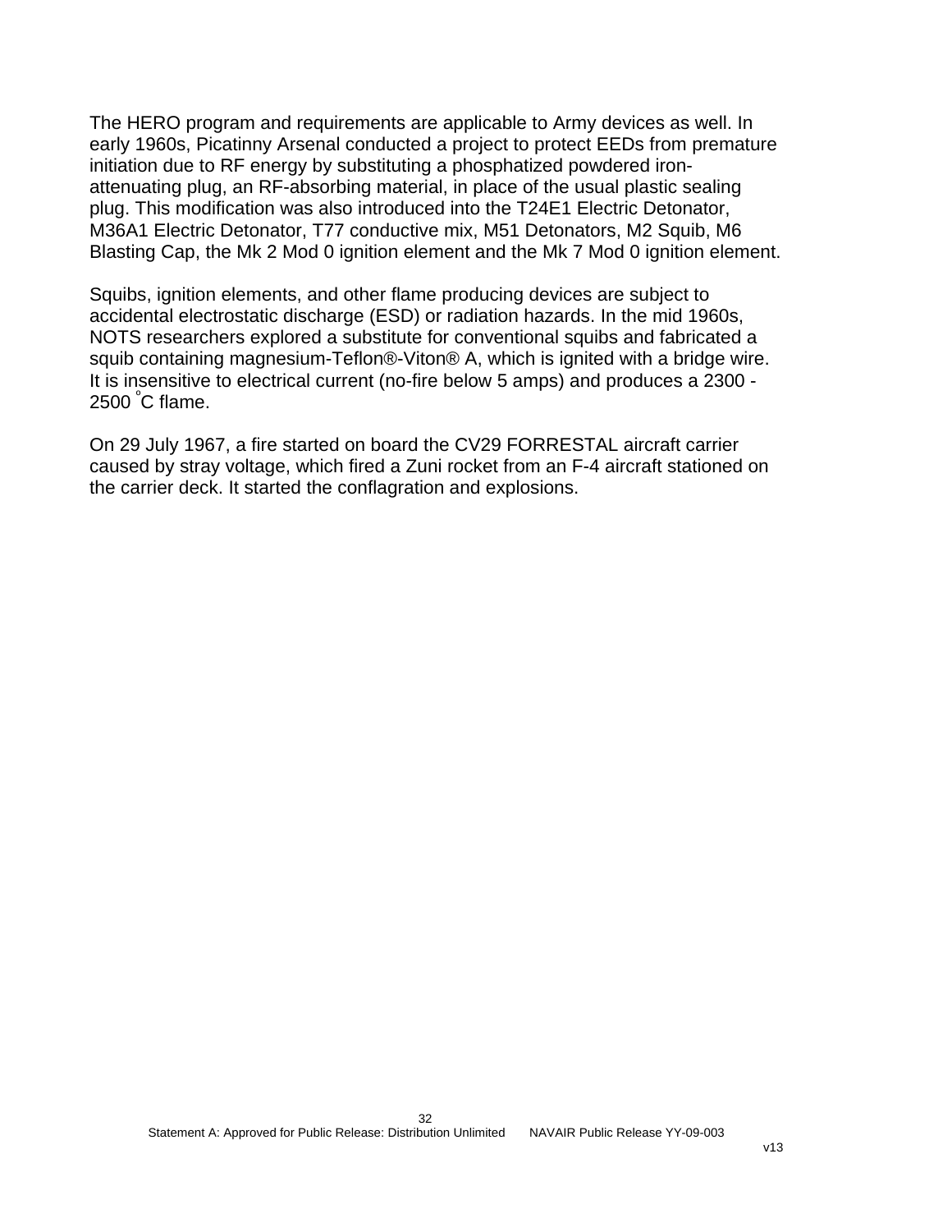The HERO program and requirements are applicable to Army devices as well. In early 1960s, Picatinny Arsenal conducted a project to protect EEDs from premature initiation due to RF energy by substituting a phosphatized powdered iron-attenuating plug, an RF-absorbing material, in place of the usual plastic sealing plug. This modification was also introduced into the T24E1 Electric Detonator, M36A1 Electric Detonator, T77 conductive mix, M51 Detonators, M2 Squib, M6 Blasting Cap, the Mk 2 Mod 0 ignition element and the Mk 7 Mod 0 ignition element.

Squibs, ignition elements, and other flame producing devices are subject to accidental electrostatic discharge (ESD) or radiation hazards. In the mid 1960s, NOTS researchers explored a substitute for conventional squibs and fabricated a squib containing magnesium-Teflon®-Viton® A, which is ignited with a bridge wire. It is insensitive to electrical current (no-fire below 5 amps) and produces a 2300 - 2500 °C flame.

On 29 July 1967, a fire started on board the CV29 FORRESTAL aircraft carrier caused by stray voltage, which fired a Zuni rocket from an F-4 aircraft stationed on the carrier deck. It started the conflagration and explosions.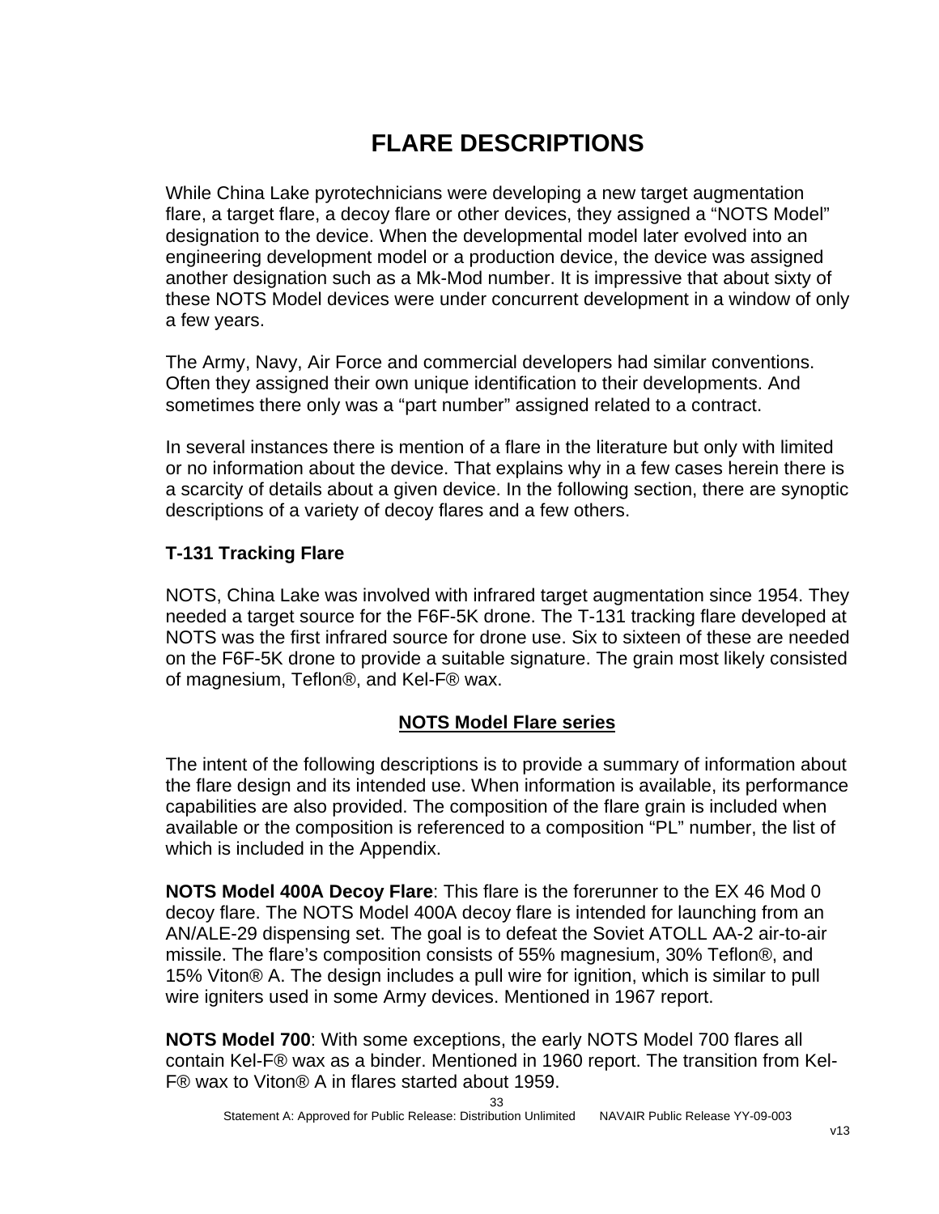# FLARE DESCRIPTIONS

While China Lake pyrotechnicians were developing a new target augmentation flare, a target flare, a decoy flare or other devices, they assigned a “NOTS Model” designation to the device. When the developmental model later evolved into an engineering development model or a production device, the device was assigned another designation such as a Mk-Mod number. It is impressive that about sixty of these NOTS Model devices were under concurrent development in a window of only a few years.

The Army, Navy, Air Force and commercial developers had similar conventions. Often they assigned their own unique identification to their developments. And sometimes there only was a “part number” assigned related to a contract.

In several instances there is mention of a flare in the literature but only with limited or no information about the device. That explains why in a few cases herein there is a scarcity of details about a given device. In the following section, there are synoptic descriptions of a variety of decoy flares and a few others.

### T-131 Tracking Flare

NOTS, China Lake was involved with infrared target augmentation since 1954. They needed a target source for the F6F-5K drone. The T-131 tracking flare developed at NOTS was the first infrared source for drone use. Six to sixteen of these are needed on the F6F-5K drone to provide a suitable signature. The grain most likely consisted of magnesium, Teflon®, and Kel-F® wax.

## NOTS Model Flare series

The intent of the following descriptions is to provide a summary of information about the flare design and its intended use. When information is available, its performance capabilities are also provided. The composition of the flare grain is included when available or the composition is referenced to a composition “PL” number, the list of which is included in the Appendix.

**NOTS Model 400A Decoy Flare**: This flare is the forerunner to the EX 46 Mod 0 decoy flare. The NOTS Model 400A decoy flare is intended for launching from an AN/ALE-29 dispensing set. The goal is to defeat the Soviet ATOLL AA-2 air-to-air missile. The flare’s composition consists of 55% magnesium, 30% Teflon®, and 15% Viton® A. The design includes a pull wire for ignition, which is similar to pull wire igniters used in some Army devices. Mentioned in 1967 report.

**NOTS Model 700**: With some exceptions, the early NOTS Model 700 flares all contain Kel-F® wax as a binder. Mentioned in 1960 report. The transition from Kel-F® wax to Viton® A in flares started about 1959.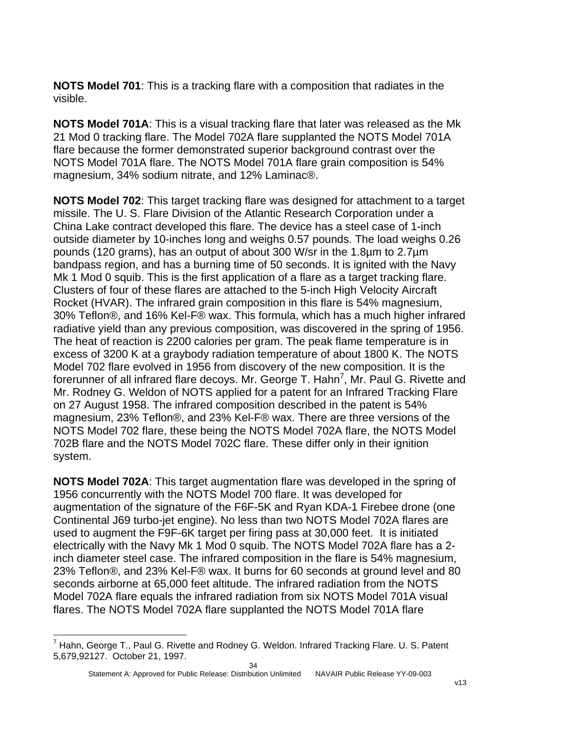**NOTS Model 701**: This is a tracking flare with a composition that radiates in the visible.

**NOTS Model 701A**: This is a visual tracking flare that later was released as the Mk 21 Mod 0 tracking flare. The Model 702A flare supplanted the NOTS Model 701A flare because the former demonstrated superior background contrast over the NOTS Model 701A flare. The NOTS Model 701A flare grain composition is 54% magnesium, 34% sodium nitrate, and 12% Laminac®.

**NOTS Model 702**: This target tracking flare was designed for attachment to a target missile. The U. S. Flare Division of the Atlantic Research Corporation under a China Lake contract developed this flare. The device has a steel case of 1-inch outside diameter by 10-inches long and weighs 0.57 pounds. The load weighs 0.26 pounds (120 grams), has an output of about 300 W/sr in the 1.8µm to 2.7µm bandpass region, and has a burning time of 50 seconds. It is ignited with the Navy Mk 1 Mod 0 squib. This is the first application of a flare as a target tracking flare. Clusters of four of these flares are attached to the 5-inch High Velocity Aircraft Rocket (HVAR). The infrared grain composition in this flare is 54% magnesium, 30% Teflon®, and 16% Kel-F® wax. This formula, which has a much higher infrared radiative yield than any previous composition, was discovered in the spring of 1956. The heat of reaction is 2200 calories per gram. The peak flame temperature is in excess of 3200 K at a graybody radiation temperature of about 1800 K. The NOTS Model 702 flare evolved in 1956 from discovery of the new composition. It is the forerunner of all infrared flare decoys. Mr. George T. Hahn[7], Mr. Paul G. Rivette and Mr. Rodney G. Weldon of NOTS applied for a patent for an Infrared Tracking Flare on 27 August 1958. The infrared composition described in the patent is 54% magnesium, 23% Teflon®, and 23% Kel-F® wax. There are three versions of the NOTS Model 702 flare, these being the NOTS Model 702A flare, the NOTS Model 702B flare and the NOTS Model 702C flare. These differ only in their ignition system.

**NOTS Model 702A**: This target augmentation flare was developed in the spring of 1956 concurrently with the NOTS Model 700 flare. It was developed for augmentation of the signature of the F6F-5K and Ryan KDA-1 Firebee drone (one Continental J69 turbo-jet engine). No less than two NOTS Model 702A flares are used to augment the F9F-6K target per firing pass at 30,000 feet. It is initiated electrically with the Navy Mk 1 Mod 0 squib. The NOTS Model 702A flare has a 2-inch diameter steel case. The infrared composition in the flare is 54% magnesium, 23% Teflon®, and 23% Kel-F® wax. It burns for 60 seconds at ground level and 80 seconds airborne at 65,000 feet altitude. The infrared radiation from the NOTS Model 702A flare equals the infrared radiation from six NOTS Model 701A visual flares. The NOTS Model 702A flare supplanted the NOTS Model 701A flare

---

[7] Hahn, George T., Paul G. Rivette and Rodney G. Weldon. Infrared Tracking Flare. U. S. Patent 5,679,92127. October 21, 1997.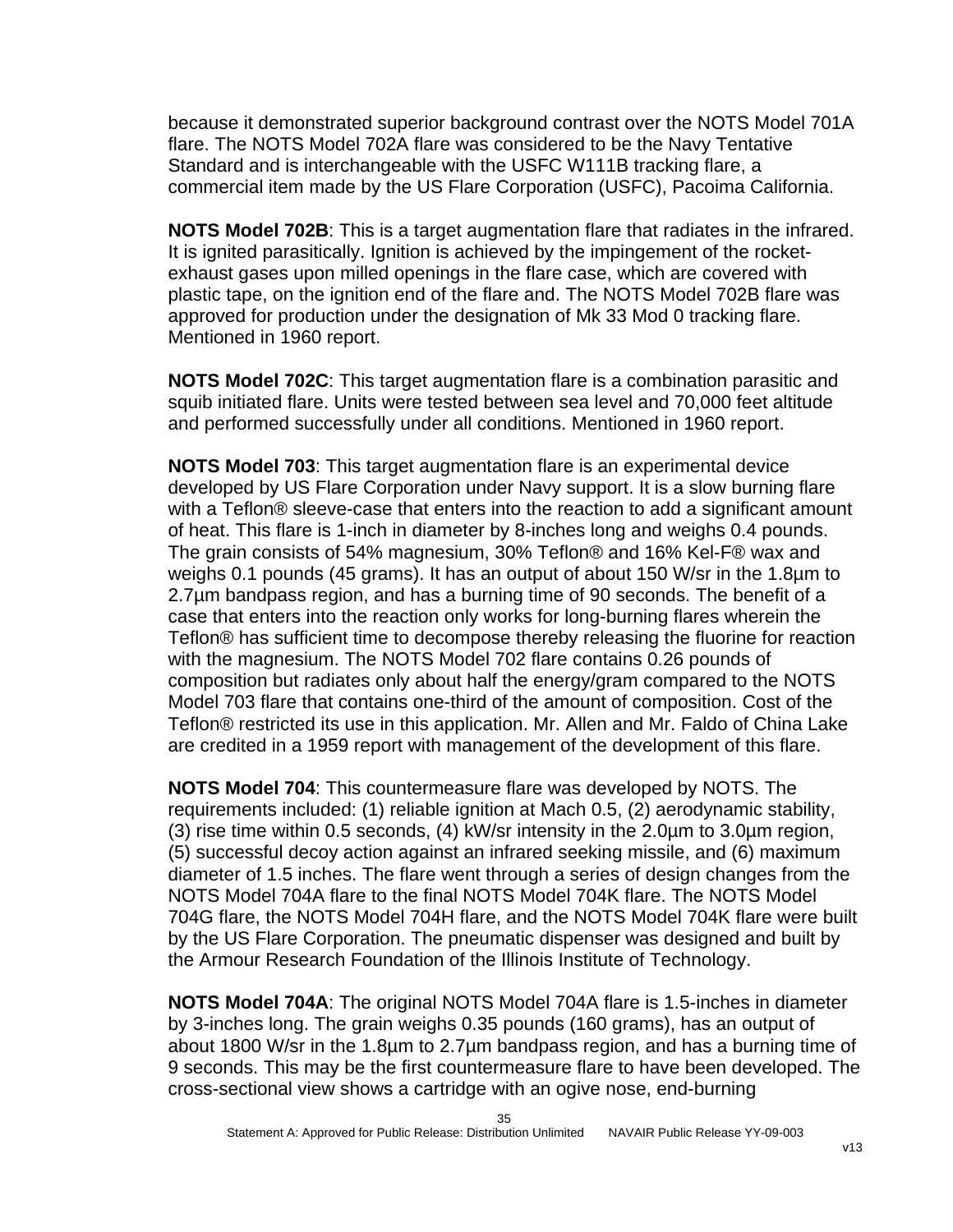because it demonstrated superior background contrast over the NOTS Model 701A flare. The NOTS Model 702A flare was considered to be the Navy Tentative Standard and is interchangeable with the USFC W111B tracking flare, a commercial item made by the US Flare Corporation (USFC), Pacoima California.

**NOTS Model 702B**: This is a target augmentation flare that radiates in the infrared. It is ignited parasitically. Ignition is achieved by the impingement of the rocket-exhaust gases upon milled openings in the flare case, which are covered with plastic tape, on the ignition end of the flare and. The NOTS Model 702B flare was approved for production under the designation of Mk 33 Mod 0 tracking flare. Mentioned in 1960 report.

**NOTS Model 702C**: This target augmentation flare is a combination parasitic and squib initiated flare. Units were tested between sea level and 70,000 feet altitude and performed successfully under all conditions. Mentioned in 1960 report.

**NOTS Model 703**: This target augmentation flare is an experimental device developed by US Flare Corporation under Navy support. It is a slow burning flare with a Teflon® sleeve-case that enters into the reaction to add a significant amount of heat. This flare is 1-inch in diameter by 8-inches long and weighs 0.4 pounds. The grain consists of 54% magnesium, 30% Teflon® and 16% Kel-F® wax and weighs 0.1 pounds (45 grams). It has an output of about 150 W/sr in the 1.8µm to 2.7µm bandpass region, and has a burning time of 90 seconds. The benefit of a case that enters into the reaction only works for long-burning flares wherein the Teflon® has sufficient time to decompose thereby releasing the fluorine for reaction with the magnesium. The NOTS Model 702 flare contains 0.26 pounds of composition but radiates only about half the energy/gram compared to the NOTS Model 703 flare that contains one-third of the amount of composition. Cost of the Teflon® restricted its use in this application. Mr. Allen and Mr. Faldo of China Lake are credited in a 1959 report with management of the development of this flare.

**NOTS Model 704**: This countermeasure flare was developed by NOTS. The requirements included: (1) reliable ignition at Mach 0.5, (2) aerodynamic stability, (3) rise time within 0.5 seconds, (4) kW/sr intensity in the 2.0µm to 3.0µm region, (5) successful decoy action against an infrared seeking missile, and (6) maximum diameter of 1.5 inches. The flare went through a series of design changes from the NOTS Model 704A flare to the final NOTS Model 704K flare. The NOTS Model 704G flare, the NOTS Model 704H flare, and the NOTS Model 704K flare were built by the US Flare Corporation. The pneumatic dispenser was designed and built by the Armour Research Foundation of the Illinois Institute of Technology.

**NOTS Model 704A**: The original NOTS Model 704A flare is 1.5-inches in diameter by 3-inches long. The grain weighs 0.35 pounds (160 grams), has an output of about 1800 W/sr in the 1.8µm to 2.7µm bandpass region, and has a burning time of 9 seconds. This may be the first countermeasure flare to have been developed. The cross-sectional view shows a cartridge with an ogive nose, end-burning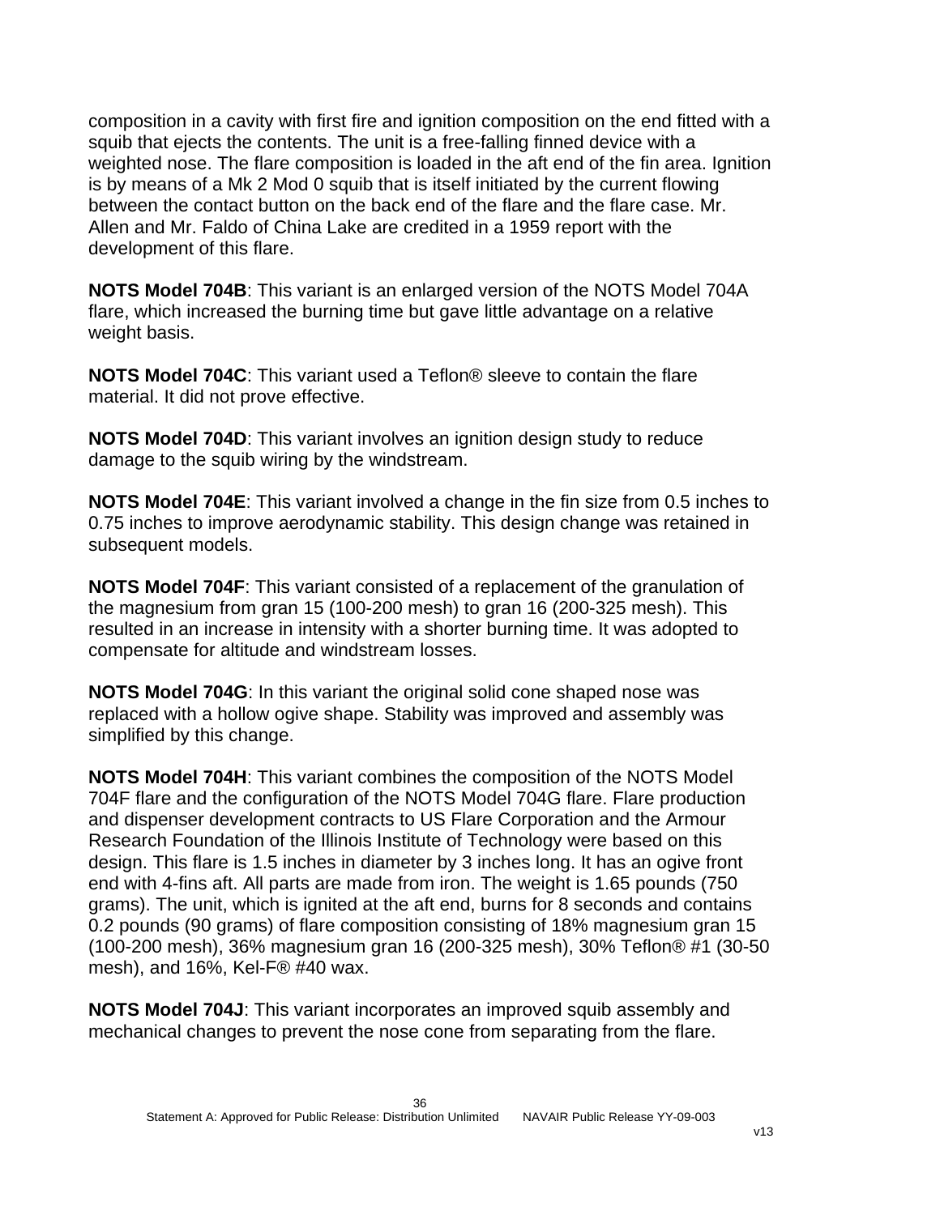composition in a cavity with first fire and ignition composition on the end fitted with a squib that ejects the contents. The unit is a free-falling finned device with a weighted nose. The flare composition is loaded in the aft end of the fin area. Ignition is by means of a Mk 2 Mod 0 squib that is itself initiated by the current flowing between the contact button on the back end of the flare and the flare case. Mr. Allen and Mr. Faldo of China Lake are credited in a 1959 report with the development of this flare.

**NOTS Model 704B**: This variant is an enlarged version of the NOTS Model 704A flare, which increased the burning time but gave little advantage on a relative weight basis.

**NOTS Model 704C**: This variant used a Teflon® sleeve to contain the flare material. It did not prove effective.

**NOTS Model 704D**: This variant involves an ignition design study to reduce damage to the squib wiring by the windstream.

**NOTS Model 704E**: This variant involved a change in the fin size from 0.5 inches to 0.75 inches to improve aerodynamic stability. This design change was retained in subsequent models.

**NOTS Model 704F**: This variant consisted of a replacement of the granulation of the magnesium from gran 15 (100-200 mesh) to gran 16 (200-325 mesh). This resulted in an increase in intensity with a shorter burning time. It was adopted to compensate for altitude and windstream losses.

**NOTS Model 704G**: In this variant the original solid cone shaped nose was replaced with a hollow ogive shape. Stability was improved and assembly was simplified by this change.

**NOTS Model 704H**: This variant combines the composition of the NOTS Model 704F flare and the configuration of the NOTS Model 704G flare. Flare production and dispenser development contracts to US Flare Corporation and the Armour Research Foundation of the Illinois Institute of Technology were based on this design. This flare is 1.5 inches in diameter by 3 inches long. It has an ogive front end with 4-fins aft. All parts are made from iron. The weight is 1.65 pounds (750 grams). The unit, which is ignited at the aft end, burns for 8 seconds and contains 0.2 pounds (90 grams) of flare composition consisting of 18% magnesium gran 15 (100-200 mesh), 36% magnesium gran 16 (200-325 mesh), 30% Teflon® #1 (30-50 mesh), and 16%, Kel-F® #40 wax.

**NOTS Model 704J**: This variant incorporates an improved squib assembly and mechanical changes to prevent the nose cone from separating from the flare.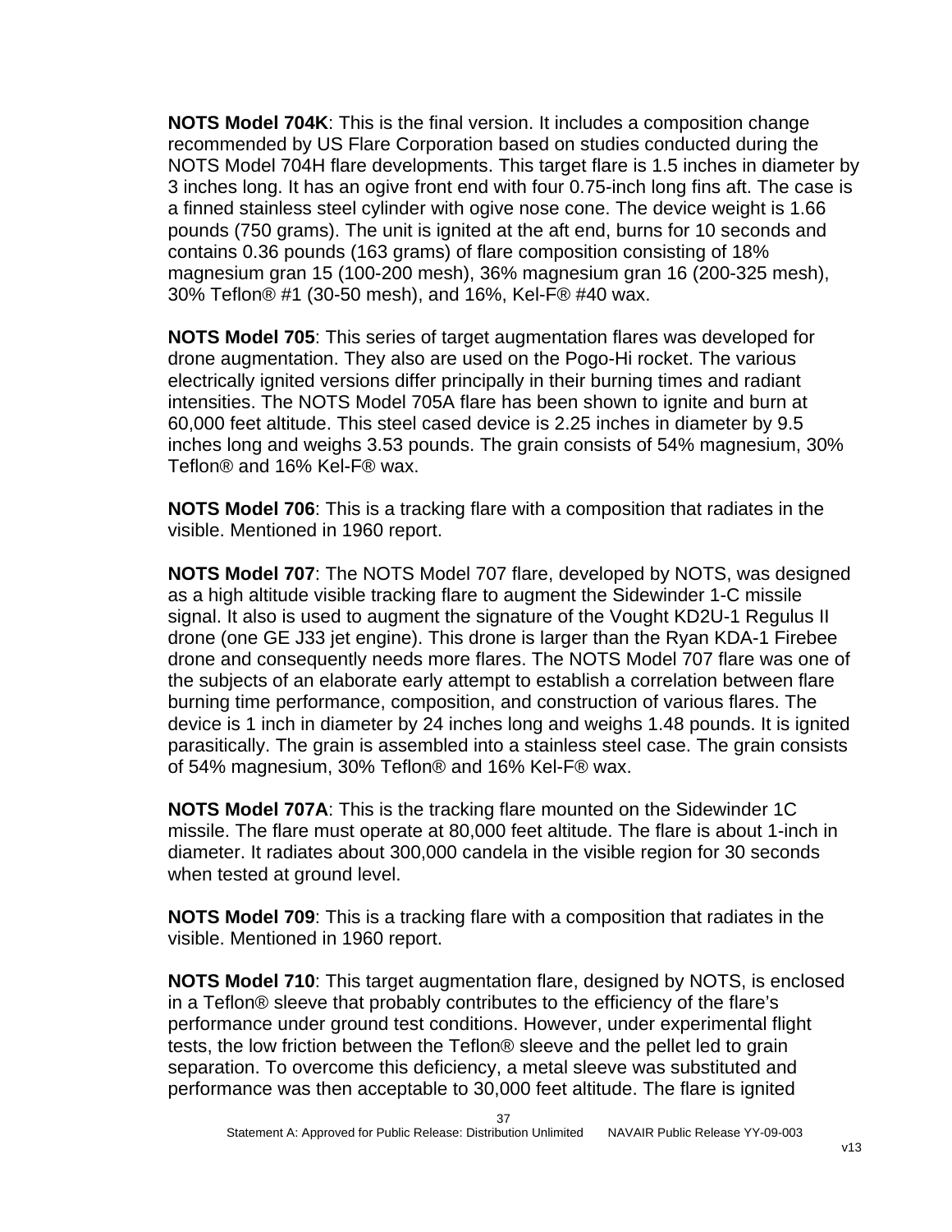**NOTS Model 704K**: This is the final version. It includes a composition change recommended by US Flare Corporation based on studies conducted during the NOTS Model 704H flare developments. This target flare is 1.5 inches in diameter by 3 inches long. It has an ogive front end with four 0.75-inch long fins aft. The case is a finned stainless steel cylinder with ogive nose cone. The device weight is 1.66 pounds (750 grams). The unit is ignited at the aft end, burns for 10 seconds and contains 0.36 pounds (163 grams) of flare composition consisting of 18% magnesium gran 15 (100-200 mesh), 36% magnesium gran 16 (200-325 mesh), 30% Teflon® #1 (30-50 mesh), and 16%, Kel-F® #40 wax.

**NOTS Model 705**: This series of target augmentation flares was developed for drone augmentation. They also are used on the Pogo-Hi rocket. The various electrically ignited versions differ principally in their burning times and radiant intensities. The NOTS Model 705A flare has been shown to ignite and burn at 60,000 feet altitude. This steel cased device is 2.25 inches in diameter by 9.5 inches long and weighs 3.53 pounds. The grain consists of 54% magnesium, 30% Teflon® and 16% Kel-F® wax.

**NOTS Model 706**: This is a tracking flare with a composition that radiates in the visible. Mentioned in 1960 report.

**NOTS Model 707**: The NOTS Model 707 flare, developed by NOTS, was designed as a high altitude visible tracking flare to augment the Sidewinder 1-C missile signal. It also is used to augment the signature of the Vought KD2U-1 Regulus II drone (one GE J33 jet engine). This drone is larger than the Ryan KDA-1 Firebee drone and consequently needs more flares. The NOTS Model 707 flare was one of the subjects of an elaborate early attempt to establish a correlation between flare burning time performance, composition, and construction of various flares. The device is 1 inch in diameter by 24 inches long and weighs 1.48 pounds. It is ignited parasitically. The grain is assembled into a stainless steel case. The grain consists of 54% magnesium, 30% Teflon® and 16% Kel-F® wax.

**NOTS Model 707A**: This is the tracking flare mounted on the Sidewinder 1C missile. The flare must operate at 80,000 feet altitude. The flare is about 1-inch in diameter. It radiates about 300,000 candela in the visible region for 30 seconds when tested at ground level.

**NOTS Model 709**: This is a tracking flare with a composition that radiates in the visible. Mentioned in 1960 report.

**NOTS Model 710**: This target augmentation flare, designed by NOTS, is enclosed in a Teflon® sleeve that probably contributes to the efficiency of the flare's performance under ground test conditions. However, under experimental flight tests, the low friction between the Teflon® sleeve and the pellet led to grain separation. To overcome this deficiency, a metal sleeve was substituted and performance was then acceptable to 30,000 feet altitude. The flare is ignited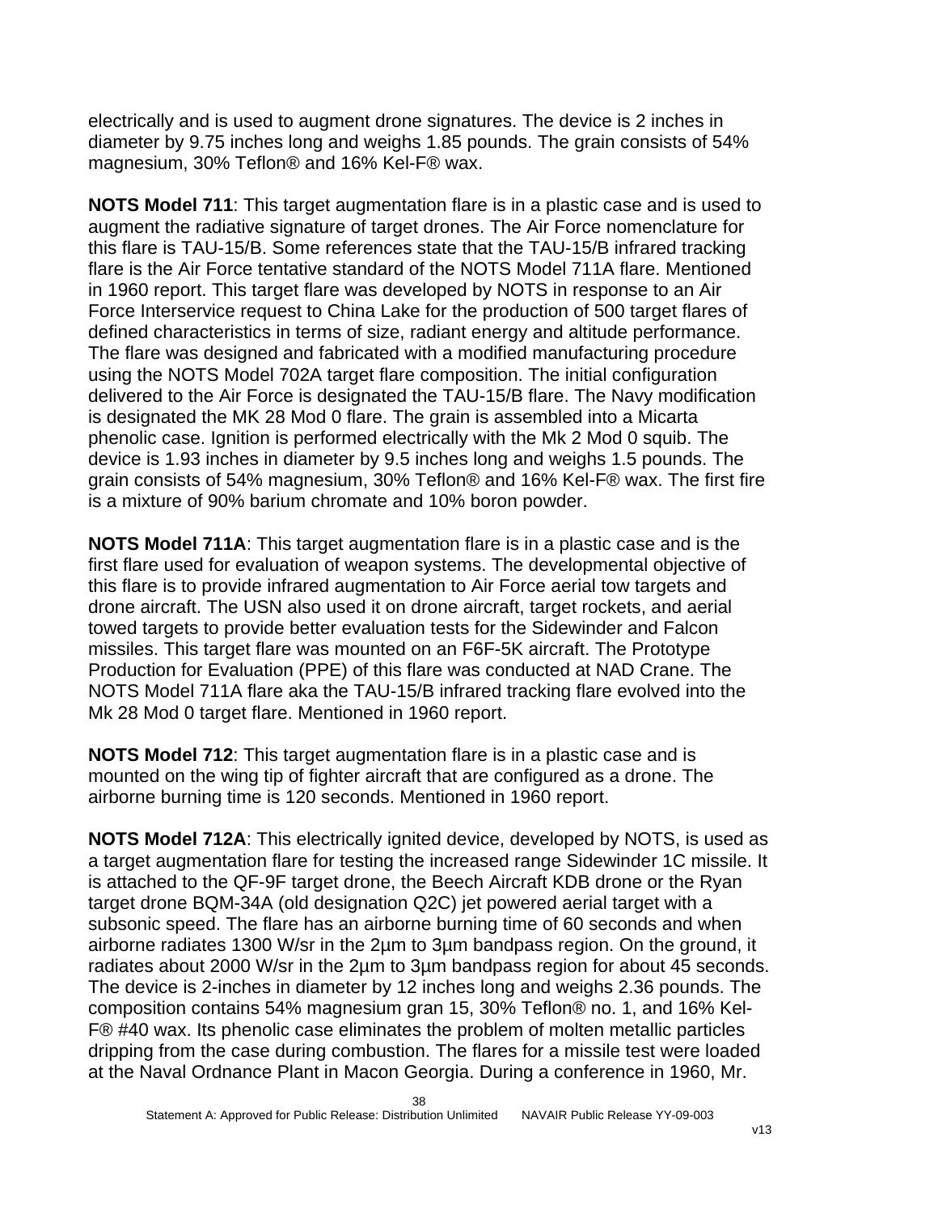electrically and is used to augment drone signatures. The device is 2 inches in diameter by 9.75 inches long and weighs 1.85 pounds. The grain consists of 54% magnesium, 30% Teflon® and 16% Kel-F® wax.

**NOTS Model 711**: This target augmentation flare is in a plastic case and is used to augment the radiative signature of target drones. The Air Force nomenclature for this flare is TAU-15/B. Some references state that the TAU-15/B infrared tracking flare is the Air Force tentative standard of the NOTS Model 711A flare. Mentioned in 1960 report. This target flare was developed by NOTS in response to an Air Force Interservice request to China Lake for the production of 500 target flares of defined characteristics in terms of size, radiant energy and altitude performance. The flare was designed and fabricated with a modified manufacturing procedure using the NOTS Model 702A target flare composition. The initial configuration delivered to the Air Force is designated the TAU-15/B flare. The Navy modification is designated the MK 28 Mod 0 flare. The grain is assembled into a Micarta phenolic case. Ignition is performed electrically with the Mk 2 Mod 0 squib. The device is 1.93 inches in diameter by 9.5 inches long and weighs 1.5 pounds. The grain consists of 54% magnesium, 30% Teflon® and 16% Kel-F® wax. The first fire is a mixture of 90% barium chromate and 10% boron powder.

**NOTS Model 711A**: This target augmentation flare is in a plastic case and is the first flare used for evaluation of weapon systems. The developmental objective of this flare is to provide infrared augmentation to Air Force aerial tow targets and drone aircraft. The USN also used it on drone aircraft, target rockets, and aerial towed targets to provide better evaluation tests for the Sidewinder and Falcon missiles. This target flare was mounted on an F6F-5K aircraft. The Prototype Production for Evaluation (PPE) of this flare was conducted at NAD Crane. The NOTS Model 711A flare aka the TAU-15/B infrared tracking flare evolved into the Mk 28 Mod 0 target flare. Mentioned in 1960 report.

**NOTS Model 712**: This target augmentation flare is in a plastic case and is mounted on the wing tip of fighter aircraft that are configured as a drone. The airborne burning time is 120 seconds. Mentioned in 1960 report.

**NOTS Model 712A**: This electrically ignited device, developed by NOTS, is used as a target augmentation flare for testing the increased range Sidewinder 1C missile. It is attached to the QF-9F target drone, the Beech Aircraft KDB drone or the Ryan target drone BQM-34A (old designation Q2C) jet powered aerial target with a subsonic speed. The flare has an airborne burning time of 60 seconds and when airborne radiates 1300 W/sr in the 2µm to 3µm bandpass region. On the ground, it radiates about 2000 W/sr in the 2µm to 3µm bandpass region for about 45 seconds. The device is 2-inches in diameter by 12 inches long and weighs 2.36 pounds. The composition contains 54% magnesium gran 15, 30% Teflon® no. 1, and 16% Kel-F® #40 wax. Its phenolic case eliminates the problem of molten metallic particles dripping from the case during combustion. The flares for a missile test were loaded at the Naval Ordnance Plant in Macon Georgia. During a conference in 1960, Mr.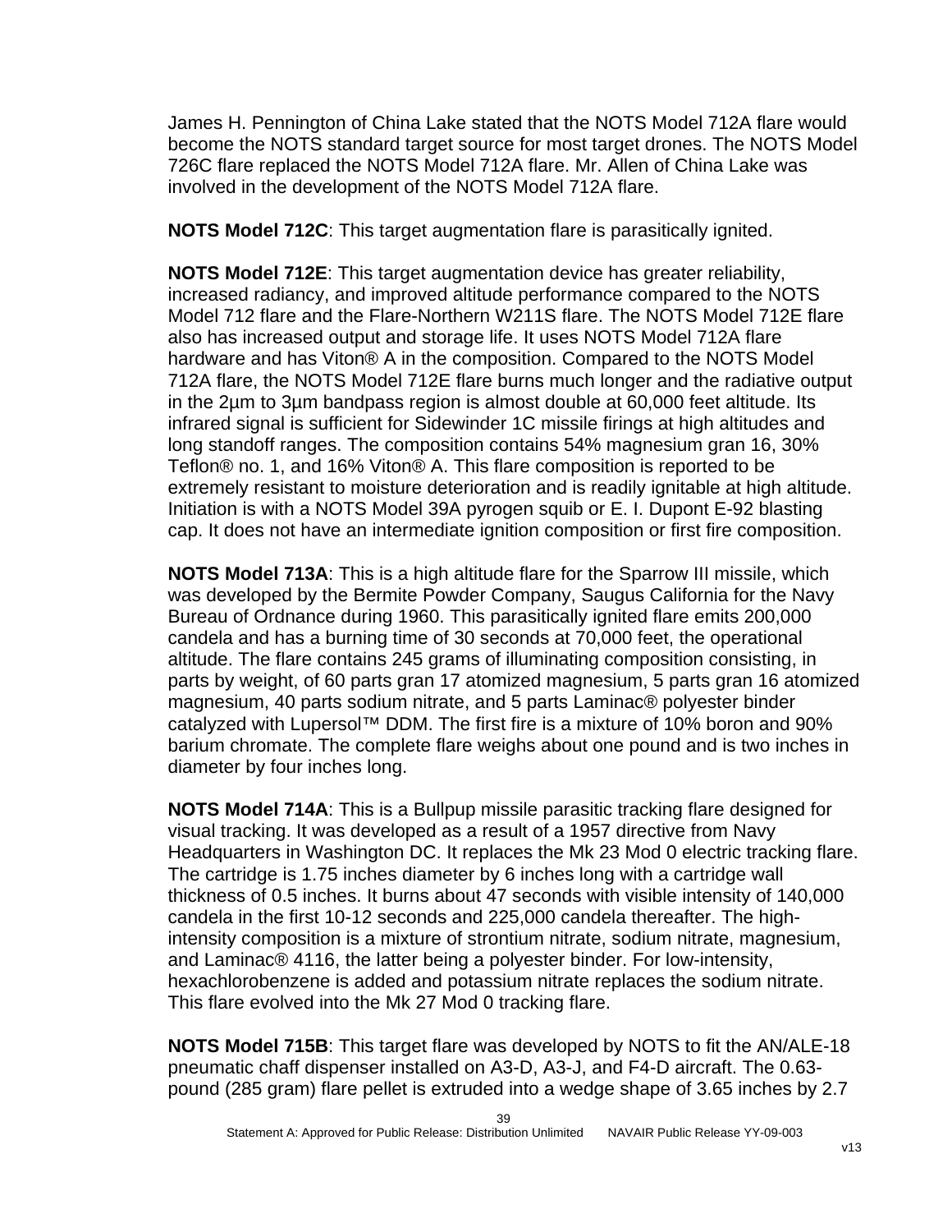James H. Pennington of China Lake stated that the NOTS Model 712A flare would become the NOTS standard target source for most target drones. The NOTS Model 726C flare replaced the NOTS Model 712A flare. Mr. Allen of China Lake was involved in the development of the NOTS Model 712A flare.

**NOTS Model 712C**: This target augmentation flare is parasitically ignited.

**NOTS Model 712E**: This target augmentation device has greater reliability, increased radiancy, and improved altitude performance compared to the NOTS Model 712 flare and the Flare-Northern W211S flare. The NOTS Model 712E flare also has increased output and storage life. It uses NOTS Model 712A flare hardware and has Viton® A in the composition. Compared to the NOTS Model 712A flare, the NOTS Model 712E flare burns much longer and the radiative output in the 2µm to 3µm bandpass region is almost double at 60,000 feet altitude. Its infrared signal is sufficient for Sidewinder 1C missile firings at high altitudes and long standoff ranges. The composition contains 54% magnesium gran 16, 30% Teflon® no. 1, and 16% Viton® A. This flare composition is reported to be extremely resistant to moisture deterioration and is readily ignitable at high altitude. Initiation is with a NOTS Model 39A pyrogen squib or E. I. Dupont E-92 blasting cap. It does not have an intermediate ignition composition or first fire composition.

**NOTS Model 713A**: This is a high altitude flare for the Sparrow III missile, which was developed by the Bermite Powder Company, Saugus California for the Navy Bureau of Ordnance during 1960. This parasitically ignited flare emits 200,000 candela and has a burning time of 30 seconds at 70,000 feet, the operational altitude. The flare contains 245 grams of illuminating composition consisting, in parts by weight, of 60 parts gran 17 atomized magnesium, 5 parts gran 16 atomized magnesium, 40 parts sodium nitrate, and 5 parts Laminac® polyester binder catalyzed with Lupersol™ DDM. The first fire is a mixture of 10% boron and 90% barium chromate. The complete flare weighs about one pound and is two inches in diameter by four inches long.

**NOTS Model 714A**: This is a Bullpup missile parasitic tracking flare designed for visual tracking. It was developed as a result of a 1957 directive from Navy Headquarters in Washington DC. It replaces the Mk 23 Mod 0 electric tracking flare. The cartridge is 1.75 inches diameter by 6 inches long with a cartridge wall thickness of 0.5 inches. It burns about 47 seconds with visible intensity of 140,000 candela in the first 10-12 seconds and 225,000 candela thereafter. The high-intensity composition is a mixture of strontium nitrate, sodium nitrate, magnesium, and Laminac® 4116, the latter being a polyester binder. For low-intensity, hexachlorobenzene is added and potassium nitrate replaces the sodium nitrate. This flare evolved into the Mk 27 Mod 0 tracking flare.

**NOTS Model 715B**: This target flare was developed by NOTS to fit the AN/ALE-18 pneumatic chaff dispenser installed on A3-D, A3-J, and F4-D aircraft. The 0.63-pound (285 gram) flare pellet is extruded into a wedge shape of 3.65 inches by 2.7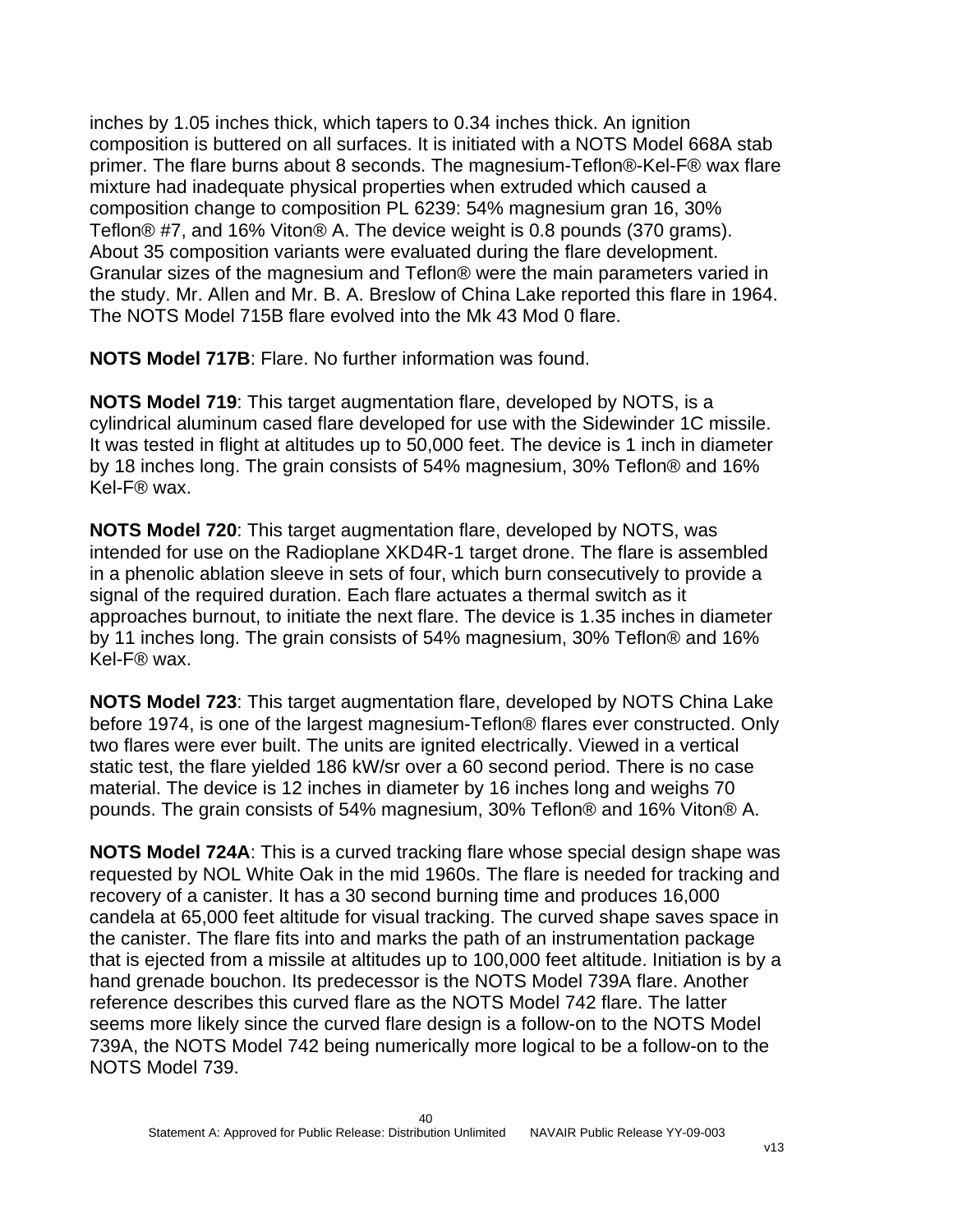inches by 1.05 inches thick, which tapers to 0.34 inches thick. An ignition composition is buttered on all surfaces. It is initiated with a NOTS Model 668A stab primer. The flare burns about 8 seconds. The magnesium-Teflon®-Kel-F® wax flare mixture had inadequate physical properties when extruded which caused a composition change to composition PL 6239: 54% magnesium gran 16, 30% Teflon® #7, and 16% Viton® A. The device weight is 0.8 pounds (370 grams). About 35 composition variants were evaluated during the flare development. Granular sizes of the magnesium and Teflon® were the main parameters varied in the study. Mr. Allen and Mr. B. A. Breslow of China Lake reported this flare in 1964. The NOTS Model 715B flare evolved into the Mk 43 Mod 0 flare.

**NOTS Model 717B**: Flare. No further information was found.

**NOTS Model 719**: This target augmentation flare, developed by NOTS, is a cylindrical aluminum cased flare developed for use with the Sidewinder 1C missile. It was tested in flight at altitudes up to 50,000 feet. The device is 1 inch in diameter by 18 inches long. The grain consists of 54% magnesium, 30% Teflon® and 16% Kel-F® wax.

**NOTS Model 720**: This target augmentation flare, developed by NOTS, was intended for use on the Radioplane XKD4R-1 target drone. The flare is assembled in a phenolic ablation sleeve in sets of four, which burn consecutively to provide a signal of the required duration. Each flare actuates a thermal switch as it approaches burnout, to initiate the next flare. The device is 1.35 inches in diameter by 11 inches long. The grain consists of 54% magnesium, 30% Teflon® and 16% Kel-F® wax.

**NOTS Model 723**: This target augmentation flare, developed by NOTS China Lake before 1974, is one of the largest magnesium-Teflon® flares ever constructed. Only two flares were ever built. The units are ignited electrically. Viewed in a vertical static test, the flare yielded 186 kW/sr over a 60 second period. There is no case material. The device is 12 inches in diameter by 16 inches long and weighs 70 pounds. The grain consists of 54% magnesium, 30% Teflon® and 16% Viton® A.

**NOTS Model 724A**: This is a curved tracking flare whose special design shape was requested by NOL White Oak in the mid 1960s. The flare is needed for tracking and recovery of a canister. It has a 30 second burning time and produces 16,000 candela at 65,000 feet altitude for visual tracking. The curved shape saves space in the canister. The flare fits into and marks the path of an instrumentation package that is ejected from a missile at altitudes up to 100,000 feet altitude. Initiation is by a hand grenade bouchon. Its predecessor is the NOTS Model 739A flare. Another reference describes this curved flare as the NOTS Model 742 flare. The latter seems more likely since the curved flare design is a follow-on to the NOTS Model 739A, the NOTS Model 742 being numerically more logical to be a follow-on to the NOTS Model 739.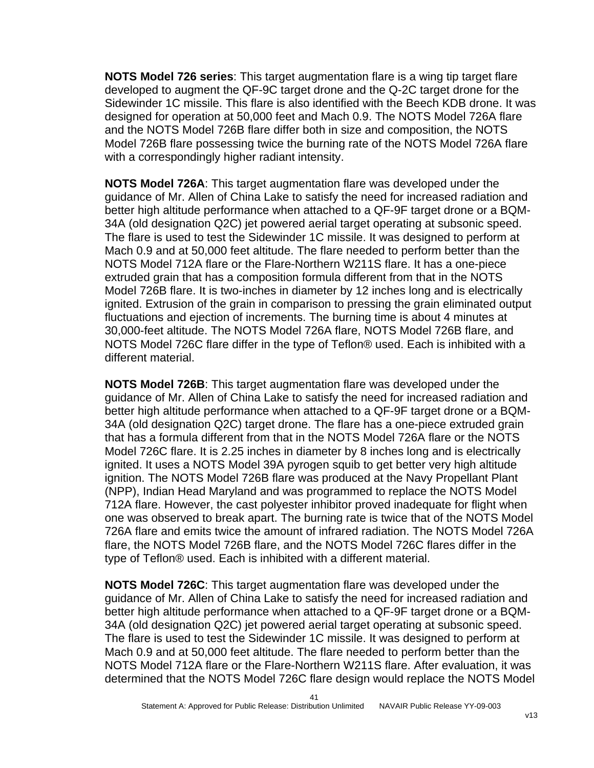**NOTS Model 726 series**: This target augmentation flare is a wing tip target flare developed to augment the QF-9C target drone and the Q-2C target drone for the Sidewinder 1C missile. This flare is also identified with the Beech KDB drone. It was designed for operation at 50,000 feet and Mach 0.9. The NOTS Model 726A flare and the NOTS Model 726B flare differ both in size and composition, the NOTS Model 726B flare possessing twice the burning rate of the NOTS Model 726A flare with a correspondingly higher radiant intensity.

**NOTS Model 726A**: This target augmentation flare was developed under the guidance of Mr. Allen of China Lake to satisfy the need for increased radiation and better high altitude performance when attached to a QF-9F target drone or a BQM-34A (old designation Q2C) jet powered aerial target operating at subsonic speed. The flare is used to test the Sidewinder 1C missile. It was designed to perform at Mach 0.9 and at 50,000 feet altitude. The flare needed to perform better than the NOTS Model 712A flare or the Flare-Northern W211S flare. It has a one-piece extruded grain that has a composition formula different from that in the NOTS Model 726B flare. It is two-inches in diameter by 12 inches long and is electrically ignited. Extrusion of the grain in comparison to pressing the grain eliminated output fluctuations and ejection of increments. The burning time is about 4 minutes at 30,000-feet altitude. The NOTS Model 726A flare, NOTS Model 726B flare, and NOTS Model 726C flare differ in the type of Teflon® used. Each is inhibited with a different material.

**NOTS Model 726B**: This target augmentation flare was developed under the guidance of Mr. Allen of China Lake to satisfy the need for increased radiation and better high altitude performance when attached to a QF-9F target drone or a BQM-34A (old designation Q2C) target drone. The flare has a one-piece extruded grain that has a formula different from that in the NOTS Model 726A flare or the NOTS Model 726C flare. It is 2.25 inches in diameter by 8 inches long and is electrically ignited. It uses a NOTS Model 39A pyrogen squib to get better very high altitude ignition. The NOTS Model 726B flare was produced at the Navy Propellant Plant (NPP), Indian Head Maryland and was programmed to replace the NOTS Model 712A flare. However, the cast polyester inhibitor proved inadequate for flight when one was observed to break apart. The burning rate is twice that of the NOTS Model 726A flare and emits twice the amount of infrared radiation. The NOTS Model 726A flare, the NOTS Model 726B flare, and the NOTS Model 726C flares differ in the type of Teflon® used. Each is inhibited with a different material.

**NOTS Model 726C**: This target augmentation flare was developed under the guidance of Mr. Allen of China Lake to satisfy the need for increased radiation and better high altitude performance when attached to a QF-9F target drone or a BQM-34A (old designation Q2C) jet powered aerial target operating at subsonic speed. The flare is used to test the Sidewinder 1C missile. It was designed to perform at Mach 0.9 and at 50,000 feet altitude. The flare needed to perform better than the NOTS Model 712A flare or the Flare-Northern W211S flare. After evaluation, it was determined that the NOTS Model 726C flare design would replace the NOTS Model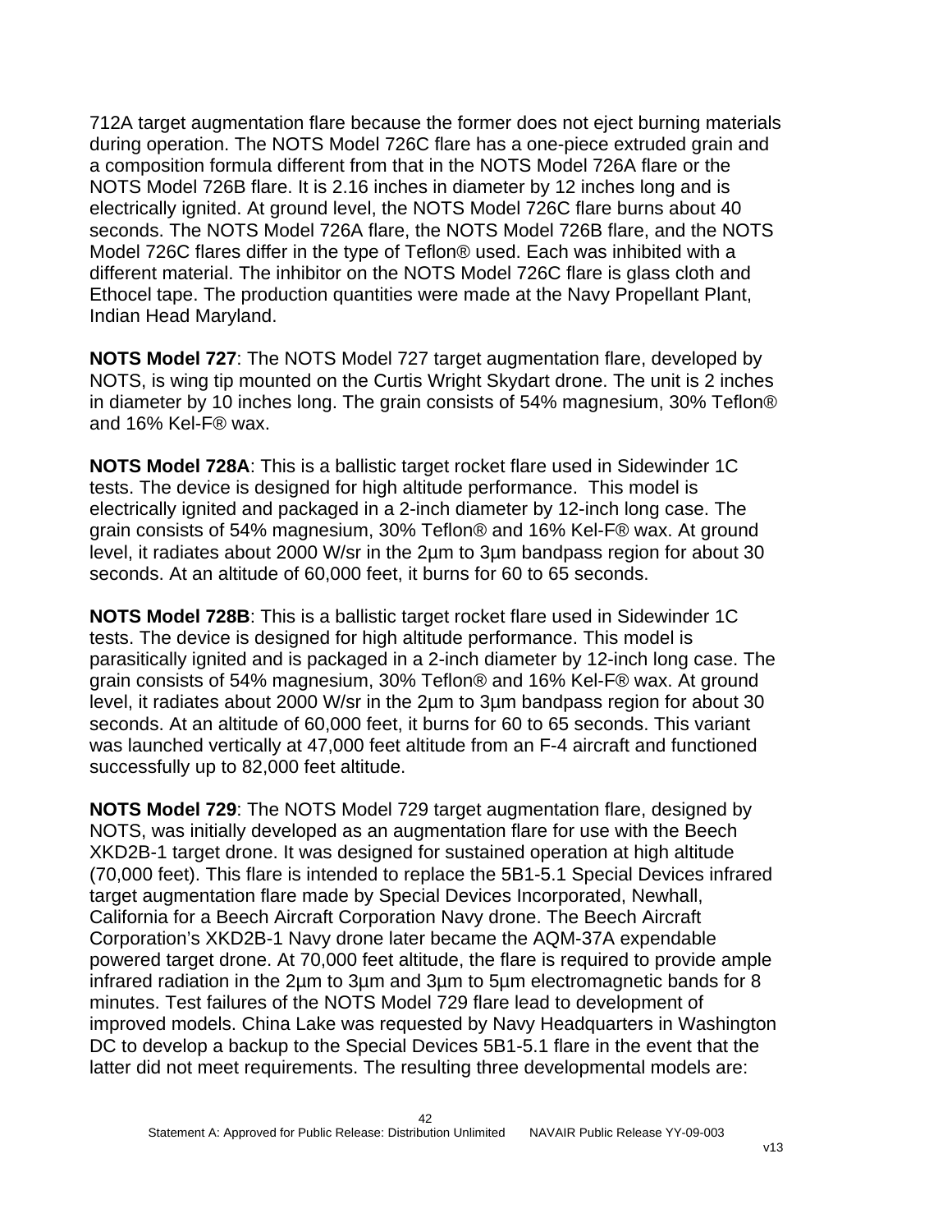712A target augmentation flare because the former does not eject burning materials during operation. The NOTS Model 726C flare has a one-piece extruded grain and a composition formula different from that in the NOTS Model 726A flare or the NOTS Model 726B flare. It is 2.16 inches in diameter by 12 inches long and is electrically ignited. At ground level, the NOTS Model 726C flare burns about 40 seconds. The NOTS Model 726A flare, the NOTS Model 726B flare, and the NOTS Model 726C flares differ in the type of Teflon® used. Each was inhibited with a different material. The inhibitor on the NOTS Model 726C flare is glass cloth and Ethocel tape. The production quantities were made at the Navy Propellant Plant, Indian Head Maryland.

**NOTS Model 727**: The NOTS Model 727 target augmentation flare, developed by NOTS, is wing tip mounted on the Curtis Wright Skydart drone. The unit is 2 inches in diameter by 10 inches long. The grain consists of 54% magnesium, 30% Teflon® and 16% Kel-F® wax.

**NOTS Model 728A**: This is a ballistic target rocket flare used in Sidewinder 1C tests. The device is designed for high altitude performance. This model is electrically ignited and packaged in a 2-inch diameter by 12-inch long case. The grain consists of 54% magnesium, 30% Teflon® and 16% Kel-F® wax. At ground level, it radiates about 2000 W/sr in the 2µm to 3µm bandpass region for about 30 seconds. At an altitude of 60,000 feet, it burns for 60 to 65 seconds.

**NOTS Model 728B**: This is a ballistic target rocket flare used in Sidewinder 1C tests. The device is designed for high altitude performance. This model is parasitically ignited and is packaged in a 2-inch diameter by 12-inch long case. The grain consists of 54% magnesium, 30% Teflon® and 16% Kel-F® wax. At ground level, it radiates about 2000 W/sr in the 2µm to 3µm bandpass region for about 30 seconds. At an altitude of 60,000 feet, it burns for 60 to 65 seconds. This variant was launched vertically at 47,000 feet altitude from an F-4 aircraft and functioned successfully up to 82,000 feet altitude.

**NOTS Model 729**: The NOTS Model 729 target augmentation flare, designed by NOTS, was initially developed as an augmentation flare for use with the Beech XKD2B-1 target drone. It was designed for sustained operation at high altitude (70,000 feet). This flare is intended to replace the 5B1-5.1 Special Devices infrared target augmentation flare made by Special Devices Incorporated, Newhall, California for a Beech Aircraft Corporation Navy drone. The Beech Aircraft Corporation's XKD2B-1 Navy drone later became the AQM-37A expendable powered target drone. At 70,000 feet altitude, the flare is required to provide ample infrared radiation in the 2µm to 3µm and 3µm to 5µm electromagnetic bands for 8 minutes. Test failures of the NOTS Model 729 flare lead to development of improved models. China Lake was requested by Navy Headquarters in Washington DC to develop a backup to the Special Devices 5B1-5.1 flare in the event that the latter did not meet requirements. The resulting three developmental models are: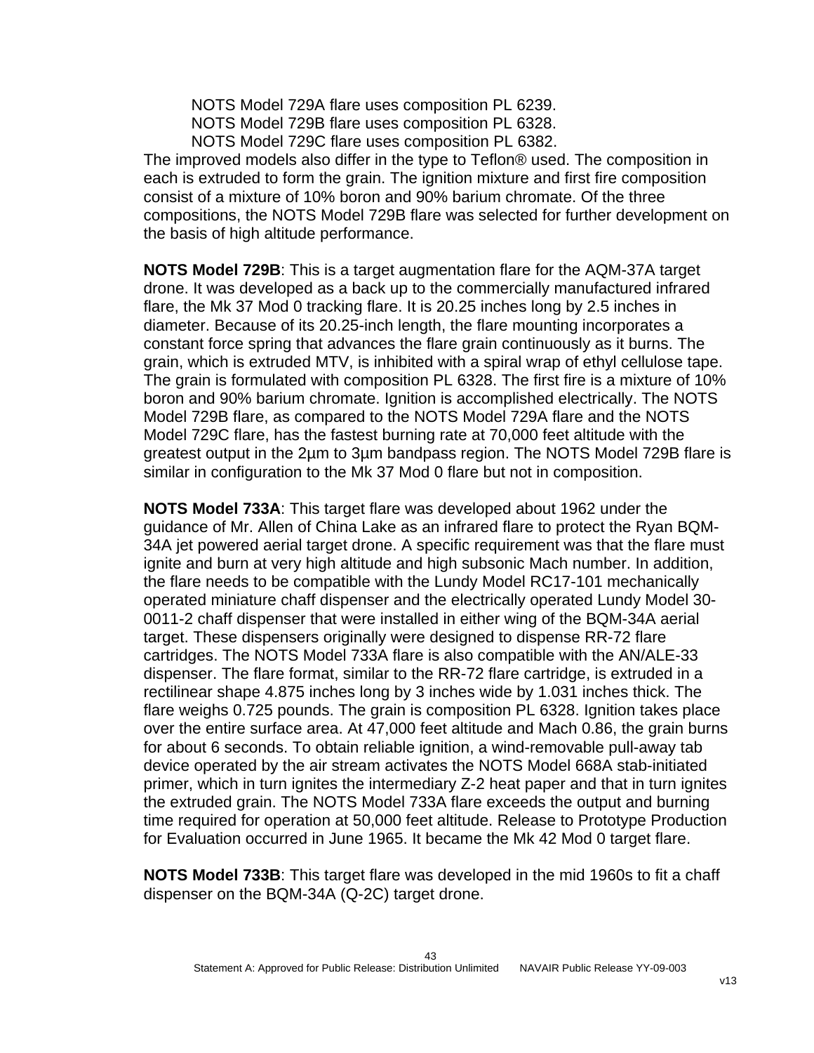NOTS Model 729A flare uses composition PL 6239.
NOTS Model 729B flare uses composition PL 6328.
NOTS Model 729C flare uses composition PL 6382.

The improved models also differ in the type to Teflon® used. The composition in each is extruded to form the grain. The ignition mixture and first fire composition consist of a mixture of 10% boron and 90% barium chromate. Of the three compositions, the NOTS Model 729B flare was selected for further development on the basis of high altitude performance.

**NOTS Model 729B**: This is a target augmentation flare for the AQM-37A target drone. It was developed as a back up to the commercially manufactured infrared flare, the Mk 37 Mod 0 tracking flare. It is 20.25 inches long by 2.5 inches in diameter. Because of its 20.25-inch length, the flare mounting incorporates a constant force spring that advances the flare grain continuously as it burns. The grain, which is extruded MTV, is inhibited with a spiral wrap of ethyl cellulose tape. The grain is formulated with composition PL 6328. The first fire is a mixture of 10% boron and 90% barium chromate. Ignition is accomplished electrically. The NOTS Model 729B flare, as compared to the NOTS Model 729A flare and the NOTS Model 729C flare, has the fastest burning rate at 70,000 feet altitude with the greatest output in the 2µm to 3µm bandpass region. The NOTS Model 729B flare is similar in configuration to the Mk 37 Mod 0 flare but not in composition.

**NOTS Model 733A**: This target flare was developed about 1962 under the guidance of Mr. Allen of China Lake as an infrared flare to protect the Ryan BQM-34A jet powered aerial target drone. A specific requirement was that the flare must ignite and burn at very high altitude and high subsonic Mach number. In addition, the flare needs to be compatible with the Lundy Model RC17-101 mechanically operated miniature chaff dispenser and the electrically operated Lundy Model 30-0011-2 chaff dispenser that were installed in either wing of the BQM-34A aerial target. These dispensers originally were designed to dispense RR-72 flare cartridges. The NOTS Model 733A flare is also compatible with the AN/ALE-33 dispenser. The flare format, similar to the RR-72 flare cartridge, is extruded in a rectilinear shape 4.875 inches long by 3 inches wide by 1.031 inches thick. The flare weighs 0.725 pounds. The grain is composition PL 6328. Ignition takes place over the entire surface area. At 47,000 feet altitude and Mach 0.86, the grain burns for about 6 seconds. To obtain reliable ignition, a wind-removable pull-away tab device operated by the air stream activates the NOTS Model 668A stab-initiated primer, which in turn ignites the intermediary Z-2 heat paper and that in turn ignites the extruded grain. The NOTS Model 733A flare exceeds the output and burning time required for operation at 50,000 feet altitude. Release to Prototype Production for Evaluation occurred in June 1965. It became the Mk 42 Mod 0 target flare.

**NOTS Model 733B**: This target flare was developed in the mid 1960s to fit a chaff dispenser on the BQM-34A (Q-2C) target drone.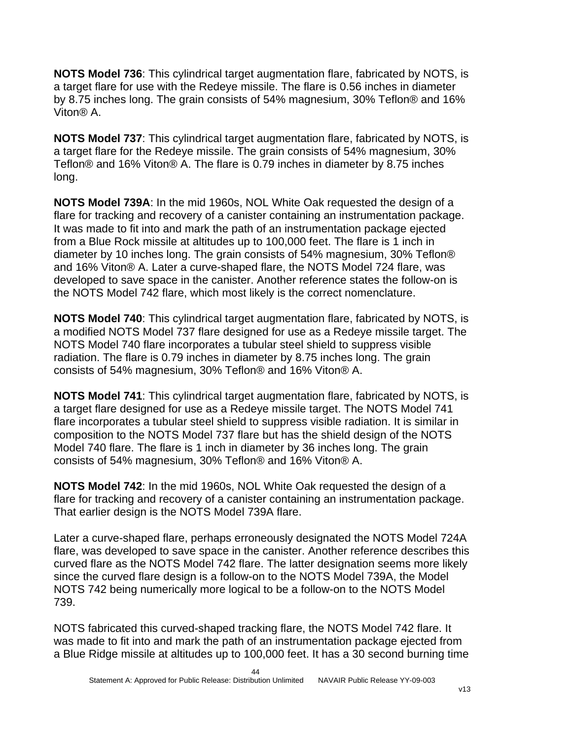**NOTS Model 736**: This cylindrical target augmentation flare, fabricated by NOTS, is a target flare for use with the Redeye missile. The flare is 0.56 inches in diameter by 8.75 inches long. The grain consists of 54% magnesium, 30% Teflon® and 16% Viton® A.

**NOTS Model 737**: This cylindrical target augmentation flare, fabricated by NOTS, is a target flare for the Redeye missile. The grain consists of 54% magnesium, 30% Teflon® and 16% Viton® A. The flare is 0.79 inches in diameter by 8.75 inches long.

**NOTS Model 739A**: In the mid 1960s, NOL White Oak requested the design of a flare for tracking and recovery of a canister containing an instrumentation package. It was made to fit into and mark the path of an instrumentation package ejected from a Blue Rock missile at altitudes up to 100,000 feet. The flare is 1 inch in diameter by 10 inches long. The grain consists of 54% magnesium, 30% Teflon® and 16% Viton® A. Later a curve-shaped flare, the NOTS Model 724 flare, was developed to save space in the canister. Another reference states the follow-on is the NOTS Model 742 flare, which most likely is the correct nomenclature.

**NOTS Model 740**: This cylindrical target augmentation flare, fabricated by NOTS, is a modified NOTS Model 737 flare designed for use as a Redeye missile target. The NOTS Model 740 flare incorporates a tubular steel shield to suppress visible radiation. The flare is 0.79 inches in diameter by 8.75 inches long. The grain consists of 54% magnesium, 30% Teflon® and 16% Viton® A.

**NOTS Model 741**: This cylindrical target augmentation flare, fabricated by NOTS, is a target flare designed for use as a Redeye missile target. The NOTS Model 741 flare incorporates a tubular steel shield to suppress visible radiation. It is similar in composition to the NOTS Model 737 flare but has the shield design of the NOTS Model 740 flare. The flare is 1 inch in diameter by 36 inches long. The grain consists of 54% magnesium, 30% Teflon® and 16% Viton® A.

**NOTS Model 742**: In the mid 1960s, NOL White Oak requested the design of a flare for tracking and recovery of a canister containing an instrumentation package. That earlier design is the NOTS Model 739A flare.

Later a curve-shaped flare, perhaps erroneously designated the NOTS Model 724A flare, was developed to save space in the canister. Another reference describes this curved flare as the NOTS Model 742 flare. The latter designation seems more likely since the curved flare design is a follow-on to the NOTS Model 739A, the Model NOTS 742 being numerically more logical to be a follow-on to the NOTS Model 739.

NOTS fabricated this curved-shaped tracking flare, the NOTS Model 742 flare. It was made to fit into and mark the path of an instrumentation package ejected from a Blue Ridge missile at altitudes up to 100,000 feet. It has a 30 second burning time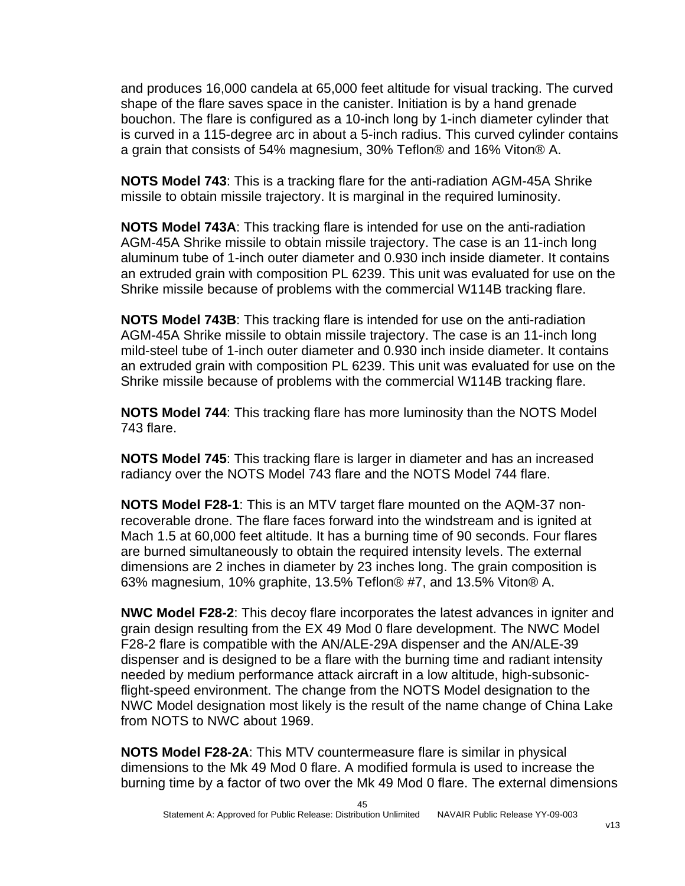and produces 16,000 candela at 65,000 feet altitude for visual tracking. The curved shape of the flare saves space in the canister. Initiation is by a hand grenade bouchon. The flare is configured as a 10-inch long by 1-inch diameter cylinder that is curved in a 115-degree arc in about a 5-inch radius. This curved cylinder contains a grain that consists of 54% magnesium, 30% Teflon® and 16% Viton® A.

**NOTS Model 743**: This is a tracking flare for the anti-radiation AGM-45A Shrike missile to obtain missile trajectory. It is marginal in the required luminosity.

**NOTS Model 743A**: This tracking flare is intended for use on the anti-radiation AGM-45A Shrike missile to obtain missile trajectory. The case is an 11-inch long aluminum tube of 1-inch outer diameter and 0.930 inch inside diameter. It contains an extruded grain with composition PL 6239. This unit was evaluated for use on the Shrike missile because of problems with the commercial W114B tracking flare.

**NOTS Model 743B**: This tracking flare is intended for use on the anti-radiation AGM-45A Shrike missile to obtain missile trajectory. The case is an 11-inch long mild-steel tube of 1-inch outer diameter and 0.930 inch inside diameter. It contains an extruded grain with composition PL 6239. This unit was evaluated for use on the Shrike missile because of problems with the commercial W114B tracking flare.

**NOTS Model 744**: This tracking flare has more luminosity than the NOTS Model 743 flare.

**NOTS Model 745**: This tracking flare is larger in diameter and has an increased radiancy over the NOTS Model 743 flare and the NOTS Model 744 flare.

**NOTS Model F28-1**: This is an MTV target flare mounted on the AQM-37 non-recoverable drone. The flare faces forward into the windstream and is ignited at Mach 1.5 at 60,000 feet altitude. It has a burning time of 90 seconds. Four flares are burned simultaneously to obtain the required intensity levels. The external dimensions are 2 inches in diameter by 23 inches long. The grain composition is 63% magnesium, 10% graphite, 13.5% Teflon® #7, and 13.5% Viton® A.

**NWC Model F28-2**: This decoy flare incorporates the latest advances in igniter and grain design resulting from the EX 49 Mod 0 flare development. The NWC Model F28-2 flare is compatible with the AN/ALE-29A dispenser and the AN/ALE-39 dispenser and is designed to be a flare with the burning time and radiant intensity needed by medium performance attack aircraft in a low altitude, high-subsonic-flight-speed environment. The change from the NOTS Model designation to the NWC Model designation most likely is the result of the name change of China Lake from NOTS to NWC about 1969.

**NOTS Model F28-2A**: This MTV countermeasure flare is similar in physical dimensions to the Mk 49 Mod 0 flare. A modified formula is used to increase the burning time by a factor of two over the Mk 49 Mod 0 flare. The external dimensions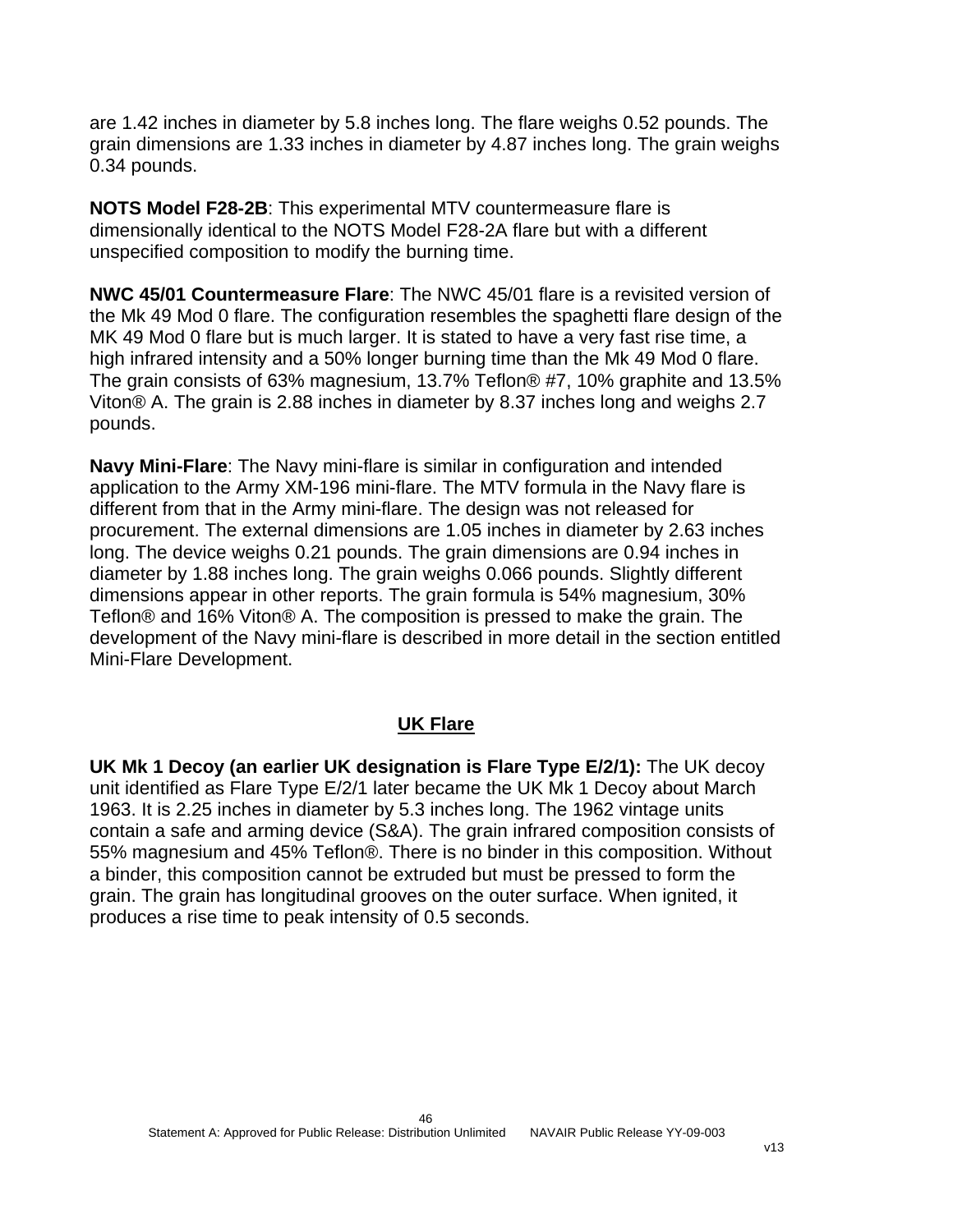are 1.42 inches in diameter by 5.8 inches long. The flare weighs 0.52 pounds. The grain dimensions are 1.33 inches in diameter by 4.87 inches long. The grain weighs 0.34 pounds.

**NOTS Model F28-2B**: This experimental MTV countermeasure flare is dimensionally identical to the NOTS Model F28-2A flare but with a different unspecified composition to modify the burning time.

**NWC 45/01 Countermeasure Flare**: The NWC 45/01 flare is a revisited version of the Mk 49 Mod 0 flare. The configuration resembles the spaghetti flare design of the MK 49 Mod 0 flare but is much larger. It is stated to have a very fast rise time, a high infrared intensity and a 50% longer burning time than the Mk 49 Mod 0 flare. The grain consists of 63% magnesium, 13.7% Teflon® #7, 10% graphite and 13.5% Viton® A. The grain is 2.88 inches in diameter by 8.37 inches long and weighs 2.7 pounds.

**Navy Mini-Flare**: The Navy mini-flare is similar in configuration and intended application to the Army XM-196 mini-flare. The MTV formula in the Navy flare is different from that in the Army mini-flare. The design was not released for procurement. The external dimensions are 1.05 inches in diameter by 2.63 inches long. The device weighs 0.21 pounds. The grain dimensions are 0.94 inches in diameter by 1.88 inches long. The grain weighs 0.066 pounds. Slightly different dimensions appear in other reports. The grain formula is 54% magnesium, 30% Teflon® and 16% Viton® A. The composition is pressed to make the grain. The development of the Navy mini-flare is described in more detail in the section entitled Mini-Flare Development.

## UK Flare

**UK Mk 1 Decoy (an earlier UK designation is Flare Type E/2/1):** The UK decoy unit identified as Flare Type E/2/1 later became the UK Mk 1 Decoy about March 1963. It is 2.25 inches in diameter by 5.3 inches long. The 1962 vintage units contain a safe and arming device (S&A). The grain infrared composition consists of 55% magnesium and 45% Teflon®. There is no binder in this composition. Without a binder, this composition cannot be extruded but must be pressed to form the grain. The grain has longitudinal grooves on the outer surface. When ignited, it produces a rise time to peak intensity of 0.5 seconds.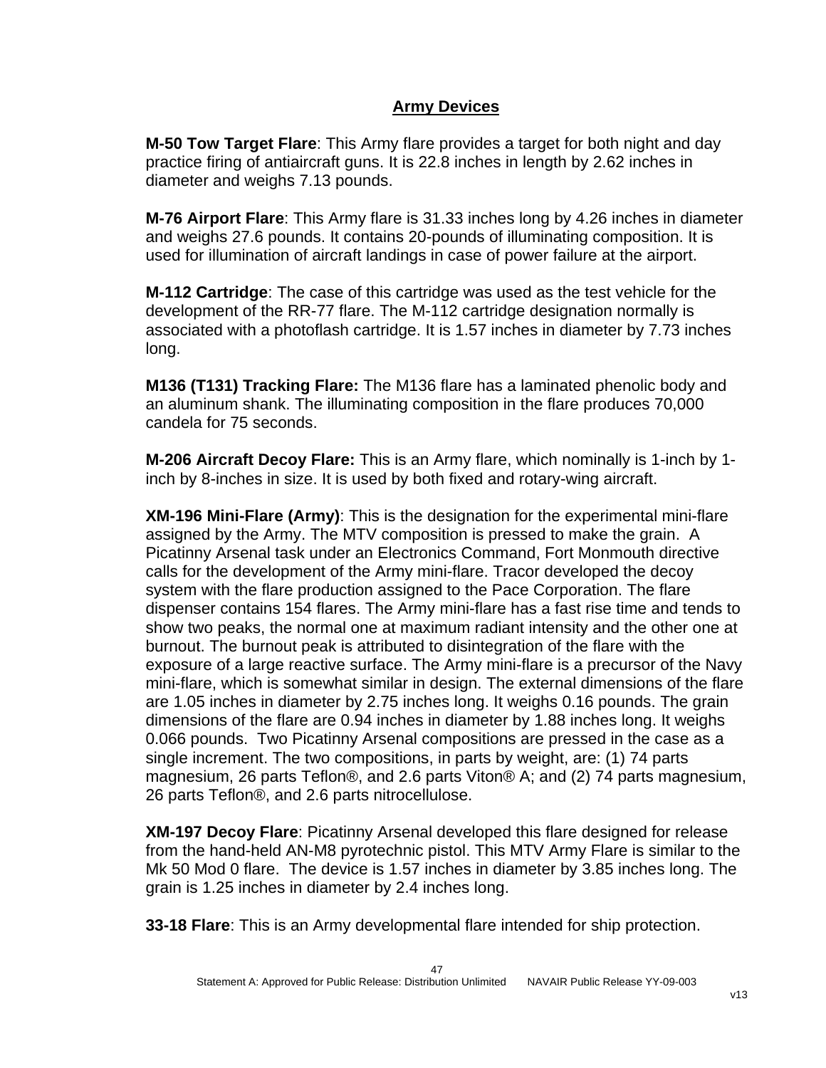## Army Devices

**M-50 Tow Target Flare**: This Army flare provides a target for both night and day practice firing of antiaircraft guns. It is 22.8 inches in length by 2.62 inches in diameter and weighs 7.13 pounds.

**M-76 Airport Flare**: This Army flare is 31.33 inches long by 4.26 inches in diameter and weighs 27.6 pounds. It contains 20-pounds of illuminating composition. It is used for illumination of aircraft landings in case of power failure at the airport.

**M-112 Cartridge**: The case of this cartridge was used as the test vehicle for the development of the RR-77 flare. The M-112 cartridge designation normally is associated with a photoflash cartridge. It is 1.57 inches in diameter by 7.73 inches long.

**M136 (T131) Tracking Flare:** The M136 flare has a laminated phenolic body and an aluminum shank. The illuminating composition in the flare produces 70,000 candela for 75 seconds.

**M-206 Aircraft Decoy Flare:** This is an Army flare, which nominally is 1-inch by 1-inch by 8-inches in size. It is used by both fixed and rotary-wing aircraft.

**XM-196 Mini-Flare (Army)**: This is the designation for the experimental mini-flare assigned by the Army. The MTV composition is pressed to make the grain. A Picatinny Arsenal task under an Electronics Command, Fort Monmouth directive calls for the development of the Army mini-flare. Tracor developed the decoy system with the flare production assigned to the Pace Corporation. The flare dispenser contains 154 flares. The Army mini-flare has a fast rise time and tends to show two peaks, the normal one at maximum radiant intensity and the other one at burnout. The burnout peak is attributed to disintegration of the flare with the exposure of a large reactive surface. The Army mini-flare is a precursor of the Navy mini-flare, which is somewhat similar in design. The external dimensions of the flare are 1.05 inches in diameter by 2.75 inches long. It weighs 0.16 pounds. The grain dimensions of the flare are 0.94 inches in diameter by 1.88 inches long. It weighs 0.066 pounds. Two Picatinny Arsenal compositions are pressed in the case as a single increment. The two compositions, in parts by weight, are: (1) 74 parts magnesium, 26 parts Teflon®, and 2.6 parts Viton® A; and (2) 74 parts magnesium, 26 parts Teflon®, and 2.6 parts nitrocellulose.

**XM-197 Decoy Flare**: Picatinny Arsenal developed this flare designed for release from the hand-held AN-M8 pyrotechnic pistol. This MTV Army Flare is similar to the Mk 50 Mod 0 flare. The device is 1.57 inches in diameter by 3.85 inches long. The grain is 1.25 inches in diameter by 2.4 inches long.

**33-18 Flare**: This is an Army developmental flare intended for ship protection.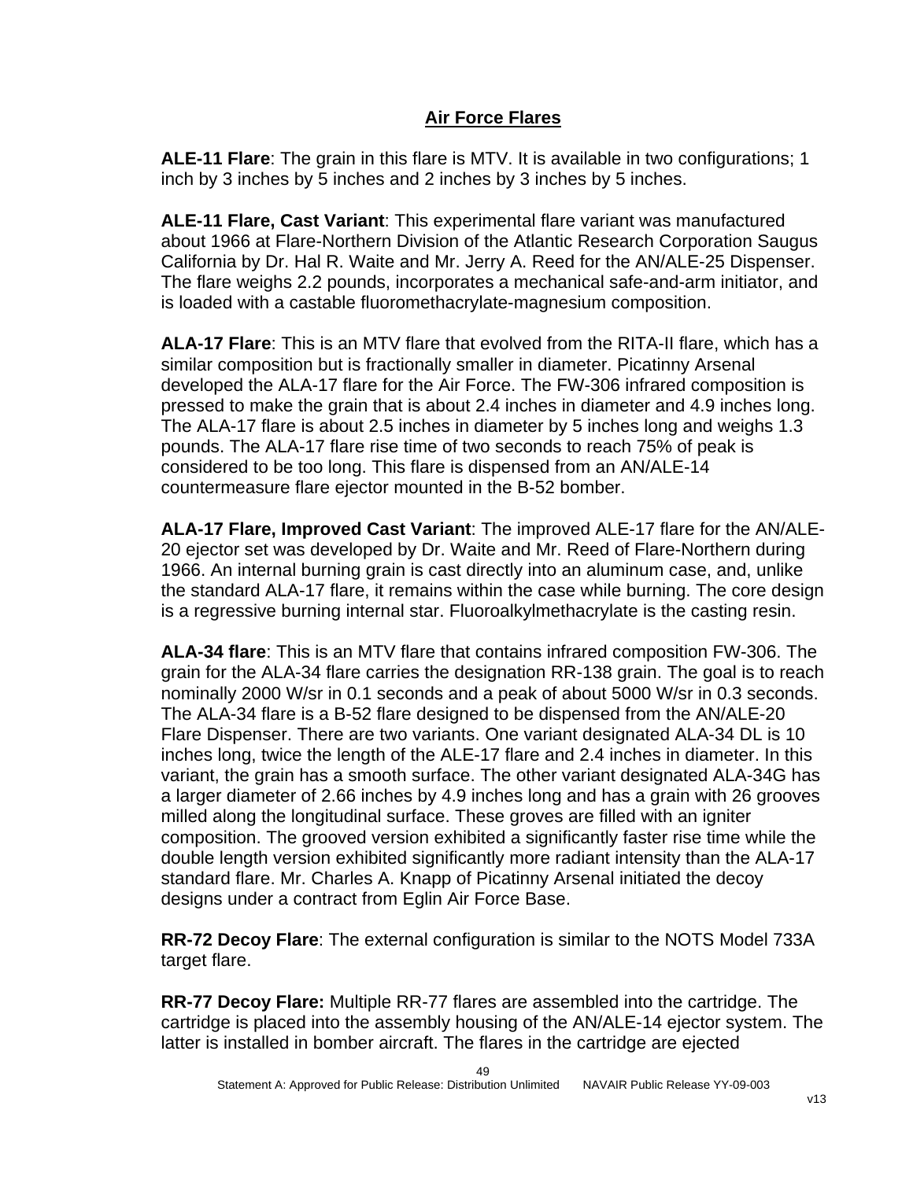## Air Force Flares

**ALE-11 Flare**: The grain in this flare is MTV. It is available in two configurations; 1 inch by 3 inches by 5 inches and 2 inches by 3 inches by 5 inches.

**ALE-11 Flare, Cast Variant**: This experimental flare variant was manufactured about 1966 at Flare-Northern Division of the Atlantic Research Corporation Saugus California by Dr. Hal R. Waite and Mr. Jerry A. Reed for the AN/ALE-25 Dispenser. The flare weighs 2.2 pounds, incorporates a mechanical safe-and-arm initiator, and is loaded with a castable fluoromethacrylate-magnesium composition.

**ALA-17 Flare**: This is an MTV flare that evolved from the RITA-II flare, which has a similar composition but is fractionally smaller in diameter. Picatinny Arsenal developed the ALA-17 flare for the Air Force. The FW-306 infrared composition is pressed to make the grain that is about 2.4 inches in diameter and 4.9 inches long. The ALA-17 flare is about 2.5 inches in diameter by 5 inches long and weighs 1.3 pounds. The ALA-17 flare rise time of two seconds to reach 75% of peak is considered to be too long. This flare is dispensed from an AN/ALE-14 countermeasure flare ejector mounted in the B-52 bomber.

**ALA-17 Flare, Improved Cast Variant**: The improved ALE-17 flare for the AN/ALE-20 ejector set was developed by Dr. Waite and Mr. Reed of Flare-Northern during 1966. An internal burning grain is cast directly into an aluminum case, and, unlike the standard ALA-17 flare, it remains within the case while burning. The core design is a regressive burning internal star. Fluoroalkylmethacrylate is the casting resin.

**ALA-34 flare**: This is an MTV flare that contains infrared composition FW-306. The grain for the ALA-34 flare carries the designation RR-138 grain. The goal is to reach nominally 2000 W/sr in 0.1 seconds and a peak of about 5000 W/sr in 0.3 seconds. The ALA-34 flare is a B-52 flare designed to be dispensed from the AN/ALE-20 Flare Dispenser. There are two variants. One variant designated ALA-34 DL is 10 inches long, twice the length of the ALE-17 flare and 2.4 inches in diameter. In this variant, the grain has a smooth surface. The other variant designated ALA-34G has a larger diameter of 2.66 inches by 4.9 inches long and has a grain with 26 grooves milled along the longitudinal surface. These groves are filled with an igniter composition. The grooved version exhibited a significantly faster rise time while the double length version exhibited significantly more radiant intensity than the ALA-17 standard flare. Mr. Charles A. Knapp of Picatinny Arsenal initiated the decoy designs under a contract from Eglin Air Force Base.

**RR-72 Decoy Flare**: The external configuration is similar to the NOTS Model 733A target flare.

**RR-77 Decoy Flare:** Multiple RR-77 flares are assembled into the cartridge. The cartridge is placed into the assembly housing of the AN/ALE-14 ejector system. The latter is installed in bomber aircraft. The flares in the cartridge are ejected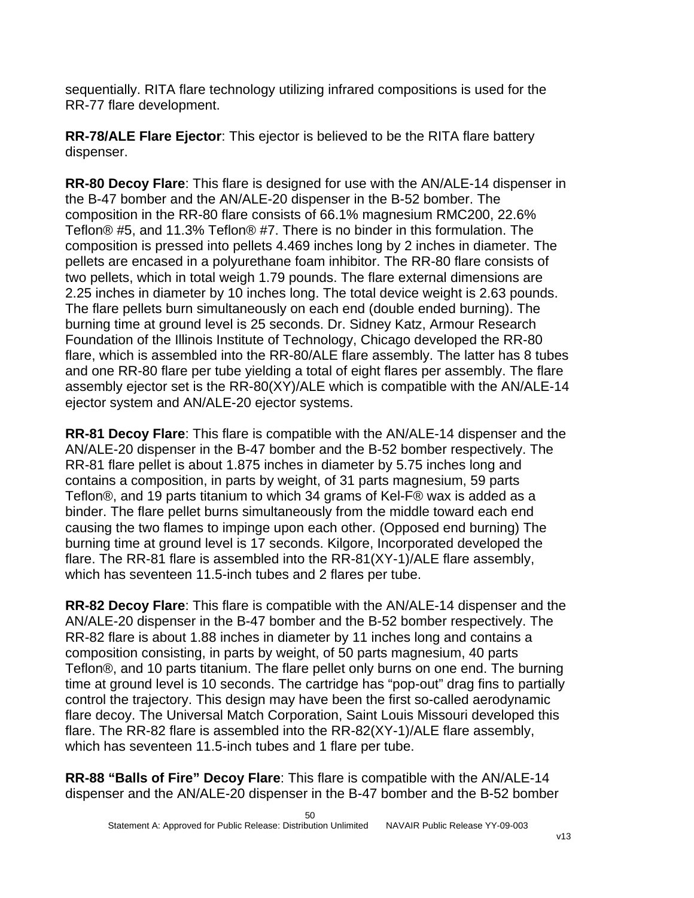sequentially. RITA flare technology utilizing infrared compositions is used for the RR-77 flare development.

**RR-78/ALE Flare Ejector**: This ejector is believed to be the RITA flare battery dispenser.

**RR-80 Decoy Flare**: This flare is designed for use with the AN/ALE-14 dispenser in the B-47 bomber and the AN/ALE-20 dispenser in the B-52 bomber. The composition in the RR-80 flare consists of 66.1% magnesium RMC200, 22.6% Teflon® #5, and 11.3% Teflon® #7. There is no binder in this formulation. The composition is pressed into pellets 4.469 inches long by 2 inches in diameter. The pellets are encased in a polyurethane foam inhibitor. The RR-80 flare consists of two pellets, which in total weigh 1.79 pounds. The flare external dimensions are 2.25 inches in diameter by 10 inches long. The total device weight is 2.63 pounds. The flare pellets burn simultaneously on each end (double ended burning). The burning time at ground level is 25 seconds. Dr. Sidney Katz, Armour Research Foundation of the Illinois Institute of Technology, Chicago developed the RR-80 flare, which is assembled into the RR-80/ALE flare assembly. The latter has 8 tubes and one RR-80 flare per tube yielding a total of eight flares per assembly. The flare assembly ejector set is the RR-80(XY)/ALE which is compatible with the AN/ALE-14 ejector system and AN/ALE-20 ejector systems.

**RR-81 Decoy Flare**: This flare is compatible with the AN/ALE-14 dispenser and the AN/ALE-20 dispenser in the B-47 bomber and the B-52 bomber respectively. The RR-81 flare pellet is about 1.875 inches in diameter by 5.75 inches long and contains a composition, in parts by weight, of 31 parts magnesium, 59 parts Teflon®, and 19 parts titanium to which 34 grams of Kel-F® wax is added as a binder. The flare pellet burns simultaneously from the middle toward each end causing the two flames to impinge upon each other. (Opposed end burning) The burning time at ground level is 17 seconds. Kilgore, Incorporated developed the flare. The RR-81 flare is assembled into the RR-81(XY-1)/ALE flare assembly, which has seventeen 11.5-inch tubes and 2 flares per tube.

**RR-82 Decoy Flare**: This flare is compatible with the AN/ALE-14 dispenser and the AN/ALE-20 dispenser in the B-47 bomber and the B-52 bomber respectively. The RR-82 flare is about 1.88 inches in diameter by 11 inches long and contains a composition consisting, in parts by weight, of 50 parts magnesium, 40 parts Teflon®, and 10 parts titanium. The flare pellet only burns on one end. The burning time at ground level is 10 seconds. The cartridge has "pop-out" drag fins to partially control the trajectory. This design may have been the first so-called aerodynamic flare decoy. The Universal Match Corporation, Saint Louis Missouri developed this flare. The RR-82 flare is assembled into the RR-82(XY-1)/ALE flare assembly, which has seventeen 11.5-inch tubes and 1 flare per tube.

**RR-88 "Balls of Fire" Decoy Flare**: This flare is compatible with the AN/ALE-14 dispenser and the AN/ALE-20 dispenser in the B-47 bomber and the B-52 bomber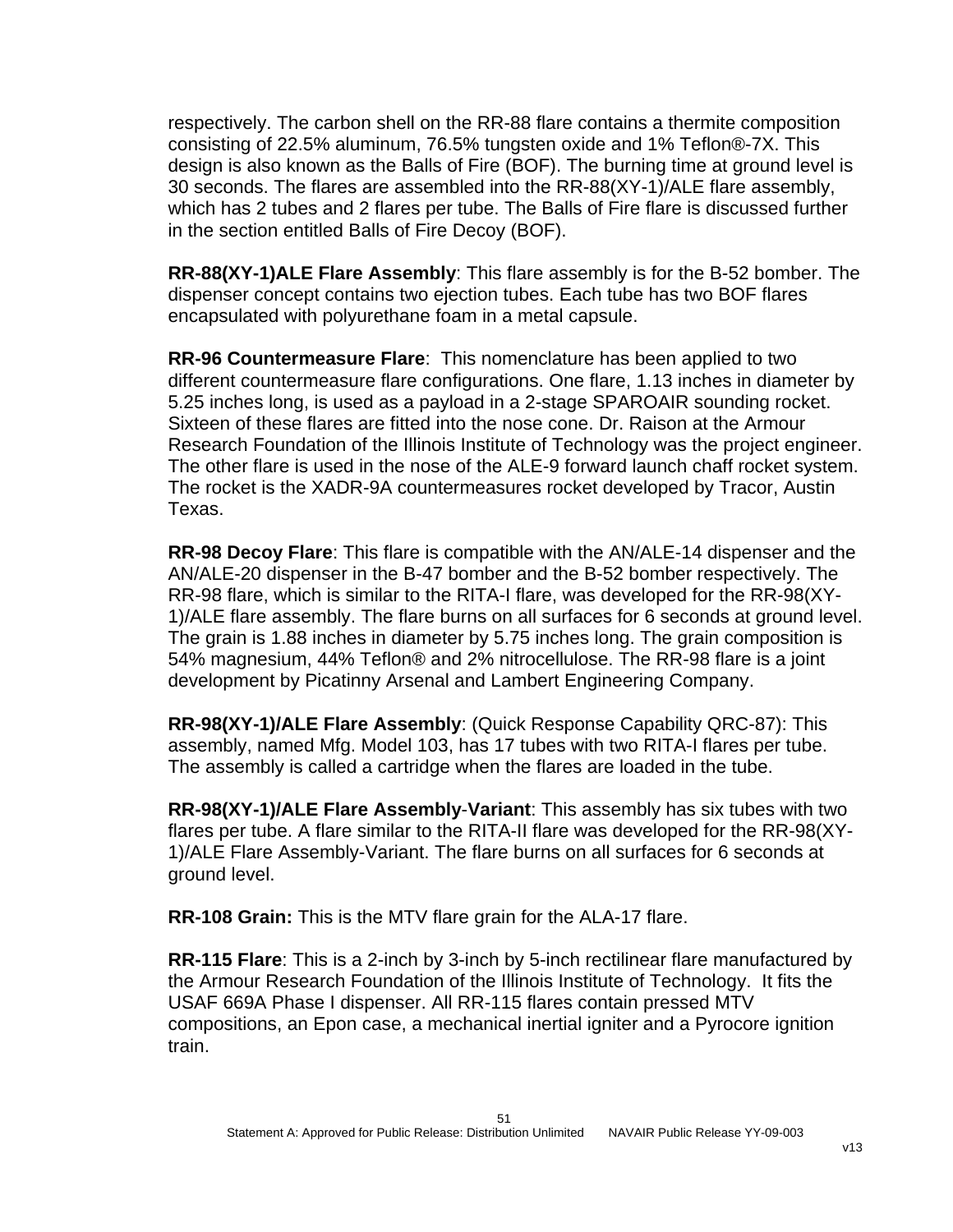respectively. The carbon shell on the RR-88 flare contains a thermite composition consisting of 22.5% aluminum, 76.5% tungsten oxide and 1% Teflon®-7X. This design is also known as the Balls of Fire (BOF). The burning time at ground level is 30 seconds. The flares are assembled into the RR-88(XY-1)/ALE flare assembly, which has 2 tubes and 2 flares per tube. The Balls of Fire flare is discussed further in the section entitled Balls of Fire Decoy (BOF).

**RR-88(XY-1)ALE Flare Assembly**: This flare assembly is for the B-52 bomber. The dispenser concept contains two ejection tubes. Each tube has two BOF flares encapsulated with polyurethane foam in a metal capsule.

**RR-96 Countermeasure Flare**: This nomenclature has been applied to two different countermeasure flare configurations. One flare, 1.13 inches in diameter by 5.25 inches long, is used as a payload in a 2-stage SPAROAIR sounding rocket. Sixteen of these flares are fitted into the nose cone. Dr. Raison at the Armour Research Foundation of the Illinois Institute of Technology was the project engineer. The other flare is used in the nose of the ALE-9 forward launch chaff rocket system. The rocket is the XADR-9A countermeasures rocket developed by Tracor, Austin Texas.

**RR-98 Decoy Flare**: This flare is compatible with the AN/ALE-14 dispenser and the AN/ALE-20 dispenser in the B-47 bomber and the B-52 bomber respectively. The RR-98 flare, which is similar to the RITA-I flare, was developed for the RR-98(XY-1)/ALE flare assembly. The flare burns on all surfaces for 6 seconds at ground level. The grain is 1.88 inches in diameter by 5.75 inches long. The grain composition is 54% magnesium, 44% Teflon® and 2% nitrocellulose. The RR-98 flare is a joint development by Picatinny Arsenal and Lambert Engineering Company.

**RR-98(XY-1)/ALE Flare Assembly**: (Quick Response Capability QRC-87): This assembly, named Mfg. Model 103, has 17 tubes with two RITA-I flares per tube. The assembly is called a cartridge when the flares are loaded in the tube.

**RR-98(XY-1)/ALE Flare Assembly-Variant**: This assembly has six tubes with two flares per tube. A flare similar to the RITA-II flare was developed for the RR-98(XY-1)/ALE Flare Assembly-Variant. The flare burns on all surfaces for 6 seconds at ground level.

**RR-108 Grain:** This is the MTV flare grain for the ALA-17 flare.

**RR-115 Flare**: This is a 2-inch by 3-inch by 5-inch rectilinear flare manufactured by the Armour Research Foundation of the Illinois Institute of Technology. It fits the USAF 669A Phase I dispenser. All RR-115 flares contain pressed MTV compositions, an Epon case, a mechanical inertial igniter and a Pyrocore ignition train.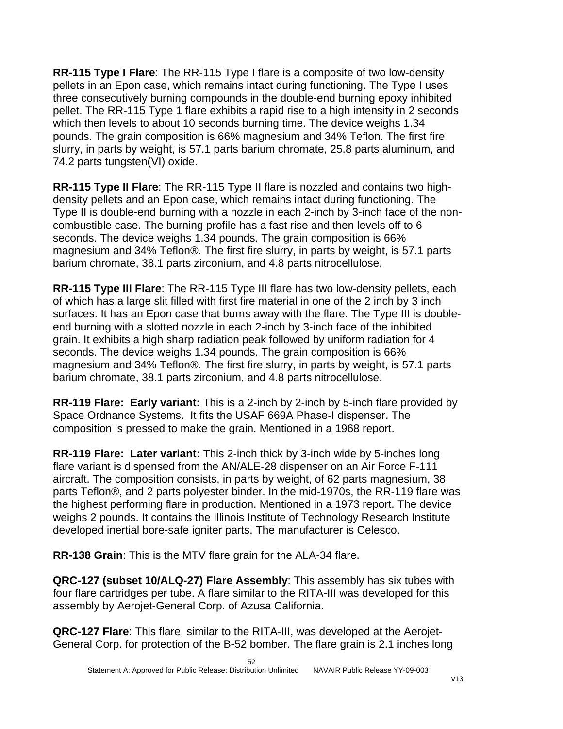**RR-115 Type I Flare**: The RR-115 Type I flare is a composite of two low-density pellets in an Epon case, which remains intact during functioning. The Type I uses three consecutively burning compounds in the double-end burning epoxy inhibited pellet. The RR-115 Type 1 flare exhibits a rapid rise to a high intensity in 2 seconds which then levels to about 10 seconds burning time. The device weighs 1.34 pounds. The grain composition is 66% magnesium and 34% Teflon. The first fire slurry, in parts by weight, is 57.1 parts barium chromate, 25.8 parts aluminum, and 74.2 parts tungsten(VI) oxide.

**RR-115 Type II Flare**: The RR-115 Type II flare is nozzled and contains two high-density pellets and an Epon case, which remains intact during functioning. The Type II is double-end burning with a nozzle in each 2-inch by 3-inch face of the non-combustible case. The burning profile has a fast rise and then levels off to 6 seconds. The device weighs 1.34 pounds. The grain composition is 66% magnesium and 34% Teflon®. The first fire slurry, in parts by weight, is 57.1 parts barium chromate, 38.1 parts zirconium, and 4.8 parts nitrocellulose.

**RR-115 Type III Flare**: The RR-115 Type III flare has two low-density pellets, each of which has a large slit filled with first fire material in one of the 2 inch by 3 inch surfaces. It has an Epon case that burns away with the flare. The Type III is double-end burning with a slotted nozzle in each 2-inch by 3-inch face of the inhibited grain. It exhibits a high sharp radiation peak followed by uniform radiation for 4 seconds. The device weighs 1.34 pounds. The grain composition is 66% magnesium and 34% Teflon®. The first fire slurry, in parts by weight, is 57.1 parts barium chromate, 38.1 parts zirconium, and 4.8 parts nitrocellulose.

**RR-119 Flare: Early variant:** This is a 2-inch by 2-inch by 5-inch flare provided by Space Ordnance Systems. It fits the USAF 669A Phase-I dispenser. The composition is pressed to make the grain. Mentioned in a 1968 report.

**RR-119 Flare: Later variant:** This 2-inch thick by 3-inch wide by 5-inches long flare variant is dispensed from the AN/ALE-28 dispenser on an Air Force F-111 aircraft. The composition consists, in parts by weight, of 62 parts magnesium, 38 parts Teflon®, and 2 parts polyester binder. In the mid-1970s, the RR-119 flare was the highest performing flare in production. Mentioned in a 1973 report. The device weighs 2 pounds. It contains the Illinois Institute of Technology Research Institute developed inertial bore-safe igniter parts. The manufacturer is Celesco.

**RR-138 Grain**: This is the MTV flare grain for the ALA-34 flare.

**QRC-127 (subset 10/ALQ-27) Flare Assembly**: This assembly has six tubes with four flare cartridges per tube. A flare similar to the RITA-III was developed for this assembly by Aerojet-General Corp. of Azusa California.

**QRC-127 Flare**: This flare, similar to the RITA-III, was developed at the Aerojet-General Corp. for protection of the B-52 bomber. The flare grain is 2.1 inches long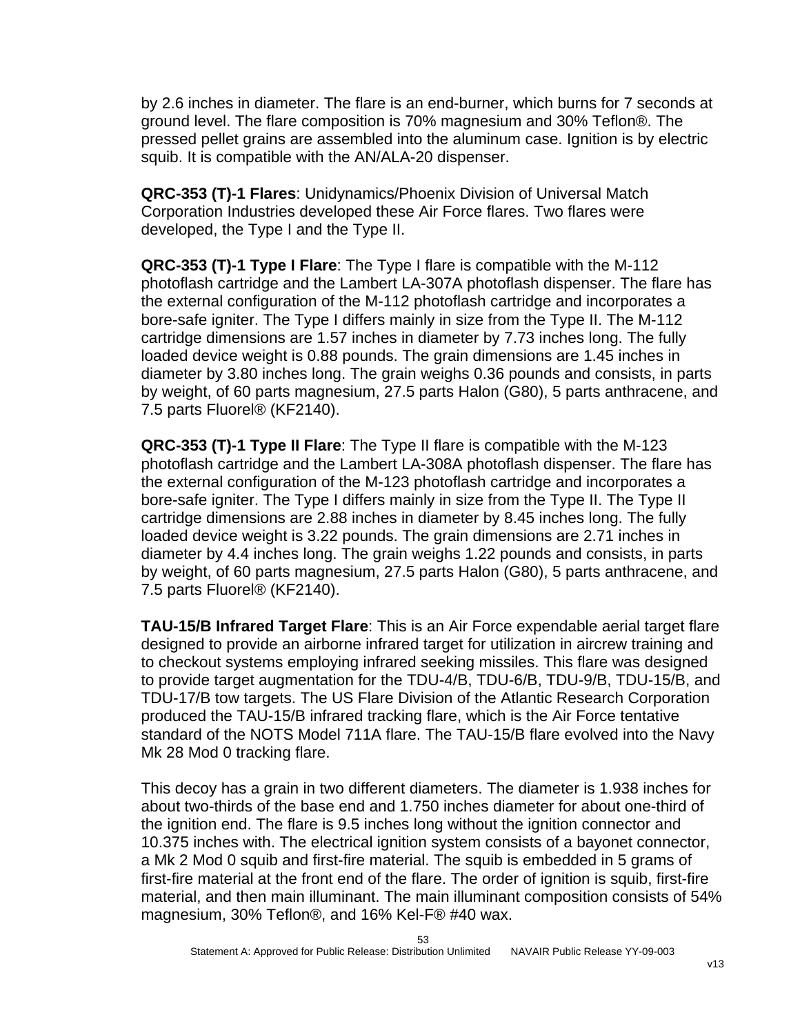by 2.6 inches in diameter. The flare is an end-burner, which burns for 7 seconds at ground level. The flare composition is 70% magnesium and 30% Teflon®. The pressed pellet grains are assembled into the aluminum case. Ignition is by electric squib. It is compatible with the AN/ALA-20 dispenser.

**QRC-353 (T)-1 Flares**: Unidynamics/Phoenix Division of Universal Match Corporation Industries developed these Air Force flares. Two flares were developed, the Type I and the Type II.

**QRC-353 (T)-1 Type I Flare**: The Type I flare is compatible with the M-112 photoflash cartridge and the Lambert LA-307A photoflash dispenser. The flare has the external configuration of the M-112 photoflash cartridge and incorporates a bore-safe igniter. The Type I differs mainly in size from the Type II. The M-112 cartridge dimensions are 1.57 inches in diameter by 7.73 inches long. The fully loaded device weight is 0.88 pounds. The grain dimensions are 1.45 inches in diameter by 3.80 inches long. The grain weighs 0.36 pounds and consists, in parts by weight, of 60 parts magnesium, 27.5 parts Halon (G80), 5 parts anthracene, and 7.5 parts Fluorel® (KF2140).

**QRC-353 (T)-1 Type II Flare**: The Type II flare is compatible with the M-123 photoflash cartridge and the Lambert LA-308A photoflash dispenser. The flare has the external configuration of the M-123 photoflash cartridge and incorporates a bore-safe igniter. The Type I differs mainly in size from the Type II. The Type II cartridge dimensions are 2.88 inches in diameter by 8.45 inches long. The fully loaded device weight is 3.22 pounds. The grain dimensions are 2.71 inches in diameter by 4.4 inches long. The grain weighs 1.22 pounds and consists, in parts by weight, of 60 parts magnesium, 27.5 parts Halon (G80), 5 parts anthracene, and 7.5 parts Fluorel® (KF2140).

**TAU-15/B Infrared Target Flare**: This is an Air Force expendable aerial target flare designed to provide an airborne infrared target for utilization in aircrew training and to checkout systems employing infrared seeking missiles. This flare was designed to provide target augmentation for the TDU-4/B, TDU-6/B, TDU-9/B, TDU-15/B, and TDU-17/B tow targets. The US Flare Division of the Atlantic Research Corporation produced the TAU-15/B infrared tracking flare, which is the Air Force tentative standard of the NOTS Model 711A flare. The TAU-15/B flare evolved into the Navy Mk 28 Mod 0 tracking flare.

This decoy has a grain in two different diameters. The diameter is 1.938 inches for about two-thirds of the base end and 1.750 inches diameter for about one-third of the ignition end. The flare is 9.5 inches long without the ignition connector and 10.375 inches with. The electrical ignition system consists of a bayonet connector, a Mk 2 Mod 0 squib and first-fire material. The squib is embedded in 5 grams of first-fire material at the front end of the flare. The order of ignition is squib, first-fire material, and then main illuminant. The main illuminant composition consists of 54% magnesium, 30% Teflon®, and 16% Kel-F® #40 wax.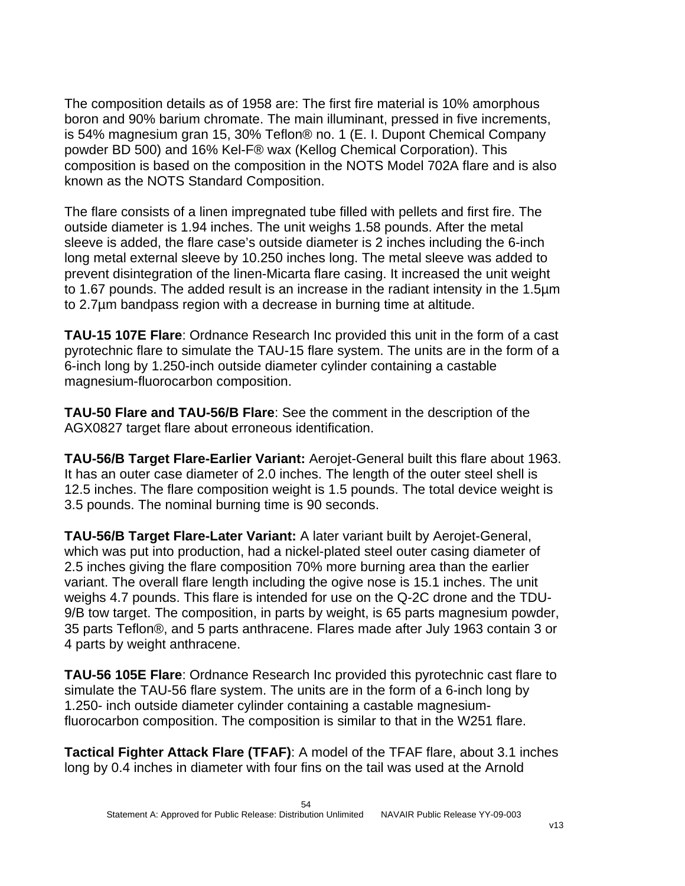The composition details as of 1958 are: The first fire material is 10% amorphous boron and 90% barium chromate. The main illuminant, pressed in five increments, is 54% magnesium gran 15, 30% Teflon® no. 1 (E. I. Dupont Chemical Company powder BD 500) and 16% Kel-F® wax (Kellog Chemical Corporation). This composition is based on the composition in the NOTS Model 702A flare and is also known as the NOTS Standard Composition.

The flare consists of a linen impregnated tube filled with pellets and first fire. The outside diameter is 1.94 inches. The unit weighs 1.58 pounds. After the metal sleeve is added, the flare case's outside diameter is 2 inches including the 6-inch long metal external sleeve by 10.250 inches long. The metal sleeve was added to prevent disintegration of the linen-Micarta flare casing. It increased the unit weight to 1.67 pounds. The added result is an increase in the radiant intensity in the 1.5µm to 2.7µm bandpass region with a decrease in burning time at altitude.

**TAU-15 107E Flare**: Ordnance Research Inc provided this unit in the form of a cast pyrotechnic flare to simulate the TAU-15 flare system. The units are in the form of a 6-inch long by 1.250-inch outside diameter cylinder containing a castable magnesium-fluorocarbon composition.

**TAU-50 Flare and TAU-56/B Flare**: See the comment in the description of the AGX0827 target flare about erroneous identification.

**TAU-56/B Target Flare-Earlier Variant:** Aerojet-General built this flare about 1963. It has an outer case diameter of 2.0 inches. The length of the outer steel shell is 12.5 inches. The flare composition weight is 1.5 pounds. The total device weight is 3.5 pounds. The nominal burning time is 90 seconds.

**TAU-56/B Target Flare-Later Variant:** A later variant built by Aerojet-General, which was put into production, had a nickel-plated steel outer casing diameter of 2.5 inches giving the flare composition 70% more burning area than the earlier variant. The overall flare length including the ogive nose is 15.1 inches. The unit weighs 4.7 pounds. This flare is intended for use on the Q-2C drone and the TDU-9/B tow target. The composition, in parts by weight, is 65 parts magnesium powder, 35 parts Teflon®, and 5 parts anthracene. Flares made after July 1963 contain 3 or 4 parts by weight anthracene.

**TAU-56 105E Flare**: Ordnance Research Inc provided this pyrotechnic cast flare to simulate the TAU-56 flare system. The units are in the form of a 6-inch long by 1.250- inch outside diameter cylinder containing a castable magnesium-fluorocarbon composition. The composition is similar to that in the W251 flare.

**Tactical Fighter Attack Flare (TFAF)**: A model of the TFAF flare, about 3.1 inches long by 0.4 inches in diameter with four fins on the tail was used at the Arnold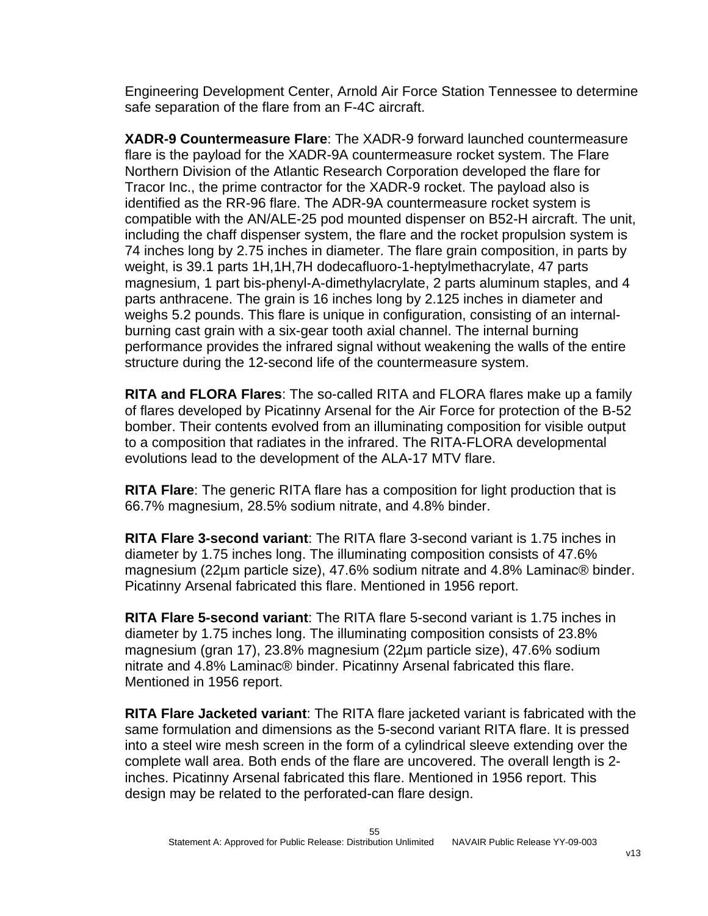Engineering Development Center, Arnold Air Force Station Tennessee to determine safe separation of the flare from an F-4C aircraft.

**XADR-9 Countermeasure Flare**: The XADR-9 forward launched countermeasure flare is the payload for the XADR-9A countermeasure rocket system. The Flare Northern Division of the Atlantic Research Corporation developed the flare for Tracor Inc., the prime contractor for the XADR-9 rocket. The payload also is identified as the RR-96 flare. The ADR-9A countermeasure rocket system is compatible with the AN/ALE-25 pod mounted dispenser on B52-H aircraft. The unit, including the chaff dispenser system, the flare and the rocket propulsion system is 74 inches long by 2.75 inches in diameter. The flare grain composition, in parts by weight, is 39.1 parts 1H,1H,7H dodecafluoro-1-heptylmethacrylate, 47 parts magnesium, 1 part bis-phenyl-A-dimethylacrylate, 2 parts aluminum staples, and 4 parts anthracene. The grain is 16 inches long by 2.125 inches in diameter and weighs 5.2 pounds. This flare is unique in configuration, consisting of an internal-burning cast grain with a six-gear tooth axial channel. The internal burning performance provides the infrared signal without weakening the walls of the entire structure during the 12-second life of the countermeasure system.

**RITA and FLORA Flares**: The so-called RITA and FLORA flares make up a family of flares developed by Picatinny Arsenal for the Air Force for protection of the B-52 bomber. Their contents evolved from an illuminating composition for visible output to a composition that radiates in the infrared. The RITA-FLORA developmental evolutions lead to the development of the ALA-17 MTV flare.

**RITA Flare**: The generic RITA flare has a composition for light production that is 66.7% magnesium, 28.5% sodium nitrate, and 4.8% binder.

**RITA Flare 3-second variant**: The RITA flare 3-second variant is 1.75 inches in diameter by 1.75 inches long. The illuminating composition consists of 47.6% magnesium (22µm particle size), 47.6% sodium nitrate and 4.8% Laminac® binder. Picatinny Arsenal fabricated this flare. Mentioned in 1956 report.

**RITA Flare 5-second variant**: The RITA flare 5-second variant is 1.75 inches in diameter by 1.75 inches long. The illuminating composition consists of 23.8% magnesium (gran 17), 23.8% magnesium (22µm particle size), 47.6% sodium nitrate and 4.8% Laminac® binder. Picatinny Arsenal fabricated this flare. Mentioned in 1956 report.

**RITA Flare Jacketed variant**: The RITA flare jacketed variant is fabricated with the same formulation and dimensions as the 5-second variant RITA flare. It is pressed into a steel wire mesh screen in the form of a cylindrical sleeve extending over the complete wall area. Both ends of the flare are uncovered. The overall length is 2-inches. Picatinny Arsenal fabricated this flare. Mentioned in 1956 report. This design may be related to the perforated-can flare design.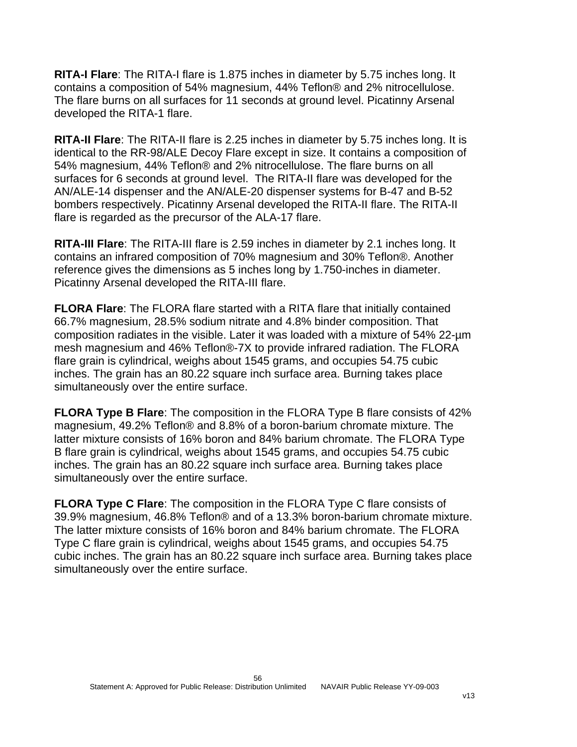**RITA-I Flare**: The RITA-I flare is 1.875 inches in diameter by 5.75 inches long. It contains a composition of 54% magnesium, 44% Teflon® and 2% nitrocellulose. The flare burns on all surfaces for 11 seconds at ground level. Picatinny Arsenal developed the RITA-1 flare.

**RITA-II Flare**: The RITA-II flare is 2.25 inches in diameter by 5.75 inches long. It is identical to the RR-98/ALE Decoy Flare except in size. It contains a composition of 54% magnesium, 44% Teflon® and 2% nitrocellulose. The flare burns on all surfaces for 6 seconds at ground level. The RITA-II flare was developed for the AN/ALE-14 dispenser and the AN/ALE-20 dispenser systems for B-47 and B-52 bombers respectively. Picatinny Arsenal developed the RITA-II flare. The RITA-II flare is regarded as the precursor of the ALA-17 flare.

**RITA-III Flare**: The RITA-III flare is 2.59 inches in diameter by 2.1 inches long. It contains an infrared composition of 70% magnesium and 30% Teflon®. Another reference gives the dimensions as 5 inches long by 1.750-inches in diameter. Picatinny Arsenal developed the RITA-III flare.

**FLORA Flare**: The FLORA flare started with a RITA flare that initially contained 66.7% magnesium, 28.5% sodium nitrate and 4.8% binder composition. That composition radiates in the visible. Later it was loaded with a mixture of 54% 22-µm mesh magnesium and 46% Teflon®-7X to provide infrared radiation. The FLORA flare grain is cylindrical, weighs about 1545 grams, and occupies 54.75 cubic inches. The grain has an 80.22 square inch surface area. Burning takes place simultaneously over the entire surface.

**FLORA Type B Flare**: The composition in the FLORA Type B flare consists of 42% magnesium, 49.2% Teflon® and 8.8% of a boron-barium chromate mixture. The latter mixture consists of 16% boron and 84% barium chromate. The FLORA Type B flare grain is cylindrical, weighs about 1545 grams, and occupies 54.75 cubic inches. The grain has an 80.22 square inch surface area. Burning takes place simultaneously over the entire surface.

**FLORA Type C Flare**: The composition in the FLORA Type C flare consists of 39.9% magnesium, 46.8% Teflon® and of a 13.3% boron-barium chromate mixture. The latter mixture consists of 16% boron and 84% barium chromate. The FLORA Type C flare grain is cylindrical, weighs about 1545 grams, and occupies 54.75 cubic inches. The grain has an 80.22 square inch surface area. Burning takes place simultaneously over the entire surface.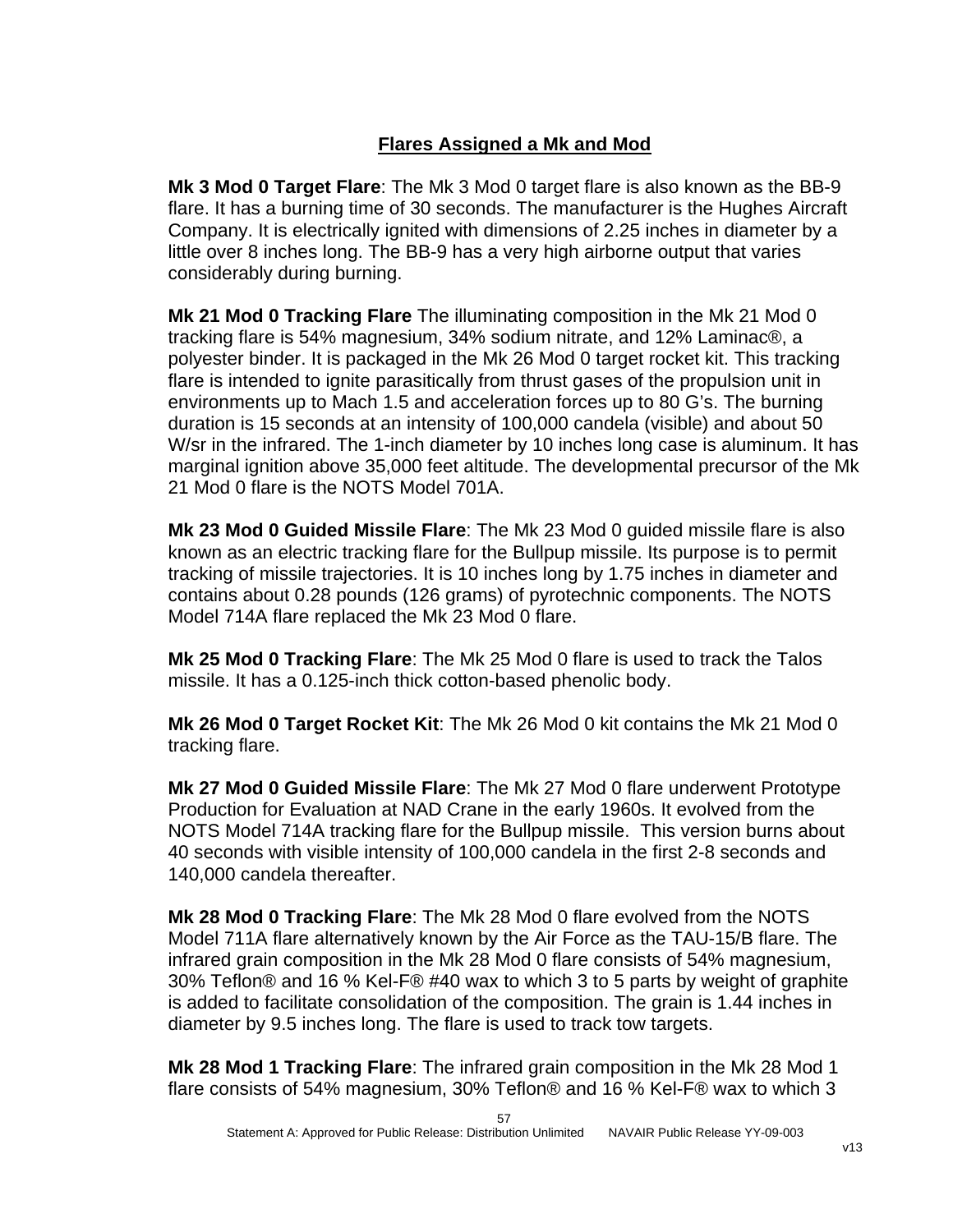## Flares Assigned a Mk and Mod

**Mk 3 Mod 0 Target Flare**: The Mk 3 Mod 0 target flare is also known as the BB-9 flare. It has a burning time of 30 seconds. The manufacturer is the Hughes Aircraft Company. It is electrically ignited with dimensions of 2.25 inches in diameter by a little over 8 inches long. The BB-9 has a very high airborne output that varies considerably during burning.

**Mk 21 Mod 0 Tracking Flare** The illuminating composition in the Mk 21 Mod 0 tracking flare is 54% magnesium, 34% sodium nitrate, and 12% Laminac®, a polyester binder. It is packaged in the Mk 26 Mod 0 target rocket kit. This tracking flare is intended to ignite parasitically from thrust gases of the propulsion unit in environments up to Mach 1.5 and acceleration forces up to 80 G's. The burning duration is 15 seconds at an intensity of 100,000 candela (visible) and about 50 W/sr in the infrared. The 1-inch diameter by 10 inches long case is aluminum. It has marginal ignition above 35,000 feet altitude. The developmental precursor of the Mk 21 Mod 0 flare is the NOTS Model 701A.

**Mk 23 Mod 0 Guided Missile Flare**: The Mk 23 Mod 0 guided missile flare is also known as an electric tracking flare for the Bullpup missile. Its purpose is to permit tracking of missile trajectories. It is 10 inches long by 1.75 inches in diameter and contains about 0.28 pounds (126 grams) of pyrotechnic components. The NOTS Model 714A flare replaced the Mk 23 Mod 0 flare.

**Mk 25 Mod 0 Tracking Flare**: The Mk 25 Mod 0 flare is used to track the Talos missile. It has a 0.125-inch thick cotton-based phenolic body.

**Mk 26 Mod 0 Target Rocket Kit**: The Mk 26 Mod 0 kit contains the Mk 21 Mod 0 tracking flare.

**Mk 27 Mod 0 Guided Missile Flare**: The Mk 27 Mod 0 flare underwent Prototype Production for Evaluation at NAD Crane in the early 1960s. It evolved from the NOTS Model 714A tracking flare for the Bullpup missile. This version burns about 40 seconds with visible intensity of 100,000 candela in the first 2-8 seconds and 140,000 candela thereafter.

**Mk 28 Mod 0 Tracking Flare**: The Mk 28 Mod 0 flare evolved from the NOTS Model 711A flare alternatively known by the Air Force as the TAU-15/B flare. The infrared grain composition in the Mk 28 Mod 0 flare consists of 54% magnesium, 30% Teflon® and 16 % Kel-F® #40 wax to which 3 to 5 parts by weight of graphite is added to facilitate consolidation of the composition. The grain is 1.44 inches in diameter by 9.5 inches long. The flare is used to track tow targets.

**Mk 28 Mod 1 Tracking Flare**: The infrared grain composition in the Mk 28 Mod 1 flare consists of 54% magnesium, 30% Teflon® and 16 % Kel-F® wax to which 3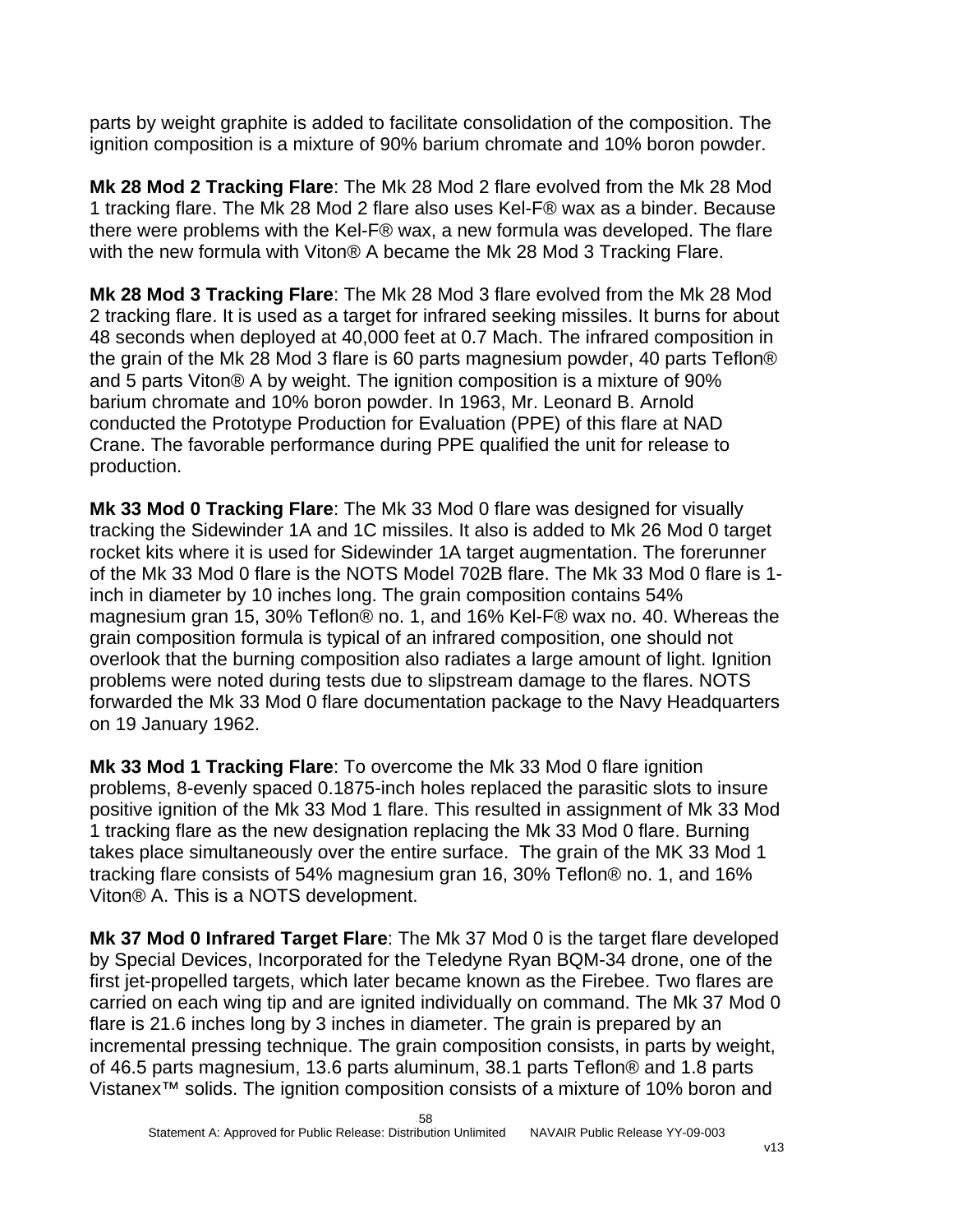parts by weight graphite is added to facilitate consolidation of the composition. The ignition composition is a mixture of 90% barium chromate and 10% boron powder.

**Mk 28 Mod 2 Tracking Flare**: The Mk 28 Mod 2 flare evolved from the Mk 28 Mod 1 tracking flare. The Mk 28 Mod 2 flare also uses Kel-F® wax as a binder. Because there were problems with the Kel-F® wax, a new formula was developed. The flare with the new formula with Viton® A became the Mk 28 Mod 3 Tracking Flare.

**Mk 28 Mod 3 Tracking Flare**: The Mk 28 Mod 3 flare evolved from the Mk 28 Mod 2 tracking flare. It is used as a target for infrared seeking missiles. It burns for about 48 seconds when deployed at 40,000 feet at 0.7 Mach. The infrared composition in the grain of the Mk 28 Mod 3 flare is 60 parts magnesium powder, 40 parts Teflon® and 5 parts Viton® A by weight. The ignition composition is a mixture of 90% barium chromate and 10% boron powder. In 1963, Mr. Leonard B. Arnold conducted the Prototype Production for Evaluation (PPE) of this flare at NAD Crane. The favorable performance during PPE qualified the unit for release to production.

**Mk 33 Mod 0 Tracking Flare**: The Mk 33 Mod 0 flare was designed for visually tracking the Sidewinder 1A and 1C missiles. It also is added to Mk 26 Mod 0 target rocket kits where it is used for Sidewinder 1A target augmentation. The forerunner of the Mk 33 Mod 0 flare is the NOTS Model 702B flare. The Mk 33 Mod 0 flare is 1-inch in diameter by 10 inches long. The grain composition contains 54% magnesium gran 15, 30% Teflon® no. 1, and 16% Kel-F® wax no. 40. Whereas the grain composition formula is typical of an infrared composition, one should not overlook that the burning composition also radiates a large amount of light. Ignition problems were noted during tests due to slipstream damage to the flares. NOTS forwarded the Mk 33 Mod 0 flare documentation package to the Navy Headquarters on 19 January 1962.

**Mk 33 Mod 1 Tracking Flare**: To overcome the Mk 33 Mod 0 flare ignition problems, 8-evenly spaced 0.1875-inch holes replaced the parasitic slots to insure positive ignition of the Mk 33 Mod 1 flare. This resulted in assignment of Mk 33 Mod 1 tracking flare as the new designation replacing the Mk 33 Mod 0 flare. Burning takes place simultaneously over the entire surface. The grain of the MK 33 Mod 1 tracking flare consists of 54% magnesium gran 16, 30% Teflon® no. 1, and 16% Viton® A. This is a NOTS development.

**Mk 37 Mod 0 Infrared Target Flare**: The Mk 37 Mod 0 is the target flare developed by Special Devices, Incorporated for the Teledyne Ryan BQM-34 drone, one of the first jet-propelled targets, which later became known as the Firebee. Two flares are carried on each wing tip and are ignited individually on command. The Mk 37 Mod 0 flare is 21.6 inches long by 3 inches in diameter. The grain is prepared by an incremental pressing technique. The grain composition consists, in parts by weight, of 46.5 parts magnesium, 13.6 parts aluminum, 38.1 parts Teflon® and 1.8 parts Vistanex™ solids. The ignition composition consists of a mixture of 10% boron and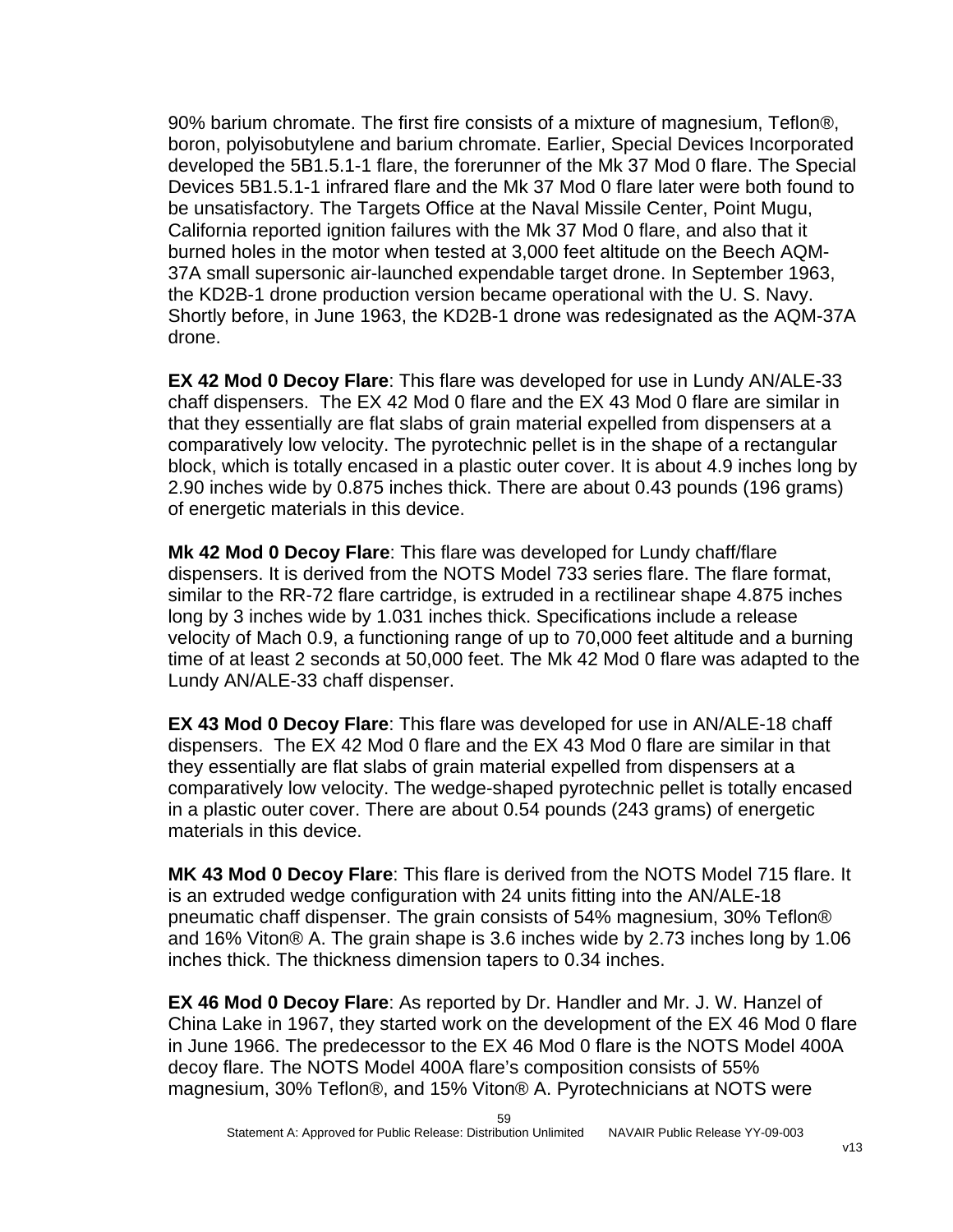90% barium chromate. The first fire consists of a mixture of magnesium, Teflon®, boron, polyisobutylene and barium chromate. Earlier, Special Devices Incorporated developed the 5B1.5.1-1 flare, the forerunner of the Mk 37 Mod 0 flare. The Special Devices 5B1.5.1-1 infrared flare and the Mk 37 Mod 0 flare later were both found to be unsatisfactory. The Targets Office at the Naval Missile Center, Point Mugu, California reported ignition failures with the Mk 37 Mod 0 flare, and also that it burned holes in the motor when tested at 3,000 feet altitude on the Beech AQM-37A small supersonic air-launched expendable target drone. In September 1963, the KD2B-1 drone production version became operational with the U. S. Navy. Shortly before, in June 1963, the KD2B-1 drone was redesignated as the AQM-37A drone.

**EX 42 Mod 0 Decoy Flare**: This flare was developed for use in Lundy AN/ALE-33 chaff dispensers. The EX 42 Mod 0 flare and the EX 43 Mod 0 flare are similar in that they essentially are flat slabs of grain material expelled from dispensers at a comparatively low velocity. The pyrotechnic pellet is in the shape of a rectangular block, which is totally encased in a plastic outer cover. It is about 4.9 inches long by 2.90 inches wide by 0.875 inches thick. There are about 0.43 pounds (196 grams) of energetic materials in this device.

**Mk 42 Mod 0 Decoy Flare**: This flare was developed for Lundy chaff/flare dispensers. It is derived from the NOTS Model 733 series flare. The flare format, similar to the RR-72 flare cartridge, is extruded in a rectilinear shape 4.875 inches long by 3 inches wide by 1.031 inches thick. Specifications include a release velocity of Mach 0.9, a functioning range of up to 70,000 feet altitude and a burning time of at least 2 seconds at 50,000 feet. The Mk 42 Mod 0 flare was adapted to the Lundy AN/ALE-33 chaff dispenser.

**EX 43 Mod 0 Decoy Flare**: This flare was developed for use in AN/ALE-18 chaff dispensers. The EX 42 Mod 0 flare and the EX 43 Mod 0 flare are similar in that they essentially are flat slabs of grain material expelled from dispensers at a comparatively low velocity. The wedge-shaped pyrotechnic pellet is totally encased in a plastic outer cover. There are about 0.54 pounds (243 grams) of energetic materials in this device.

**MK 43 Mod 0 Decoy Flare**: This flare is derived from the NOTS Model 715 flare. It is an extruded wedge configuration with 24 units fitting into the AN/ALE-18 pneumatic chaff dispenser. The grain consists of 54% magnesium, 30% Teflon® and 16% Viton® A. The grain shape is 3.6 inches wide by 2.73 inches long by 1.06 inches thick. The thickness dimension tapers to 0.34 inches.

**EX 46 Mod 0 Decoy Flare**: As reported by Dr. Handler and Mr. J. W. Hanzel of China Lake in 1967, they started work on the development of the EX 46 Mod 0 flare in June 1966. The predecessor to the EX 46 Mod 0 flare is the NOTS Model 400A decoy flare. The NOTS Model 400A flare's composition consists of 55% magnesium, 30% Teflon®, and 15% Viton® A. Pyrotechnicians at NOTS were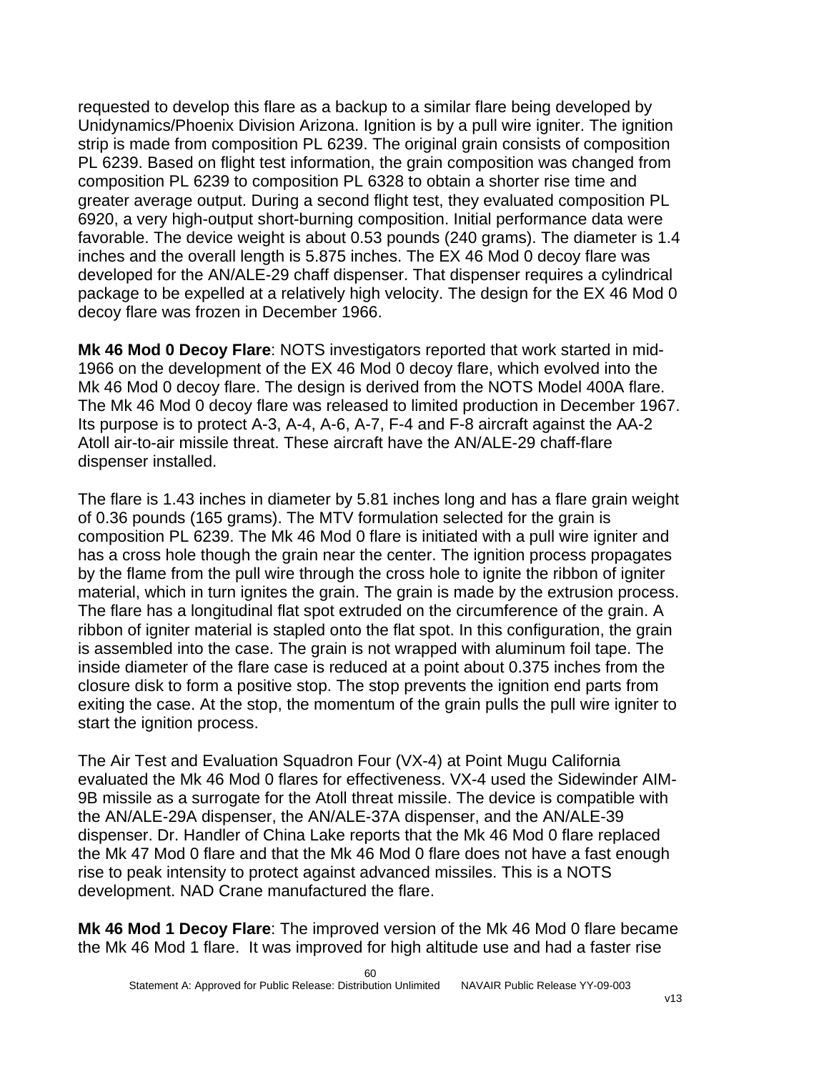requested to develop this flare as a backup to a similar flare being developed by Unidynamics/Phoenix Division Arizona. Ignition is by a pull wire igniter. The ignition strip is made from composition PL 6239. The original grain consists of composition PL 6239. Based on flight test information, the grain composition was changed from composition PL 6239 to composition PL 6328 to obtain a shorter rise time and greater average output. During a second flight test, they evaluated composition PL 6920, a very high-output short-burning composition. Initial performance data were favorable. The device weight is about 0.53 pounds (240 grams). The diameter is 1.4 inches and the overall length is 5.875 inches. The EX 46 Mod 0 decoy flare was developed for the AN/ALE-29 chaff dispenser. That dispenser requires a cylindrical package to be expelled at a relatively high velocity. The design for the EX 46 Mod 0 decoy flare was frozen in December 1966.

**Mk 46 Mod 0 Decoy Flare**: NOTS investigators reported that work started in mid-1966 on the development of the EX 46 Mod 0 decoy flare, which evolved into the Mk 46 Mod 0 decoy flare. The design is derived from the NOTS Model 400A flare. The Mk 46 Mod 0 decoy flare was released to limited production in December 1967. Its purpose is to protect A-3, A-4, A-6, A-7, F-4 and F-8 aircraft against the AA-2 Atoll air-to-air missile threat. These aircraft have the AN/ALE-29 chaff-flare dispenser installed.

The flare is 1.43 inches in diameter by 5.81 inches long and has a flare grain weight of 0.36 pounds (165 grams). The MTV formulation selected for the grain is composition PL 6239. The Mk 46 Mod 0 flare is initiated with a pull wire igniter and has a cross hole though the grain near the center. The ignition process propagates by the flame from the pull wire through the cross hole to ignite the ribbon of igniter material, which in turn ignites the grain. The grain is made by the extrusion process. The flare has a longitudinal flat spot extruded on the circumference of the grain. A ribbon of igniter material is stapled onto the flat spot. In this configuration, the grain is assembled into the case. The grain is not wrapped with aluminum foil tape. The inside diameter of the flare case is reduced at a point about 0.375 inches from the closure disk to form a positive stop. The stop prevents the ignition end parts from exiting the case. At the stop, the momentum of the grain pulls the pull wire igniter to start the ignition process.

The Air Test and Evaluation Squadron Four (VX-4) at Point Mugu California evaluated the Mk 46 Mod 0 flares for effectiveness. VX-4 used the Sidewinder AIM-9B missile as a surrogate for the Atoll threat missile. The device is compatible with the AN/ALE-29A dispenser, the AN/ALE-37A dispenser, and the AN/ALE-39 dispenser. Dr. Handler of China Lake reports that the Mk 46 Mod 0 flare replaced the Mk 47 Mod 0 flare and that the Mk 46 Mod 0 flare does not have a fast enough rise to peak intensity to protect against advanced missiles. This is a NOTS development. NAD Crane manufactured the flare.

**Mk 46 Mod 1 Decoy Flare**: The improved version of the Mk 46 Mod 0 flare became the Mk 46 Mod 1 flare. It was improved for high altitude use and had a faster rise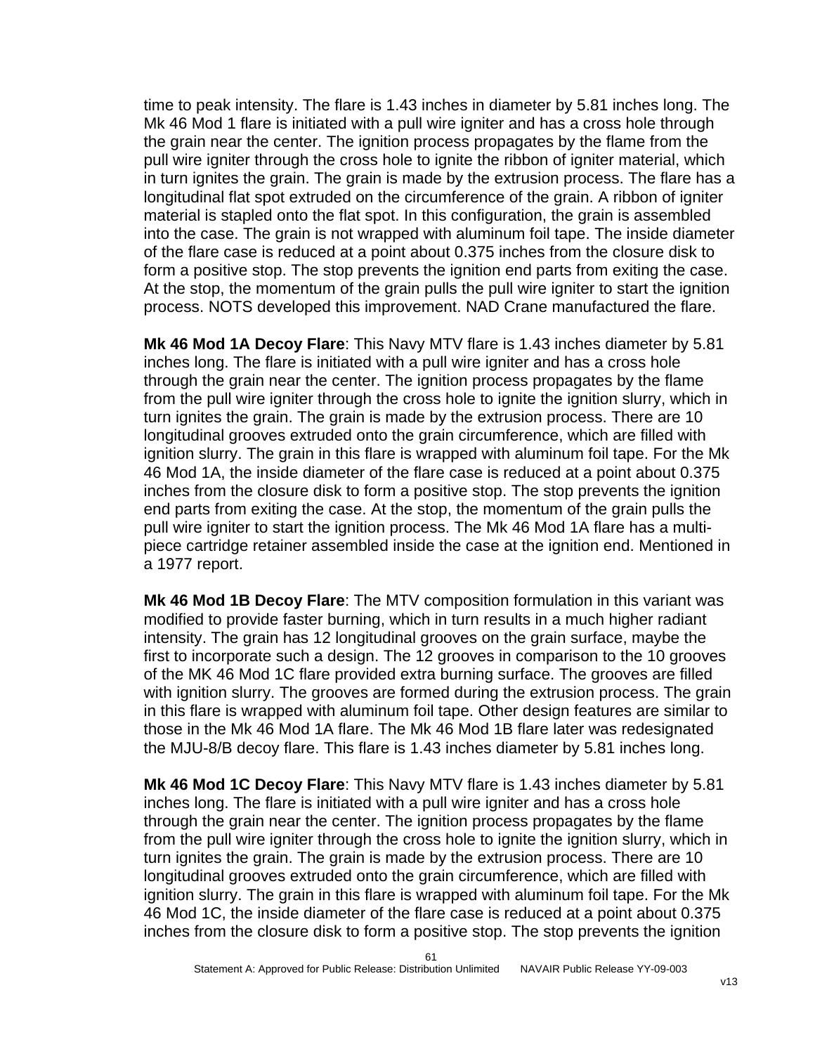time to peak intensity. The flare is 1.43 inches in diameter by 5.81 inches long. The Mk 46 Mod 1 flare is initiated with a pull wire igniter and has a cross hole through the grain near the center. The ignition process propagates by the flame from the pull wire igniter through the cross hole to ignite the ribbon of igniter material, which in turn ignites the grain. The grain is made by the extrusion process. The flare has a longitudinal flat spot extruded on the circumference of the grain. A ribbon of igniter material is stapled onto the flat spot. In this configuration, the grain is assembled into the case. The grain is not wrapped with aluminum foil tape. The inside diameter of the flare case is reduced at a point about 0.375 inches from the closure disk to form a positive stop. The stop prevents the ignition end parts from exiting the case. At the stop, the momentum of the grain pulls the pull wire igniter to start the ignition process. NOTS developed this improvement. NAD Crane manufactured the flare.

**Mk 46 Mod 1A Decoy Flare**: This Navy MTV flare is 1.43 inches diameter by 5.81 inches long. The flare is initiated with a pull wire igniter and has a cross hole through the grain near the center. The ignition process propagates by the flame from the pull wire igniter through the cross hole to ignite the ignition slurry, which in turn ignites the grain. The grain is made by the extrusion process. There are 10 longitudinal grooves extruded onto the grain circumference, which are filled with ignition slurry. The grain in this flare is wrapped with aluminum foil tape. For the Mk 46 Mod 1A, the inside diameter of the flare case is reduced at a point about 0.375 inches from the closure disk to form a positive stop. The stop prevents the ignition end parts from exiting the case. At the stop, the momentum of the grain pulls the pull wire igniter to start the ignition process. The Mk 46 Mod 1A flare has a multi-piece cartridge retainer assembled inside the case at the ignition end. Mentioned in a 1977 report.

**Mk 46 Mod 1B Decoy Flare**: The MTV composition formulation in this variant was modified to provide faster burning, which in turn results in a much higher radiant intensity. The grain has 12 longitudinal grooves on the grain surface, maybe the first to incorporate such a design. The 12 grooves in comparison to the 10 grooves of the MK 46 Mod 1C flare provided extra burning surface. The grooves are filled with ignition slurry. The grooves are formed during the extrusion process. The grain in this flare is wrapped with aluminum foil tape. Other design features are similar to those in the Mk 46 Mod 1A flare. The Mk 46 Mod 1B flare later was redesignated the MJU-8/B decoy flare. This flare is 1.43 inches diameter by 5.81 inches long.

**Mk 46 Mod 1C Decoy Flare**: This Navy MTV flare is 1.43 inches diameter by 5.81 inches long. The flare is initiated with a pull wire igniter and has a cross hole through the grain near the center. The ignition process propagates by the flame from the pull wire igniter through the cross hole to ignite the ignition slurry, which in turn ignites the grain. The grain is made by the extrusion process. There are 10 longitudinal grooves extruded onto the grain circumference, which are filled with ignition slurry. The grain in this flare is wrapped with aluminum foil tape. For the Mk 46 Mod 1C, the inside diameter of the flare case is reduced at a point about 0.375 inches from the closure disk to form a positive stop. The stop prevents the ignition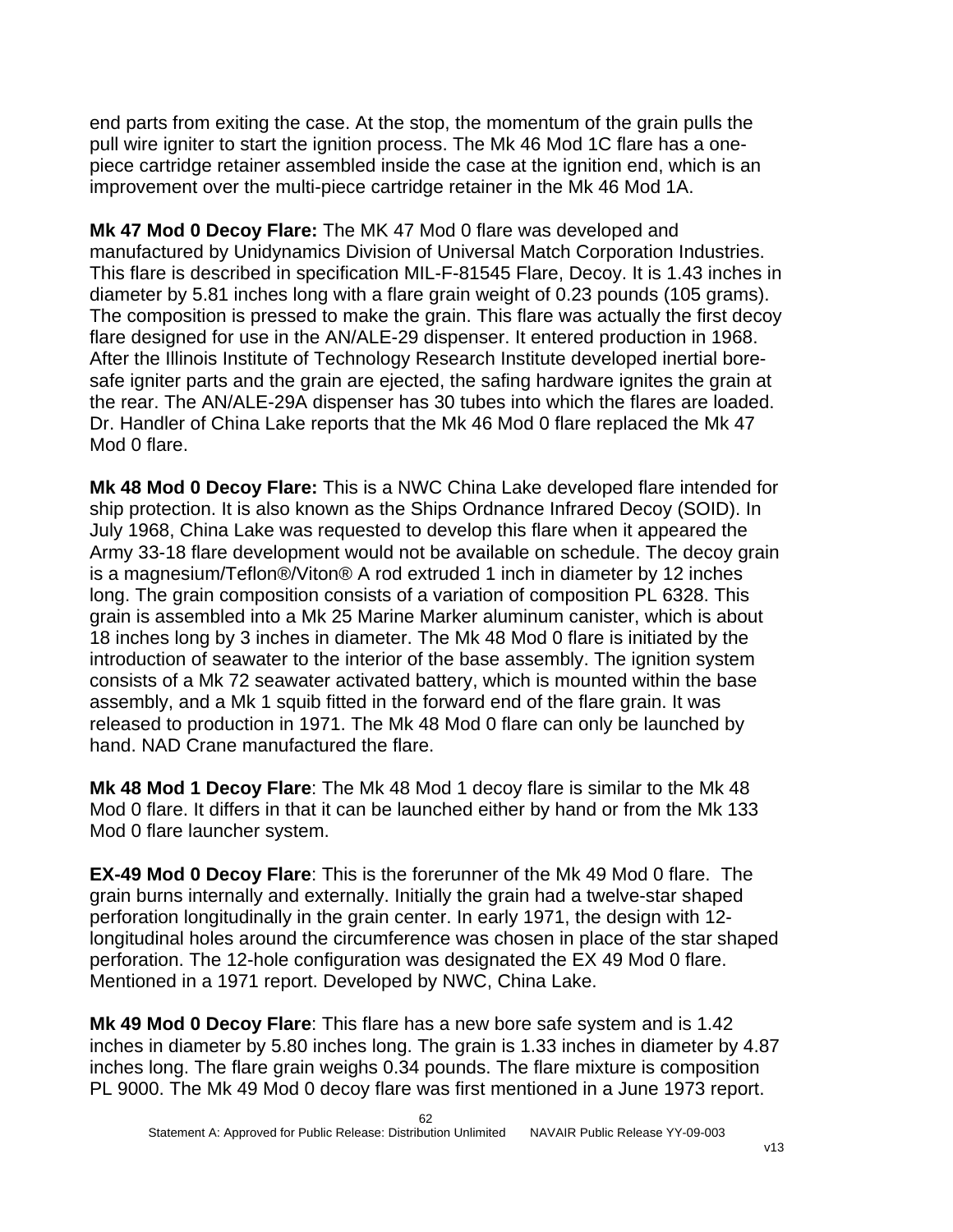end parts from exiting the case. At the stop, the momentum of the grain pulls the pull wire igniter to start the ignition process. The Mk 46 Mod 1C flare has a one-piece cartridge retainer assembled inside the case at the ignition end, which is an improvement over the multi-piece cartridge retainer in the Mk 46 Mod 1A.

**Mk 47 Mod 0 Decoy Flare:** The MK 47 Mod 0 flare was developed and manufactured by Unidynamics Division of Universal Match Corporation Industries. This flare is described in specification MIL-F-81545 Flare, Decoy. It is 1.43 inches in diameter by 5.81 inches long with a flare grain weight of 0.23 pounds (105 grams). The composition is pressed to make the grain. This flare was actually the first decoy flare designed for use in the AN/ALE-29 dispenser. It entered production in 1968. After the Illinois Institute of Technology Research Institute developed inertial bore-safe igniter parts and the grain are ejected, the safing hardware ignites the grain at the rear. The AN/ALE-29A dispenser has 30 tubes into which the flares are loaded. Dr. Handler of China Lake reports that the Mk 46 Mod 0 flare replaced the Mk 47 Mod 0 flare.

**Mk 48 Mod 0 Decoy Flare:** This is a NWC China Lake developed flare intended for ship protection. It is also known as the Ships Ordnance Infrared Decoy (SOID). In July 1968, China Lake was requested to develop this flare when it appeared the Army 33-18 flare development would not be available on schedule. The decoy grain is a magnesium/Teflon®/Viton® A rod extruded 1 inch in diameter by 12 inches long. The grain composition consists of a variation of composition PL 6328. This grain is assembled into a Mk 25 Marine Marker aluminum canister, which is about 18 inches long by 3 inches in diameter. The Mk 48 Mod 0 flare is initiated by the introduction of seawater to the interior of the base assembly. The ignition system consists of a Mk 72 seawater activated battery, which is mounted within the base assembly, and a Mk 1 squib fitted in the forward end of the flare grain. It was released to production in 1971. The Mk 48 Mod 0 flare can only be launched by hand. NAD Crane manufactured the flare.

**Mk 48 Mod 1 Decoy Flare**: The Mk 48 Mod 1 decoy flare is similar to the Mk 48 Mod 0 flare. It differs in that it can be launched either by hand or from the Mk 133 Mod 0 flare launcher system.

**EX-49 Mod 0 Decoy Flare**: This is the forerunner of the Mk 49 Mod 0 flare. The grain burns internally and externally. Initially the grain had a twelve-star shaped perforation longitudinally in the grain center. In early 1971, the design with 12-longitudinal holes around the circumference was chosen in place of the star shaped perforation. The 12-hole configuration was designated the EX 49 Mod 0 flare. Mentioned in a 1971 report. Developed by NWC, China Lake.

**Mk 49 Mod 0 Decoy Flare**: This flare has a new bore safe system and is 1.42 inches in diameter by 5.80 inches long. The grain is 1.33 inches in diameter by 4.87 inches long. The flare grain weighs 0.34 pounds. The flare mixture is composition PL 9000. The Mk 49 Mod 0 decoy flare was first mentioned in a June 1973 report.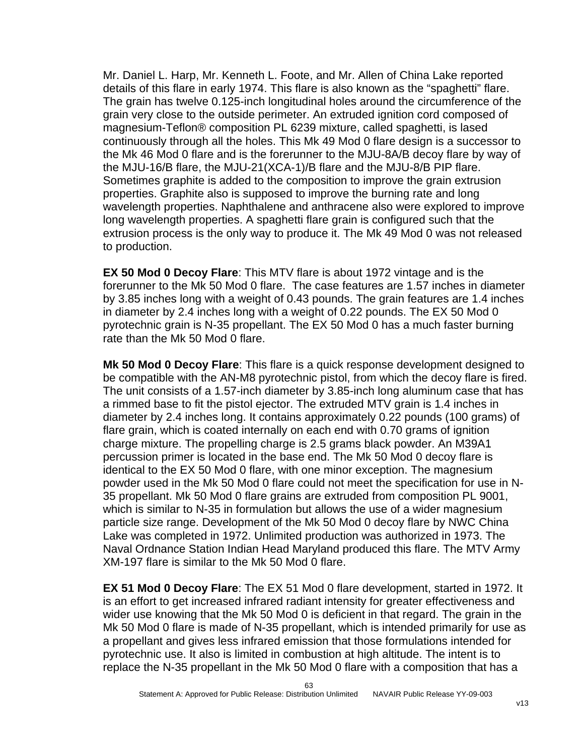Mr. Daniel L. Harp, Mr. Kenneth L. Foote, and Mr. Allen of China Lake reported details of this flare in early 1974. This flare is also known as the “spaghetti” flare. The grain has twelve 0.125-inch longitudinal holes around the circumference of the grain very close to the outside perimeter. An extruded ignition cord composed of magnesium-Teflon® composition PL 6239 mixture, called spaghetti, is lased continuously through all the holes. This Mk 49 Mod 0 flare design is a successor to the Mk 46 Mod 0 flare and is the forerunner to the MJU-8A/B decoy flare by way of the MJU-16/B flare, the MJU-21(XCA-1)/B flare and the MJU-8/B PIP flare. Sometimes graphite is added to the composition to improve the grain extrusion properties. Graphite also is supposed to improve the burning rate and long wavelength properties. Naphthalene and anthracene also were explored to improve long wavelength properties. A spaghetti flare grain is configured such that the extrusion process is the only way to produce it. The Mk 49 Mod 0 was not released to production.

**EX 50 Mod 0 Decoy Flare**: This MTV flare is about 1972 vintage and is the forerunner to the Mk 50 Mod 0 flare. The case features are 1.57 inches in diameter by 3.85 inches long with a weight of 0.43 pounds. The grain features are 1.4 inches in diameter by 2.4 inches long with a weight of 0.22 pounds. The EX 50 Mod 0 pyrotechnic grain is N-35 propellant. The EX 50 Mod 0 has a much faster burning rate than the Mk 50 Mod 0 flare.

**Mk 50 Mod 0 Decoy Flare**: This flare is a quick response development designed to be compatible with the AN-M8 pyrotechnic pistol, from which the decoy flare is fired. The unit consists of a 1.57-inch diameter by 3.85-inch long aluminum case that has a rimmed base to fit the pistol ejector. The extruded MTV grain is 1.4 inches in diameter by 2.4 inches long. It contains approximately 0.22 pounds (100 grams) of flare grain, which is coated internally on each end with 0.70 grams of ignition charge mixture. The propelling charge is 2.5 grams black powder. An M39A1 percussion primer is located in the base end. The Mk 50 Mod 0 decoy flare is identical to the EX 50 Mod 0 flare, with one minor exception. The magnesium powder used in the Mk 50 Mod 0 flare could not meet the specification for use in N-35 propellant. Mk 50 Mod 0 flare grains are extruded from composition PL 9001, which is similar to N-35 in formulation but allows the use of a wider magnesium particle size range. Development of the Mk 50 Mod 0 decoy flare by NWC China Lake was completed in 1972. Unlimited production was authorized in 1973. The Naval Ordnance Station Indian Head Maryland produced this flare. The MTV Army XM-197 flare is similar to the Mk 50 Mod 0 flare.

**EX 51 Mod 0 Decoy Flare**: The EX 51 Mod 0 flare development, started in 1972. It is an effort to get increased infrared radiant intensity for greater effectiveness and wider use knowing that the Mk 50 Mod 0 is deficient in that regard. The grain in the Mk 50 Mod 0 flare is made of N-35 propellant, which is intended primarily for use as a propellant and gives less infrared emission that those formulations intended for pyrotechnic use. It also is limited in combustion at high altitude. The intent is to replace the N-35 propellant in the Mk 50 Mod 0 flare with a composition that has a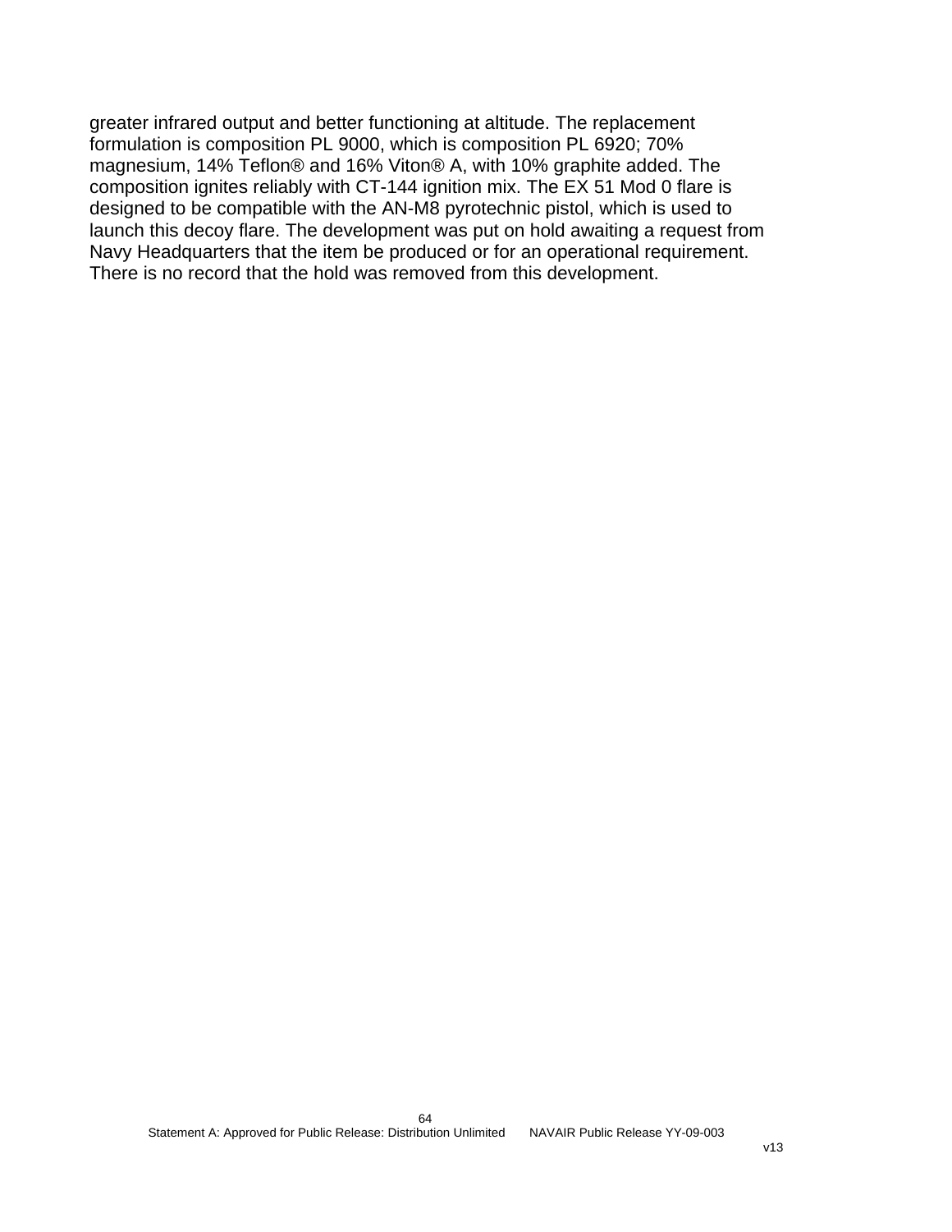greater infrared output and better functioning at altitude. The replacement formulation is composition PL 9000, which is composition PL 6920; 70% magnesium, 14% Teflon® and 16% Viton® A, with 10% graphite added. The composition ignites reliably with CT-144 ignition mix. The EX 51 Mod 0 flare is designed to be compatible with the AN-M8 pyrotechnic pistol, which is used to launch this decoy flare. The development was put on hold awaiting a request from Navy Headquarters that the item be produced or for an operational requirement. There is no record that the hold was removed from this development.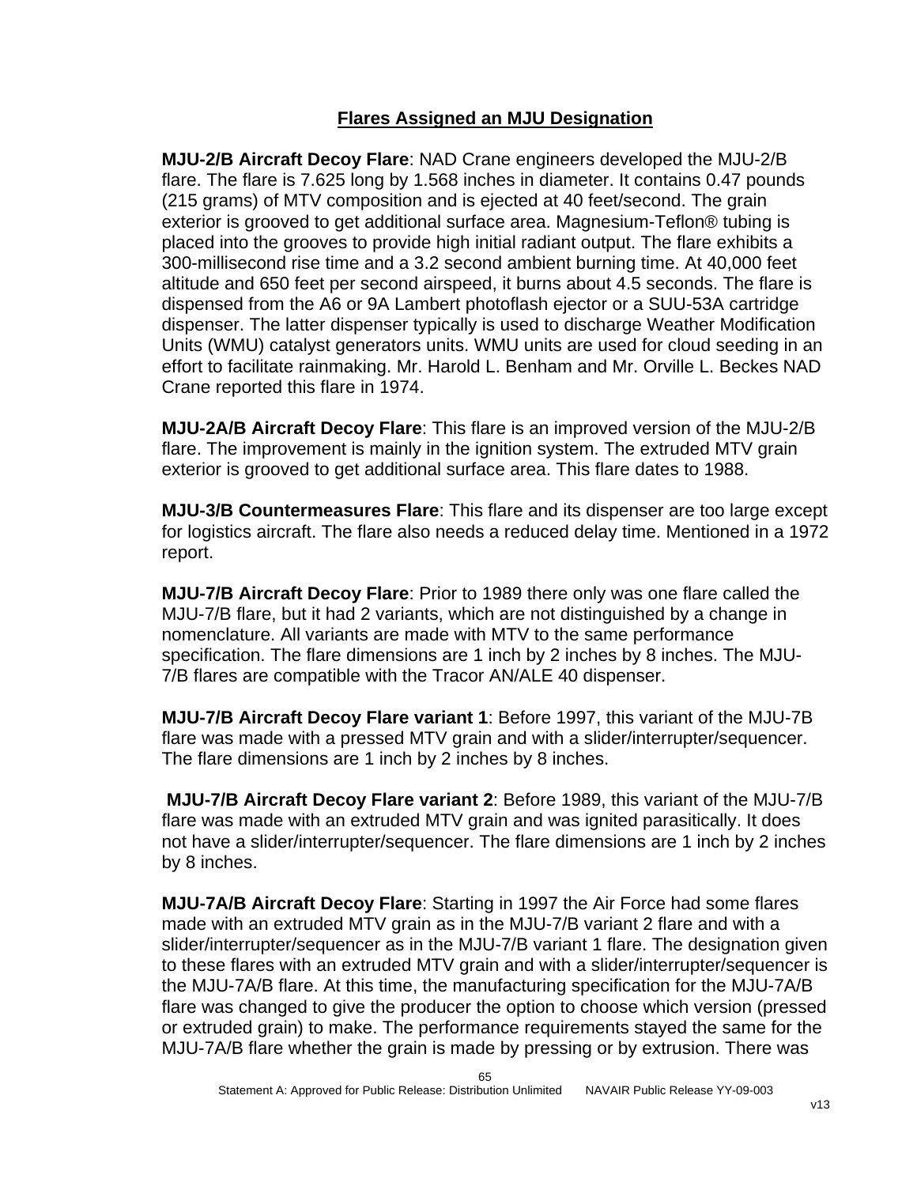## Flares Assigned an MJU Designation

**MJU-2/B Aircraft Decoy Flare**: NAD Crane engineers developed the MJU-2/B flare. The flare is 7.625 long by 1.568 inches in diameter. It contains 0.47 pounds (215 grams) of MTV composition and is ejected at 40 feet/second. The grain exterior is grooved to get additional surface area. Magnesium-Teflon® tubing is placed into the grooves to provide high initial radiant output. The flare exhibits a 300-millisecond rise time and a 3.2 second ambient burning time. At 40,000 feet altitude and 650 feet per second airspeed, it burns about 4.5 seconds. The flare is dispensed from the A6 or 9A Lambert photoflash ejector or a SUU-53A cartridge dispenser. The latter dispenser typically is used to discharge Weather Modification Units (WMU) catalyst generators units. WMU units are used for cloud seeding in an effort to facilitate rainmaking. Mr. Harold L. Benham and Mr. Orville L. Beckes NAD Crane reported this flare in 1974.

**MJU-2A/B Aircraft Decoy Flare**: This flare is an improved version of the MJU-2/B flare. The improvement is mainly in the ignition system. The extruded MTV grain exterior is grooved to get additional surface area. This flare dates to 1988.

**MJU-3/B Countermeasures Flare**: This flare and its dispenser are too large except for logistics aircraft. The flare also needs a reduced delay time. Mentioned in a 1972 report.

**MJU-7/B Aircraft Decoy Flare**: Prior to 1989 there only was one flare called the MJU-7/B flare, but it had 2 variants, which are not distinguished by a change in nomenclature. All variants are made with MTV to the same performance specification. The flare dimensions are 1 inch by 2 inches by 8 inches. The MJU-7/B flares are compatible with the Tracor AN/ALE 40 dispenser.

**MJU-7/B Aircraft Decoy Flare variant 1**: Before 1997, this variant of the MJU-7B flare was made with a pressed MTV grain and with a slider/interrupter/sequencer. The flare dimensions are 1 inch by 2 inches by 8 inches.

**MJU-7/B Aircraft Decoy Flare variant 2**: Before 1989, this variant of the MJU-7/B flare was made with an extruded MTV grain and was ignited parasitically. It does not have a slider/interrupter/sequencer. The flare dimensions are 1 inch by 2 inches by 8 inches.

**MJU-7A/B Aircraft Decoy Flare**: Starting in 1997 the Air Force had some flares made with an extruded MTV grain as in the MJU-7/B variant 2 flare and with a slider/interrupter/sequencer as in the MJU-7/B variant 1 flare. The designation given to these flares with an extruded MTV grain and with a slider/interrupter/sequencer is the MJU-7A/B flare. At this time, the manufacturing specification for the MJU-7A/B flare was changed to give the producer the option to choose which version (pressed or extruded grain) to make. The performance requirements stayed the same for the MJU-7A/B flare whether the grain is made by pressing or by extrusion. There was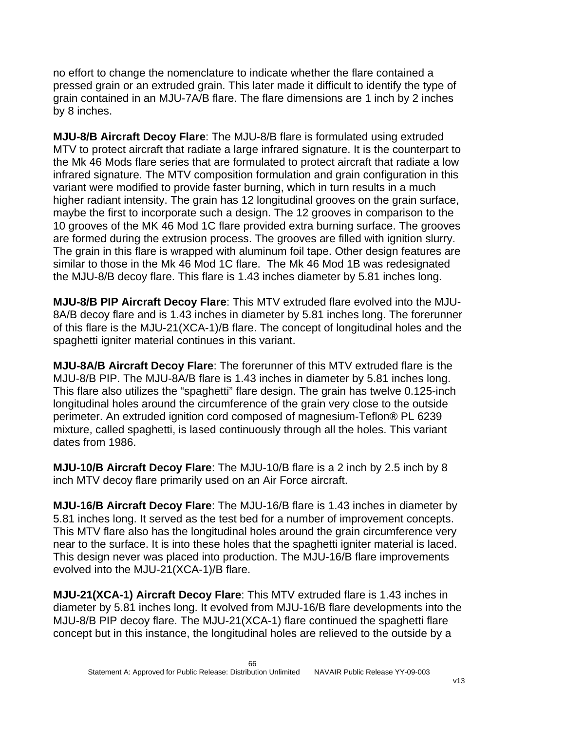no effort to change the nomenclature to indicate whether the flare contained a pressed grain or an extruded grain. This later made it difficult to identify the type of grain contained in an MJU-7A/B flare. The flare dimensions are 1 inch by 2 inches by 8 inches.

**MJU-8/B Aircraft Decoy Flare**: The MJU-8/B flare is formulated using extruded MTV to protect aircraft that radiate a large infrared signature. It is the counterpart to the Mk 46 Mods flare series that are formulated to protect aircraft that radiate a low infrared signature. The MTV composition formulation and grain configuration in this variant were modified to provide faster burning, which in turn results in a much higher radiant intensity. The grain has 12 longitudinal grooves on the grain surface, maybe the first to incorporate such a design. The 12 grooves in comparison to the 10 grooves of the MK 46 Mod 1C flare provided extra burning surface. The grooves are formed during the extrusion process. The grooves are filled with ignition slurry. The grain in this flare is wrapped with aluminum foil tape. Other design features are similar to those in the Mk 46 Mod 1C flare.  The Mk 46 Mod 1B was redesignated the MJU-8/B decoy flare. This flare is 1.43 inches diameter by 5.81 inches long.

**MJU-8/B PIP Aircraft Decoy Flare**: This MTV extruded flare evolved into the MJU-8A/B decoy flare and is 1.43 inches in diameter by 5.81 inches long. The forerunner of this flare is the MJU-21(XCA-1)/B flare. The concept of longitudinal holes and the spaghetti igniter material continues in this variant.

**MJU-8A/B Aircraft Decoy Flare**: The forerunner of this MTV extruded flare is the MJU-8/B PIP. The MJU-8A/B flare is 1.43 inches in diameter by 5.81 inches long. This flare also utilizes the “spaghetti” flare design. The grain has twelve 0.125-inch longitudinal holes around the circumference of the grain very close to the outside perimeter. An extruded ignition cord composed of magnesium-Teflon® PL 6239 mixture, called spaghetti, is lased continuously through all the holes. This variant dates from 1986.

**MJU-10/B Aircraft Decoy Flare**: The MJU-10/B flare is a 2 inch by 2.5 inch by 8 inch MTV decoy flare primarily used on an Air Force aircraft.

**MJU-16/B Aircraft Decoy Flare**: The MJU-16/B flare is 1.43 inches in diameter by 5.81 inches long. It served as the test bed for a number of improvement concepts. This MTV flare also has the longitudinal holes around the grain circumference very near to the surface. It is into these holes that the spaghetti igniter material is laced. This design never was placed into production. The MJU-16/B flare improvements evolved into the MJU-21(XCA-1)/B flare.

**MJU-21(XCA-1) Aircraft Decoy Flare**: This MTV extruded flare is 1.43 inches in diameter by 5.81 inches long. It evolved from MJU-16/B flare developments into the MJU-8/B PIP decoy flare. The MJU-21(XCA-1) flare continued the spaghetti flare concept but in this instance, the longitudinal holes are relieved to the outside by a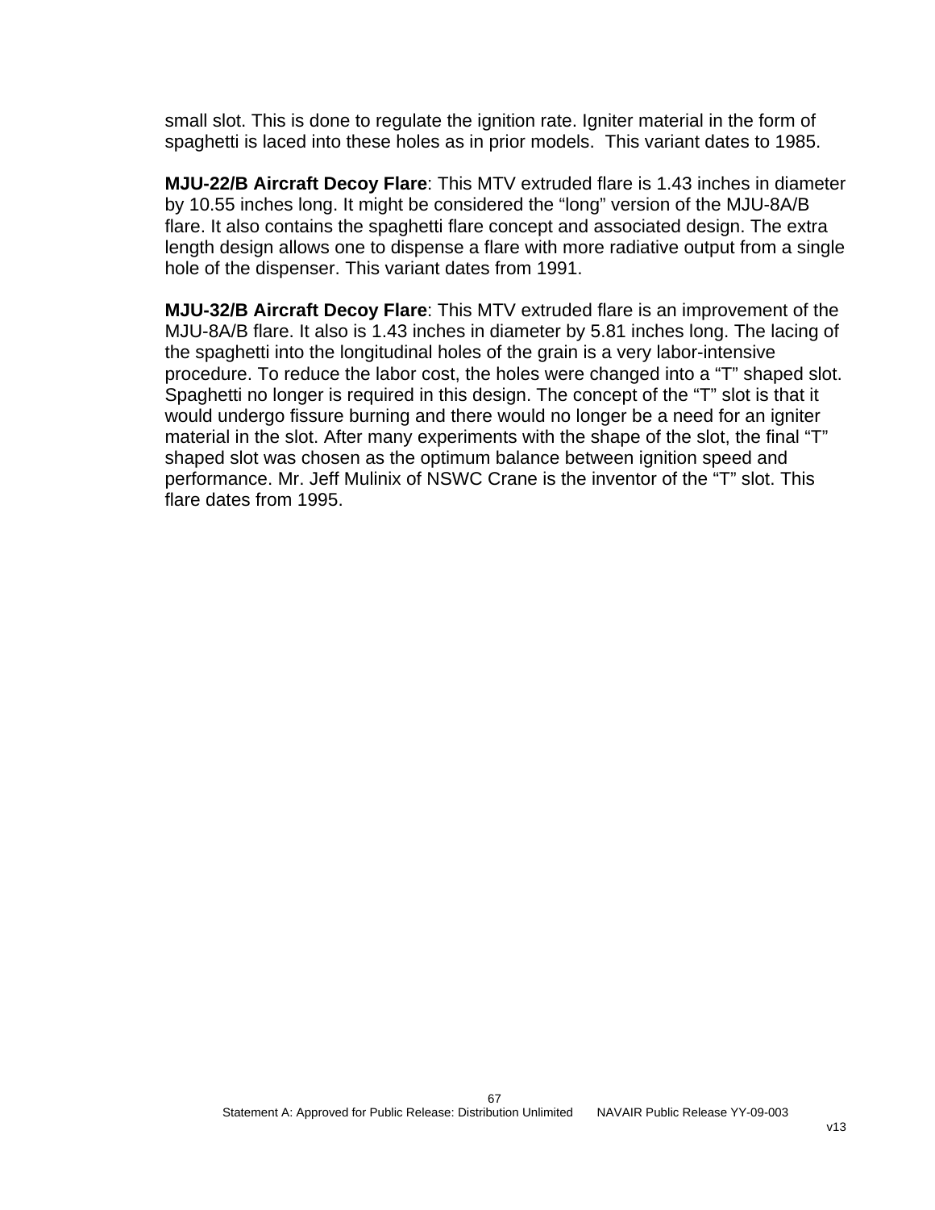small slot. This is done to regulate the ignition rate. Igniter material in the form of spaghetti is laced into these holes as in prior models.  This variant dates to 1985.

**MJU-22/B Aircraft Decoy Flare**: This MTV extruded flare is 1.43 inches in diameter by 10.55 inches long. It might be considered the "long" version of the MJU-8A/B flare. It also contains the spaghetti flare concept and associated design. The extra length design allows one to dispense a flare with more radiative output from a single hole of the dispenser. This variant dates from 1991.

**MJU-32/B Aircraft Decoy Flare**: This MTV extruded flare is an improvement of the MJU-8A/B flare. It also is 1.43 inches in diameter by 5.81 inches long. The lacing of the spaghetti into the longitudinal holes of the grain is a very labor-intensive procedure. To reduce the labor cost, the holes were changed into a "T" shaped slot. Spaghetti no longer is required in this design. The concept of the "T" slot is that it would undergo fissure burning and there would no longer be a need for an igniter material in the slot. After many experiments with the shape of the slot, the final "T" shaped slot was chosen as the optimum balance between ignition speed and performance. Mr. Jeff Mulinix of NSWC Crane is the inventor of the "T" slot. This flare dates from 1995.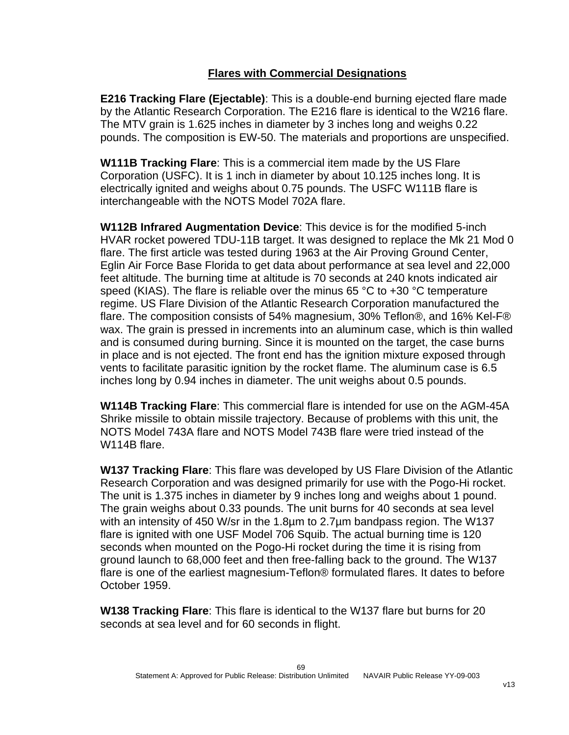## Flares with Commercial Designations

**E216 Tracking Flare (Ejectable)**: This is a double-end burning ejected flare made by the Atlantic Research Corporation. The E216 flare is identical to the W216 flare. The MTV grain is 1.625 inches in diameter by 3 inches long and weighs 0.22 pounds. The composition is EW-50. The materials and proportions are unspecified.

**W111B Tracking Flare**: This is a commercial item made by the US Flare Corporation (USFC). It is 1 inch in diameter by about 10.125 inches long. It is electrically ignited and weighs about 0.75 pounds. The USFC W111B flare is interchangeable with the NOTS Model 702A flare.

**W112B Infrared Augmentation Device**: This device is for the modified 5-inch HVAR rocket powered TDU-11B target. It was designed to replace the Mk 21 Mod 0 flare. The first article was tested during 1963 at the Air Proving Ground Center, Eglin Air Force Base Florida to get data about performance at sea level and 22,000 feet altitude. The burning time at altitude is 70 seconds at 240 knots indicated air speed (KIAS). The flare is reliable over the minus 65 °C to +30 °C temperature regime. US Flare Division of the Atlantic Research Corporation manufactured the flare. The composition consists of 54% magnesium, 30% Teflon®, and 16% Kel-F® wax. The grain is pressed in increments into an aluminum case, which is thin walled and is consumed during burning. Since it is mounted on the target, the case burns in place and is not ejected. The front end has the ignition mixture exposed through vents to facilitate parasitic ignition by the rocket flame. The aluminum case is 6.5 inches long by 0.94 inches in diameter. The unit weighs about 0.5 pounds.

**W114B Tracking Flare**: This commercial flare is intended for use on the AGM-45A Shrike missile to obtain missile trajectory. Because of problems with this unit, the NOTS Model 743A flare and NOTS Model 743B flare were tried instead of the W114B flare.

**W137 Tracking Flare**: This flare was developed by US Flare Division of the Atlantic Research Corporation and was designed primarily for use with the Pogo-Hi rocket. The unit is 1.375 inches in diameter by 9 inches long and weighs about 1 pound. The grain weighs about 0.33 pounds. The unit burns for 40 seconds at sea level with an intensity of 450 W/sr in the 1.8µm to 2.7µm bandpass region. The W137 flare is ignited with one USF Model 706 Squib. The actual burning time is 120 seconds when mounted on the Pogo-Hi rocket during the time it is rising from ground launch to 68,000 feet and then free-falling back to the ground. The W137 flare is one of the earliest magnesium-Teflon® formulated flares. It dates to before October 1959.

**W138 Tracking Flare**: This flare is identical to the W137 flare but burns for 20 seconds at sea level and for 60 seconds in flight.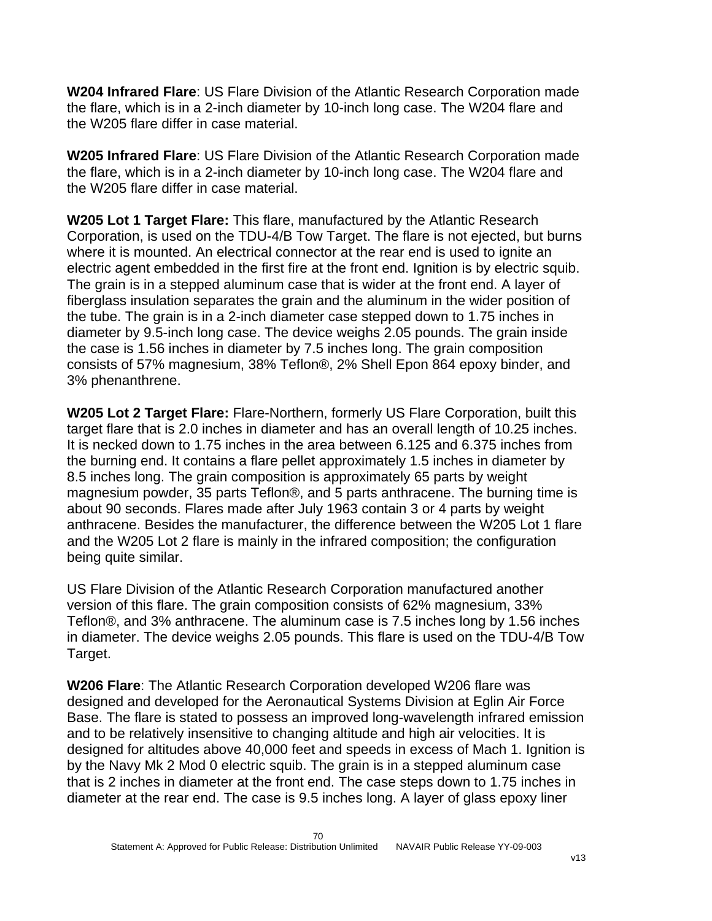**W204 Infrared Flare**: US Flare Division of the Atlantic Research Corporation made the flare, which is in a 2-inch diameter by 10-inch long case. The W204 flare and the W205 flare differ in case material.

**W205 Infrared Flare**: US Flare Division of the Atlantic Research Corporation made the flare, which is in a 2-inch diameter by 10-inch long case. The W204 flare and the W205 flare differ in case material.

**W205 Lot 1 Target Flare:** This flare, manufactured by the Atlantic Research Corporation, is used on the TDU-4/B Tow Target. The flare is not ejected, but burns where it is mounted. An electrical connector at the rear end is used to ignite an electric agent embedded in the first fire at the front end. Ignition is by electric squib. The grain is in a stepped aluminum case that is wider at the front end. A layer of fiberglass insulation separates the grain and the aluminum in the wider position of the tube. The grain is in a 2-inch diameter case stepped down to 1.75 inches in diameter by 9.5-inch long case. The device weighs 2.05 pounds. The grain inside the case is 1.56 inches in diameter by 7.5 inches long. The grain composition consists of 57% magnesium, 38% Teflon®, 2% Shell Epon 864 epoxy binder, and 3% phenanthrene.

**W205 Lot 2 Target Flare:** Flare-Northern, formerly US Flare Corporation, built this target flare that is 2.0 inches in diameter and has an overall length of 10.25 inches. It is necked down to 1.75 inches in the area between 6.125 and 6.375 inches from the burning end. It contains a flare pellet approximately 1.5 inches in diameter by 8.5 inches long. The grain composition is approximately 65 parts by weight magnesium powder, 35 parts Teflon®, and 5 parts anthracene. The burning time is about 90 seconds. Flares made after July 1963 contain 3 or 4 parts by weight anthracene. Besides the manufacturer, the difference between the W205 Lot 1 flare and the W205 Lot 2 flare is mainly in the infrared composition; the configuration being quite similar.

US Flare Division of the Atlantic Research Corporation manufactured another version of this flare. The grain composition consists of 62% magnesium, 33% Teflon®, and 3% anthracene. The aluminum case is 7.5 inches long by 1.56 inches in diameter. The device weighs 2.05 pounds. This flare is used on the TDU-4/B Tow Target.

**W206 Flare**: The Atlantic Research Corporation developed W206 flare was designed and developed for the Aeronautical Systems Division at Eglin Air Force Base. The flare is stated to possess an improved long-wavelength infrared emission and to be relatively insensitive to changing altitude and high air velocities. It is designed for altitudes above 40,000 feet and speeds in excess of Mach 1. Ignition is by the Navy Mk 2 Mod 0 electric squib. The grain is in a stepped aluminum case that is 2 inches in diameter at the front end. The case steps down to 1.75 inches in diameter at the rear end. The case is 9.5 inches long. A layer of glass epoxy liner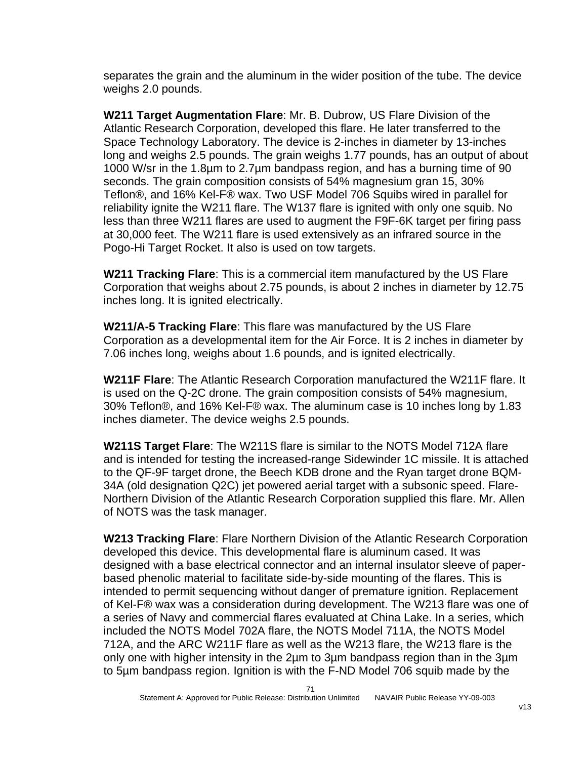separates the grain and the aluminum in the wider position of the tube. The device weighs 2.0 pounds.

**W211 Target Augmentation Flare**: Mr. B. Dubrow, US Flare Division of the Atlantic Research Corporation, developed this flare. He later transferred to the Space Technology Laboratory. The device is 2-inches in diameter by 13-inches long and weighs 2.5 pounds. The grain weighs 1.77 pounds, has an output of about 1000 W/sr in the 1.8µm to 2.7µm bandpass region, and has a burning time of 90 seconds. The grain composition consists of 54% magnesium gran 15, 30% Teflon®, and 16% Kel-F® wax. Two USF Model 706 Squibs wired in parallel for reliability ignite the W211 flare. The W137 flare is ignited with only one squib. No less than three W211 flares are used to augment the F9F-6K target per firing pass at 30,000 feet. The W211 flare is used extensively as an infrared source in the Pogo-Hi Target Rocket. It also is used on tow targets.

**W211 Tracking Flare**: This is a commercial item manufactured by the US Flare Corporation that weighs about 2.75 pounds, is about 2 inches in diameter by 12.75 inches long. It is ignited electrically.

**W211/A-5 Tracking Flare**: This flare was manufactured by the US Flare Corporation as a developmental item for the Air Force. It is 2 inches in diameter by 7.06 inches long, weighs about 1.6 pounds, and is ignited electrically.

**W211F Flare**: The Atlantic Research Corporation manufactured the W211F flare. It is used on the Q-2C drone. The grain composition consists of 54% magnesium, 30% Teflon®, and 16% Kel-F® wax. The aluminum case is 10 inches long by 1.83 inches diameter. The device weighs 2.5 pounds.

**W211S Target Flare**: The W211S flare is similar to the NOTS Model 712A flare and is intended for testing the increased-range Sidewinder 1C missile. It is attached to the QF-9F target drone, the Beech KDB drone and the Ryan target drone BQM-34A (old designation Q2C) jet powered aerial target with a subsonic speed. Flare-Northern Division of the Atlantic Research Corporation supplied this flare. Mr. Allen of NOTS was the task manager.

**W213 Tracking Flare**: Flare Northern Division of the Atlantic Research Corporation developed this device. This developmental flare is aluminum cased. It was designed with a base electrical connector and an internal insulator sleeve of paper-based phenolic material to facilitate side-by-side mounting of the flares. This is intended to permit sequencing without danger of premature ignition. Replacement of Kel-F® wax was a consideration during development. The W213 flare was one of a series of Navy and commercial flares evaluated at China Lake. In a series, which included the NOTS Model 702A flare, the NOTS Model 711A, the NOTS Model 712A, and the ARC W211F flare as well as the W213 flare, the W213 flare is the only one with higher intensity in the 2µm to 3µm bandpass region than in the 3µm to 5µm bandpass region. Ignition is with the F-ND Model 706 squib made by the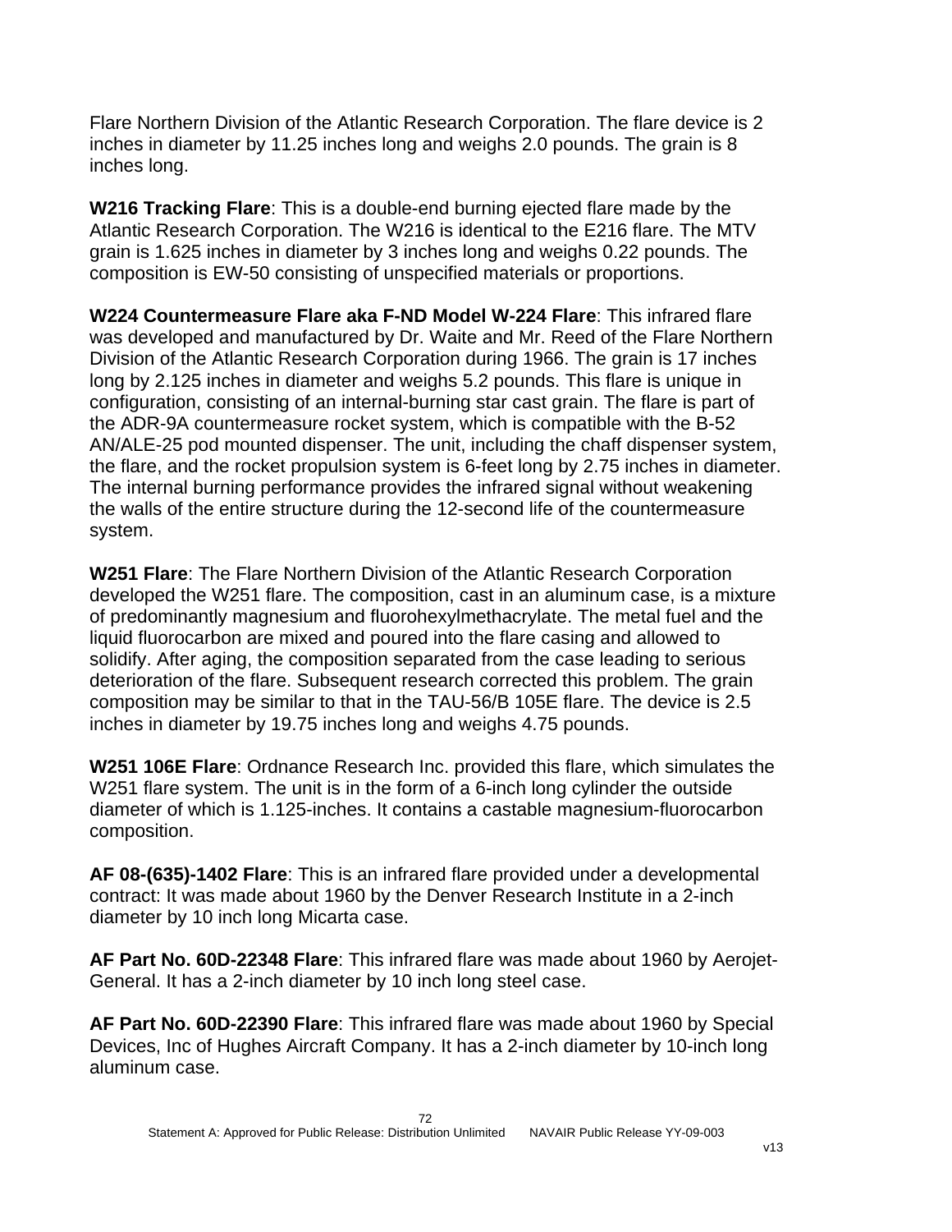Flare Northern Division of the Atlantic Research Corporation. The flare device is 2 inches in diameter by 11.25 inches long and weighs 2.0 pounds. The grain is 8 inches long.

**W216 Tracking Flare**: This is a double-end burning ejected flare made by the Atlantic Research Corporation. The W216 is identical to the E216 flare. The MTV grain is 1.625 inches in diameter by 3 inches long and weighs 0.22 pounds. The composition is EW-50 consisting of unspecified materials or proportions.

**W224 Countermeasure Flare aka F-ND Model W-224 Flare**: This infrared flare was developed and manufactured by Dr. Waite and Mr. Reed of the Flare Northern Division of the Atlantic Research Corporation during 1966. The grain is 17 inches long by 2.125 inches in diameter and weighs 5.2 pounds. This flare is unique in configuration, consisting of an internal-burning star cast grain. The flare is part of the ADR-9A countermeasure rocket system, which is compatible with the B-52 AN/ALE-25 pod mounted dispenser. The unit, including the chaff dispenser system, the flare, and the rocket propulsion system is 6-feet long by 2.75 inches in diameter. The internal burning performance provides the infrared signal without weakening the walls of the entire structure during the 12-second life of the countermeasure system.

**W251 Flare**: The Flare Northern Division of the Atlantic Research Corporation developed the W251 flare. The composition, cast in an aluminum case, is a mixture of predominantly magnesium and fluorohexylmethacrylate. The metal fuel and the liquid fluorocarbon are mixed and poured into the flare casing and allowed to solidify. After aging, the composition separated from the case leading to serious deterioration of the flare. Subsequent research corrected this problem. The grain composition may be similar to that in the TAU-56/B 105E flare. The device is 2.5 inches in diameter by 19.75 inches long and weighs 4.75 pounds.

**W251 106E Flare**: Ordnance Research Inc. provided this flare, which simulates the W251 flare system. The unit is in the form of a 6-inch long cylinder the outside diameter of which is 1.125-inches. It contains a castable magnesium-fluorocarbon composition.

**AF 08-(635)-1402 Flare**: This is an infrared flare provided under a developmental contract: It was made about 1960 by the Denver Research Institute in a 2-inch diameter by 10 inch long Micarta case.

**AF Part No. 60D-22348 Flare**: This infrared flare was made about 1960 by Aerojet-General. It has a 2-inch diameter by 10 inch long steel case.

**AF Part No. 60D-22390 Flare**: This infrared flare was made about 1960 by Special Devices, Inc of Hughes Aircraft Company. It has a 2-inch diameter by 10-inch long aluminum case.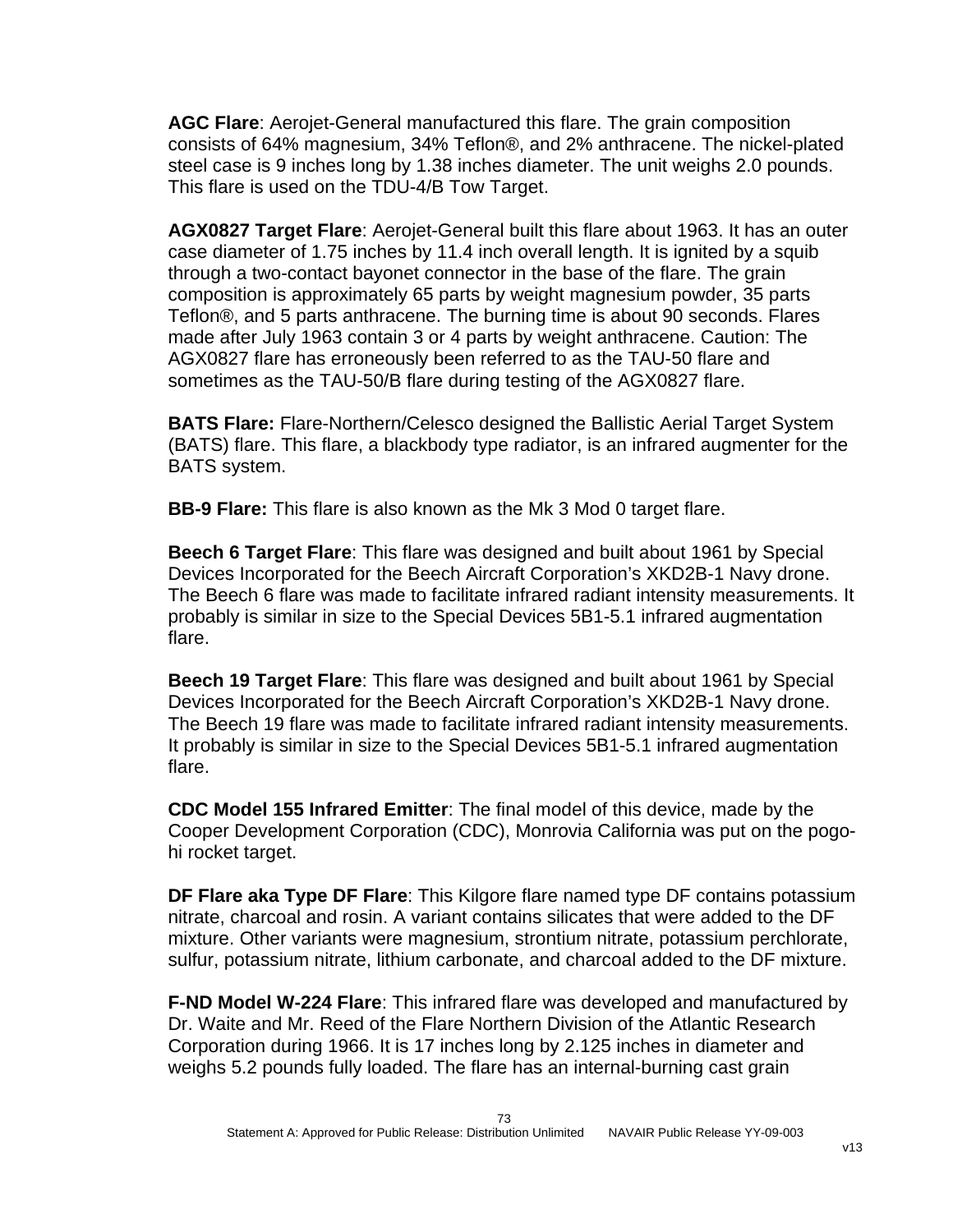**AGC Flare**: Aerojet-General manufactured this flare. The grain composition consists of 64% magnesium, 34% Teflon®, and 2% anthracene. The nickel-plated steel case is 9 inches long by 1.38 inches diameter. The unit weighs 2.0 pounds. This flare is used on the TDU-4/B Tow Target.

**AGX0827 Target Flare**: Aerojet-General built this flare about 1963. It has an outer case diameter of 1.75 inches by 11.4 inch overall length. It is ignited by a squib through a two-contact bayonet connector in the base of the flare. The grain composition is approximately 65 parts by weight magnesium powder, 35 parts Teflon®, and 5 parts anthracene. The burning time is about 90 seconds. Flares made after July 1963 contain 3 or 4 parts by weight anthracene. Caution: The AGX0827 flare has erroneously been referred to as the TAU-50 flare and sometimes as the TAU-50/B flare during testing of the AGX0827 flare.

**BATS Flare:** Flare-Northern/Celesco designed the Ballistic Aerial Target System (BATS) flare. This flare, a blackbody type radiator, is an infrared augmenter for the BATS system.

**BB-9 Flare:** This flare is also known as the Mk 3 Mod 0 target flare.

**Beech 6 Target Flare**: This flare was designed and built about 1961 by Special Devices Incorporated for the Beech Aircraft Corporation's XKD2B-1 Navy drone. The Beech 6 flare was made to facilitate infrared radiant intensity measurements. It probably is similar in size to the Special Devices 5B1-5.1 infrared augmentation flare.

**Beech 19 Target Flare**: This flare was designed and built about 1961 by Special Devices Incorporated for the Beech Aircraft Corporation's XKD2B-1 Navy drone. The Beech 19 flare was made to facilitate infrared radiant intensity measurements. It probably is similar in size to the Special Devices 5B1-5.1 infrared augmentation flare.

**CDC Model 155 Infrared Emitter**: The final model of this device, made by the Cooper Development Corporation (CDC), Monrovia California was put on the pogo-hi rocket target.

**DF Flare aka Type DF Flare**: This Kilgore flare named type DF contains potassium nitrate, charcoal and rosin. A variant contains silicates that were added to the DF mixture. Other variants were magnesium, strontium nitrate, potassium perchlorate, sulfur, potassium nitrate, lithium carbonate, and charcoal added to the DF mixture.

**F-ND Model W-224 Flare**: This infrared flare was developed and manufactured by Dr. Waite and Mr. Reed of the Flare Northern Division of the Atlantic Research Corporation during 1966. It is 17 inches long by 2.125 inches in diameter and weighs 5.2 pounds fully loaded. The flare has an internal-burning cast grain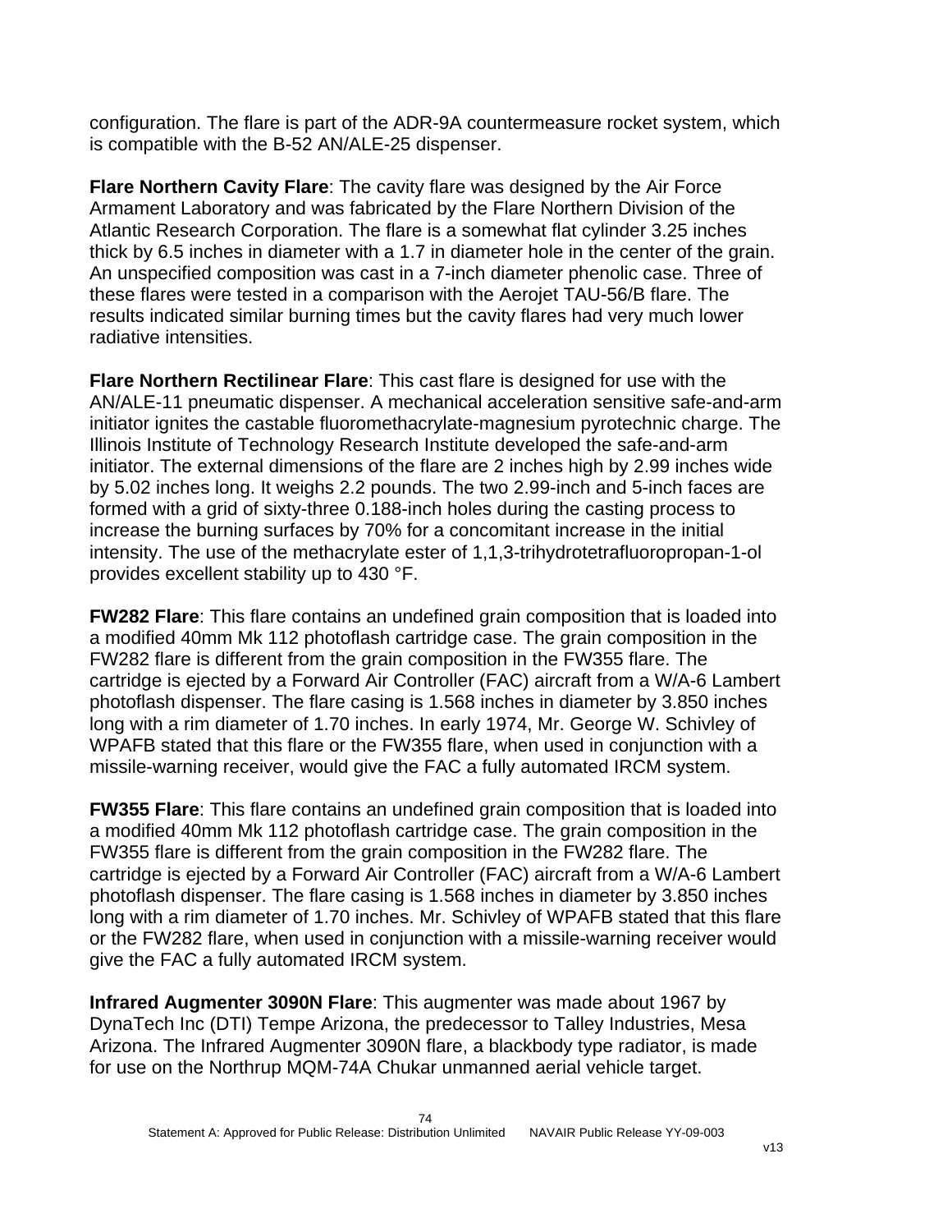configuration. The flare is part of the ADR-9A countermeasure rocket system, which is compatible with the B-52 AN/ALE-25 dispenser.

**Flare Northern Cavity Flare**: The cavity flare was designed by the Air Force Armament Laboratory and was fabricated by the Flare Northern Division of the Atlantic Research Corporation. The flare is a somewhat flat cylinder 3.25 inches thick by 6.5 inches in diameter with a 1.7 in diameter hole in the center of the grain. An unspecified composition was cast in a 7-inch diameter phenolic case. Three of these flares were tested in a comparison with the Aerojet TAU-56/B flare. The results indicated similar burning times but the cavity flares had very much lower radiative intensities.

**Flare Northern Rectilinear Flare**: This cast flare is designed for use with the AN/ALE-11 pneumatic dispenser. A mechanical acceleration sensitive safe-and-arm initiator ignites the castable fluoromethacrylate-magnesium pyrotechnic charge. The Illinois Institute of Technology Research Institute developed the safe-and-arm initiator. The external dimensions of the flare are 2 inches high by 2.99 inches wide by 5.02 inches long. It weighs 2.2 pounds. The two 2.99-inch and 5-inch faces are formed with a grid of sixty-three 0.188-inch holes during the casting process to increase the burning surfaces by 70% for a concomitant increase in the initial intensity. The use of the methacrylate ester of 1,1,3-trihydrotetrafluoropropan-1-ol provides excellent stability up to 430 °F.

**FW282 Flare**: This flare contains an undefined grain composition that is loaded into a modified 40mm Mk 112 photoflash cartridge case. The grain composition in the FW282 flare is different from the grain composition in the FW355 flare. The cartridge is ejected by a Forward Air Controller (FAC) aircraft from a W/A-6 Lambert photoflash dispenser. The flare casing is 1.568 inches in diameter by 3.850 inches long with a rim diameter of 1.70 inches. In early 1974, Mr. George W. Schivley of WPAFB stated that this flare or the FW355 flare, when used in conjunction with a missile-warning receiver, would give the FAC a fully automated IRCM system.

**FW355 Flare**: This flare contains an undefined grain composition that is loaded into a modified 40mm Mk 112 photoflash cartridge case. The grain composition in the FW355 flare is different from the grain composition in the FW282 flare. The cartridge is ejected by a Forward Air Controller (FAC) aircraft from a W/A-6 Lambert photoflash dispenser. The flare casing is 1.568 inches in diameter by 3.850 inches long with a rim diameter of 1.70 inches. Mr. Schivley of WPAFB stated that this flare or the FW282 flare, when used in conjunction with a missile-warning receiver would give the FAC a fully automated IRCM system.

**Infrared Augmenter 3090N Flare**: This augmenter was made about 1967 by DynaTech Inc (DTI) Tempe Arizona, the predecessor to Talley Industries, Mesa Arizona. The Infrared Augmenter 3090N flare, a blackbody type radiator, is made for use on the Northrup MQM-74A Chukar unmanned aerial vehicle target.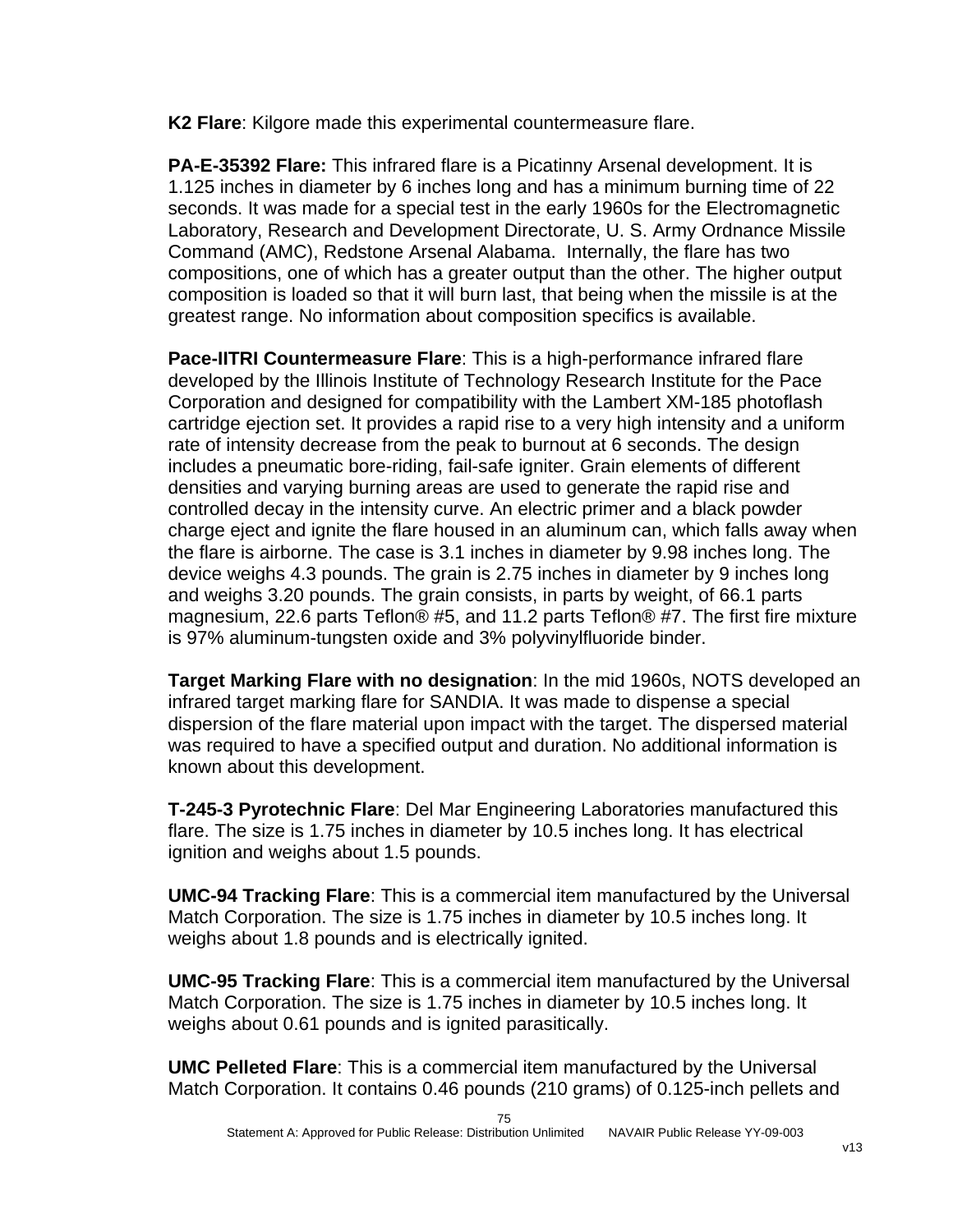**K2 Flare**: Kilgore made this experimental countermeasure flare.

**PA-E-35392 Flare:** This infrared flare is a Picatinny Arsenal development. It is 1.125 inches in diameter by 6 inches long and has a minimum burning time of 22 seconds. It was made for a special test in the early 1960s for the Electromagnetic Laboratory, Research and Development Directorate, U. S. Army Ordnance Missile Command (AMC), Redstone Arsenal Alabama. Internally, the flare has two compositions, one of which has a greater output than the other. The higher output composition is loaded so that it will burn last, that being when the missile is at the greatest range. No information about composition specifics is available.

**Pace-IITRI Countermeasure Flare**: This is a high-performance infrared flare developed by the Illinois Institute of Technology Research Institute for the Pace Corporation and designed for compatibility with the Lambert XM-185 photoflash cartridge ejection set. It provides a rapid rise to a very high intensity and a uniform rate of intensity decrease from the peak to burnout at 6 seconds. The design includes a pneumatic bore-riding, fail-safe igniter. Grain elements of different densities and varying burning areas are used to generate the rapid rise and controlled decay in the intensity curve. An electric primer and a black powder charge eject and ignite the flare housed in an aluminum can, which falls away when the flare is airborne. The case is 3.1 inches in diameter by 9.98 inches long. The device weighs 4.3 pounds. The grain is 2.75 inches in diameter by 9 inches long and weighs 3.20 pounds. The grain consists, in parts by weight, of 66.1 parts magnesium, 22.6 parts Teflon® #5, and 11.2 parts Teflon® #7. The first fire mixture is 97% aluminum-tungsten oxide and 3% polyvinylfluoride binder.

**Target Marking Flare with no designation**: In the mid 1960s, NOTS developed an infrared target marking flare for SANDIA. It was made to dispense a special dispersion of the flare material upon impact with the target. The dispersed material was required to have a specified output and duration. No additional information is known about this development.

**T-245-3 Pyrotechnic Flare**: Del Mar Engineering Laboratories manufactured this flare. The size is 1.75 inches in diameter by 10.5 inches long. It has electrical ignition and weighs about 1.5 pounds.

**UMC-94 Tracking Flare**: This is a commercial item manufactured by the Universal Match Corporation. The size is 1.75 inches in diameter by 10.5 inches long. It weighs about 1.8 pounds and is electrically ignited.

**UMC-95 Tracking Flare**: This is a commercial item manufactured by the Universal Match Corporation. The size is 1.75 inches in diameter by 10.5 inches long. It weighs about 0.61 pounds and is ignited parasitically.

**UMC Pelleted Flare**: This is a commercial item manufactured by the Universal Match Corporation. It contains 0.46 pounds (210 grams) of 0.125-inch pellets and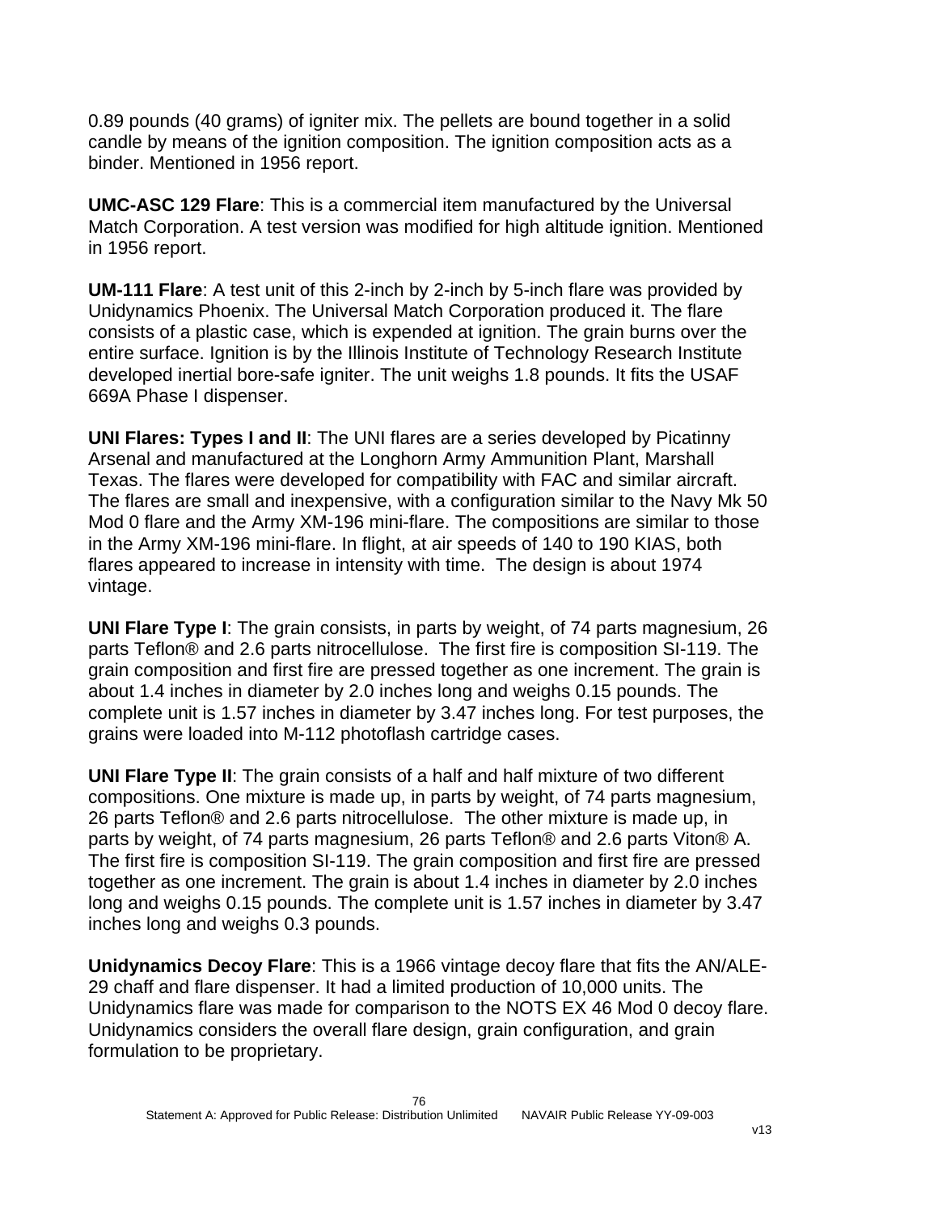0.89 pounds (40 grams) of igniter mix. The pellets are bound together in a solid candle by means of the ignition composition. The ignition composition acts as a binder. Mentioned in 1956 report.

**UMC-ASC 129 Flare**: This is a commercial item manufactured by the Universal Match Corporation. A test version was modified for high altitude ignition. Mentioned in 1956 report.

**UM-111 Flare**: A test unit of this 2-inch by 2-inch by 5-inch flare was provided by Unidynamics Phoenix. The Universal Match Corporation produced it. The flare consists of a plastic case, which is expended at ignition. The grain burns over the entire surface. Ignition is by the Illinois Institute of Technology Research Institute developed inertial bore-safe igniter. The unit weighs 1.8 pounds. It fits the USAF 669A Phase I dispenser.

**UNI Flares: Types I and II**: The UNI flares are a series developed by Picatinny Arsenal and manufactured at the Longhorn Army Ammunition Plant, Marshall Texas. The flares were developed for compatibility with FAC and similar aircraft. The flares are small and inexpensive, with a configuration similar to the Navy Mk 50 Mod 0 flare and the Army XM-196 mini-flare. The compositions are similar to those in the Army XM-196 mini-flare. In flight, at air speeds of 140 to 190 KIAS, both flares appeared to increase in intensity with time. The design is about 1974 vintage.

**UNI Flare Type I**: The grain consists, in parts by weight, of 74 parts magnesium, 26 parts Teflon® and 2.6 parts nitrocellulose. The first fire is composition SI-119. The grain composition and first fire are pressed together as one increment. The grain is about 1.4 inches in diameter by 2.0 inches long and weighs 0.15 pounds. The complete unit is 1.57 inches in diameter by 3.47 inches long. For test purposes, the grains were loaded into M-112 photoflash cartridge cases.

**UNI Flare Type II**: The grain consists of a half and half mixture of two different compositions. One mixture is made up, in parts by weight, of 74 parts magnesium, 26 parts Teflon® and 2.6 parts nitrocellulose. The other mixture is made up, in parts by weight, of 74 parts magnesium, 26 parts Teflon® and 2.6 parts Viton® A. The first fire is composition SI-119. The grain composition and first fire are pressed together as one increment. The grain is about 1.4 inches in diameter by 2.0 inches long and weighs 0.15 pounds. The complete unit is 1.57 inches in diameter by 3.47 inches long and weighs 0.3 pounds.

**Unidynamics Decoy Flare**: This is a 1966 vintage decoy flare that fits the AN/ALE-29 chaff and flare dispenser. It had a limited production of 10,000 units. The Unidynamics flare was made for comparison to the NOTS EX 46 Mod 0 decoy flare. Unidynamics considers the overall flare design, grain configuration, and grain formulation to be proprietary.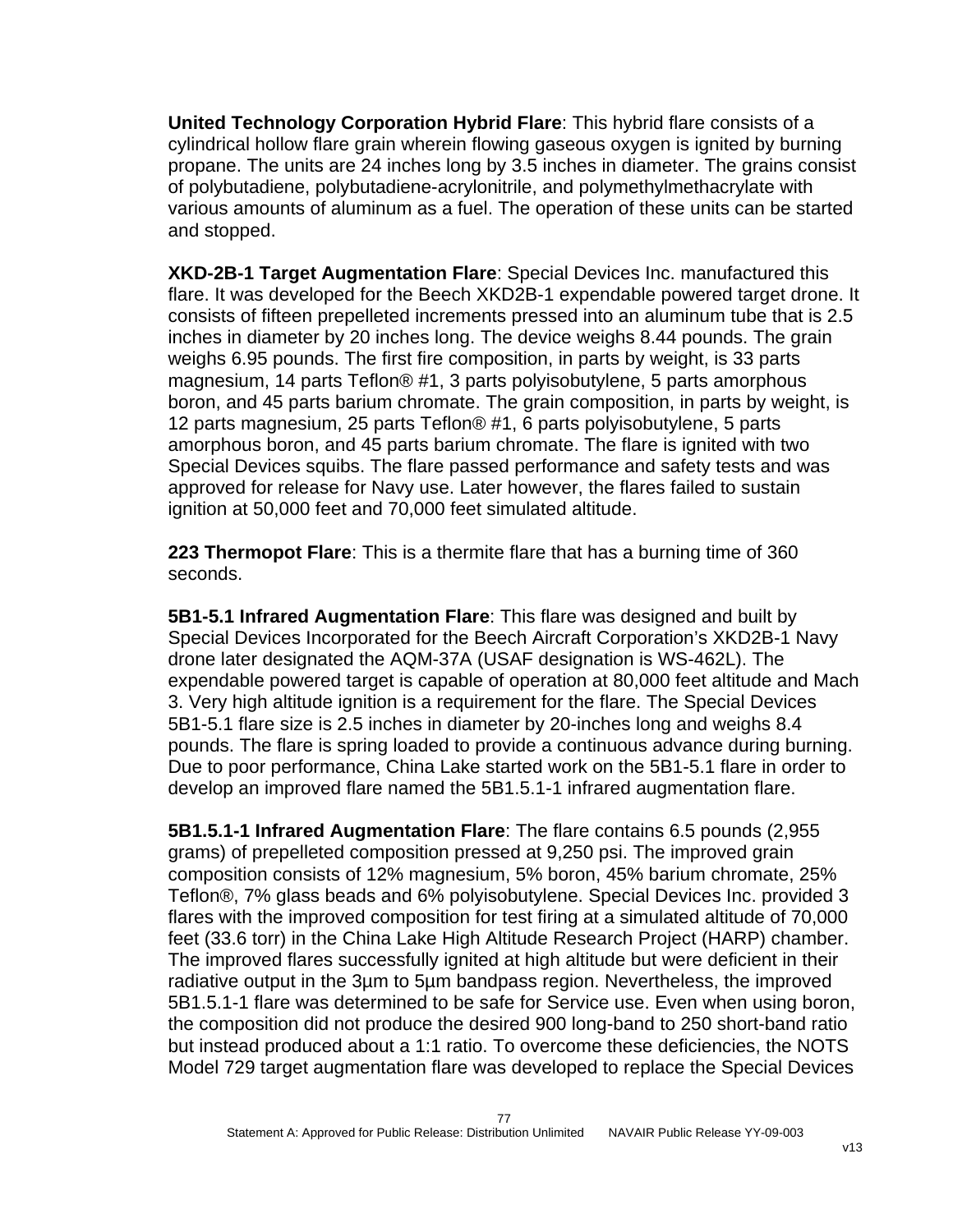**United Technology Corporation Hybrid Flare**: This hybrid flare consists of a cylindrical hollow flare grain wherein flowing gaseous oxygen is ignited by burning propane. The units are 24 inches long by 3.5 inches in diameter. The grains consist of polybutadiene, polybutadiene-acrylonitrile, and polymethylmethacrylate with various amounts of aluminum as a fuel. The operation of these units can be started and stopped.

**XKD-2B-1 Target Augmentation Flare**: Special Devices Inc. manufactured this flare. It was developed for the Beech XKD2B-1 expendable powered target drone. It consists of fifteen prepelleted increments pressed into an aluminum tube that is 2.5 inches in diameter by 20 inches long. The device weighs 8.44 pounds. The grain weighs 6.95 pounds. The first fire composition, in parts by weight, is 33 parts magnesium, 14 parts Teflon® #1, 3 parts polyisobutylene, 5 parts amorphous boron, and 45 parts barium chromate. The grain composition, in parts by weight, is 12 parts magnesium, 25 parts Teflon® #1, 6 parts polyisobutylene, 5 parts amorphous boron, and 45 parts barium chromate. The flare is ignited with two Special Devices squibs. The flare passed performance and safety tests and was approved for release for Navy use. Later however, the flares failed to sustain ignition at 50,000 feet and 70,000 feet simulated altitude.

**223 Thermopot Flare**: This is a thermite flare that has a burning time of 360 seconds.

**5B1-5.1 Infrared Augmentation Flare**: This flare was designed and built by Special Devices Incorporated for the Beech Aircraft Corporation's XKD2B-1 Navy drone later designated the AQM-37A (USAF designation is WS-462L). The expendable powered target is capable of operation at 80,000 feet altitude and Mach 3. Very high altitude ignition is a requirement for the flare. The Special Devices 5B1-5.1 flare size is 2.5 inches in diameter by 20-inches long and weighs 8.4 pounds. The flare is spring loaded to provide a continuous advance during burning. Due to poor performance, China Lake started work on the 5B1-5.1 flare in order to develop an improved flare named the 5B1.5.1-1 infrared augmentation flare.

**5B1.5.1-1 Infrared Augmentation Flare**: The flare contains 6.5 pounds (2,955 grams) of prepelleted composition pressed at 9,250 psi. The improved grain composition consists of 12% magnesium, 5% boron, 45% barium chromate, 25% Teflon®, 7% glass beads and 6% polyisobutylene. Special Devices Inc. provided 3 flares with the improved composition for test firing at a simulated altitude of 70,000 feet (33.6 torr) in the China Lake High Altitude Research Project (HARP) chamber. The improved flares successfully ignited at high altitude but were deficient in their radiative output in the 3µm to 5µm bandpass region. Nevertheless, the improved 5B1.5.1-1 flare was determined to be safe for Service use. Even when using boron, the composition did not produce the desired 900 long-band to 250 short-band ratio but instead produced about a 1:1 ratio. To overcome these deficiencies, the NOTS Model 729 target augmentation flare was developed to replace the Special Devices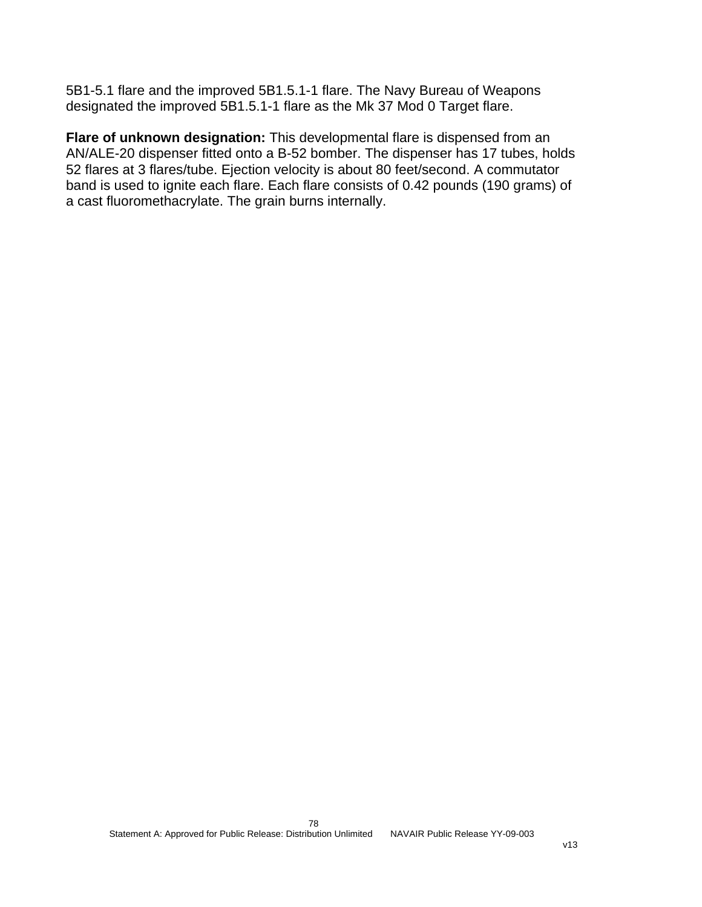5B1-5.1 flare and the improved 5B1.5.1-1 flare. The Navy Bureau of Weapons designated the improved 5B1.5.1-1 flare as the Mk 37 Mod 0 Target flare.

**Flare of unknown designation:** This developmental flare is dispensed from an AN/ALE-20 dispenser fitted onto a B-52 bomber. The dispenser has 17 tubes, holds 52 flares at 3 flares/tube. Ejection velocity is about 80 feet/second. A commutator band is used to ignite each flare. Each flare consists of 0.42 pounds (190 grams) of a cast fluoromethacrylate. The grain burns internally.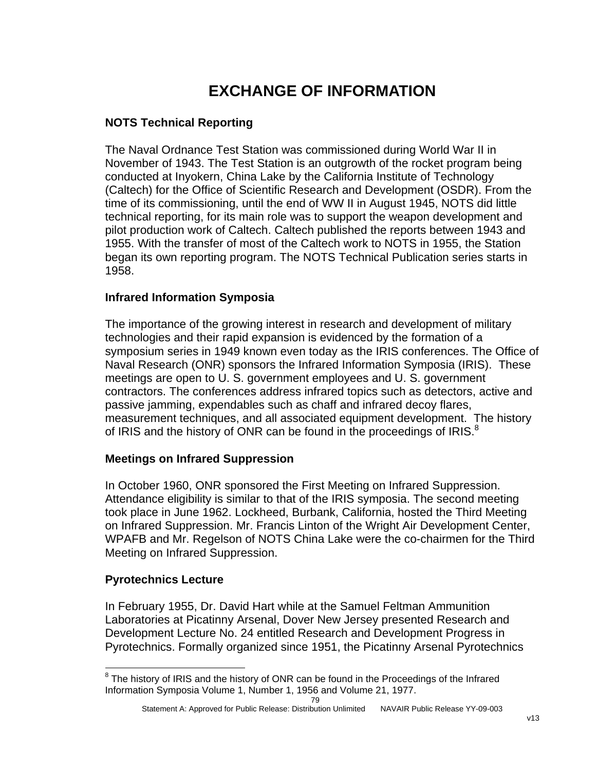# EXCHANGE OF INFORMATION

## NOTS Technical Reporting

The Naval Ordnance Test Station was commissioned during World War II in November of 1943. The Test Station is an outgrowth of the rocket program being conducted at Inyokern, China Lake by the California Institute of Technology (Caltech) for the Office of Scientific Research and Development (OSDR). From the time of its commissioning, until the end of WW II in August 1945, NOTS did little technical reporting, for its main role was to support the weapon development and pilot production work of Caltech. Caltech published the reports between 1943 and 1955. With the transfer of most of the Caltech work to NOTS in 1955, the Station began its own reporting program. The NOTS Technical Publication series starts in 1958.

## Infrared Information Symposia

The importance of the growing interest in research and development of military technologies and their rapid expansion is evidenced by the formation of a symposium series in 1949 known even today as the IRIS conferences. The Office of Naval Research (ONR) sponsors the Infrared Information Symposia (IRIS). These meetings are open to U. S. government employees and U. S. government contractors. The conferences address infrared topics such as detectors, active and passive jamming, expendables such as chaff and infrared decoy flares, measurement techniques, and all associated equipment development. The history of IRIS and the history of ONR can be found in the proceedings of IRIS.[8]

## Meetings on Infrared Suppression

In October 1960, ONR sponsored the First Meeting on Infrared Suppression. Attendance eligibility is similar to that of the IRIS symposia. The second meeting took place in June 1962. Lockheed, Burbank, California, hosted the Third Meeting on Infrared Suppression. Mr. Francis Linton of the Wright Air Development Center, WPAFB and Mr. Regelson of NOTS China Lake were the co-chairmen for the Third Meeting on Infrared Suppression.

## Pyrotechnics Lecture

In February 1955, Dr. David Hart while at the Samuel Feltman Ammunition Laboratories at Picatinny Arsenal, Dover New Jersey presented Research and Development Lecture No. 24 entitled Research and Development Progress in Pyrotechnics. Formally organized since 1951, the Picatinny Arsenal Pyrotechnics

---

[8] The history of IRIS and the history of ONR can be found in the Proceedings of the Infrared Information Symposia Volume 1, Number 1, 1956 and Volume 21, 1977.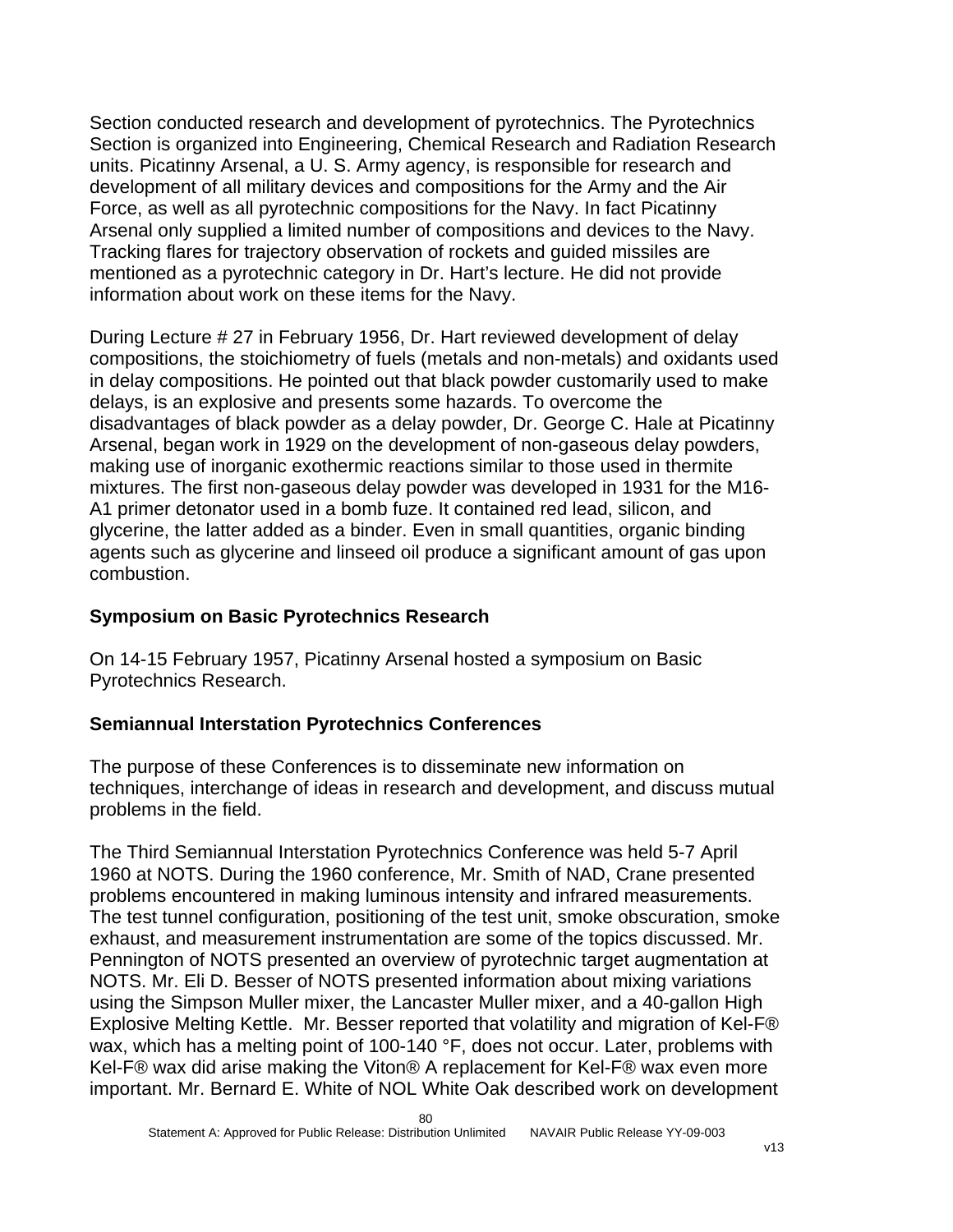Section conducted research and development of pyrotechnics. The Pyrotechnics Section is organized into Engineering, Chemical Research and Radiation Research units. Picatinny Arsenal, a U. S. Army agency, is responsible for research and development of all military devices and compositions for the Army and the Air Force, as well as all pyrotechnic compositions for the Navy. In fact Picatinny Arsenal only supplied a limited number of compositions and devices to the Navy. Tracking flares for trajectory observation of rockets and guided missiles are mentioned as a pyrotechnic category in Dr. Hart's lecture. He did not provide information about work on these items for the Navy.

During Lecture # 27 in February 1956, Dr. Hart reviewed development of delay compositions, the stoichiometry of fuels (metals and non-metals) and oxidants used in delay compositions. He pointed out that black powder customarily used to make delays, is an explosive and presents some hazards. To overcome the disadvantages of black powder as a delay powder, Dr. George C. Hale at Picatinny Arsenal, began work in 1929 on the development of non-gaseous delay powders, making use of inorganic exothermic reactions similar to those used in thermite mixtures. The first non-gaseous delay powder was developed in 1931 for the M16-A1 primer detonator used in a bomb fuze. It contained red lead, silicon, and glycerine, the latter added as a binder. Even in small quantities, organic binding agents such as glycerine and linseed oil produce a significant amount of gas upon combustion.

## Symposium on Basic Pyrotechnics Research

On 14-15 February 1957, Picatinny Arsenal hosted a symposium on Basic Pyrotechnics Research.

## Semiannual Interstation Pyrotechnics Conferences

The purpose of these Conferences is to disseminate new information on techniques, interchange of ideas in research and development, and discuss mutual problems in the field.

The Third Semiannual Interstation Pyrotechnics Conference was held 5-7 April 1960 at NOTS. During the 1960 conference, Mr. Smith of NAD, Crane presented problems encountered in making luminous intensity and infrared measurements. The test tunnel configuration, positioning of the test unit, smoke obscuration, smoke exhaust, and measurement instrumentation are some of the topics discussed. Mr. Pennington of NOTS presented an overview of pyrotechnic target augmentation at NOTS. Mr. Eli D. Besser of NOTS presented information about mixing variations using the Simpson Muller mixer, the Lancaster Muller mixer, and a 40-gallon High Explosive Melting Kettle. Mr. Besser reported that volatility and migration of Kel-F® wax, which has a melting point of 100-140 °F, does not occur. Later, problems with Kel-F® wax did arise making the Viton® A replacement for Kel-F® wax even more important. Mr. Bernard E. White of NOL White Oak described work on development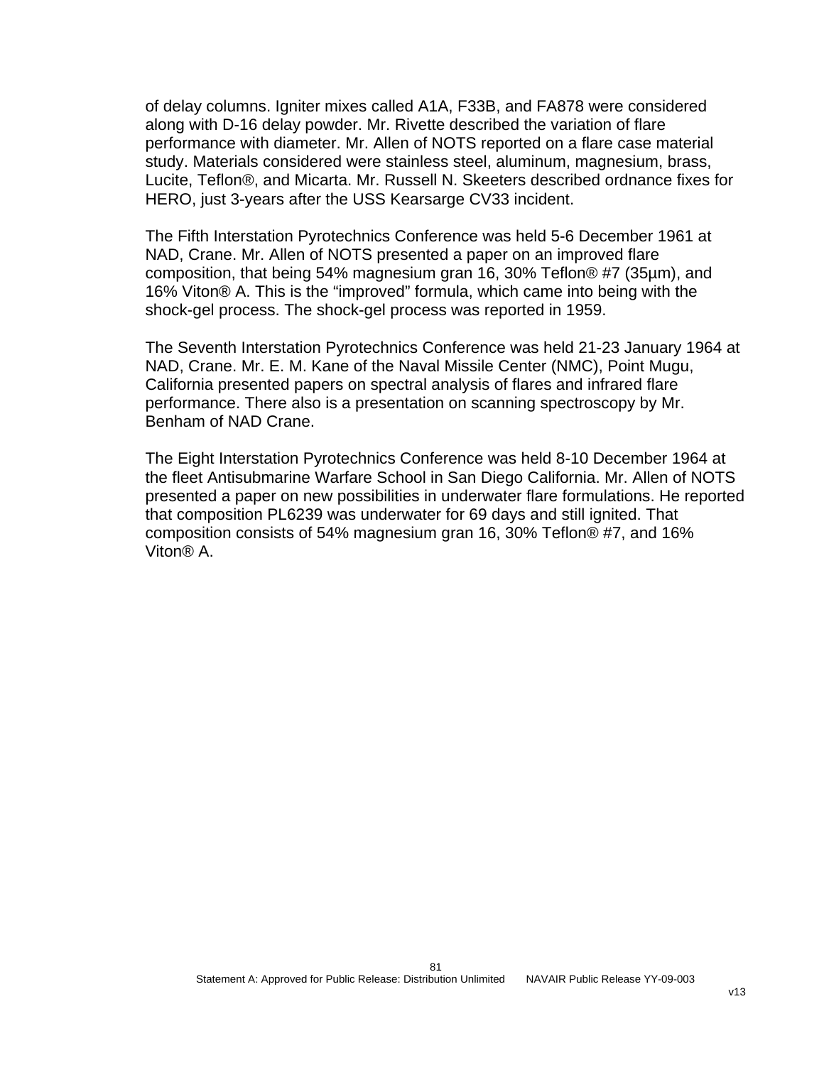of delay columns. Igniter mixes called A1A, F33B, and FA878 were considered along with D-16 delay powder. Mr. Rivette described the variation of flare performance with diameter. Mr. Allen of NOTS reported on a flare case material study. Materials considered were stainless steel, aluminum, magnesium, brass, Lucite, Teflon®, and Micarta. Mr. Russell N. Skeeters described ordnance fixes for HERO, just 3-years after the USS Kearsarge CV33 incident.

The Fifth Interstation Pyrotechnics Conference was held 5-6 December 1961 at NAD, Crane. Mr. Allen of NOTS presented a paper on an improved flare composition, that being 54% magnesium gran 16, 30% Teflon® #7 (35µm), and 16% Viton® A. This is the "improved" formula, which came into being with the shock-gel process. The shock-gel process was reported in 1959.

The Seventh Interstation Pyrotechnics Conference was held 21-23 January 1964 at NAD, Crane. Mr. E. M. Kane of the Naval Missile Center (NMC), Point Mugu, California presented papers on spectral analysis of flares and infrared flare performance. There also is a presentation on scanning spectroscopy by Mr. Benham of NAD Crane.

The Eight Interstation Pyrotechnics Conference was held 8-10 December 1964 at the fleet Antisubmarine Warfare School in San Diego California. Mr. Allen of NOTS presented a paper on new possibilities in underwater flare formulations. He reported that composition PL6239 was underwater for 69 days and still ignited. That composition consists of 54% magnesium gran 16, 30% Teflon® #7, and 16% Viton® A.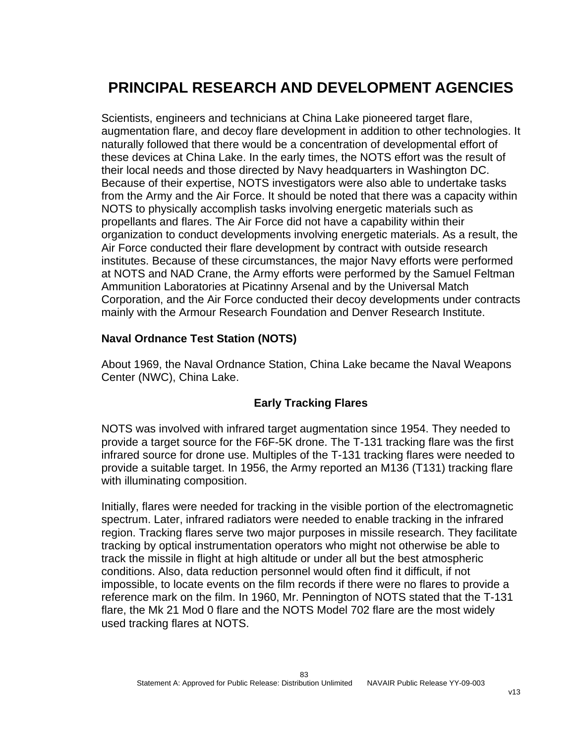# PRINCIPAL RESEARCH AND DEVELOPMENT AGENCIES

Scientists, engineers and technicians at China Lake pioneered target flare, augmentation flare, and decoy flare development in addition to other technologies. It naturally followed that there would be a concentration of developmental effort of these devices at China Lake. In the early times, the NOTS effort was the result of their local needs and those directed by Navy headquarters in Washington DC. Because of their expertise, NOTS investigators were also able to undertake tasks from the Army and the Air Force. It should be noted that there was a capacity within NOTS to physically accomplish tasks involving energetic materials such as propellants and flares. The Air Force did not have a capability within their organization to conduct developments involving energetic materials. As a result, the Air Force conducted their flare development by contract with outside research institutes. Because of these circumstances, the major Navy efforts were performed at NOTS and NAD Crane, the Army efforts were performed by the Samuel Feltman Ammunition Laboratories at Picatinny Arsenal and by the Universal Match Corporation, and the Air Force conducted their decoy developments under contracts mainly with the Armour Research Foundation and Denver Research Institute.

## Naval Ordnance Test Station (NOTS)

About 1969, the Naval Ordnance Station, China Lake became the Naval Weapons Center (NWC), China Lake.

### Early Tracking Flares

NOTS was involved with infrared target augmentation since 1954. They needed to provide a target source for the F6F-5K drone. The T-131 tracking flare was the first infrared source for drone use. Multiples of the T-131 tracking flares were needed to provide a suitable target. In 1956, the Army reported an M136 (T131) tracking flare with illuminating composition.

Initially, flares were needed for tracking in the visible portion of the electromagnetic spectrum. Later, infrared radiators were needed to enable tracking in the infrared region. Tracking flares serve two major purposes in missile research. They facilitate tracking by optical instrumentation operators who might not otherwise be able to track the missile in flight at high altitude or under all but the best atmospheric conditions. Also, data reduction personnel would often find it difficult, if not impossible, to locate events on the film records if there were no flares to provide a reference mark on the film. In 1960, Mr. Pennington of NOTS stated that the T-131 flare, the Mk 21 Mod 0 flare and the NOTS Model 702 flare are the most widely used tracking flares at NOTS.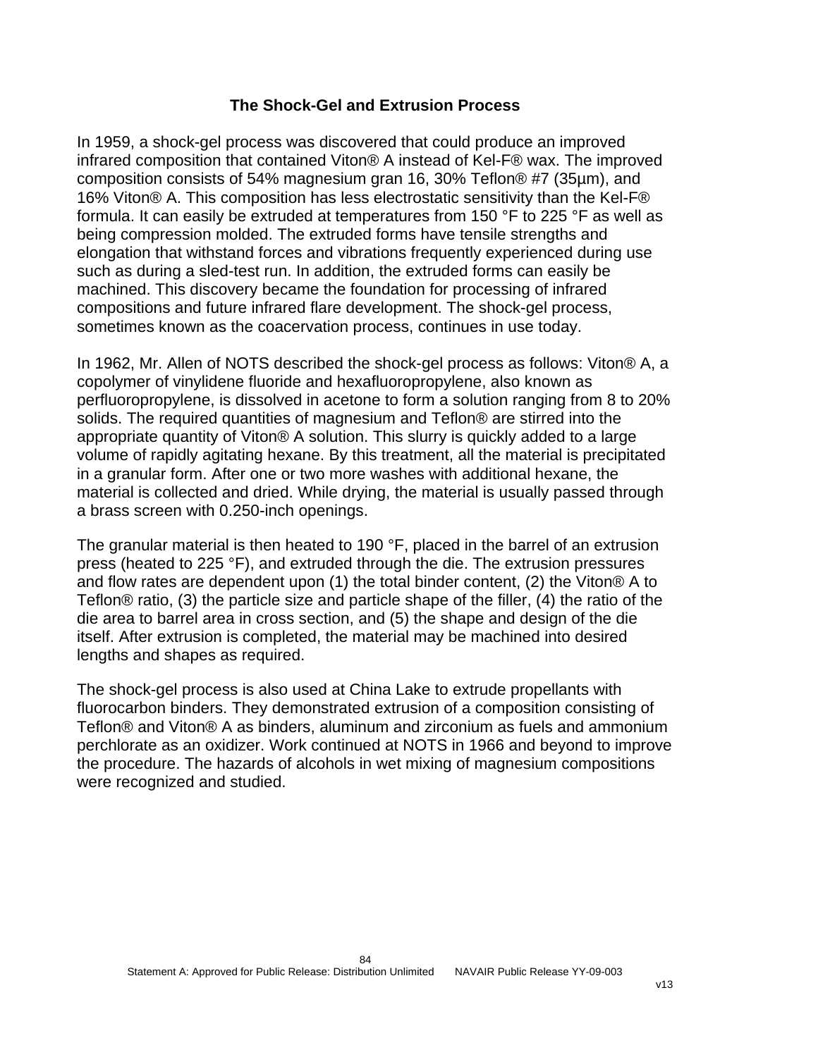## The Shock-Gel and Extrusion Process

In 1959, a shock-gel process was discovered that could produce an improved infrared composition that contained Viton® A instead of Kel-F® wax. The improved composition consists of 54% magnesium gran 16, 30% Teflon® #7 (35µm), and 16% Viton® A. This composition has less electrostatic sensitivity than the Kel-F® formula. It can easily be extruded at temperatures from 150 °F to 225 °F as well as being compression molded. The extruded forms have tensile strengths and elongation that withstand forces and vibrations frequently experienced during use such as during a sled-test run. In addition, the extruded forms can easily be machined. This discovery became the foundation for processing of infrared compositions and future infrared flare development. The shock-gel process, sometimes known as the coacervation process, continues in use today.

In 1962, Mr. Allen of NOTS described the shock-gel process as follows: Viton® A, a copolymer of vinylidene fluoride and hexafluoropropylene, also known as perfluoropropylene, is dissolved in acetone to form a solution ranging from 8 to 20% solids. The required quantities of magnesium and Teflon® are stirred into the appropriate quantity of Viton® A solution. This slurry is quickly added to a large volume of rapidly agitating hexane. By this treatment, all the material is precipitated in a granular form. After one or two more washes with additional hexane, the material is collected and dried. While drying, the material is usually passed through a brass screen with 0.250-inch openings.

The granular material is then heated to 190 °F, placed in the barrel of an extrusion press (heated to 225 °F), and extruded through the die. The extrusion pressures and flow rates are dependent upon (1) the total binder content, (2) the Viton® A to Teflon® ratio, (3) the particle size and particle shape of the filler, (4) the ratio of the die area to barrel area in cross section, and (5) the shape and design of the die itself. After extrusion is completed, the material may be machined into desired lengths and shapes as required.

The shock-gel process is also used at China Lake to extrude propellants with fluorocarbon binders. They demonstrated extrusion of a composition consisting of Teflon® and Viton® A as binders, aluminum and zirconium as fuels and ammonium perchlorate as an oxidizer. Work continued at NOTS in 1966 and beyond to improve the procedure. The hazards of alcohols in wet mixing of magnesium compositions were recognized and studied.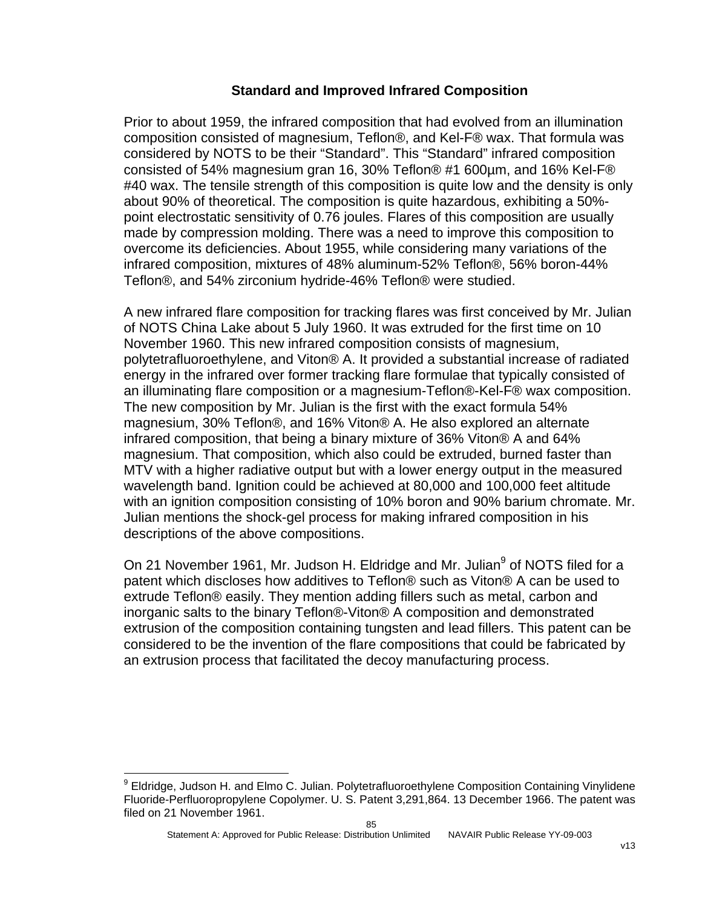### Standard and Improved Infrared Composition

Prior to about 1959, the infrared composition that had evolved from an illumination composition consisted of magnesium, Teflon®, and Kel-F® wax. That formula was considered by NOTS to be their "Standard". This "Standard" infrared composition consisted of 54% magnesium gran 16, 30% Teflon® #1 600µm, and 16% Kel-F® #40 wax. The tensile strength of this composition is quite low and the density is only about 90% of theoretical. The composition is quite hazardous, exhibiting a 50%-point electrostatic sensitivity of 0.76 joules. Flares of this composition are usually made by compression molding. There was a need to improve this composition to overcome its deficiencies. About 1955, while considering many variations of the infrared composition, mixtures of 48% aluminum-52% Teflon®, 56% boron-44% Teflon®, and 54% zirconium hydride-46% Teflon® were studied.

A new infrared flare composition for tracking flares was first conceived by Mr. Julian of NOTS China Lake about 5 July 1960. It was extruded for the first time on 10 November 1960. This new infrared composition consists of magnesium, polytetrafluoroethylene, and Viton® A. It provided a substantial increase of radiated energy in the infrared over former tracking flare formulae that typically consisted of an illuminating flare composition or a magnesium-Teflon®-Kel-F® wax composition. The new composition by Mr. Julian is the first with the exact formula 54% magnesium, 30% Teflon®, and 16% Viton® A. He also explored an alternate infrared composition, that being a binary mixture of 36% Viton® A and 64% magnesium. That composition, which also could be extruded, burned faster than MTV with a higher radiative output but with a lower energy output in the measured wavelength band. Ignition could be achieved at 80,000 and 100,000 feet altitude with an ignition composition consisting of 10% boron and 90% barium chromate. Mr. Julian mentions the shock-gel process for making infrared composition in his descriptions of the above compositions.

On 21 November 1961, Mr. Judson H. Eldridge and Mr. Julian[9] of NOTS filed for a patent which discloses how additives to Teflon® such as Viton® A can be used to extrude Teflon® easily. They mention adding fillers such as metal, carbon and inorganic salts to the binary Teflon®-Viton® A composition and demonstrated extrusion of the composition containing tungsten and lead fillers. This patent can be considered to be the invention of the flare compositions that could be fabricated by an extrusion process that facilitated the decoy manufacturing process.

---

[9] Eldridge, Judson H. and Elmo C. Julian. Polytetrafluoroethylene Composition Containing Vinylidene Fluoride-Perfluoropropylene Copolymer. U. S. Patent 3,291,864. 13 December 1966. The patent was filed on 21 November 1961.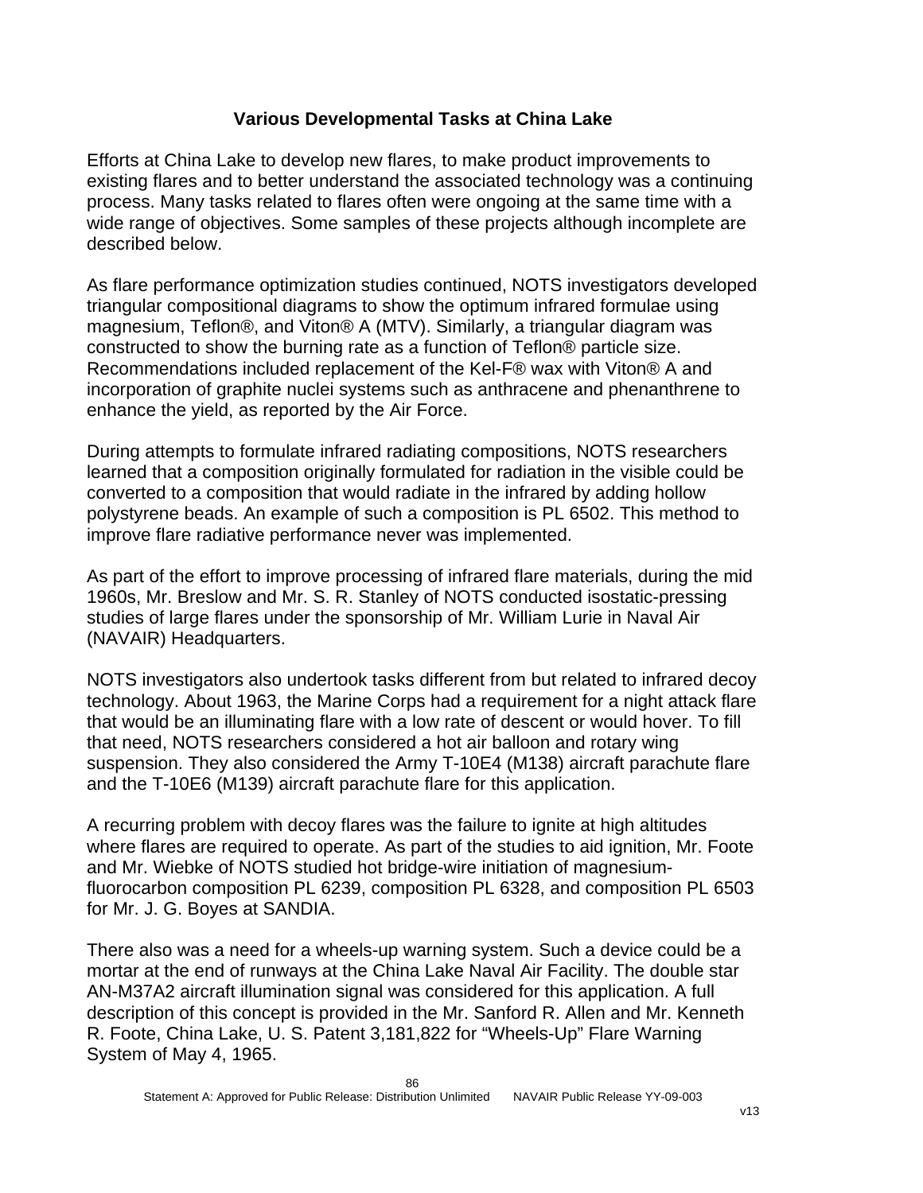## Various Developmental Tasks at China Lake

Efforts at China Lake to develop new flares, to make product improvements to existing flares and to better understand the associated technology was a continuing process. Many tasks related to flares often were ongoing at the same time with a wide range of objectives. Some samples of these projects although incomplete are described below.

As flare performance optimization studies continued, NOTS investigators developed triangular compositional diagrams to show the optimum infrared formulae using magnesium, Teflon®, and Viton® A (MTV). Similarly, a triangular diagram was constructed to show the burning rate as a function of Teflon® particle size. Recommendations included replacement of the Kel-F® wax with Viton® A and incorporation of graphite nuclei systems such as anthracene and phenanthrene to enhance the yield, as reported by the Air Force.

During attempts to formulate infrared radiating compositions, NOTS researchers learned that a composition originally formulated for radiation in the visible could be converted to a composition that would radiate in the infrared by adding hollow polystyrene beads. An example of such a composition is PL 6502. This method to improve flare radiative performance never was implemented.

As part of the effort to improve processing of infrared flare materials, during the mid 1960s, Mr. Breslow and Mr. S. R. Stanley of NOTS conducted isostatic-pressing studies of large flares under the sponsorship of Mr. William Lurie in Naval Air (NAVAIR) Headquarters.

NOTS investigators also undertook tasks different from but related to infrared decoy technology. About 1963, the Marine Corps had a requirement for a night attack flare that would be an illuminating flare with a low rate of descent or would hover. To fill that need, NOTS researchers considered a hot air balloon and rotary wing suspension. They also considered the Army T-10E4 (M138) aircraft parachute flare and the T-10E6 (M139) aircraft parachute flare for this application.

A recurring problem with decoy flares was the failure to ignite at high altitudes where flares are required to operate. As part of the studies to aid ignition, Mr. Foote and Mr. Wiebke of NOTS studied hot bridge-wire initiation of magnesium-fluorocarbon composition PL 6239, composition PL 6328, and composition PL 6503 for Mr. J. G. Boyes at SANDIA.

There also was a need for a wheels-up warning system. Such a device could be a mortar at the end of runways at the China Lake Naval Air Facility. The double star AN-M37A2 aircraft illumination signal was considered for this application. A full description of this concept is provided in the Mr. Sanford R. Allen and Mr. Kenneth R. Foote, China Lake, U. S. Patent 3,181,822 for "Wheels-Up" Flare Warning System of May 4, 1965.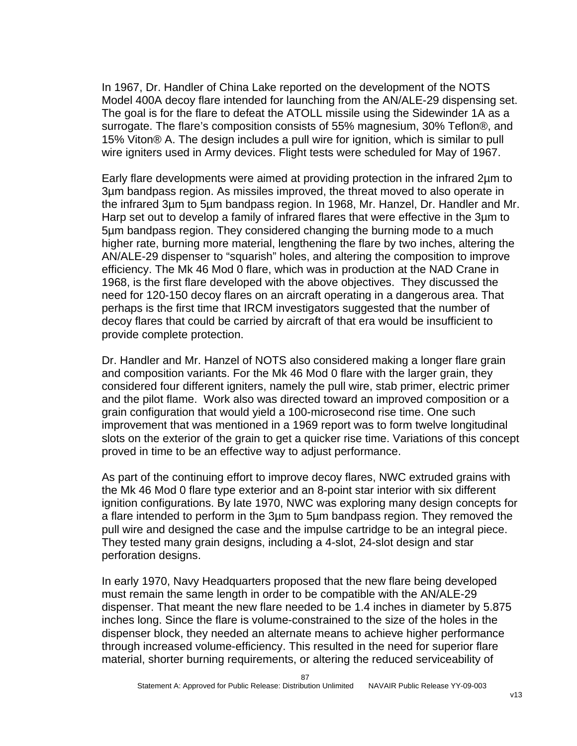In 1967, Dr. Handler of China Lake reported on the development of the NOTS Model 400A decoy flare intended for launching from the AN/ALE-29 dispensing set. The goal is for the flare to defeat the ATOLL missile using the Sidewinder 1A as a surrogate. The flare's composition consists of 55% magnesium, 30% Teflon®, and 15% Viton® A. The design includes a pull wire for ignition, which is similar to pull wire igniters used in Army devices. Flight tests were scheduled for May of 1967.

Early flare developments were aimed at providing protection in the infrared 2µm to 3µm bandpass region. As missiles improved, the threat moved to also operate in the infrared 3µm to 5µm bandpass region. In 1968, Mr. Hanzel, Dr. Handler and Mr. Harp set out to develop a family of infrared flares that were effective in the 3µm to 5µm bandpass region. They considered changing the burning mode to a much higher rate, burning more material, lengthening the flare by two inches, altering the AN/ALE-29 dispenser to "squarish" holes, and altering the composition to improve efficiency. The Mk 46 Mod 0 flare, which was in production at the NAD Crane in 1968, is the first flare developed with the above objectives. They discussed the need for 120-150 decoy flares on an aircraft operating in a dangerous area. That perhaps is the first time that IRCM investigators suggested that the number of decoy flares that could be carried by aircraft of that era would be insufficient to provide complete protection.

Dr. Handler and Mr. Hanzel of NOTS also considered making a longer flare grain and composition variants. For the Mk 46 Mod 0 flare with the larger grain, they considered four different igniters, namely the pull wire, stab primer, electric primer and the pilot flame. Work also was directed toward an improved composition or a grain configuration that would yield a 100-microsecond rise time. One such improvement that was mentioned in a 1969 report was to form twelve longitudinal slots on the exterior of the grain to get a quicker rise time. Variations of this concept proved in time to be an effective way to adjust performance.

As part of the continuing effort to improve decoy flares, NWC extruded grains with the Mk 46 Mod 0 flare type exterior and an 8-point star interior with six different ignition configurations. By late 1970, NWC was exploring many design concepts for a flare intended to perform in the 3µm to 5µm bandpass region. They removed the pull wire and designed the case and the impulse cartridge to be an integral piece. They tested many grain designs, including a 4-slot, 24-slot design and star perforation designs.

In early 1970, Navy Headquarters proposed that the new flare being developed must remain the same length in order to be compatible with the AN/ALE-29 dispenser. That meant the new flare needed to be 1.4 inches in diameter by 5.875 inches long. Since the flare is volume-constrained to the size of the holes in the dispenser block, they needed an alternate means to achieve higher performance through increased volume-efficiency. This resulted in the need for superior flare material, shorter burning requirements, or altering the reduced serviceability of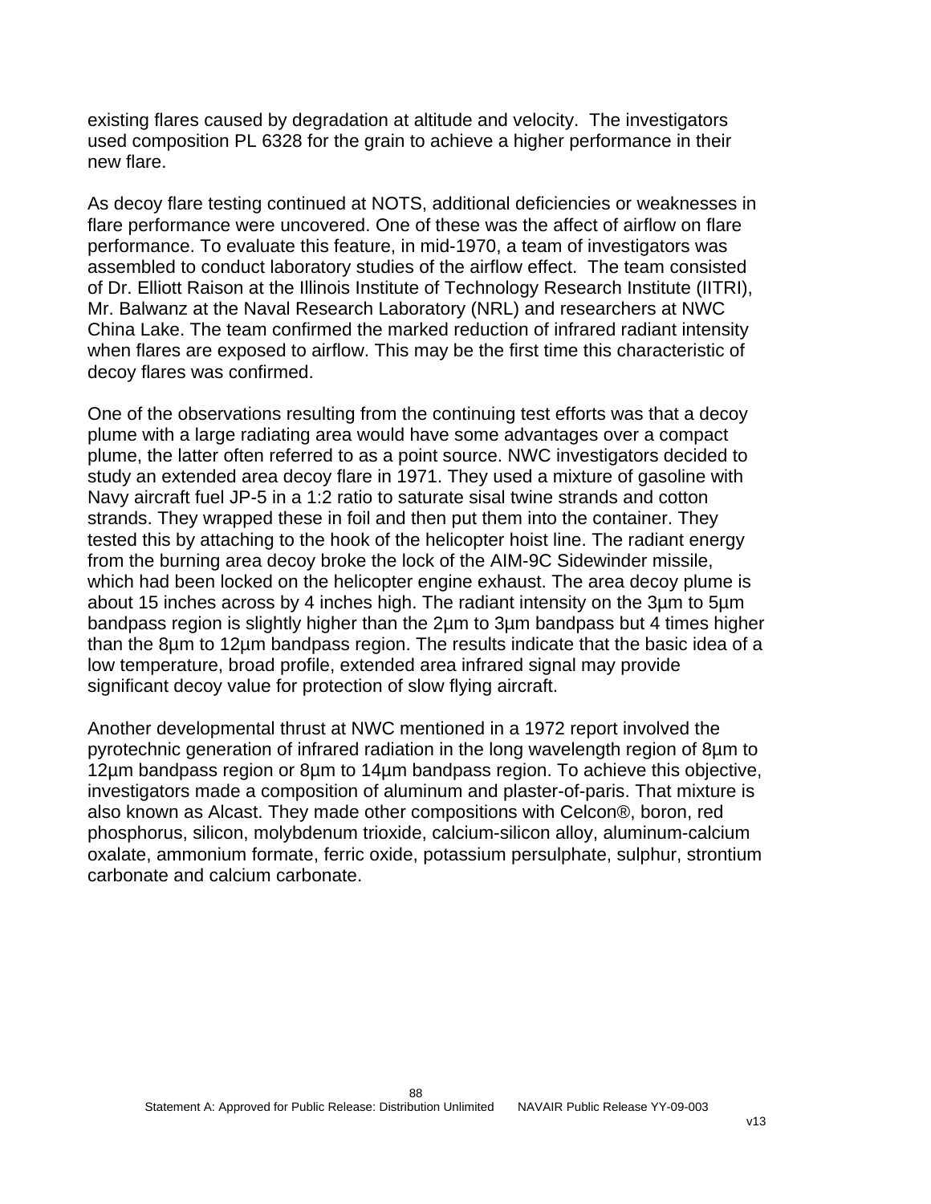existing flares caused by degradation at altitude and velocity. The investigators used composition PL 6328 for the grain to achieve a higher performance in their new flare.

As decoy flare testing continued at NOTS, additional deficiencies or weaknesses in flare performance were uncovered. One of these was the affect of airflow on flare performance. To evaluate this feature, in mid-1970, a team of investigators was assembled to conduct laboratory studies of the airflow effect. The team consisted of Dr. Elliott Raison at the Illinois Institute of Technology Research Institute (IITRI), Mr. Balwanz at the Naval Research Laboratory (NRL) and researchers at NWC China Lake. The team confirmed the marked reduction of infrared radiant intensity when flares are exposed to airflow. This may be the first time this characteristic of decoy flares was confirmed.

One of the observations resulting from the continuing test efforts was that a decoy plume with a large radiating area would have some advantages over a compact plume, the latter often referred to as a point source. NWC investigators decided to study an extended area decoy flare in 1971. They used a mixture of gasoline with Navy aircraft fuel JP-5 in a 1:2 ratio to saturate sisal twine strands and cotton strands. They wrapped these in foil and then put them into the container. They tested this by attaching to the hook of the helicopter hoist line. The radiant energy from the burning area decoy broke the lock of the AIM-9C Sidewinder missile, which had been locked on the helicopter engine exhaust. The area decoy plume is about 15 inches across by 4 inches high. The radiant intensity on the 3µm to 5µm bandpass region is slightly higher than the 2µm to 3µm bandpass but 4 times higher than the 8µm to 12µm bandpass region. The results indicate that the basic idea of a low temperature, broad profile, extended area infrared signal may provide significant decoy value for protection of slow flying aircraft.

Another developmental thrust at NWC mentioned in a 1972 report involved the pyrotechnic generation of infrared radiation in the long wavelength region of 8µm to 12µm bandpass region or 8µm to 14µm bandpass region. To achieve this objective, investigators made a composition of aluminum and plaster-of-paris. That mixture is also known as Alcast. They made other compositions with Celcon®, boron, red phosphorus, silicon, molybdenum trioxide, calcium-silicon alloy, aluminum-calcium oxalate, ammonium formate, ferric oxide, potassium persulphate, sulphur, strontium carbonate and calcium carbonate.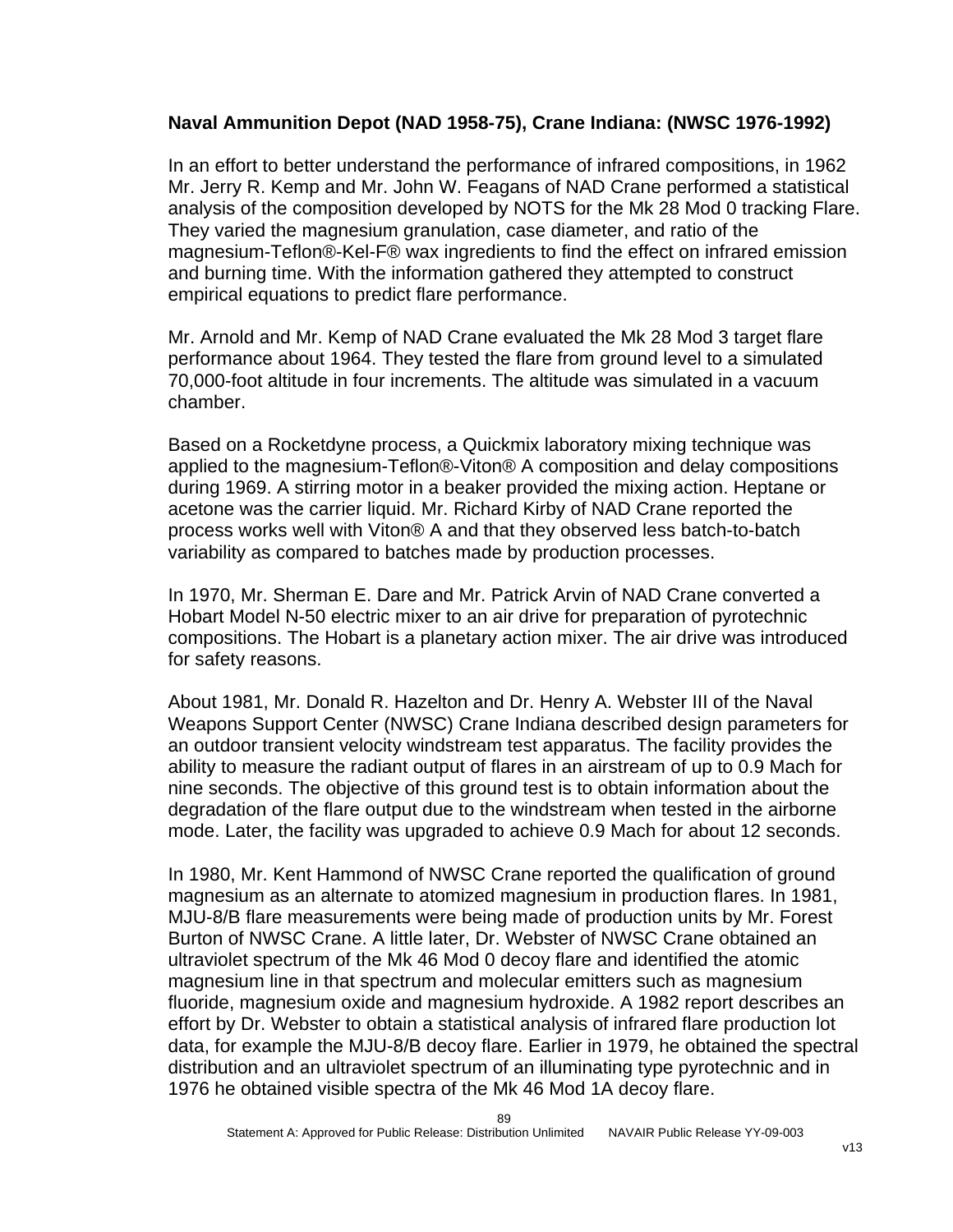**Naval Ammunition Depot (NAD 1958-75), Crane Indiana: (NWSC 1976-1992)**

In an effort to better understand the performance of infrared compositions, in 1962 Mr. Jerry R. Kemp and Mr. John W. Feagans of NAD Crane performed a statistical analysis of the composition developed by NOTS for the Mk 28 Mod 0 tracking Flare. They varied the magnesium granulation, case diameter, and ratio of the magnesium-Teflon®-Kel-F® wax ingredients to find the effect on infrared emission and burning time. With the information gathered they attempted to construct empirical equations to predict flare performance.

Mr. Arnold and Mr. Kemp of NAD Crane evaluated the Mk 28 Mod 3 target flare performance about 1964. They tested the flare from ground level to a simulated 70,000-foot altitude in four increments. The altitude was simulated in a vacuum chamber.

Based on a Rocketdyne process, a Quickmix laboratory mixing technique was applied to the magnesium-Teflon®-Viton® A composition and delay compositions during 1969. A stirring motor in a beaker provided the mixing action. Heptane or acetone was the carrier liquid. Mr. Richard Kirby of NAD Crane reported the process works well with Viton® A and that they observed less batch-to-batch variability as compared to batches made by production processes.

In 1970, Mr. Sherman E. Dare and Mr. Patrick Arvin of NAD Crane converted a Hobart Model N-50 electric mixer to an air drive for preparation of pyrotechnic compositions. The Hobart is a planetary action mixer. The air drive was introduced for safety reasons.

About 1981, Mr. Donald R. Hazelton and Dr. Henry A. Webster III of the Naval Weapons Support Center (NWSC) Crane Indiana described design parameters for an outdoor transient velocity windstream test apparatus. The facility provides the ability to measure the radiant output of flares in an airstream of up to 0.9 Mach for nine seconds. The objective of this ground test is to obtain information about the degradation of the flare output due to the windstream when tested in the airborne mode. Later, the facility was upgraded to achieve 0.9 Mach for about 12 seconds.

In 1980, Mr. Kent Hammond of NWSC Crane reported the qualification of ground magnesium as an alternate to atomized magnesium in production flares. In 1981, MJU-8/B flare measurements were being made of production units by Mr. Forest Burton of NWSC Crane. A little later, Dr. Webster of NWSC Crane obtained an ultraviolet spectrum of the Mk 46 Mod 0 decoy flare and identified the atomic magnesium line in that spectrum and molecular emitters such as magnesium fluoride, magnesium oxide and magnesium hydroxide. A 1982 report describes an effort by Dr. Webster to obtain a statistical analysis of infrared flare production lot data, for example the MJU-8/B decoy flare. Earlier in 1979, he obtained the spectral distribution and an ultraviolet spectrum of an illuminating type pyrotechnic and in 1976 he obtained visible spectra of the Mk 46 Mod 1A decoy flare.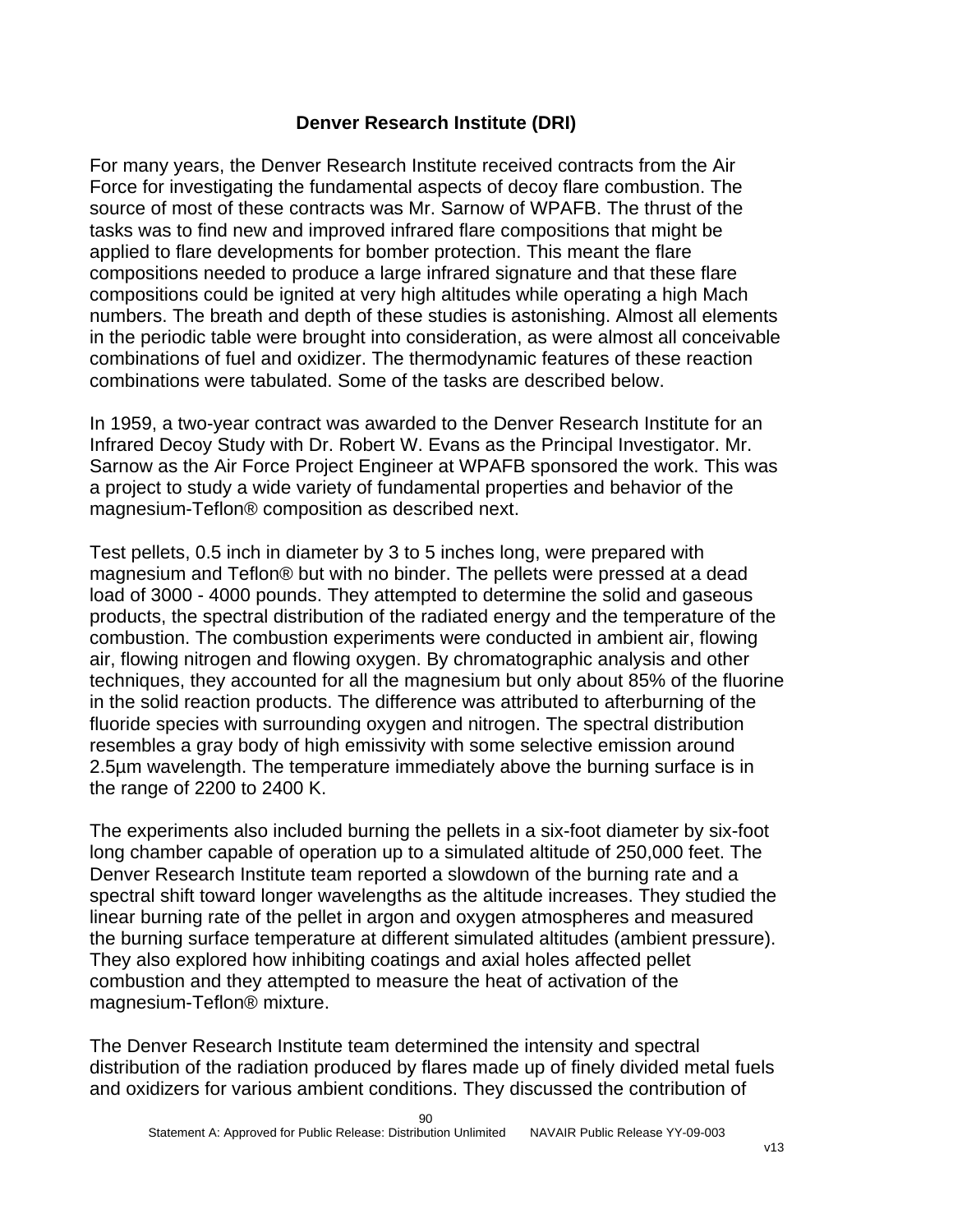### Denver Research Institute (DRI)

For many years, the Denver Research Institute received contracts from the Air Force for investigating the fundamental aspects of decoy flare combustion. The source of most of these contracts was Mr. Sarnow of WPAFB. The thrust of the tasks was to find new and improved infrared flare compositions that might be applied to flare developments for bomber protection. This meant the flare compositions needed to produce a large infrared signature and that these flare compositions could be ignited at very high altitudes while operating a high Mach numbers. The breath and depth of these studies is astonishing. Almost all elements in the periodic table were brought into consideration, as were almost all conceivable combinations of fuel and oxidizer. The thermodynamic features of these reaction combinations were tabulated. Some of the tasks are described below.

In 1959, a two-year contract was awarded to the Denver Research Institute for an Infrared Decoy Study with Dr. Robert W. Evans as the Principal Investigator. Mr. Sarnow as the Air Force Project Engineer at WPAFB sponsored the work. This was a project to study a wide variety of fundamental properties and behavior of the magnesium-Teflon® composition as described next.

Test pellets, 0.5 inch in diameter by 3 to 5 inches long, were prepared with magnesium and Teflon® but with no binder. The pellets were pressed at a dead load of 3000 - 4000 pounds. They attempted to determine the solid and gaseous products, the spectral distribution of the radiated energy and the temperature of the combustion. The combustion experiments were conducted in ambient air, flowing air, flowing nitrogen and flowing oxygen. By chromatographic analysis and other techniques, they accounted for all the magnesium but only about 85% of the fluorine in the solid reaction products. The difference was attributed to afterburning of the fluoride species with surrounding oxygen and nitrogen. The spectral distribution resembles a gray body of high emissivity with some selective emission around 2.5µm wavelength. The temperature immediately above the burning surface is in the range of 2200 to 2400 K.

The experiments also included burning the pellets in a six-foot diameter by six-foot long chamber capable of operation up to a simulated altitude of 250,000 feet. The Denver Research Institute team reported a slowdown of the burning rate and a spectral shift toward longer wavelengths as the altitude increases. They studied the linear burning rate of the pellet in argon and oxygen atmospheres and measured the burning surface temperature at different simulated altitudes (ambient pressure). They also explored how inhibiting coatings and axial holes affected pellet combustion and they attempted to measure the heat of activation of the magnesium-Teflon® mixture.

The Denver Research Institute team determined the intensity and spectral distribution of the radiation produced by flares made up of finely divided metal fuels and oxidizers for various ambient conditions. They discussed the contribution of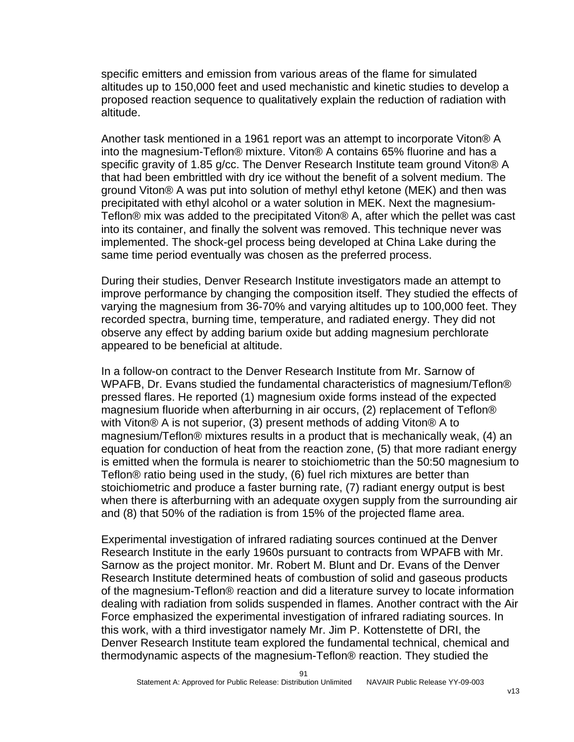specific emitters and emission from various areas of the flame for simulated altitudes up to 150,000 feet and used mechanistic and kinetic studies to develop a proposed reaction sequence to qualitatively explain the reduction of radiation with altitude.

Another task mentioned in a 1961 report was an attempt to incorporate Viton® A into the magnesium-Teflon® mixture. Viton® A contains 65% fluorine and has a specific gravity of 1.85 g/cc. The Denver Research Institute team ground Viton® A that had been embrittled with dry ice without the benefit of a solvent medium. The ground Viton® A was put into solution of methyl ethyl ketone (MEK) and then was precipitated with ethyl alcohol or a water solution in MEK. Next the magnesium-Teflon® mix was added to the precipitated Viton® A, after which the pellet was cast into its container, and finally the solvent was removed. This technique never was implemented. The shock-gel process being developed at China Lake during the same time period eventually was chosen as the preferred process.

During their studies, Denver Research Institute investigators made an attempt to improve performance by changing the composition itself. They studied the effects of varying the magnesium from 36-70% and varying altitudes up to 100,000 feet. They recorded spectra, burning time, temperature, and radiated energy. They did not observe any effect by adding barium oxide but adding magnesium perchlorate appeared to be beneficial at altitude.

In a follow-on contract to the Denver Research Institute from Mr. Sarnow of WPAFB, Dr. Evans studied the fundamental characteristics of magnesium/Teflon® pressed flares. He reported (1) magnesium oxide forms instead of the expected magnesium fluoride when afterburning in air occurs, (2) replacement of Teflon® with Viton® A is not superior, (3) present methods of adding Viton® A to magnesium/Teflon® mixtures results in a product that is mechanically weak, (4) an equation for conduction of heat from the reaction zone, (5) that more radiant energy is emitted when the formula is nearer to stoichiometric than the 50:50 magnesium to Teflon® ratio being used in the study, (6) fuel rich mixtures are better than stoichiometric and produce a faster burning rate, (7) radiant energy output is best when there is afterburning with an adequate oxygen supply from the surrounding air and (8) that 50% of the radiation is from 15% of the projected flame area.

Experimental investigation of infrared radiating sources continued at the Denver Research Institute in the early 1960s pursuant to contracts from WPAFB with Mr. Sarnow as the project monitor. Mr. Robert M. Blunt and Dr. Evans of the Denver Research Institute determined heats of combustion of solid and gaseous products of the magnesium-Teflon® reaction and did a literature survey to locate information dealing with radiation from solids suspended in flames. Another contract with the Air Force emphasized the experimental investigation of infrared radiating sources. In this work, with a third investigator namely Mr. Jim P. Kottenstette of DRI, the Denver Research Institute team explored the fundamental technical, chemical and thermodynamic aspects of the magnesium-Teflon® reaction. They studied the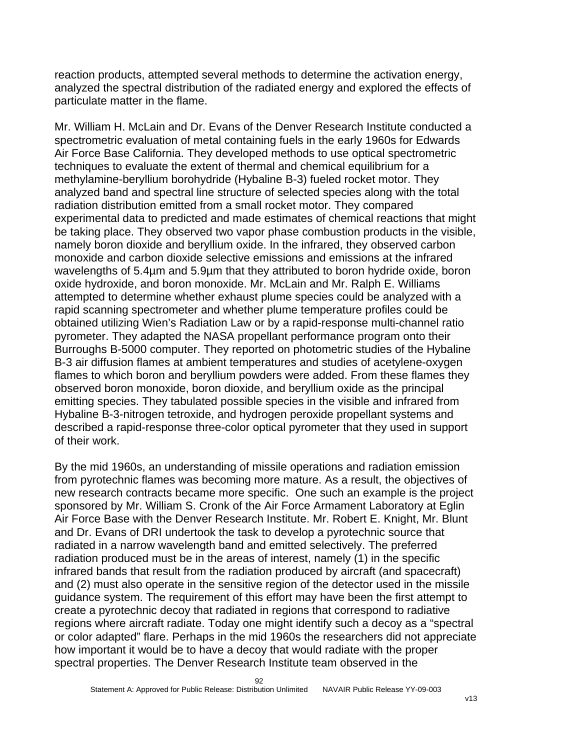reaction products, attempted several methods to determine the activation energy, analyzed the spectral distribution of the radiated energy and explored the effects of particulate matter in the flame.

Mr. William H. McLain and Dr. Evans of the Denver Research Institute conducted a spectrometric evaluation of metal containing fuels in the early 1960s for Edwards Air Force Base California. They developed methods to use optical spectrometric techniques to evaluate the extent of thermal and chemical equilibrium for a methylamine-beryllium borohydride (Hybaline B-3) fueled rocket motor. They analyzed band and spectral line structure of selected species along with the total radiation distribution emitted from a small rocket motor. They compared experimental data to predicted and made estimates of chemical reactions that might be taking place. They observed two vapor phase combustion products in the visible, namely boron dioxide and beryllium oxide. In the infrared, they observed carbon monoxide and carbon dioxide selective emissions and emissions at the infrared wavelengths of 5.4µm and 5.9µm that they attributed to boron hydride oxide, boron oxide hydroxide, and boron monoxide. Mr. McLain and Mr. Ralph E. Williams attempted to determine whether exhaust plume species could be analyzed with a rapid scanning spectrometer and whether plume temperature profiles could be obtained utilizing Wien's Radiation Law or by a rapid-response multi-channel ratio pyrometer. They adapted the NASA propellant performance program onto their Burroughs B-5000 computer. They reported on photometric studies of the Hybaline B-3 air diffusion flames at ambient temperatures and studies of acetylene-oxygen flames to which boron and beryllium powders were added. From these flames they observed boron monoxide, boron dioxide, and beryllium oxide as the principal emitting species. They tabulated possible species in the visible and infrared from Hybaline B-3-nitrogen tetroxide, and hydrogen peroxide propellant systems and described a rapid-response three-color optical pyrometer that they used in support of their work.

By the mid 1960s, an understanding of missile operations and radiation emission from pyrotechnic flames was becoming more mature. As a result, the objectives of new research contracts became more specific. One such an example is the project sponsored by Mr. William S. Cronk of the Air Force Armament Laboratory at Eglin Air Force Base with the Denver Research Institute. Mr. Robert E. Knight, Mr. Blunt and Dr. Evans of DRI undertook the task to develop a pyrotechnic source that radiated in a narrow wavelength band and emitted selectively. The preferred radiation produced must be in the areas of interest, namely (1) in the specific infrared bands that result from the radiation produced by aircraft (and spacecraft) and (2) must also operate in the sensitive region of the detector used in the missile guidance system. The requirement of this effort may have been the first attempt to create a pyrotechnic decoy that radiated in regions that correspond to radiative regions where aircraft radiate. Today one might identify such a decoy as a "spectral or color adapted" flare. Perhaps in the mid 1960s the researchers did not appreciate how important it would be to have a decoy that would radiate with the proper spectral properties. The Denver Research Institute team observed in the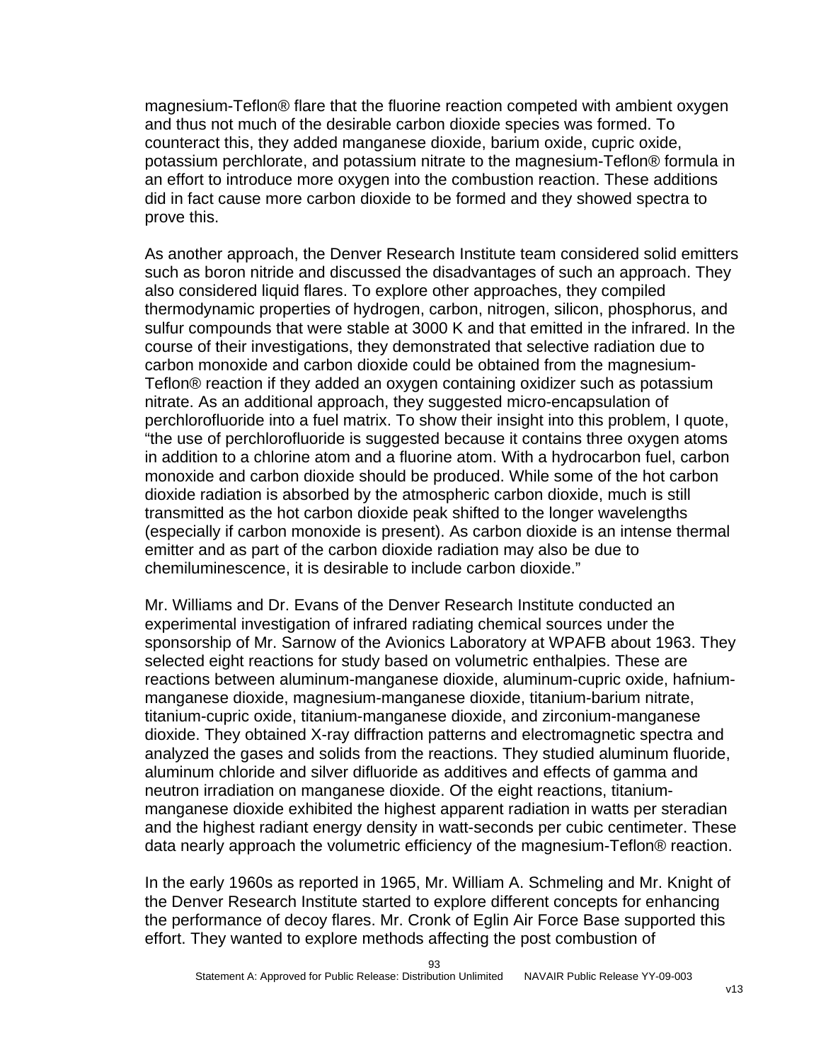magnesium-Teflon® flare that the fluorine reaction competed with ambient oxygen and thus not much of the desirable carbon dioxide species was formed. To counteract this, they added manganese dioxide, barium oxide, cupric oxide, potassium perchlorate, and potassium nitrate to the magnesium-Teflon® formula in an effort to introduce more oxygen into the combustion reaction. These additions did in fact cause more carbon dioxide to be formed and they showed spectra to prove this.

As another approach, the Denver Research Institute team considered solid emitters such as boron nitride and discussed the disadvantages of such an approach. They also considered liquid flares. To explore other approaches, they compiled thermodynamic properties of hydrogen, carbon, nitrogen, silicon, phosphorus, and sulfur compounds that were stable at 3000 K and that emitted in the infrared. In the course of their investigations, they demonstrated that selective radiation due to carbon monoxide and carbon dioxide could be obtained from the magnesium-Teflon® reaction if they added an oxygen containing oxidizer such as potassium nitrate. As an additional approach, they suggested micro-encapsulation of perchlorofluoride into a fuel matrix. To show their insight into this problem, I quote, "the use of perchlorofluoride is suggested because it contains three oxygen atoms in addition to a chlorine atom and a fluorine atom. With a hydrocarbon fuel, carbon monoxide and carbon dioxide should be produced. While some of the hot carbon dioxide radiation is absorbed by the atmospheric carbon dioxide, much is still transmitted as the hot carbon dioxide peak shifted to the longer wavelengths (especially if carbon monoxide is present). As carbon dioxide is an intense thermal emitter and as part of the carbon dioxide radiation may also be due to chemiluminescence, it is desirable to include carbon dioxide."

Mr. Williams and Dr. Evans of the Denver Research Institute conducted an experimental investigation of infrared radiating chemical sources under the sponsorship of Mr. Sarnow of the Avionics Laboratory at WPAFB about 1963. They selected eight reactions for study based on volumetric enthalpies. These are reactions between aluminum-manganese dioxide, aluminum-cupric oxide, hafnium-manganese dioxide, magnesium-manganese dioxide, titanium-barium nitrate, titanium-cupric oxide, titanium-manganese dioxide, and zirconium-manganese dioxide. They obtained X-ray diffraction patterns and electromagnetic spectra and analyzed the gases and solids from the reactions. They studied aluminum fluoride, aluminum chloride and silver difluoride as additives and effects of gamma and neutron irradiation on manganese dioxide. Of the eight reactions, titanium-manganese dioxide exhibited the highest apparent radiation in watts per steradian and the highest radiant energy density in watt-seconds per cubic centimeter. These data nearly approach the volumetric efficiency of the magnesium-Teflon® reaction.

In the early 1960s as reported in 1965, Mr. William A. Schmeling and Mr. Knight of the Denver Research Institute started to explore different concepts for enhancing the performance of decoy flares. Mr. Cronk of Eglin Air Force Base supported this effort. They wanted to explore methods affecting the post combustion of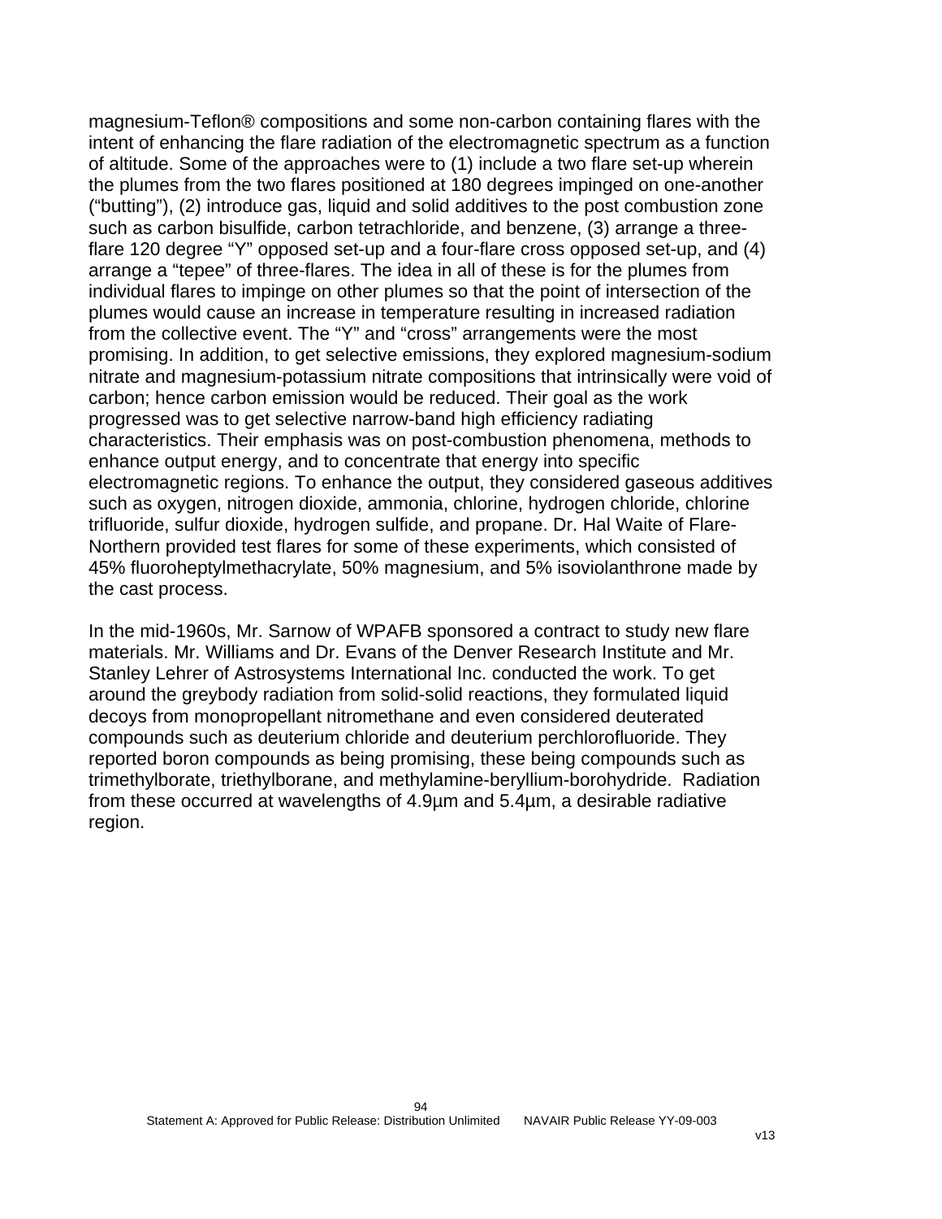magnesium-Teflon® compositions and some non-carbon containing flares with the intent of enhancing the flare radiation of the electromagnetic spectrum as a function of altitude. Some of the approaches were to (1) include a two flare set-up wherein the plumes from the two flares positioned at 180 degrees impinged on one-another ("butting"), (2) introduce gas, liquid and solid additives to the post combustion zone such as carbon bisulfide, carbon tetrachloride, and benzene, (3) arrange a three-flare 120 degree "Y" opposed set-up and a four-flare cross opposed set-up, and (4) arrange a "tepee" of three-flares. The idea in all of these is for the plumes from individual flares to impinge on other plumes so that the point of intersection of the plumes would cause an increase in temperature resulting in increased radiation from the collective event. The "Y" and "cross" arrangements were the most promising. In addition, to get selective emissions, they explored magnesium-sodium nitrate and magnesium-potassium nitrate compositions that intrinsically were void of carbon; hence carbon emission would be reduced. Their goal as the work progressed was to get selective narrow-band high efficiency radiating characteristics. Their emphasis was on post-combustion phenomena, methods to enhance output energy, and to concentrate that energy into specific electromagnetic regions. To enhance the output, they considered gaseous additives such as oxygen, nitrogen dioxide, ammonia, chlorine, hydrogen chloride, chlorine trifluoride, sulfur dioxide, hydrogen sulfide, and propane. Dr. Hal Waite of Flare-Northern provided test flares for some of these experiments, which consisted of 45% fluoroheptylmethacrylate, 50% magnesium, and 5% isoviolanthrone made by the cast process.

In the mid-1960s, Mr. Sarnow of WPAFB sponsored a contract to study new flare materials. Mr. Williams and Dr. Evans of the Denver Research Institute and Mr. Stanley Lehrer of Astrosystems International Inc. conducted the work. To get around the greybody radiation from solid-solid reactions, they formulated liquid decoys from monopropellant nitromethane and even considered deuterated compounds such as deuterium chloride and deuterium perchlorofluoride. They reported boron compounds as being promising, these being compounds such as trimethylborate, triethylborane, and methylamine-beryllium-borohydride. Radiation from these occurred at wavelengths of 4.9µm and 5.4µm, a desirable radiative region.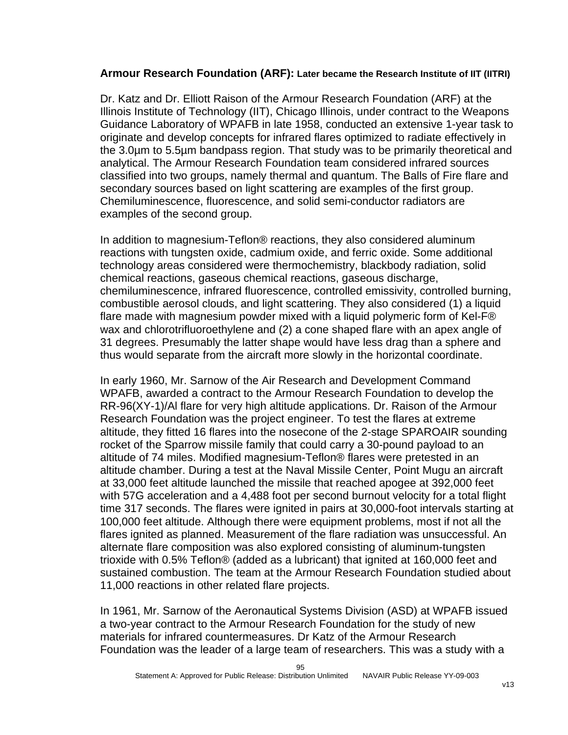**Armour Research Foundation (ARF):** **Later became the Research Institute of IIT (IITRI)**

Dr. Katz and Dr. Elliott Raison of the Armour Research Foundation (ARF) at the Illinois Institute of Technology (IIT), Chicago Illinois, under contract to the Weapons Guidance Laboratory of WPAFB in late 1958, conducted an extensive 1-year task to originate and develop concepts for infrared flares optimized to radiate effectively in the 3.0µm to 5.5µm bandpass region. That study was to be primarily theoretical and analytical. The Armour Research Foundation team considered infrared sources classified into two groups, namely thermal and quantum. The Balls of Fire flare and secondary sources based on light scattering are examples of the first group. Chemiluminescence, fluorescence, and solid semi-conductor radiators are examples of the second group.

In addition to magnesium-Teflon® reactions, they also considered aluminum reactions with tungsten oxide, cadmium oxide, and ferric oxide. Some additional technology areas considered were thermochemistry, blackbody radiation, solid chemical reactions, gaseous chemical reactions, gaseous discharge, chemiluminescence, infrared fluorescence, controlled emissivity, controlled burning, combustible aerosol clouds, and light scattering. They also considered (1) a liquid flare made with magnesium powder mixed with a liquid polymeric form of Kel-F® wax and chlorotrifluoroethylene and (2) a cone shaped flare with an apex angle of 31 degrees. Presumably the latter shape would have less drag than a sphere and thus would separate from the aircraft more slowly in the horizontal coordinate.

In early 1960, Mr. Sarnow of the Air Research and Development Command WPAFB, awarded a contract to the Armour Research Foundation to develop the RR-96(XY-1)/Al flare for very high altitude applications. Dr. Raison of the Armour Research Foundation was the project engineer. To test the flares at extreme altitude, they fitted 16 flares into the nosecone of the 2-stage SPAROAIR sounding rocket of the Sparrow missile family that could carry a 30-pound payload to an altitude of 74 miles. Modified magnesium-Teflon® flares were pretested in an altitude chamber. During a test at the Naval Missile Center, Point Mugu an aircraft at 33,000 feet altitude launched the missile that reached apogee at 392,000 feet with 57G acceleration and a 4,488 foot per second burnout velocity for a total flight time 317 seconds. The flares were ignited in pairs at 30,000-foot intervals starting at 100,000 feet altitude. Although there were equipment problems, most if not all the flares ignited as planned. Measurement of the flare radiation was unsuccessful. An alternate flare composition was also explored consisting of aluminum-tungsten trioxide with 0.5% Teflon® (added as a lubricant) that ignited at 160,000 feet and sustained combustion. The team at the Armour Research Foundation studied about 11,000 reactions in other related flare projects.

In 1961, Mr. Sarnow of the Aeronautical Systems Division (ASD) at WPAFB issued a two-year contract to the Armour Research Foundation for the study of new materials for infrared countermeasures. Dr Katz of the Armour Research Foundation was the leader of a large team of researchers. This was a study with a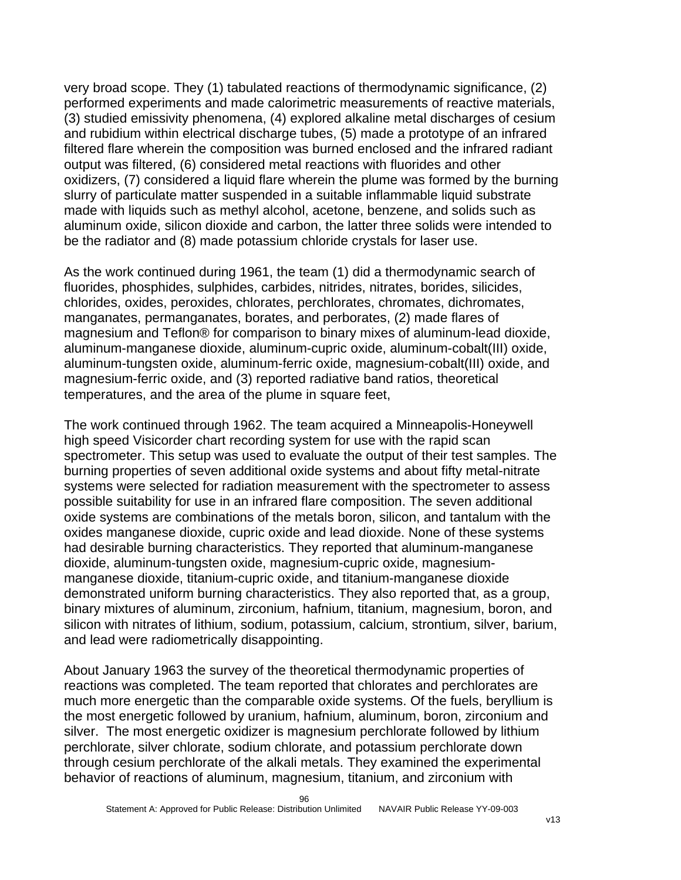very broad scope. They (1) tabulated reactions of thermodynamic significance, (2) performed experiments and made calorimetric measurements of reactive materials, (3) studied emissivity phenomena, (4) explored alkaline metal discharges of cesium and rubidium within electrical discharge tubes, (5) made a prototype of an infrared filtered flare wherein the composition was burned enclosed and the infrared radiant output was filtered, (6) considered metal reactions with fluorides and other oxidizers, (7) considered a liquid flare wherein the plume was formed by the burning slurry of particulate matter suspended in a suitable inflammable liquid substrate made with liquids such as methyl alcohol, acetone, benzene, and solids such as aluminum oxide, silicon dioxide and carbon, the latter three solids were intended to be the radiator and (8) made potassium chloride crystals for laser use.

As the work continued during 1961, the team (1) did a thermodynamic search of fluorides, phosphides, sulphides, carbides, nitrides, nitrates, borides, silicides, chlorides, oxides, peroxides, chlorates, perchlorates, chromates, dichromates, manganates, permanganates, borates, and perborates, (2) made flares of magnesium and Teflon® for comparison to binary mixes of aluminum-lead dioxide, aluminum-manganese dioxide, aluminum-cupric oxide, aluminum-cobalt(III) oxide, aluminum-tungsten oxide, aluminum-ferric oxide, magnesium-cobalt(III) oxide, and magnesium-ferric oxide, and (3) reported radiative band ratios, theoretical temperatures, and the area of the plume in square feet,

The work continued through 1962. The team acquired a Minneapolis-Honeywell high speed Visicorder chart recording system for use with the rapid scan spectrometer. This setup was used to evaluate the output of their test samples. The burning properties of seven additional oxide systems and about fifty metal-nitrate systems were selected for radiation measurement with the spectrometer to assess possible suitability for use in an infrared flare composition. The seven additional oxide systems are combinations of the metals boron, silicon, and tantalum with the oxides manganese dioxide, cupric oxide and lead dioxide. None of these systems had desirable burning characteristics. They reported that aluminum-manganese dioxide, aluminum-tungsten oxide, magnesium-cupric oxide, magnesium-manganese dioxide, titanium-cupric oxide, and titanium-manganese dioxide demonstrated uniform burning characteristics. They also reported that, as a group, binary mixtures of aluminum, zirconium, hafnium, titanium, magnesium, boron, and silicon with nitrates of lithium, sodium, potassium, calcium, strontium, silver, barium, and lead were radiometrically disappointing.

About January 1963 the survey of the theoretical thermodynamic properties of reactions was completed. The team reported that chlorates and perchlorates are much more energetic than the comparable oxide systems. Of the fuels, beryllium is the most energetic followed by uranium, hafnium, aluminum, boron, zirconium and silver. The most energetic oxidizer is magnesium perchlorate followed by lithium perchlorate, silver chlorate, sodium chlorate, and potassium perchlorate down through cesium perchlorate of the alkali metals. They examined the experimental behavior of reactions of aluminum, magnesium, titanium, and zirconium with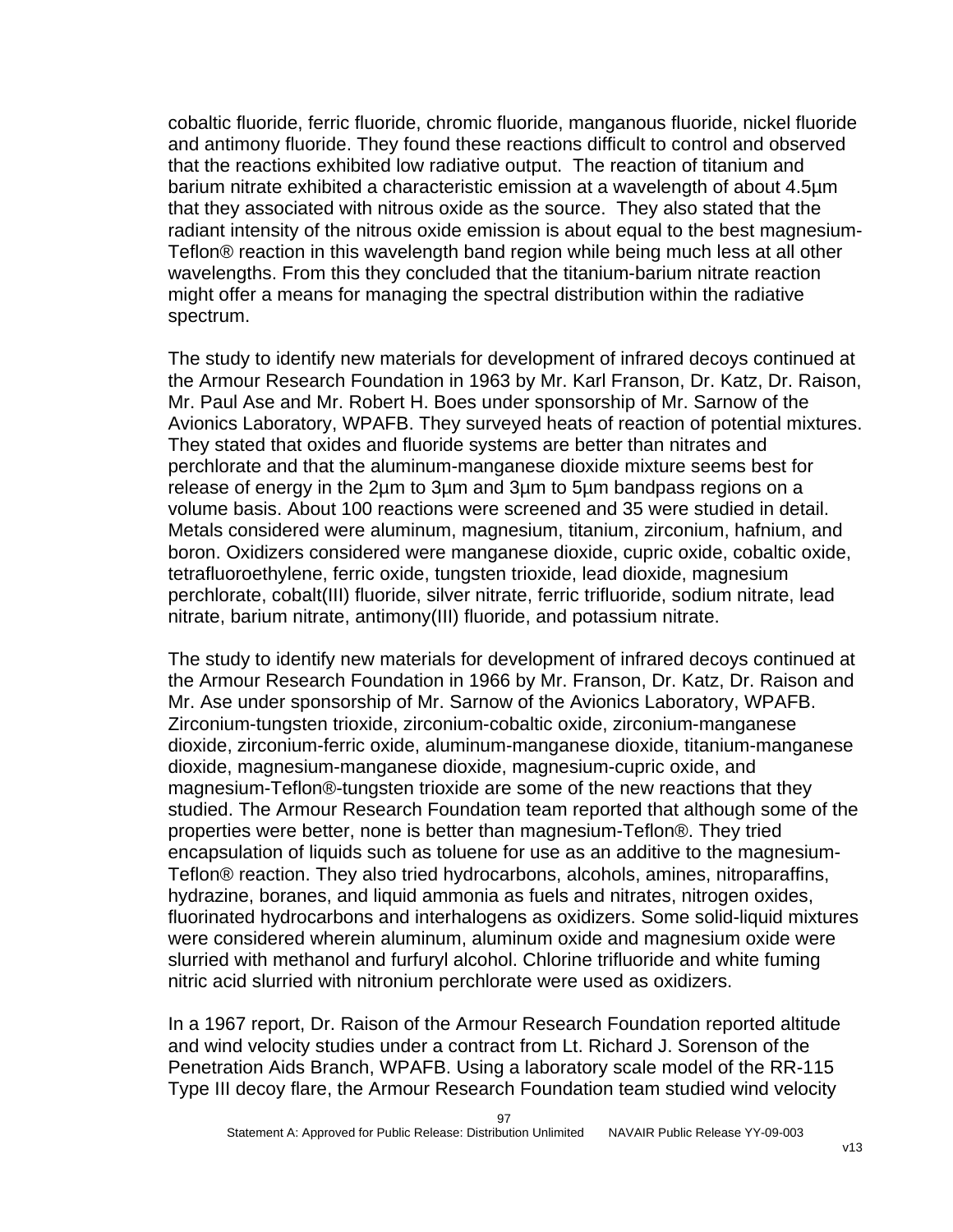cobaltic fluoride, ferric fluoride, chromic fluoride, manganous fluoride, nickel fluoride and antimony fluoride. They found these reactions difficult to control and observed that the reactions exhibited low radiative output. The reaction of titanium and barium nitrate exhibited a characteristic emission at a wavelength of about 4.5µm that they associated with nitrous oxide as the source. They also stated that the radiant intensity of the nitrous oxide emission is about equal to the best magnesium-Teflon® reaction in this wavelength band region while being much less at all other wavelengths. From this they concluded that the titanium-barium nitrate reaction might offer a means for managing the spectral distribution within the radiative spectrum.

The study to identify new materials for development of infrared decoys continued at the Armour Research Foundation in 1963 by Mr. Karl Franson, Dr. Katz, Dr. Raison, Mr. Paul Ase and Mr. Robert H. Boes under sponsorship of Mr. Sarnow of the Avionics Laboratory, WPAFB. They surveyed heats of reaction of potential mixtures. They stated that oxides and fluoride systems are better than nitrates and perchlorate and that the aluminum-manganese dioxide mixture seems best for release of energy in the 2µm to 3µm and 3µm to 5µm bandpass regions on a volume basis. About 100 reactions were screened and 35 were studied in detail. Metals considered were aluminum, magnesium, titanium, zirconium, hafnium, and boron. Oxidizers considered were manganese dioxide, cupric oxide, cobaltic oxide, tetrafluoroethylene, ferric oxide, tungsten trioxide, lead dioxide, magnesium perchlorate, cobalt(III) fluoride, silver nitrate, ferric trifluoride, sodium nitrate, lead nitrate, barium nitrate, antimony(III) fluoride, and potassium nitrate.

The study to identify new materials for development of infrared decoys continued at the Armour Research Foundation in 1966 by Mr. Franson, Dr. Katz, Dr. Raison and Mr. Ase under sponsorship of Mr. Sarnow of the Avionics Laboratory, WPAFB. Zirconium-tungsten trioxide, zirconium-cobaltic oxide, zirconium-manganese dioxide, zirconium-ferric oxide, aluminum-manganese dioxide, titanium-manganese dioxide, magnesium-manganese dioxide, magnesium-cupric oxide, and magnesium-Teflon®-tungsten trioxide are some of the new reactions that they studied. The Armour Research Foundation team reported that although some of the properties were better, none is better than magnesium-Teflon®. They tried encapsulation of liquids such as toluene for use as an additive to the magnesium-Teflon® reaction. They also tried hydrocarbons, alcohols, amines, nitroparaffins, hydrazine, boranes, and liquid ammonia as fuels and nitrates, nitrogen oxides, fluorinated hydrocarbons and interhalogens as oxidizers. Some solid-liquid mixtures were considered wherein aluminum, aluminum oxide and magnesium oxide were slurried with methanol and furfuryl alcohol. Chlorine trifluoride and white fuming nitric acid slurried with nitronium perchlorate were used as oxidizers.

In a 1967 report, Dr. Raison of the Armour Research Foundation reported altitude and wind velocity studies under a contract from Lt. Richard J. Sorenson of the Penetration Aids Branch, WPAFB. Using a laboratory scale model of the RR-115 Type III decoy flare, the Armour Research Foundation team studied wind velocity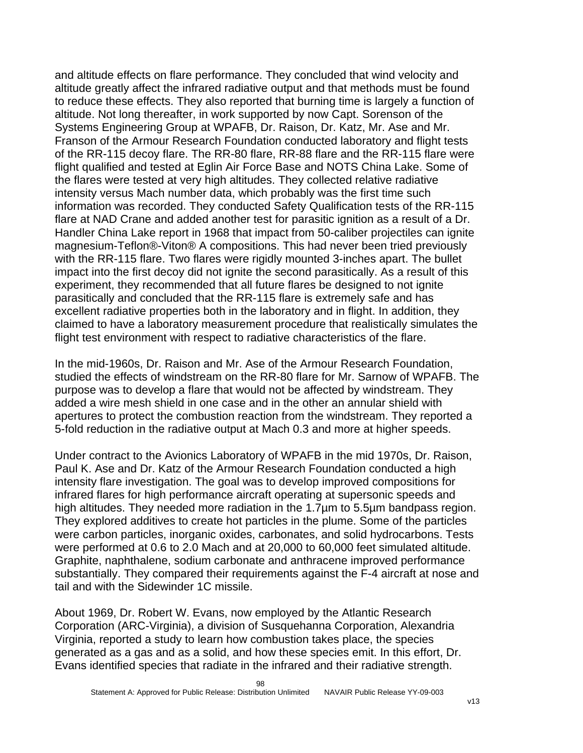and altitude effects on flare performance. They concluded that wind velocity and altitude greatly affect the infrared radiative output and that methods must be found to reduce these effects. They also reported that burning time is largely a function of altitude. Not long thereafter, in work supported by now Capt. Sorenson of the Systems Engineering Group at WPAFB, Dr. Raison, Dr. Katz, Mr. Ase and Mr. Franson of the Armour Research Foundation conducted laboratory and flight tests of the RR-115 decoy flare. The RR-80 flare, RR-88 flare and the RR-115 flare were flight qualified and tested at Eglin Air Force Base and NOTS China Lake. Some of the flares were tested at very high altitudes. They collected relative radiative intensity versus Mach number data, which probably was the first time such information was recorded. They conducted Safety Qualification tests of the RR-115 flare at NAD Crane and added another test for parasitic ignition as a result of a Dr. Handler China Lake report in 1968 that impact from 50-caliber projectiles can ignite magnesium-Teflon®-Viton® A compositions. This had never been tried previously with the RR-115 flare. Two flares were rigidly mounted 3-inches apart. The bullet impact into the first decoy did not ignite the second parasitically. As a result of this experiment, they recommended that all future flares be designed to not ignite parasitically and concluded that the RR-115 flare is extremely safe and has excellent radiative properties both in the laboratory and in flight. In addition, they claimed to have a laboratory measurement procedure that realistically simulates the flight test environment with respect to radiative characteristics of the flare.

In the mid-1960s, Dr. Raison and Mr. Ase of the Armour Research Foundation, studied the effects of windstream on the RR-80 flare for Mr. Sarnow of WPAFB. The purpose was to develop a flare that would not be affected by windstream. They added a wire mesh shield in one case and in the other an annular shield with apertures to protect the combustion reaction from the windstream. They reported a 5-fold reduction in the radiative output at Mach 0.3 and more at higher speeds.

Under contract to the Avionics Laboratory of WPAFB in the mid 1970s, Dr. Raison, Paul K. Ase and Dr. Katz of the Armour Research Foundation conducted a high intensity flare investigation. The goal was to develop improved compositions for infrared flares for high performance aircraft operating at supersonic speeds and high altitudes. They needed more radiation in the 1.7µm to 5.5µm bandpass region. They explored additives to create hot particles in the plume. Some of the particles were carbon particles, inorganic oxides, carbonates, and solid hydrocarbons. Tests were performed at 0.6 to 2.0 Mach and at 20,000 to 60,000 feet simulated altitude. Graphite, naphthalene, sodium carbonate and anthracene improved performance substantially. They compared their requirements against the F-4 aircraft at nose and tail and with the Sidewinder 1C missile.

About 1969, Dr. Robert W. Evans, now employed by the Atlantic Research Corporation (ARC-Virginia), a division of Susquehanna Corporation, Alexandria Virginia, reported a study to learn how combustion takes place, the species generated as a gas and as a solid, and how these species emit. In this effort, Dr. Evans identified species that radiate in the infrared and their radiative strength.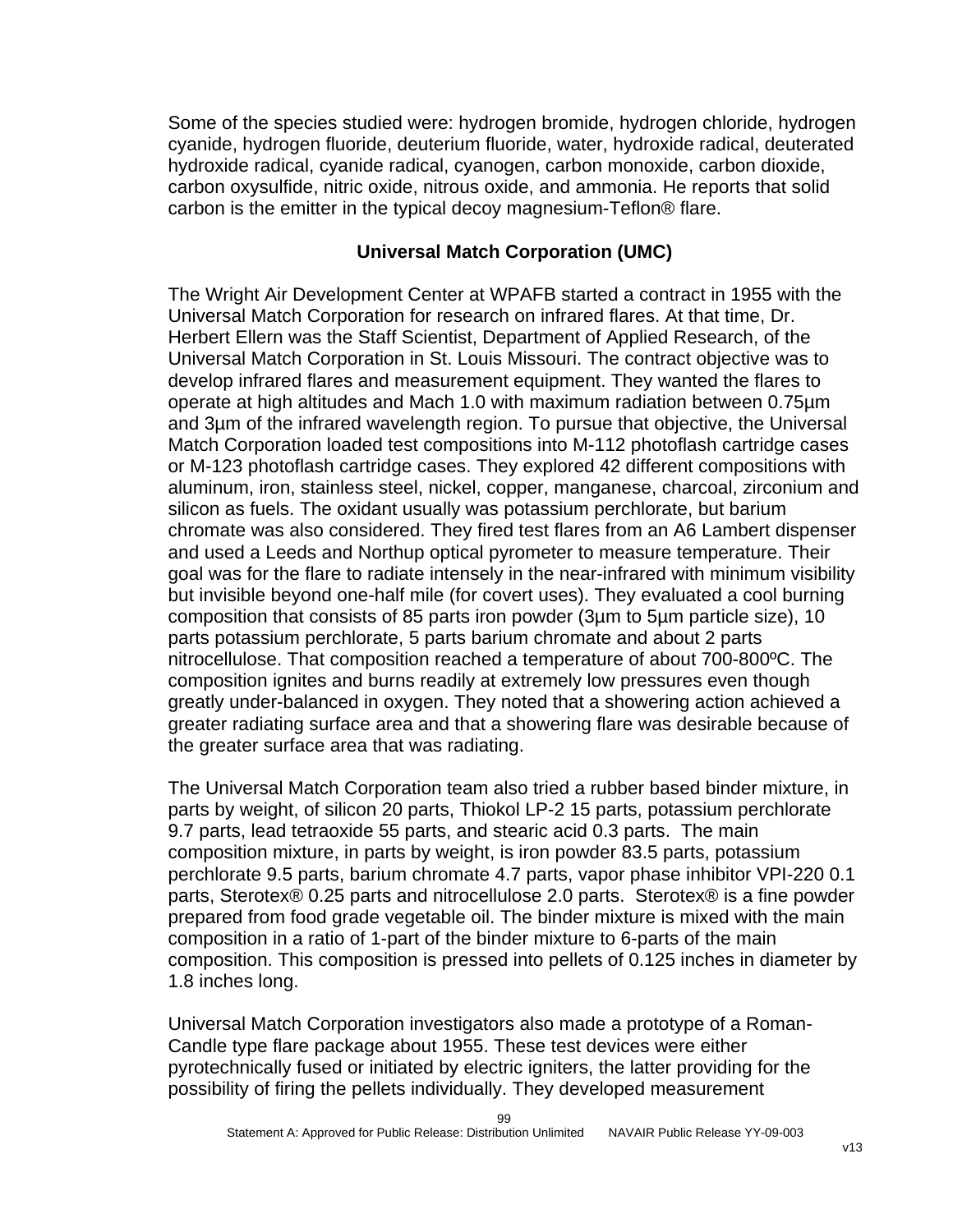Some of the species studied were: hydrogen bromide, hydrogen chloride, hydrogen cyanide, hydrogen fluoride, deuterium fluoride, water, hydroxide radical, deuterated hydroxide radical, cyanide radical, cyanogen, carbon monoxide, carbon dioxide, carbon oxysulfide, nitric oxide, nitrous oxide, and ammonia. He reports that solid carbon is the emitter in the typical decoy magnesium-Teflon® flare.

## Universal Match Corporation (UMC)

The Wright Air Development Center at WPAFB started a contract in 1955 with the Universal Match Corporation for research on infrared flares. At that time, Dr. Herbert Ellern was the Staff Scientist, Department of Applied Research, of the Universal Match Corporation in St. Louis Missouri. The contract objective was to develop infrared flares and measurement equipment. They wanted the flares to operate at high altitudes and Mach 1.0 with maximum radiation between 0.75µm and 3µm of the infrared wavelength region. To pursue that objective, the Universal Match Corporation loaded test compositions into M-112 photoflash cartridge cases or M-123 photoflash cartridge cases. They explored 42 different compositions with aluminum, iron, stainless steel, nickel, copper, manganese, charcoal, zirconium and silicon as fuels. The oxidant usually was potassium perchlorate, but barium chromate was also considered. They fired test flares from an A6 Lambert dispenser and used a Leeds and Northup optical pyrometer to measure temperature. Their goal was for the flare to radiate intensely in the near-infrared with minimum visibility but invisible beyond one-half mile (for covert uses). They evaluated a cool burning composition that consists of 85 parts iron powder (3µm to 5µm particle size), 10 parts potassium perchlorate, 5 parts barium chromate and about 2 parts nitrocellulose. That composition reached a temperature of about 700-800ºC. The composition ignites and burns readily at extremely low pressures even though greatly under-balanced in oxygen. They noted that a showering action achieved a greater radiating surface area and that a showering flare was desirable because of the greater surface area that was radiating.

The Universal Match Corporation team also tried a rubber based binder mixture, in parts by weight, of silicon 20 parts, Thiokol LP-2 15 parts, potassium perchlorate 9.7 parts, lead tetraoxide 55 parts, and stearic acid 0.3 parts. The main composition mixture, in parts by weight, is iron powder 83.5 parts, potassium perchlorate 9.5 parts, barium chromate 4.7 parts, vapor phase inhibitor VPI-220 0.1 parts, Sterotex® 0.25 parts and nitrocellulose 2.0 parts. Sterotex® is a fine powder prepared from food grade vegetable oil. The binder mixture is mixed with the main composition in a ratio of 1-part of the binder mixture to 6-parts of the main composition. This composition is pressed into pellets of 0.125 inches in diameter by 1.8 inches long.

Universal Match Corporation investigators also made a prototype of a Roman-Candle type flare package about 1955. These test devices were either pyrotechnically fused or initiated by electric igniters, the latter providing for the possibility of firing the pellets individually. They developed measurement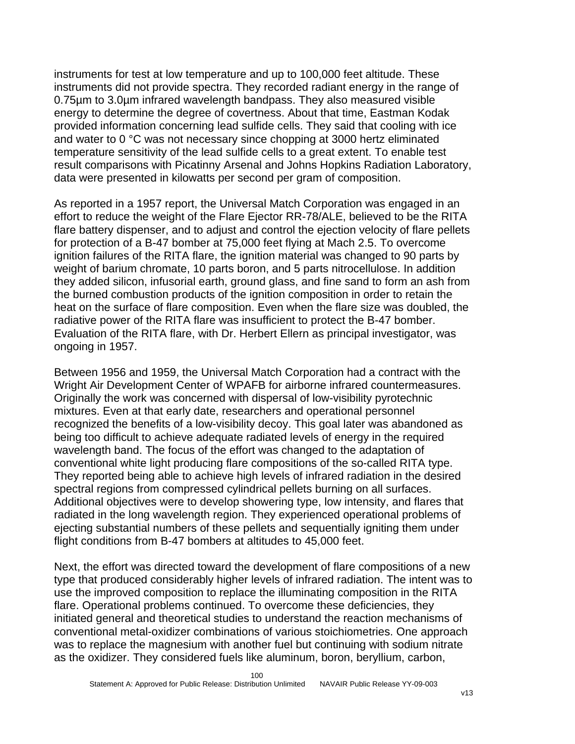instruments for test at low temperature and up to 100,000 feet altitude. These instruments did not provide spectra. They recorded radiant energy in the range of 0.75µm to 3.0µm infrared wavelength bandpass. They also measured visible energy to determine the degree of covertness. About that time, Eastman Kodak provided information concerning lead sulfide cells. They said that cooling with ice and water to 0 °C was not necessary since chopping at 3000 hertz eliminated temperature sensitivity of the lead sulfide cells to a great extent. To enable test result comparisons with Picatinny Arsenal and Johns Hopkins Radiation Laboratory, data were presented in kilowatts per second per gram of composition.

As reported in a 1957 report, the Universal Match Corporation was engaged in an effort to reduce the weight of the Flare Ejector RR-78/ALE, believed to be the RITA flare battery dispenser, and to adjust and control the ejection velocity of flare pellets for protection of a B-47 bomber at 75,000 feet flying at Mach 2.5. To overcome ignition failures of the RITA flare, the ignition material was changed to 90 parts by weight of barium chromate, 10 parts boron, and 5 parts nitrocellulose. In addition they added silicon, infusorial earth, ground glass, and fine sand to form an ash from the burned combustion products of the ignition composition in order to retain the heat on the surface of flare composition. Even when the flare size was doubled, the radiative power of the RITA flare was insufficient to protect the B-47 bomber. Evaluation of the RITA flare, with Dr. Herbert Ellern as principal investigator, was ongoing in 1957.

Between 1956 and 1959, the Universal Match Corporation had a contract with the Wright Air Development Center of WPAFB for airborne infrared countermeasures. Originally the work was concerned with dispersal of low-visibility pyrotechnic mixtures. Even at that early date, researchers and operational personnel recognized the benefits of a low-visibility decoy. This goal later was abandoned as being too difficult to achieve adequate radiated levels of energy in the required wavelength band. The focus of the effort was changed to the adaptation of conventional white light producing flare compositions of the so-called RITA type. They reported being able to achieve high levels of infrared radiation in the desired spectral regions from compressed cylindrical pellets burning on all surfaces. Additional objectives were to develop showering type, low intensity, and flares that radiated in the long wavelength region. They experienced operational problems of ejecting substantial numbers of these pellets and sequentially igniting them under flight conditions from B-47 bombers at altitudes to 45,000 feet.

Next, the effort was directed toward the development of flare compositions of a new type that produced considerably higher levels of infrared radiation. The intent was to use the improved composition to replace the illuminating composition in the RITA flare. Operational problems continued. To overcome these deficiencies, they initiated general and theoretical studies to understand the reaction mechanisms of conventional metal-oxidizer combinations of various stoichiometries. One approach was to replace the magnesium with another fuel but continuing with sodium nitrate as the oxidizer. They considered fuels like aluminum, boron, beryllium, carbon,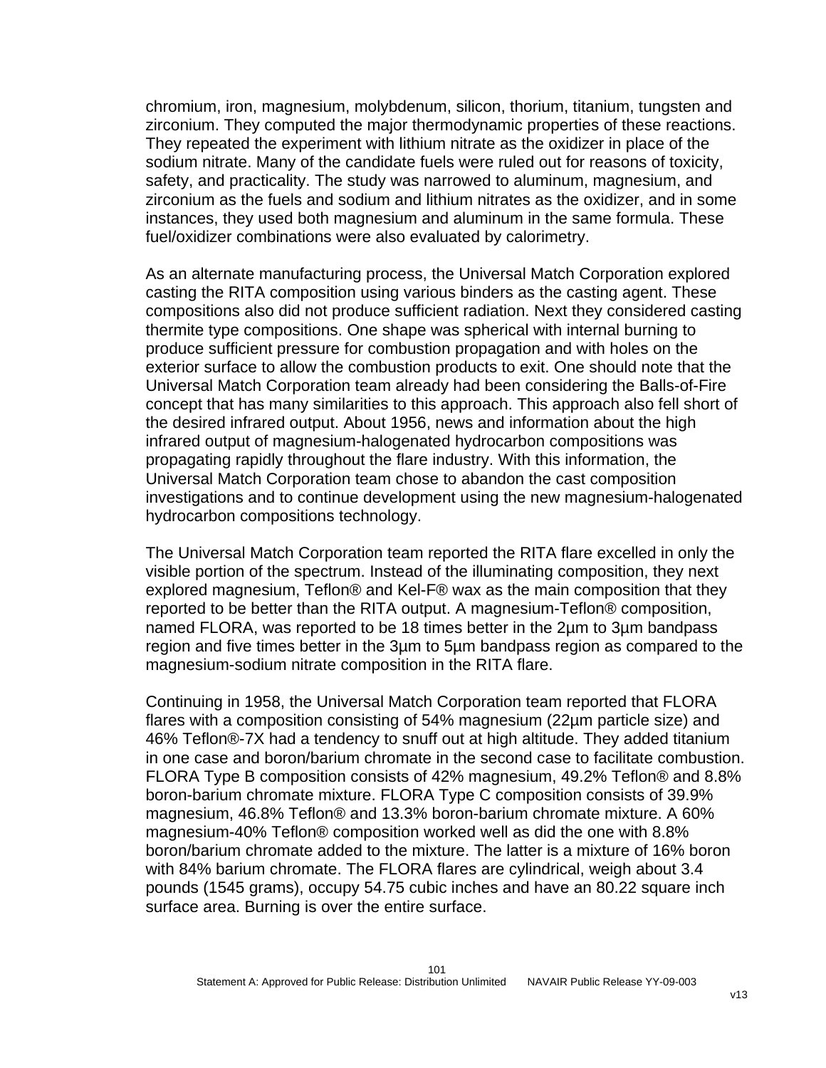chromium, iron, magnesium, molybdenum, silicon, thorium, titanium, tungsten and zirconium. They computed the major thermodynamic properties of these reactions. They repeated the experiment with lithium nitrate as the oxidizer in place of the sodium nitrate. Many of the candidate fuels were ruled out for reasons of toxicity, safety, and practicality. The study was narrowed to aluminum, magnesium, and zirconium as the fuels and sodium and lithium nitrates as the oxidizer, and in some instances, they used both magnesium and aluminum in the same formula. These fuel/oxidizer combinations were also evaluated by calorimetry.

As an alternate manufacturing process, the Universal Match Corporation explored casting the RITA composition using various binders as the casting agent. These compositions also did not produce sufficient radiation. Next they considered casting thermite type compositions. One shape was spherical with internal burning to produce sufficient pressure for combustion propagation and with holes on the exterior surface to allow the combustion products to exit. One should note that the Universal Match Corporation team already had been considering the Balls-of-Fire concept that has many similarities to this approach. This approach also fell short of the desired infrared output. About 1956, news and information about the high infrared output of magnesium-halogenated hydrocarbon compositions was propagating rapidly throughout the flare industry. With this information, the Universal Match Corporation team chose to abandon the cast composition investigations and to continue development using the new magnesium-halogenated hydrocarbon compositions technology.

The Universal Match Corporation team reported the RITA flare excelled in only the visible portion of the spectrum. Instead of the illuminating composition, they next explored magnesium, Teflon® and Kel-F® wax as the main composition that they reported to be better than the RITA output. A magnesium-Teflon® composition, named FLORA, was reported to be 18 times better in the 2µm to 3µm bandpass region and five times better in the 3µm to 5µm bandpass region as compared to the magnesium-sodium nitrate composition in the RITA flare.

Continuing in 1958, the Universal Match Corporation team reported that FLORA flares with a composition consisting of 54% magnesium (22µm particle size) and 46% Teflon®-7X had a tendency to snuff out at high altitude. They added titanium in one case and boron/barium chromate in the second case to facilitate combustion. FLORA Type B composition consists of 42% magnesium, 49.2% Teflon® and 8.8% boron-barium chromate mixture. FLORA Type C composition consists of 39.9% magnesium, 46.8% Teflon® and 13.3% boron-barium chromate mixture. A 60% magnesium-40% Teflon® composition worked well as did the one with 8.8% boron/barium chromate added to the mixture. The latter is a mixture of 16% boron with 84% barium chromate. The FLORA flares are cylindrical, weigh about 3.4 pounds (1545 grams), occupy 54.75 cubic inches and have an 80.22 square inch surface area. Burning is over the entire surface.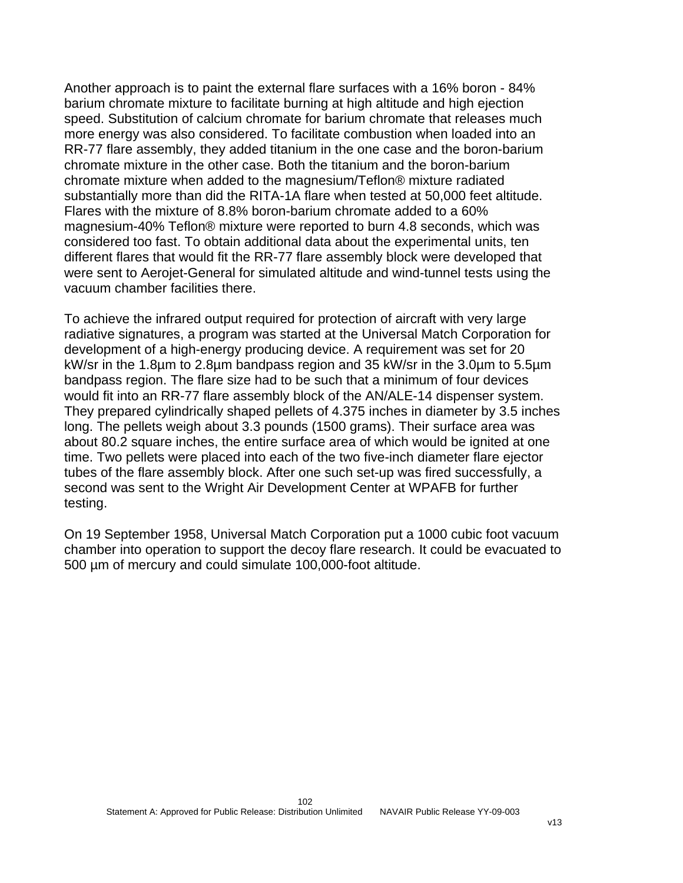Another approach is to paint the external flare surfaces with a 16% boron - 84% barium chromate mixture to facilitate burning at high altitude and high ejection speed. Substitution of calcium chromate for barium chromate that releases much more energy was also considered. To facilitate combustion when loaded into an RR-77 flare assembly, they added titanium in the one case and the boron-barium chromate mixture in the other case. Both the titanium and the boron-barium chromate mixture when added to the magnesium/Teflon® mixture radiated substantially more than did the RITA-1A flare when tested at 50,000 feet altitude. Flares with the mixture of 8.8% boron-barium chromate added to a 60% magnesium-40% Teflon® mixture were reported to burn 4.8 seconds, which was considered too fast. To obtain additional data about the experimental units, ten different flares that would fit the RR-77 flare assembly block were developed that were sent to Aerojet-General for simulated altitude and wind-tunnel tests using the vacuum chamber facilities there.

To achieve the infrared output required for protection of aircraft with very large radiative signatures, a program was started at the Universal Match Corporation for development of a high-energy producing device. A requirement was set for 20 kW/sr in the 1.8µm to 2.8µm bandpass region and 35 kW/sr in the 3.0µm to 5.5µm bandpass region. The flare size had to be such that a minimum of four devices would fit into an RR-77 flare assembly block of the AN/ALE-14 dispenser system. They prepared cylindrically shaped pellets of 4.375 inches in diameter by 3.5 inches long. The pellets weigh about 3.3 pounds (1500 grams). Their surface area was about 80.2 square inches, the entire surface area of which would be ignited at one time. Two pellets were placed into each of the two five-inch diameter flare ejector tubes of the flare assembly block. After one such set-up was fired successfully, a second was sent to the Wright Air Development Center at WPAFB for further testing.

On 19 September 1958, Universal Match Corporation put a 1000 cubic foot vacuum chamber into operation to support the decoy flare research. It could be evacuated to 500 µm of mercury and could simulate 100,000-foot altitude.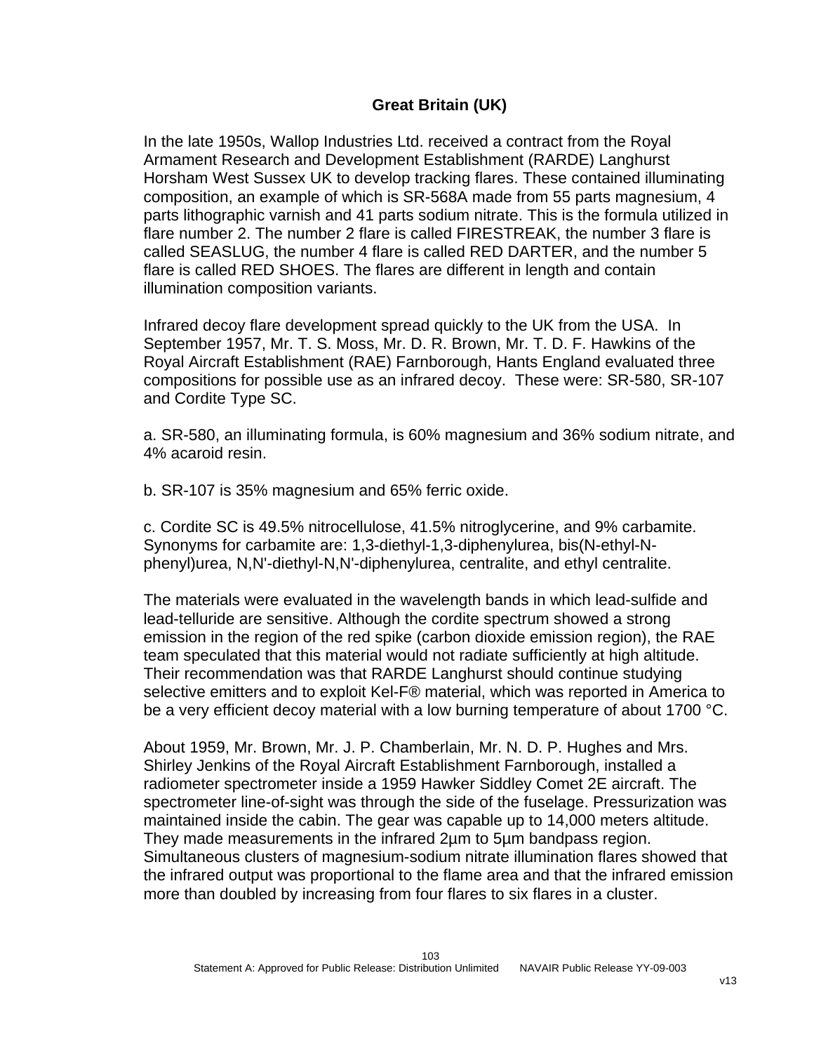## Great Britain (UK)

In the late 1950s, Wallop Industries Ltd. received a contract from the Royal Armament Research and Development Establishment (RARDE) Langhurst Horsham West Sussex UK to develop tracking flares. These contained illuminating composition, an example of which is SR-568A made from 55 parts magnesium, 4 parts lithographic varnish and 41 parts sodium nitrate. This is the formula utilized in flare number 2. The number 2 flare is called FIRESTREAK, the number 3 flare is called SEASLUG, the number 4 flare is called RED DARTER, and the number 5 flare is called RED SHOES. The flares are different in length and contain illumination composition variants.

Infrared decoy flare development spread quickly to the UK from the USA. In September 1957, Mr. T. S. Moss, Mr. D. R. Brown, Mr. T. D. F. Hawkins of the Royal Aircraft Establishment (RAE) Farnborough, Hants England evaluated three compositions for possible use as an infrared decoy. These were: SR-580, SR-107 and Cordite Type SC.

a. SR-580, an illuminating formula, is 60% magnesium and 36% sodium nitrate, and 4% acaroid resin.

b. SR-107 is 35% magnesium and 65% ferric oxide.

c. Cordite SC is 49.5% nitrocellulose, 41.5% nitroglycerine, and 9% carbamite. Synonyms for carbamite are: 1,3-diethyl-1,3-diphenylurea, bis(N-ethyl-N-phenyl)urea, N,N'-diethyl-N,N'-diphenylurea, centralite, and ethyl centralite.

The materials were evaluated in the wavelength bands in which lead-sulfide and lead-telluride are sensitive. Although the cordite spectrum showed a strong emission in the region of the red spike (carbon dioxide emission region), the RAE team speculated that this material would not radiate sufficiently at high altitude. Their recommendation was that RARDE Langhurst should continue studying selective emitters and to exploit Kel-F® material, which was reported in America to be a very efficient decoy material with a low burning temperature of about 1700 °C.

About 1959, Mr. Brown, Mr. J. P. Chamberlain, Mr. N. D. P. Hughes and Mrs. Shirley Jenkins of the Royal Aircraft Establishment Farnborough, installed a radiometer spectrometer inside a 1959 Hawker Siddley Comet 2E aircraft. The spectrometer line-of-sight was through the side of the fuselage. Pressurization was maintained inside the cabin. The gear was capable up to 14,000 meters altitude. They made measurements in the infrared 2µm to 5µm bandpass region. Simultaneous clusters of magnesium-sodium nitrate illumination flares showed that the infrared output was proportional to the flame area and that the infrared emission more than doubled by increasing from four flares to six flares in a cluster.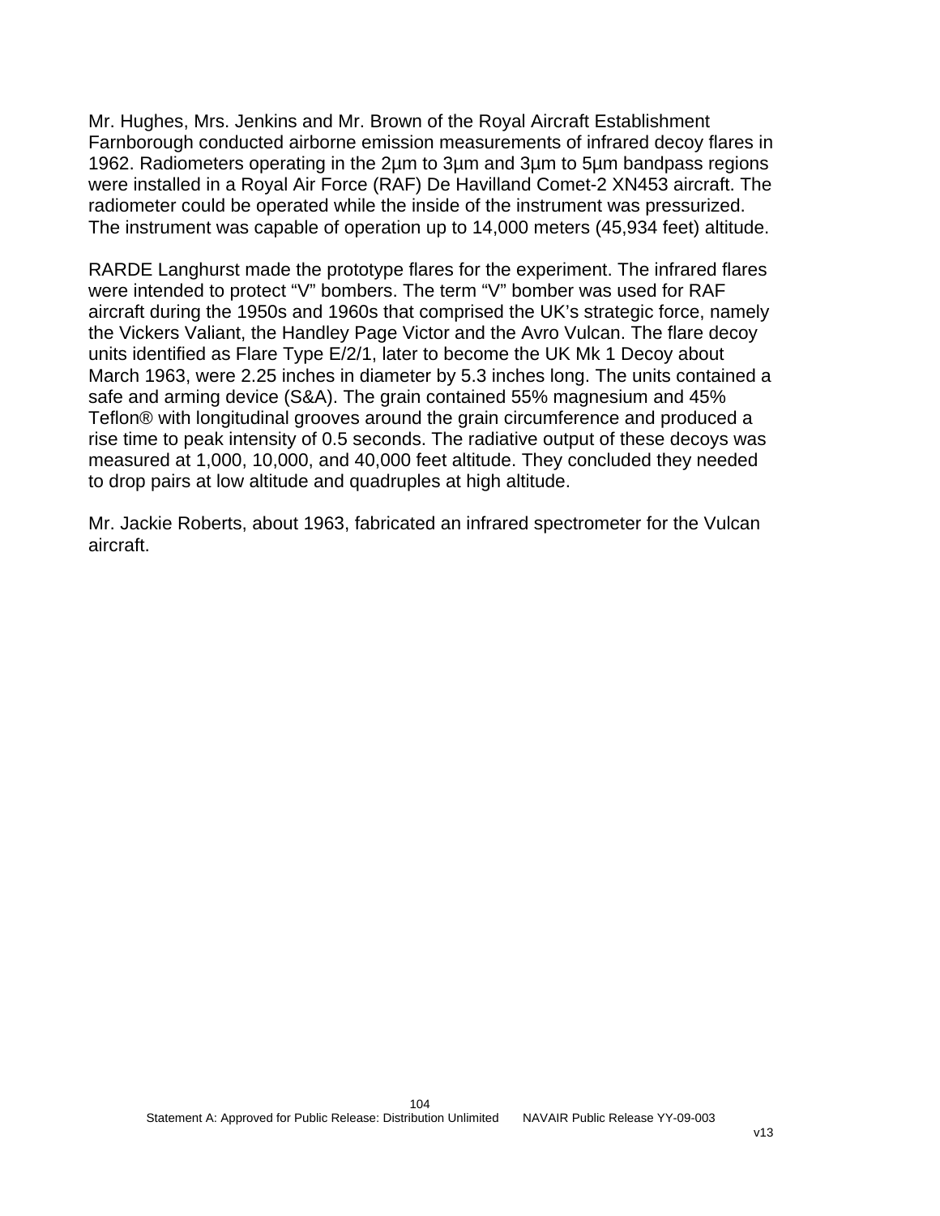Mr. Hughes, Mrs. Jenkins and Mr. Brown of the Royal Aircraft Establishment Farnborough conducted airborne emission measurements of infrared decoy flares in 1962. Radiometers operating in the 2µm to 3µm and 3µm to 5µm bandpass regions were installed in a Royal Air Force (RAF) De Havilland Comet-2 XN453 aircraft. The radiometer could be operated while the inside of the instrument was pressurized. The instrument was capable of operation up to 14,000 meters (45,934 feet) altitude.

RARDE Langhurst made the prototype flares for the experiment. The infrared flares were intended to protect "V" bombers. The term "V" bomber was used for RAF aircraft during the 1950s and 1960s that comprised the UK's strategic force, namely the Vickers Valiant, the Handley Page Victor and the Avro Vulcan. The flare decoy units identified as Flare Type E/2/1, later to become the UK Mk 1 Decoy about March 1963, were 2.25 inches in diameter by 5.3 inches long. The units contained a safe and arming device (S&A). The grain contained 55% magnesium and 45% Teflon® with longitudinal grooves around the grain circumference and produced a rise time to peak intensity of 0.5 seconds. The radiative output of these decoys was measured at 1,000, 10,000, and 40,000 feet altitude. They concluded they needed to drop pairs at low altitude and quadruples at high altitude.

Mr. Jackie Roberts, about 1963, fabricated an infrared spectrometer for the Vulcan aircraft.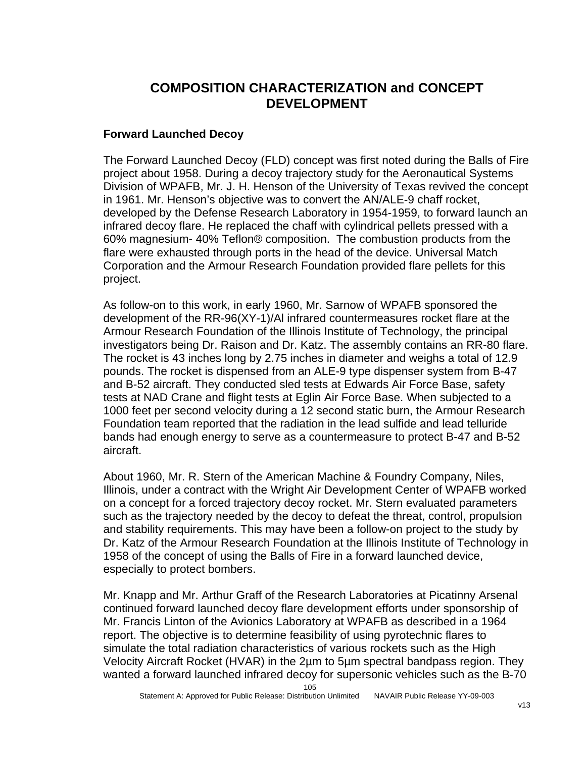# COMPOSITION CHARACTERIZATION and CONCEPT DEVELOPMENT

## Forward Launched Decoy

The Forward Launched Decoy (FLD) concept was first noted during the Balls of Fire project about 1958. During a decoy trajectory study for the Aeronautical Systems Division of WPAFB, Mr. J. H. Henson of the University of Texas revived the concept in 1961. Mr. Henson's objective was to convert the AN/ALE-9 chaff rocket, developed by the Defense Research Laboratory in 1954-1959, to forward launch an infrared decoy flare. He replaced the chaff with cylindrical pellets pressed with a 60% magnesium- 40% Teflon® composition. The combustion products from the flare were exhausted through ports in the head of the device. Universal Match Corporation and the Armour Research Foundation provided flare pellets for this project.

As follow-on to this work, in early 1960, Mr. Sarnow of WPAFB sponsored the development of the RR-96(XY-1)/Al infrared countermeasures rocket flare at the Armour Research Foundation of the Illinois Institute of Technology, the principal investigators being Dr. Raison and Dr. Katz. The assembly contains an RR-80 flare. The rocket is 43 inches long by 2.75 inches in diameter and weighs a total of 12.9 pounds. The rocket is dispensed from an ALE-9 type dispenser system from B-47 and B-52 aircraft. They conducted sled tests at Edwards Air Force Base, safety tests at NAD Crane and flight tests at Eglin Air Force Base. When subjected to a 1000 feet per second velocity during a 12 second static burn, the Armour Research Foundation team reported that the radiation in the lead sulfide and lead telluride bands had enough energy to serve as a countermeasure to protect B-47 and B-52 aircraft.

About 1960, Mr. R. Stern of the American Machine & Foundry Company, Niles, Illinois, under a contract with the Wright Air Development Center of WPAFB worked on a concept for a forced trajectory decoy rocket. Mr. Stern evaluated parameters such as the trajectory needed by the decoy to defeat the threat, control, propulsion and stability requirements. This may have been a follow-on project to the study by Dr. Katz of the Armour Research Foundation at the Illinois Institute of Technology in 1958 of the concept of using the Balls of Fire in a forward launched device, especially to protect bombers.

Mr. Knapp and Mr. Arthur Graff of the Research Laboratories at Picatinny Arsenal continued forward launched decoy flare development efforts under sponsorship of Mr. Francis Linton of the Avionics Laboratory at WPAFB as described in a 1964 report. The objective is to determine feasibility of using pyrotechnic flares to simulate the total radiation characteristics of various rockets such as the High Velocity Aircraft Rocket (HVAR) in the 2µm to 5µm spectral bandpass region. They wanted a forward launched infrared decoy for supersonic vehicles such as the B-70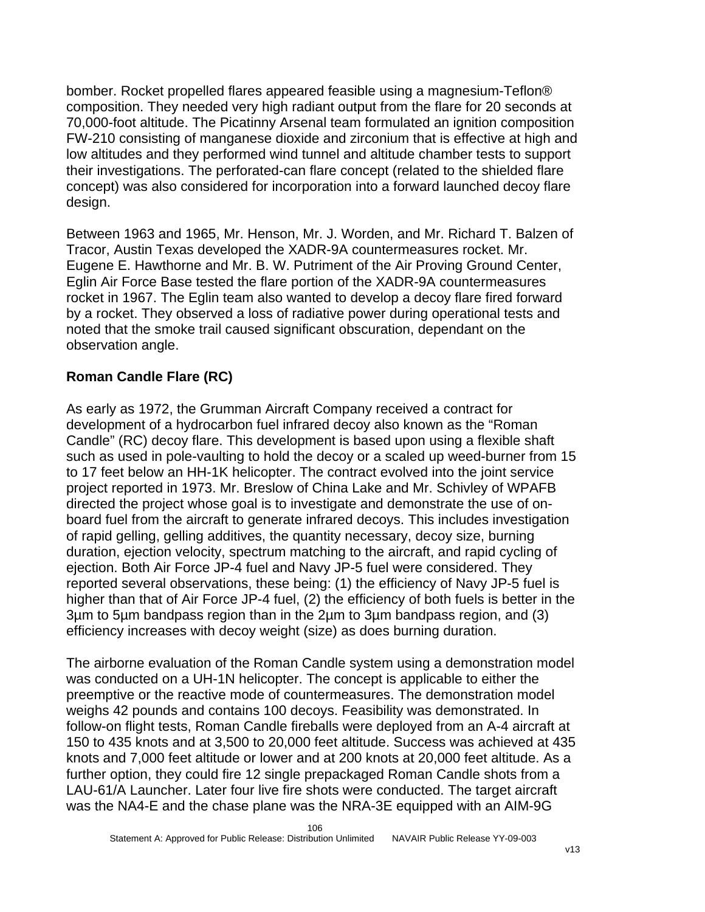bomber. Rocket propelled flares appeared feasible using a magnesium-Teflon® composition. They needed very high radiant output from the flare for 20 seconds at 70,000-foot altitude. The Picatinny Arsenal team formulated an ignition composition FW-210 consisting of manganese dioxide and zirconium that is effective at high and low altitudes and they performed wind tunnel and altitude chamber tests to support their investigations. The perforated-can flare concept (related to the shielded flare concept) was also considered for incorporation into a forward launched decoy flare design.

Between 1963 and 1965, Mr. Henson, Mr. J. Worden, and Mr. Richard T. Balzen of Tracor, Austin Texas developed the XADR-9A countermeasures rocket. Mr. Eugene E. Hawthorne and Mr. B. W. Putriment of the Air Proving Ground Center, Eglin Air Force Base tested the flare portion of the XADR-9A countermeasures rocket in 1967. The Eglin team also wanted to develop a decoy flare fired forward by a rocket. They observed a loss of radiative power during operational tests and noted that the smoke trail caused significant obscuration, dependant on the observation angle.

**Roman Candle Flare (RC)**

As early as 1972, the Grumman Aircraft Company received a contract for development of a hydrocarbon fuel infrared decoy also known as the "Roman Candle" (RC) decoy flare. This development is based upon using a flexible shaft such as used in pole-vaulting to hold the decoy or a scaled up weed-burner from 15 to 17 feet below an HH-1K helicopter. The contract evolved into the joint service project reported in 1973. Mr. Breslow of China Lake and Mr. Schivley of WPAFB directed the project whose goal is to investigate and demonstrate the use of on-board fuel from the aircraft to generate infrared decoys. This includes investigation of rapid gelling, gelling additives, the quantity necessary, decoy size, burning duration, ejection velocity, spectrum matching to the aircraft, and rapid cycling of ejection. Both Air Force JP-4 fuel and Navy JP-5 fuel were considered. They reported several observations, these being: (1) the efficiency of Navy JP-5 fuel is higher than that of Air Force JP-4 fuel, (2) the efficiency of both fuels is better in the 3µm to 5µm bandpass region than in the 2µm to 3µm bandpass region, and (3) efficiency increases with decoy weight (size) as does burning duration.

The airborne evaluation of the Roman Candle system using a demonstration model was conducted on a UH-1N helicopter. The concept is applicable to either the preemptive or the reactive mode of countermeasures. The demonstration model weighs 42 pounds and contains 100 decoys. Feasibility was demonstrated. In follow-on flight tests, Roman Candle fireballs were deployed from an A-4 aircraft at 150 to 435 knots and at 3,500 to 20,000 feet altitude. Success was achieved at 435 knots and 7,000 feet altitude or lower and at 200 knots at 20,000 feet altitude. As a further option, they could fire 12 single prepackaged Roman Candle shots from a LAU-61/A Launcher. Later four live fire shots were conducted. The target aircraft was the NA4-E and the chase plane was the NRA-3E equipped with an AIM-9G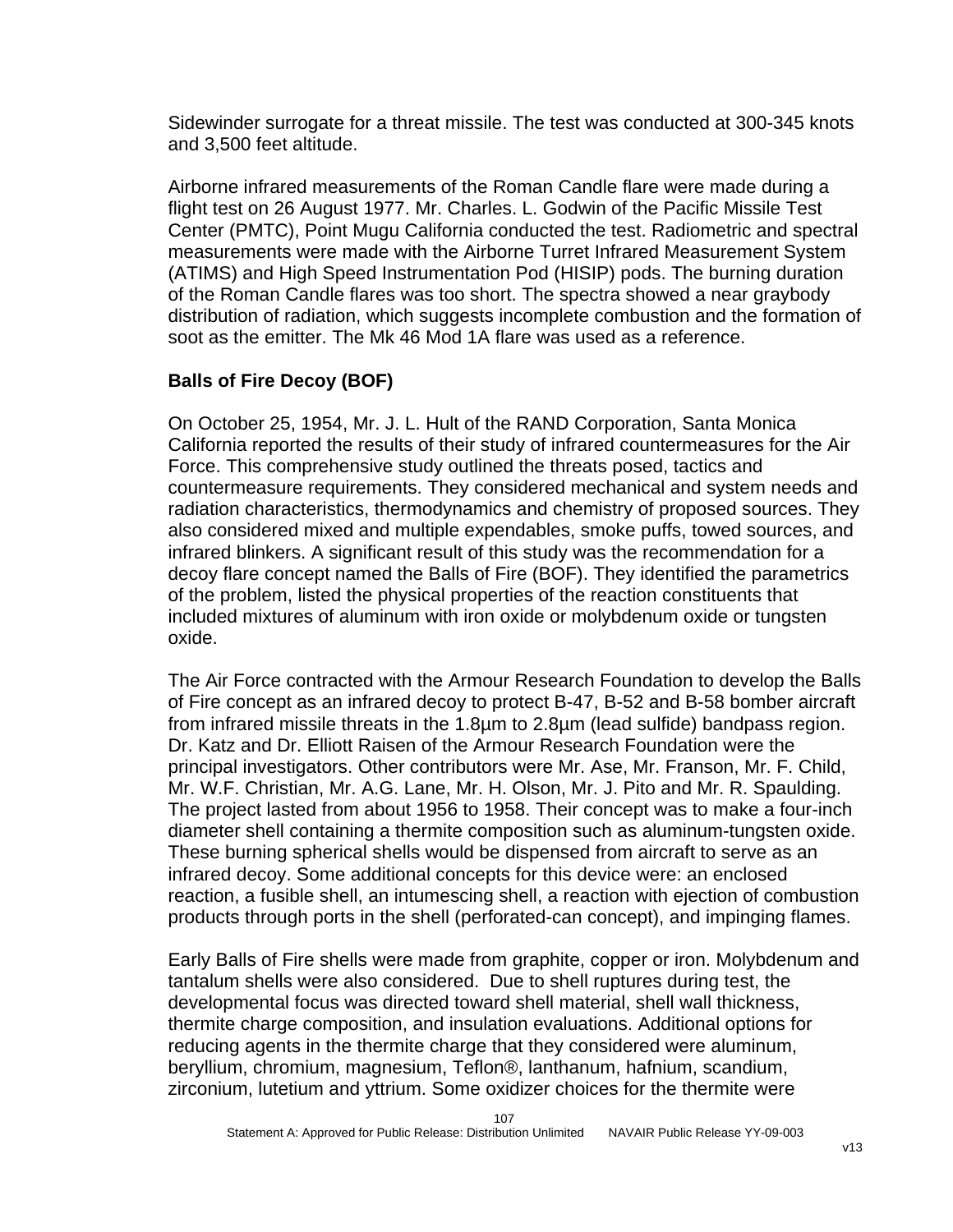Sidewinder surrogate for a threat missile. The test was conducted at 300-345 knots and 3,500 feet altitude.

Airborne infrared measurements of the Roman Candle flare were made during a flight test on 26 August 1977. Mr. Charles. L. Godwin of the Pacific Missile Test Center (PMTC), Point Mugu California conducted the test. Radiometric and spectral measurements were made with the Airborne Turret Infrared Measurement System (ATIMS) and High Speed Instrumentation Pod (HISIP) pods. The burning duration of the Roman Candle flares was too short. The spectra showed a near graybody distribution of radiation, which suggests incomplete combustion and the formation of soot as the emitter. The Mk 46 Mod 1A flare was used as a reference.

### Balls of Fire Decoy (BOF)

On October 25, 1954, Mr. J. L. Hult of the RAND Corporation, Santa Monica California reported the results of their study of infrared countermeasures for the Air Force. This comprehensive study outlined the threats posed, tactics and countermeasure requirements. They considered mechanical and system needs and radiation characteristics, thermodynamics and chemistry of proposed sources. They also considered mixed and multiple expendables, smoke puffs, towed sources, and infrared blinkers. A significant result of this study was the recommendation for a decoy flare concept named the Balls of Fire (BOF). They identified the parametrics of the problem, listed the physical properties of the reaction constituents that included mixtures of aluminum with iron oxide or molybdenum oxide or tungsten oxide.

The Air Force contracted with the Armour Research Foundation to develop the Balls of Fire concept as an infrared decoy to protect B-47, B-52 and B-58 bomber aircraft from infrared missile threats in the 1.8µm to 2.8µm (lead sulfide) bandpass region. Dr. Katz and Dr. Elliott Raisen of the Armour Research Foundation were the principal investigators. Other contributors were Mr. Ase, Mr. Franson, Mr. F. Child, Mr. W.F. Christian, Mr. A.G. Lane, Mr. H. Olson, Mr. J. Pito and Mr. R. Spaulding. The project lasted from about 1956 to 1958. Their concept was to make a four-inch diameter shell containing a thermite composition such as aluminum-tungsten oxide. These burning spherical shells would be dispensed from aircraft to serve as an infrared decoy. Some additional concepts for this device were: an enclosed reaction, a fusible shell, an intumescing shell, a reaction with ejection of combustion products through ports in the shell (perforated-can concept), and impinging flames.

Early Balls of Fire shells were made from graphite, copper or iron. Molybdenum and tantalum shells were also considered. Due to shell ruptures during test, the developmental focus was directed toward shell material, shell wall thickness, thermite charge composition, and insulation evaluations. Additional options for reducing agents in the thermite charge that they considered were aluminum, beryllium, chromium, magnesium, Teflon®, lanthanum, hafnium, scandium, zirconium, lutetium and yttrium. Some oxidizer choices for the thermite were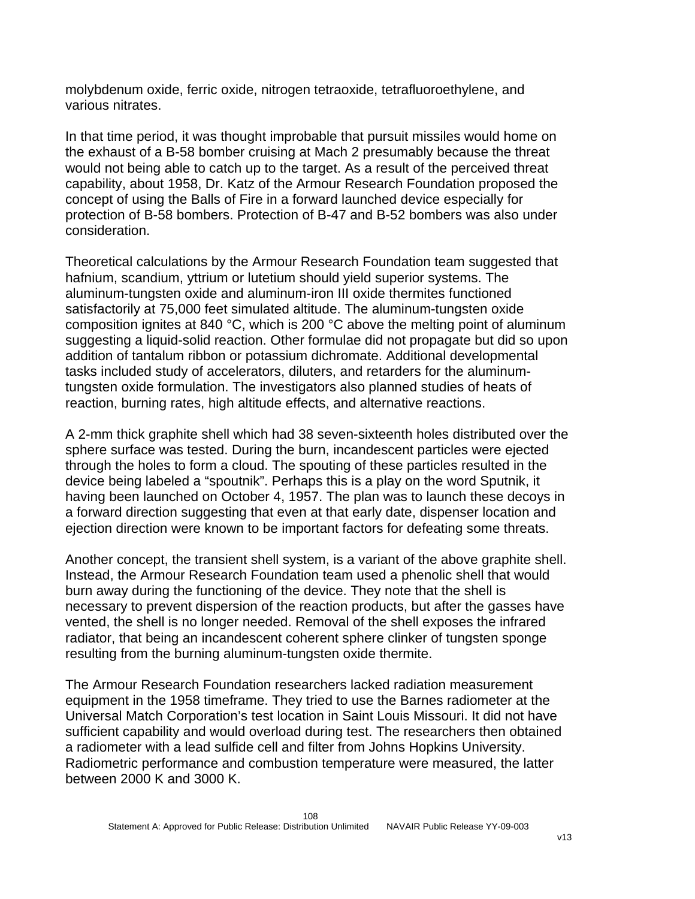molybdenum oxide, ferric oxide, nitrogen tetraoxide, tetrafluoroethylene, and various nitrates.

In that time period, it was thought improbable that pursuit missiles would home on the exhaust of a B-58 bomber cruising at Mach 2 presumably because the threat would not being able to catch up to the target. As a result of the perceived threat capability, about 1958, Dr. Katz of the Armour Research Foundation proposed the concept of using the Balls of Fire in a forward launched device especially for protection of B-58 bombers. Protection of B-47 and B-52 bombers was also under consideration.

Theoretical calculations by the Armour Research Foundation team suggested that hafnium, scandium, yttrium or lutetium should yield superior systems. The aluminum-tungsten oxide and aluminum-iron III oxide thermites functioned satisfactorily at 75,000 feet simulated altitude. The aluminum-tungsten oxide composition ignites at 840 °C, which is 200 °C above the melting point of aluminum suggesting a liquid-solid reaction. Other formulae did not propagate but did so upon addition of tantalum ribbon or potassium dichromate. Additional developmental tasks included study of accelerators, diluters, and retarders for the aluminum-tungsten oxide formulation. The investigators also planned studies of heats of reaction, burning rates, high altitude effects, and alternative reactions.

A 2-mm thick graphite shell which had 38 seven-sixteenth holes distributed over the sphere surface was tested. During the burn, incandescent particles were ejected through the holes to form a cloud. The spouting of these particles resulted in the device being labeled a "spoutnik". Perhaps this is a play on the word Sputnik, it having been launched on October 4, 1957. The plan was to launch these decoys in a forward direction suggesting that even at that early date, dispenser location and ejection direction were known to be important factors for defeating some threats.

Another concept, the transient shell system, is a variant of the above graphite shell. Instead, the Armour Research Foundation team used a phenolic shell that would burn away during the functioning of the device. They note that the shell is necessary to prevent dispersion of the reaction products, but after the gasses have vented, the shell is no longer needed. Removal of the shell exposes the infrared radiator, that being an incandescent coherent sphere clinker of tungsten sponge resulting from the burning aluminum-tungsten oxide thermite.

The Armour Research Foundation researchers lacked radiation measurement equipment in the 1958 timeframe. They tried to use the Barnes radiometer at the Universal Match Corporation's test location in Saint Louis Missouri. It did not have sufficient capability and would overload during test. The researchers then obtained a radiometer with a lead sulfide cell and filter from Johns Hopkins University. Radiometric performance and combustion temperature were measured, the latter between 2000 K and 3000 K.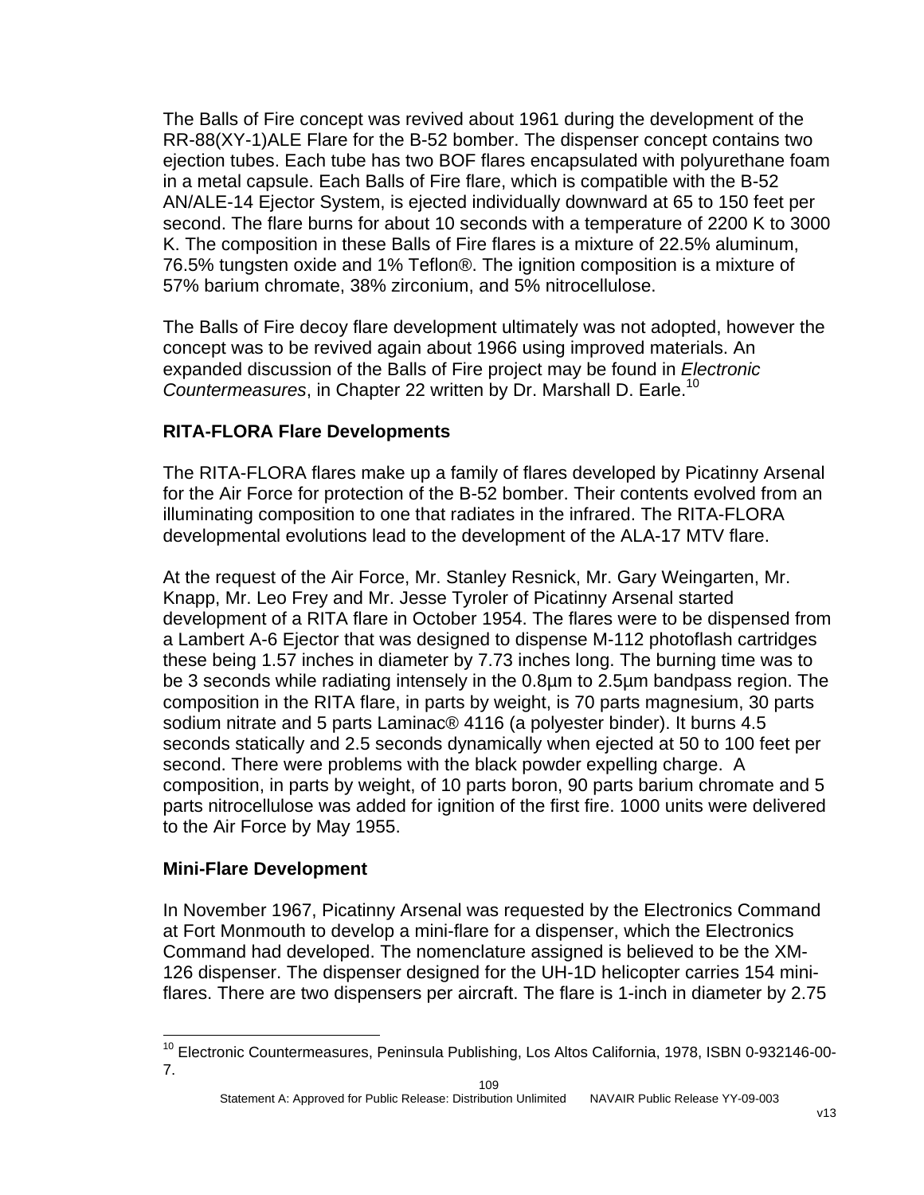The Balls of Fire concept was revived about 1961 during the development of the RR-88(XY-1)ALE Flare for the B-52 bomber. The dispenser concept contains two ejection tubes. Each tube has two BOF flares encapsulated with polyurethane foam in a metal capsule. Each Balls of Fire flare, which is compatible with the B-52 AN/ALE-14 Ejector System, is ejected individually downward at 65 to 150 feet per second. The flare burns for about 10 seconds with a temperature of 2200 K to 3000 K. The composition in these Balls of Fire flares is a mixture of 22.5% aluminum, 76.5% tungsten oxide and 1% Teflon®. The ignition composition is a mixture of 57% barium chromate, 38% zirconium, and 5% nitrocellulose.

The Balls of Fire decoy flare development ultimately was not adopted, however the concept was to be revived again about 1966 using improved materials. An expanded discussion of the Balls of Fire project may be found in *Electronic Countermeasures*, in Chapter 22 written by Dr. Marshall D. Earle.[10]

## RITA-FLORA Flare Developments

The RITA-FLORA flares make up a family of flares developed by Picatinny Arsenal for the Air Force for protection of the B-52 bomber. Their contents evolved from an illuminating composition to one that radiates in the infrared. The RITA-FLORA developmental evolutions lead to the development of the ALA-17 MTV flare.

At the request of the Air Force, Mr. Stanley Resnick, Mr. Gary Weingarten, Mr. Knapp, Mr. Leo Frey and Mr. Jesse Tyroler of Picatinny Arsenal started development of a RITA flare in October 1954. The flares were to be dispensed from a Lambert A-6 Ejector that was designed to dispense M-112 photoflash cartridges these being 1.57 inches in diameter by 7.73 inches long. The burning time was to be 3 seconds while radiating intensely in the 0.8µm to 2.5µm bandpass region. The composition in the RITA flare, in parts by weight, is 70 parts magnesium, 30 parts sodium nitrate and 5 parts Laminac® 4116 (a polyester binder). It burns 4.5 seconds statically and 2.5 seconds dynamically when ejected at 50 to 100 feet per second. There were problems with the black powder expelling charge. A composition, in parts by weight, of 10 parts boron, 90 parts barium chromate and 5 parts nitrocellulose was added for ignition of the first fire. 1000 units were delivered to the Air Force by May 1955.

## Mini-Flare Development

In November 1967, Picatinny Arsenal was requested by the Electronics Command at Fort Monmouth to develop a mini-flare for a dispenser, which the Electronics Command had developed. The nomenclature assigned is believed to be the XM-126 dispenser. The dispenser designed for the UH-1D helicopter carries 154 mini-flares. There are two dispensers per aircraft. The flare is 1-inch in diameter by 2.75

[10] Electronic Countermeasures, Peninsula Publishing, Los Altos California, 1978, ISBN 0-932146-00-7.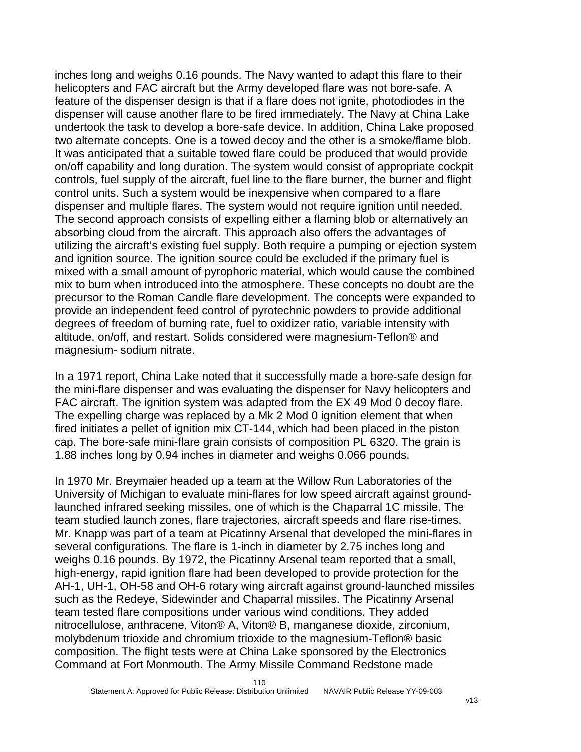inches long and weighs 0.16 pounds. The Navy wanted to adapt this flare to their helicopters and FAC aircraft but the Army developed flare was not bore-safe. A feature of the dispenser design is that if a flare does not ignite, photodiodes in the dispenser will cause another flare to be fired immediately. The Navy at China Lake undertook the task to develop a bore-safe device. In addition, China Lake proposed two alternate concepts. One is a towed decoy and the other is a smoke/flame blob. It was anticipated that a suitable towed flare could be produced that would provide on/off capability and long duration. The system would consist of appropriate cockpit controls, fuel supply of the aircraft, fuel line to the flare burner, the burner and flight control units. Such a system would be inexpensive when compared to a flare dispenser and multiple flares. The system would not require ignition until needed. The second approach consists of expelling either a flaming blob or alternatively an absorbing cloud from the aircraft. This approach also offers the advantages of utilizing the aircraft's existing fuel supply. Both require a pumping or ejection system and ignition source. The ignition source could be excluded if the primary fuel is mixed with a small amount of pyrophoric material, which would cause the combined mix to burn when introduced into the atmosphere. These concepts no doubt are the precursor to the Roman Candle flare development. The concepts were expanded to provide an independent feed control of pyrotechnic powders to provide additional degrees of freedom of burning rate, fuel to oxidizer ratio, variable intensity with altitude, on/off, and restart. Solids considered were magnesium-Teflon® and magnesium- sodium nitrate.

In a 1971 report, China Lake noted that it successfully made a bore-safe design for the mini-flare dispenser and was evaluating the dispenser for Navy helicopters and FAC aircraft. The ignition system was adapted from the EX 49 Mod 0 decoy flare. The expelling charge was replaced by a Mk 2 Mod 0 ignition element that when fired initiates a pellet of ignition mix CT-144, which had been placed in the piston cap. The bore-safe mini-flare grain consists of composition PL 6320. The grain is 1.88 inches long by 0.94 inches in diameter and weighs 0.066 pounds.

In 1970 Mr. Breymaier headed up a team at the Willow Run Laboratories of the University of Michigan to evaluate mini-flares for low speed aircraft against ground-launched infrared seeking missiles, one of which is the Chaparral 1C missile. The team studied launch zones, flare trajectories, aircraft speeds and flare rise-times. Mr. Knapp was part of a team at Picatinny Arsenal that developed the mini-flares in several configurations. The flare is 1-inch in diameter by 2.75 inches long and weighs 0.16 pounds. By 1972, the Picatinny Arsenal team reported that a small, high-energy, rapid ignition flare had been developed to provide protection for the AH-1, UH-1, OH-58 and OH-6 rotary wing aircraft against ground-launched missiles such as the Redeye, Sidewinder and Chaparral missiles. The Picatinny Arsenal team tested flare compositions under various wind conditions. They added nitrocellulose, anthracene, Viton® A, Viton® B, manganese dioxide, zirconium, molybdenum trioxide and chromium trioxide to the magnesium-Teflon® basic composition. The flight tests were at China Lake sponsored by the Electronics Command at Fort Monmouth. The Army Missile Command Redstone made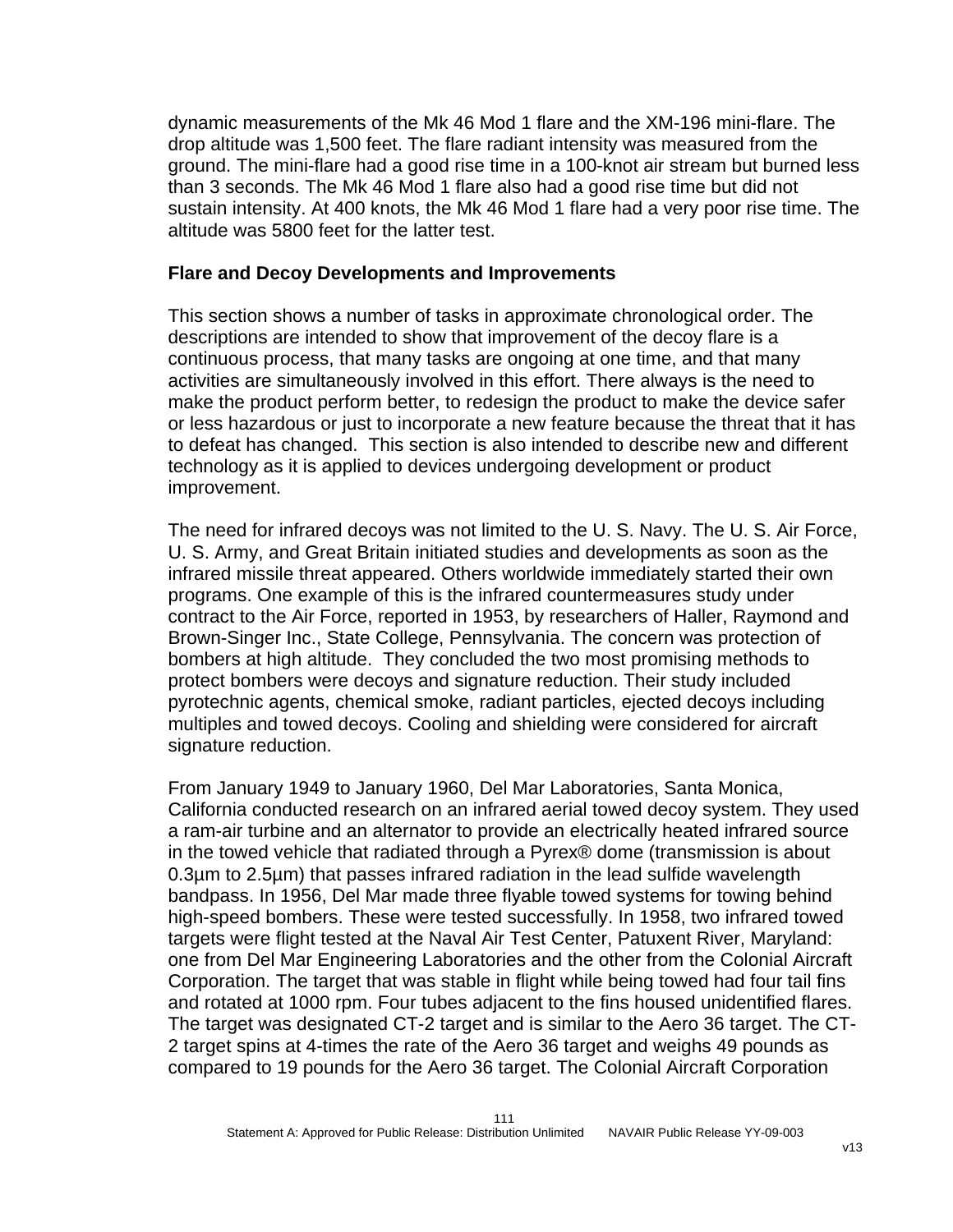dynamic measurements of the Mk 46 Mod 1 flare and the XM-196 mini-flare. The drop altitude was 1,500 feet. The flare radiant intensity was measured from the ground. The mini-flare had a good rise time in a 100-knot air stream but burned less than 3 seconds. The Mk 46 Mod 1 flare also had a good rise time but did not sustain intensity. At 400 knots, the Mk 46 Mod 1 flare had a very poor rise time. The altitude was 5800 feet for the latter test.

## Flare and Decoy Developments and Improvements

This section shows a number of tasks in approximate chronological order. The descriptions are intended to show that improvement of the decoy flare is a continuous process, that many tasks are ongoing at one time, and that many activities are simultaneously involved in this effort. There always is the need to make the product perform better, to redesign the product to make the device safer or less hazardous or just to incorporate a new feature because the threat that it has to defeat has changed. This section is also intended to describe new and different technology as it is applied to devices undergoing development or product improvement.

The need for infrared decoys was not limited to the U. S. Navy. The U. S. Air Force, U. S. Army, and Great Britain initiated studies and developments as soon as the infrared missile threat appeared. Others worldwide immediately started their own programs. One example of this is the infrared countermeasures study under contract to the Air Force, reported in 1953, by researchers of Haller, Raymond and Brown-Singer Inc., State College, Pennsylvania. The concern was protection of bombers at high altitude. They concluded the two most promising methods to protect bombers were decoys and signature reduction. Their study included pyrotechnic agents, chemical smoke, radiant particles, ejected decoys including multiples and towed decoys. Cooling and shielding were considered for aircraft signature reduction.

From January 1949 to January 1960, Del Mar Laboratories, Santa Monica, California conducted research on an infrared aerial towed decoy system. They used a ram-air turbine and an alternator to provide an electrically heated infrared source in the towed vehicle that radiated through a Pyrex® dome (transmission is about 0.3µm to 2.5µm) that passes infrared radiation in the lead sulfide wavelength bandpass. In 1956, Del Mar made three flyable towed systems for towing behind high-speed bombers. These were tested successfully. In 1958, two infrared towed targets were flight tested at the Naval Air Test Center, Patuxent River, Maryland: one from Del Mar Engineering Laboratories and the other from the Colonial Aircraft Corporation. The target that was stable in flight while being towed had four tail fins and rotated at 1000 rpm. Four tubes adjacent to the fins housed unidentified flares. The target was designated CT-2 target and is similar to the Aero 36 target. The CT-2 target spins at 4-times the rate of the Aero 36 target and weighs 49 pounds as compared to 19 pounds for the Aero 36 target. The Colonial Aircraft Corporation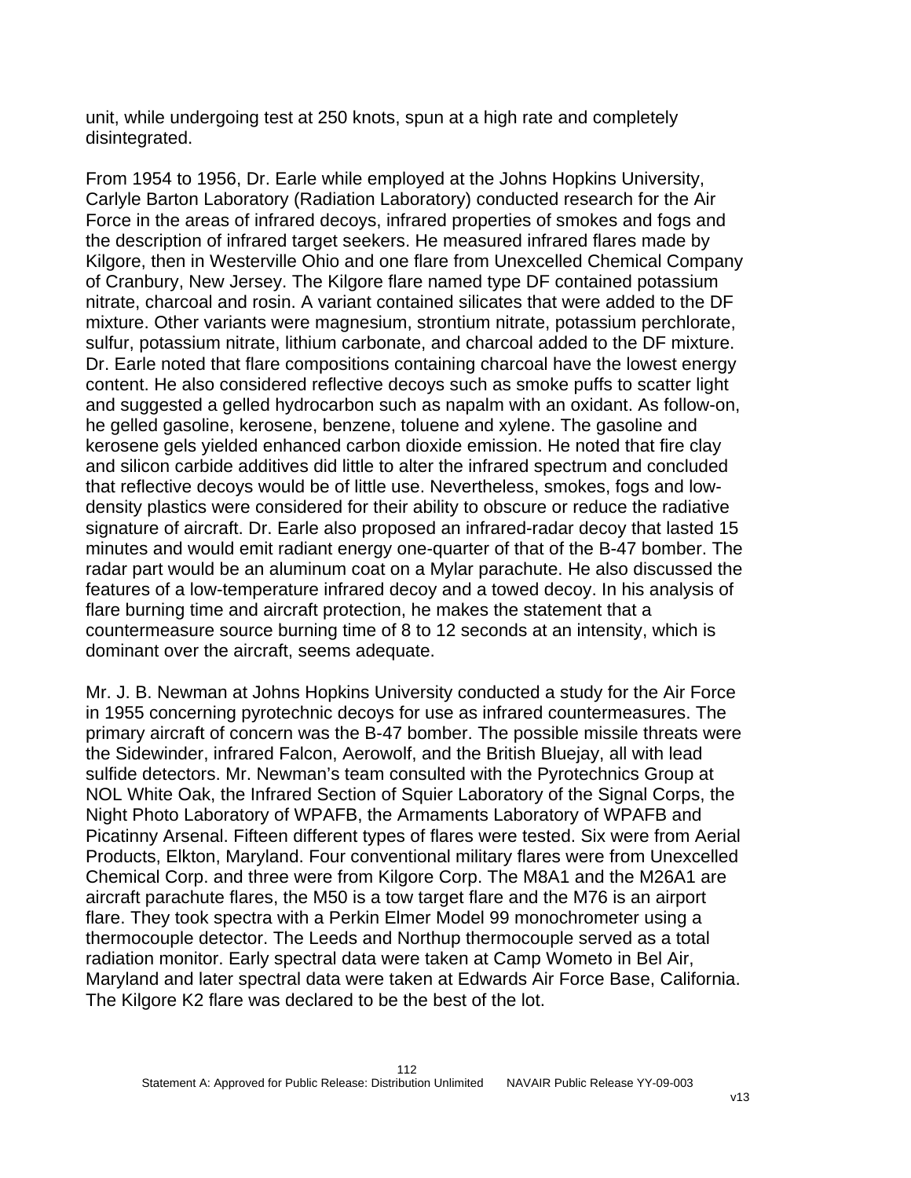unit, while undergoing test at 250 knots, spun at a high rate and completely disintegrated.

From 1954 to 1956, Dr. Earle while employed at the Johns Hopkins University, Carlyle Barton Laboratory (Radiation Laboratory) conducted research for the Air Force in the areas of infrared decoys, infrared properties of smokes and fogs and the description of infrared target seekers. He measured infrared flares made by Kilgore, then in Westerville Ohio and one flare from Unexcelled Chemical Company of Cranbury, New Jersey. The Kilgore flare named type DF contained potassium nitrate, charcoal and rosin. A variant contained silicates that were added to the DF mixture. Other variants were magnesium, strontium nitrate, potassium perchlorate, sulfur, potassium nitrate, lithium carbonate, and charcoal added to the DF mixture. Dr. Earle noted that flare compositions containing charcoal have the lowest energy content. He also considered reflective decoys such as smoke puffs to scatter light and suggested a gelled hydrocarbon such as napalm with an oxidant. As follow-on, he gelled gasoline, kerosene, benzene, toluene and xylene. The gasoline and kerosene gels yielded enhanced carbon dioxide emission. He noted that fire clay and silicon carbide additives did little to alter the infrared spectrum and concluded that reflective decoys would be of little use. Nevertheless, smokes, fogs and low-density plastics were considered for their ability to obscure or reduce the radiative signature of aircraft. Dr. Earle also proposed an infrared-radar decoy that lasted 15 minutes and would emit radiant energy one-quarter of that of the B-47 bomber. The radar part would be an aluminum coat on a Mylar parachute. He also discussed the features of a low-temperature infrared decoy and a towed decoy. In his analysis of flare burning time and aircraft protection, he makes the statement that a countermeasure source burning time of 8 to 12 seconds at an intensity, which is dominant over the aircraft, seems adequate.

Mr. J. B. Newman at Johns Hopkins University conducted a study for the Air Force in 1955 concerning pyrotechnic decoys for use as infrared countermeasures. The primary aircraft of concern was the B-47 bomber. The possible missile threats were the Sidewinder, infrared Falcon, Aerowolf, and the British Bluejay, all with lead sulfide detectors. Mr. Newman's team consulted with the Pyrotechnics Group at NOL White Oak, the Infrared Section of Squier Laboratory of the Signal Corps, the Night Photo Laboratory of WPAFB, the Armaments Laboratory of WPAFB and Picatinny Arsenal. Fifteen different types of flares were tested. Six were from Aerial Products, Elkton, Maryland. Four conventional military flares were from Unexcelled Chemical Corp. and three were from Kilgore Corp. The M8A1 and the M26A1 are aircraft parachute flares, the M50 is a tow target flare and the M76 is an airport flare. They took spectra with a Perkin Elmer Model 99 monochrometer using a thermocouple detector. The Leeds and Northup thermocouple served as a total radiation monitor. Early spectral data were taken at Camp Wometo in Bel Air, Maryland and later spectral data were taken at Edwards Air Force Base, California. The Kilgore K2 flare was declared to be the best of the lot.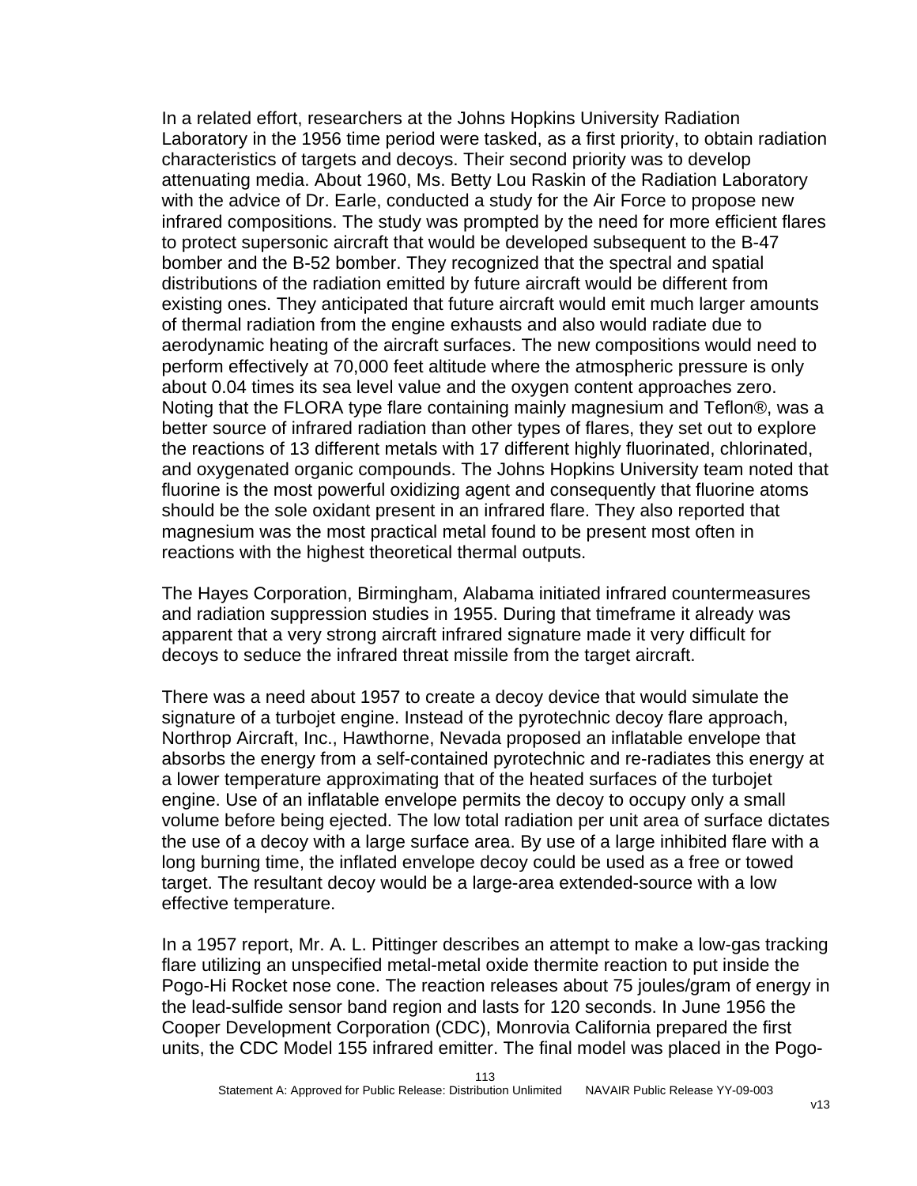In a related effort, researchers at the Johns Hopkins University Radiation Laboratory in the 1956 time period were tasked, as a first priority, to obtain radiation characteristics of targets and decoys. Their second priority was to develop attenuating media. About 1960, Ms. Betty Lou Raskin of the Radiation Laboratory with the advice of Dr. Earle, conducted a study for the Air Force to propose new infrared compositions. The study was prompted by the need for more efficient flares to protect supersonic aircraft that would be developed subsequent to the B-47 bomber and the B-52 bomber. They recognized that the spectral and spatial distributions of the radiation emitted by future aircraft would be different from existing ones. They anticipated that future aircraft would emit much larger amounts of thermal radiation from the engine exhausts and also would radiate due to aerodynamic heating of the aircraft surfaces. The new compositions would need to perform effectively at 70,000 feet altitude where the atmospheric pressure is only about 0.04 times its sea level value and the oxygen content approaches zero. Noting that the FLORA type flare containing mainly magnesium and Teflon®, was a better source of infrared radiation than other types of flares, they set out to explore the reactions of 13 different metals with 17 different highly fluorinated, chlorinated, and oxygenated organic compounds. The Johns Hopkins University team noted that fluorine is the most powerful oxidizing agent and consequently that fluorine atoms should be the sole oxidant present in an infrared flare. They also reported that magnesium was the most practical metal found to be present most often in reactions with the highest theoretical thermal outputs.

The Hayes Corporation, Birmingham, Alabama initiated infrared countermeasures and radiation suppression studies in 1955. During that timeframe it already was apparent that a very strong aircraft infrared signature made it very difficult for decoys to seduce the infrared threat missile from the target aircraft.

There was a need about 1957 to create a decoy device that would simulate the signature of a turbojet engine. Instead of the pyrotechnic decoy flare approach, Northrop Aircraft, Inc., Hawthorne, Nevada proposed an inflatable envelope that absorbs the energy from a self-contained pyrotechnic and re-radiates this energy at a lower temperature approximating that of the heated surfaces of the turbojet engine. Use of an inflatable envelope permits the decoy to occupy only a small volume before being ejected. The low total radiation per unit area of surface dictates the use of a decoy with a large surface area. By use of a large inhibited flare with a long burning time, the inflated envelope decoy could be used as a free or towed target. The resultant decoy would be a large-area extended-source with a low effective temperature.

In a 1957 report, Mr. A. L. Pittinger describes an attempt to make a low-gas tracking flare utilizing an unspecified metal-metal oxide thermite reaction to put inside the Pogo-Hi Rocket nose cone. The reaction releases about 75 joules/gram of energy in the lead-sulfide sensor band region and lasts for 120 seconds. In June 1956 the Cooper Development Corporation (CDC), Monrovia California prepared the first units, the CDC Model 155 infrared emitter. The final model was placed in the Pogo-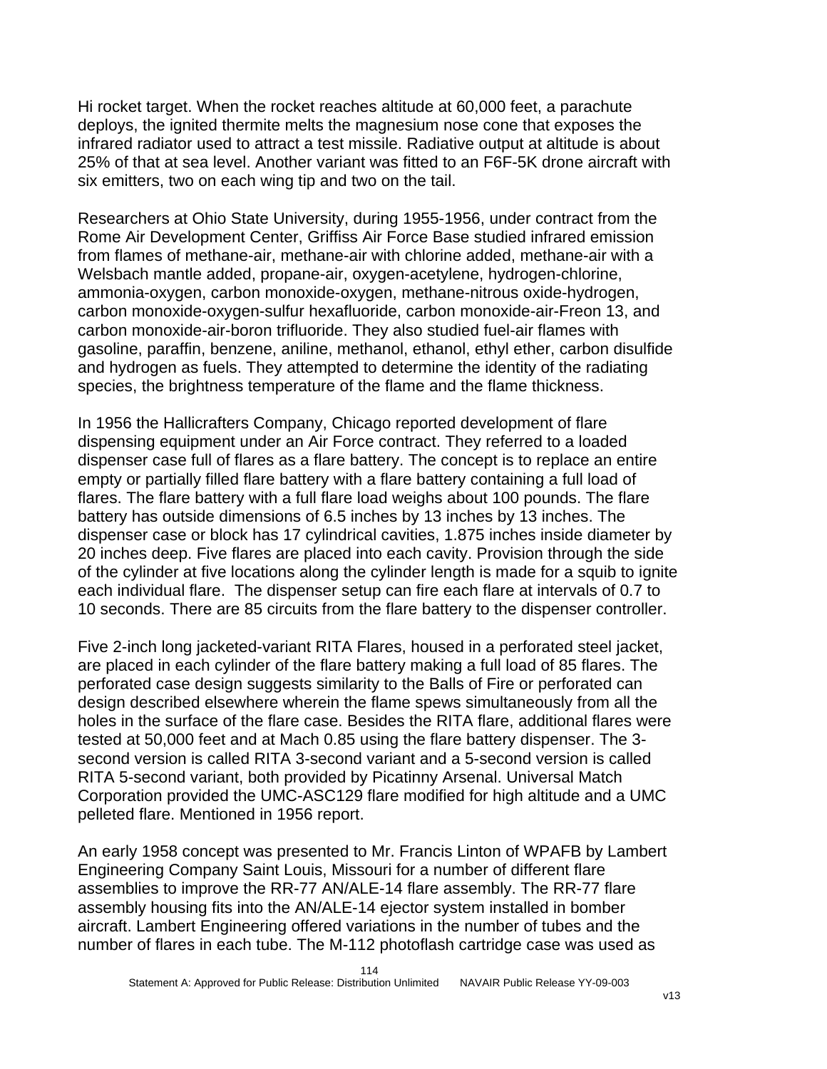Hi rocket target. When the rocket reaches altitude at 60,000 feet, a parachute deploys, the ignited thermite melts the magnesium nose cone that exposes the infrared radiator used to attract a test missile. Radiative output at altitude is about 25% of that at sea level. Another variant was fitted to an F6F-5K drone aircraft with six emitters, two on each wing tip and two on the tail.

Researchers at Ohio State University, during 1955-1956, under contract from the Rome Air Development Center, Griffiss Air Force Base studied infrared emission from flames of methane-air, methane-air with chlorine added, methane-air with a Welsbach mantle added, propane-air, oxygen-acetylene, hydrogen-chlorine, ammonia-oxygen, carbon monoxide-oxygen, methane-nitrous oxide-hydrogen, carbon monoxide-oxygen-sulfur hexafluoride, carbon monoxide-air-Freon 13, and carbon monoxide-air-boron trifluoride. They also studied fuel-air flames with gasoline, paraffin, benzene, aniline, methanol, ethanol, ethyl ether, carbon disulfide and hydrogen as fuels. They attempted to determine the identity of the radiating species, the brightness temperature of the flame and the flame thickness.

In 1956 the Hallicrafters Company, Chicago reported development of flare dispensing equipment under an Air Force contract. They referred to a loaded dispenser case full of flares as a flare battery. The concept is to replace an entire empty or partially filled flare battery with a flare battery containing a full load of flares. The flare battery with a full flare load weighs about 100 pounds. The flare battery has outside dimensions of 6.5 inches by 13 inches by 13 inches. The dispenser case or block has 17 cylindrical cavities, 1.875 inches inside diameter by 20 inches deep. Five flares are placed into each cavity. Provision through the side of the cylinder at five locations along the cylinder length is made for a squib to ignite each individual flare. The dispenser setup can fire each flare at intervals of 0.7 to 10 seconds. There are 85 circuits from the flare battery to the dispenser controller.

Five 2-inch long jacketed-variant RITA Flares, housed in a perforated steel jacket, are placed in each cylinder of the flare battery making a full load of 85 flares. The perforated case design suggests similarity to the Balls of Fire or perforated can design described elsewhere wherein the flame spews simultaneously from all the holes in the surface of the flare case. Besides the RITA flare, additional flares were tested at 50,000 feet and at Mach 0.85 using the flare battery dispenser. The 3-second version is called RITA 3-second variant and a 5-second version is called RITA 5-second variant, both provided by Picatinny Arsenal. Universal Match Corporation provided the UMC-ASC129 flare modified for high altitude and a UMC pelleted flare. Mentioned in 1956 report.

An early 1958 concept was presented to Mr. Francis Linton of WPAFB by Lambert Engineering Company Saint Louis, Missouri for a number of different flare assemblies to improve the RR-77 AN/ALE-14 flare assembly. The RR-77 flare assembly housing fits into the AN/ALE-14 ejector system installed in bomber aircraft. Lambert Engineering offered variations in the number of tubes and the number of flares in each tube. The M-112 photoflash cartridge case was used as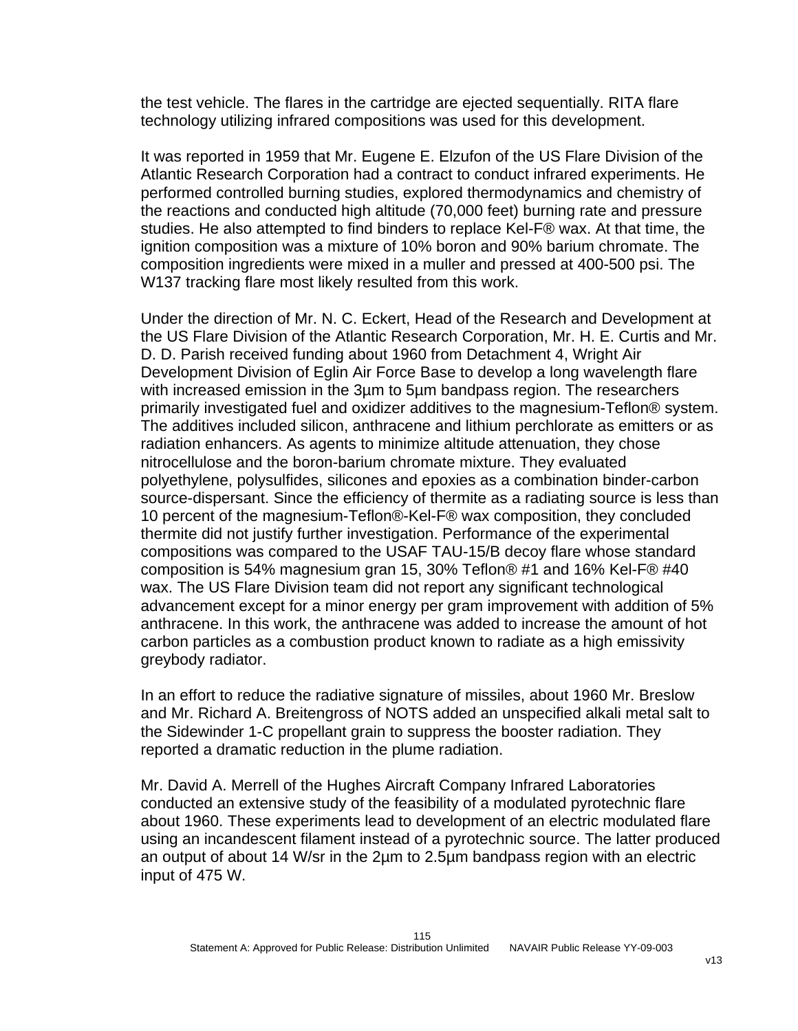the test vehicle. The flares in the cartridge are ejected sequentially. RITA flare technology utilizing infrared compositions was used for this development.

It was reported in 1959 that Mr. Eugene E. Elzufon of the US Flare Division of the Atlantic Research Corporation had a contract to conduct infrared experiments. He performed controlled burning studies, explored thermodynamics and chemistry of the reactions and conducted high altitude (70,000 feet) burning rate and pressure studies. He also attempted to find binders to replace Kel-F® wax. At that time, the ignition composition was a mixture of 10% boron and 90% barium chromate. The composition ingredients were mixed in a muller and pressed at 400-500 psi. The W137 tracking flare most likely resulted from this work.

Under the direction of Mr. N. C. Eckert, Head of the Research and Development at the US Flare Division of the Atlantic Research Corporation, Mr. H. E. Curtis and Mr. D. D. Parish received funding about 1960 from Detachment 4, Wright Air Development Division of Eglin Air Force Base to develop a long wavelength flare with increased emission in the 3µm to 5µm bandpass region. The researchers primarily investigated fuel and oxidizer additives to the magnesium-Teflon® system. The additives included silicon, anthracene and lithium perchlorate as emitters or as radiation enhancers. As agents to minimize altitude attenuation, they chose nitrocellulose and the boron-barium chromate mixture. They evaluated polyethylene, polysulfides, silicones and epoxies as a combination binder-carbon source-dispersant. Since the efficiency of thermite as a radiating source is less than 10 percent of the magnesium-Teflon®-Kel-F® wax composition, they concluded thermite did not justify further investigation. Performance of the experimental compositions was compared to the USAF TAU-15/B decoy flare whose standard composition is 54% magnesium gran 15, 30% Teflon® #1 and 16% Kel-F® #40 wax. The US Flare Division team did not report any significant technological advancement except for a minor energy per gram improvement with addition of 5% anthracene. In this work, the anthracene was added to increase the amount of hot carbon particles as a combustion product known to radiate as a high emissivity greybody radiator.

In an effort to reduce the radiative signature of missiles, about 1960 Mr. Breslow and Mr. Richard A. Breitengross of NOTS added an unspecified alkali metal salt to the Sidewinder 1-C propellant grain to suppress the booster radiation. They reported a dramatic reduction in the plume radiation.

Mr. David A. Merrell of the Hughes Aircraft Company Infrared Laboratories conducted an extensive study of the feasibility of a modulated pyrotechnic flare about 1960. These experiments lead to development of an electric modulated flare using an incandescent filament instead of a pyrotechnic source. The latter produced an output of about 14 W/sr in the 2µm to 2.5µm bandpass region with an electric input of 475 W.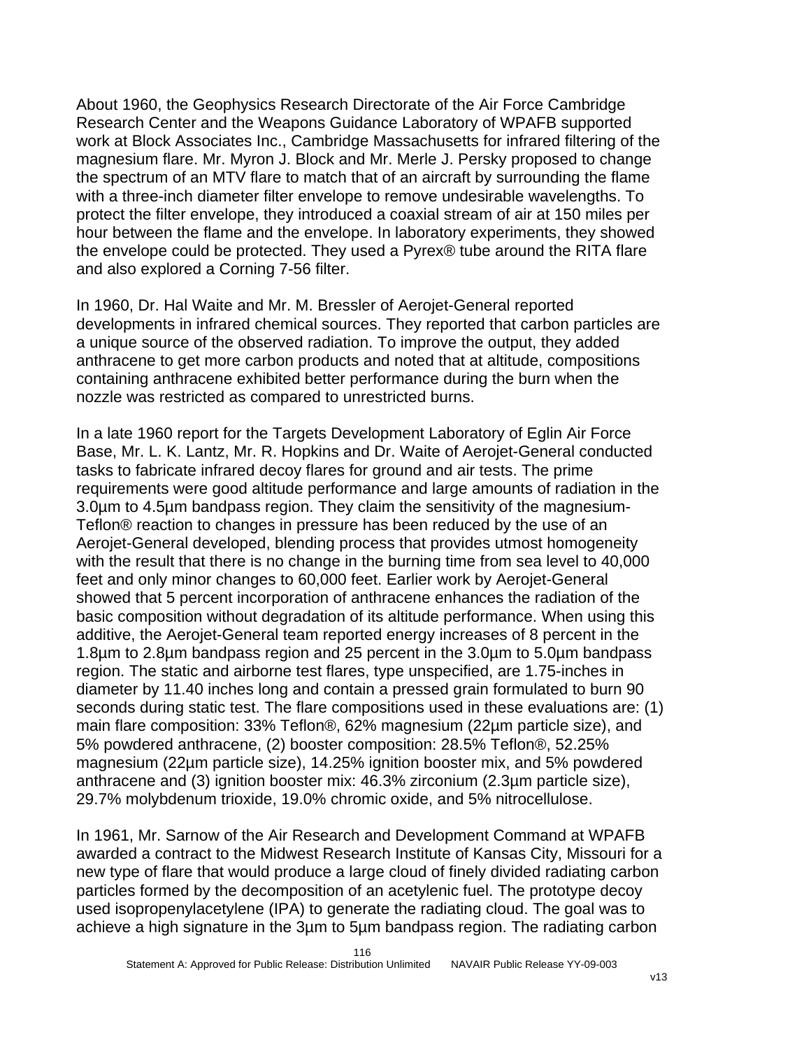About 1960, the Geophysics Research Directorate of the Air Force Cambridge Research Center and the Weapons Guidance Laboratory of WPAFB supported work at Block Associates Inc., Cambridge Massachusetts for infrared filtering of the magnesium flare. Mr. Myron J. Block and Mr. Merle J. Persky proposed to change the spectrum of an MTV flare to match that of an aircraft by surrounding the flame with a three-inch diameter filter envelope to remove undesirable wavelengths. To protect the filter envelope, they introduced a coaxial stream of air at 150 miles per hour between the flame and the envelope. In laboratory experiments, they showed the envelope could be protected. They used a Pyrex® tube around the RITA flare and also explored a Corning 7-56 filter.

In 1960, Dr. Hal Waite and Mr. M. Bressler of Aerojet-General reported developments in infrared chemical sources. They reported that carbon particles are a unique source of the observed radiation. To improve the output, they added anthracene to get more carbon products and noted that at altitude, compositions containing anthracene exhibited better performance during the burn when the nozzle was restricted as compared to unrestricted burns.

In a late 1960 report for the Targets Development Laboratory of Eglin Air Force Base, Mr. L. K. Lantz, Mr. R. Hopkins and Dr. Waite of Aerojet-General conducted tasks to fabricate infrared decoy flares for ground and air tests. The prime requirements were good altitude performance and large amounts of radiation in the 3.0µm to 4.5µm bandpass region. They claim the sensitivity of the magnesium-Teflon® reaction to changes in pressure has been reduced by the use of an Aerojet-General developed, blending process that provides utmost homogeneity with the result that there is no change in the burning time from sea level to 40,000 feet and only minor changes to 60,000 feet. Earlier work by Aerojet-General showed that 5 percent incorporation of anthracene enhances the radiation of the basic composition without degradation of its altitude performance. When using this additive, the Aerojet-General team reported energy increases of 8 percent in the 1.8µm to 2.8µm bandpass region and 25 percent in the 3.0µm to 5.0µm bandpass region. The static and airborne test flares, type unspecified, are 1.75-inches in diameter by 11.40 inches long and contain a pressed grain formulated to burn 90 seconds during static test. The flare compositions used in these evaluations are: (1) main flare composition: 33% Teflon®, 62% magnesium (22µm particle size), and 5% powdered anthracene, (2) booster composition: 28.5% Teflon®, 52.25% magnesium (22µm particle size), 14.25% ignition booster mix, and 5% powdered anthracene and (3) ignition booster mix: 46.3% zirconium (2.3µm particle size), 29.7% molybdenum trioxide, 19.0% chromic oxide, and 5% nitrocellulose.

In 1961, Mr. Sarnow of the Air Research and Development Command at WPAFB awarded a contract to the Midwest Research Institute of Kansas City, Missouri for a new type of flare that would produce a large cloud of finely divided radiating carbon particles formed by the decomposition of an acetylenic fuel. The prototype decoy used isopropenylacetylene (IPA) to generate the radiating cloud. The goal was to achieve a high signature in the 3µm to 5µm bandpass region. The radiating carbon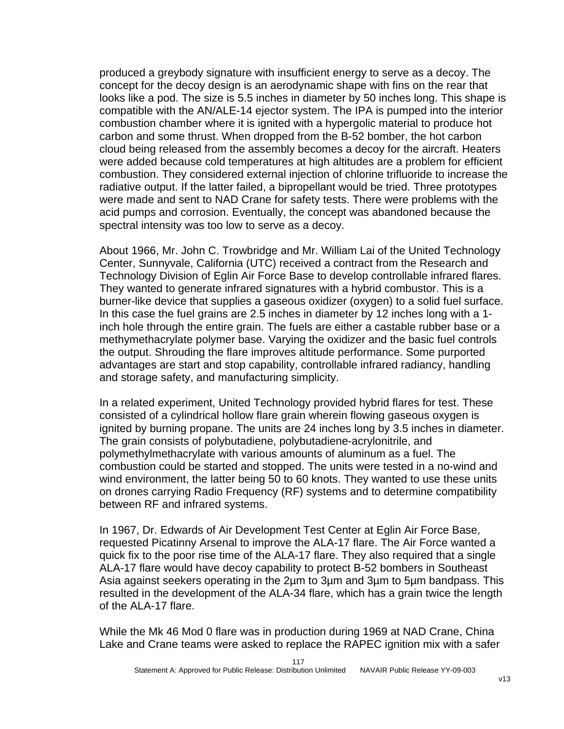produced a greybody signature with insufficient energy to serve as a decoy. The concept for the decoy design is an aerodynamic shape with fins on the rear that looks like a pod. The size is 5.5 inches in diameter by 50 inches long. This shape is compatible with the AN/ALE-14 ejector system. The IPA is pumped into the interior combustion chamber where it is ignited with a hypergolic material to produce hot carbon and some thrust. When dropped from the B-52 bomber, the hot carbon cloud being released from the assembly becomes a decoy for the aircraft. Heaters were added because cold temperatures at high altitudes are a problem for efficient combustion. They considered external injection of chlorine trifluoride to increase the radiative output. If the latter failed, a bipropellant would be tried. Three prototypes were made and sent to NAD Crane for safety tests. There were problems with the acid pumps and corrosion. Eventually, the concept was abandoned because the spectral intensity was too low to serve as a decoy.

About 1966, Mr. John C. Trowbridge and Mr. William Lai of the United Technology Center, Sunnyvale, California (UTC) received a contract from the Research and Technology Division of Eglin Air Force Base to develop controllable infrared flares. They wanted to generate infrared signatures with a hybrid combustor. This is a burner-like device that supplies a gaseous oxidizer (oxygen) to a solid fuel surface. In this case the fuel grains are 2.5 inches in diameter by 12 inches long with a 1-inch hole through the entire grain. The fuels are either a castable rubber base or a methymethacrylate polymer base. Varying the oxidizer and the basic fuel controls the output. Shrouding the flare improves altitude performance. Some purported advantages are start and stop capability, controllable infrared radiancy, handling and storage safety, and manufacturing simplicity.

In a related experiment, United Technology provided hybrid flares for test. These consisted of a cylindrical hollow flare grain wherein flowing gaseous oxygen is ignited by burning propane. The units are 24 inches long by 3.5 inches in diameter. The grain consists of polybutadiene, polybutadiene-acrylonitrile, and polymethylmethacrylate with various amounts of aluminum as a fuel. The combustion could be started and stopped. The units were tested in a no-wind and wind environment, the latter being 50 to 60 knots. They wanted to use these units on drones carrying Radio Frequency (RF) systems and to determine compatibility between RF and infrared systems.

In 1967, Dr. Edwards of Air Development Test Center at Eglin Air Force Base, requested Picatinny Arsenal to improve the ALA-17 flare. The Air Force wanted a quick fix to the poor rise time of the ALA-17 flare. They also required that a single ALA-17 flare would have decoy capability to protect B-52 bombers in Southeast Asia against seekers operating in the 2µm to 3µm and 3µm to 5µm bandpass. This resulted in the development of the ALA-34 flare, which has a grain twice the length of the ALA-17 flare.

While the Mk 46 Mod 0 flare was in production during 1969 at NAD Crane, China Lake and Crane teams were asked to replace the RAPEC ignition mix with a safer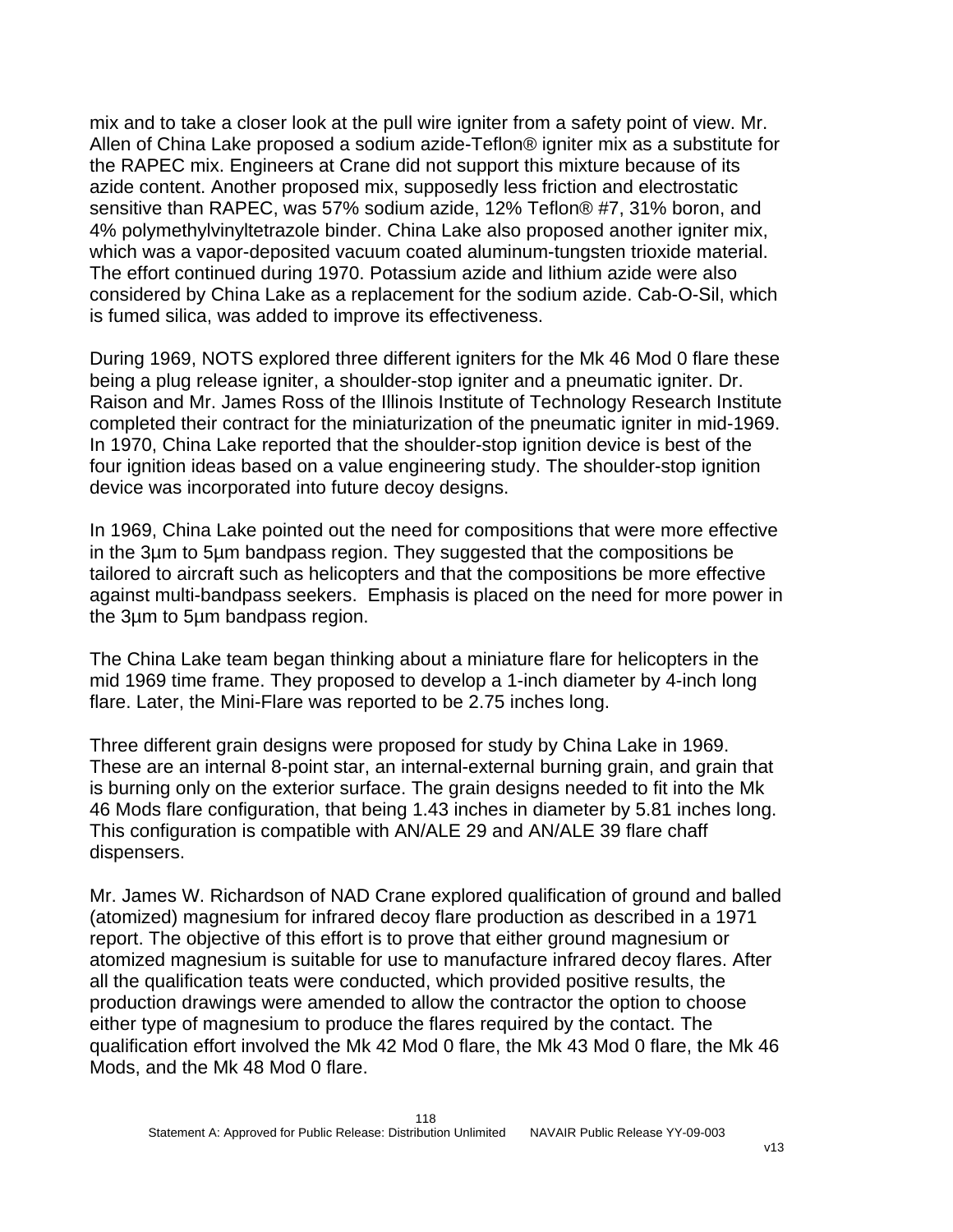mix and to take a closer look at the pull wire igniter from a safety point of view. Mr. Allen of China Lake proposed a sodium azide-Teflon® igniter mix as a substitute for the RAPEC mix. Engineers at Crane did not support this mixture because of its azide content. Another proposed mix, supposedly less friction and electrostatic sensitive than RAPEC, was 57% sodium azide, 12% Teflon® #7, 31% boron, and 4% polymethylvinyltetrazole binder. China Lake also proposed another igniter mix, which was a vapor-deposited vacuum coated aluminum-tungsten trioxide material. The effort continued during 1970. Potassium azide and lithium azide were also considered by China Lake as a replacement for the sodium azide. Cab-O-Sil, which is fumed silica, was added to improve its effectiveness.

During 1969, NOTS explored three different igniters for the Mk 46 Mod 0 flare these being a plug release igniter, a shoulder-stop igniter and a pneumatic igniter. Dr. Raison and Mr. James Ross of the Illinois Institute of Technology Research Institute completed their contract for the miniaturization of the pneumatic igniter in mid-1969. In 1970, China Lake reported that the shoulder-stop ignition device is best of the four ignition ideas based on a value engineering study. The shoulder-stop ignition device was incorporated into future decoy designs.

In 1969, China Lake pointed out the need for compositions that were more effective in the 3µm to 5µm bandpass region. They suggested that the compositions be tailored to aircraft such as helicopters and that the compositions be more effective against multi-bandpass seekers. Emphasis is placed on the need for more power in the 3µm to 5µm bandpass region.

The China Lake team began thinking about a miniature flare for helicopters in the mid 1969 time frame. They proposed to develop a 1-inch diameter by 4-inch long flare. Later, the Mini-Flare was reported to be 2.75 inches long.

Three different grain designs were proposed for study by China Lake in 1969. These are an internal 8-point star, an internal-external burning grain, and grain that is burning only on the exterior surface. The grain designs needed to fit into the Mk 46 Mods flare configuration, that being 1.43 inches in diameter by 5.81 inches long. This configuration is compatible with AN/ALE 29 and AN/ALE 39 flare chaff dispensers.

Mr. James W. Richardson of NAD Crane explored qualification of ground and balled (atomized) magnesium for infrared decoy flare production as described in a 1971 report. The objective of this effort is to prove that either ground magnesium or atomized magnesium is suitable for use to manufacture infrared decoy flares. After all the qualification teats were conducted, which provided positive results, the production drawings were amended to allow the contractor the option to choose either type of magnesium to produce the flares required by the contact. The qualification effort involved the Mk 42 Mod 0 flare, the Mk 43 Mod 0 flare, the Mk 46 Mods, and the Mk 48 Mod 0 flare.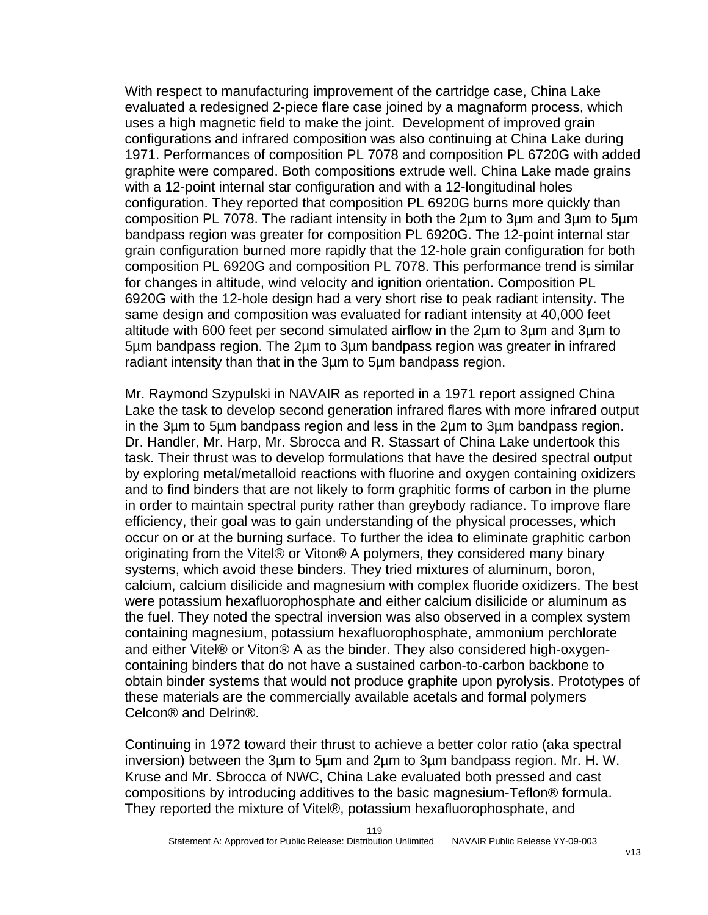With respect to manufacturing improvement of the cartridge case, China Lake evaluated a redesigned 2-piece flare case joined by a magnaform process, which uses a high magnetic field to make the joint.  Development of improved grain configurations and infrared composition was also continuing at China Lake during 1971. Performances of composition PL 7078 and composition PL 6720G with added graphite were compared. Both compositions extrude well. China Lake made grains with a 12-point internal star configuration and with a 12-longitudinal holes configuration. They reported that composition PL 6920G burns more quickly than composition PL 7078. The radiant intensity in both the 2µm to 3µm and 3µm to 5µm bandpass region was greater for composition PL 6920G. The 12-point internal star grain configuration burned more rapidly that the 12-hole grain configuration for both composition PL 6920G and composition PL 7078. This performance trend is similar for changes in altitude, wind velocity and ignition orientation. Composition PL 6920G with the 12-hole design had a very short rise to peak radiant intensity. The same design and composition was evaluated for radiant intensity at 40,000 feet altitude with 600 feet per second simulated airflow in the 2µm to 3µm and 3µm to 5µm bandpass region. The 2µm to 3µm bandpass region was greater in infrared radiant intensity than that in the 3µm to 5µm bandpass region.

Mr. Raymond Szypulski in NAVAIR as reported in a 1971 report assigned China Lake the task to develop second generation infrared flares with more infrared output in the 3µm to 5µm bandpass region and less in the 2µm to 3µm bandpass region. Dr. Handler, Mr. Harp, Mr. Sbrocca and R. Stassart of China Lake undertook this task. Their thrust was to develop formulations that have the desired spectral output by exploring metal/metalloid reactions with fluorine and oxygen containing oxidizers and to find binders that are not likely to form graphitic forms of carbon in the plume in order to maintain spectral purity rather than greybody radiance. To improve flare efficiency, their goal was to gain understanding of the physical processes, which occur on or at the burning surface. To further the idea to eliminate graphitic carbon originating from the Vitel® or Viton® A polymers, they considered many binary systems, which avoid these binders. They tried mixtures of aluminum, boron, calcium, calcium disilicide and magnesium with complex fluoride oxidizers. The best were potassium hexafluorophosphate and either calcium disilicide or aluminum as the fuel. They noted the spectral inversion was also observed in a complex system containing magnesium, potassium hexafluorophosphate, ammonium perchlorate and either Vitel® or Viton® A as the binder. They also considered high-oxygen-containing binders that do not have a sustained carbon-to-carbon backbone to obtain binder systems that would not produce graphite upon pyrolysis. Prototypes of these materials are the commercially available acetals and formal polymers Celcon® and Delrin®.

Continuing in 1972 toward their thrust to achieve a better color ratio (aka spectral inversion) between the 3µm to 5µm and 2µm to 3µm bandpass region. Mr. H. W. Kruse and Mr. Sbrocca of NWC, China Lake evaluated both pressed and cast compositions by introducing additives to the basic magnesium-Teflon® formula. They reported the mixture of Vitel®, potassium hexafluorophosphate, and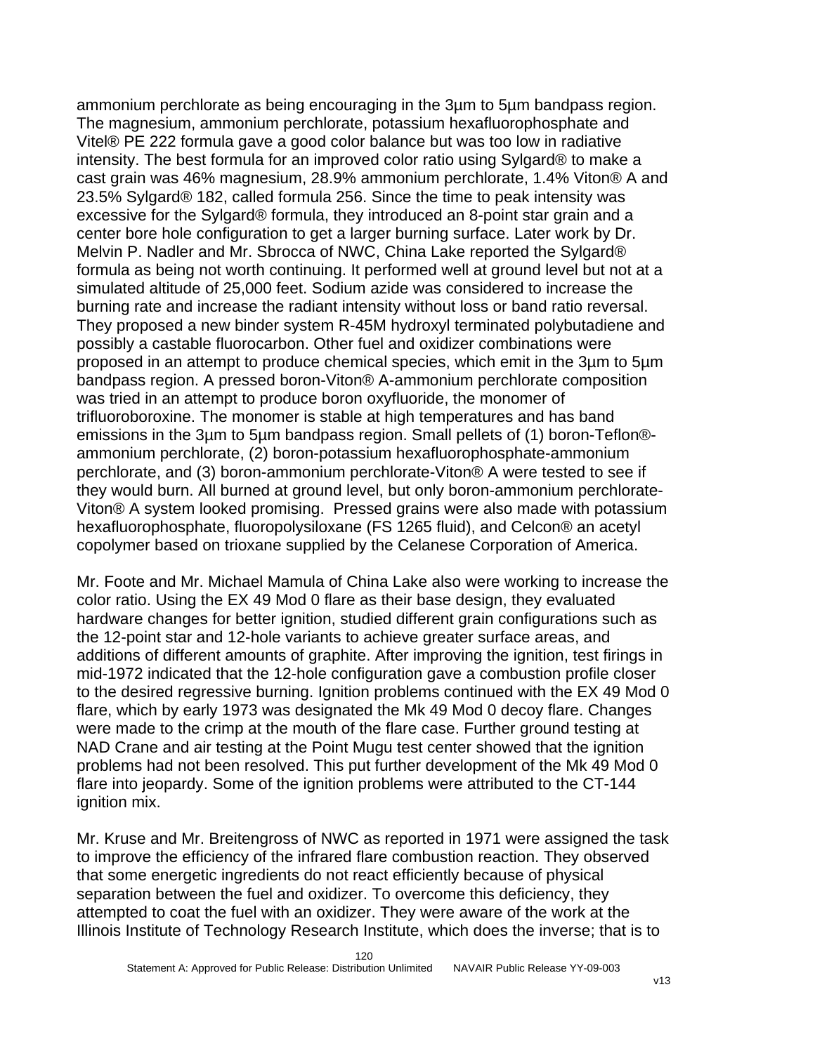ammonium perchlorate as being encouraging in the 3µm to 5µm bandpass region. The magnesium, ammonium perchlorate, potassium hexafluorophosphate and Vitel® PE 222 formula gave a good color balance but was too low in radiative intensity. The best formula for an improved color ratio using Sylgard® to make a cast grain was 46% magnesium, 28.9% ammonium perchlorate, 1.4% Viton® A and 23.5% Sylgard® 182, called formula 256. Since the time to peak intensity was excessive for the Sylgard® formula, they introduced an 8-point star grain and a center bore hole configuration to get a larger burning surface. Later work by Dr. Melvin P. Nadler and Mr. Sbrocca of NWC, China Lake reported the Sylgard® formula as being not worth continuing. It performed well at ground level but not at a simulated altitude of 25,000 feet. Sodium azide was considered to increase the burning rate and increase the radiant intensity without loss or band ratio reversal. They proposed a new binder system R-45M hydroxyl terminated polybutadiene and possibly a castable fluorocarbon. Other fuel and oxidizer combinations were proposed in an attempt to produce chemical species, which emit in the 3µm to 5µm bandpass region. A pressed boron-Viton® A-ammonium perchlorate composition was tried in an attempt to produce boron oxyfluoride, the monomer of trifluoroboroxine. The monomer is stable at high temperatures and has band emissions in the 3µm to 5µm bandpass region. Small pellets of (1) boron-Teflon®-ammonium perchlorate, (2) boron-potassium hexafluorophosphate-ammonium perchlorate, and (3) boron-ammonium perchlorate-Viton® A were tested to see if they would burn. All burned at ground level, but only boron-ammonium perchlorate-Viton® A system looked promising. Pressed grains were also made with potassium hexafluorophosphate, fluoropolysiloxane (FS 1265 fluid), and Celcon® an acetyl copolymer based on trioxane supplied by the Celanese Corporation of America.

Mr. Foote and Mr. Michael Mamula of China Lake also were working to increase the color ratio. Using the EX 49 Mod 0 flare as their base design, they evaluated hardware changes for better ignition, studied different grain configurations such as the 12-point star and 12-hole variants to achieve greater surface areas, and additions of different amounts of graphite. After improving the ignition, test firings in mid-1972 indicated that the 12-hole configuration gave a combustion profile closer to the desired regressive burning. Ignition problems continued with the EX 49 Mod 0 flare, which by early 1973 was designated the Mk 49 Mod 0 decoy flare. Changes were made to the crimp at the mouth of the flare case. Further ground testing at NAD Crane and air testing at the Point Mugu test center showed that the ignition problems had not been resolved. This put further development of the Mk 49 Mod 0 flare into jeopardy. Some of the ignition problems were attributed to the CT-144 ignition mix.

Mr. Kruse and Mr. Breitengross of NWC as reported in 1971 were assigned the task to improve the efficiency of the infrared flare combustion reaction. They observed that some energetic ingredients do not react efficiently because of physical separation between the fuel and oxidizer. To overcome this deficiency, they attempted to coat the fuel with an oxidizer. They were aware of the work at the Illinois Institute of Technology Research Institute, which does the inverse; that is to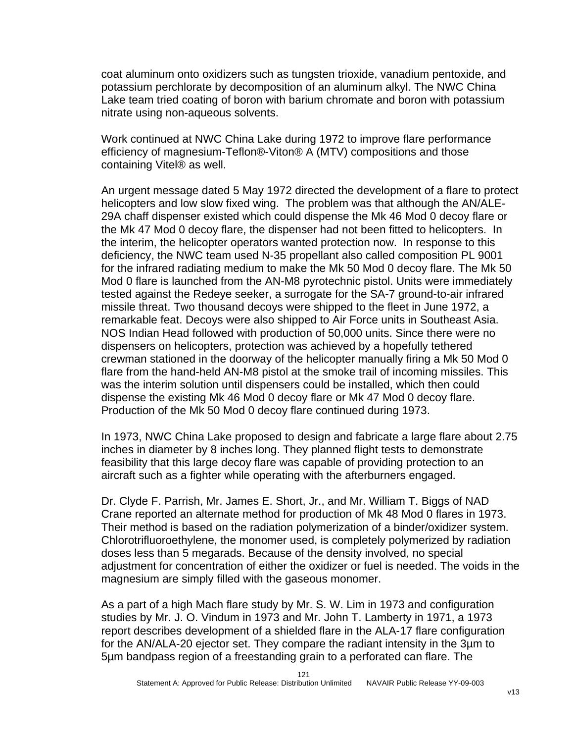coat aluminum onto oxidizers such as tungsten trioxide, vanadium pentoxide, and potassium perchlorate by decomposition of an aluminum alkyl. The NWC China Lake team tried coating of boron with barium chromate and boron with potassium nitrate using non-aqueous solvents.

Work continued at NWC China Lake during 1972 to improve flare performance efficiency of magnesium-Teflon®-Viton® A (MTV) compositions and those containing Vitel® as well.

An urgent message dated 5 May 1972 directed the development of a flare to protect helicopters and low slow fixed wing. The problem was that although the AN/ALE-29A chaff dispenser existed which could dispense the Mk 46 Mod 0 decoy flare or the Mk 47 Mod 0 decoy flare, the dispenser had not been fitted to helicopters. In the interim, the helicopter operators wanted protection now. In response to this deficiency, the NWC team used N-35 propellant also called composition PL 9001 for the infrared radiating medium to make the Mk 50 Mod 0 decoy flare. The Mk 50 Mod 0 flare is launched from the AN-M8 pyrotechnic pistol. Units were immediately tested against the Redeye seeker, a surrogate for the SA-7 ground-to-air infrared missile threat. Two thousand decoys were shipped to the fleet in June 1972, a remarkable feat. Decoys were also shipped to Air Force units in Southeast Asia. NOS Indian Head followed with production of 50,000 units. Since there were no dispensers on helicopters, protection was achieved by a hopefully tethered crewman stationed in the doorway of the helicopter manually firing a Mk 50 Mod 0 flare from the hand-held AN-M8 pistol at the smoke trail of incoming missiles. This was the interim solution until dispensers could be installed, which then could dispense the existing Mk 46 Mod 0 decoy flare or Mk 47 Mod 0 decoy flare. Production of the Mk 50 Mod 0 decoy flare continued during 1973.

In 1973, NWC China Lake proposed to design and fabricate a large flare about 2.75 inches in diameter by 8 inches long. They planned flight tests to demonstrate feasibility that this large decoy flare was capable of providing protection to an aircraft such as a fighter while operating with the afterburners engaged.

Dr. Clyde F. Parrish, Mr. James E. Short, Jr., and Mr. William T. Biggs of NAD Crane reported an alternate method for production of Mk 48 Mod 0 flares in 1973. Their method is based on the radiation polymerization of a binder/oxidizer system. Chlorotrifluoroethylene, the monomer used, is completely polymerized by radiation doses less than 5 megarads. Because of the density involved, no special adjustment for concentration of either the oxidizer or fuel is needed. The voids in the magnesium are simply filled with the gaseous monomer.

As a part of a high Mach flare study by Mr. S. W. Lim in 1973 and configuration studies by Mr. J. O. Vindum in 1973 and Mr. John T. Lamberty in 1971, a 1973 report describes development of a shielded flare in the ALA-17 flare configuration for the AN/ALA-20 ejector set. They compare the radiant intensity in the 3µm to 5µm bandpass region of a freestanding grain to a perforated can flare. The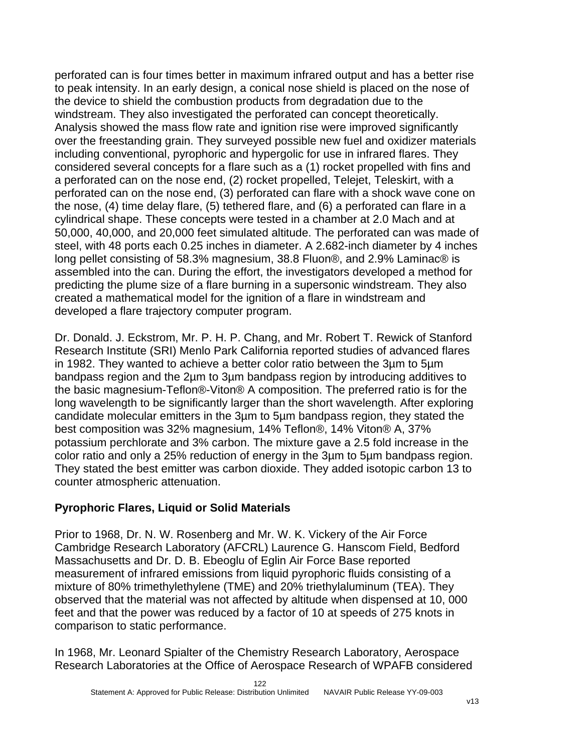perforated can is four times better in maximum infrared output and has a better rise to peak intensity. In an early design, a conical nose shield is placed on the nose of the device to shield the combustion products from degradation due to the windstream. They also investigated the perforated can concept theoretically. Analysis showed the mass flow rate and ignition rise were improved significantly over the freestanding grain. They surveyed possible new fuel and oxidizer materials including conventional, pyrophoric and hypergolic for use in infrared flares. They considered several concepts for a flare such as a (1) rocket propelled with fins and a perforated can on the nose end, (2) rocket propelled, Telejet, Teleskirt, with a perforated can on the nose end, (3) perforated can flare with a shock wave cone on the nose, (4) time delay flare, (5) tethered flare, and (6) a perforated can flare in a cylindrical shape. These concepts were tested in a chamber at 2.0 Mach and at 50,000, 40,000, and 20,000 feet simulated altitude. The perforated can was made of steel, with 48 ports each 0.25 inches in diameter. A 2.682-inch diameter by 4 inches long pellet consisting of 58.3% magnesium, 38.8 Fluon®, and 2.9% Laminac® is assembled into the can. During the effort, the investigators developed a method for predicting the plume size of a flare burning in a supersonic windstream. They also created a mathematical model for the ignition of a flare in windstream and developed a flare trajectory computer program.

Dr. Donald. J. Eckstrom, Mr. P. H. P. Chang, and Mr. Robert T. Rewick of Stanford Research Institute (SRI) Menlo Park California reported studies of advanced flares in 1982. They wanted to achieve a better color ratio between the 3µm to 5µm bandpass region and the 2µm to 3µm bandpass region by introducing additives to the basic magnesium-Teflon®-Viton® A composition. The preferred ratio is for the long wavelength to be significantly larger than the short wavelength. After exploring candidate molecular emitters in the 3µm to 5µm bandpass region, they stated the best composition was 32% magnesium, 14% Teflon®, 14% Viton® A, 37% potassium perchlorate and 3% carbon. The mixture gave a 2.5 fold increase in the color ratio and only a 25% reduction of energy in the 3µm to 5µm bandpass region. They stated the best emitter was carbon dioxide. They added isotopic carbon 13 to counter atmospheric attenuation.

### Pyrophoric Flares, Liquid or Solid Materials

Prior to 1968, Dr. N. W. Rosenberg and Mr. W. K. Vickery of the Air Force Cambridge Research Laboratory (AFCRL) Laurence G. Hanscom Field, Bedford Massachusetts and Dr. D. B. Ebeoglu of Eglin Air Force Base reported measurement of infrared emissions from liquid pyrophoric fluids consisting of a mixture of 80% trimethylethylene (TME) and 20% triethylaluminum (TEA). They observed that the material was not affected by altitude when dispensed at 10, 000 feet and that the power was reduced by a factor of 10 at speeds of 275 knots in comparison to static performance.

In 1968, Mr. Leonard Spialter of the Chemistry Research Laboratory, Aerospace Research Laboratories at the Office of Aerospace Research of WPAFB considered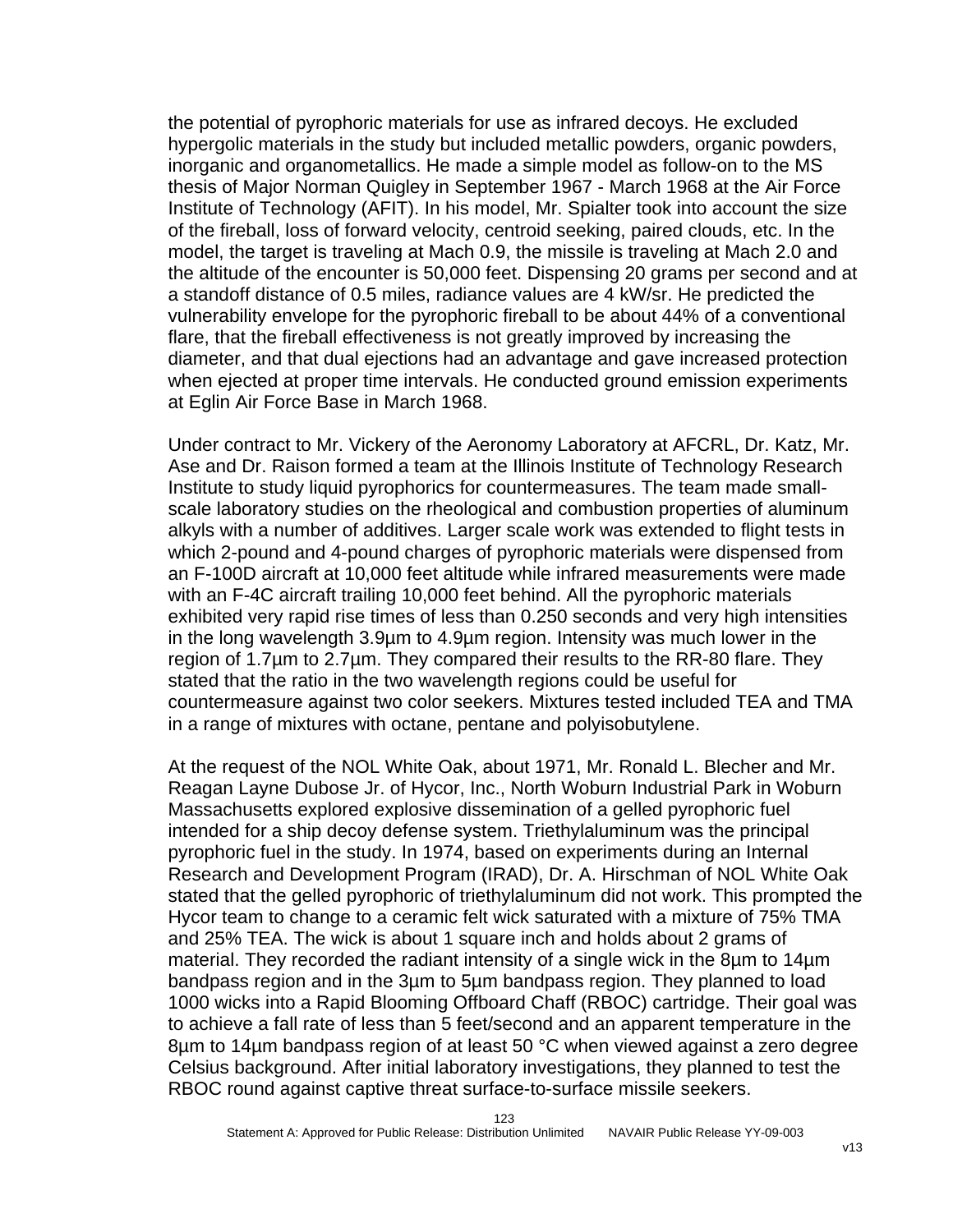the potential of pyrophoric materials for use as infrared decoys. He excluded hypergolic materials in the study but included metallic powders, organic powders, inorganic and organometallics. He made a simple model as follow-on to the MS thesis of Major Norman Quigley in September 1967 - March 1968 at the Air Force Institute of Technology (AFIT). In his model, Mr. Spialter took into account the size of the fireball, loss of forward velocity, centroid seeking, paired clouds, etc. In the model, the target is traveling at Mach 0.9, the missile is traveling at Mach 2.0 and the altitude of the encounter is 50,000 feet. Dispensing 20 grams per second and at a standoff distance of 0.5 miles, radiance values are 4 kW/sr. He predicted the vulnerability envelope for the pyrophoric fireball to be about 44% of a conventional flare, that the fireball effectiveness is not greatly improved by increasing the diameter, and that dual ejections had an advantage and gave increased protection when ejected at proper time intervals. He conducted ground emission experiments at Eglin Air Force Base in March 1968.

Under contract to Mr. Vickery of the Aeronomy Laboratory at AFCRL, Dr. Katz, Mr. Ase and Dr. Raison formed a team at the Illinois Institute of Technology Research Institute to study liquid pyrophorics for countermeasures. The team made small-scale laboratory studies on the rheological and combustion properties of aluminum alkyls with a number of additives. Larger scale work was extended to flight tests in which 2-pound and 4-pound charges of pyrophoric materials were dispensed from an F-100D aircraft at 10,000 feet altitude while infrared measurements were made with an F-4C aircraft trailing 10,000 feet behind. All the pyrophoric materials exhibited very rapid rise times of less than 0.250 seconds and very high intensities in the long wavelength 3.9µm to 4.9µm region. Intensity was much lower in the region of 1.7µm to 2.7µm. They compared their results to the RR-80 flare. They stated that the ratio in the two wavelength regions could be useful for countermeasure against two color seekers. Mixtures tested included TEA and TMA in a range of mixtures with octane, pentane and polyisobutylene.

At the request of the NOL White Oak, about 1971, Mr. Ronald L. Blecher and Mr. Reagan Layne Dubose Jr. of Hycor, Inc., North Woburn Industrial Park in Woburn Massachusetts explored explosive dissemination of a gelled pyrophoric fuel intended for a ship decoy defense system. Triethylaluminum was the principal pyrophoric fuel in the study. In 1974, based on experiments during an Internal Research and Development Program (IRAD), Dr. A. Hirschman of NOL White Oak stated that the gelled pyrophoric of triethylaluminum did not work. This prompted the Hycor team to change to a ceramic felt wick saturated with a mixture of 75% TMA and 25% TEA. The wick is about 1 square inch and holds about 2 grams of material. They recorded the radiant intensity of a single wick in the 8µm to 14µm bandpass region and in the 3µm to 5µm bandpass region. They planned to load 1000 wicks into a Rapid Blooming Offboard Chaff (RBOC) cartridge. Their goal was to achieve a fall rate of less than 5 feet/second and an apparent temperature in the 8µm to 14µm bandpass region of at least 50 °C when viewed against a zero degree Celsius background. After initial laboratory investigations, they planned to test the RBOC round against captive threat surface-to-surface missile seekers.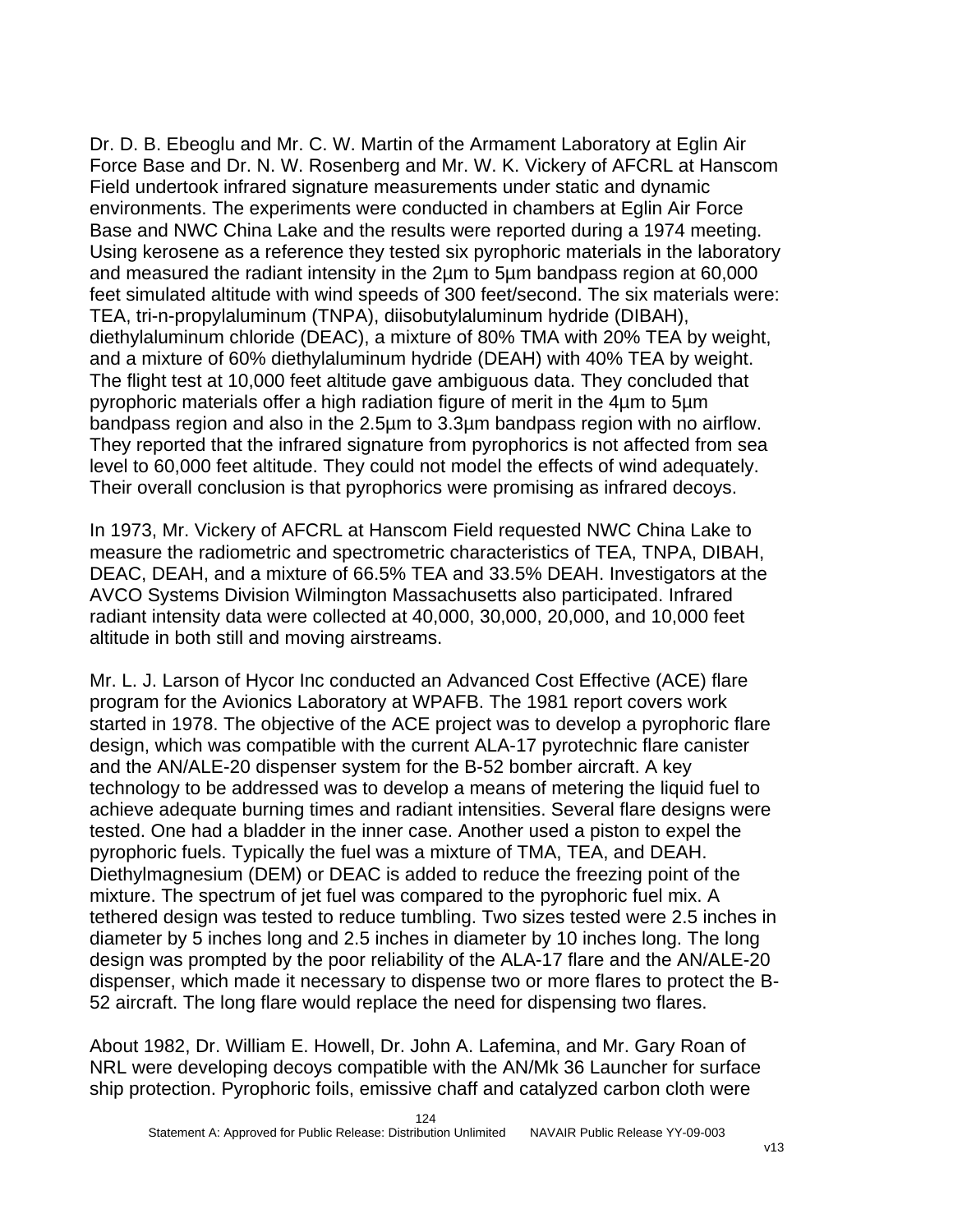Dr. D. B. Ebeoglu and Mr. C. W. Martin of the Armament Laboratory at Eglin Air Force Base and Dr. N. W. Rosenberg and Mr. W. K. Vickery of AFCRL at Hanscom Field undertook infrared signature measurements under static and dynamic environments. The experiments were conducted in chambers at Eglin Air Force Base and NWC China Lake and the results were reported during a 1974 meeting. Using kerosene as a reference they tested six pyrophoric materials in the laboratory and measured the radiant intensity in the 2µm to 5µm bandpass region at 60,000 feet simulated altitude with wind speeds of 300 feet/second. The six materials were: TEA, tri-n-propylaluminum (TNPA), diisobutylaluminum hydride (DIBAH), diethylaluminum chloride (DEAC), a mixture of 80% TMA with 20% TEA by weight, and a mixture of 60% diethylaluminum hydride (DEAH) with 40% TEA by weight. The flight test at 10,000 feet altitude gave ambiguous data. They concluded that pyrophoric materials offer a high radiation figure of merit in the 4µm to 5µm bandpass region and also in the 2.5µm to 3.3µm bandpass region with no airflow. They reported that the infrared signature from pyrophorics is not affected from sea level to 60,000 feet altitude. They could not model the effects of wind adequately. Their overall conclusion is that pyrophorics were promising as infrared decoys.

In 1973, Mr. Vickery of AFCRL at Hanscom Field requested NWC China Lake to measure the radiometric and spectrometric characteristics of TEA, TNPA, DIBAH, DEAC, DEAH, and a mixture of 66.5% TEA and 33.5% DEAH. Investigators at the AVCO Systems Division Wilmington Massachusetts also participated. Infrared radiant intensity data were collected at 40,000, 30,000, 20,000, and 10,000 feet altitude in both still and moving airstreams.

Mr. L. J. Larson of Hycor Inc conducted an Advanced Cost Effective (ACE) flare program for the Avionics Laboratory at WPAFB. The 1981 report covers work started in 1978. The objective of the ACE project was to develop a pyrophoric flare design, which was compatible with the current ALA-17 pyrotechnic flare canister and the AN/ALE-20 dispenser system for the B-52 bomber aircraft. A key technology to be addressed was to develop a means of metering the liquid fuel to achieve adequate burning times and radiant intensities. Several flare designs were tested. One had a bladder in the inner case. Another used a piston to expel the pyrophoric fuels. Typically the fuel was a mixture of TMA, TEA, and DEAH. Diethylmagnesium (DEM) or DEAC is added to reduce the freezing point of the mixture. The spectrum of jet fuel was compared to the pyrophoric fuel mix. A tethered design was tested to reduce tumbling. Two sizes tested were 2.5 inches in diameter by 5 inches long and 2.5 inches in diameter by 10 inches long. The long design was prompted by the poor reliability of the ALA-17 flare and the AN/ALE-20 dispenser, which made it necessary to dispense two or more flares to protect the B-52 aircraft. The long flare would replace the need for dispensing two flares.

About 1982, Dr. William E. Howell, Dr. John A. Lafemina, and Mr. Gary Roan of NRL were developing decoys compatible with the AN/Mk 36 Launcher for surface ship protection. Pyrophoric foils, emissive chaff and catalyzed carbon cloth were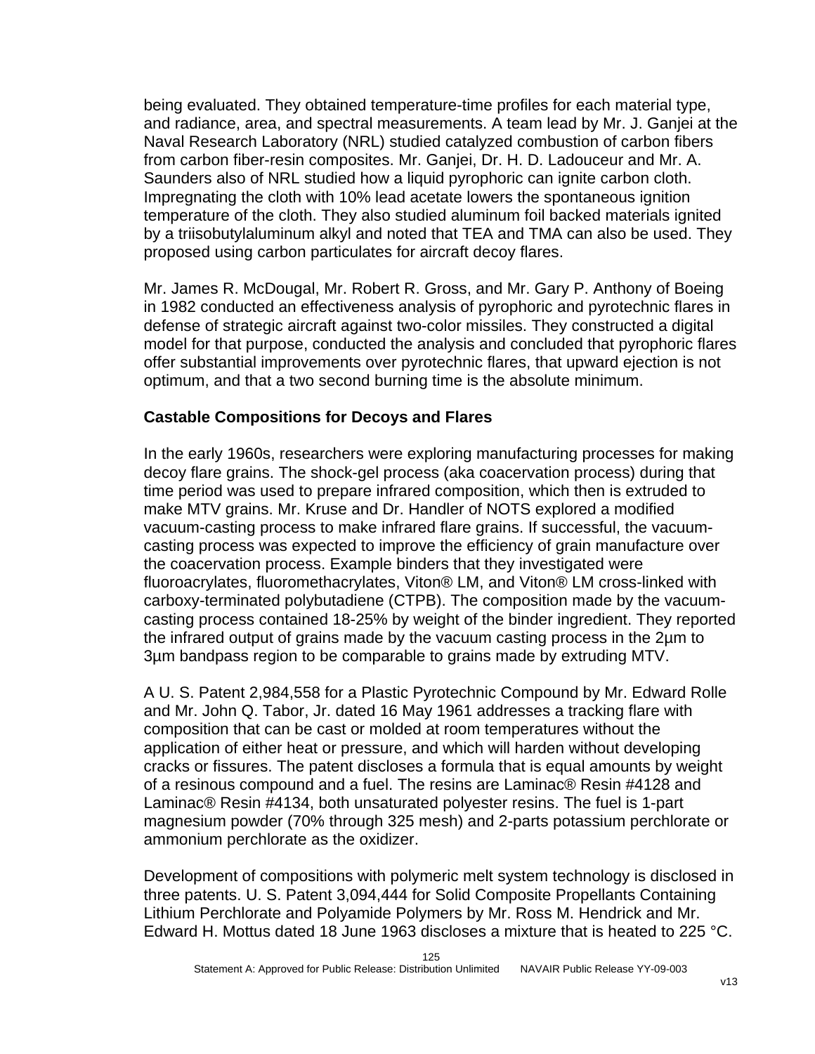being evaluated. They obtained temperature-time profiles for each material type, and radiance, area, and spectral measurements. A team lead by Mr. J. Ganjei at the Naval Research Laboratory (NRL) studied catalyzed combustion of carbon fibers from carbon fiber-resin composites. Mr. Ganjei, Dr. H. D. Ladouceur and Mr. A. Saunders also of NRL studied how a liquid pyrophoric can ignite carbon cloth. Impregnating the cloth with 10% lead acetate lowers the spontaneous ignition temperature of the cloth. They also studied aluminum foil backed materials ignited by a triisobutylaluminum alkyl and noted that TEA and TMA can also be used. They proposed using carbon particulates for aircraft decoy flares.

Mr. James R. McDougal, Mr. Robert R. Gross, and Mr. Gary P. Anthony of Boeing in 1982 conducted an effectiveness analysis of pyrophoric and pyrotechnic flares in defense of strategic aircraft against two-color missiles. They constructed a digital model for that purpose, conducted the analysis and concluded that pyrophoric flares offer substantial improvements over pyrotechnic flares, that upward ejection is not optimum, and that a two second burning time is the absolute minimum.

### Castable Compositions for Decoys and Flares

In the early 1960s, researchers were exploring manufacturing processes for making decoy flare grains. The shock-gel process (aka coacervation process) during that time period was used to prepare infrared composition, which then is extruded to make MTV grains. Mr. Kruse and Dr. Handler of NOTS explored a modified vacuum-casting process to make infrared flare grains. If successful, the vacuum-casting process was expected to improve the efficiency of grain manufacture over the coacervation process. Example binders that they investigated were fluoroacrylates, fluoromethacrylates, Viton® LM, and Viton® LM cross-linked with carboxy-terminated polybutadiene (CTPB). The composition made by the vacuum-casting process contained 18-25% by weight of the binder ingredient. They reported the infrared output of grains made by the vacuum casting process in the 2µm to 3µm bandpass region to be comparable to grains made by extruding MTV.

A U. S. Patent 2,984,558 for a Plastic Pyrotechnic Compound by Mr. Edward Rolle and Mr. John Q. Tabor, Jr. dated 16 May 1961 addresses a tracking flare with composition that can be cast or molded at room temperatures without the application of either heat or pressure, and which will harden without developing cracks or fissures. The patent discloses a formula that is equal amounts by weight of a resinous compound and a fuel. The resins are Laminac® Resin #4128 and Laminac® Resin #4134, both unsaturated polyester resins. The fuel is 1-part magnesium powder (70% through 325 mesh) and 2-parts potassium perchlorate or ammonium perchlorate as the oxidizer.

Development of compositions with polymeric melt system technology is disclosed in three patents. U. S. Patent 3,094,444 for Solid Composite Propellants Containing Lithium Perchlorate and Polyamide Polymers by Mr. Ross M. Hendrick and Mr. Edward H. Mottus dated 18 June 1963 discloses a mixture that is heated to 225 °C.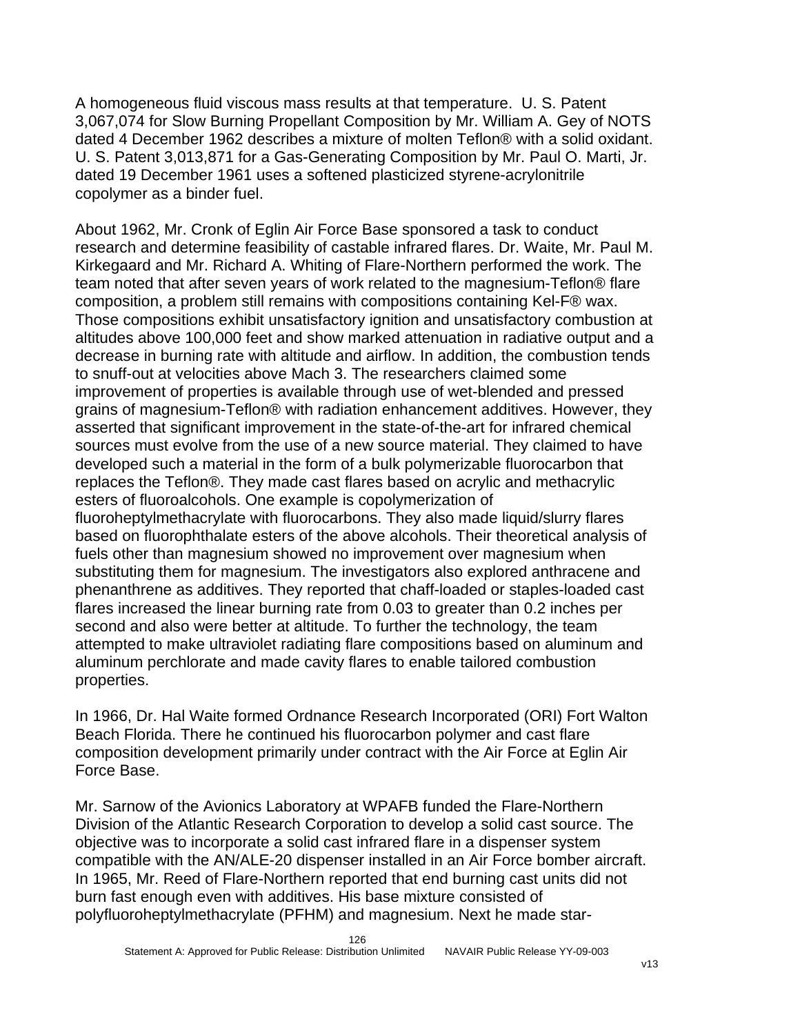A homogeneous fluid viscous mass results at that temperature. U. S. Patent 3,067,074 for Slow Burning Propellant Composition by Mr. William A. Gey of NOTS dated 4 December 1962 describes a mixture of molten Teflon® with a solid oxidant. U. S. Patent 3,013,871 for a Gas-Generating Composition by Mr. Paul O. Marti, Jr. dated 19 December 1961 uses a softened plasticized styrene-acrylonitrile copolymer as a binder fuel.

About 1962, Mr. Cronk of Eglin Air Force Base sponsored a task to conduct research and determine feasibility of castable infrared flares. Dr. Waite, Mr. Paul M. Kirkegaard and Mr. Richard A. Whiting of Flare-Northern performed the work. The team noted that after seven years of work related to the magnesium-Teflon® flare composition, a problem still remains with compositions containing Kel-F® wax. Those compositions exhibit unsatisfactory ignition and unsatisfactory combustion at altitudes above 100,000 feet and show marked attenuation in radiative output and a decrease in burning rate with altitude and airflow. In addition, the combustion tends to snuff-out at velocities above Mach 3. The researchers claimed some improvement of properties is available through use of wet-blended and pressed grains of magnesium-Teflon® with radiation enhancement additives. However, they asserted that significant improvement in the state-of-the-art for infrared chemical sources must evolve from the use of a new source material. They claimed to have developed such a material in the form of a bulk polymerizable fluorocarbon that replaces the Teflon®. They made cast flares based on acrylic and methacrylic esters of fluoroalcohols. One example is copolymerization of fluoroheptylmethacrylate with fluorocarbons. They also made liquid/slurry flares based on fluorophthalate esters of the above alcohols. Their theoretical analysis of fuels other than magnesium showed no improvement over magnesium when substituting them for magnesium. The investigators also explored anthracene and phenanthrene as additives. They reported that chaff-loaded or staples-loaded cast flares increased the linear burning rate from 0.03 to greater than 0.2 inches per second and also were better at altitude. To further the technology, the team attempted to make ultraviolet radiating flare compositions based on aluminum and aluminum perchlorate and made cavity flares to enable tailored combustion properties.

In 1966, Dr. Hal Waite formed Ordnance Research Incorporated (ORI) Fort Walton Beach Florida. There he continued his fluorocarbon polymer and cast flare composition development primarily under contract with the Air Force at Eglin Air Force Base.

Mr. Sarnow of the Avionics Laboratory at WPAFB funded the Flare-Northern Division of the Atlantic Research Corporation to develop a solid cast source. The objective was to incorporate a solid cast infrared flare in a dispenser system compatible with the AN/ALE-20 dispenser installed in an Air Force bomber aircraft. In 1965, Mr. Reed of Flare-Northern reported that end burning cast units did not burn fast enough even with additives. His base mixture consisted of polyfluoroheptylmethacrylate (PFHM) and magnesium. Next he made star-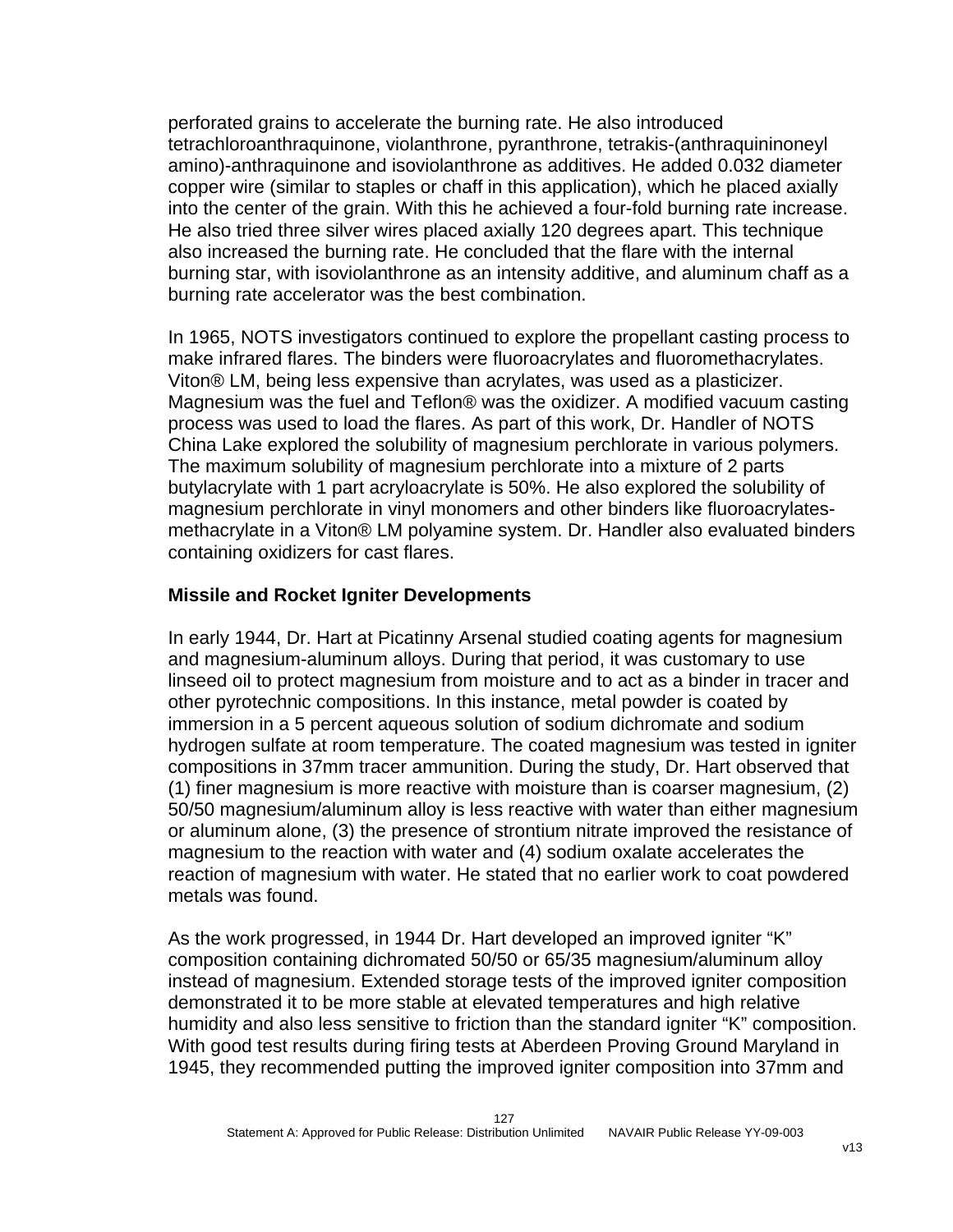perforated grains to accelerate the burning rate. He also introduced tetrachloroanthraquinone, violanthrone, pyranthrone, tetrakis-(anthraquininoneyl amino)-anthraquinone and isoviolanthrone as additives. He added 0.032 diameter copper wire (similar to staples or chaff in this application), which he placed axially into the center of the grain. With this he achieved a four-fold burning rate increase. He also tried three silver wires placed axially 120 degrees apart. This technique also increased the burning rate. He concluded that the flare with the internal burning star, with isoviolanthrone as an intensity additive, and aluminum chaff as a burning rate accelerator was the best combination.

In 1965, NOTS investigators continued to explore the propellant casting process to make infrared flares. The binders were fluoroacrylates and fluoromethacrylates. Viton® LM, being less expensive than acrylates, was used as a plasticizer. Magnesium was the fuel and Teflon® was the oxidizer. A modified vacuum casting process was used to load the flares. As part of this work, Dr. Handler of NOTS China Lake explored the solubility of magnesium perchlorate in various polymers. The maximum solubility of magnesium perchlorate into a mixture of 2 parts butylacrylate with 1 part acryloacrylate is 50%. He also explored the solubility of magnesium perchlorate in vinyl monomers and other binders like fluoroacrylates-methacrylate in a Viton® LM polyamine system. Dr. Handler also evaluated binders containing oxidizers for cast flares.

**Missile and Rocket Igniter Developments**

In early 1944, Dr. Hart at Picatinny Arsenal studied coating agents for magnesium and magnesium-aluminum alloys. During that period, it was customary to use linseed oil to protect magnesium from moisture and to act as a binder in tracer and other pyrotechnic compositions. In this instance, metal powder is coated by immersion in a 5 percent aqueous solution of sodium dichromate and sodium hydrogen sulfate at room temperature. The coated magnesium was tested in igniter compositions in 37mm tracer ammunition. During the study, Dr. Hart observed that (1) finer magnesium is more reactive with moisture than is coarser magnesium, (2) 50/50 magnesium/aluminum alloy is less reactive with water than either magnesium or aluminum alone, (3) the presence of strontium nitrate improved the resistance of magnesium to the reaction with water and (4) sodium oxalate accelerates the reaction of magnesium with water. He stated that no earlier work to coat powdered metals was found.

As the work progressed, in 1944 Dr. Hart developed an improved igniter "K" composition containing dichromated 50/50 or 65/35 magnesium/aluminum alloy instead of magnesium. Extended storage tests of the improved igniter composition demonstrated it to be more stable at elevated temperatures and high relative humidity and also less sensitive to friction than the standard igniter "K" composition. With good test results during firing tests at Aberdeen Proving Ground Maryland in 1945, they recommended putting the improved igniter composition into 37mm and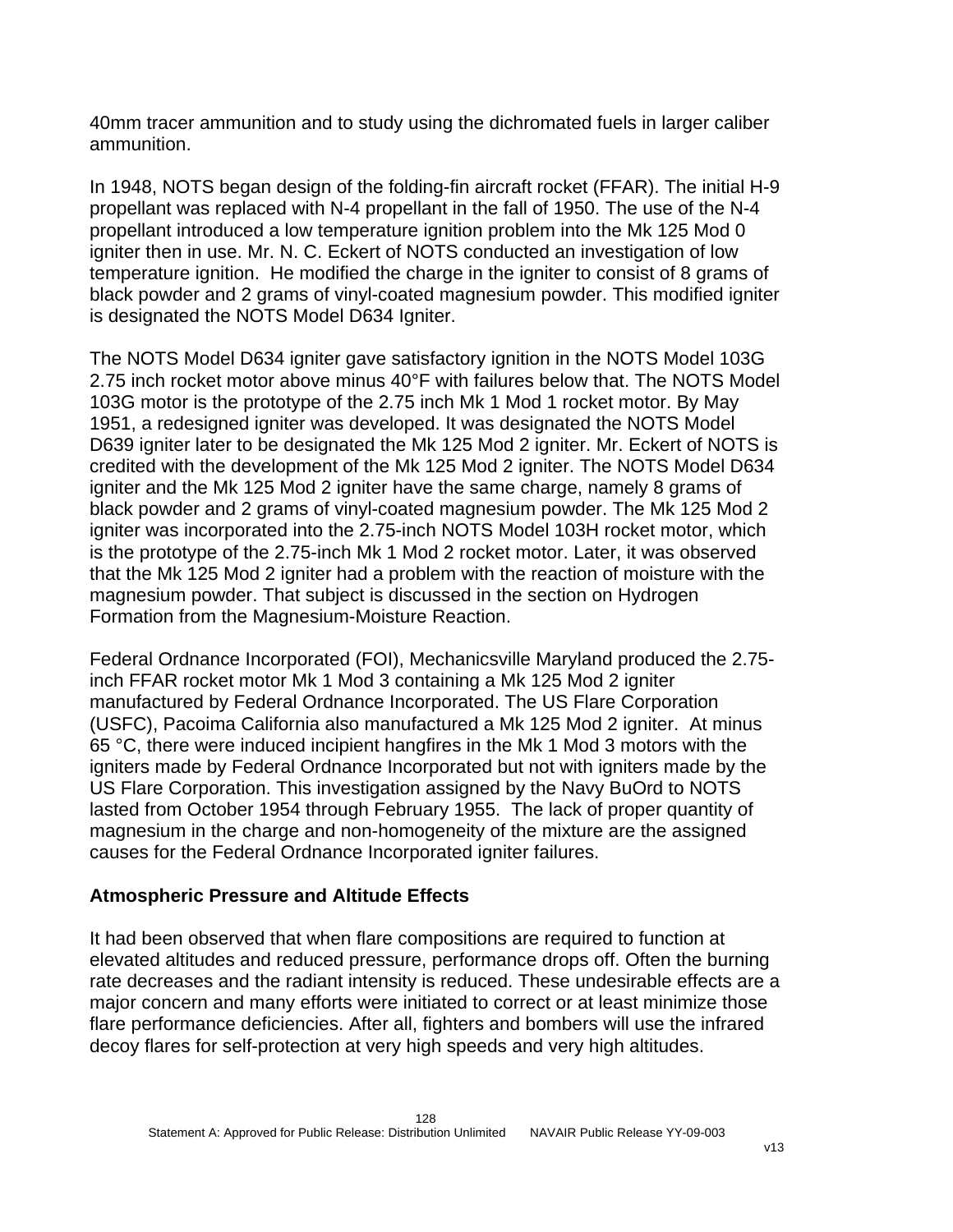40mm tracer ammunition and to study using the dichromated fuels in larger caliber ammunition.

In 1948, NOTS began design of the folding-fin aircraft rocket (FFAR). The initial H-9 propellant was replaced with N-4 propellant in the fall of 1950. The use of the N-4 propellant introduced a low temperature ignition problem into the Mk 125 Mod 0 igniter then in use. Mr. N. C. Eckert of NOTS conducted an investigation of low temperature ignition. He modified the charge in the igniter to consist of 8 grams of black powder and 2 grams of vinyl-coated magnesium powder. This modified igniter is designated the NOTS Model D634 Igniter.

The NOTS Model D634 igniter gave satisfactory ignition in the NOTS Model 103G 2.75 inch rocket motor above minus 40°F with failures below that. The NOTS Model 103G motor is the prototype of the 2.75 inch Mk 1 Mod 1 rocket motor. By May 1951, a redesigned igniter was developed. It was designated the NOTS Model D639 igniter later to be designated the Mk 125 Mod 2 igniter. Mr. Eckert of NOTS is credited with the development of the Mk 125 Mod 2 igniter. The NOTS Model D634 igniter and the Mk 125 Mod 2 igniter have the same charge, namely 8 grams of black powder and 2 grams of vinyl-coated magnesium powder. The Mk 125 Mod 2 igniter was incorporated into the 2.75-inch NOTS Model 103H rocket motor, which is the prototype of the 2.75-inch Mk 1 Mod 2 rocket motor. Later, it was observed that the Mk 125 Mod 2 igniter had a problem with the reaction of moisture with the magnesium powder. That subject is discussed in the section on Hydrogen Formation from the Magnesium-Moisture Reaction.

Federal Ordnance Incorporated (FOI), Mechanicsville Maryland produced the 2.75-inch FFAR rocket motor Mk 1 Mod 3 containing a Mk 125 Mod 2 igniter manufactured by Federal Ordnance Incorporated. The US Flare Corporation (USFC), Pacoima California also manufactured a Mk 125 Mod 2 igniter. At minus 65 °C, there were induced incipient hangfires in the Mk 1 Mod 3 motors with the igniters made by Federal Ordnance Incorporated but not with igniters made by the US Flare Corporation. This investigation assigned by the Navy BuOrd to NOTS lasted from October 1954 through February 1955. The lack of proper quantity of magnesium in the charge and non-homogeneity of the mixture are the assigned causes for the Federal Ordnance Incorporated igniter failures.

### Atmospheric Pressure and Altitude Effects

It had been observed that when flare compositions are required to function at elevated altitudes and reduced pressure, performance drops off. Often the burning rate decreases and the radiant intensity is reduced. These undesirable effects are a major concern and many efforts were initiated to correct or at least minimize those flare performance deficiencies. After all, fighters and bombers will use the infrared decoy flares for self-protection at very high speeds and very high altitudes.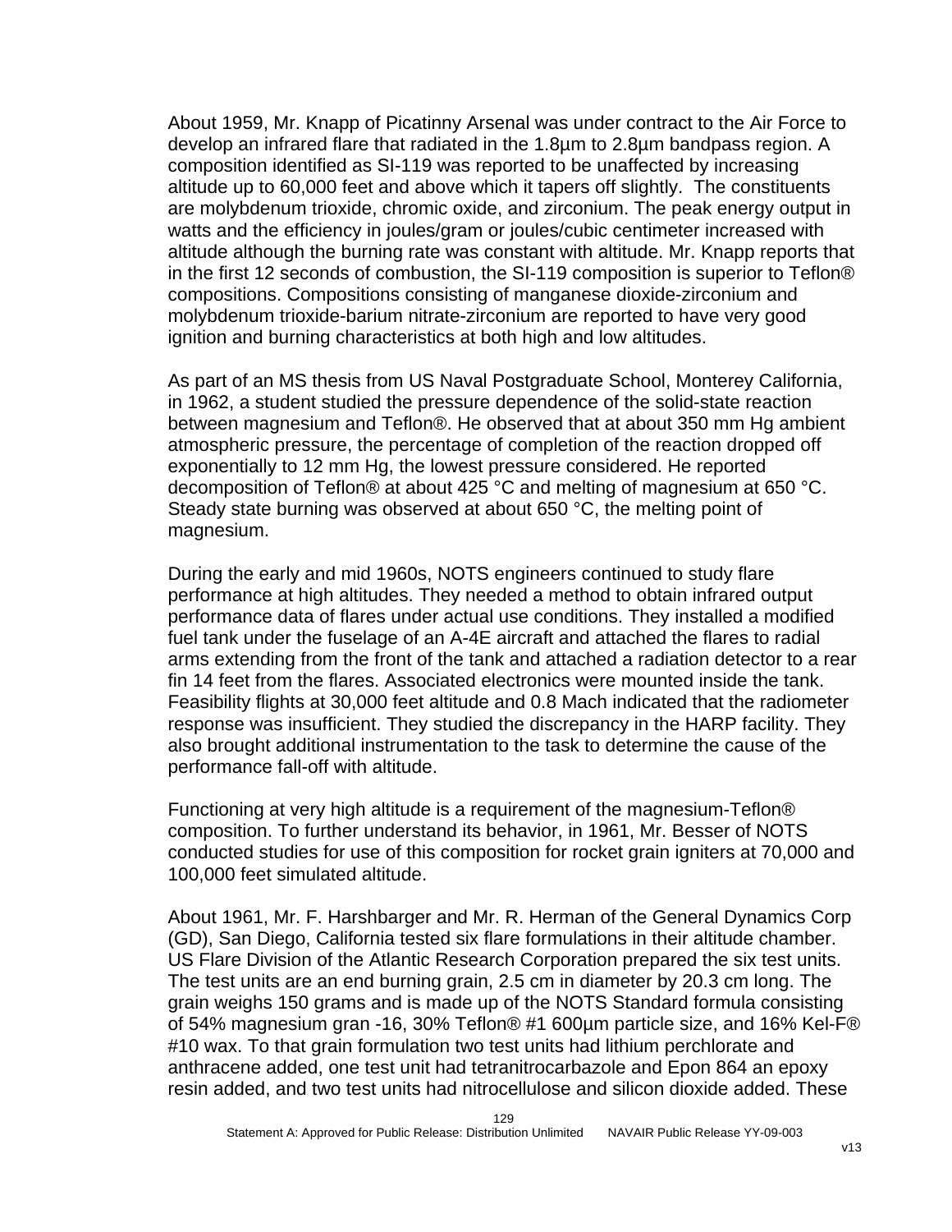About 1959, Mr. Knapp of Picatinny Arsenal was under contract to the Air Force to develop an infrared flare that radiated in the 1.8µm to 2.8µm bandpass region. A composition identified as SI-119 was reported to be unaffected by increasing altitude up to 60,000 feet and above which it tapers off slightly. The constituents are molybdenum trioxide, chromic oxide, and zirconium. The peak energy output in watts and the efficiency in joules/gram or joules/cubic centimeter increased with altitude although the burning rate was constant with altitude. Mr. Knapp reports that in the first 12 seconds of combustion, the SI-119 composition is superior to Teflon® compositions. Compositions consisting of manganese dioxide-zirconium and molybdenum trioxide-barium nitrate-zirconium are reported to have very good ignition and burning characteristics at both high and low altitudes.

As part of an MS thesis from US Naval Postgraduate School, Monterey California, in 1962, a student studied the pressure dependence of the solid-state reaction between magnesium and Teflon®. He observed that at about 350 mm Hg ambient atmospheric pressure, the percentage of completion of the reaction dropped off exponentially to 12 mm Hg, the lowest pressure considered. He reported decomposition of Teflon® at about 425 °C and melting of magnesium at 650 °C. Steady state burning was observed at about 650 °C, the melting point of magnesium.

During the early and mid 1960s, NOTS engineers continued to study flare performance at high altitudes. They needed a method to obtain infrared output performance data of flares under actual use conditions. They installed a modified fuel tank under the fuselage of an A-4E aircraft and attached the flares to radial arms extending from the front of the tank and attached a radiation detector to a rear fin 14 feet from the flares. Associated electronics were mounted inside the tank. Feasibility flights at 30,000 feet altitude and 0.8 Mach indicated that the radiometer response was insufficient. They studied the discrepancy in the HARP facility. They also brought additional instrumentation to the task to determine the cause of the performance fall-off with altitude.

Functioning at very high altitude is a requirement of the magnesium-Teflon® composition. To further understand its behavior, in 1961, Mr. Besser of NOTS conducted studies for use of this composition for rocket grain igniters at 70,000 and 100,000 feet simulated altitude.

About 1961, Mr. F. Harshbarger and Mr. R. Herman of the General Dynamics Corp (GD), San Diego, California tested six flare formulations in their altitude chamber. US Flare Division of the Atlantic Research Corporation prepared the six test units. The test units are an end burning grain, 2.5 cm in diameter by 20.3 cm long. The grain weighs 150 grams and is made up of the NOTS Standard formula consisting of 54% magnesium gran -16, 30% Teflon® #1 600µm particle size, and 16% Kel-F® #10 wax. To that grain formulation two test units had lithium perchlorate and anthracene added, one test unit had tetranitrocarbazole and Epon 864 an epoxy resin added, and two test units had nitrocellulose and silicon dioxide added. These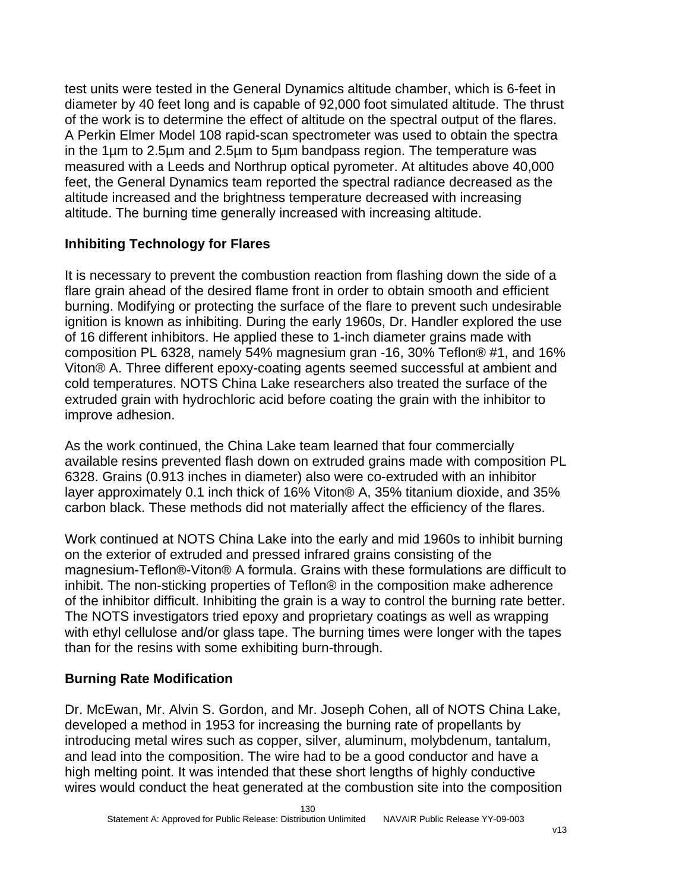test units were tested in the General Dynamics altitude chamber, which is 6-feet in diameter by 40 feet long and is capable of 92,000 foot simulated altitude. The thrust of the work is to determine the effect of altitude on the spectral output of the flares. A Perkin Elmer Model 108 rapid-scan spectrometer was used to obtain the spectra in the 1µm to 2.5µm and 2.5µm to 5µm bandpass region. The temperature was measured with a Leeds and Northrup optical pyrometer. At altitudes above 40,000 feet, the General Dynamics team reported the spectral radiance decreased as the altitude increased and the brightness temperature decreased with increasing altitude. The burning time generally increased with increasing altitude.

## Inhibiting Technology for Flares

It is necessary to prevent the combustion reaction from flashing down the side of a flare grain ahead of the desired flame front in order to obtain smooth and efficient burning. Modifying or protecting the surface of the flare to prevent such undesirable ignition is known as inhibiting. During the early 1960s, Dr. Handler explored the use of 16 different inhibitors. He applied these to 1-inch diameter grains made with composition PL 6328, namely 54% magnesium gran -16, 30% Teflon® #1, and 16% Viton® A. Three different epoxy-coating agents seemed successful at ambient and cold temperatures. NOTS China Lake researchers also treated the surface of the extruded grain with hydrochloric acid before coating the grain with the inhibitor to improve adhesion.

As the work continued, the China Lake team learned that four commercially available resins prevented flash down on extruded grains made with composition PL 6328. Grains (0.913 inches in diameter) also were co-extruded with an inhibitor layer approximately 0.1 inch thick of 16% Viton® A, 35% titanium dioxide, and 35% carbon black. These methods did not materially affect the efficiency of the flares.

Work continued at NOTS China Lake into the early and mid 1960s to inhibit burning on the exterior of extruded and pressed infrared grains consisting of the magnesium-Teflon®-Viton® A formula. Grains with these formulations are difficult to inhibit. The non-sticking properties of Teflon® in the composition make adherence of the inhibitor difficult. Inhibiting the grain is a way to control the burning rate better. The NOTS investigators tried epoxy and proprietary coatings as well as wrapping with ethyl cellulose and/or glass tape. The burning times were longer with the tapes than for the resins with some exhibiting burn-through.

## Burning Rate Modification

Dr. McEwan, Mr. Alvin S. Gordon, and Mr. Joseph Cohen, all of NOTS China Lake, developed a method in 1953 for increasing the burning rate of propellants by introducing metal wires such as copper, silver, aluminum, molybdenum, tantalum, and lead into the composition. The wire had to be a good conductor and have a high melting point. It was intended that these short lengths of highly conductive wires would conduct the heat generated at the combustion site into the composition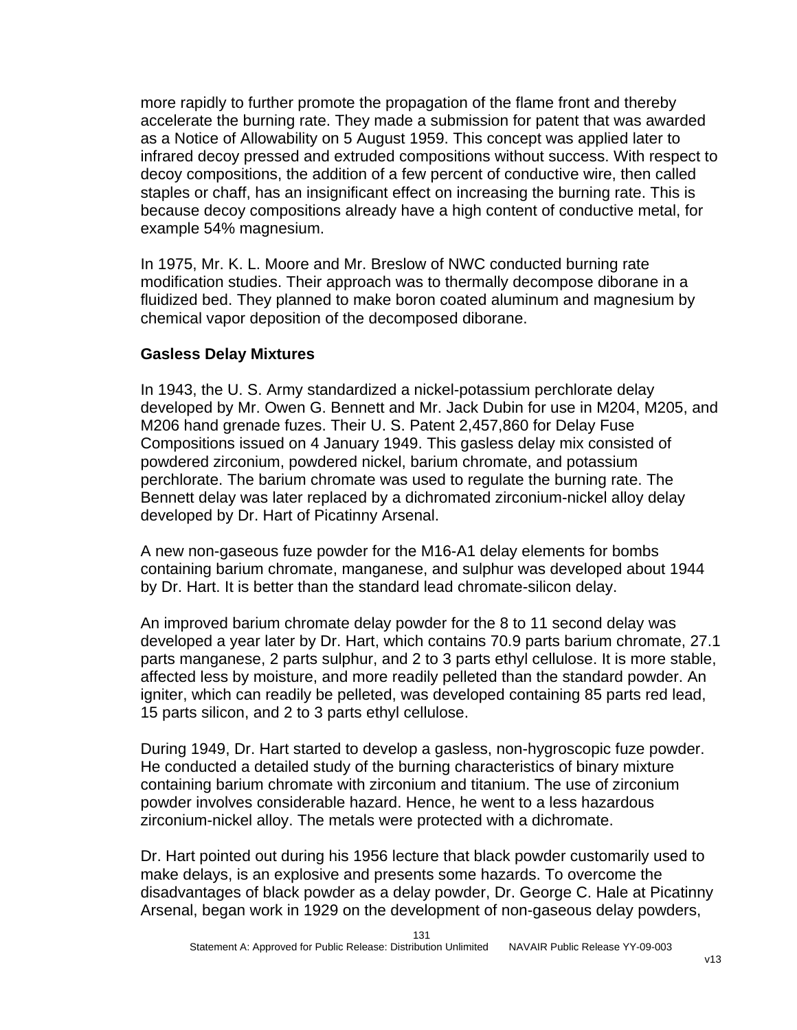more rapidly to further promote the propagation of the flame front and thereby accelerate the burning rate. They made a submission for patent that was awarded as a Notice of Allowability on 5 August 1959. This concept was applied later to infrared decoy pressed and extruded compositions without success. With respect to decoy compositions, the addition of a few percent of conductive wire, then called staples or chaff, has an insignificant effect on increasing the burning rate. This is because decoy compositions already have a high content of conductive metal, for example 54% magnesium.

In 1975, Mr. K. L. Moore and Mr. Breslow of NWC conducted burning rate modification studies. Their approach was to thermally decompose diborane in a fluidized bed. They planned to make boron coated aluminum and magnesium by chemical vapor deposition of the decomposed diborane.

**Gasless Delay Mixtures**

In 1943, the U. S. Army standardized a nickel-potassium perchlorate delay developed by Mr. Owen G. Bennett and Mr. Jack Dubin for use in M204, M205, and M206 hand grenade fuzes. Their U. S. Patent 2,457,860 for Delay Fuse Compositions issued on 4 January 1949. This gasless delay mix consisted of powdered zirconium, powdered nickel, barium chromate, and potassium perchlorate. The barium chromate was used to regulate the burning rate. The Bennett delay was later replaced by a dichromated zirconium-nickel alloy delay developed by Dr. Hart of Picatinny Arsenal.

A new non-gaseous fuze powder for the M16-A1 delay elements for bombs containing barium chromate, manganese, and sulphur was developed about 1944 by Dr. Hart. It is better than the standard lead chromate-silicon delay.

An improved barium chromate delay powder for the 8 to 11 second delay was developed a year later by Dr. Hart, which contains 70.9 parts barium chromate, 27.1 parts manganese, 2 parts sulphur, and 2 to 3 parts ethyl cellulose. It is more stable, affected less by moisture, and more readily pelleted than the standard powder. An igniter, which can readily be pelleted, was developed containing 85 parts red lead, 15 parts silicon, and 2 to 3 parts ethyl cellulose.

During 1949, Dr. Hart started to develop a gasless, non-hygroscopic fuze powder. He conducted a detailed study of the burning characteristics of binary mixture containing barium chromate with zirconium and titanium. The use of zirconium powder involves considerable hazard. Hence, he went to a less hazardous zirconium-nickel alloy. The metals were protected with a dichromate.

Dr. Hart pointed out during his 1956 lecture that black powder customarily used to make delays, is an explosive and presents some hazards. To overcome the disadvantages of black powder as a delay powder, Dr. George C. Hale at Picatinny Arsenal, began work in 1929 on the development of non-gaseous delay powders,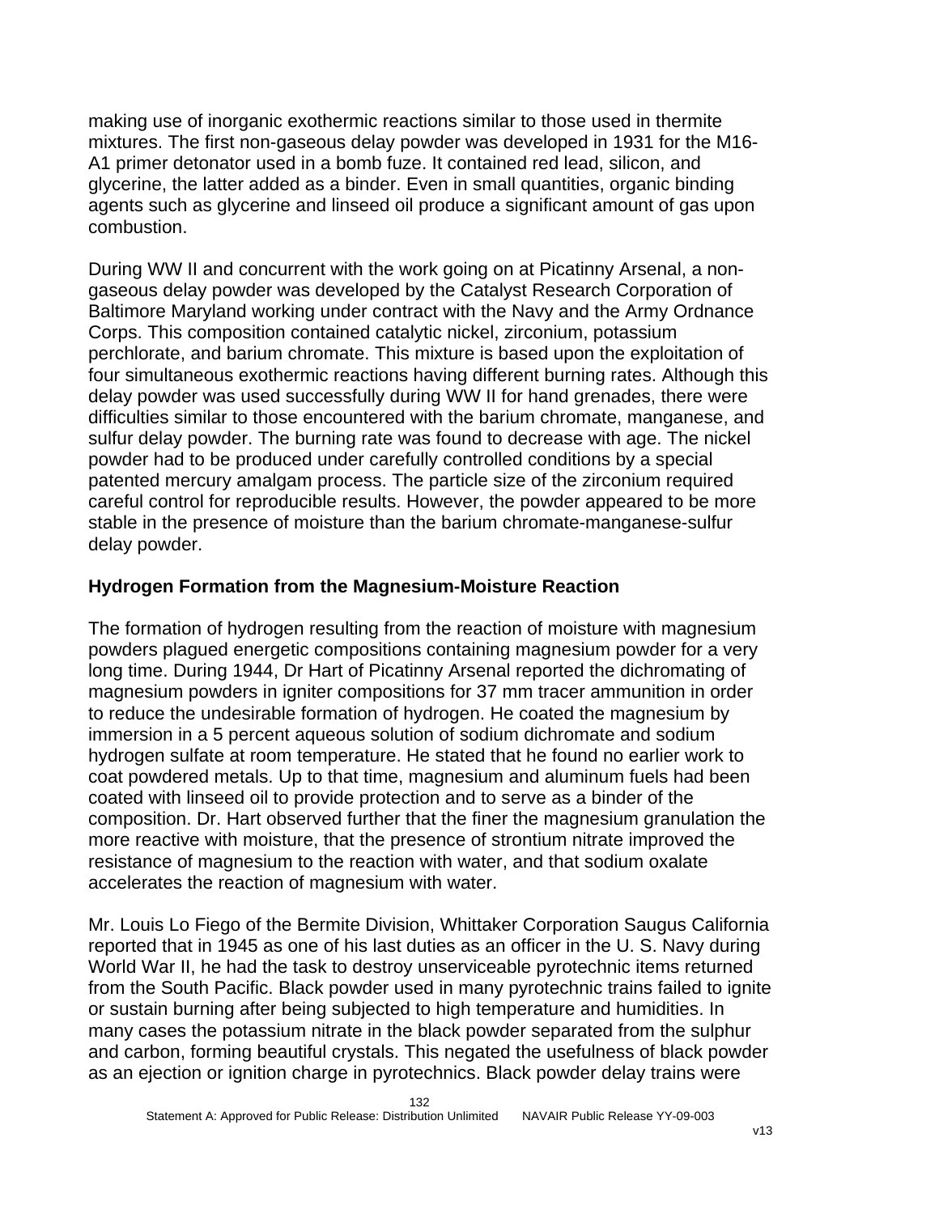making use of inorganic exothermic reactions similar to those used in thermite mixtures. The first non-gaseous delay powder was developed in 1931 for the M16-A1 primer detonator used in a bomb fuze. It contained red lead, silicon, and glycerine, the latter added as a binder. Even in small quantities, organic binding agents such as glycerine and linseed oil produce a significant amount of gas upon combustion.

During WW II and concurrent with the work going on at Picatinny Arsenal, a non-gaseous delay powder was developed by the Catalyst Research Corporation of Baltimore Maryland working under contract with the Navy and the Army Ordnance Corps. This composition contained catalytic nickel, zirconium, potassium perchlorate, and barium chromate. This mixture is based upon the exploitation of four simultaneous exothermic reactions having different burning rates. Although this delay powder was used successfully during WW II for hand grenades, there were difficulties similar to those encountered with the barium chromate, manganese, and sulfur delay powder. The burning rate was found to decrease with age. The nickel powder had to be produced under carefully controlled conditions by a special patented mercury amalgam process. The particle size of the zirconium required careful control for reproducible results. However, the powder appeared to be more stable in the presence of moisture than the barium chromate-manganese-sulfur delay powder.

### Hydrogen Formation from the Magnesium-Moisture Reaction

The formation of hydrogen resulting from the reaction of moisture with magnesium powders plagued energetic compositions containing magnesium powder for a very long time. During 1944, Dr Hart of Picatinny Arsenal reported the dichromating of magnesium powders in igniter compositions for 37 mm tracer ammunition in order to reduce the undesirable formation of hydrogen. He coated the magnesium by immersion in a 5 percent aqueous solution of sodium dichromate and sodium hydrogen sulfate at room temperature. He stated that he found no earlier work to coat powdered metals. Up to that time, magnesium and aluminum fuels had been coated with linseed oil to provide protection and to serve as a binder of the composition. Dr. Hart observed further that the finer the magnesium granulation the more reactive with moisture, that the presence of strontium nitrate improved the resistance of magnesium to the reaction with water, and that sodium oxalate accelerates the reaction of magnesium with water.

Mr. Louis Lo Fiego of the Bermite Division, Whittaker Corporation Saugus California reported that in 1945 as one of his last duties as an officer in the U. S. Navy during World War II, he had the task to destroy unserviceable pyrotechnic items returned from the South Pacific. Black powder used in many pyrotechnic trains failed to ignite or sustain burning after being subjected to high temperature and humidities. In many cases the potassium nitrate in the black powder separated from the sulphur and carbon, forming beautiful crystals. This negated the usefulness of black powder as an ejection or ignition charge in pyrotechnics. Black powder delay trains were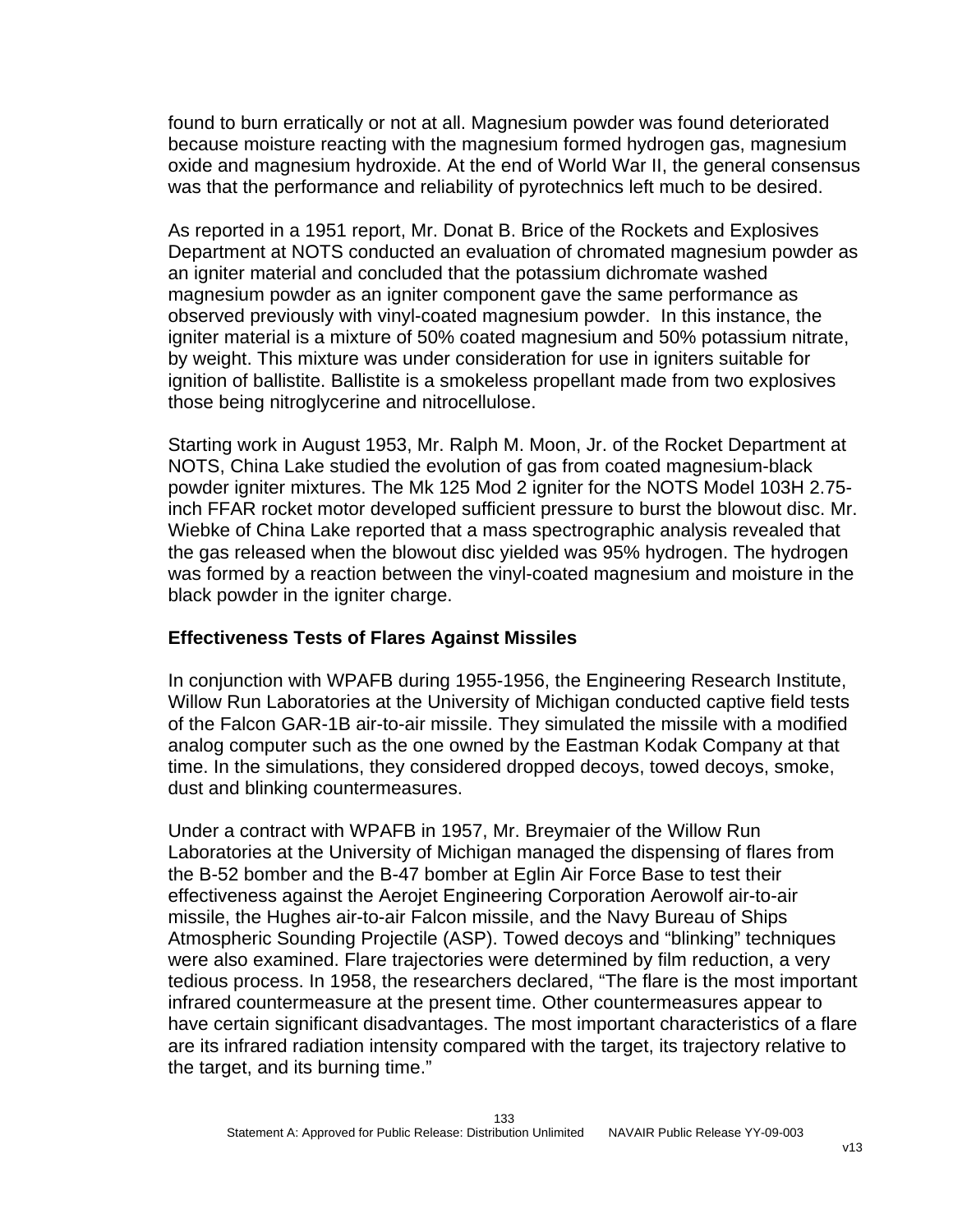found to burn erratically or not at all. Magnesium powder was found deteriorated because moisture reacting with the magnesium formed hydrogen gas, magnesium oxide and magnesium hydroxide. At the end of World War II, the general consensus was that the performance and reliability of pyrotechnics left much to be desired.

As reported in a 1951 report, Mr. Donat B. Brice of the Rockets and Explosives Department at NOTS conducted an evaluation of chromated magnesium powder as an igniter material and concluded that the potassium dichromate washed magnesium powder as an igniter component gave the same performance as observed previously with vinyl-coated magnesium powder. In this instance, the igniter material is a mixture of 50% coated magnesium and 50% potassium nitrate, by weight. This mixture was under consideration for use in igniters suitable for ignition of ballistite. Ballistite is a smokeless propellant made from two explosives those being nitroglycerine and nitrocellulose.

Starting work in August 1953, Mr. Ralph M. Moon, Jr. of the Rocket Department at NOTS, China Lake studied the evolution of gas from coated magnesium-black powder igniter mixtures. The Mk 125 Mod 2 igniter for the NOTS Model 103H 2.75-inch FFAR rocket motor developed sufficient pressure to burst the blowout disc. Mr. Wiebke of China Lake reported that a mass spectrographic analysis revealed that the gas released when the blowout disc yielded was 95% hydrogen. The hydrogen was formed by a reaction between the vinyl-coated magnesium and moisture in the black powder in the igniter charge.

### Effectiveness Tests of Flares Against Missiles

In conjunction with WPAFB during 1955-1956, the Engineering Research Institute, Willow Run Laboratories at the University of Michigan conducted captive field tests of the Falcon GAR-1B air-to-air missile. They simulated the missile with a modified analog computer such as the one owned by the Eastman Kodak Company at that time. In the simulations, they considered dropped decoys, towed decoys, smoke, dust and blinking countermeasures.

Under a contract with WPAFB in 1957, Mr. Breymaier of the Willow Run Laboratories at the University of Michigan managed the dispensing of flares from the B-52 bomber and the B-47 bomber at Eglin Air Force Base to test their effectiveness against the Aerojet Engineering Corporation Aerowolf air-to-air missile, the Hughes air-to-air Falcon missile, and the Navy Bureau of Ships Atmospheric Sounding Projectile (ASP). Towed decoys and "blinking" techniques were also examined. Flare trajectories were determined by film reduction, a very tedious process. In 1958, the researchers declared, "The flare is the most important infrared countermeasure at the present time. Other countermeasures appear to have certain significant disadvantages. The most important characteristics of a flare are its infrared radiation intensity compared with the target, its trajectory relative to the target, and its burning time."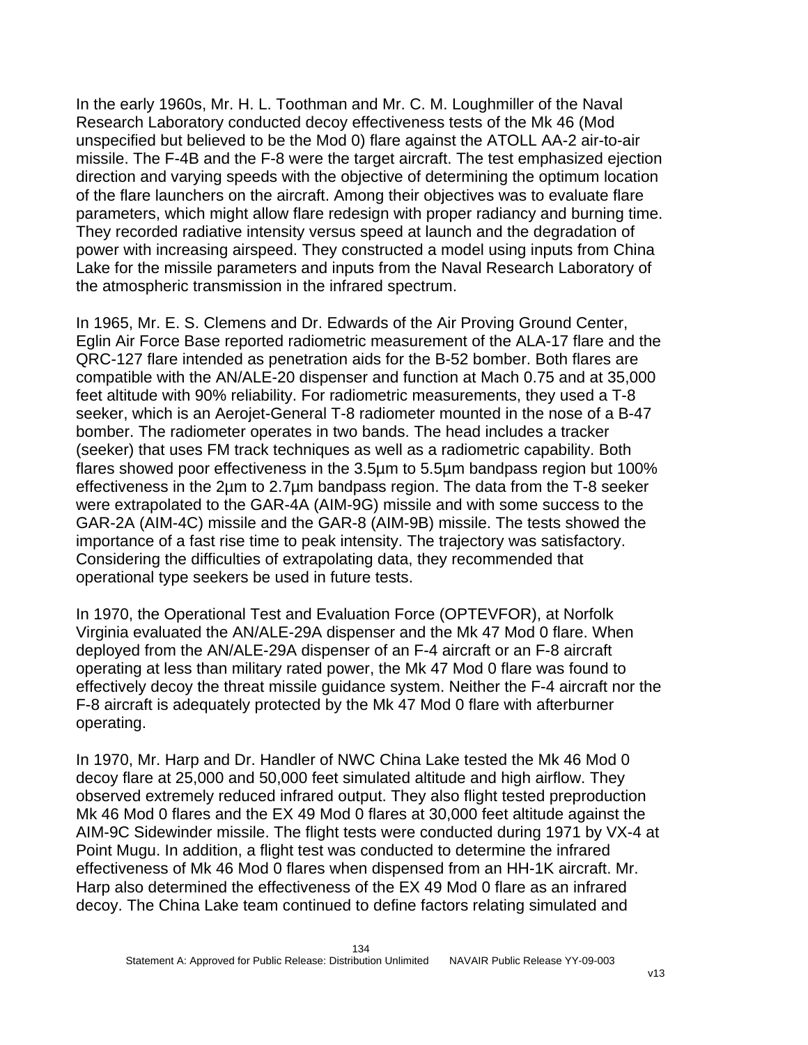In the early 1960s, Mr. H. L. Toothman and Mr. C. M. Loughmiller of the Naval Research Laboratory conducted decoy effectiveness tests of the Mk 46 (Mod unspecified but believed to be the Mod 0) flare against the ATOLL AA-2 air-to-air missile. The F-4B and the F-8 were the target aircraft. The test emphasized ejection direction and varying speeds with the objective of determining the optimum location of the flare launchers on the aircraft. Among their objectives was to evaluate flare parameters, which might allow flare redesign with proper radiancy and burning time. They recorded radiative intensity versus speed at launch and the degradation of power with increasing airspeed. They constructed a model using inputs from China Lake for the missile parameters and inputs from the Naval Research Laboratory of the atmospheric transmission in the infrared spectrum.

In 1965, Mr. E. S. Clemens and Dr. Edwards of the Air Proving Ground Center, Eglin Air Force Base reported radiometric measurement of the ALA-17 flare and the QRC-127 flare intended as penetration aids for the B-52 bomber. Both flares are compatible with the AN/ALE-20 dispenser and function at Mach 0.75 and at 35,000 feet altitude with 90% reliability. For radiometric measurements, they used a T-8 seeker, which is an Aerojet-General T-8 radiometer mounted in the nose of a B-47 bomber. The radiometer operates in two bands. The head includes a tracker (seeker) that uses FM track techniques as well as a radiometric capability. Both flares showed poor effectiveness in the 3.5µm to 5.5µm bandpass region but 100% effectiveness in the 2µm to 2.7µm bandpass region. The data from the T-8 seeker were extrapolated to the GAR-4A (AIM-9G) missile and with some success to the GAR-2A (AIM-4C) missile and the GAR-8 (AIM-9B) missile. The tests showed the importance of a fast rise time to peak intensity. The trajectory was satisfactory. Considering the difficulties of extrapolating data, they recommended that operational type seekers be used in future tests.

In 1970, the Operational Test and Evaluation Force (OPTEVFOR), at Norfolk Virginia evaluated the AN/ALE-29A dispenser and the Mk 47 Mod 0 flare. When deployed from the AN/ALE-29A dispenser of an F-4 aircraft or an F-8 aircraft operating at less than military rated power, the Mk 47 Mod 0 flare was found to effectively decoy the threat missile guidance system. Neither the F-4 aircraft nor the F-8 aircraft is adequately protected by the Mk 47 Mod 0 flare with afterburner operating.

In 1970, Mr. Harp and Dr. Handler of NWC China Lake tested the Mk 46 Mod 0 decoy flare at 25,000 and 50,000 feet simulated altitude and high airflow. They observed extremely reduced infrared output. They also flight tested preproduction Mk 46 Mod 0 flares and the EX 49 Mod 0 flares at 30,000 feet altitude against the AIM-9C Sidewinder missile. The flight tests were conducted during 1971 by VX-4 at Point Mugu. In addition, a flight test was conducted to determine the infrared effectiveness of Mk 46 Mod 0 flares when dispensed from an HH-1K aircraft. Mr. Harp also determined the effectiveness of the EX 49 Mod 0 flare as an infrared decoy. The China Lake team continued to define factors relating simulated and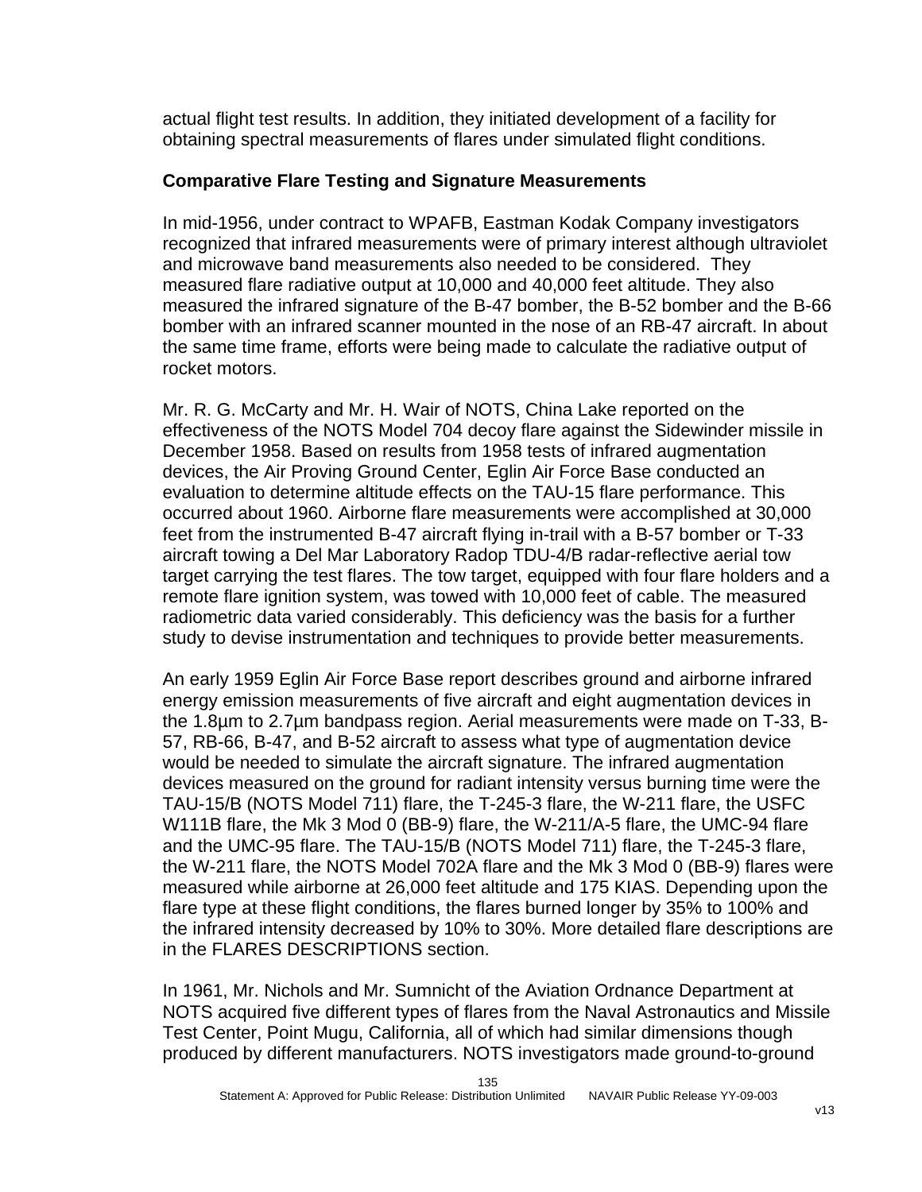actual flight test results. In addition, they initiated development of a facility for obtaining spectral measurements of flares under simulated flight conditions.

### Comparative Flare Testing and Signature Measurements

In mid-1956, under contract to WPAFB, Eastman Kodak Company investigators recognized that infrared measurements were of primary interest although ultraviolet and microwave band measurements also needed to be considered. They measured flare radiative output at 10,000 and 40,000 feet altitude. They also measured the infrared signature of the B-47 bomber, the B-52 bomber and the B-66 bomber with an infrared scanner mounted in the nose of an RB-47 aircraft. In about the same time frame, efforts were being made to calculate the radiative output of rocket motors.

Mr. R. G. McCarty and Mr. H. Wair of NOTS, China Lake reported on the effectiveness of the NOTS Model 704 decoy flare against the Sidewinder missile in December 1958. Based on results from 1958 tests of infrared augmentation devices, the Air Proving Ground Center, Eglin Air Force Base conducted an evaluation to determine altitude effects on the TAU-15 flare performance. This occurred about 1960. Airborne flare measurements were accomplished at 30,000 feet from the instrumented B-47 aircraft flying in-trail with a B-57 bomber or T-33 aircraft towing a Del Mar Laboratory Radop TDU-4/B radar-reflective aerial tow target carrying the test flares. The tow target, equipped with four flare holders and a remote flare ignition system, was towed with 10,000 feet of cable. The measured radiometric data varied considerably. This deficiency was the basis for a further study to devise instrumentation and techniques to provide better measurements.

An early 1959 Eglin Air Force Base report describes ground and airborne infrared energy emission measurements of five aircraft and eight augmentation devices in the 1.8μm to 2.7μm bandpass region. Aerial measurements were made on T-33, B-57, RB-66, B-47, and B-52 aircraft to assess what type of augmentation device would be needed to simulate the aircraft signature. The infrared augmentation devices measured on the ground for radiant intensity versus burning time were the TAU-15/B (NOTS Model 711) flare, the T-245-3 flare, the W-211 flare, the USFC W111B flare, the Mk 3 Mod 0 (BB-9) flare, the W-211/A-5 flare, the UMC-94 flare and the UMC-95 flare. The TAU-15/B (NOTS Model 711) flare, the T-245-3 flare, the W-211 flare, the NOTS Model 702A flare and the Mk 3 Mod 0 (BB-9) flares were measured while airborne at 26,000 feet altitude and 175 KIAS. Depending upon the flare type at these flight conditions, the flares burned longer by 35% to 100% and the infrared intensity decreased by 10% to 30%. More detailed flare descriptions are in the FLARES DESCRIPTIONS section.

In 1961, Mr. Nichols and Mr. Sumnicht of the Aviation Ordnance Department at NOTS acquired five different types of flares from the Naval Astronautics and Missile Test Center, Point Mugu, California, all of which had similar dimensions though produced by different manufacturers. NOTS investigators made ground-to-ground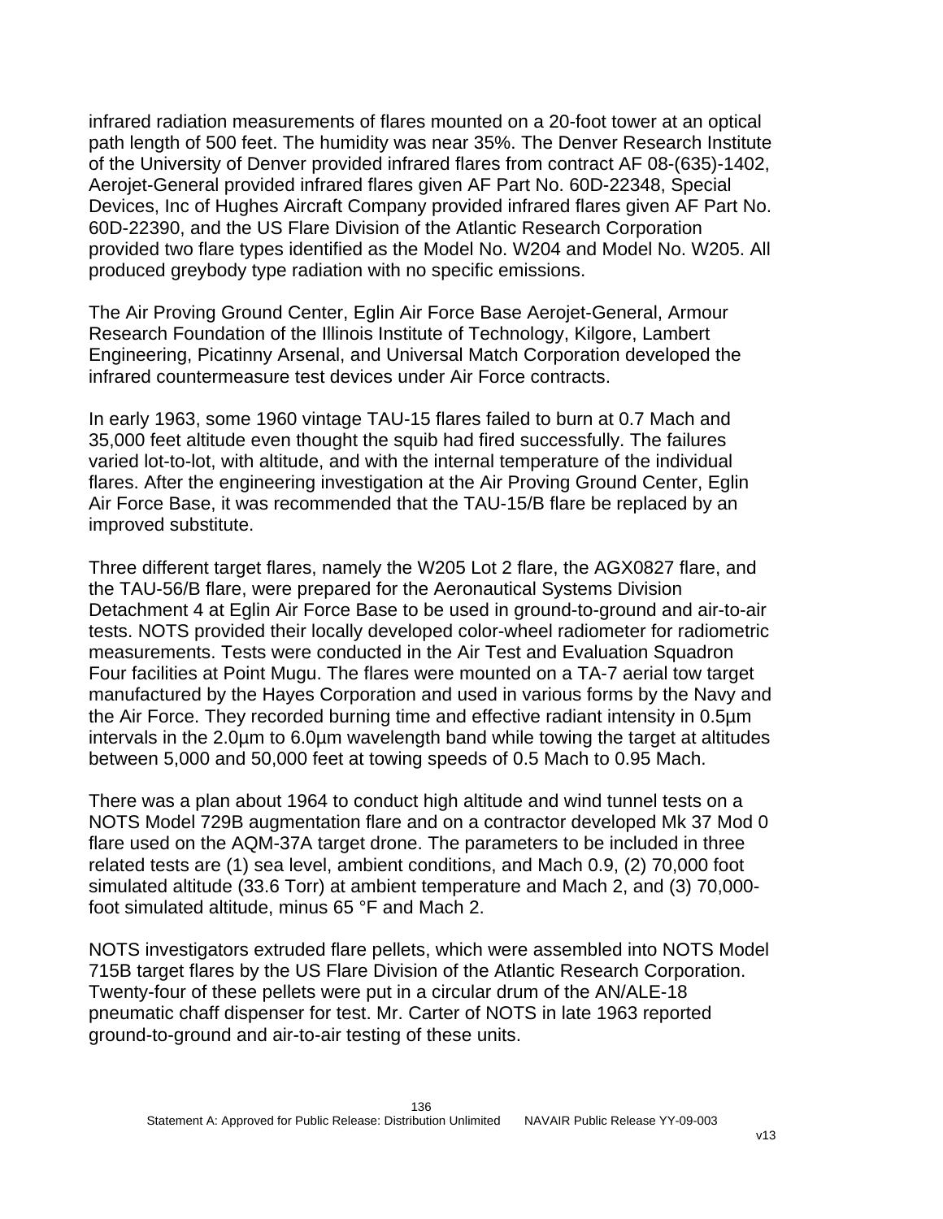infrared radiation measurements of flares mounted on a 20-foot tower at an optical path length of 500 feet. The humidity was near 35%. The Denver Research Institute of the University of Denver provided infrared flares from contract AF 08-(635)-1402, Aerojet-General provided infrared flares given AF Part No. 60D-22348, Special Devices, Inc of Hughes Aircraft Company provided infrared flares given AF Part No. 60D-22390, and the US Flare Division of the Atlantic Research Corporation provided two flare types identified as the Model No. W204 and Model No. W205. All produced greybody type radiation with no specific emissions.

The Air Proving Ground Center, Eglin Air Force Base Aerojet-General, Armour Research Foundation of the Illinois Institute of Technology, Kilgore, Lambert Engineering, Picatinny Arsenal, and Universal Match Corporation developed the infrared countermeasure test devices under Air Force contracts.

In early 1963, some 1960 vintage TAU-15 flares failed to burn at 0.7 Mach and 35,000 feet altitude even thought the squib had fired successfully. The failures varied lot-to-lot, with altitude, and with the internal temperature of the individual flares. After the engineering investigation at the Air Proving Ground Center, Eglin Air Force Base, it was recommended that the TAU-15/B flare be replaced by an improved substitute.

Three different target flares, namely the W205 Lot 2 flare, the AGX0827 flare, and the TAU-56/B flare, were prepared for the Aeronautical Systems Division Detachment 4 at Eglin Air Force Base to be used in ground-to-ground and air-to-air tests. NOTS provided their locally developed color-wheel radiometer for radiometric measurements. Tests were conducted in the Air Test and Evaluation Squadron Four facilities at Point Mugu. The flares were mounted on a TA-7 aerial tow target manufactured by the Hayes Corporation and used in various forms by the Navy and the Air Force. They recorded burning time and effective radiant intensity in 0.5µm intervals in the 2.0µm to 6.0µm wavelength band while towing the target at altitudes between 5,000 and 50,000 feet at towing speeds of 0.5 Mach to 0.95 Mach.

There was a plan about 1964 to conduct high altitude and wind tunnel tests on a NOTS Model 729B augmentation flare and on a contractor developed Mk 37 Mod 0 flare used on the AQM-37A target drone. The parameters to be included in three related tests are (1) sea level, ambient conditions, and Mach 0.9, (2) 70,000 foot simulated altitude (33.6 Torr) at ambient temperature and Mach 2, and (3) 70,000-foot simulated altitude, minus 65 °F and Mach 2.

NOTS investigators extruded flare pellets, which were assembled into NOTS Model 715B target flares by the US Flare Division of the Atlantic Research Corporation. Twenty-four of these pellets were put in a circular drum of the AN/ALE-18 pneumatic chaff dispenser for test. Mr. Carter of NOTS in late 1963 reported ground-to-ground and air-to-air testing of these units.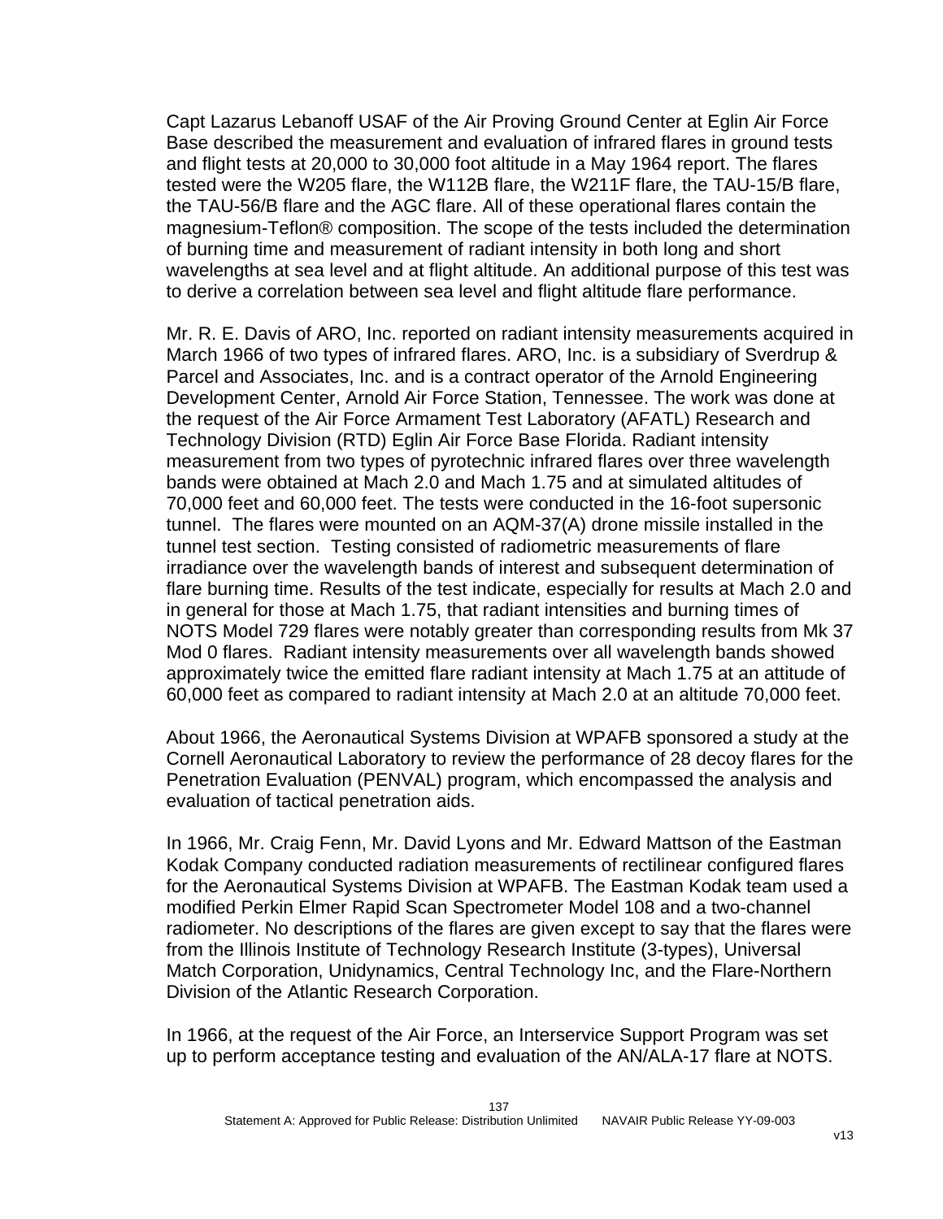Capt Lazarus Lebanoff USAF of the Air Proving Ground Center at Eglin Air Force Base described the measurement and evaluation of infrared flares in ground tests and flight tests at 20,000 to 30,000 foot altitude in a May 1964 report. The flares tested were the W205 flare, the W112B flare, the W211F flare, the TAU-15/B flare, the TAU-56/B flare and the AGC flare. All of these operational flares contain the magnesium-Teflon® composition. The scope of the tests included the determination of burning time and measurement of radiant intensity in both long and short wavelengths at sea level and at flight altitude. An additional purpose of this test was to derive a correlation between sea level and flight altitude flare performance.

Mr. R. E. Davis of ARO, Inc. reported on radiant intensity measurements acquired in March 1966 of two types of infrared flares. ARO, Inc. is a subsidiary of Sverdrup & Parcel and Associates, Inc. and is a contract operator of the Arnold Engineering Development Center, Arnold Air Force Station, Tennessee. The work was done at the request of the Air Force Armament Test Laboratory (AFATL) Research and Technology Division (RTD) Eglin Air Force Base Florida. Radiant intensity measurement from two types of pyrotechnic infrared flares over three wavelength bands were obtained at Mach 2.0 and Mach 1.75 and at simulated altitudes of 70,000 feet and 60,000 feet. The tests were conducted in the 16-foot supersonic tunnel. The flares were mounted on an AQM-37(A) drone missile installed in the tunnel test section. Testing consisted of radiometric measurements of flare irradiance over the wavelength bands of interest and subsequent determination of flare burning time. Results of the test indicate, especially for results at Mach 2.0 and in general for those at Mach 1.75, that radiant intensities and burning times of NOTS Model 729 flares were notably greater than corresponding results from Mk 37 Mod 0 flares. Radiant intensity measurements over all wavelength bands showed approximately twice the emitted flare radiant intensity at Mach 1.75 at an attitude of 60,000 feet as compared to radiant intensity at Mach 2.0 at an altitude 70,000 feet.

About 1966, the Aeronautical Systems Division at WPAFB sponsored a study at the Cornell Aeronautical Laboratory to review the performance of 28 decoy flares for the Penetration Evaluation (PENVAL) program, which encompassed the analysis and evaluation of tactical penetration aids.

In 1966, Mr. Craig Fenn, Mr. David Lyons and Mr. Edward Mattson of the Eastman Kodak Company conducted radiation measurements of rectilinear configured flares for the Aeronautical Systems Division at WPAFB. The Eastman Kodak team used a modified Perkin Elmer Rapid Scan Spectrometer Model 108 and a two-channel radiometer. No descriptions of the flares are given except to say that the flares were from the Illinois Institute of Technology Research Institute (3-types), Universal Match Corporation, Unidynamics, Central Technology Inc, and the Flare-Northern Division of the Atlantic Research Corporation.

In 1966, at the request of the Air Force, an Interservice Support Program was set up to perform acceptance testing and evaluation of the AN/ALA-17 flare at NOTS.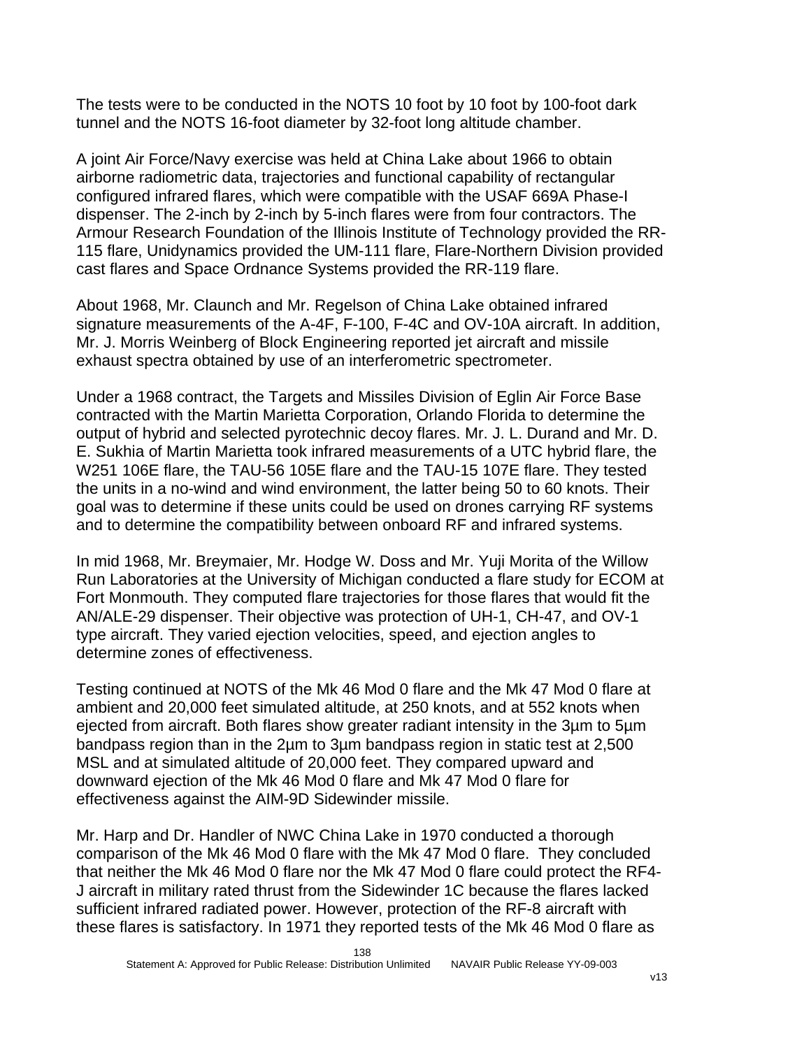The tests were to be conducted in the NOTS 10 foot by 10 foot by 100-foot dark tunnel and the NOTS 16-foot diameter by 32-foot long altitude chamber.

A joint Air Force/Navy exercise was held at China Lake about 1966 to obtain airborne radiometric data, trajectories and functional capability of rectangular configured infrared flares, which were compatible with the USAF 669A Phase-I dispenser. The 2-inch by 2-inch by 5-inch flares were from four contractors. The Armour Research Foundation of the Illinois Institute of Technology provided the RR-115 flare, Unidynamics provided the UM-111 flare, Flare-Northern Division provided cast flares and Space Ordnance Systems provided the RR-119 flare.

About 1968, Mr. Claunch and Mr. Regelson of China Lake obtained infrared signature measurements of the A-4F, F-100, F-4C and OV-10A aircraft. In addition, Mr. J. Morris Weinberg of Block Engineering reported jet aircraft and missile exhaust spectra obtained by use of an interferometric spectrometer.

Under a 1968 contract, the Targets and Missiles Division of Eglin Air Force Base contracted with the Martin Marietta Corporation, Orlando Florida to determine the output of hybrid and selected pyrotechnic decoy flares. Mr. J. L. Durand and Mr. D. E. Sukhia of Martin Marietta took infrared measurements of a UTC hybrid flare, the W251 106E flare, the TAU-56 105E flare and the TAU-15 107E flare. They tested the units in a no-wind and wind environment, the latter being 50 to 60 knots. Their goal was to determine if these units could be used on drones carrying RF systems and to determine the compatibility between onboard RF and infrared systems.

In mid 1968, Mr. Breymaier, Mr. Hodge W. Doss and Mr. Yuji Morita of the Willow Run Laboratories at the University of Michigan conducted a flare study for ECOM at Fort Monmouth. They computed flare trajectories for those flares that would fit the AN/ALE-29 dispenser. Their objective was protection of UH-1, CH-47, and OV-1 type aircraft. They varied ejection velocities, speed, and ejection angles to determine zones of effectiveness.

Testing continued at NOTS of the Mk 46 Mod 0 flare and the Mk 47 Mod 0 flare at ambient and 20,000 feet simulated altitude, at 250 knots, and at 552 knots when ejected from aircraft. Both flares show greater radiant intensity in the 3µm to 5µm bandpass region than in the 2µm to 3µm bandpass region in static test at 2,500 MSL and at simulated altitude of 20,000 feet. They compared upward and downward ejection of the Mk 46 Mod 0 flare and Mk 47 Mod 0 flare for effectiveness against the AIM-9D Sidewinder missile.

Mr. Harp and Dr. Handler of NWC China Lake in 1970 conducted a thorough comparison of the Mk 46 Mod 0 flare with the Mk 47 Mod 0 flare. They concluded that neither the Mk 46 Mod 0 flare nor the Mk 47 Mod 0 flare could protect the RF4-J aircraft in military rated thrust from the Sidewinder 1C because the flares lacked sufficient infrared radiated power. However, protection of the RF-8 aircraft with these flares is satisfactory. In 1971 they reported tests of the Mk 46 Mod 0 flare as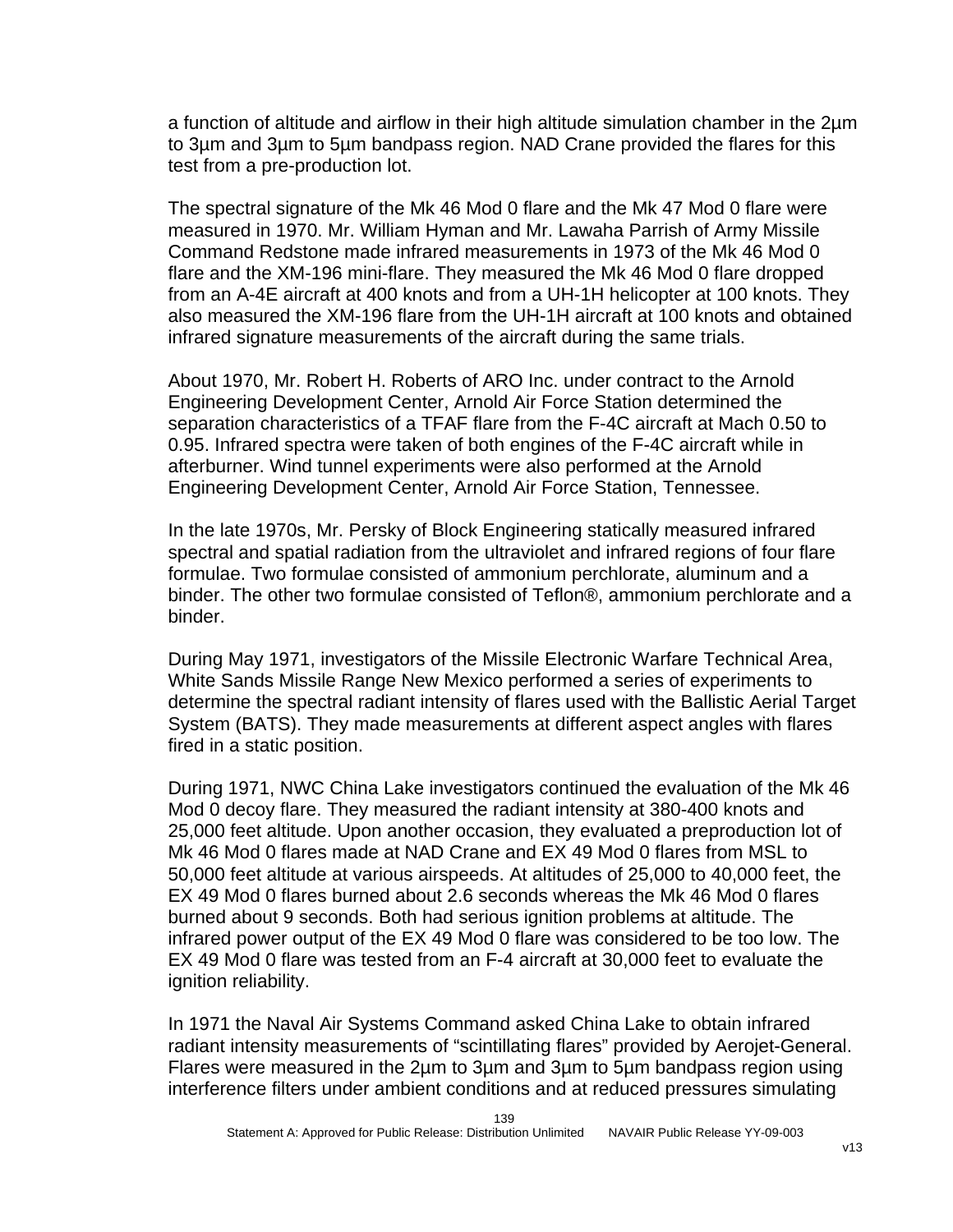a function of altitude and airflow in their high altitude simulation chamber in the 2µm to 3µm and 3µm to 5µm bandpass region. NAD Crane provided the flares for this test from a pre-production lot.

The spectral signature of the Mk 46 Mod 0 flare and the Mk 47 Mod 0 flare were measured in 1970. Mr. William Hyman and Mr. Lawaha Parrish of Army Missile Command Redstone made infrared measurements in 1973 of the Mk 46 Mod 0 flare and the XM-196 mini-flare. They measured the Mk 46 Mod 0 flare dropped from an A-4E aircraft at 400 knots and from a UH-1H helicopter at 100 knots. They also measured the XM-196 flare from the UH-1H aircraft at 100 knots and obtained infrared signature measurements of the aircraft during the same trials.

About 1970, Mr. Robert H. Roberts of ARO Inc. under contract to the Arnold Engineering Development Center, Arnold Air Force Station determined the separation characteristics of a TFAF flare from the F-4C aircraft at Mach 0.50 to 0.95. Infrared spectra were taken of both engines of the F-4C aircraft while in afterburner. Wind tunnel experiments were also performed at the Arnold Engineering Development Center, Arnold Air Force Station, Tennessee.

In the late 1970s, Mr. Persky of Block Engineering statically measured infrared spectral and spatial radiation from the ultraviolet and infrared regions of four flare formulae. Two formulae consisted of ammonium perchlorate, aluminum and a binder. The other two formulae consisted of Teflon®, ammonium perchlorate and a binder.

During May 1971, investigators of the Missile Electronic Warfare Technical Area, White Sands Missile Range New Mexico performed a series of experiments to determine the spectral radiant intensity of flares used with the Ballistic Aerial Target System (BATS). They made measurements at different aspect angles with flares fired in a static position.

During 1971, NWC China Lake investigators continued the evaluation of the Mk 46 Mod 0 decoy flare. They measured the radiant intensity at 380-400 knots and 25,000 feet altitude. Upon another occasion, they evaluated a preproduction lot of Mk 46 Mod 0 flares made at NAD Crane and EX 49 Mod 0 flares from MSL to 50,000 feet altitude at various airspeeds. At altitudes of 25,000 to 40,000 feet, the EX 49 Mod 0 flares burned about 2.6 seconds whereas the Mk 46 Mod 0 flares burned about 9 seconds. Both had serious ignition problems at altitude. The infrared power output of the EX 49 Mod 0 flare was considered to be too low. The EX 49 Mod 0 flare was tested from an F-4 aircraft at 30,000 feet to evaluate the ignition reliability.

In 1971 the Naval Air Systems Command asked China Lake to obtain infrared radiant intensity measurements of “scintillating flares” provided by Aerojet-General. Flares were measured in the 2µm to 3µm and 3µm to 5µm bandpass region using interference filters under ambient conditions and at reduced pressures simulating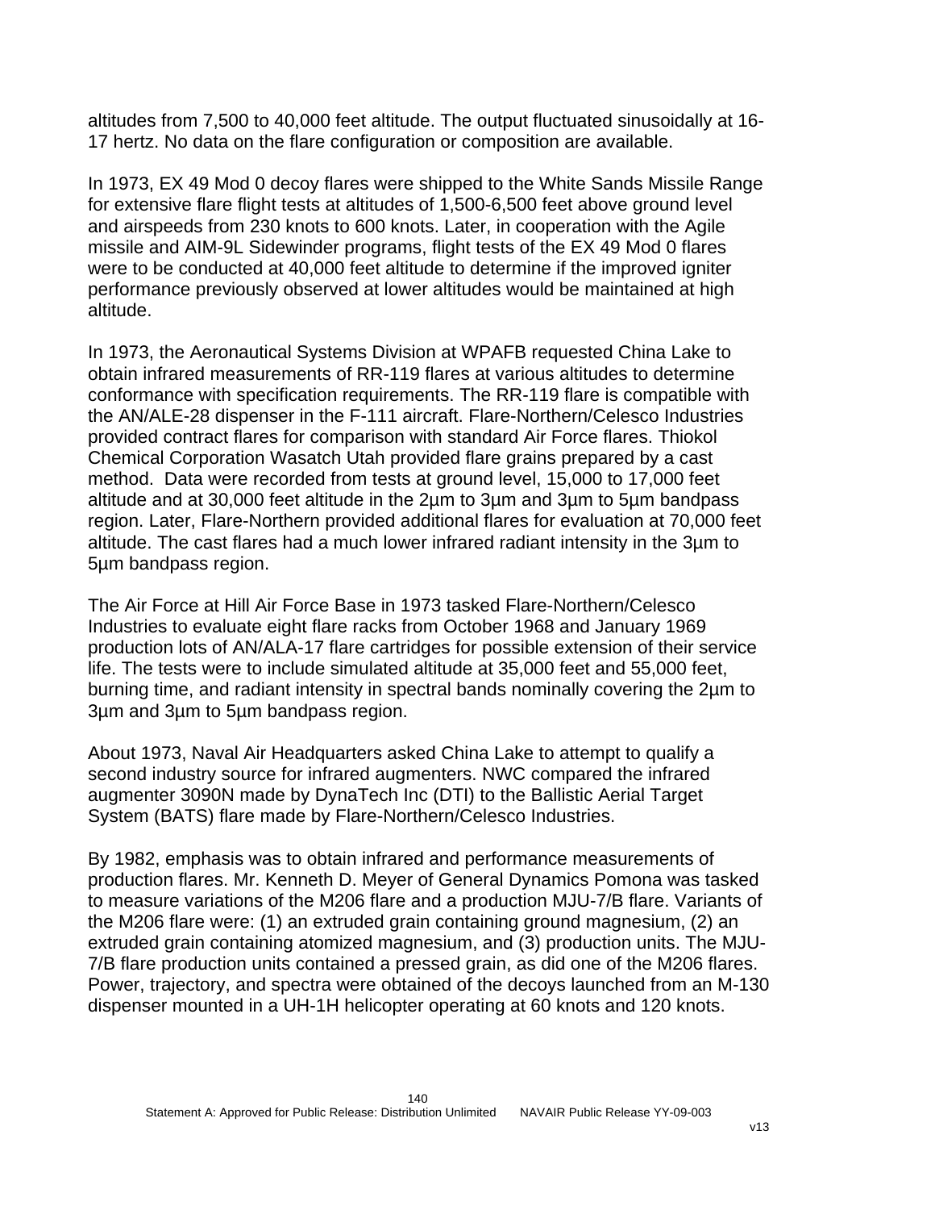altitudes from 7,500 to 40,000 feet altitude. The output fluctuated sinusoidally at 16-17 hertz. No data on the flare configuration or composition are available.

In 1973, EX 49 Mod 0 decoy flares were shipped to the White Sands Missile Range for extensive flare flight tests at altitudes of 1,500-6,500 feet above ground level and airspeeds from 230 knots to 600 knots. Later, in cooperation with the Agile missile and AIM-9L Sidewinder programs, flight tests of the EX 49 Mod 0 flares were to be conducted at 40,000 feet altitude to determine if the improved igniter performance previously observed at lower altitudes would be maintained at high altitude.

In 1973, the Aeronautical Systems Division at WPAFB requested China Lake to obtain infrared measurements of RR-119 flares at various altitudes to determine conformance with specification requirements. The RR-119 flare is compatible with the AN/ALE-28 dispenser in the F-111 aircraft. Flare-Northern/Celesco Industries provided contract flares for comparison with standard Air Force flares. Thiokol Chemical Corporation Wasatch Utah provided flare grains prepared by a cast method. Data were recorded from tests at ground level, 15,000 to 17,000 feet altitude and at 30,000 feet altitude in the 2µm to 3µm and 3µm to 5µm bandpass region. Later, Flare-Northern provided additional flares for evaluation at 70,000 feet altitude. The cast flares had a much lower infrared radiant intensity in the 3µm to 5µm bandpass region.

The Air Force at Hill Air Force Base in 1973 tasked Flare-Northern/Celesco Industries to evaluate eight flare racks from October 1968 and January 1969 production lots of AN/ALA-17 flare cartridges for possible extension of their service life. The tests were to include simulated altitude at 35,000 feet and 55,000 feet, burning time, and radiant intensity in spectral bands nominally covering the 2µm to 3µm and 3µm to 5µm bandpass region.

About 1973, Naval Air Headquarters asked China Lake to attempt to qualify a second industry source for infrared augmenters. NWC compared the infrared augmenter 3090N made by DynaTech Inc (DTI) to the Ballistic Aerial Target System (BATS) flare made by Flare-Northern/Celesco Industries.

By 1982, emphasis was to obtain infrared and performance measurements of production flares. Mr. Kenneth D. Meyer of General Dynamics Pomona was tasked to measure variations of the M206 flare and a production MJU-7/B flare. Variants of the M206 flare were: (1) an extruded grain containing ground magnesium, (2) an extruded grain containing atomized magnesium, and (3) production units. The MJU-7/B flare production units contained a pressed grain, as did one of the M206 flares. Power, trajectory, and spectra were obtained of the decoys launched from an M-130 dispenser mounted in a UH-1H helicopter operating at 60 knots and 120 knots.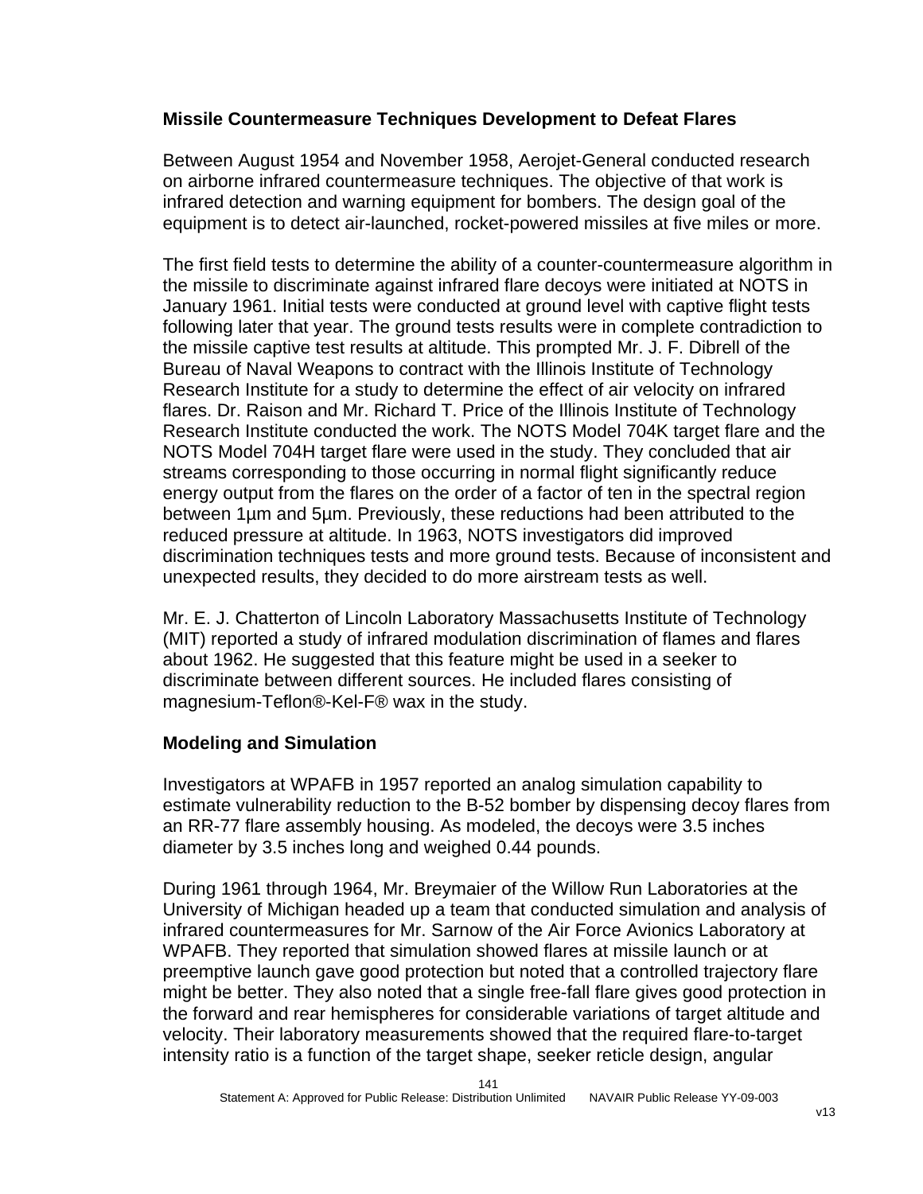## Missile Countermeasure Techniques Development to Defeat Flares

Between August 1954 and November 1958, Aerojet-General conducted research on airborne infrared countermeasure techniques. The objective of that work is infrared detection and warning equipment for bombers. The design goal of the equipment is to detect air-launched, rocket-powered missiles at five miles or more.

The first field tests to determine the ability of a counter-countermeasure algorithm in the missile to discriminate against infrared flare decoys were initiated at NOTS in January 1961. Initial tests were conducted at ground level with captive flight tests following later that year. The ground tests results were in complete contradiction to the missile captive test results at altitude. This prompted Mr. J. F. Dibrell of the Bureau of Naval Weapons to contract with the Illinois Institute of Technology Research Institute for a study to determine the effect of air velocity on infrared flares. Dr. Raison and Mr. Richard T. Price of the Illinois Institute of Technology Research Institute conducted the work. The NOTS Model 704K target flare and the NOTS Model 704H target flare were used in the study. They concluded that air streams corresponding to those occurring in normal flight significantly reduce energy output from the flares on the order of a factor of ten in the spectral region between 1µm and 5µm. Previously, these reductions had been attributed to the reduced pressure at altitude. In 1963, NOTS investigators did improved discrimination techniques tests and more ground tests. Because of inconsistent and unexpected results, they decided to do more airstream tests as well.

Mr. E. J. Chatterton of Lincoln Laboratory Massachusetts Institute of Technology (MIT) reported a study of infrared modulation discrimination of flames and flares about 1962. He suggested that this feature might be used in a seeker to discriminate between different sources. He included flares consisting of magnesium-Teflon®-Kel-F® wax in the study.

## Modeling and Simulation

Investigators at WPAFB in 1957 reported an analog simulation capability to estimate vulnerability reduction to the B-52 bomber by dispensing decoy flares from an RR-77 flare assembly housing. As modeled, the decoys were 3.5 inches diameter by 3.5 inches long and weighed 0.44 pounds.

During 1961 through 1964, Mr. Breymaier of the Willow Run Laboratories at the University of Michigan headed up a team that conducted simulation and analysis of infrared countermeasures for Mr. Sarnow of the Air Force Avionics Laboratory at WPAFB. They reported that simulation showed flares at missile launch or at preemptive launch gave good protection but noted that a controlled trajectory flare might be better. They also noted that a single free-fall flare gives good protection in the forward and rear hemispheres for considerable variations of target altitude and velocity. Their laboratory measurements showed that the required flare-to-target intensity ratio is a function of the target shape, seeker reticle design, angular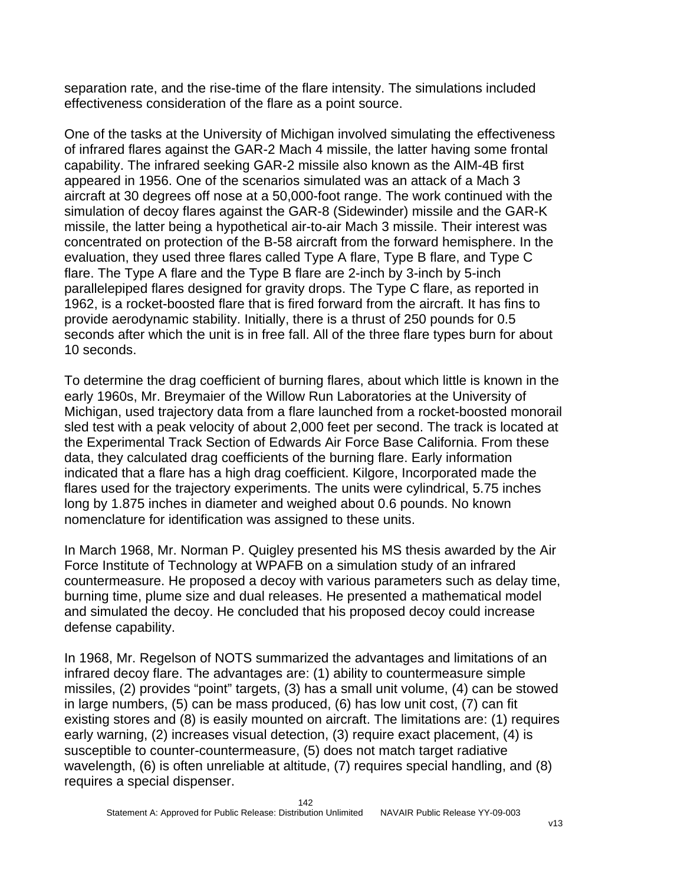separation rate, and the rise-time of the flare intensity. The simulations included effectiveness consideration of the flare as a point source.

One of the tasks at the University of Michigan involved simulating the effectiveness of infrared flares against the GAR-2 Mach 4 missile, the latter having some frontal capability. The infrared seeking GAR-2 missile also known as the AIM-4B first appeared in 1956. One of the scenarios simulated was an attack of a Mach 3 aircraft at 30 degrees off nose at a 50,000-foot range. The work continued with the simulation of decoy flares against the GAR-8 (Sidewinder) missile and the GAR-K missile, the latter being a hypothetical air-to-air Mach 3 missile. Their interest was concentrated on protection of the B-58 aircraft from the forward hemisphere. In the evaluation, they used three flares called Type A flare, Type B flare, and Type C flare. The Type A flare and the Type B flare are 2-inch by 3-inch by 5-inch parallelepiped flares designed for gravity drops. The Type C flare, as reported in 1962, is a rocket-boosted flare that is fired forward from the aircraft. It has fins to provide aerodynamic stability. Initially, there is a thrust of 250 pounds for 0.5 seconds after which the unit is in free fall. All of the three flare types burn for about 10 seconds.

To determine the drag coefficient of burning flares, about which little is known in the early 1960s, Mr. Breymaier of the Willow Run Laboratories at the University of Michigan, used trajectory data from a flare launched from a rocket-boosted monorail sled test with a peak velocity of about 2,000 feet per second. The track is located at the Experimental Track Section of Edwards Air Force Base California. From these data, they calculated drag coefficients of the burning flare. Early information indicated that a flare has a high drag coefficient. Kilgore, Incorporated made the flares used for the trajectory experiments. The units were cylindrical, 5.75 inches long by 1.875 inches in diameter and weighed about 0.6 pounds. No known nomenclature for identification was assigned to these units.

In March 1968, Mr. Norman P. Quigley presented his MS thesis awarded by the Air Force Institute of Technology at WPAFB on a simulation study of an infrared countermeasure. He proposed a decoy with various parameters such as delay time, burning time, plume size and dual releases. He presented a mathematical model and simulated the decoy. He concluded that his proposed decoy could increase defense capability.

In 1968, Mr. Regelson of NOTS summarized the advantages and limitations of an infrared decoy flare. The advantages are: (1) ability to countermeasure simple missiles, (2) provides "point" targets, (3) has a small unit volume, (4) can be stowed in large numbers, (5) can be mass produced, (6) has low unit cost, (7) can fit existing stores and (8) is easily mounted on aircraft. The limitations are: (1) requires early warning, (2) increases visual detection, (3) require exact placement, (4) is susceptible to counter-countermeasure, (5) does not match target radiative wavelength, (6) is often unreliable at altitude, (7) requires special handling, and (8) requires a special dispenser.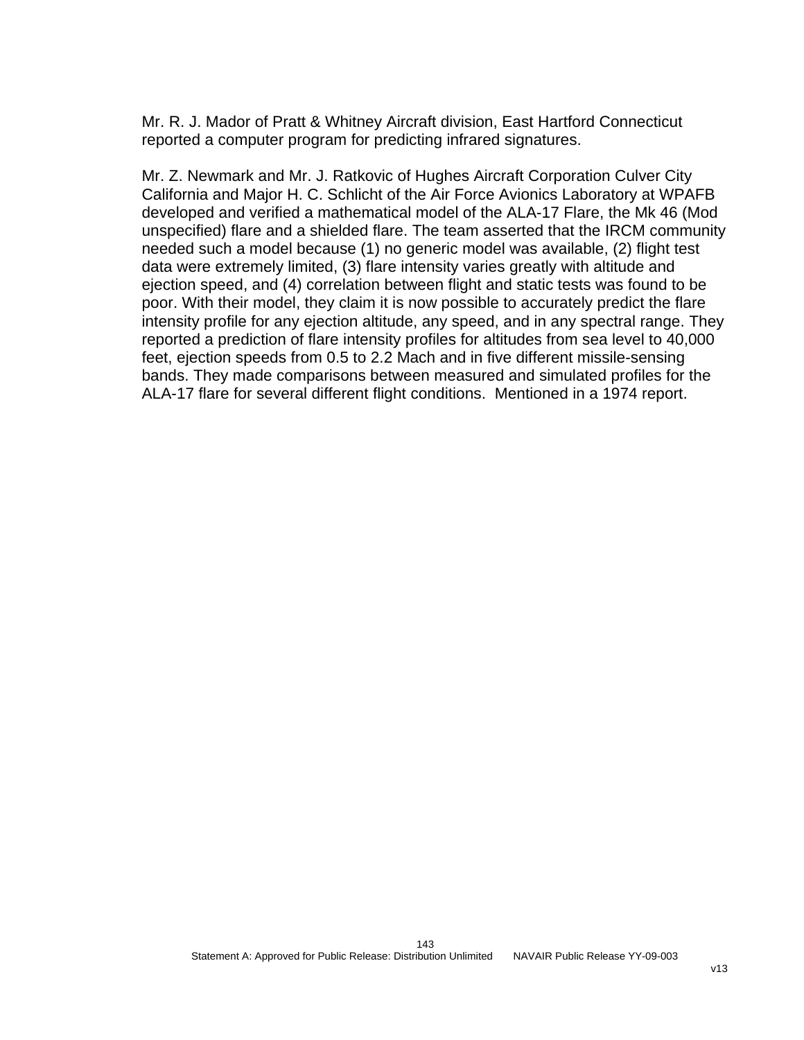Mr. R. J. Mador of Pratt & Whitney Aircraft division, East Hartford Connecticut reported a computer program for predicting infrared signatures.

Mr. Z. Newmark and Mr. J. Ratkovic of Hughes Aircraft Corporation Culver City California and Major H. C. Schlicht of the Air Force Avionics Laboratory at WPAFB developed and verified a mathematical model of the ALA-17 Flare, the Mk 46 (Mod unspecified) flare and a shielded flare. The team asserted that the IRCM community needed such a model because (1) no generic model was available, (2) flight test data were extremely limited, (3) flare intensity varies greatly with altitude and ejection speed, and (4) correlation between flight and static tests was found to be poor. With their model, they claim it is now possible to accurately predict the flare intensity profile for any ejection altitude, any speed, and in any spectral range. They reported a prediction of flare intensity profiles for altitudes from sea level to 40,000 feet, ejection speeds from 0.5 to 2.2 Mach and in five different missile-sensing bands. They made comparisons between measured and simulated profiles for the ALA-17 flare for several different flight conditions. Mentioned in a 1974 report.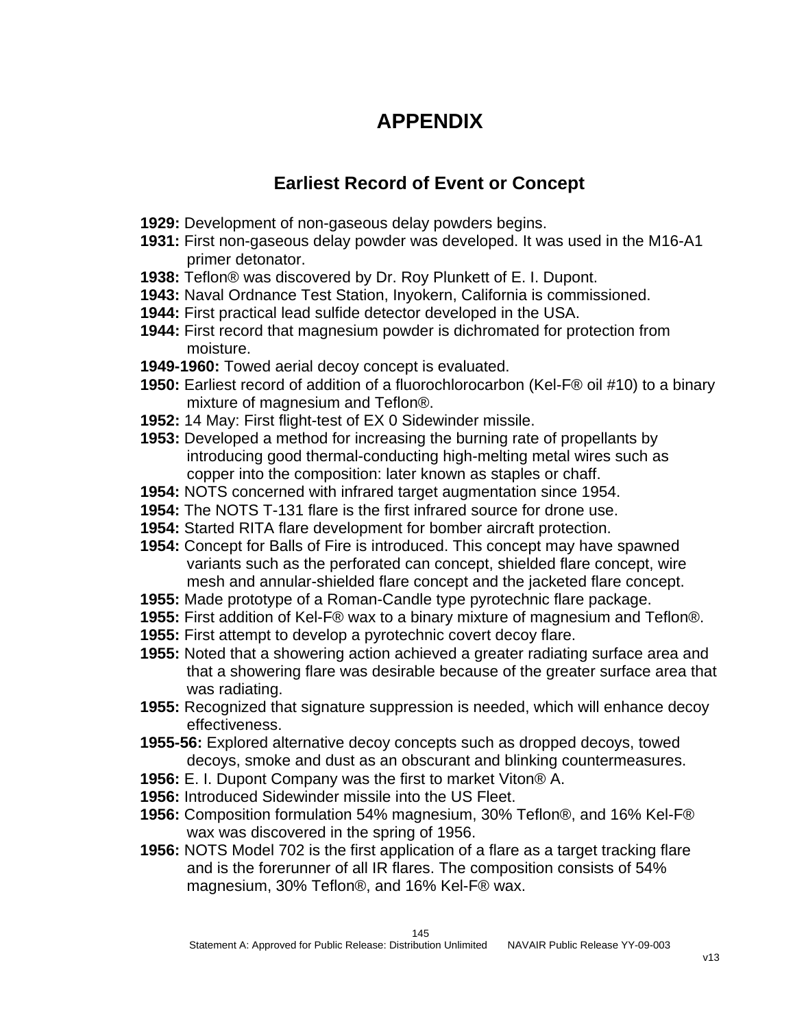# APPENDIX

## Earliest Record of Event or Concept

**1929:** Development of non-gaseous delay powders begins.

**1931:** First non-gaseous delay powder was developed. It was used in the M16-A1 primer detonator.

**1938:** Teflon® was discovered by Dr. Roy Plunkett of E. I. Dupont.

**1943:** Naval Ordnance Test Station, Inyokern, California is commissioned.

**1944:** First practical lead sulfide detector developed in the USA.

**1944:** First record that magnesium powder is dichromated for protection from moisture.

**1949-1960:** Towed aerial decoy concept is evaluated.

**1950:** Earliest record of addition of a fluorochlorocarbon (Kel-F® oil #10) to a binary mixture of magnesium and Teflon®.

**1952:** 14 May: First flight-test of EX 0 Sidewinder missile.

**1953:** Developed a method for increasing the burning rate of propellants by introducing good thermal-conducting high-melting metal wires such as copper into the composition: later known as staples or chaff.

**1954:** NOTS concerned with infrared target augmentation since 1954.

**1954:** The NOTS T-131 flare is the first infrared source for drone use.

**1954:** Started RITA flare development for bomber aircraft protection.

**1954:** Concept for Balls of Fire is introduced. This concept may have spawned variants such as the perforated can concept, shielded flare concept, wire mesh and annular-shielded flare concept and the jacketed flare concept.

**1955:** Made prototype of a Roman-Candle type pyrotechnic flare package.

**1955:** First addition of Kel-F® wax to a binary mixture of magnesium and Teflon®.

**1955:** First attempt to develop a pyrotechnic covert decoy flare.

**1955:** Noted that a showering action achieved a greater radiating surface area and that a showering flare was desirable because of the greater surface area that was radiating.

**1955:** Recognized that signature suppression is needed, which will enhance decoy effectiveness.

**1955-56:** Explored alternative decoy concepts such as dropped decoys, towed decoys, smoke and dust as an obscurant and blinking countermeasures.

**1956:** E. I. Dupont Company was the first to market Viton® A.

**1956:** Introduced Sidewinder missile into the US Fleet.

**1956:** Composition formulation 54% magnesium, 30% Teflon®, and 16% Kel-F® wax was discovered in the spring of 1956.

**1956:** NOTS Model 702 is the first application of a flare as a target tracking flare and is the forerunner of all IR flares. The composition consists of 54% magnesium, 30% Teflon®, and 16% Kel-F® wax.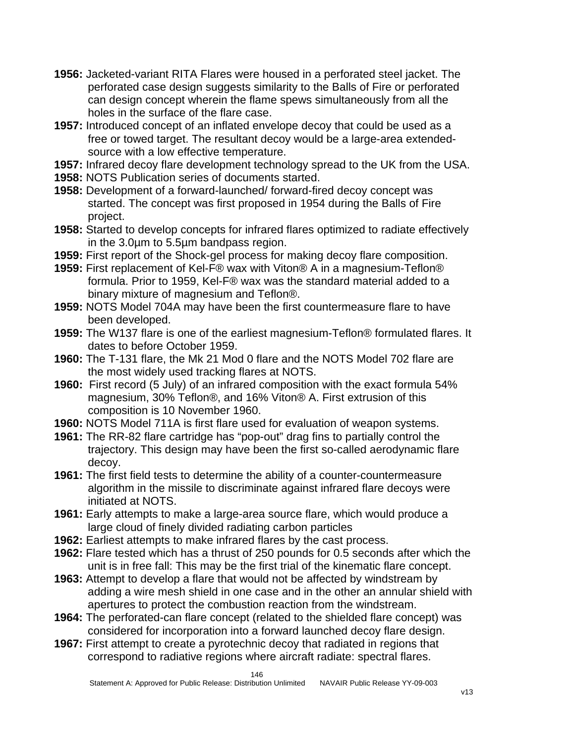- **1956:** Jacketed-variant RITA Flares were housed in a perforated steel jacket. The perforated case design suggests similarity to the Balls of Fire or perforated can design concept wherein the flame spews simultaneously from all the holes in the surface of the flare case.
- **1957:** Introduced concept of an inflated envelope decoy that could be used as a free or towed target. The resultant decoy would be a large-area extended-source with a low effective temperature.
- **1957:** Infrared decoy flare development technology spread to the UK from the USA.
- **1958:** NOTS Publication series of documents started.
- **1958:** Development of a forward-launched/ forward-fired decoy concept was started. The concept was first proposed in 1954 during the Balls of Fire project.
- **1958:** Started to develop concepts for infrared flares optimized to radiate effectively in the 3.0µm to 5.5µm bandpass region.
- **1959:** First report of the Shock-gel process for making decoy flare composition.
- **1959:** First replacement of Kel-F® wax with Viton® A in a magnesium-Teflon® formula. Prior to 1959, Kel-F® wax was the standard material added to a binary mixture of magnesium and Teflon®.
- **1959:** NOTS Model 704A may have been the first countermeasure flare to have been developed.
- **1959:** The W137 flare is one of the earliest magnesium-Teflon® formulated flares. It dates to before October 1959.
- **1960:** The T-131 flare, the Mk 21 Mod 0 flare and the NOTS Model 702 flare are the most widely used tracking flares at NOTS.
- **1960:** First record (5 July) of an infrared composition with the exact formula 54% magnesium, 30% Teflon®, and 16% Viton® A. First extrusion of this composition is 10 November 1960.
- **1960:** NOTS Model 711A is first flare used for evaluation of weapon systems.
- **1961:** The RR-82 flare cartridge has "pop-out" drag fins to partially control the trajectory. This design may have been the first so-called aerodynamic flare decoy.
- **1961:** The first field tests to determine the ability of a counter-countermeasure algorithm in the missile to discriminate against infrared flare decoys were initiated at NOTS.
- **1961:** Early attempts to make a large-area source flare, which would produce a large cloud of finely divided radiating carbon particles
- **1962:** Earliest attempts to make infrared flares by the cast process.
- **1962:** Flare tested which has a thrust of 250 pounds for 0.5 seconds after which the unit is in free fall: This may be the first trial of the kinematic flare concept.
- **1963:** Attempt to develop a flare that would not be affected by windstream by adding a wire mesh shield in one case and in the other an annular shield with apertures to protect the combustion reaction from the windstream.
- **1964:** The perforated-can flare concept (related to the shielded flare concept) was considered for incorporation into a forward launched decoy flare design.
- **1967:** First attempt to create a pyrotechnic decoy that radiated in regions that correspond to radiative regions where aircraft radiate: spectral flares.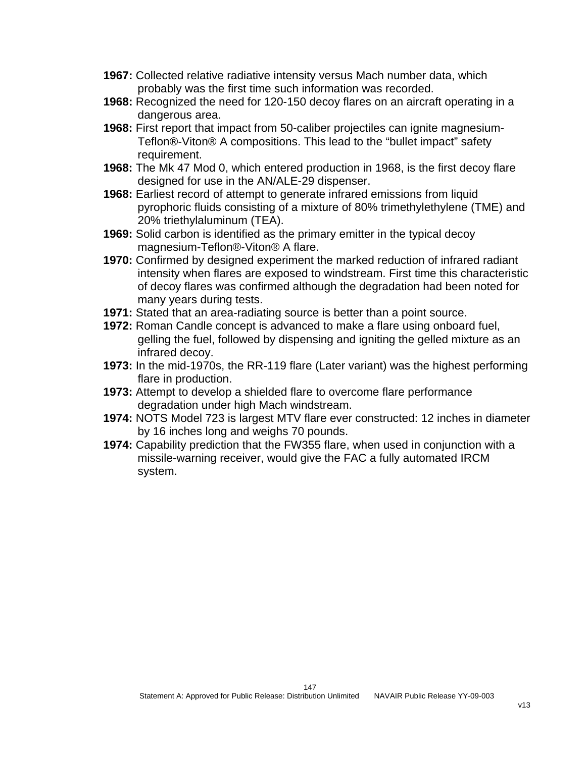**1967:** Collected relative radiative intensity versus Mach number data, which probably was the first time such information was recorded.

**1968:** Recognized the need for 120-150 decoy flares on an aircraft operating in a dangerous area.

**1968:** First report that impact from 50-caliber projectiles can ignite magnesium-Teflon®-Viton® A compositions. This lead to the "bullet impact" safety requirement.

**1968:** The Mk 47 Mod 0, which entered production in 1968, is the first decoy flare designed for use in the AN/ALE-29 dispenser.

**1968:** Earliest record of attempt to generate infrared emissions from liquid pyrophoric fluids consisting of a mixture of 80% trimethylethylene (TME) and 20% triethylaluminum (TEA).

**1969:** Solid carbon is identified as the primary emitter in the typical decoy magnesium-Teflon®-Viton® A flare.

**1970:** Confirmed by designed experiment the marked reduction of infrared radiant intensity when flares are exposed to windstream. First time this characteristic of decoy flares was confirmed although the degradation had been noted for many years during tests.

**1971:** Stated that an area-radiating source is better than a point source.

**1972:** Roman Candle concept is advanced to make a flare using onboard fuel, gelling the fuel, followed by dispensing and igniting the gelled mixture as an infrared decoy.

**1973:** In the mid-1970s, the RR-119 flare (Later variant) was the highest performing flare in production.

**1973:** Attempt to develop a shielded flare to overcome flare performance degradation under high Mach windstream.

**1974:** NOTS Model 723 is largest MTV flare ever constructed: 12 inches in diameter by 16 inches long and weighs 70 pounds.

**1974:** Capability prediction that the FW355 flare, when used in conjunction with a missile-warning receiver, would give the FAC a fully automated IRCM system.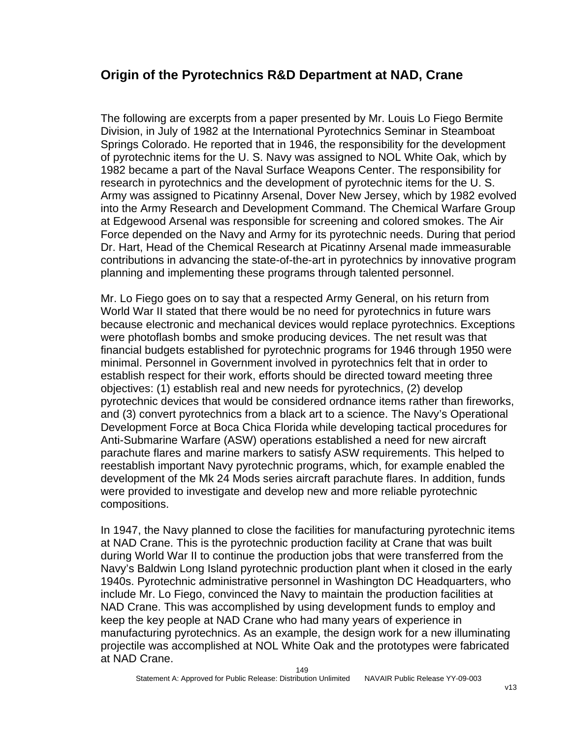## Origin of the Pyrotechnics R&D Department at NAD, Crane

The following are excerpts from a paper presented by Mr. Louis Lo Fiego Bermite Division, in July of 1982 at the International Pyrotechnics Seminar in Steamboat Springs Colorado. He reported that in 1946, the responsibility for the development of pyrotechnic items for the U. S. Navy was assigned to NOL White Oak, which by 1982 became a part of the Naval Surface Weapons Center. The responsibility for research in pyrotechnics and the development of pyrotechnic items for the U. S. Army was assigned to Picatinny Arsenal, Dover New Jersey, which by 1982 evolved into the Army Research and Development Command. The Chemical Warfare Group at Edgewood Arsenal was responsible for screening and colored smokes. The Air Force depended on the Navy and Army for its pyrotechnic needs. During that period Dr. Hart, Head of the Chemical Research at Picatinny Arsenal made immeasurable contributions in advancing the state-of-the-art in pyrotechnics by innovative program planning and implementing these programs through talented personnel.

Mr. Lo Fiego goes on to say that a respected Army General, on his return from World War II stated that there would be no need for pyrotechnics in future wars because electronic and mechanical devices would replace pyrotechnics. Exceptions were photoflash bombs and smoke producing devices. The net result was that financial budgets established for pyrotechnic programs for 1946 through 1950 were minimal. Personnel in Government involved in pyrotechnics felt that in order to establish respect for their work, efforts should be directed toward meeting three objectives: (1) establish real and new needs for pyrotechnics, (2) develop pyrotechnic devices that would be considered ordnance items rather than fireworks, and (3) convert pyrotechnics from a black art to a science. The Navy's Operational Development Force at Boca Chica Florida while developing tactical procedures for Anti-Submarine Warfare (ASW) operations established a need for new aircraft parachute flares and marine markers to satisfy ASW requirements. This helped to reestablish important Navy pyrotechnic programs, which, for example enabled the development of the Mk 24 Mods series aircraft parachute flares. In addition, funds were provided to investigate and develop new and more reliable pyrotechnic compositions.

In 1947, the Navy planned to close the facilities for manufacturing pyrotechnic items at NAD Crane. This is the pyrotechnic production facility at Crane that was built during World War II to continue the production jobs that were transferred from the Navy's Baldwin Long Island pyrotechnic production plant when it closed in the early 1940s. Pyrotechnic administrative personnel in Washington DC Headquarters, who include Mr. Lo Fiego, convinced the Navy to maintain the production facilities at NAD Crane. This was accomplished by using development funds to employ and keep the key people at NAD Crane who had many years of experience in manufacturing pyrotechnics. As an example, the design work for a new illuminating projectile was accomplished at NOL White Oak and the prototypes were fabricated at NAD Crane.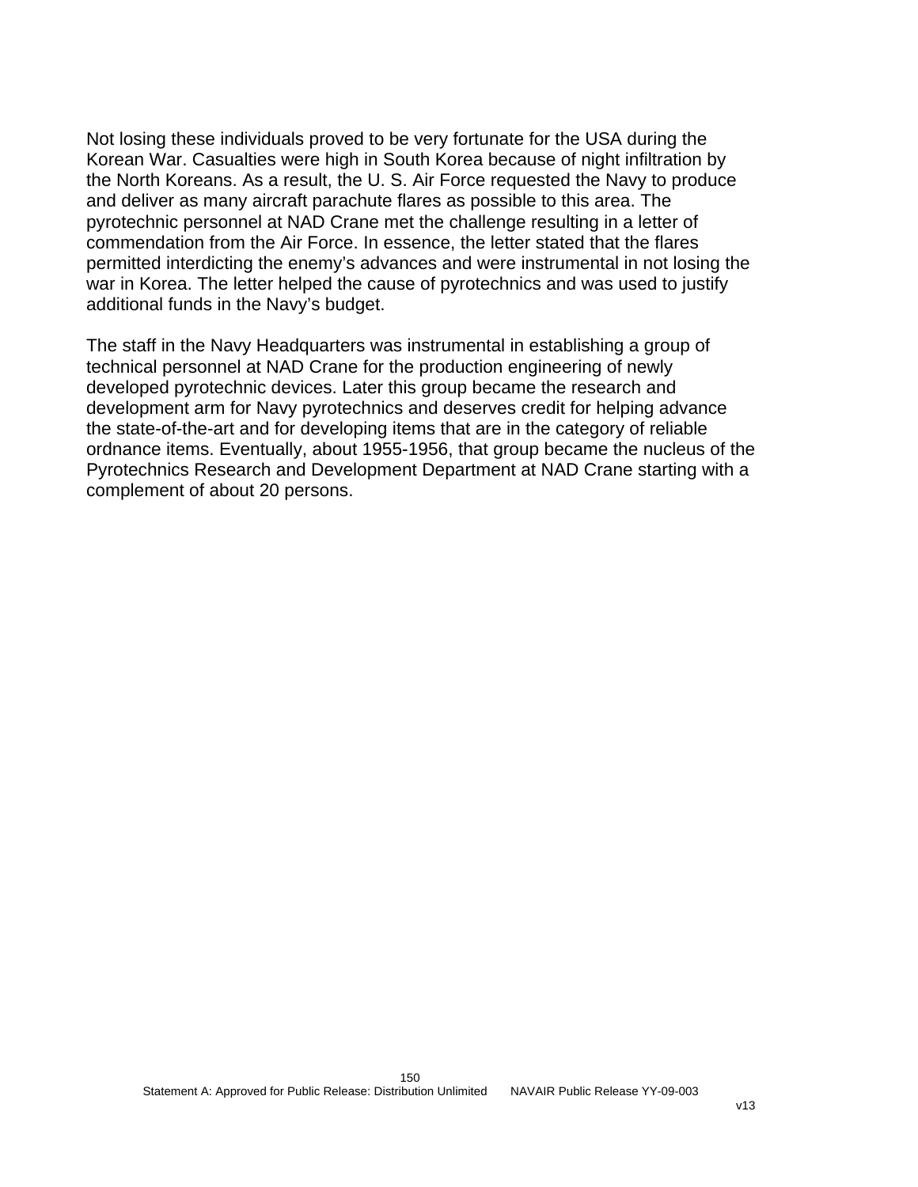Not losing these individuals proved to be very fortunate for the USA during the Korean War. Casualties were high in South Korea because of night infiltration by the North Koreans. As a result, the U. S. Air Force requested the Navy to produce and deliver as many aircraft parachute flares as possible to this area. The pyrotechnic personnel at NAD Crane met the challenge resulting in a letter of commendation from the Air Force. In essence, the letter stated that the flares permitted interdicting the enemy's advances and were instrumental in not losing the war in Korea. The letter helped the cause of pyrotechnics and was used to justify additional funds in the Navy's budget.

The staff in the Navy Headquarters was instrumental in establishing a group of technical personnel at NAD Crane for the production engineering of newly developed pyrotechnic devices. Later this group became the research and development arm for Navy pyrotechnics and deserves credit for helping advance the state-of-the-art and for developing items that are in the category of reliable ordnance items. Eventually, about 1955-1956, that group became the nucleus of the Pyrotechnics Research and Development Department at NAD Crane starting with a complement of about 20 persons.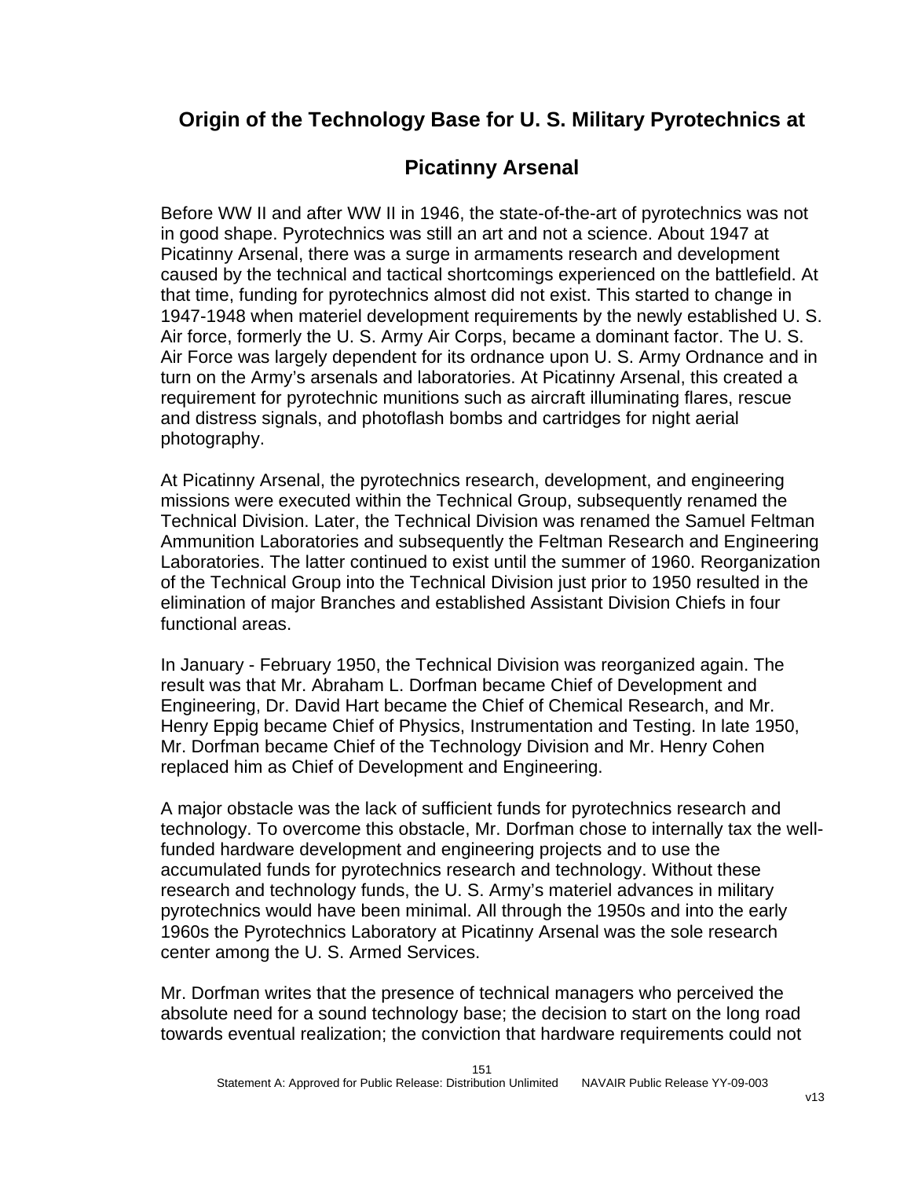## Origin of the Technology Base for U. S. Military Pyrotechnics at Picatinny Arsenal

Before WW II and after WW II in 1946, the state-of-the-art of pyrotechnics was not in good shape. Pyrotechnics was still an art and not a science. About 1947 at Picatinny Arsenal, there was a surge in armaments research and development caused by the technical and tactical shortcomings experienced on the battlefield. At that time, funding for pyrotechnics almost did not exist. This started to change in 1947-1948 when materiel development requirements by the newly established U. S. Air force, formerly the U. S. Army Air Corps, became a dominant factor. The U. S. Air Force was largely dependent for its ordnance upon U. S. Army Ordnance and in turn on the Army's arsenals and laboratories. At Picatinny Arsenal, this created a requirement for pyrotechnic munitions such as aircraft illuminating flares, rescue and distress signals, and photoflash bombs and cartridges for night aerial photography.

At Picatinny Arsenal, the pyrotechnics research, development, and engineering missions were executed within the Technical Group, subsequently renamed the Technical Division. Later, the Technical Division was renamed the Samuel Feltman Ammunition Laboratories and subsequently the Feltman Research and Engineering Laboratories. The latter continued to exist until the summer of 1960. Reorganization of the Technical Group into the Technical Division just prior to 1950 resulted in the elimination of major Branches and established Assistant Division Chiefs in four functional areas.

In January - February 1950, the Technical Division was reorganized again. The result was that Mr. Abraham L. Dorfman became Chief of Development and Engineering, Dr. David Hart became the Chief of Chemical Research, and Mr. Henry Eppig became Chief of Physics, Instrumentation and Testing. In late 1950, Mr. Dorfman became Chief of the Technology Division and Mr. Henry Cohen replaced him as Chief of Development and Engineering.

A major obstacle was the lack of sufficient funds for pyrotechnics research and technology. To overcome this obstacle, Mr. Dorfman chose to internally tax the well-funded hardware development and engineering projects and to use the accumulated funds for pyrotechnics research and technology. Without these research and technology funds, the U. S. Army's materiel advances in military pyrotechnics would have been minimal. All through the 1950s and into the early 1960s the Pyrotechnics Laboratory at Picatinny Arsenal was the sole research center among the U. S. Armed Services.

Mr. Dorfman writes that the presence of technical managers who perceived the absolute need for a sound technology base; the decision to start on the long road towards eventual realization; the conviction that hardware requirements could not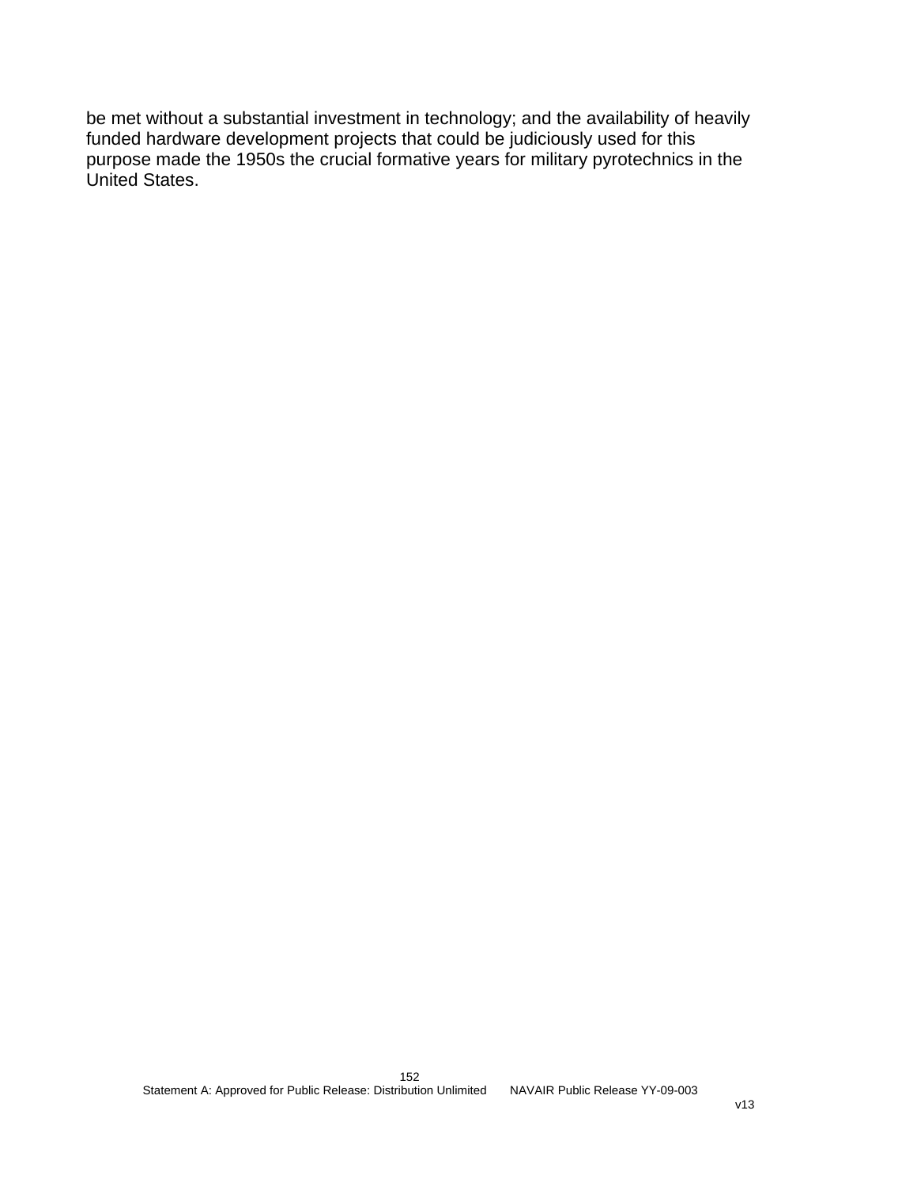be met without a substantial investment in technology; and the availability of heavily funded hardware development projects that could be judiciously used for this purpose made the 1950s the crucial formative years for military pyrotechnics in the United States.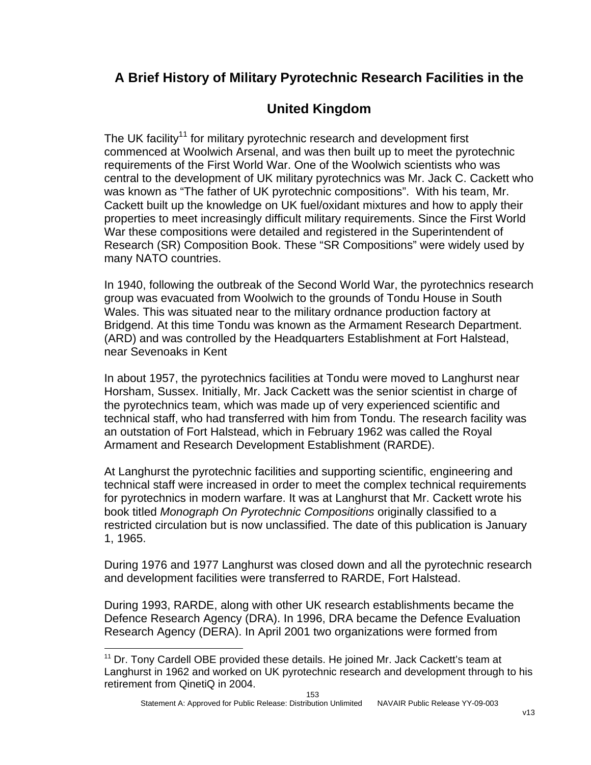## A Brief History of Military Pyrotechnic Research Facilities in the United Kingdom

The UK facility[11] for military pyrotechnic research and development first commenced at Woolwich Arsenal, and was then built up to meet the pyrotechnic requirements of the First World War. One of the Woolwich scientists who was central to the development of UK military pyrotechnics was Mr. Jack C. Cackett who was known as "The father of UK pyrotechnic compositions". With his team, Mr. Cackett built up the knowledge on UK fuel/oxidant mixtures and how to apply their properties to meet increasingly difficult military requirements. Since the First World War these compositions were detailed and registered in the Superintendent of Research (SR) Composition Book. These "SR Compositions" were widely used by many NATO countries.

In 1940, following the outbreak of the Second World War, the pyrotechnics research group was evacuated from Woolwich to the grounds of Tondu House in South Wales. This was situated near to the military ordnance production factory at Bridgend. At this time Tondu was known as the Armament Research Department. (ARD) and was controlled by the Headquarters Establishment at Fort Halstead, near Sevenoaks in Kent

In about 1957, the pyrotechnics facilities at Tondu were moved to Langhurst near Horsham, Sussex. Initially, Mr. Jack Cackett was the senior scientist in charge of the pyrotechnics team, which was made up of very experienced scientific and technical staff, who had transferred with him from Tondu. The research facility was an outstation of Fort Halstead, which in February 1962 was called the Royal Armament and Research Development Establishment (RARDE).

At Langhurst the pyrotechnic facilities and supporting scientific, engineering and technical staff were increased in order to meet the complex technical requirements for pyrotechnics in modern warfare. It was at Langhurst that Mr. Cackett wrote his book titled *Monograph On Pyrotechnic Compositions* originally classified to a restricted circulation but is now unclassified. The date of this publication is January 1, 1965.

During 1976 and 1977 Langhurst was closed down and all the pyrotechnic research and development facilities were transferred to RARDE, Fort Halstead.

During 1993, RARDE, along with other UK research establishments became the Defence Research Agency (DRA). In 1996, DRA became the Defence Evaluation Research Agency (DERA). In April 2001 two organizations were formed from

[11] Dr. Tony Cardell OBE provided these details. He joined Mr. Jack Cackett's team at Langhurst in 1962 and worked on UK pyrotechnic research and development through to his retirement from QinetiQ in 2004.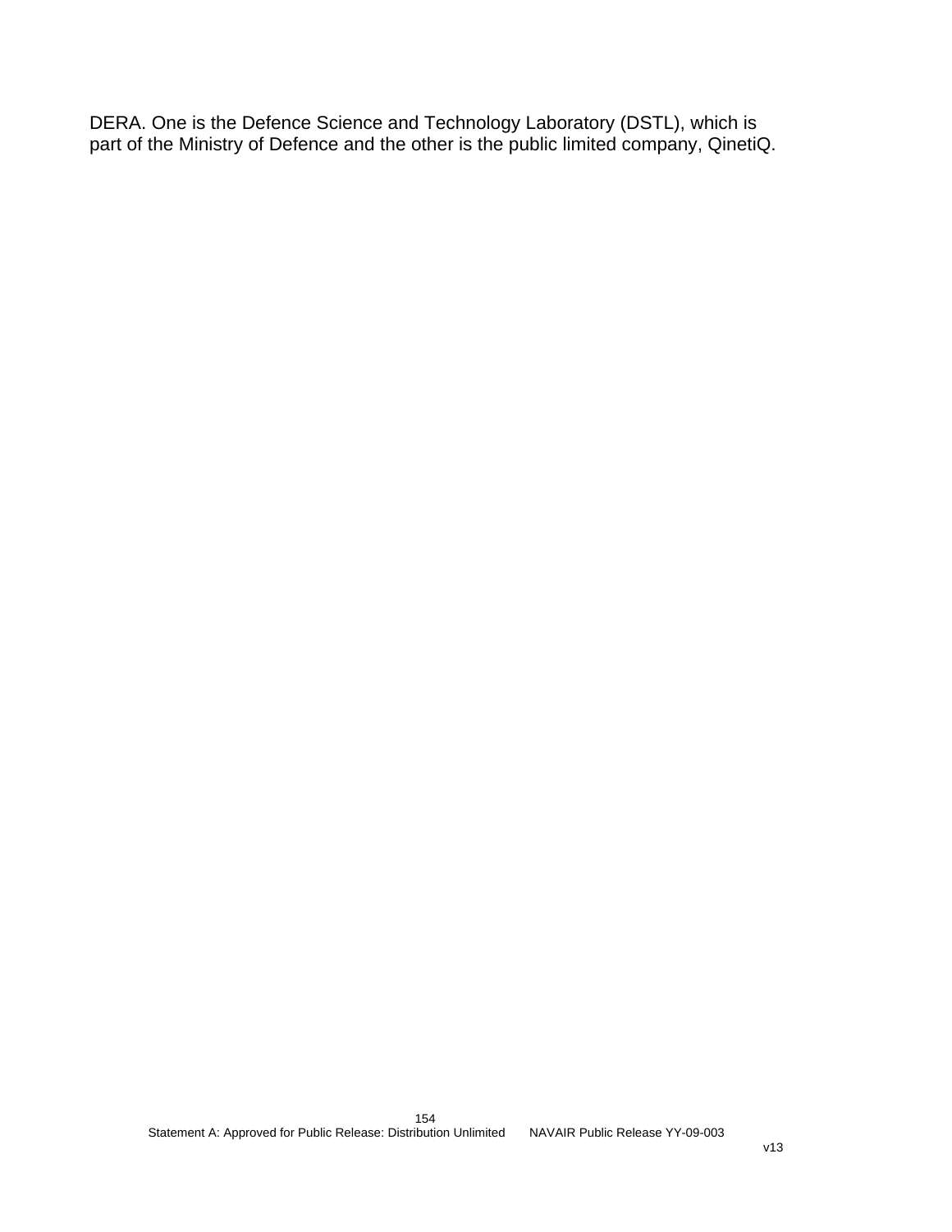DERA. One is the Defence Science and Technology Laboratory (DSTL), which is part of the Ministry of Defence and the other is the public limited company, QinetiQ.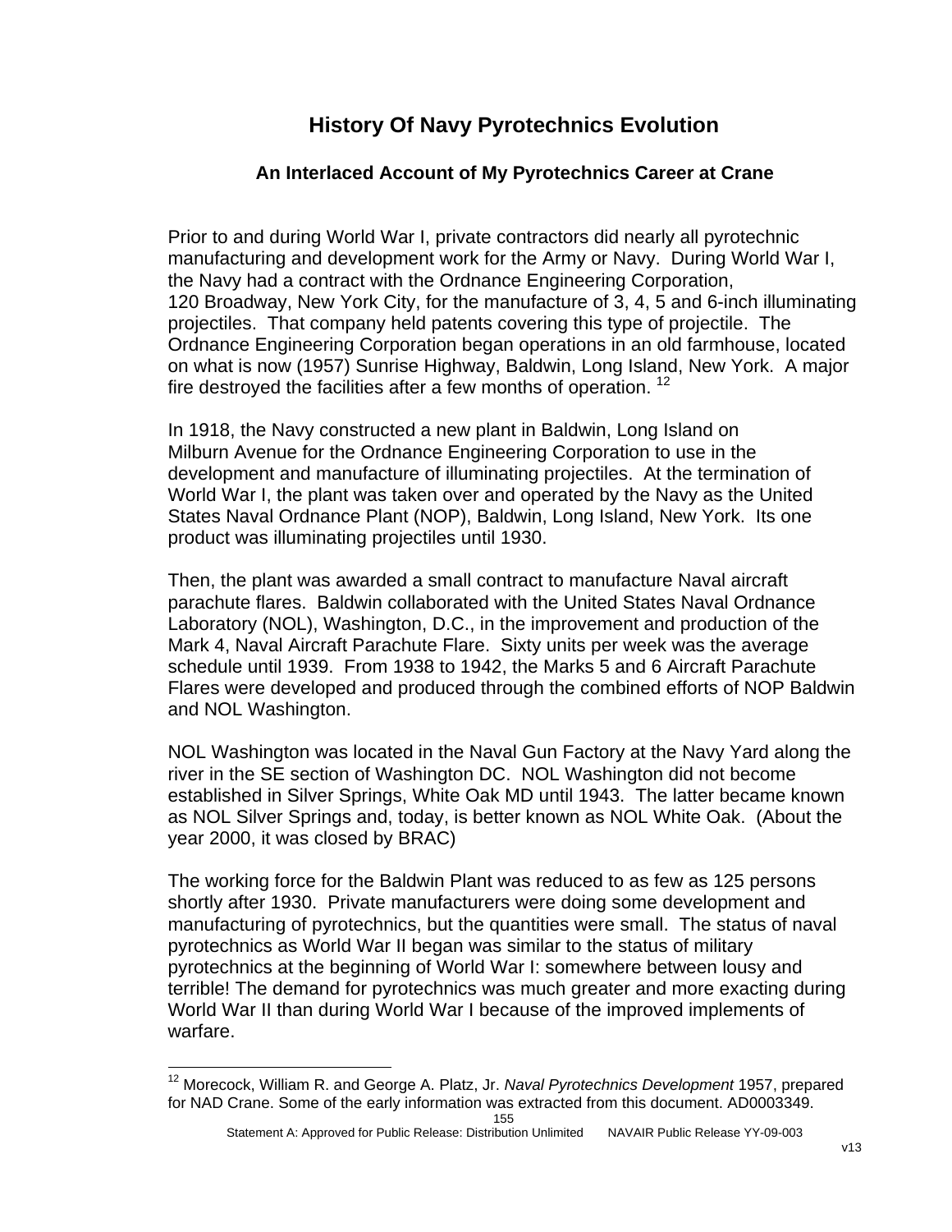# History Of Navy Pyrotechnics Evolution

## An Interlaced Account of My Pyrotechnics Career at Crane

Prior to and during World War I, private contractors did nearly all pyrotechnic manufacturing and development work for the Army or Navy. During World War I, the Navy had a contract with the Ordnance Engineering Corporation, 120 Broadway, New York City, for the manufacture of 3, 4, 5 and 6-inch illuminating projectiles. That company held patents covering this type of projectile. The Ordnance Engineering Corporation began operations in an old farmhouse, located on what is now (1957) Sunrise Highway, Baldwin, Long Island, New York. A major fire destroyed the facilities after a few months of operation. [12]

In 1918, the Navy constructed a new plant in Baldwin, Long Island on Milburn Avenue for the Ordnance Engineering Corporation to use in the development and manufacture of illuminating projectiles. At the termination of World War I, the plant was taken over and operated by the Navy as the United States Naval Ordnance Plant (NOP), Baldwin, Long Island, New York. Its one product was illuminating projectiles until 1930.

Then, the plant was awarded a small contract to manufacture Naval aircraft parachute flares. Baldwin collaborated with the United States Naval Ordnance Laboratory (NOL), Washington, D.C., in the improvement and production of the Mark 4, Naval Aircraft Parachute Flare. Sixty units per week was the average schedule until 1939. From 1938 to 1942, the Marks 5 and 6 Aircraft Parachute Flares were developed and produced through the combined efforts of NOP Baldwin and NOL Washington.

NOL Washington was located in the Naval Gun Factory at the Navy Yard along the river in the SE section of Washington DC. NOL Washington did not become established in Silver Springs, White Oak MD until 1943. The latter became known as NOL Silver Springs and, today, is better known as NOL White Oak. (About the year 2000, it was closed by BRAC)

The working force for the Baldwin Plant was reduced to as few as 125 persons shortly after 1930. Private manufacturers were doing some development and manufacturing of pyrotechnics, but the quantities were small. The status of naval pyrotechnics as World War II began was similar to the status of military pyrotechnics at the beginning of World War I: somewhere between lousy and terrible! The demand for pyrotechnics was much greater and more exacting during World War II than during World War I because of the improved implements of warfare.

[12] Morecock, William R. and George A. Platz, Jr. *Naval Pyrotechnics Development* 1957, prepared for NAD Crane. Some of the early information was extracted from this document. AD0003349.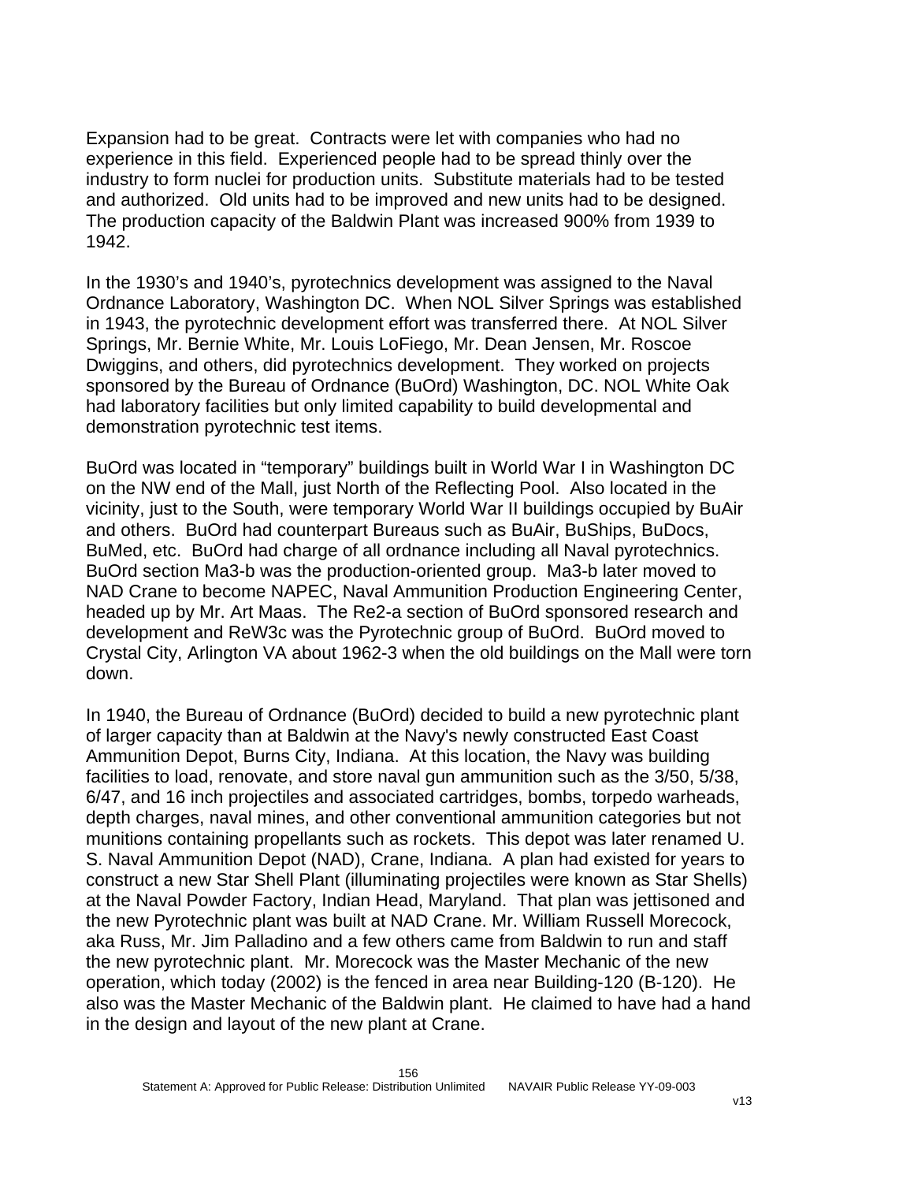Expansion had to be great. Contracts were let with companies who had no experience in this field. Experienced people had to be spread thinly over the industry to form nuclei for production units. Substitute materials had to be tested and authorized. Old units had to be improved and new units had to be designed. The production capacity of the Baldwin Plant was increased 900% from 1939 to 1942.

In the 1930's and 1940's, pyrotechnics development was assigned to the Naval Ordnance Laboratory, Washington DC. When NOL Silver Springs was established in 1943, the pyrotechnic development effort was transferred there. At NOL Silver Springs, Mr. Bernie White, Mr. Louis LoFiego, Mr. Dean Jensen, Mr. Roscoe Dwiggins, and others, did pyrotechnics development. They worked on projects sponsored by the Bureau of Ordnance (BuOrd) Washington, DC. NOL White Oak had laboratory facilities but only limited capability to build developmental and demonstration pyrotechnic test items.

BuOrd was located in "temporary" buildings built in World War I in Washington DC on the NW end of the Mall, just North of the Reflecting Pool. Also located in the vicinity, just to the South, were temporary World War II buildings occupied by BuAir and others. BuOrd had counterpart Bureaus such as BuAir, BuShips, BuDocs, BuMed, etc. BuOrd had charge of all ordnance including all Naval pyrotechnics. BuOrd section Ma3-b was the production-oriented group. Ma3-b later moved to NAD Crane to become NAPEC, Naval Ammunition Production Engineering Center, headed up by Mr. Art Maas. The Re2-a section of BuOrd sponsored research and development and ReW3c was the Pyrotechnic group of BuOrd. BuOrd moved to Crystal City, Arlington VA about 1962-3 when the old buildings on the Mall were torn down.

In 1940, the Bureau of Ordnance (BuOrd) decided to build a new pyrotechnic plant of larger capacity than at Baldwin at the Navy's newly constructed East Coast Ammunition Depot, Burns City, Indiana. At this location, the Navy was building facilities to load, renovate, and store naval gun ammunition such as the 3/50, 5/38, 6/47, and 16 inch projectiles and associated cartridges, bombs, torpedo warheads, depth charges, naval mines, and other conventional ammunition categories but not munitions containing propellants such as rockets. This depot was later renamed U. S. Naval Ammunition Depot (NAD), Crane, Indiana. A plan had existed for years to construct a new Star Shell Plant (illuminating projectiles were known as Star Shells) at the Naval Powder Factory, Indian Head, Maryland. That plan was jettisoned and the new Pyrotechnic plant was built at NAD Crane. Mr. William Russell Morecock, aka Russ, Mr. Jim Palladino and a few others came from Baldwin to run and staff the new pyrotechnic plant. Mr. Morecock was the Master Mechanic of the new operation, which today (2002) is the fenced in area near Building-120 (B-120). He also was the Master Mechanic of the Baldwin plant. He claimed to have had a hand in the design and layout of the new plant at Crane.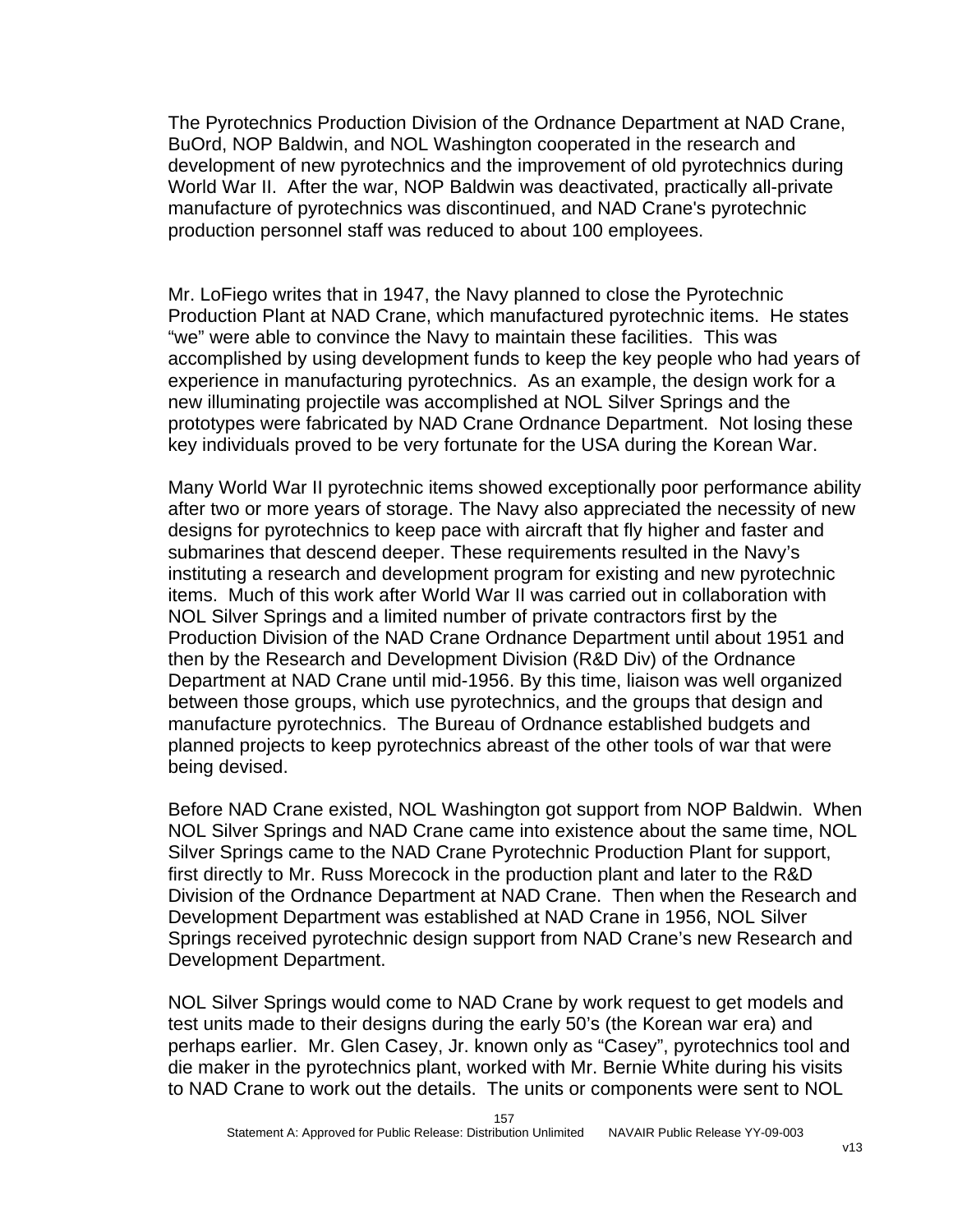The Pyrotechnics Production Division of the Ordnance Department at NAD Crane, BuOrd, NOP Baldwin, and NOL Washington cooperated in the research and development of new pyrotechnics and the improvement of old pyrotechnics during World War II. After the war, NOP Baldwin was deactivated, practically all-private manufacture of pyrotechnics was discontinued, and NAD Crane's pyrotechnic production personnel staff was reduced to about 100 employees.

Mr. LoFiego writes that in 1947, the Navy planned to close the Pyrotechnic Production Plant at NAD Crane, which manufactured pyrotechnic items. He states "we" were able to convince the Navy to maintain these facilities. This was accomplished by using development funds to keep the key people who had years of experience in manufacturing pyrotechnics. As an example, the design work for a new illuminating projectile was accomplished at NOL Silver Springs and the prototypes were fabricated by NAD Crane Ordnance Department. Not losing these key individuals proved to be very fortunate for the USA during the Korean War.

Many World War II pyrotechnic items showed exceptionally poor performance ability after two or more years of storage. The Navy also appreciated the necessity of new designs for pyrotechnics to keep pace with aircraft that fly higher and faster and submarines that descend deeper. These requirements resulted in the Navy's instituting a research and development program for existing and new pyrotechnic items. Much of this work after World War II was carried out in collaboration with NOL Silver Springs and a limited number of private contractors first by the Production Division of the NAD Crane Ordnance Department until about 1951 and then by the Research and Development Division (R&D Div) of the Ordnance Department at NAD Crane until mid-1956. By this time, liaison was well organized between those groups, which use pyrotechnics, and the groups that design and manufacture pyrotechnics. The Bureau of Ordnance established budgets and planned projects to keep pyrotechnics abreast of the other tools of war that were being devised.

Before NAD Crane existed, NOL Washington got support from NOP Baldwin. When NOL Silver Springs and NAD Crane came into existence about the same time, NOL Silver Springs came to the NAD Crane Pyrotechnic Production Plant for support, first directly to Mr. Russ Morecock in the production plant and later to the R&D Division of the Ordnance Department at NAD Crane. Then when the Research and Development Department was established at NAD Crane in 1956, NOL Silver Springs received pyrotechnic design support from NAD Crane's new Research and Development Department.

NOL Silver Springs would come to NAD Crane by work request to get models and test units made to their designs during the early 50's (the Korean war era) and perhaps earlier. Mr. Glen Casey, Jr. known only as "Casey", pyrotechnics tool and die maker in the pyrotechnics plant, worked with Mr. Bernie White during his visits to NAD Crane to work out the details. The units or components were sent to NOL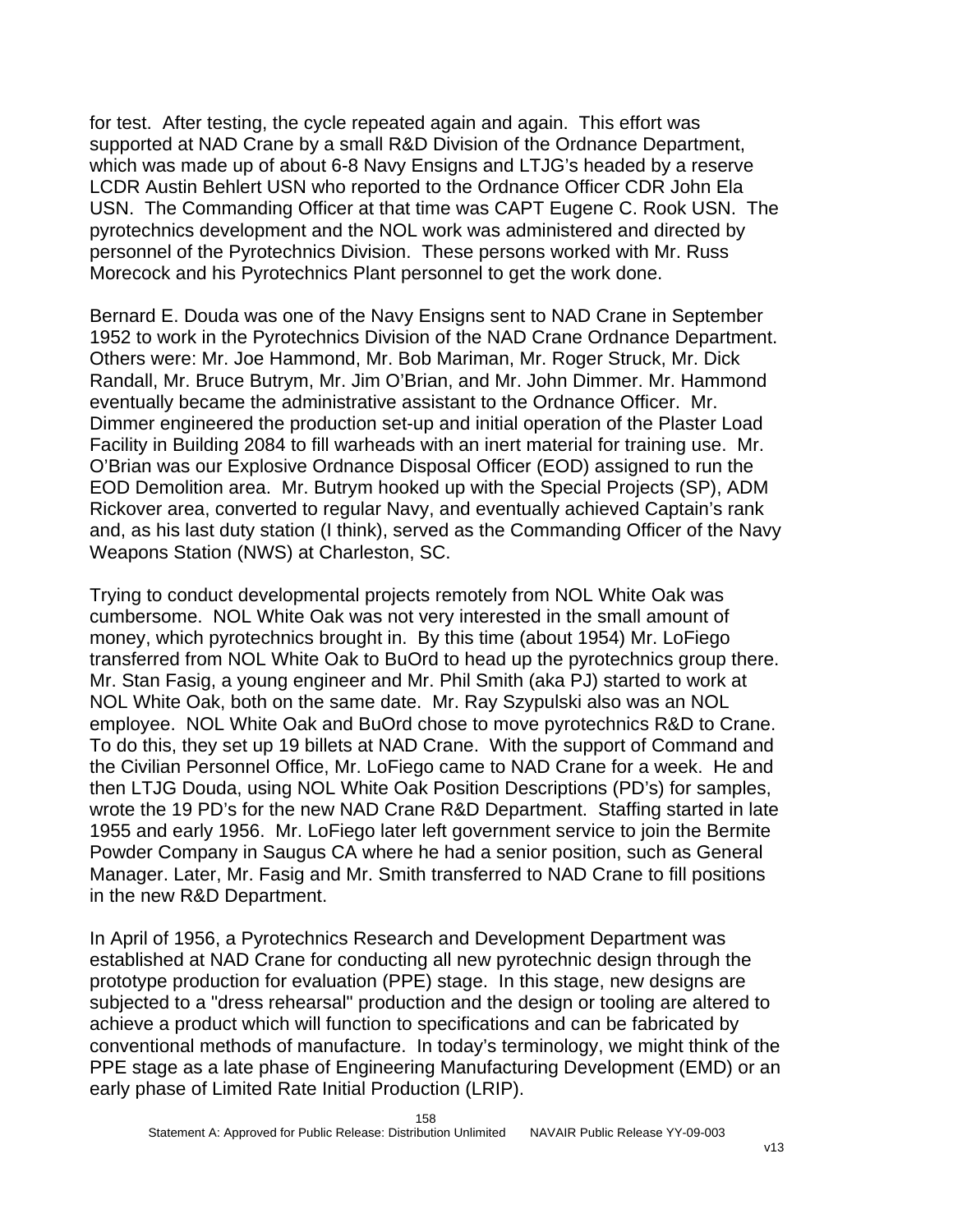for test. After testing, the cycle repeated again and again. This effort was supported at NAD Crane by a small R&D Division of the Ordnance Department, which was made up of about 6-8 Navy Ensigns and LTJG's headed by a reserve LCDR Austin Behlert USN who reported to the Ordnance Officer CDR John Ela USN. The Commanding Officer at that time was CAPT Eugene C. Rook USN. The pyrotechnics development and the NOL work was administered and directed by personnel of the Pyrotechnics Division. These persons worked with Mr. Russ Morecock and his Pyrotechnics Plant personnel to get the work done.

Bernard E. Douda was one of the Navy Ensigns sent to NAD Crane in September 1952 to work in the Pyrotechnics Division of the NAD Crane Ordnance Department. Others were: Mr. Joe Hammond, Mr. Bob Mariman, Mr. Roger Struck, Mr. Dick Randall, Mr. Bruce Butrym, Mr. Jim O'Brian, and Mr. John Dimmer. Mr. Hammond eventually became the administrative assistant to the Ordnance Officer. Mr. Dimmer engineered the production set-up and initial operation of the Plaster Load Facility in Building 2084 to fill warheads with an inert material for training use. Mr. O'Brian was our Explosive Ordnance Disposal Officer (EOD) assigned to run the EOD Demolition area. Mr. Butrym hooked up with the Special Projects (SP), ADM Rickover area, converted to regular Navy, and eventually achieved Captain's rank and, as his last duty station (I think), served as the Commanding Officer of the Navy Weapons Station (NWS) at Charleston, SC.

Trying to conduct developmental projects remotely from NOL White Oak was cumbersome. NOL White Oak was not very interested in the small amount of money, which pyrotechnics brought in. By this time (about 1954) Mr. LoFiego transferred from NOL White Oak to BuOrd to head up the pyrotechnics group there. Mr. Stan Fasig, a young engineer and Mr. Phil Smith (aka PJ) started to work at NOL White Oak, both on the same date. Mr. Ray Szypulski also was an NOL employee. NOL White Oak and BuOrd chose to move pyrotechnics R&D to Crane. To do this, they set up 19 billets at NAD Crane. With the support of Command and the Civilian Personnel Office, Mr. LoFiego came to NAD Crane for a week. He and then LTJG Douda, using NOL White Oak Position Descriptions (PD's) for samples, wrote the 19 PD's for the new NAD Crane R&D Department. Staffing started in late 1955 and early 1956. Mr. LoFiego later left government service to join the Bermite Powder Company in Saugus CA where he had a senior position, such as General Manager. Later, Mr. Fasig and Mr. Smith transferred to NAD Crane to fill positions in the new R&D Department.

In April of 1956, a Pyrotechnics Research and Development Department was established at NAD Crane for conducting all new pyrotechnic design through the prototype production for evaluation (PPE) stage. In this stage, new designs are subjected to a "dress rehearsal" production and the design or tooling are altered to achieve a product which will function to specifications and can be fabricated by conventional methods of manufacture. In today's terminology, we might think of the PPE stage as a late phase of Engineering Manufacturing Development (EMD) or an early phase of Limited Rate Initial Production (LRIP).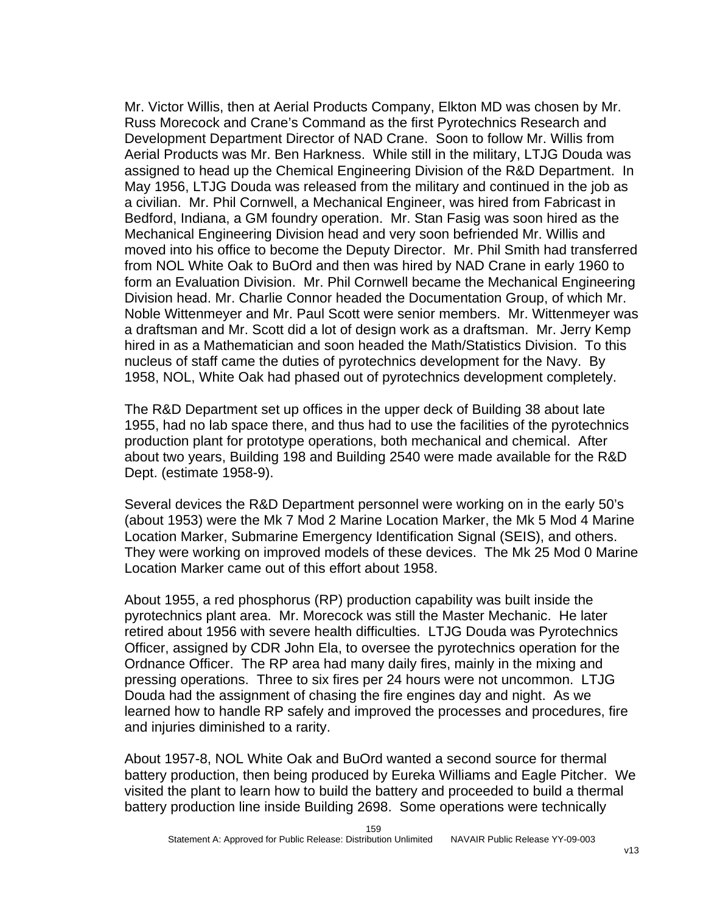Mr. Victor Willis, then at Aerial Products Company, Elkton MD was chosen by Mr. Russ Morecock and Crane's Command as the first Pyrotechnics Research and Development Department Director of NAD Crane. Soon to follow Mr. Willis from Aerial Products was Mr. Ben Harkness. While still in the military, LTJG Douda was assigned to head up the Chemical Engineering Division of the R&D Department. In May 1956, LTJG Douda was released from the military and continued in the job as a civilian. Mr. Phil Cornwell, a Mechanical Engineer, was hired from Fabricast in Bedford, Indiana, a GM foundry operation. Mr. Stan Fasig was soon hired as the Mechanical Engineering Division head and very soon befriended Mr. Willis and moved into his office to become the Deputy Director. Mr. Phil Smith had transferred from NOL White Oak to BuOrd and then was hired by NAD Crane in early 1960 to form an Evaluation Division. Mr. Phil Cornwell became the Mechanical Engineering Division head. Mr. Charlie Connor headed the Documentation Group, of which Mr. Noble Wittenmeyer and Mr. Paul Scott were senior members. Mr. Wittenmeyer was a draftsman and Mr. Scott did a lot of design work as a draftsman. Mr. Jerry Kemp hired in as a Mathematician and soon headed the Math/Statistics Division. To this nucleus of staff came the duties of pyrotechnics development for the Navy. By 1958, NOL, White Oak had phased out of pyrotechnics development completely.

The R&D Department set up offices in the upper deck of Building 38 about late 1955, had no lab space there, and thus had to use the facilities of the pyrotechnics production plant for prototype operations, both mechanical and chemical. After about two years, Building 198 and Building 2540 were made available for the R&D Dept. (estimate 1958-9).

Several devices the R&D Department personnel were working on in the early 50's (about 1953) were the Mk 7 Mod 2 Marine Location Marker, the Mk 5 Mod 4 Marine Location Marker, Submarine Emergency Identification Signal (SEIS), and others. They were working on improved models of these devices. The Mk 25 Mod 0 Marine Location Marker came out of this effort about 1958.

About 1955, a red phosphorus (RP) production capability was built inside the pyrotechnics plant area. Mr. Morecock was still the Master Mechanic. He later retired about 1956 with severe health difficulties. LTJG Douda was Pyrotechnics Officer, assigned by CDR John Ela, to oversee the pyrotechnics operation for the Ordnance Officer. The RP area had many daily fires, mainly in the mixing and pressing operations. Three to six fires per 24 hours were not uncommon. LTJG Douda had the assignment of chasing the fire engines day and night. As we learned how to handle RP safely and improved the processes and procedures, fire and injuries diminished to a rarity.

About 1957-8, NOL White Oak and BuOrd wanted a second source for thermal battery production, then being produced by Eureka Williams and Eagle Pitcher. We visited the plant to learn how to build the battery and proceeded to build a thermal battery production line inside Building 2698. Some operations were technically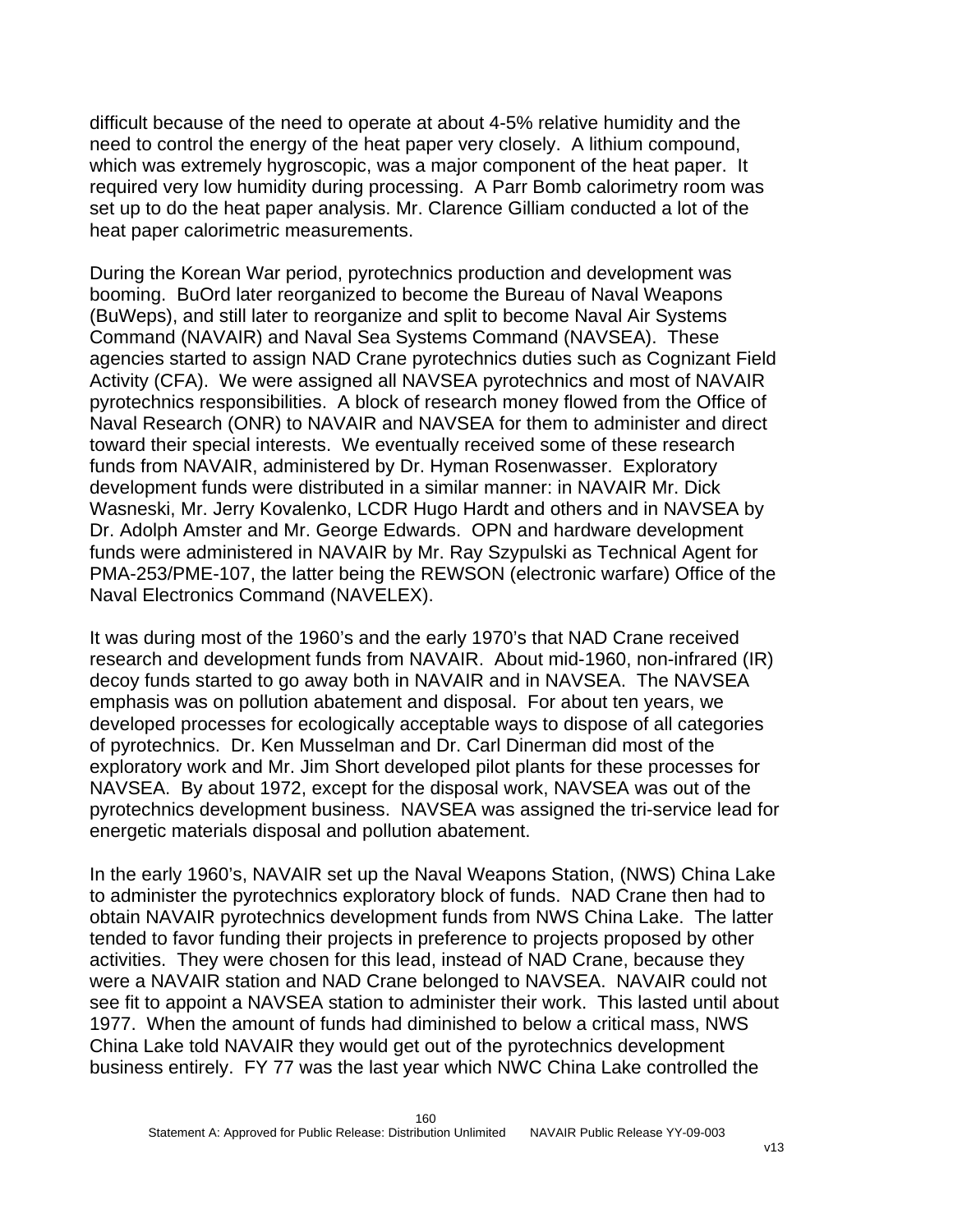difficult because of the need to operate at about 4-5% relative humidity and the need to control the energy of the heat paper very closely. A lithium compound, which was extremely hygroscopic, was a major component of the heat paper. It required very low humidity during processing. A Parr Bomb calorimetry room was set up to do the heat paper analysis. Mr. Clarence Gilliam conducted a lot of the heat paper calorimetric measurements.

During the Korean War period, pyrotechnics production and development was booming. BuOrd later reorganized to become the Bureau of Naval Weapons (BuWeps), and still later to reorganize and split to become Naval Air Systems Command (NAVAIR) and Naval Sea Systems Command (NAVSEA). These agencies started to assign NAD Crane pyrotechnics duties such as Cognizant Field Activity (CFA). We were assigned all NAVSEA pyrotechnics and most of NAVAIR pyrotechnics responsibilities. A block of research money flowed from the Office of Naval Research (ONR) to NAVAIR and NAVSEA for them to administer and direct toward their special interests. We eventually received some of these research funds from NAVAIR, administered by Dr. Hyman Rosenwasser. Exploratory development funds were distributed in a similar manner: in NAVAIR Mr. Dick Wasneski, Mr. Jerry Kovalenko, LCDR Hugo Hardt and others and in NAVSEA by Dr. Adolph Amster and Mr. George Edwards. OPN and hardware development funds were administered in NAVAIR by Mr. Ray Szypulski as Technical Agent for PMA-253/PME-107, the latter being the REWSON (electronic warfare) Office of the Naval Electronics Command (NAVELEX).

It was during most of the 1960's and the early 1970's that NAD Crane received research and development funds from NAVAIR. About mid-1960, non-infrared (IR) decoy funds started to go away both in NAVAIR and in NAVSEA. The NAVSEA emphasis was on pollution abatement and disposal. For about ten years, we developed processes for ecologically acceptable ways to dispose of all categories of pyrotechnics. Dr. Ken Musselman and Dr. Carl Dinerman did most of the exploratory work and Mr. Jim Short developed pilot plants for these processes for NAVSEA. By about 1972, except for the disposal work, NAVSEA was out of the pyrotechnics development business. NAVSEA was assigned the tri-service lead for energetic materials disposal and pollution abatement.

In the early 1960's, NAVAIR set up the Naval Weapons Station, (NWS) China Lake to administer the pyrotechnics exploratory block of funds. NAD Crane then had to obtain NAVAIR pyrotechnics development funds from NWS China Lake. The latter tended to favor funding their projects in preference to projects proposed by other activities. They were chosen for this lead, instead of NAD Crane, because they were a NAVAIR station and NAD Crane belonged to NAVSEA. NAVAIR could not see fit to appoint a NAVSEA station to administer their work. This lasted until about 1977. When the amount of funds had diminished to below a critical mass, NWS China Lake told NAVAIR they would get out of the pyrotechnics development business entirely. FY 77 was the last year which NWC China Lake controlled the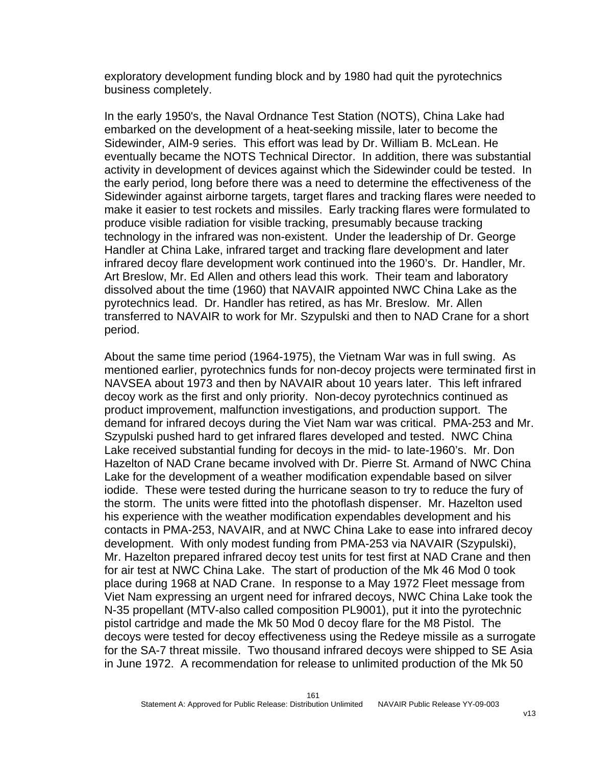exploratory development funding block and by 1980 had quit the pyrotechnics business completely.

In the early 1950's, the Naval Ordnance Test Station (NOTS), China Lake had embarked on the development of a heat-seeking missile, later to become the Sidewinder, AIM-9 series. This effort was lead by Dr. William B. McLean. He eventually became the NOTS Technical Director. In addition, there was substantial activity in development of devices against which the Sidewinder could be tested. In the early period, long before there was a need to determine the effectiveness of the Sidewinder against airborne targets, target flares and tracking flares were needed to make it easier to test rockets and missiles. Early tracking flares were formulated to produce visible radiation for visible tracking, presumably because tracking technology in the infrared was non-existent. Under the leadership of Dr. George Handler at China Lake, infrared target and tracking flare development and later infrared decoy flare development work continued into the 1960’s. Dr. Handler, Mr. Art Breslow, Mr. Ed Allen and others lead this work. Their team and laboratory dissolved about the time (1960) that NAVAIR appointed NWC China Lake as the pyrotechnics lead. Dr. Handler has retired, as has Mr. Breslow. Mr. Allen transferred to NAVAIR to work for Mr. Szypulski and then to NAD Crane for a short period.

About the same time period (1964-1975), the Vietnam War was in full swing. As mentioned earlier, pyrotechnics funds for non-decoy projects were terminated first in NAVSEA about 1973 and then by NAVAIR about 10 years later. This left infrared decoy work as the first and only priority. Non-decoy pyrotechnics continued as product improvement, malfunction investigations, and production support. The demand for infrared decoys during the Viet Nam war was critical. PMA-253 and Mr. Szypulski pushed hard to get infrared flares developed and tested. NWC China Lake received substantial funding for decoys in the mid- to late-1960’s. Mr. Don Hazelton of NAD Crane became involved with Dr. Pierre St. Armand of NWC China Lake for the development of a weather modification expendable based on silver iodide. These were tested during the hurricane season to try to reduce the fury of the storm. The units were fitted into the photoflash dispenser. Mr. Hazelton used his experience with the weather modification expendables development and his contacts in PMA-253, NAVAIR, and at NWC China Lake to ease into infrared decoy development. With only modest funding from PMA-253 via NAVAIR (Szypulski), Mr. Hazelton prepared infrared decoy test units for test first at NAD Crane and then for air test at NWC China Lake. The start of production of the Mk 46 Mod 0 took place during 1968 at NAD Crane. In response to a May 1972 Fleet message from Viet Nam expressing an urgent need for infrared decoys, NWC China Lake took the N-35 propellant (MTV-also called composition PL9001), put it into the pyrotechnic pistol cartridge and made the Mk 50 Mod 0 decoy flare for the M8 Pistol. The decoys were tested for decoy effectiveness using the Redeye missile as a surrogate for the SA-7 threat missile. Two thousand infrared decoys were shipped to SE Asia in June 1972. A recommendation for release to unlimited production of the Mk 50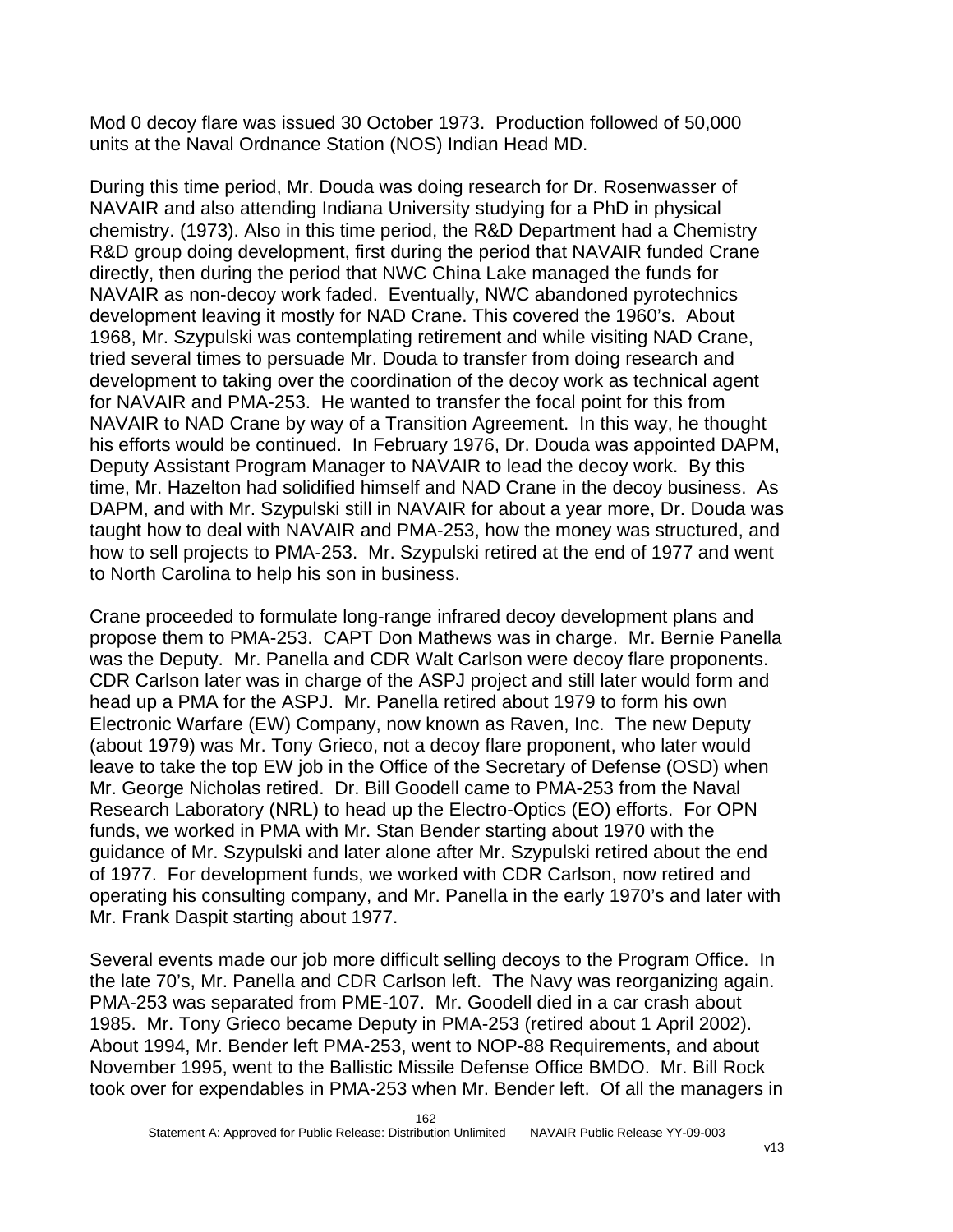Mod 0 decoy flare was issued 30 October 1973. Production followed of 50,000 units at the Naval Ordnance Station (NOS) Indian Head MD.

During this time period, Mr. Douda was doing research for Dr. Rosenwasser of NAVAIR and also attending Indiana University studying for a PhD in physical chemistry. (1973). Also in this time period, the R&D Department had a Chemistry R&D group doing development, first during the period that NAVAIR funded Crane directly, then during the period that NWC China Lake managed the funds for NAVAIR as non-decoy work faded. Eventually, NWC abandoned pyrotechnics development leaving it mostly for NAD Crane. This covered the 1960's. About 1968, Mr. Szypulski was contemplating retirement and while visiting NAD Crane, tried several times to persuade Mr. Douda to transfer from doing research and development to taking over the coordination of the decoy work as technical agent for NAVAIR and PMA-253. He wanted to transfer the focal point for this from NAVAIR to NAD Crane by way of a Transition Agreement. In this way, he thought his efforts would be continued. In February 1976, Dr. Douda was appointed DAPM, Deputy Assistant Program Manager to NAVAIR to lead the decoy work. By this time, Mr. Hazelton had solidified himself and NAD Crane in the decoy business. As DAPM, and with Mr. Szypulski still in NAVAIR for about a year more, Dr. Douda was taught how to deal with NAVAIR and PMA-253, how the money was structured, and how to sell projects to PMA-253. Mr. Szypulski retired at the end of 1977 and went to North Carolina to help his son in business.

Crane proceeded to formulate long-range infrared decoy development plans and propose them to PMA-253. CAPT Don Mathews was in charge. Mr. Bernie Panella was the Deputy. Mr. Panella and CDR Walt Carlson were decoy flare proponents. CDR Carlson later was in charge of the ASPJ project and still later would form and head up a PMA for the ASPJ. Mr. Panella retired about 1979 to form his own Electronic Warfare (EW) Company, now known as Raven, Inc. The new Deputy (about 1979) was Mr. Tony Grieco, not a decoy flare proponent, who later would leave to take the top EW job in the Office of the Secretary of Defense (OSD) when Mr. George Nicholas retired. Dr. Bill Goodell came to PMA-253 from the Naval Research Laboratory (NRL) to head up the Electro-Optics (EO) efforts. For OPN funds, we worked in PMA with Mr. Stan Bender starting about 1970 with the guidance of Mr. Szypulski and later alone after Mr. Szypulski retired about the end of 1977. For development funds, we worked with CDR Carlson, now retired and operating his consulting company, and Mr. Panella in the early 1970's and later with Mr. Frank Daspit starting about 1977.

Several events made our job more difficult selling decoys to the Program Office. In the late 70's, Mr. Panella and CDR Carlson left. The Navy was reorganizing again. PMA-253 was separated from PME-107. Mr. Goodell died in a car crash about 1985. Mr. Tony Grieco became Deputy in PMA-253 (retired about 1 April 2002). About 1994, Mr. Bender left PMA-253, went to NOP-88 Requirements, and about November 1995, went to the Ballistic Missile Defense Office BMDO. Mr. Bill Rock took over for expendables in PMA-253 when Mr. Bender left. Of all the managers in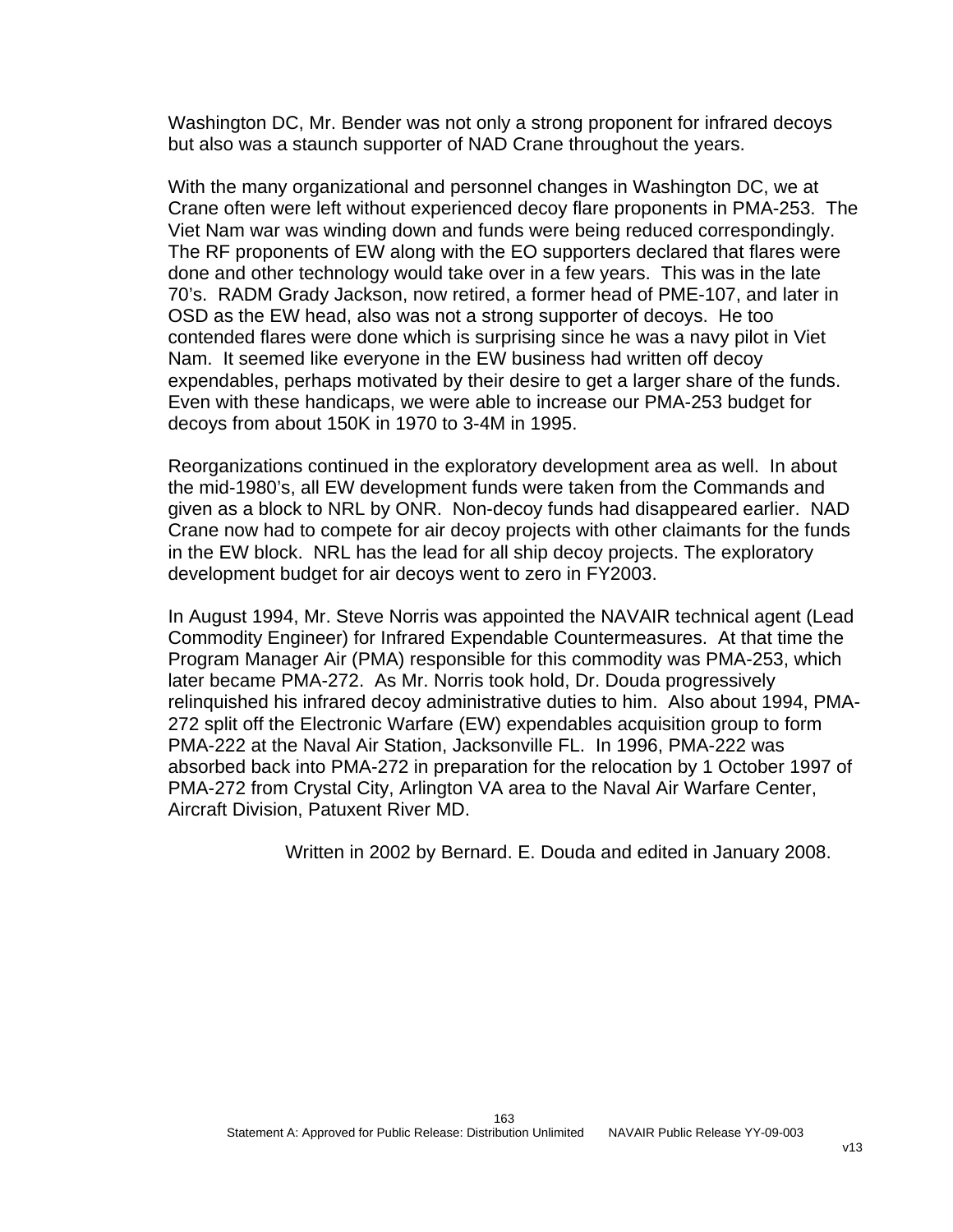Washington DC, Mr. Bender was not only a strong proponent for infrared decoys but also was a staunch supporter of NAD Crane throughout the years.

With the many organizational and personnel changes in Washington DC, we at Crane often were left without experienced decoy flare proponents in PMA-253. The Viet Nam war was winding down and funds were being reduced correspondingly. The RF proponents of EW along with the EO supporters declared that flares were done and other technology would take over in a few years. This was in the late 70's. RADM Grady Jackson, now retired, a former head of PME-107, and later in OSD as the EW head, also was not a strong supporter of decoys. He too contended flares were done which is surprising since he was a navy pilot in Viet Nam. It seemed like everyone in the EW business had written off decoy expendables, perhaps motivated by their desire to get a larger share of the funds. Even with these handicaps, we were able to increase our PMA-253 budget for decoys from about 150K in 1970 to 3-4M in 1995.

Reorganizations continued in the exploratory development area as well. In about the mid-1980's, all EW development funds were taken from the Commands and given as a block to NRL by ONR. Non-decoy funds had disappeared earlier. NAD Crane now had to compete for air decoy projects with other claimants for the funds in the EW block. NRL has the lead for all ship decoy projects. The exploratory development budget for air decoys went to zero in FY2003.

In August 1994, Mr. Steve Norris was appointed the NAVAIR technical agent (Lead Commodity Engineer) for Infrared Expendable Countermeasures. At that time the Program Manager Air (PMA) responsible for this commodity was PMA-253, which later became PMA-272. As Mr. Norris took hold, Dr. Douda progressively relinquished his infrared decoy administrative duties to him. Also about 1994, PMA-272 split off the Electronic Warfare (EW) expendables acquisition group to form PMA-222 at the Naval Air Station, Jacksonville FL. In 1996, PMA-222 was absorbed back into PMA-272 in preparation for the relocation by 1 October 1997 of PMA-272 from Crystal City, Arlington VA area to the Naval Air Warfare Center, Aircraft Division, Patuxent River MD.

Written in 2002 by Bernard. E. Douda and edited in January 2008.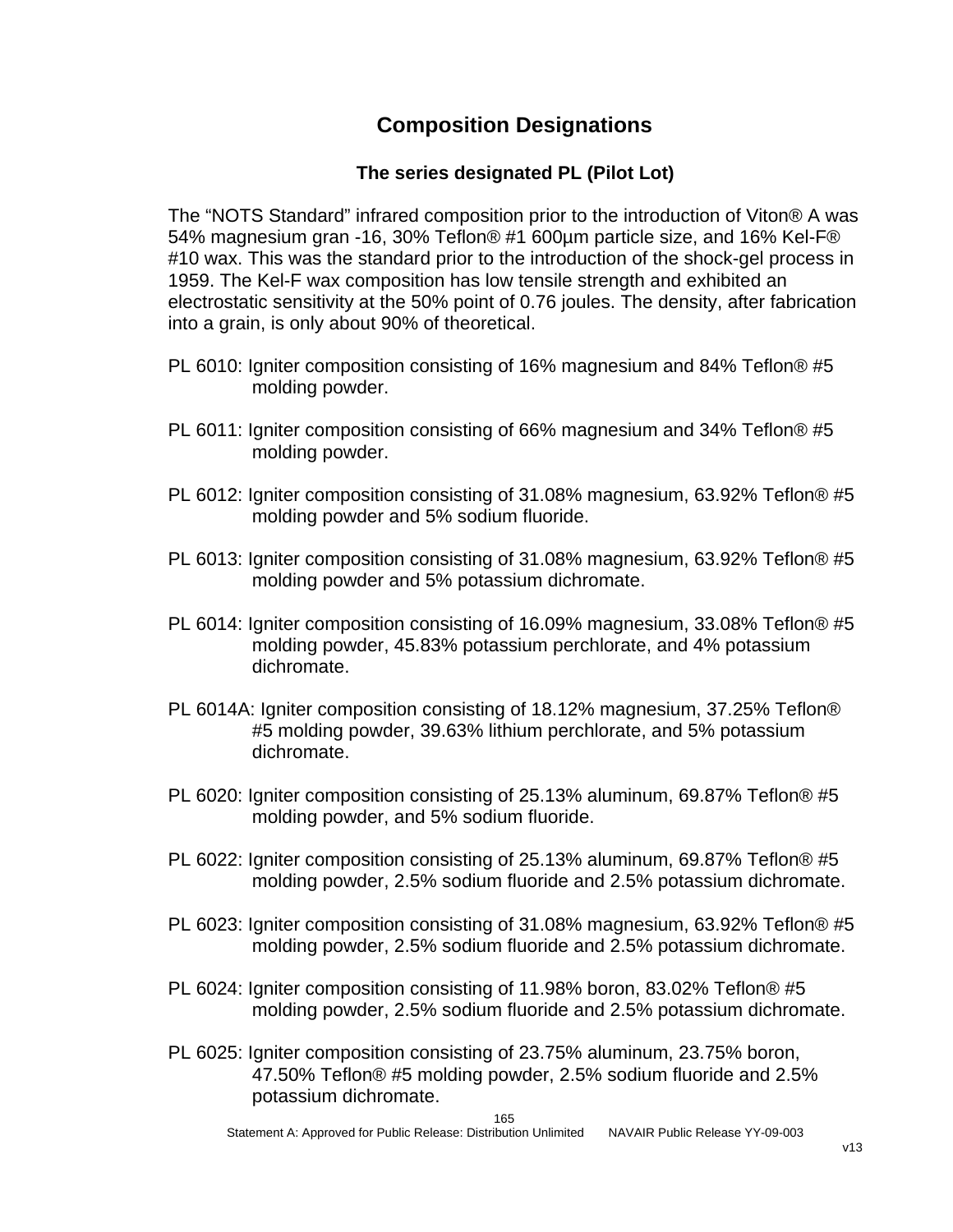## Composition Designations

### The series designated PL (Pilot Lot)

The "NOTS Standard" infrared composition prior to the introduction of Viton® A was 54% magnesium gran -16, 30% Teflon® #1 600µm particle size, and 16% Kel-F® #10 wax. This was the standard prior to the introduction of the shock-gel process in 1959. The Kel-F wax composition has low tensile strength and exhibited an electrostatic sensitivity at the 50% point of 0.76 joules. The density, after fabrication into a grain, is only about 90% of theoretical.

PL 6010: Igniter composition consisting of 16% magnesium and 84% Teflon® #5 molding powder.

PL 6011: Igniter composition consisting of 66% magnesium and 34% Teflon® #5 molding powder.

PL 6012: Igniter composition consisting of 31.08% magnesium, 63.92% Teflon® #5 molding powder and 5% sodium fluoride.

PL 6013: Igniter composition consisting of 31.08% magnesium, 63.92% Teflon® #5 molding powder and 5% potassium dichromate.

PL 6014: Igniter composition consisting of 16.09% magnesium, 33.08% Teflon® #5 molding powder, 45.83% potassium perchlorate, and 4% potassium dichromate.

PL 6014A: Igniter composition consisting of 18.12% magnesium, 37.25% Teflon® #5 molding powder, 39.63% lithium perchlorate, and 5% potassium dichromate.

PL 6020: Igniter composition consisting of 25.13% aluminum, 69.87% Teflon® #5 molding powder, and 5% sodium fluoride.

PL 6022: Igniter composition consisting of 25.13% aluminum, 69.87% Teflon® #5 molding powder, 2.5% sodium fluoride and 2.5% potassium dichromate.

PL 6023: Igniter composition consisting of 31.08% magnesium, 63.92% Teflon® #5 molding powder, 2.5% sodium fluoride and 2.5% potassium dichromate.

PL 6024: Igniter composition consisting of 11.98% boron, 83.02% Teflon® #5 molding powder, 2.5% sodium fluoride and 2.5% potassium dichromate.

PL 6025: Igniter composition consisting of 23.75% aluminum, 23.75% boron, 47.50% Teflon® #5 molding powder, 2.5% sodium fluoride and 2.5% potassium dichromate.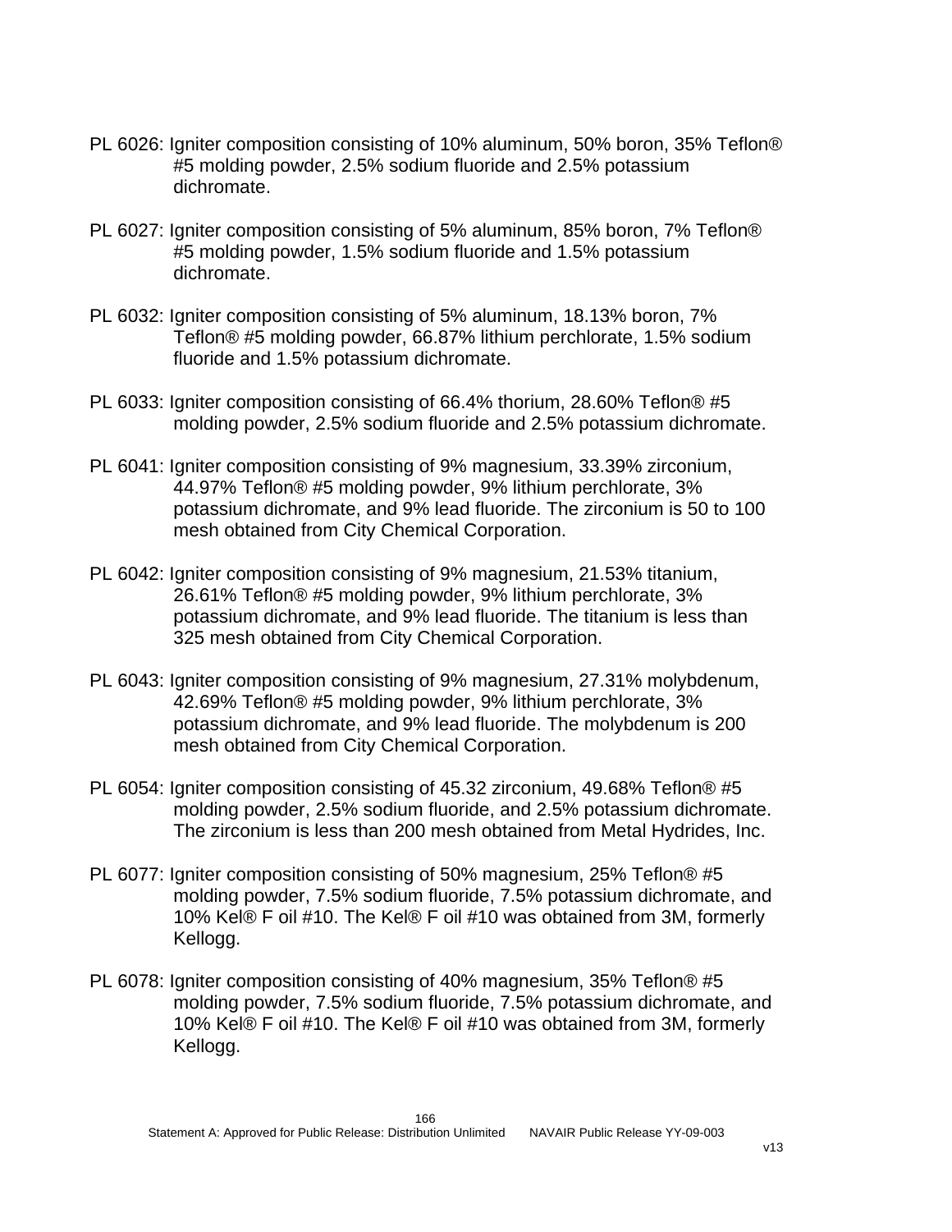PL 6026: Igniter composition consisting of 10% aluminum, 50% boron, 35% Teflon® #5 molding powder, 2.5% sodium fluoride and 2.5% potassium dichromate.

PL 6027: Igniter composition consisting of 5% aluminum, 85% boron, 7% Teflon® #5 molding powder, 1.5% sodium fluoride and 1.5% potassium dichromate.

PL 6032: Igniter composition consisting of 5% aluminum, 18.13% boron, 7% Teflon® #5 molding powder, 66.87% lithium perchlorate, 1.5% sodium fluoride and 1.5% potassium dichromate.

PL 6033: Igniter composition consisting of 66.4% thorium, 28.60% Teflon® #5 molding powder, 2.5% sodium fluoride and 2.5% potassium dichromate.

PL 6041: Igniter composition consisting of 9% magnesium, 33.39% zirconium, 44.97% Teflon® #5 molding powder, 9% lithium perchlorate, 3% potassium dichromate, and 9% lead fluoride. The zirconium is 50 to 100 mesh obtained from City Chemical Corporation.

PL 6042: Igniter composition consisting of 9% magnesium, 21.53% titanium, 26.61% Teflon® #5 molding powder, 9% lithium perchlorate, 3% potassium dichromate, and 9% lead fluoride. The titanium is less than 325 mesh obtained from City Chemical Corporation.

PL 6043: Igniter composition consisting of 9% magnesium, 27.31% molybdenum, 42.69% Teflon® #5 molding powder, 9% lithium perchlorate, 3% potassium dichromate, and 9% lead fluoride. The molybdenum is 200 mesh obtained from City Chemical Corporation.

PL 6054: Igniter composition consisting of 45.32 zirconium, 49.68% Teflon® #5 molding powder, 2.5% sodium fluoride, and 2.5% potassium dichromate. The zirconium is less than 200 mesh obtained from Metal Hydrides, Inc.

PL 6077: Igniter composition consisting of 50% magnesium, 25% Teflon® #5 molding powder, 7.5% sodium fluoride, 7.5% potassium dichromate, and 10% Kel® F oil #10. The Kel® F oil #10 was obtained from 3M, formerly Kellogg.

PL 6078: Igniter composition consisting of 40% magnesium, 35% Teflon® #5 molding powder, 7.5% sodium fluoride, 7.5% potassium dichromate, and 10% Kel® F oil #10. The Kel® F oil #10 was obtained from 3M, formerly Kellogg.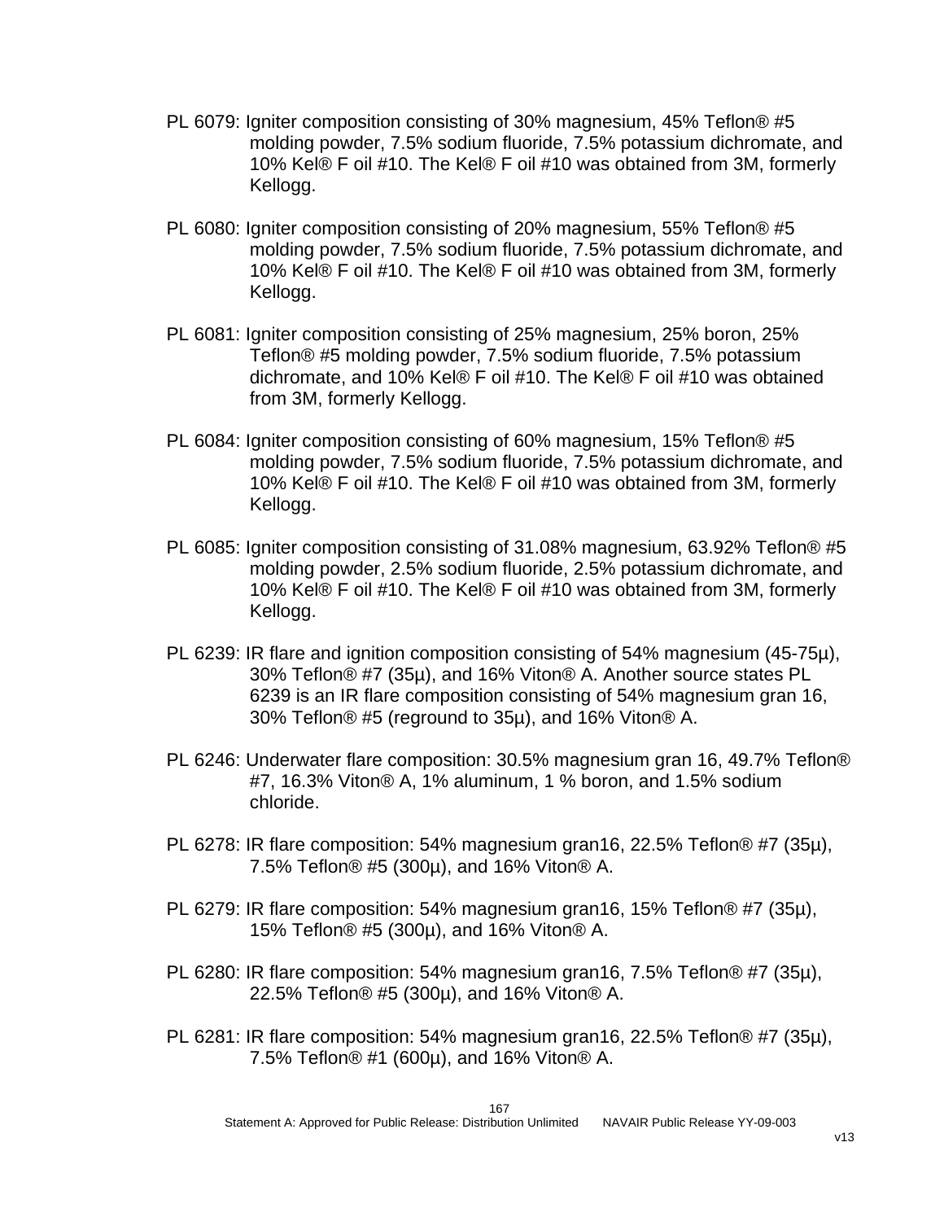PL 6079: Igniter composition consisting of 30% magnesium, 45% Teflon® #5 molding powder, 7.5% sodium fluoride, 7.5% potassium dichromate, and 10% Kel® F oil #10. The Kel® F oil #10 was obtained from 3M, formerly Kellogg.

PL 6080: Igniter composition consisting of 20% magnesium, 55% Teflon® #5 molding powder, 7.5% sodium fluoride, 7.5% potassium dichromate, and 10% Kel® F oil #10. The Kel® F oil #10 was obtained from 3M, formerly Kellogg.

PL 6081: Igniter composition consisting of 25% magnesium, 25% boron, 25% Teflon® #5 molding powder, 7.5% sodium fluoride, 7.5% potassium dichromate, and 10% Kel® F oil #10. The Kel® F oil #10 was obtained from 3M, formerly Kellogg.

PL 6084: Igniter composition consisting of 60% magnesium, 15% Teflon® #5 molding powder, 7.5% sodium fluoride, 7.5% potassium dichromate, and 10% Kel® F oil #10. The Kel® F oil #10 was obtained from 3M, formerly Kellogg.

PL 6085: Igniter composition consisting of 31.08% magnesium, 63.92% Teflon® #5 molding powder, 2.5% sodium fluoride, 2.5% potassium dichromate, and 10% Kel® F oil #10. The Kel® F oil #10 was obtained from 3M, formerly Kellogg.

PL 6239: IR flare and ignition composition consisting of 54% magnesium (45-75µ), 30% Teflon® #7 (35µ), and 16% Viton® A. Another source states PL 6239 is an IR flare composition consisting of 54% magnesium gran 16, 30% Teflon® #5 (reground to 35µ), and 16% Viton® A.

PL 6246: Underwater flare composition: 30.5% magnesium gran 16, 49.7% Teflon® #7, 16.3% Viton® A, 1% aluminum, 1 % boron, and 1.5% sodium chloride.

PL 6278: IR flare composition: 54% magnesium gran16, 22.5% Teflon® #7 (35µ), 7.5% Teflon® #5 (300µ), and 16% Viton® A.

PL 6279: IR flare composition: 54% magnesium gran16, 15% Teflon® #7 (35µ), 15% Teflon® #5 (300µ), and 16% Viton® A.

PL 6280: IR flare composition: 54% magnesium gran16, 7.5% Teflon® #7 (35µ), 22.5% Teflon® #5 (300µ), and 16% Viton® A.

PL 6281: IR flare composition: 54% magnesium gran16, 22.5% Teflon® #7 (35µ), 7.5% Teflon® #1 (600µ), and 16% Viton® A.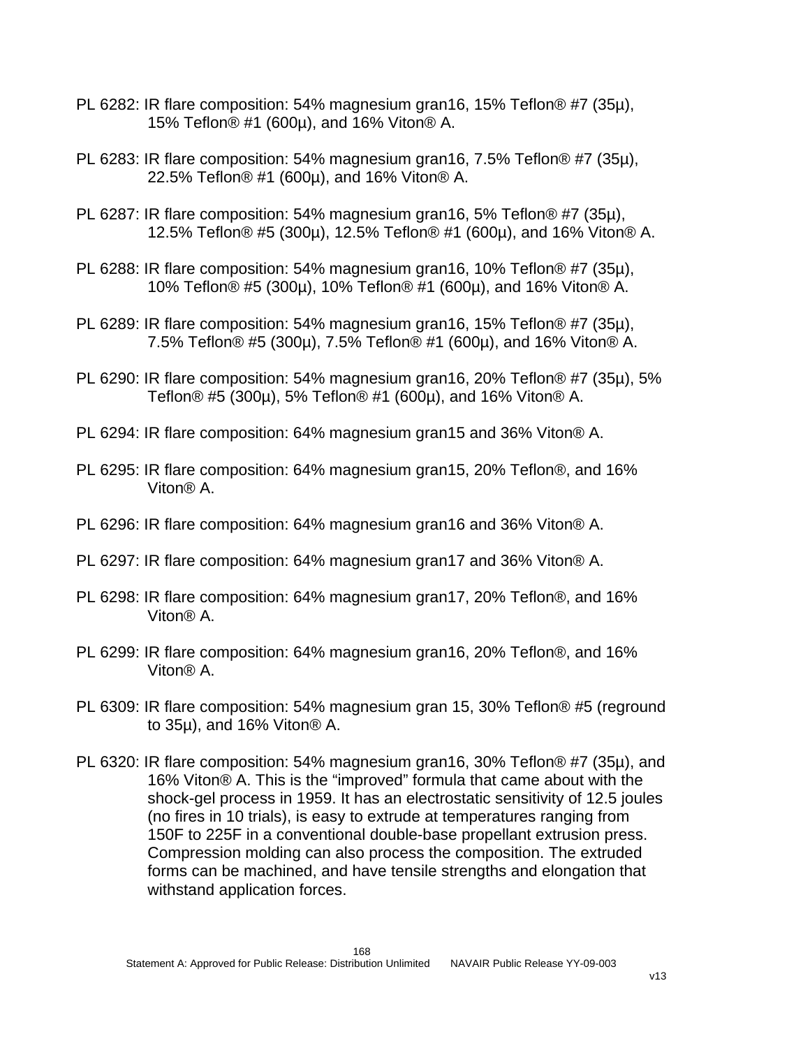PL 6282: IR flare composition: 54% magnesium gran16, 15% Teflon® #7 (35µ), 15% Teflon® #1 (600µ), and 16% Viton® A.

PL 6283: IR flare composition: 54% magnesium gran16, 7.5% Teflon® #7 (35µ), 22.5% Teflon® #1 (600µ), and 16% Viton® A.

PL 6287: IR flare composition: 54% magnesium gran16, 5% Teflon® #7 (35µ), 12.5% Teflon® #5 (300µ), 12.5% Teflon® #1 (600µ), and 16% Viton® A.

PL 6288: IR flare composition: 54% magnesium gran16, 10% Teflon® #7 (35µ), 10% Teflon® #5 (300µ), 10% Teflon® #1 (600µ), and 16% Viton® A.

PL 6289: IR flare composition: 54% magnesium gran16, 15% Teflon® #7 (35µ), 7.5% Teflon® #5 (300µ), 7.5% Teflon® #1 (600µ), and 16% Viton® A.

PL 6290: IR flare composition: 54% magnesium gran16, 20% Teflon® #7 (35µ), 5% Teflon® #5 (300µ), 5% Teflon® #1 (600µ), and 16% Viton® A.

PL 6294: IR flare composition: 64% magnesium gran15 and 36% Viton® A.

PL 6295: IR flare composition: 64% magnesium gran15, 20% Teflon®, and 16% Viton® A.

PL 6296: IR flare composition: 64% magnesium gran16 and 36% Viton® A.

PL 6297: IR flare composition: 64% magnesium gran17 and 36% Viton® A.

PL 6298: IR flare composition: 64% magnesium gran17, 20% Teflon®, and 16% Viton® A.

PL 6299: IR flare composition: 64% magnesium gran16, 20% Teflon®, and 16% Viton® A.

PL 6309: IR flare composition: 54% magnesium gran 15, 30% Teflon® #5 (reground to 35µ), and 16% Viton® A.

PL 6320: IR flare composition: 54% magnesium gran16, 30% Teflon® #7 (35µ), and 16% Viton® A. This is the “improved” formula that came about with the shock-gel process in 1959. It has an electrostatic sensitivity of 12.5 joules (no fires in 10 trials), is easy to extrude at temperatures ranging from 150F to 225F in a conventional double-base propellant extrusion press. Compression molding can also process the composition. The extruded forms can be machined, and have tensile strengths and elongation that withstand application forces.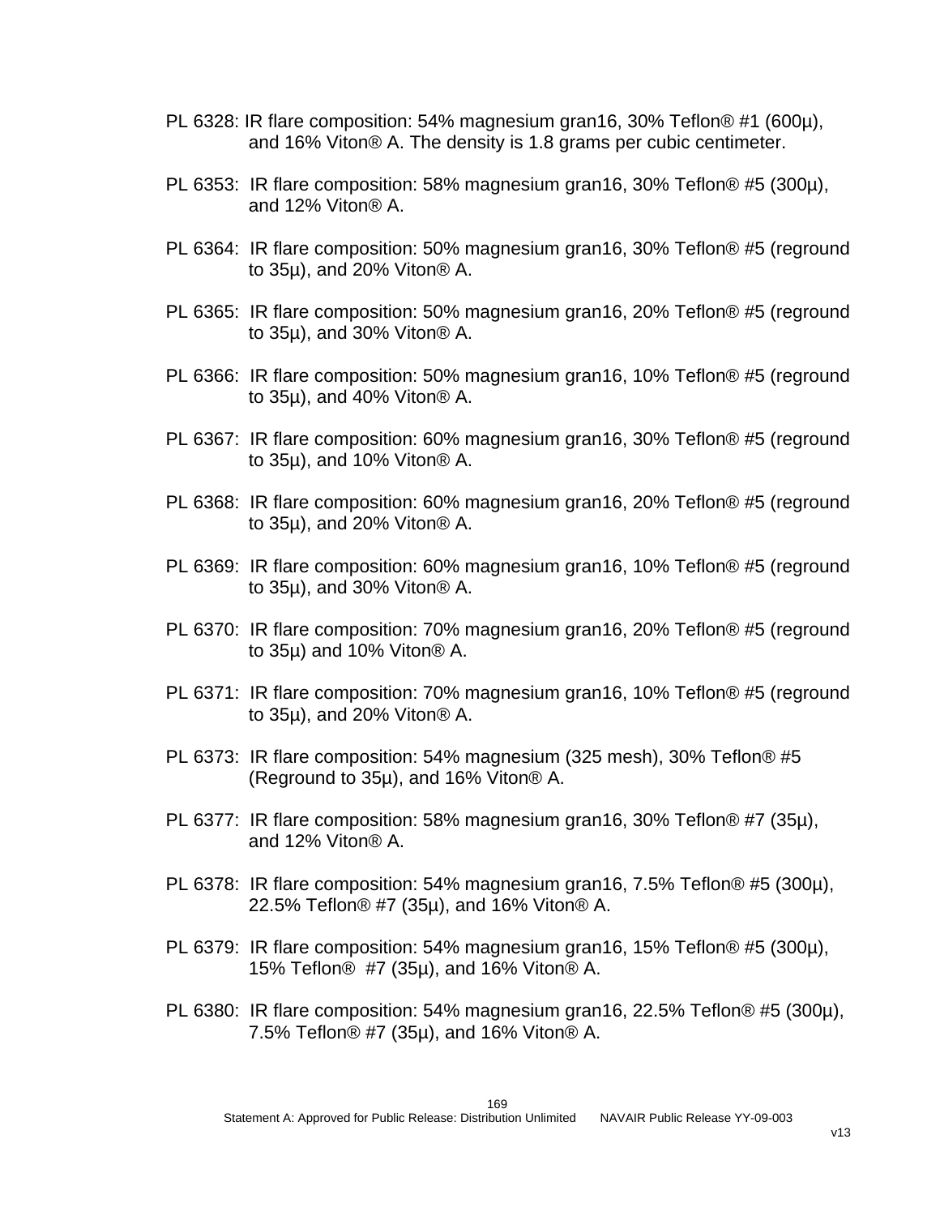PL 6328: IR flare composition: 54% magnesium gran16, 30% Teflon® #1 (600µ), and 16% Viton® A. The density is 1.8 grams per cubic centimeter.

PL 6353: IR flare composition: 58% magnesium gran16, 30% Teflon® #5 (300µ), and 12% Viton® A.

PL 6364: IR flare composition: 50% magnesium gran16, 30% Teflon® #5 (reground to 35µ), and 20% Viton® A.

PL 6365: IR flare composition: 50% magnesium gran16, 20% Teflon® #5 (reground to 35µ), and 30% Viton® A.

PL 6366: IR flare composition: 50% magnesium gran16, 10% Teflon® #5 (reground to 35µ), and 40% Viton® A.

PL 6367: IR flare composition: 60% magnesium gran16, 30% Teflon® #5 (reground to 35µ), and 10% Viton® A.

PL 6368: IR flare composition: 60% magnesium gran16, 20% Teflon® #5 (reground to 35µ), and 20% Viton® A.

PL 6369: IR flare composition: 60% magnesium gran16, 10% Teflon® #5 (reground to 35µ), and 30% Viton® A.

PL 6370: IR flare composition: 70% magnesium gran16, 20% Teflon® #5 (reground to 35µ) and 10% Viton® A.

PL 6371: IR flare composition: 70% magnesium gran16, 10% Teflon® #5 (reground to 35µ), and 20% Viton® A.

PL 6373: IR flare composition: 54% magnesium (325 mesh), 30% Teflon® #5 (Reground to 35µ), and 16% Viton® A.

PL 6377: IR flare composition: 58% magnesium gran16, 30% Teflon® #7 (35µ), and 12% Viton® A.

PL 6378: IR flare composition: 54% magnesium gran16, 7.5% Teflon® #5 (300µ), 22.5% Teflon® #7 (35µ), and 16% Viton® A.

PL 6379: IR flare composition: 54% magnesium gran16, 15% Teflon® #5 (300µ), 15% Teflon® #7 (35µ), and 16% Viton® A.

PL 6380: IR flare composition: 54% magnesium gran16, 22.5% Teflon® #5 (300µ), 7.5% Teflon® #7 (35µ), and 16% Viton® A.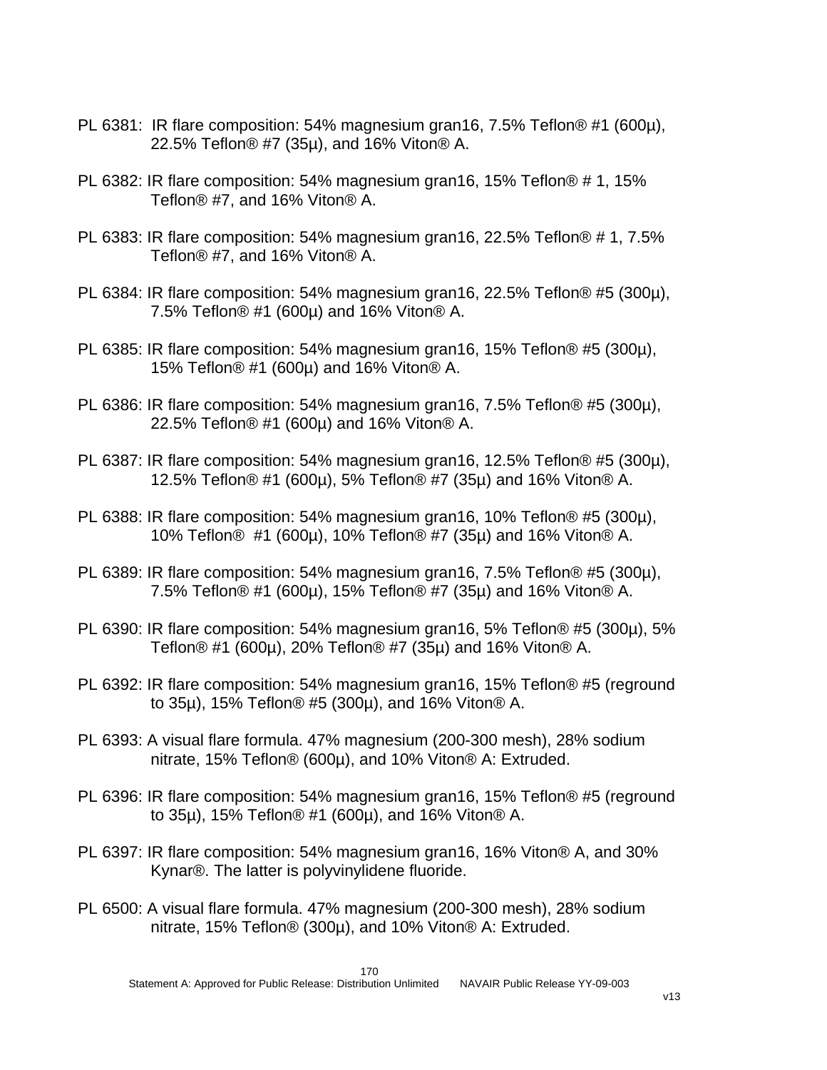PL 6381: IR flare composition: 54% magnesium gran16, 7.5% Teflon® #1 (600µ), 22.5% Teflon® #7 (35µ), and 16% Viton® A.

PL 6382: IR flare composition: 54% magnesium gran16, 15% Teflon® # 1, 15% Teflon® #7, and 16% Viton® A.

PL 6383: IR flare composition: 54% magnesium gran16, 22.5% Teflon® # 1, 7.5% Teflon® #7, and 16% Viton® A.

PL 6384: IR flare composition: 54% magnesium gran16, 22.5% Teflon® #5 (300µ), 7.5% Teflon® #1 (600µ) and 16% Viton® A.

PL 6385: IR flare composition: 54% magnesium gran16, 15% Teflon® #5 (300µ), 15% Teflon® #1 (600µ) and 16% Viton® A.

PL 6386: IR flare composition: 54% magnesium gran16, 7.5% Teflon® #5 (300µ), 22.5% Teflon® #1 (600µ) and 16% Viton® A.

PL 6387: IR flare composition: 54% magnesium gran16, 12.5% Teflon® #5 (300µ), 12.5% Teflon® #1 (600µ), 5% Teflon® #7 (35µ) and 16% Viton® A.

PL 6388: IR flare composition: 54% magnesium gran16, 10% Teflon® #5 (300µ), 10% Teflon® #1 (600µ), 10% Teflon® #7 (35µ) and 16% Viton® A.

PL 6389: IR flare composition: 54% magnesium gran16, 7.5% Teflon® #5 (300µ), 7.5% Teflon® #1 (600µ), 15% Teflon® #7 (35µ) and 16% Viton® A.

PL 6390: IR flare composition: 54% magnesium gran16, 5% Teflon® #5 (300µ), 5% Teflon® #1 (600µ), 20% Teflon® #7 (35µ) and 16% Viton® A.

PL 6392: IR flare composition: 54% magnesium gran16, 15% Teflon® #5 (reground to 35µ), 15% Teflon® #5 (300µ), and 16% Viton® A.

PL 6393: A visual flare formula. 47% magnesium (200-300 mesh), 28% sodium nitrate, 15% Teflon® (600µ), and 10% Viton® A: Extruded.

PL 6396: IR flare composition: 54% magnesium gran16, 15% Teflon® #5 (reground to 35µ), 15% Teflon® #1 (600µ), and 16% Viton® A.

PL 6397: IR flare composition: 54% magnesium gran16, 16% Viton® A, and 30% Kynar®. The latter is polyvinylidene fluoride.

PL 6500: A visual flare formula. 47% magnesium (200-300 mesh), 28% sodium nitrate, 15% Teflon® (300µ), and 10% Viton® A: Extruded.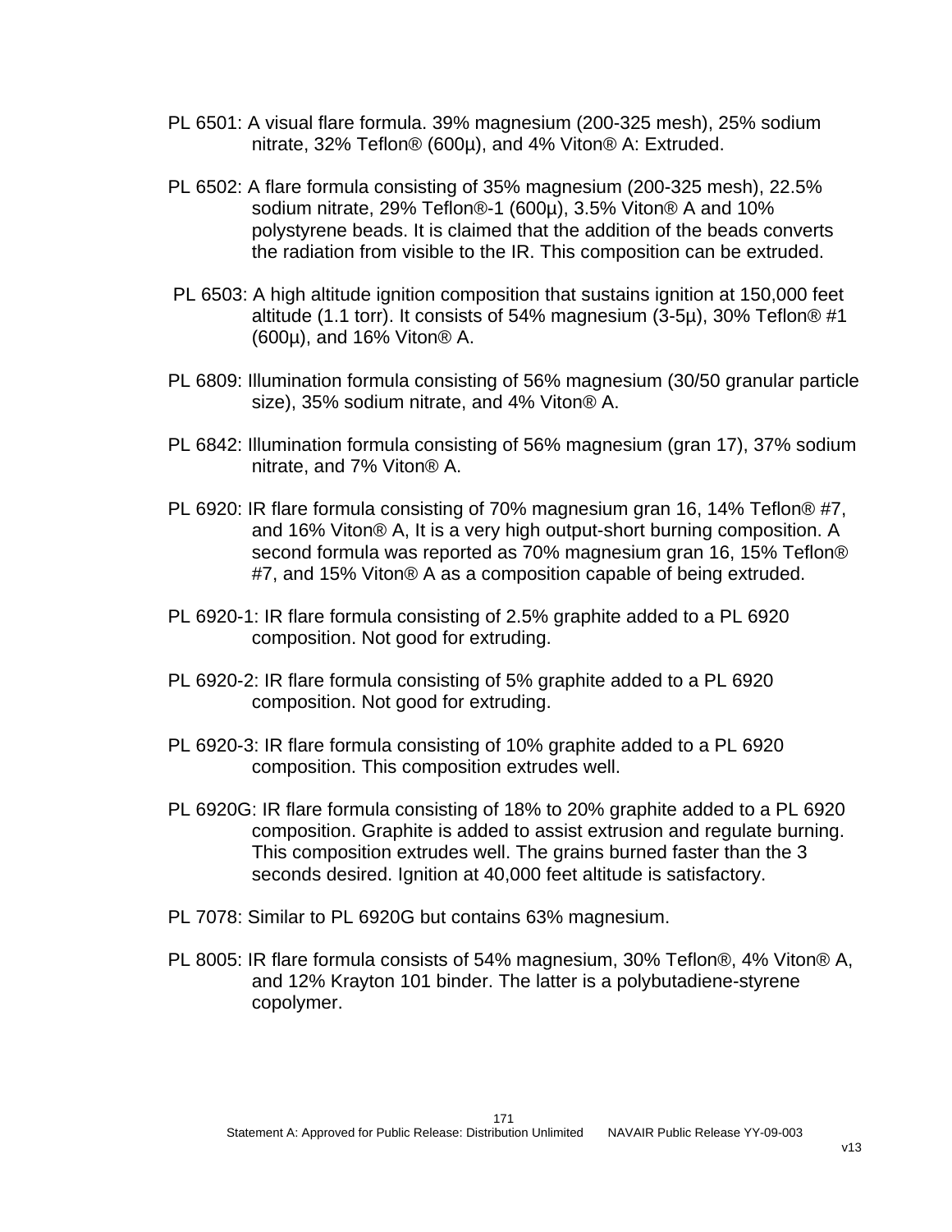PL 6501: A visual flare formula. 39% magnesium (200-325 mesh), 25% sodium nitrate, 32% Teflon® (600μ), and 4% Viton® A: Extruded.

PL 6502: A flare formula consisting of 35% magnesium (200-325 mesh), 22.5% sodium nitrate, 29% Teflon®-1 (600μ), 3.5% Viton® A and 10% polystyrene beads. It is claimed that the addition of the beads converts the radiation from visible to the IR. This composition can be extruded.

PL 6503: A high altitude ignition composition that sustains ignition at 150,000 feet altitude (1.1 torr). It consists of 54% magnesium (3-5μ), 30% Teflon® #1 (600μ), and 16% Viton® A.

PL 6809: Illumination formula consisting of 56% magnesium (30/50 granular particle size), 35% sodium nitrate, and 4% Viton® A.

PL 6842: Illumination formula consisting of 56% magnesium (gran 17), 37% sodium nitrate, and 7% Viton® A.

PL 6920: IR flare formula consisting of 70% magnesium gran 16, 14% Teflon® #7, and 16% Viton® A, It is a very high output-short burning composition. A second formula was reported as 70% magnesium gran 16, 15% Teflon® #7, and 15% Viton® A as a composition capable of being extruded.

PL 6920-1: IR flare formula consisting of 2.5% graphite added to a PL 6920 composition. Not good for extruding.

PL 6920-2: IR flare formula consisting of 5% graphite added to a PL 6920 composition. Not good for extruding.

PL 6920-3: IR flare formula consisting of 10% graphite added to a PL 6920 composition. This composition extrudes well.

PL 6920G: IR flare formula consisting of 18% to 20% graphite added to a PL 6920 composition. Graphite is added to assist extrusion and regulate burning. This composition extrudes well. The grains burned faster than the 3 seconds desired. Ignition at 40,000 feet altitude is satisfactory.

PL 7078: Similar to PL 6920G but contains 63% magnesium.

PL 8005: IR flare formula consists of 54% magnesium, 30% Teflon®, 4% Viton® A, and 12% Krayton 101 binder. The latter is a polybutadiene-styrene copolymer.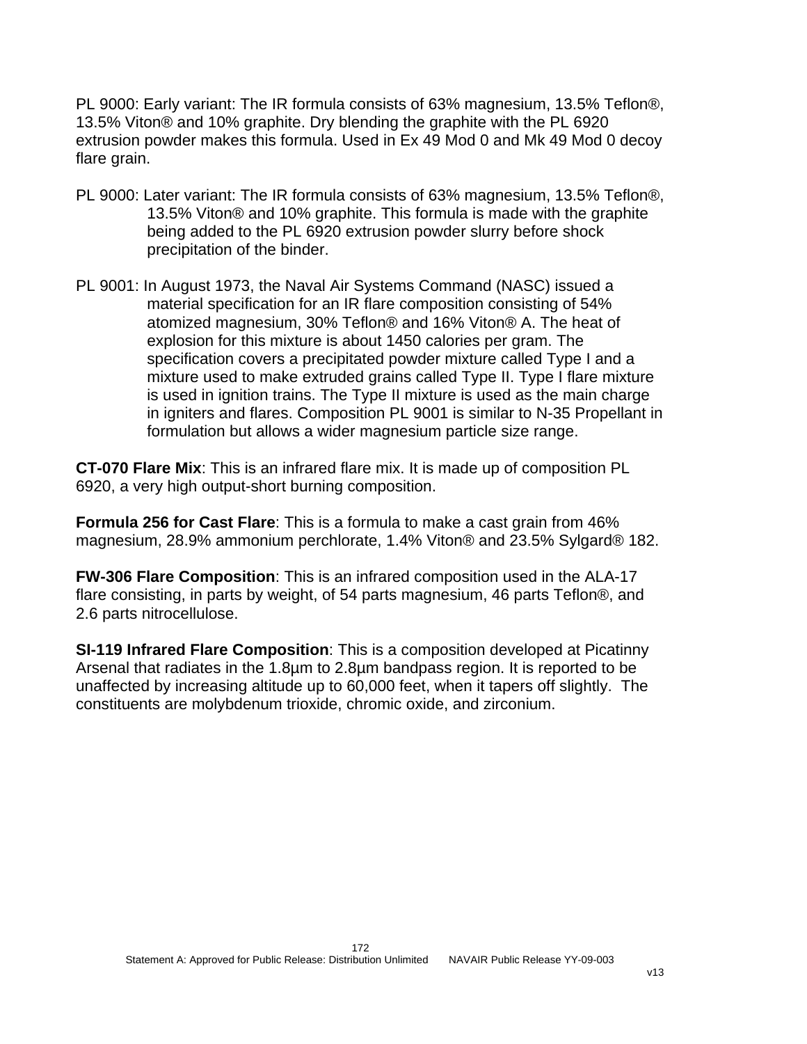PL 9000: Early variant: The IR formula consists of 63% magnesium, 13.5% Teflon®, 13.5% Viton® and 10% graphite. Dry blending the graphite with the PL 6920 extrusion powder makes this formula. Used in Ex 49 Mod 0 and Mk 49 Mod 0 decoy flare grain.

PL 9000: Later variant: The IR formula consists of 63% magnesium, 13.5% Teflon®, 13.5% Viton® and 10% graphite. This formula is made with the graphite being added to the PL 6920 extrusion powder slurry before shock precipitation of the binder.

PL 9001: In August 1973, the Naval Air Systems Command (NASC) issued a material specification for an IR flare composition consisting of 54% atomized magnesium, 30% Teflon® and 16% Viton® A. The heat of explosion for this mixture is about 1450 calories per gram. The specification covers a precipitated powder mixture called Type I and a mixture used to make extruded grains called Type II. Type I flare mixture is used in ignition trains. The Type II mixture is used as the main charge in igniters and flares. Composition PL 9001 is similar to N-35 Propellant in formulation but allows a wider magnesium particle size range.

**CT-070 Flare Mix**: This is an infrared flare mix. It is made up of composition PL 6920, a very high output-short burning composition.

**Formula 256 for Cast Flare**: This is a formula to make a cast grain from 46% magnesium, 28.9% ammonium perchlorate, 1.4% Viton® and 23.5% Sylgard® 182.

**FW-306 Flare Composition**: This is an infrared composition used in the ALA-17 flare consisting, in parts by weight, of 54 parts magnesium, 46 parts Teflon®, and 2.6 parts nitrocellulose.

**SI-119 Infrared Flare Composition**: This is a composition developed at Picatinny Arsenal that radiates in the 1.8µm to 2.8µm bandpass region. It is reported to be unaffected by increasing altitude up to 60,000 feet, when it tapers off slightly. The constituents are molybdenum trioxide, chromic oxide, and zirconium.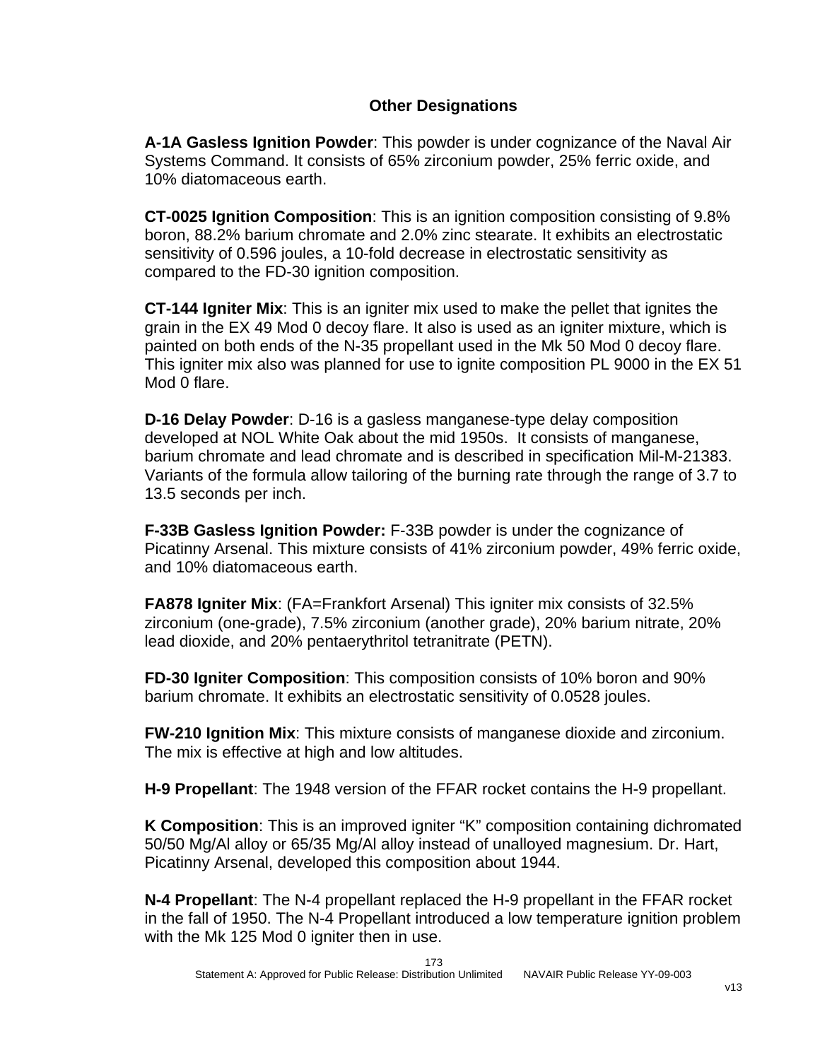## Other Designations

**A-1A Gasless Ignition Powder**: This powder is under cognizance of the Naval Air Systems Command. It consists of 65% zirconium powder, 25% ferric oxide, and 10% diatomaceous earth.

**CT-0025 Ignition Composition**: This is an ignition composition consisting of 9.8% boron, 88.2% barium chromate and 2.0% zinc stearate. It exhibits an electrostatic sensitivity of 0.596 joules, a 10-fold decrease in electrostatic sensitivity as compared to the FD-30 ignition composition.

**CT-144 Igniter Mix**: This is an igniter mix used to make the pellet that ignites the grain in the EX 49 Mod 0 decoy flare. It also is used as an igniter mixture, which is painted on both ends of the N-35 propellant used in the Mk 50 Mod 0 decoy flare. This igniter mix also was planned for use to ignite composition PL 9000 in the EX 51 Mod 0 flare.

**D-16 Delay Powder**: D-16 is a gasless manganese-type delay composition developed at NOL White Oak about the mid 1950s. It consists of manganese, barium chromate and lead chromate and is described in specification Mil-M-21383. Variants of the formula allow tailoring of the burning rate through the range of 3.7 to 13.5 seconds per inch.

**F-33B Gasless Ignition Powder:** F-33B powder is under the cognizance of Picatinny Arsenal. This mixture consists of 41% zirconium powder, 49% ferric oxide, and 10% diatomaceous earth.

**FA878 Igniter Mix**: (FA=Frankfort Arsenal) This igniter mix consists of 32.5% zirconium (one-grade), 7.5% zirconium (another grade), 20% barium nitrate, 20% lead dioxide, and 20% pentaerythritol tetranitrate (PETN).

**FD-30 Igniter Composition**: This composition consists of 10% boron and 90% barium chromate. It exhibits an electrostatic sensitivity of 0.0528 joules.

**FW-210 Ignition Mix**: This mixture consists of manganese dioxide and zirconium. The mix is effective at high and low altitudes.

**H-9 Propellant**: The 1948 version of the FFAR rocket contains the H-9 propellant.

**K Composition**: This is an improved igniter "K" composition containing dichromated 50/50 Mg/Al alloy or 65/35 Mg/Al alloy instead of unalloyed magnesium. Dr. Hart, Picatinny Arsenal, developed this composition about 1944.

**N-4 Propellant**: The N-4 propellant replaced the H-9 propellant in the FFAR rocket in the fall of 1950. The N-4 Propellant introduced a low temperature ignition problem with the Mk 125 Mod 0 igniter then in use.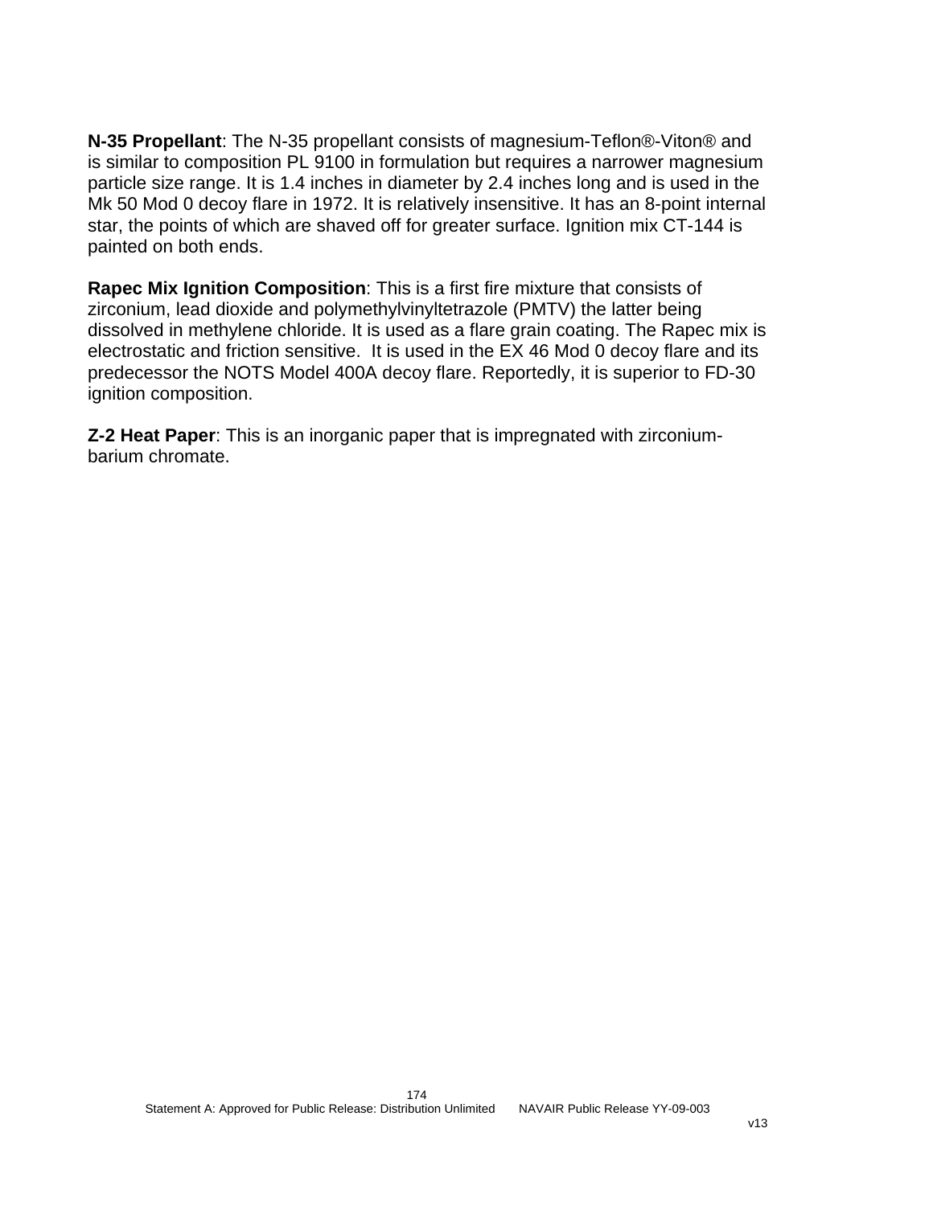**N-35 Propellant**: The N-35 propellant consists of magnesium-Teflon®-Viton® and is similar to composition PL 9100 in formulation but requires a narrower magnesium particle size range. It is 1.4 inches in diameter by 2.4 inches long and is used in the Mk 50 Mod 0 decoy flare in 1972. It is relatively insensitive. It has an 8-point internal star, the points of which are shaved off for greater surface. Ignition mix CT-144 is painted on both ends.

**Rapec Mix Ignition Composition**: This is a first fire mixture that consists of zirconium, lead dioxide and polymethylvinyltetrazole (PMTV) the latter being dissolved in methylene chloride. It is used as a flare grain coating. The Rapec mix is electrostatic and friction sensitive. It is used in the EX 46 Mod 0 decoy flare and its predecessor the NOTS Model 400A decoy flare. Reportedly, it is superior to FD-30 ignition composition.

**Z-2 Heat Paper**: This is an inorganic paper that is impregnated with zirconium-barium chromate.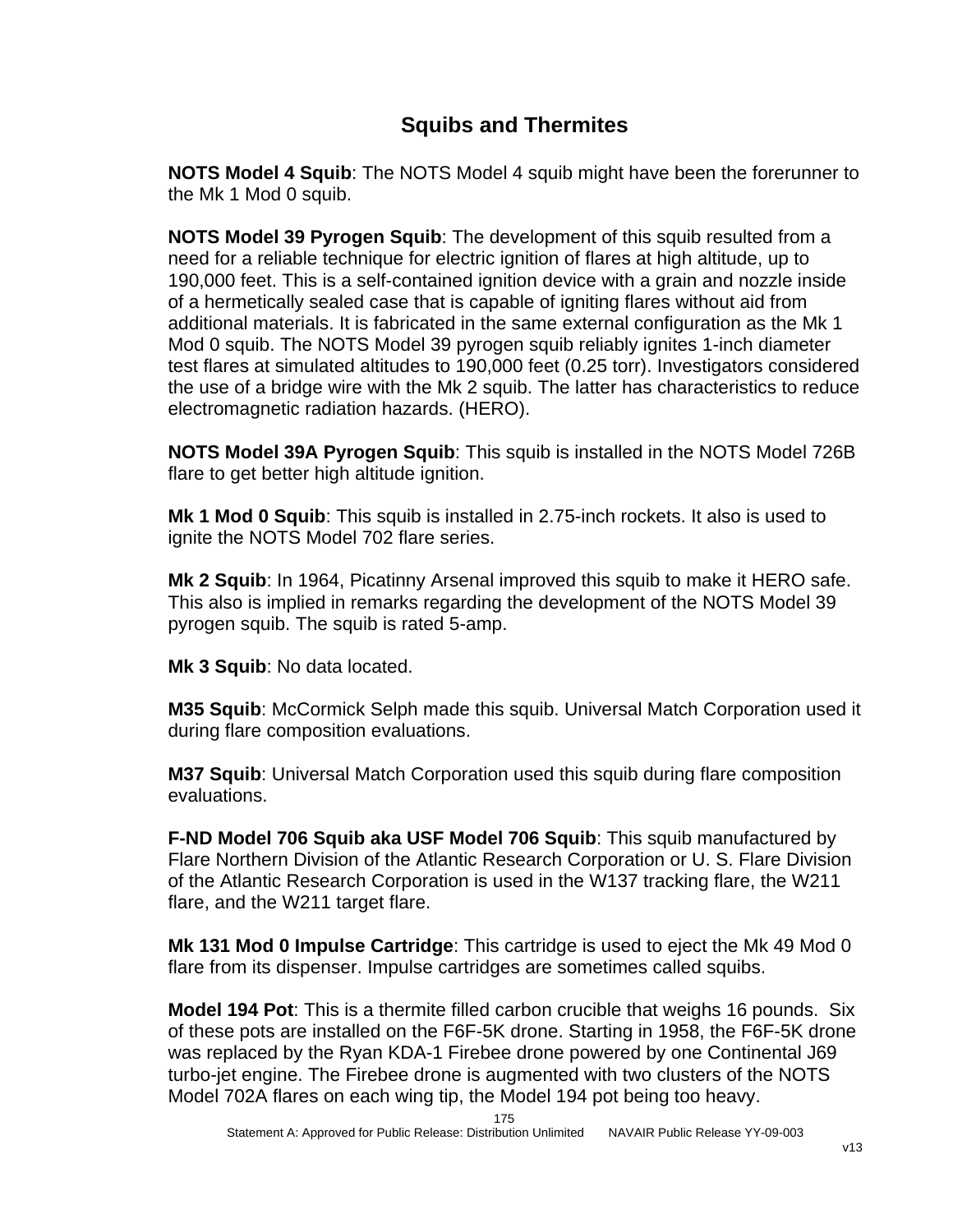## Squibs and Thermites

**NOTS Model 4 Squib**: The NOTS Model 4 squib might have been the forerunner to the Mk 1 Mod 0 squib.

**NOTS Model 39 Pyrogen Squib**: The development of this squib resulted from a need for a reliable technique for electric ignition of flares at high altitude, up to 190,000 feet. This is a self-contained ignition device with a grain and nozzle inside of a hermetically sealed case that is capable of igniting flares without aid from additional materials. It is fabricated in the same external configuration as the Mk 1 Mod 0 squib. The NOTS Model 39 pyrogen squib reliably ignites 1-inch diameter test flares at simulated altitudes to 190,000 feet (0.25 torr). Investigators considered the use of a bridge wire with the Mk 2 squib. The latter has characteristics to reduce electromagnetic radiation hazards. (HERO).

**NOTS Model 39A Pyrogen Squib**: This squib is installed in the NOTS Model 726B flare to get better high altitude ignition.

**Mk 1 Mod 0 Squib**: This squib is installed in 2.75-inch rockets. It also is used to ignite the NOTS Model 702 flare series.

**Mk 2 Squib**: In 1964, Picatinny Arsenal improved this squib to make it HERO safe. This also is implied in remarks regarding the development of the NOTS Model 39 pyrogen squib. The squib is rated 5-amp.

**Mk 3 Squib**: No data located.

**M35 Squib**: McCormick Selph made this squib. Universal Match Corporation used it during flare composition evaluations.

**M37 Squib**: Universal Match Corporation used this squib during flare composition evaluations.

**F-ND Model 706 Squib aka USF Model 706 Squib**: This squib manufactured by Flare Northern Division of the Atlantic Research Corporation or U. S. Flare Division of the Atlantic Research Corporation is used in the W137 tracking flare, the W211 flare, and the W211 target flare.

**Mk 131 Mod 0 Impulse Cartridge**: This cartridge is used to eject the Mk 49 Mod 0 flare from its dispenser. Impulse cartridges are sometimes called squibs.

**Model 194 Pot**: This is a thermite filled carbon crucible that weighs 16 pounds. Six of these pots are installed on the F6F-5K drone. Starting in 1958, the F6F-5K drone was replaced by the Ryan KDA-1 Firebee drone powered by one Continental J69 turbo-jet engine. The Firebee drone is augmented with two clusters of the NOTS Model 702A flares on each wing tip, the Model 194 pot being too heavy.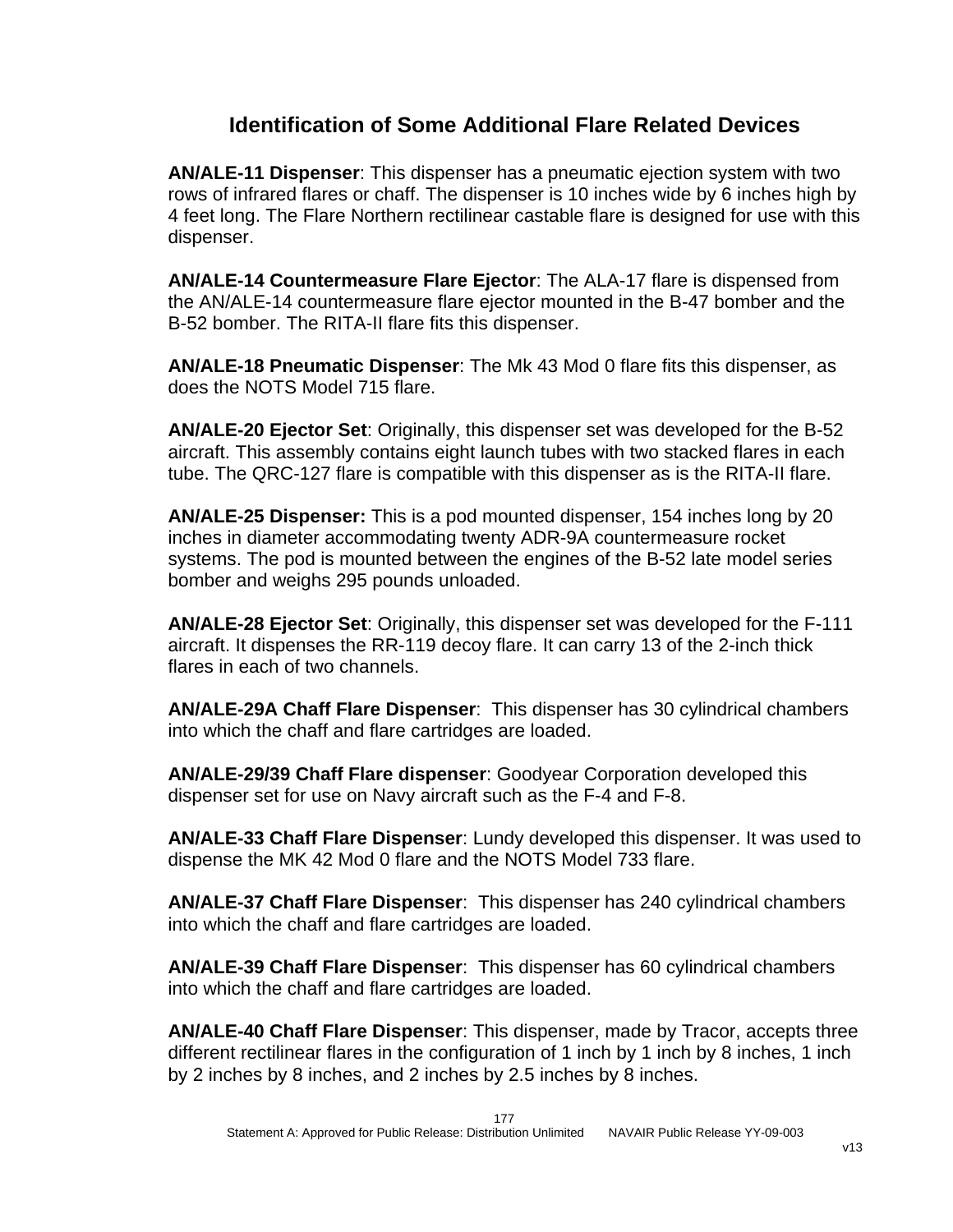## Identification of Some Additional Flare Related Devices

**AN/ALE-11 Dispenser**: This dispenser has a pneumatic ejection system with two rows of infrared flares or chaff. The dispenser is 10 inches wide by 6 inches high by 4 feet long. The Flare Northern rectilinear castable flare is designed for use with this dispenser.

**AN/ALE-14 Countermeasure Flare Ejector**: The ALA-17 flare is dispensed from the AN/ALE-14 countermeasure flare ejector mounted in the B-47 bomber and the B-52 bomber. The RITA-II flare fits this dispenser.

**AN/ALE-18 Pneumatic Dispenser**: The Mk 43 Mod 0 flare fits this dispenser, as does the NOTS Model 715 flare.

**AN/ALE-20 Ejector Set**: Originally, this dispenser set was developed for the B-52 aircraft. This assembly contains eight launch tubes with two stacked flares in each tube. The QRC-127 flare is compatible with this dispenser as is the RITA-II flare.

**AN/ALE-25 Dispenser:** This is a pod mounted dispenser, 154 inches long by 20 inches in diameter accommodating twenty ADR-9A countermeasure rocket systems. The pod is mounted between the engines of the B-52 late model series bomber and weighs 295 pounds unloaded.

**AN/ALE-28 Ejector Set**: Originally, this dispenser set was developed for the F-111 aircraft. It dispenses the RR-119 decoy flare. It can carry 13 of the 2-inch thick flares in each of two channels.

**AN/ALE-29A Chaff Flare Dispenser**: This dispenser has 30 cylindrical chambers into which the chaff and flare cartridges are loaded.

**AN/ALE-29/39 Chaff Flare dispenser**: Goodyear Corporation developed this dispenser set for use on Navy aircraft such as the F-4 and F-8.

**AN/ALE-33 Chaff Flare Dispenser**: Lundy developed this dispenser. It was used to dispense the MK 42 Mod 0 flare and the NOTS Model 733 flare.

**AN/ALE-37 Chaff Flare Dispenser**: This dispenser has 240 cylindrical chambers into which the chaff and flare cartridges are loaded.

**AN/ALE-39 Chaff Flare Dispenser**: This dispenser has 60 cylindrical chambers into which the chaff and flare cartridges are loaded.

**AN/ALE-40 Chaff Flare Dispenser**: This dispenser, made by Tracor, accepts three different rectilinear flares in the configuration of 1 inch by 1 inch by 8 inches, 1 inch by 2 inches by 8 inches, and 2 inches by 2.5 inches by 8 inches.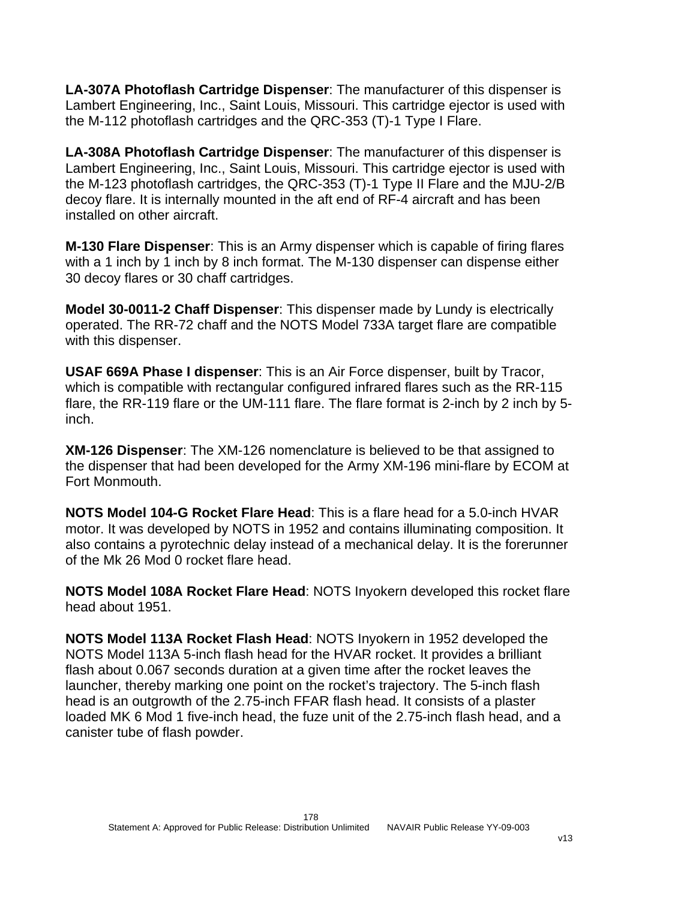**LA-307A Photoflash Cartridge Dispenser**: The manufacturer of this dispenser is Lambert Engineering, Inc., Saint Louis, Missouri. This cartridge ejector is used with the M-112 photoflash cartridges and the QRC-353 (T)-1 Type I Flare.

**LA-308A Photoflash Cartridge Dispenser**: The manufacturer of this dispenser is Lambert Engineering, Inc., Saint Louis, Missouri. This cartridge ejector is used with the M-123 photoflash cartridges, the QRC-353 (T)-1 Type II Flare and the MJU-2/B decoy flare. It is internally mounted in the aft end of RF-4 aircraft and has been installed on other aircraft.

**M-130 Flare Dispenser**: This is an Army dispenser which is capable of firing flares with a 1 inch by 1 inch by 8 inch format. The M-130 dispenser can dispense either 30 decoy flares or 30 chaff cartridges.

**Model 30-0011-2 Chaff Dispenser**: This dispenser made by Lundy is electrically operated. The RR-72 chaff and the NOTS Model 733A target flare are compatible with this dispenser.

**USAF 669A Phase I dispenser**: This is an Air Force dispenser, built by Tracor, which is compatible with rectangular configured infrared flares such as the RR-115 flare, the RR-119 flare or the UM-111 flare. The flare format is 2-inch by 2 inch by 5-inch.

**XM-126 Dispenser**: The XM-126 nomenclature is believed to be that assigned to the dispenser that had been developed for the Army XM-196 mini-flare by ECOM at Fort Monmouth.

**NOTS Model 104-G Rocket Flare Head**: This is a flare head for a 5.0-inch HVAR motor. It was developed by NOTS in 1952 and contains illuminating composition. It also contains a pyrotechnic delay instead of a mechanical delay. It is the forerunner of the Mk 26 Mod 0 rocket flare head.

**NOTS Model 108A Rocket Flare Head**: NOTS Inyokern developed this rocket flare head about 1951.

**NOTS Model 113A Rocket Flash Head**: NOTS Inyokern in 1952 developed the NOTS Model 113A 5-inch flash head for the HVAR rocket. It provides a brilliant flash about 0.067 seconds duration at a given time after the rocket leaves the launcher, thereby marking one point on the rocket's trajectory. The 5-inch flash head is an outgrowth of the 2.75-inch FFAR flash head. It consists of a plaster loaded MK 6 Mod 1 five-inch head, the fuze unit of the 2.75-inch flash head, and a canister tube of flash powder.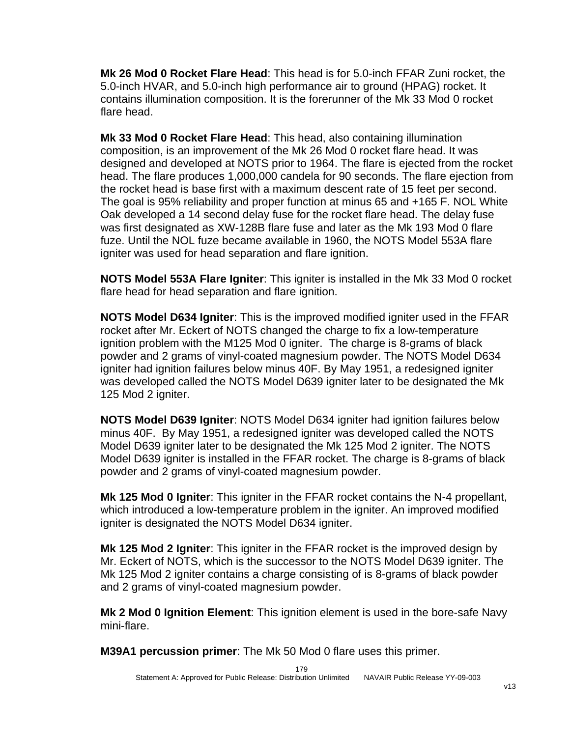**Mk 26 Mod 0 Rocket Flare Head**: This head is for 5.0-inch FFAR Zuni rocket, the 5.0-inch HVAR, and 5.0-inch high performance air to ground (HPAG) rocket. It contains illumination composition. It is the forerunner of the Mk 33 Mod 0 rocket flare head.

**Mk 33 Mod 0 Rocket Flare Head**: This head, also containing illumination composition, is an improvement of the Mk 26 Mod 0 rocket flare head. It was designed and developed at NOTS prior to 1964. The flare is ejected from the rocket head. The flare produces 1,000,000 candela for 90 seconds. The flare ejection from the rocket head is base first with a maximum descent rate of 15 feet per second. The goal is 95% reliability and proper function at minus 65 and +165 F. NOL White Oak developed a 14 second delay fuse for the rocket flare head. The delay fuse was first designated as XW-128B flare fuse and later as the Mk 193 Mod 0 flare fuze. Until the NOL fuze became available in 1960, the NOTS Model 553A flare igniter was used for head separation and flare ignition.

**NOTS Model 553A Flare Igniter**: This igniter is installed in the Mk 33 Mod 0 rocket flare head for head separation and flare ignition.

**NOTS Model D634 Igniter**: This is the improved modified igniter used in the FFAR rocket after Mr. Eckert of NOTS changed the charge to fix a low-temperature ignition problem with the M125 Mod 0 igniter. The charge is 8-grams of black powder and 2 grams of vinyl-coated magnesium powder. The NOTS Model D634 igniter had ignition failures below minus 40F. By May 1951, a redesigned igniter was developed called the NOTS Model D639 igniter later to be designated the Mk 125 Mod 2 igniter.

**NOTS Model D639 Igniter**: NOTS Model D634 igniter had ignition failures below minus 40F. By May 1951, a redesigned igniter was developed called the NOTS Model D639 igniter later to be designated the Mk 125 Mod 2 igniter. The NOTS Model D639 igniter is installed in the FFAR rocket. The charge is 8-grams of black powder and 2 grams of vinyl-coated magnesium powder.

**Mk 125 Mod 0 Igniter**: This igniter in the FFAR rocket contains the N-4 propellant, which introduced a low-temperature problem in the igniter. An improved modified igniter is designated the NOTS Model D634 igniter.

**Mk 125 Mod 2 Igniter**: This igniter in the FFAR rocket is the improved design by Mr. Eckert of NOTS, which is the successor to the NOTS Model D639 igniter. The Mk 125 Mod 2 igniter contains a charge consisting of is 8-grams of black powder and 2 grams of vinyl-coated magnesium powder.

**Mk 2 Mod 0 Ignition Element**: This ignition element is used in the bore-safe Navy mini-flare.

**M39A1 percussion primer**: The Mk 50 Mod 0 flare uses this primer.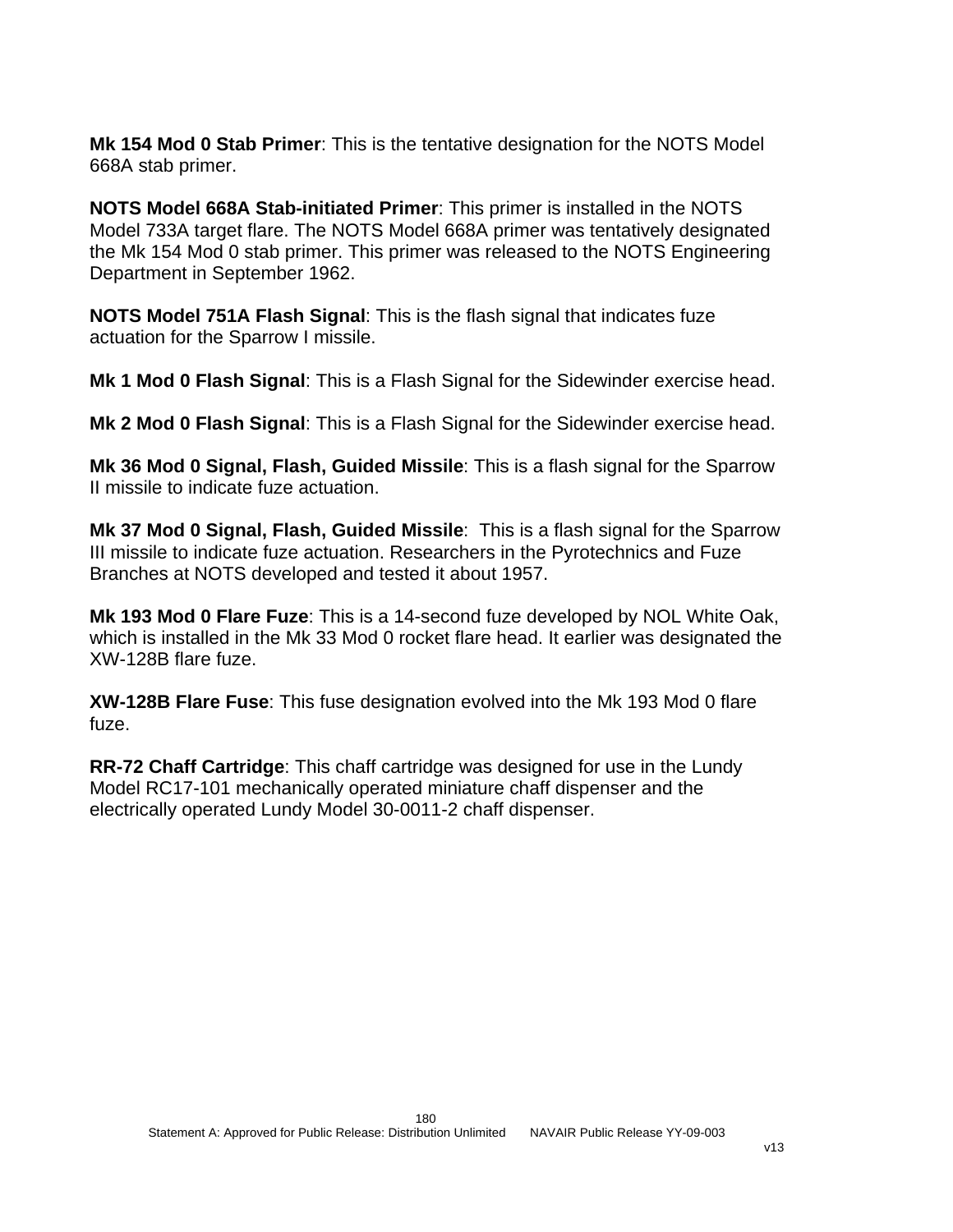**Mk 154 Mod 0 Stab Primer**: This is the tentative designation for the NOTS Model 668A stab primer.

**NOTS Model 668A Stab-initiated Primer**: This primer is installed in the NOTS Model 733A target flare. The NOTS Model 668A primer was tentatively designated the Mk 154 Mod 0 stab primer. This primer was released to the NOTS Engineering Department in September 1962.

**NOTS Model 751A Flash Signal**: This is the flash signal that indicates fuze actuation for the Sparrow I missile.

**Mk 1 Mod 0 Flash Signal**: This is a Flash Signal for the Sidewinder exercise head.

**Mk 2 Mod 0 Flash Signal**: This is a Flash Signal for the Sidewinder exercise head.

**Mk 36 Mod 0 Signal, Flash, Guided Missile**: This is a flash signal for the Sparrow II missile to indicate fuze actuation.

**Mk 37 Mod 0 Signal, Flash, Guided Missile**: This is a flash signal for the Sparrow III missile to indicate fuze actuation. Researchers in the Pyrotechnics and Fuze Branches at NOTS developed and tested it about 1957.

**Mk 193 Mod 0 Flare Fuze**: This is a 14-second fuze developed by NOL White Oak, which is installed in the Mk 33 Mod 0 rocket flare head. It earlier was designated the XW-128B flare fuze.

**XW-128B Flare Fuse**: This fuse designation evolved into the Mk 193 Mod 0 flare fuze.

**RR-72 Chaff Cartridge**: This chaff cartridge was designed for use in the Lundy Model RC17-101 mechanically operated miniature chaff dispenser and the electrically operated Lundy Model 30-0011-2 chaff dispenser.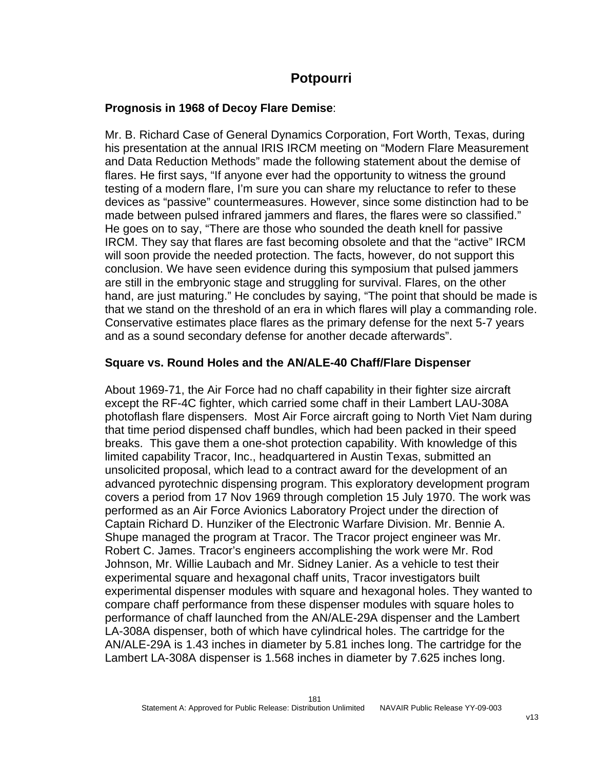## Potpourri

**Prognosis in 1968 of Decoy Flare Demise**:

Mr. B. Richard Case of General Dynamics Corporation, Fort Worth, Texas, during his presentation at the annual IRIS IRCM meeting on "Modern Flare Measurement and Data Reduction Methods" made the following statement about the demise of flares. He first says, "If anyone ever had the opportunity to witness the ground testing of a modern flare, I'm sure you can share my reluctance to refer to these devices as "passive" countermeasures. However, since some distinction had to be made between pulsed infrared jammers and flares, the flares were so classified." He goes on to say, "There are those who sounded the death knell for passive IRCM. They say that flares are fast becoming obsolete and that the "active" IRCM will soon provide the needed protection. The facts, however, do not support this conclusion. We have seen evidence during this symposium that pulsed jammers are still in the embryonic stage and struggling for survival. Flares, on the other hand, are just maturing." He concludes by saying, "The point that should be made is that we stand on the threshold of an era in which flares will play a commanding role. Conservative estimates place flares as the primary defense for the next 5-7 years and as a sound secondary defense for another decade afterwards".

**Square vs. Round Holes and the AN/ALE-40 Chaff/Flare Dispenser**

About 1969-71, the Air Force had no chaff capability in their fighter size aircraft except the RF-4C fighter, which carried some chaff in their Lambert LAU-308A photoflash flare dispensers. Most Air Force aircraft going to North Viet Nam during that time period dispensed chaff bundles, which had been packed in their speed breaks. This gave them a one-shot protection capability. With knowledge of this limited capability Tracor, Inc., headquartered in Austin Texas, submitted an unsolicited proposal, which lead to a contract award for the development of an advanced pyrotechnic dispensing program. This exploratory development program covers a period from 17 Nov 1969 through completion 15 July 1970. The work was performed as an Air Force Avionics Laboratory Project under the direction of Captain Richard D. Hunziker of the Electronic Warfare Division. Mr. Bennie A. Shupe managed the program at Tracor. The Tracor project engineer was Mr. Robert C. James. Tracor's engineers accomplishing the work were Mr. Rod Johnson, Mr. Willie Laubach and Mr. Sidney Lanier. As a vehicle to test their experimental square and hexagonal chaff units, Tracor investigators built experimental dispenser modules with square and hexagonal holes. They wanted to compare chaff performance from these dispenser modules with square holes to performance of chaff launched from the AN/ALE-29A dispenser and the Lambert LA-308A dispenser, both of which have cylindrical holes. The cartridge for the AN/ALE-29A is 1.43 inches in diameter by 5.81 inches long. The cartridge for the Lambert LA-308A dispenser is 1.568 inches in diameter by 7.625 inches long.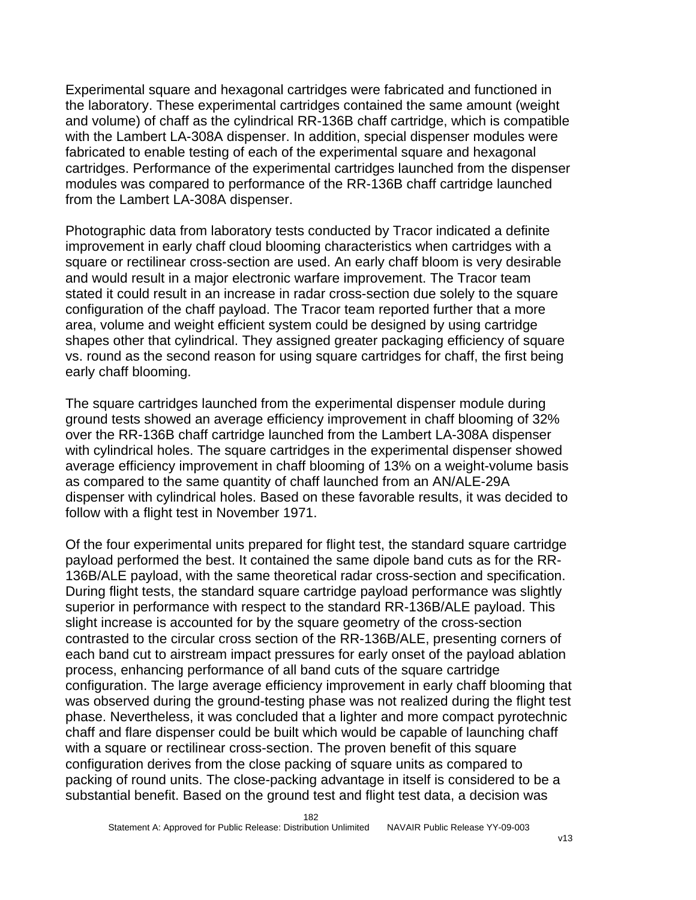Experimental square and hexagonal cartridges were fabricated and functioned in the laboratory. These experimental cartridges contained the same amount (weight and volume) of chaff as the cylindrical RR-136B chaff cartridge, which is compatible with the Lambert LA-308A dispenser. In addition, special dispenser modules were fabricated to enable testing of each of the experimental square and hexagonal cartridges. Performance of the experimental cartridges launched from the dispenser modules was compared to performance of the RR-136B chaff cartridge launched from the Lambert LA-308A dispenser.

Photographic data from laboratory tests conducted by Tracor indicated a definite improvement in early chaff cloud blooming characteristics when cartridges with a square or rectilinear cross-section are used. An early chaff bloom is very desirable and would result in a major electronic warfare improvement. The Tracor team stated it could result in an increase in radar cross-section due solely to the square configuration of the chaff payload. The Tracor team reported further that a more area, volume and weight efficient system could be designed by using cartridge shapes other that cylindrical. They assigned greater packaging efficiency of square vs. round as the second reason for using square cartridges for chaff, the first being early chaff blooming.

The square cartridges launched from the experimental dispenser module during ground tests showed an average efficiency improvement in chaff blooming of 32% over the RR-136B chaff cartridge launched from the Lambert LA-308A dispenser with cylindrical holes. The square cartridges in the experimental dispenser showed average efficiency improvement in chaff blooming of 13% on a weight-volume basis as compared to the same quantity of chaff launched from an AN/ALE-29A dispenser with cylindrical holes. Based on these favorable results, it was decided to follow with a flight test in November 1971.

Of the four experimental units prepared for flight test, the standard square cartridge payload performed the best. It contained the same dipole band cuts as for the RR-136B/ALE payload, with the same theoretical radar cross-section and specification. During flight tests, the standard square cartridge payload performance was slightly superior in performance with respect to the standard RR-136B/ALE payload. This slight increase is accounted for by the square geometry of the cross-section contrasted to the circular cross section of the RR-136B/ALE, presenting corners of each band cut to airstream impact pressures for early onset of the payload ablation process, enhancing performance of all band cuts of the square cartridge configuration. The large average efficiency improvement in early chaff blooming that was observed during the ground-testing phase was not realized during the flight test phase. Nevertheless, it was concluded that a lighter and more compact pyrotechnic chaff and flare dispenser could be built which would be capable of launching chaff with a square or rectilinear cross-section. The proven benefit of this square configuration derives from the close packing of square units as compared to packing of round units. The close-packing advantage in itself is considered to be a substantial benefit. Based on the ground test and flight test data, a decision was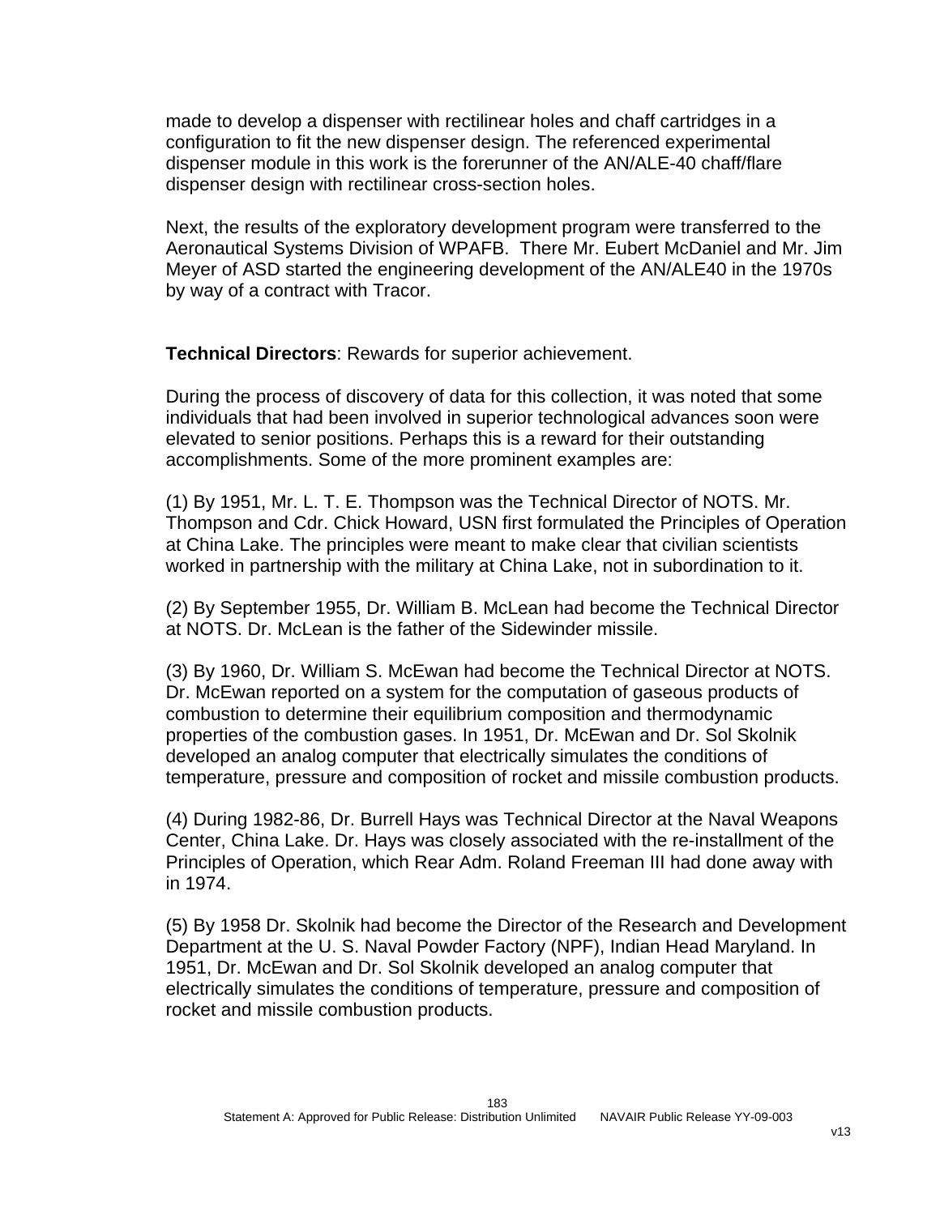made to develop a dispenser with rectilinear holes and chaff cartridges in a configuration to fit the new dispenser design. The referenced experimental dispenser module in this work is the forerunner of the AN/ALE-40 chaff/flare dispenser design with rectilinear cross-section holes.

Next, the results of the exploratory development program were transferred to the Aeronautical Systems Division of WPAFB. There Mr. Eubert McDaniel and Mr. Jim Meyer of ASD started the engineering development of the AN/ALE40 in the 1970s by way of a contract with Tracor.

**Technical Directors**: Rewards for superior achievement.

During the process of discovery of data for this collection, it was noted that some individuals that had been involved in superior technological advances soon were elevated to senior positions. Perhaps this is a reward for their outstanding accomplishments. Some of the more prominent examples are:

(1) By 1951, Mr. L. T. E. Thompson was the Technical Director of NOTS. Mr. Thompson and Cdr. Chick Howard, USN first formulated the Principles of Operation at China Lake. The principles were meant to make clear that civilian scientists worked in partnership with the military at China Lake, not in subordination to it.

(2) By September 1955, Dr. William B. McLean had become the Technical Director at NOTS. Dr. McLean is the father of the Sidewinder missile.

(3) By 1960, Dr. William S. McEwan had become the Technical Director at NOTS. Dr. McEwan reported on a system for the computation of gaseous products of combustion to determine their equilibrium composition and thermodynamic properties of the combustion gases. In 1951, Dr. McEwan and Dr. Sol Skolnik developed an analog computer that electrically simulates the conditions of temperature, pressure and composition of rocket and missile combustion products.

(4) During 1982-86, Dr. Burrell Hays was Technical Director at the Naval Weapons Center, China Lake. Dr. Hays was closely associated with the re-installment of the Principles of Operation, which Rear Adm. Roland Freeman III had done away with in 1974.

(5) By 1958 Dr. Skolnik had become the Director of the Research and Development Department at the U. S. Naval Powder Factory (NPF), Indian Head Maryland. In 1951, Dr. McEwan and Dr. Sol Skolnik developed an analog computer that electrically simulates the conditions of temperature, pressure and composition of rocket and missile combustion products.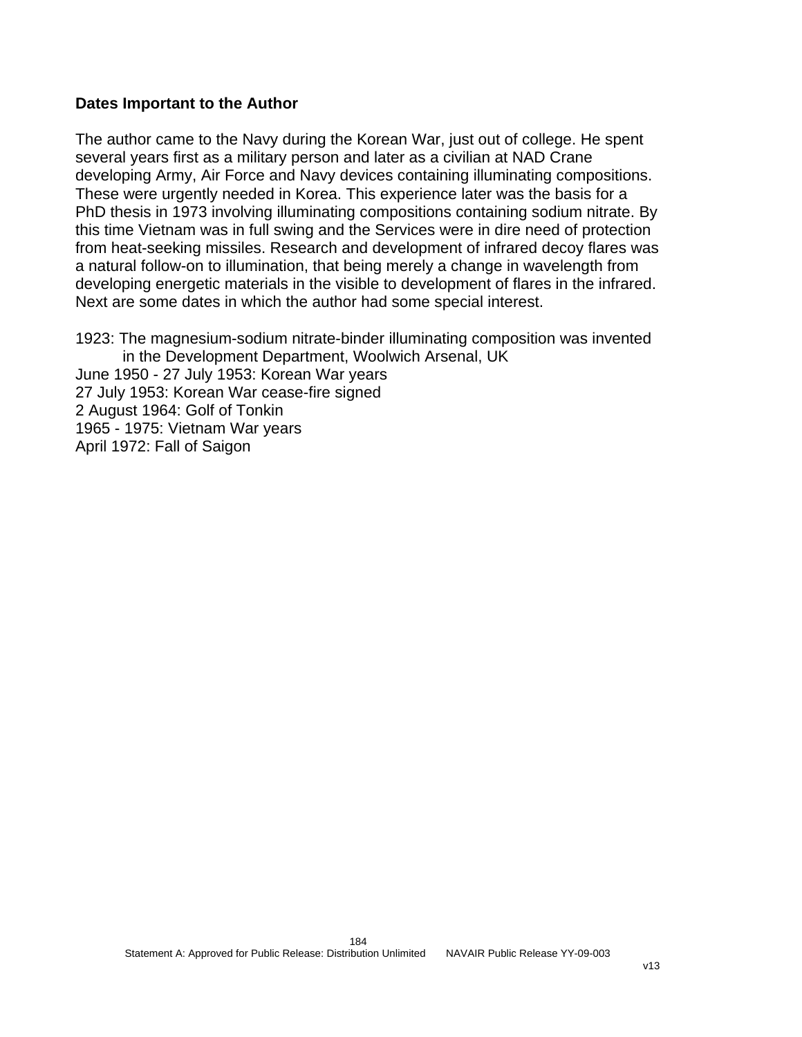**Dates Important to the Author**

The author came to the Navy during the Korean War, just out of college. He spent several years first as a military person and later as a civilian at NAD Crane developing Army, Air Force and Navy devices containing illuminating compositions. These were urgently needed in Korea. This experience later was the basis for a PhD thesis in 1973 involving illuminating compositions containing sodium nitrate. By this time Vietnam was in full swing and the Services were in dire need of protection from heat-seeking missiles. Research and development of infrared decoy flares was a natural follow-on to illumination, that being merely a change in wavelength from developing energetic materials in the visible to development of flares in the infrared. Next are some dates in which the author had some special interest.

1923: The magnesium-sodium nitrate-binder illuminating composition was invented in the Development Department, Woolwich Arsenal, UK
June 1950 - 27 July 1953: Korean War years
27 July 1953: Korean War cease-fire signed
2 August 1964: Golf of Tonkin
1965 - 1975: Vietnam War years
April 1972: Fall of Saigon